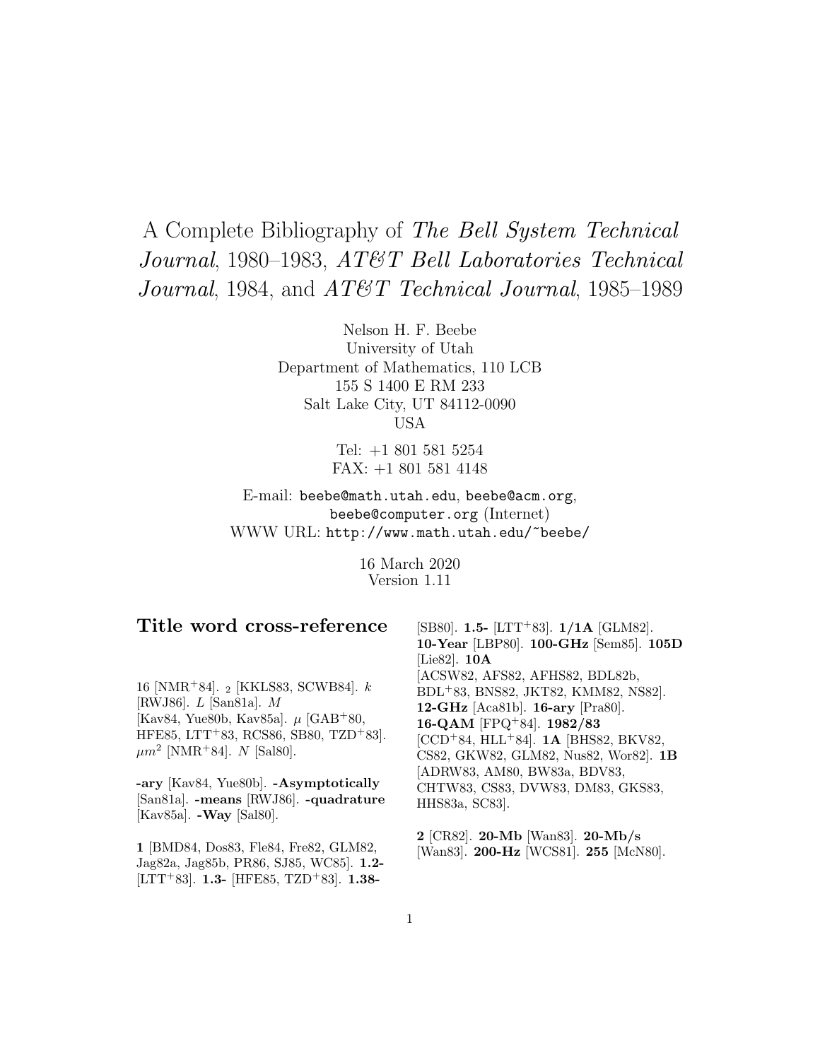# A Complete Bibliography of *The Bell System Technical Journal*, 1980–1983, *AT&T Bell Laboratories Technical Journal*, 1984, and *AT&T Technical Journal*, 1985–1989

Nelson H. F. Beebe
University of Utah
Department of Mathematics, 110 LCB
155 S 1400 E RM 233
Salt Lake City, UT 84112-0090
USA

Tel: +1 801 581 5254
FAX: +1 801 581 4148

E-mail: beebe@math.utah.edu, beebe@acm.org, beebe@computer.org (Internet)
WWW URL: http://www.math.utah.edu/~beebe/

16 March 2020
Version 1.11

## Title word cross-reference

16 [NMR+84]. $_2$ [KKLS83, SCWB84]. $k$ [RWJ86]. $L$ [San81a]. $M$ [Kav84, Yue80b, Kav85a]. $\mu$ [GAB+80, HFE85, LTT+83, RCS86, SB80, TZD+83]. $\mu m^2$ [NMR+84]. $N$ [Sal80].

**-ary** [Kav84, Yue80b]. **-Asymptotically** [San81a]. **-means** [RWJ86]. **-quadrature** [Kav85a]. **-Way** [Sal80].

**1** [BMD84, Dos83, Fle84, Fre82, GLM82, Jag82a, Jag85b, PR86, SJ85, WC85]. **1.2-** [LTT+83]. **1.3-** [HFE85, TZD+83]. **1.38-** [SB80]. **1.5-** [LTT+83]. **1/1A** [GLM82]. **10-Year** [LBP80]. **100-GHz** [Sem85]. **105D** [Lie82]. **10A** [ACSW82, AFS82, AFHS82, BDL82b, BDL+83, BNS82, JKT82, KMM82, NS82]. **12-GHz** [Aca81b]. **16-ary** [Pra80]. **16-QAM** [FPQ+84]. **1982/83** [CCD+84, HLL+84]. **1A** [BHS82, BKV82, CS82, GKW82, GLM82, Nus82, Wor82]. **1B** [ADRW83, AM80, BW83a, BDV83, CHTW83, CS83, DVW83, DM83, GKS83, HHS83a, SC83].

**2** [CR82]. **20-Mb** [Wan83]. **20-Mb/s** [Wan83]. **200-Hz** [WCS81]. **255** [McN80].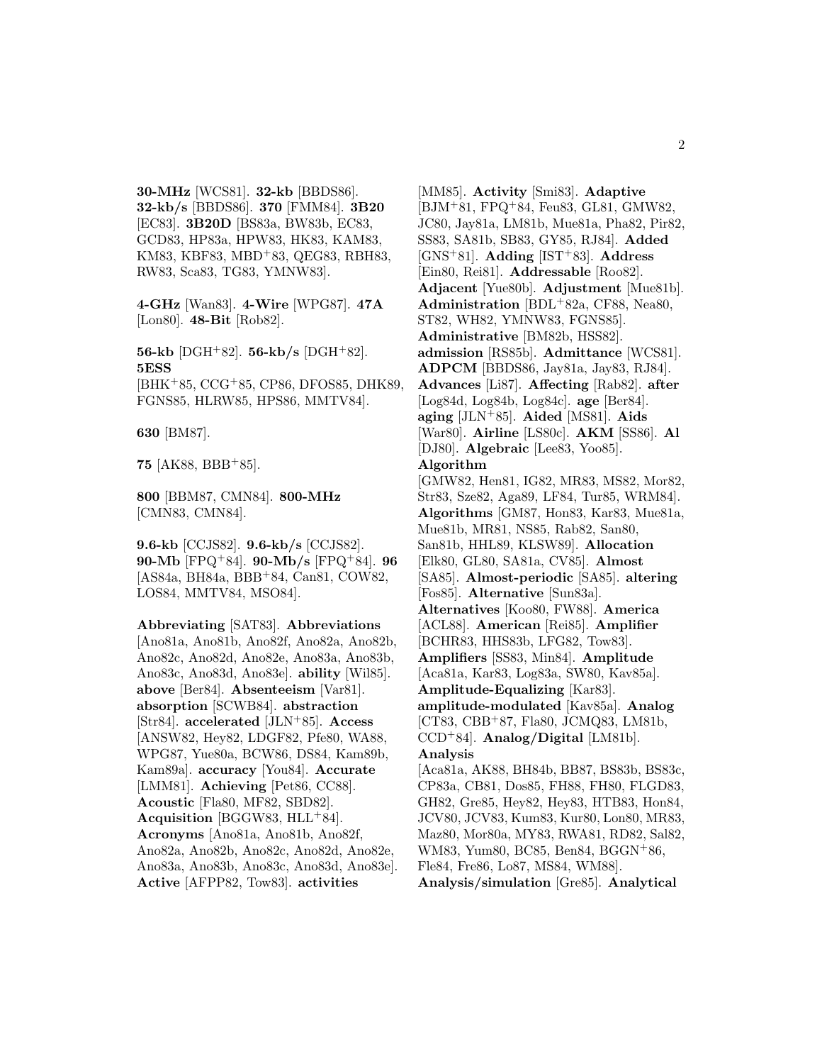**30-MHz** [WCS81]. **32-kb** [BBDS86]. **32-kb/s** [BBDS86]. **370** [FMM84]. **3B20** [EC83]. **3B20D** [BS83a, BW83b, EC83, GCD83, HP83a, HPW83, HK83, KAM83, KM83, KBF83, MBD[+]83, QEG83, RBH83, RW83, Sca83, TG83, YMNW83].

**4-GHz** [Wan83]. **4-Wire** [WPG87]. **47A** [Lon80]. **48-Bit** [Rob82].

**56-kb** [DGH[+]82]. **56-kb/s** [DGH[+]82]. **5ESS** [BHK[+]85, CCG[+]85, CP86, DFOS85, DHK89, FGNS85, HLRW85, HPS86, MMTV84].

**630** [BM87].

**75** [AK88, BBB[+]85].

**800** [BBM87, CMN84]. **800-MHz** [CMN83, CMN84].

**9.6-kb** [CCJS82]. **9.6-kb/s** [CCJS82]. **90-Mb** [FPQ[+]84]. **90-Mb/s** [FPQ[+]84]. **96** [AS84a, BH84a, BBB[+]84, Can81, COW82, LOS84, MMTV84, MSO84].

**Abbreviating** [SAT83]. **Abbreviations** [Ano81a, Ano81b, Ano82f, Ano82a, Ano82b, Ano82c, Ano82d, Ano82e, Ano83a, Ano83b, Ano83c, Ano83d, Ano83e]. **ability** [Wil85]. **above** [Ber84]. **Absenteeism** [Var81]. **absorption** [SCWB84]. **abstraction** [Str84]. **accelerated** [JLN[+]85]. **Access** [ANSW82, Hey82, LDGF82, Pfe80, WA88, WPG87, Yue80a, BCW86, DS84, Kam89b, Kam89a]. **accuracy** [You84]. **Accurate** [LMM81]. **Achieving** [Pet86, CC88]. **Acoustic** [Fla80, MF82, SBD82]. **Acquisition** [BGGW83, HLL[+]84]. **Acronyms** [Ano81a, Ano81b, Ano82f, Ano82a, Ano82b, Ano82c, Ano82d, Ano82e, Ano83a, Ano83b, Ano83c, Ano83d, Ano83e]. **Active** [AFPP82, Tow83]. **activities** [MM85]. **Activity** [Smi83]. **Adaptive** [BJM[+]81, FPQ[+]84, Feu83, GL81, GMW82, JC80, Jay81a, LM81b, Mue81a, Pha82, Pir82, SS83, SA81b, SB83, GY85, RJ84]. **Added** [GNS[+]81]. **Adding** [IST[+]83]. **Address** [Ein80, Rei81]. **Addressable** [Roo82]. **Adjacent** [Yue80b]. **Adjustment** [Mue81b]. **Administration** [BDL[+]82a, CF88, Nea80, ST82, WH82, YMNW83, FGNS85]. **Administrative** [BM82b, HSS82]. **admission** [RS85b]. **Admittance** [WCS81]. **ADPCM** [BBDS86, Jay81a, Jay83, RJ84]. **Advances** [Li87]. **Affecting** [Rab82]. **after** [Log84d, Log84b, Log84c]. **age** [Ber84]. **aging** [JLN[+]85]. **Aided** [MS81]. **Aids** [War80]. **Airline** [LS80c]. **AKM** [SS86]. **Al** [DJ80]. **Algebraic** [Lee83, Yoo85]. **Algorithm** [GMW82, Hen81, IG82, MR83, MS82, Mor82, Str83, Sze82, Aga89, LF84, Tur85, WRM84]. **Algorithms** [GM87, Hon83, Kar83, Mue81a, Mue81b, MR81, NS85, Rab82, San80, San81b, HHL89, KLSW89]. **Allocation** [Elk80, GL80, SA81a, CV85]. **Almost** [SA85]. **Almost-periodic** [SA85]. **altering** [Fos85]. **Alternative** [Sun83a]. **Alternatives** [Koo80, FW88]. **America** [ACL88]. **American** [Rei85]. **Amplifier** [BCHR83, HHS83b, LFG82, Tow83]. **Amplifiers** [SS83, Min84]. **Amplitude** [Aca81a, Kar83, Log83a, SW80, Kav85a]. **Amplitude-Equalizing** [Kar83]. **amplitude-modulated** [Kav85a]. **Analog** [CT83, CBB[+]87, Fla80, JCMQ83, LM81b, CCD[+]84]. **Analog/Digital** [LM81b]. **Analysis** [Aca81a, AK88, BH84b, BB87, BS83b, BS83c, CP83a, CB81, Dos85, FH88, FH80, FLGD83, GH82, Gre85, Hey82, Hey83, HTB83, Hon84, JCV80, JCV83, Kum83, Kur80, Lon80, MR83, Maz80, Mor80a, MY83, RWA81, RD82, Sal82, WM83, Yum80, BC85, Ben84, BGGN[+]86, Fle84, Fre86, Lo87, MS84, WM88]. **Analysis/simulation** [Gre85]. **Analytical**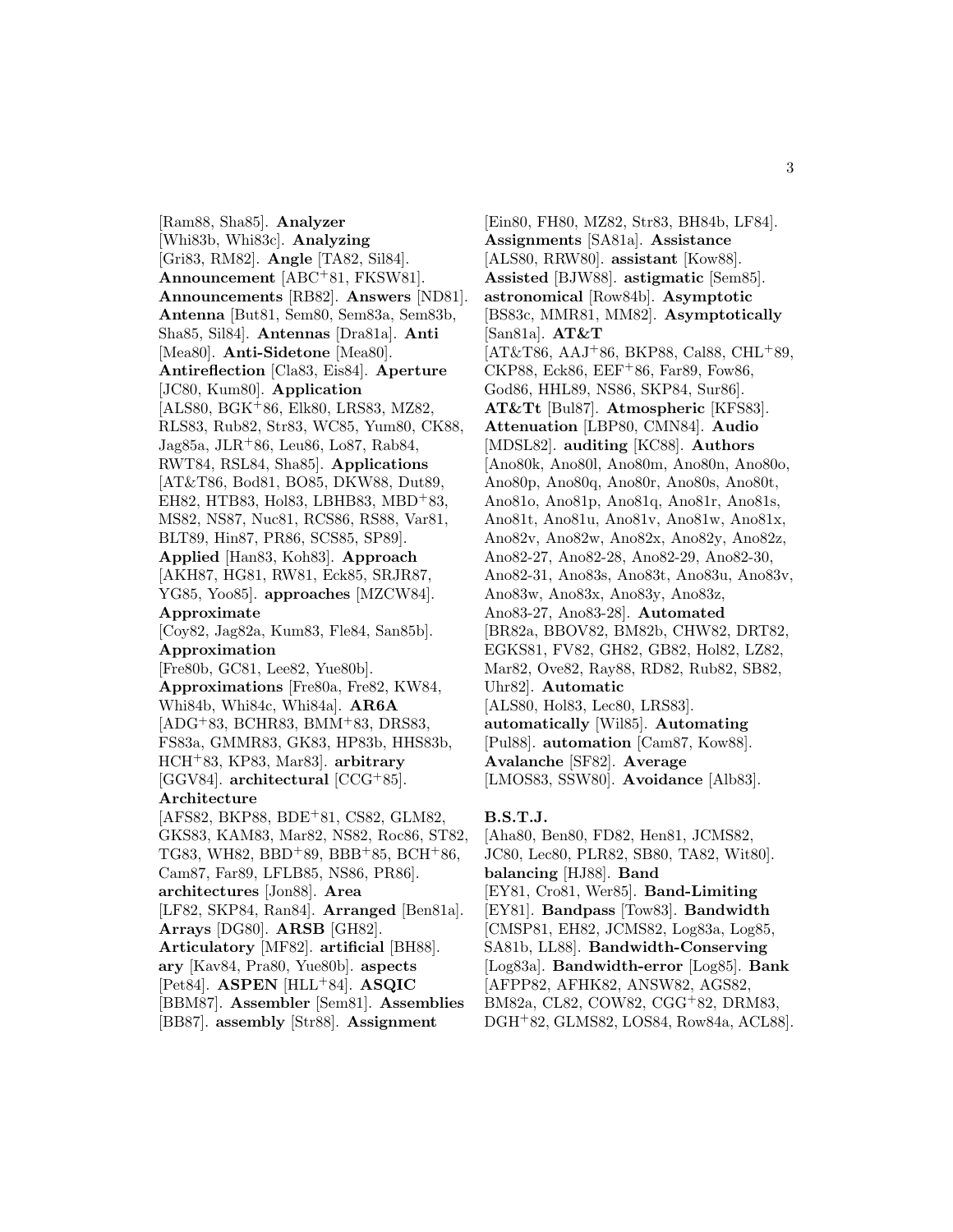[Ram88, Sha85]. **Analyzer** [Whi83b, Whi83c]. **Analyzing** [Gri83, RM82]. **Angle** [TA82, Sil84]. **Announcement** [ABC+81, FKSW81]. **Announcements** [RB82]. **Answers** [ND81]. **Antenna** [But81, Sem80, Sem83a, Sem83b, Sha85, Sil84]. **Antennas** [Dra81a]. **Anti** [Mea80]. **Anti-Sidetone** [Mea80]. **Antireflection** [Cla83, Eis84]. **Aperture** [JC80, Kum80]. **Application** [ALS80, BGK+86, Elk80, LRS83, MZ82, RLS83, Rub82, Str83, WC85, Yum80, CK88, Jag85a, JLR+86, Leu86, Lo87, Rab84, RWT84, RSL84, Sha85]. **Applications** [AT&T86, Bod81, BO85, DKW88, Dut89, EH82, HTB83, Hol83, LBHB83, MBD+83, MS82, NS87, Nuc81, RCS86, RS88, Var81, BLT89, Hin87, PR86, SCS85, SP89]. **Applied** [Han83, Koh83]. **Approach** [AKH87, HG81, RW81, Eck85, SRJR87, YG85, Yoo85]. **approaches** [MZCW84]. **Approximate** [Coy82, Jag82a, Kum83, Fle84, San85b]. **Approximation** [Fre80b, GC81, Lee82, Yue80b]. **Approximations** [Fre80a, Fre82, KW84, Whi84b, Whi84c, Whi84a]. **AR6A** [ADG+83, BCHR83, BMM+83, DRS83, FS83a, GMMR83, GK83, HP83b, HHS83b, HCH+83, KP83, Mar83]. **arbitrary** [GGV84]. **architectural** [CCG+85]. **Architecture** [AFS82, BKP88, BDE+81, CS82, GLM82, GKS83, KAM83, Mar82, NS82, Roc86, ST82, TG83, WH82, BBD+89, BBB+85, BCH+86, Cam87, Far89, LFLB85, NS86, PR86]. **architectures** [Jon88]. **Area** [LF82, SKP84, Ran84]. **Arranged** [Ben81a]. **Arrays** [DG80]. **ARSB** [GH82]. **Articulatory** [MF82]. **artificial** [BH88]. **ary** [Kav84, Pra80, Yue80b]. **aspects** [Pet84]. **ASPEN** [HLL+84]. **ASQIC** [BBM87]. **Assembler** [Sem81]. **Assemblies** [BB87]. **assembly** [Str88]. **Assignment** [Ein80, FH80, MZ82, Str83, BH84b, LF84]. **Assignments** [SA81a]. **Assistance** [ALS80, RRW80]. **assistant** [Kow88]. **Assisted** [BJW88]. **astigmatic** [Sem85]. **astronomical** [Row84b]. **Asymptotic** [BS83c, MMR81, MM82]. **Asymptotically** [San81a]. **AT&T** [AT&T86, AAJ+86, BKP88, Cal88, CHL+89, CKP88, Eck86, EEF+86, Far89, Fow86, God86, HHL89, NS86, SKP84, Sur86]. **AT&Tt** [Bul87]. **Atmospheric** [KFS83]. **Attenuation** [LBP80, CMN84]. **Audio** [MDSL82]. **auditing** [KC88]. **Authors** [Ano80k, Ano80l, Ano80m, Ano80n, Ano80o, Ano80p, Ano80q, Ano80r, Ano80s, Ano80t, Ano81o, Ano81p, Ano81q, Ano81r, Ano81s, Ano81t, Ano81u, Ano81v, Ano81w, Ano81x, Ano82v, Ano82w, Ano82x, Ano82y, Ano82z, Ano82-27, Ano82-28, Ano82-29, Ano82-30, Ano82-31, Ano83s, Ano83t, Ano83u, Ano83v, Ano83w, Ano83x, Ano83y, Ano83z, Ano83-27, Ano83-28]. **Automated** [BR82a, BBOV82, BM82b, CHW82, DRT82, EGKS81, FV82, GH82, GB82, Hol82, LZ82, Mar82, Ove82, Ray88, RD82, Rub82, SB82, Uhr82]. **Automatic** [ALS80, Hol83, Lec80, LRS83]. **automatically** [Wil85]. **Automating** [Pul88]. **automation** [Cam87, Kow88]. **Avalanche** [SF82]. **Average** [LMOS83, SSW80]. **Avoidance** [Alb83].

**B.S.T.J.** [Aha80, Ben80, FD82, Hen81, JCMS82, JC80, Lec80, PLR82, SB80, TA82, Wit80]. **balancing** [HJ88]. **Band** [EY81, Cro81, Wer85]. **Band-Limiting** [EY81]. **Bandpass** [Tow83]. **Bandwidth** [CMSP81, EH82, JCMS82, Log83a, Log85, SA81b, LL88]. **Bandwidth-Conserving** [Log83a]. **Bandwidth-error** [Log85]. **Bank** [AFPP82, AFHK82, ANSW82, AGS82, BM82a, CL82, COW82, CGG+82, DRM83, DGH+82, GLMS82, LOS84, Row84a, ACL88].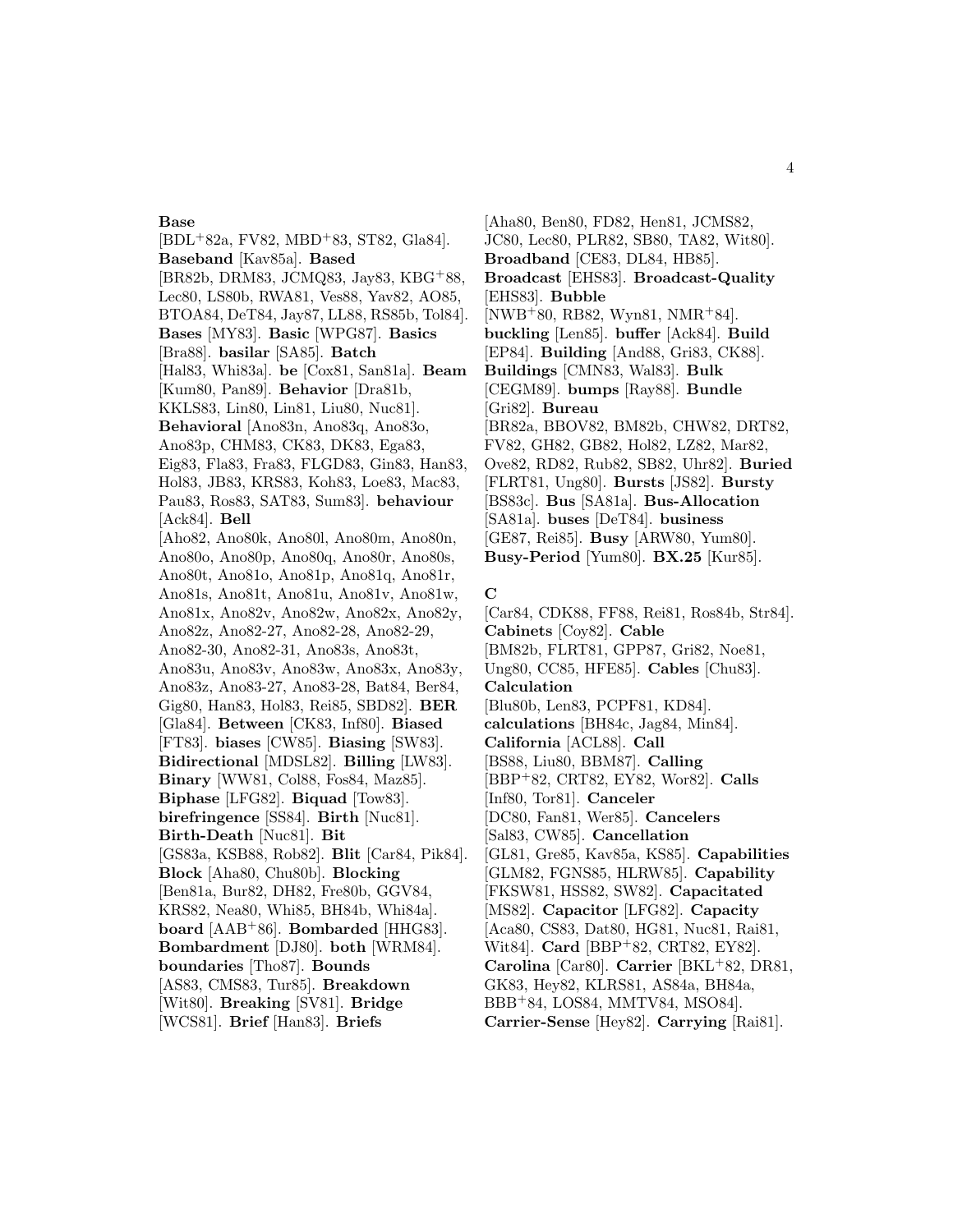**Base** [BDL+82a, FV82, MBD+83, ST82, Gla84]. **Baseband** [Kav85a]. **Based** [BR82b, DRM83, JCMQ83, Jay83, KBG+88, Lec80, LS80b, RWA81, Ves88, Yav82, AO85, BTOA84, DeT84, Jay87, LL88, RS85b, Tol84]. **Bases** [MY83]. **Basic** [WPG87]. **Basics** [Bra88]. **basilar** [SA85]. **Batch** [Hal83, Whi83a]. **be** [Cox81, San81a]. **Beam** [Kum80, Pan89]. **Behavior** [Dra81b, KKLS83, Lin80, Lin81, Liu80, Nuc81]. **Behavioral** [Ano83n, Ano83q, Ano83o, Ano83p, CHM83, CK83, DK83, Ega83, Eig83, Fla83, Fra83, FLGD83, Gin83, Han83, Hol83, JB83, KRS83, Koh83, Loe83, Mac83, Pau83, Ros83, SAT83, Sum83]. **behaviour** [Ack84]. **Bell** [Aho82, Ano80k, Ano80l, Ano80m, Ano80n, Ano80o, Ano80p, Ano80q, Ano80r, Ano80s, Ano80t, Ano81o, Ano81p, Ano81q, Ano81r, Ano81s, Ano81t, Ano81u, Ano81v, Ano81w, Ano81x, Ano82v, Ano82w, Ano82x, Ano82y, Ano82z, Ano82-27, Ano82-28, Ano82-29, Ano82-30, Ano82-31, Ano83s, Ano83t, Ano83u, Ano83v, Ano83w, Ano83x, Ano83y, Ano83z, Ano83-27, Ano83-28, Bat84, Ber84, Gig80, Han83, Hol83, Rei85, SBD82]. **BER** [Gla84]. **Between** [CK83, Inf80]. **Biased** [FT83]. **biases** [CW85]. **Biasing** [SW83]. **Bidirectional** [MDSL82]. **Billing** [LW83]. **Binary** [WW81, Col88, Fos84, Maz85]. **Biphase** [LFG82]. **Biquad** [Tow83]. **birefringence** [SS84]. **Birth** [Nuc81]. **Birth-Death** [Nuc81]. **Bit** [GS83a, KSB88, Rob82]. **Blit** [Car84, Pik84]. **Block** [Aha80, Chu80b]. **Blocking** [Ben81a, Bur82, DH82, Fre80b, GGV84, KRS82, Nea80, Whi85, BH84b, Whi84a]. **board** [AAB+86]. **Bombarded** [HHG83]. **Bombardment** [DJ80]. **both** [WRM84]. **boundaries** [Tho87]. **Bounds** [AS83, CMS83, Tur85]. **Breakdown** [Wit80]. **Breaking** [SV81]. **Bridge** [WCS81]. **Brief** [Han83]. **Briefs** [Aha80, Ben80, FD82, Hen81, JCMS82, JC80, Lec80, PLR82, SB80, TA82, Wit80]. **Broadband** [CE83, DL84, HB85]. **Broadcast** [EHS83]. **Broadcast-Quality** [EHS83]. **Bubble** [NWB+80, RB82, Wyn81, NMR+84]. **buckling** [Len85]. **buffer** [Ack84]. **Build** [EP84]. **Building** [And88, Gri83, CK88]. **Buildings** [CMN83, Wal83]. **Bulk** [CEGM89]. **bumps** [Ray88]. **Bundle** [Gri82]. **Bureau** [BR82a, BBOV82, BM82b, CHW82, DRT82, FV82, GH82, GB82, Hol82, LZ82, Mar82, Ove82, RD82, Rub82, SB82, Uhr82]. **Buried** [FLRT81, Ung80]. **Bursts** [JS82]. **Bursty** [BS83c]. **Bus** [SA81a]. **Bus-Allocation** [SA81a]. **buses** [DeT84]. **business** [GE87, Rei85]. **Busy** [ARW80, Yum80]. **Busy-Period** [Yum80]. **BX.25** [Kur85].

## C

[Car84, CDK88, FF88, Rei81, Ros84b, Str84]. **Cabinets** [Coy82]. **Cable** [BM82b, FLRT81, GPP87, Gri82, Noe81, Ung80, CC85, HFE85]. **Cables** [Chu83]. **Calculation** [Blu80b, Len83, PCPF81, KD84]. **calculations** [BH84c, Jag84, Min84]. **California** [ACL88]. **Call** [BS88, Liu80, BBM87]. **Calling** [BBP+82, CRT82, EY82, Wor82]. **Calls** [Inf80, Tor81]. **Canceler** [DC80, Fan81, Wer85]. **Cancelers** [Sal83, CW85]. **Cancellation** [GL81, Gre85, Kav85a, KS85]. **Capabilities** [GLM82, FGNS85, HLRW85]. **Capability** [FKSW81, HSS82, SW82]. **Capacitated** [MS82]. **Capacitor** [LFG82]. **Capacity** [Aca80, CS83, Dat80, HG81, Nuc81, Rai81, Wit84]. **Card** [BBP+82, CRT82, EY82]. **Carolina** [Car80]. **Carrier** [BKL+82, DR81, GK83, Hey82, KLRS81, AS84a, BH84a, BBB+84, LOS84, MMTV84, MSO84]. **Carrier-Sense** [Hey82]. **Carrying** [Rai81].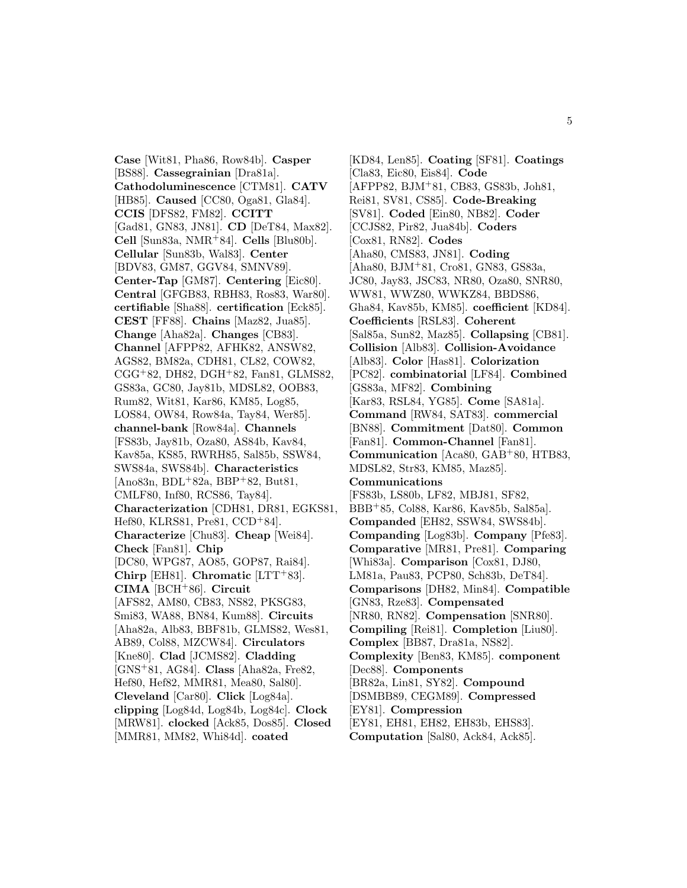**Case** [Wit81, Pha86, Row84b]. **Casper** [BS88]. **Cassegrainian** [Dra81a]. **Cathodoluminescence** [CTM81]. **CATV** [HB85]. **Caused** [CC80, Oga81, Gla84]. **CCIS** [DFS82, FM82]. **CCITT** [Gad81, GN83, JN81]. **CD** [DeT84, Max82]. **Cell** [Sun83a, NMR+84]. **Cells** [Blu80b]. **Cellular** [Sun83b, Wal83]. **Center** [BDV83, GM87, GGV84, SMNV89]. **Center-Tap** [GM87]. **Centering** [Eic80]. **Central** [GFGB83, RBH83, Ros83, War80]. **certifiable** [Sha88]. **certification** [Eck85]. **CEST** [FF88]. **Chains** [Maz82, Jua85]. **Change** [Aha82a]. **Changes** [CB83]. **Channel** [AFPP82, AFHK82, ANSW82, AGS82, BM82a, CDH81, CL82, COW82, CGG+82, DH82, DGH+82, Fan81, GLMS82, GS83a, GC80, Jay81b, MDSL82, OOB83, Rum82, Wit81, Kar86, KM85, Log85, LOS84, OW84, Row84a, Tay84, Wer85]. **channel-bank** [Row84a]. **Channels** [FS83b, Jay81b, Oza80, AS84b, Kav84, Kav85a, KS85, RWRH85, Sal85b, SSW84, SWS84a, SWS84b]. **Characteristics** [Ano83n, BDL+82a, BBP+82, But81, CMLF80, Inf80, RCS86, Tay84]. **Characterization** [CDH81, DR81, EGKS81, Hef80, KLRS81, Pre81, CCD+84]. **Characterize** [Chu83]. **Cheap** [Wei84]. **Check** [Fan81]. **Chip** [DC80, WPG87, AO85, GOP87, Rai84]. **Chirp** [EH81]. **Chromatic** [LTT+83]. **CIMA** [BCH+86]. **Circuit** [AFS82, AM80, CB83, NS82, PKSG83, Smi83, WA88, BN84, Kum88]. **Circuits** [Aha82a, Alb83, BBF81b, GLMS82, Wes81, AB89, Col88, MZCW84]. **Circulators** [Kne80]. **Clad** [JCMS82]. **Cladding** [GNS+81, AG84]. **Class** [Aha82a, Fre82, Hef80, Hef82, MMR81, Mea80, Sal80]. **Cleveland** [Car80]. **Click** [Log84a]. **clipping** [Log84d, Log84b, Log84c]. **Clock** [MRW81]. **clocked** [Ack85, Dos85]. **Closed** [MMR81, MM82, Whi84d]. **coated** [KD84, Len85]. **Coating** [SF81]. **Coatings** [Cla83, Eic80, Eis84]. **Code** [AFPP82, BJM+81, CB83, GS83b, Joh81, Rei81, SV81, CS85]. **Code-Breaking** [SV81]. **Coded** [Ein80, NB82]. **Coder** [CCJS82, Pir82, Jua84b]. **Coders** [Cox81, RN82]. **Codes** [Aha80, CMS83, JN81]. **Coding** [Aha80, BJM+81, Cro81, GN83, GS83a, JC80, Jay83, JSC83, NR80, Oza80, SNR80, WW81, WWZ80, WWKZ84, BBDS86, Gha84, Kav85b, KM85]. **coefficient** [KD84]. **Coefficients** [RSL83]. **Coherent** [Sal85a, Sun82, Maz85]. **Collapsing** [CB81]. **Collision** [Alb83]. **Collision-Avoidance** [Alb83]. **Color** [Has81]. **Colorization** [PC82]. **combinatorial** [LF84]. **Combined** [GS83a, MF82]. **Combining** [Kar83, RSL84, YG85]. **Come** [SA81a]. **Command** [RW84, SAT83]. **commercial** [BN88]. **Commitment** [Dat80]. **Common** [Fan81]. **Common-Channel** [Fan81]. **Communication** [Aca80, GAB+80, HTB83, MDSL82, Str83, KM85, Maz85]. **Communications** [FS83b, LS80b, LF82, MBJ81, SF82, BBB+85, Col88, Kar86, Kav85b, Sal85a]. **Companded** [EH82, SSW84, SWS84b]. **Companding** [Log83b]. **Company** [Pfe83]. **Comparative** [MR81, Pre81]. **Comparing** [Whi83a]. **Comparison** [Cox81, DJ80, LM81a, Pau83, PCP80, Sch83b, DeT84]. **Comparisons** [DH82, Min84]. **Compatible** [GN83, Rze83]. **Compensated** [NR80, RN82]. **Compensation** [SNR80]. **Compiling** [Rei81]. **Completion** [Liu80]. **Complex** [BB87, Dra81a, NS82]. **Complexity** [Ben83, KM85]. **component** [Dec88]. **Components** [BR82a, Lin81, SY82]. **Compound** [DSMBB89, CEGM89]. **Compressed** [EY81]. **Compression** [EY81, EH81, EH82, EH83b, EHS83]. **Computation** [Sal80, Ack84, Ack85].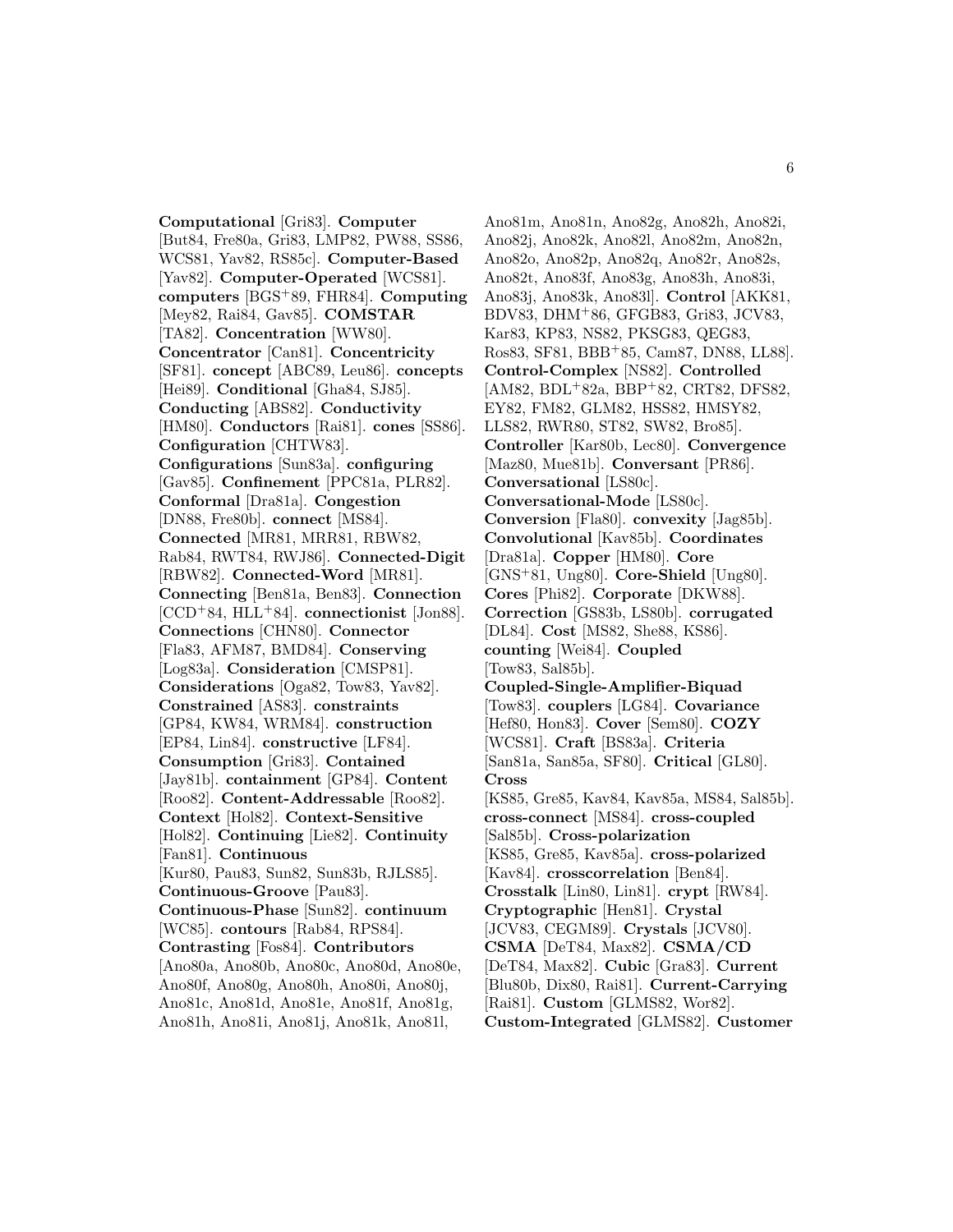**Computational** [Gri83]. **Computer** [But84, Fre80a, Gri83, LMP82, PW88, SS86, WCS81, Yav82, RS85c]. **Computer-Based** [Yav82]. **Computer-Operated** [WCS81]. **computers** [BGS+89, FHR84]. **Computing** [Mey82, Rai84, Gav85]. **COMSTAR** [TA82]. **Concentration** [WW80]. **Concentrator** [Can81]. **Concentricity** [SF81]. **concept** [ABC89, Leu86]. **concepts** [Hei89]. **Conditional** [Gha84, SJ85]. **Conducting** [ABS82]. **Conductivity** [HM80]. **Conductors** [Rai81]. **cones** [SS86]. **Configuration** [CHTW83]. **Configurations** [Sun83a]. **configuring** [Gav85]. **Confinement** [PPC81a, PLR82]. **Conformal** [Dra81a]. **Congestion** [DN88, Fre80b]. **connect** [MS84]. **Connected** [MR81, MRR81, RBW82, Rab84, RWT84, RWJ86]. **Connected-Digit** [RBW82]. **Connected-Word** [MR81]. **Connecting** [Ben81a, Ben83]. **Connection** [CCD+84, HLL+84]. **connectionist** [Jon88]. **Connections** [CHN80]. **Connector** [Fla83, AFM87, BMD84]. **Conserving** [Log83a]. **Consideration** [CMSP81]. **Considerations** [Oga82, Tow83, Yav82]. **Constrained** [AS83]. **constraints** [GP84, KW84, WRM84]. **construction** [EP84, Lin84]. **constructive** [LF84]. **Consumption** [Gri83]. **Contained** [Jay81b]. **containment** [GP84]. **Content** [Roo82]. **Content-Addressable** [Roo82]. **Context** [Hol82]. **Context-Sensitive** [Hol82]. **Continuing** [Lie82]. **Continuity** [Fan81]. **Continuous** [Kur80, Pau83, Sun82, Sun83b, RJLS85]. **Continuous-Groove** [Pau83]. **Continuous-Phase** [Sun82]. **continuum** [WC85]. **contours** [Rab84, RPS84]. **Contrasting** [Fos84]. **Contributors** [Ano80a, Ano80b, Ano80c, Ano80d, Ano80e, Ano80f, Ano80g, Ano80h, Ano80i, Ano80j, Ano81c, Ano81d, Ano81e, Ano81f, Ano81g, Ano81h, Ano81i, Ano81j, Ano81k, Ano81l, Ano81m, Ano81n, Ano82g, Ano82h, Ano82i, Ano82j, Ano82k, Ano82l, Ano82m, Ano82n, Ano82o, Ano82p, Ano82q, Ano82r, Ano82s, Ano82t, Ano83f, Ano83g, Ano83h, Ano83i, Ano83j, Ano83k, Ano83l]. **Control** [AKK81, BDV83, DHM+86, GFGB83, Gri83, JCV83, Kar83, KP83, NS82, PKSG83, QEG83, Ros83, SF81, BBB+85, Cam87, DN88, LL88]. **Control-Complex** [NS82]. **Controlled** [AM82, BDL+82a, BBP+82, CRT82, DFS82, EY82, FM82, GLM82, HSS82, HMSY82, LLS82, RWR80, ST82, SW82, Bro85]. **Controller** [Kar80b, Lec80]. **Convergence** [Maz80, Mue81b]. **Conversant** [PR86]. **Conversational** [LS80c]. **Conversational-Mode** [LS80c]. **Conversion** [Fla80]. **convexity** [Jag85b]. **Convolutional** [Kav85b]. **Coordinates** [Dra81a]. **Copper** [HM80]. **Core** [GNS+81, Ung80]. **Core-Shield** [Ung80]. **Cores** [Phi82]. **Corporate** [DKW88]. **Correction** [GS83b, LS80b]. **corrugated** [DL84]. **Cost** [MS82, She88, KS86]. **counting** [Wei84]. **Coupled** [Tow83, Sal85b]. **Coupled-Single-Amplifier-Biquad** [Tow83]. **couplers** [LG84]. **Covariance** [Hef80, Hon83]. **Cover** [Sem80]. **COZY** [WCS81]. **Craft** [BS83a]. **Criteria** [San81a, San85a, SF80]. **Critical** [GL80]. **Cross** [KS85, Gre85, Kav84, Kav85a, MS84, Sal85b]. **cross-connect** [MS84]. **cross-coupled** [Sal85b]. **Cross-polarization** [KS85, Gre85, Kav85a]. **cross-polarized** [Kav84]. **crosscorrelation** [Ben84]. **Crosstalk** [Lin80, Lin81]. **crypt** [RW84]. **Cryptographic** [Hen81]. **Crystal** [JCV83, CEGM89]. **Crystals** [JCV80]. **CSMA** [DeT84, Max82]. **CSMA/CD** [DeT84, Max82]. **Cubic** [Gra83]. **Current** [Blu80b, Dix80, Rai81]. **Current-Carrying** [Rai81]. **Custom** [GLMS82, Wor82]. **Custom-Integrated** [GLMS82]. **Customer**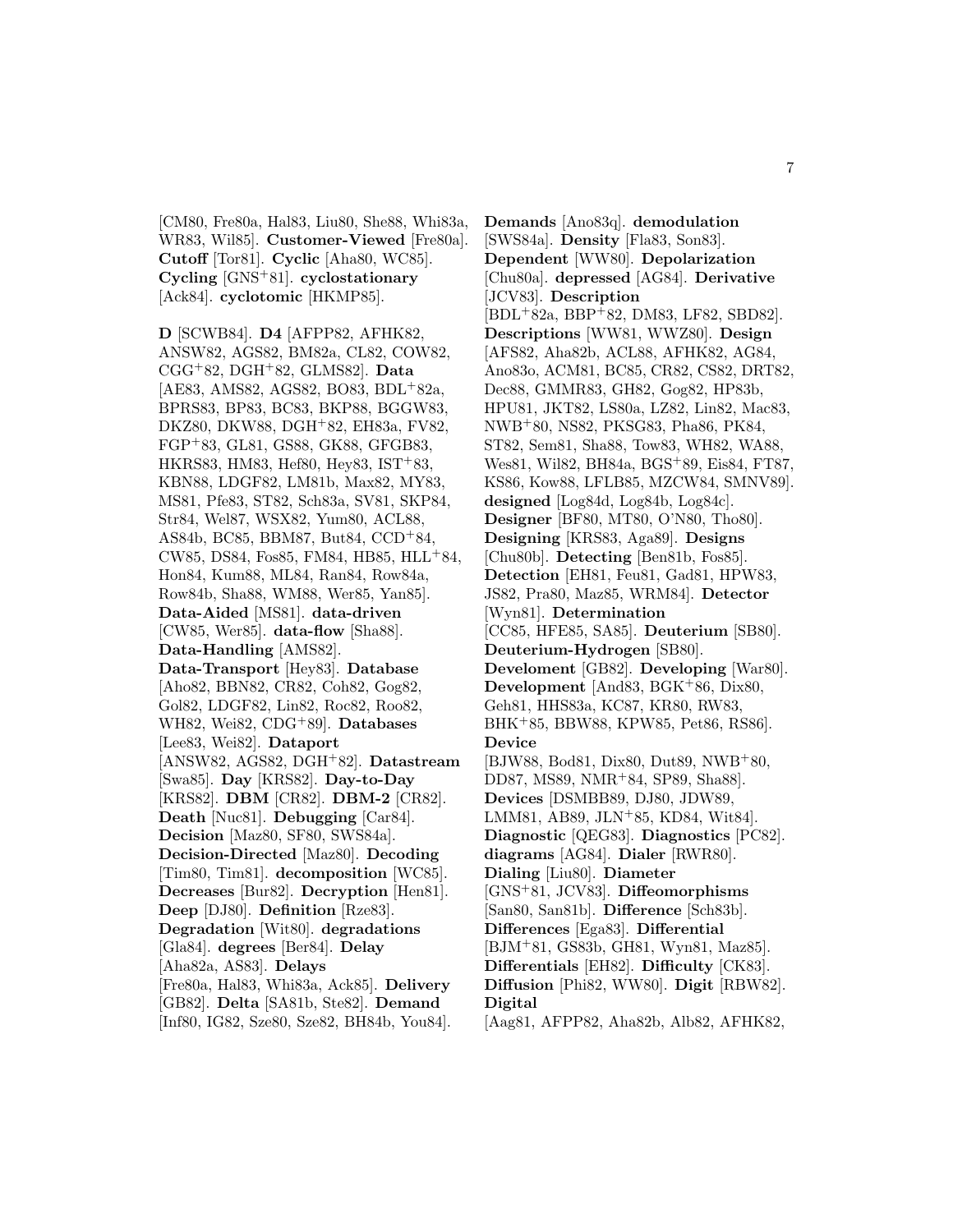[CM80, Fre80a, Hal83, Liu80, She88, Whi83a, WR83, Wil85]. **Customer-Viewed** [Fre80a]. **Cutoff** [Tor81]. **Cyclic** [Aha80, WC85]. **Cycling** [GNS[+]81]. **cyclostationary** [Ack84]. **cyclotomic** [HKMP85].

**D** [SCWB84]. **D4** [AFPP82, AFHK82, ANSW82, AGS82, BM82a, CL82, COW82, CGG[+]82, DGH[+]82, GLMS82]. **Data** [AE83, AMS82, AGS82, BO83, BDL[+]82a, BPRS83, BP83, BC83, BKP88, BGGW83, DKZ80, DKW88, DGH[+]82, EH83a, FV82, FGP[+]83, GL81, GS88, GK88, GFGB83, HKRS83, HM83, Hef80, Hey83, IST[+]83, KBN88, LDGF82, LM81b, Max82, MY83, MS81, Pfe83, ST82, Sch83a, SV81, SKP84, Str84, Wel87, WSX82, Yum80, ACL88, AS84b, BC85, BBM87, But84, CCD[+]84, CW85, DS84, Fos85, FM84, HB85, HLL[+]84, Hon84, Kum88, ML84, Ran84, Row84a, Row84b, Sha88, WM88, Wer85, Yan85]. **Data-Aided** [MS81]. **data-driven** [CW85, Wer85]. **data-flow** [Sha88]. **Data-Handling** [AMS82]. **Data-Transport** [Hey83]. **Database** [Aho82, BBN82, CR82, Coh82, Gog82, Gol82, LDGF82, Lin82, Roc82, Roo82, WH82, Wei82, CDG[+]89]. **Databases** [Lee83, Wei82]. **Dataport** [ANSW82, AGS82, DGH[+]82]. **Datastream** [Swa85]. **Day** [KRS82]. **Day-to-Day** [KRS82]. **DBM** [CR82]. **DBM-2** [CR82]. **Death** [Nuc81]. **Debugging** [Car84]. **Decision** [Maz80, SF80, SWS84a]. **Decision-Directed** [Maz80]. **Decoding** [Tim80, Tim81]. **decomposition** [WC85]. **Decreases** [Bur82]. **Decryption** [Hen81]. **Deep** [DJ80]. **Definition** [Rze83]. **Degradation** [Wit80]. **degradations** [Gla84]. **degrees** [Ber84]. **Delay** [Aha82a, AS83]. **Delays** [Fre80a, Hal83, Whi83a, Ack85]. **Delivery** [GB82]. **Delta** [SA81b, Ste82]. **Demand** [Inf80, IG82, Sze80, Sze82, BH84b, You84]. **Demands** [Ano83q]. **demodulation** [SWS84a]. **Density** [Fla83, Son83]. **Dependent** [WW80]. **Depolarization** [Chu80a]. **depressed** [AG84]. **Derivative** [JCV83]. **Description** [BDL[+]82a, BBP[+]82, DM83, LF82, SBD82]. **Descriptions** [WW81, WWZ80]. **Design** [AFS82, Aha82b, ACL88, AFHK82, AG84, Ano83o, ACM81, BC85, CR82, CS82, DRT82, Dec88, GMMR83, GH82, Gog82, HP83b, HPU81, JKT82, LS80a, LZ82, Lin82, Mac83, NWB[+]80, NS82, PKSG83, Pha86, PK84, ST82, Sem81, Sha88, Tow83, WH82, WA88, Wes81, Wil82, BH84a, BGS[+]89, Eis84, FT87, KS86, Kow88, LFLB85, MZCW84, SMNV89]. **designed** [Log84d, Log84b, Log84c]. **Designer** [BF80, MT80, O'N80, Tho80]. **Designing** [KRS83, Aga89]. **Designs** [Chu80b]. **Detecting** [Ben81b, Fos85]. **Detection** [EH81, Feu81, Gad81, HPW83, JS82, Pra80, Maz85, WRM84]. **Detector** [Wyn81]. **Determination** [CC85, HFE85, SA85]. **Deuterium** [SB80]. **Deuterium-Hydrogen** [SB80]. **Develoment** [GB82]. **Developing** [War80]. **Development** [And83, BGK[+]86, Dix80, Geh81, HHS83a, KC87, KR80, RW83, BHK[+]85, BBW88, KPW85, Pet86, RS86]. **Device** [BJW88, Bod81, Dix80, Dut89, NWB[+]80, DD87, MS89, NMR[+]84, SP89, Sha88]. **Devices** [DSMBB89, DJ80, JDW89, LMM81, AB89, JLN[+]85, KD84, Wit84]. **Diagnostic** [QEG83]. **Diagnostics** [PC82]. **diagrams** [AG84]. **Dialer** [RWR80]. **Dialing** [Liu80]. **Diameter** [GNS[+]81, JCV83]. **Diffeomorphisms** [San80, San81b]. **Difference** [Sch83b]. **Differences** [Ega83]. **Differential** [BJM[+]81, GS83b, GH81, Wyn81, Maz85]. **Differentials** [EH82]. **Difficulty** [CK83]. **Diffusion** [Phi82, WW80]. **Digit** [RBW82]. **Digital** [Aag81, AFPP82, Aha82b, Alb82, AFHK82,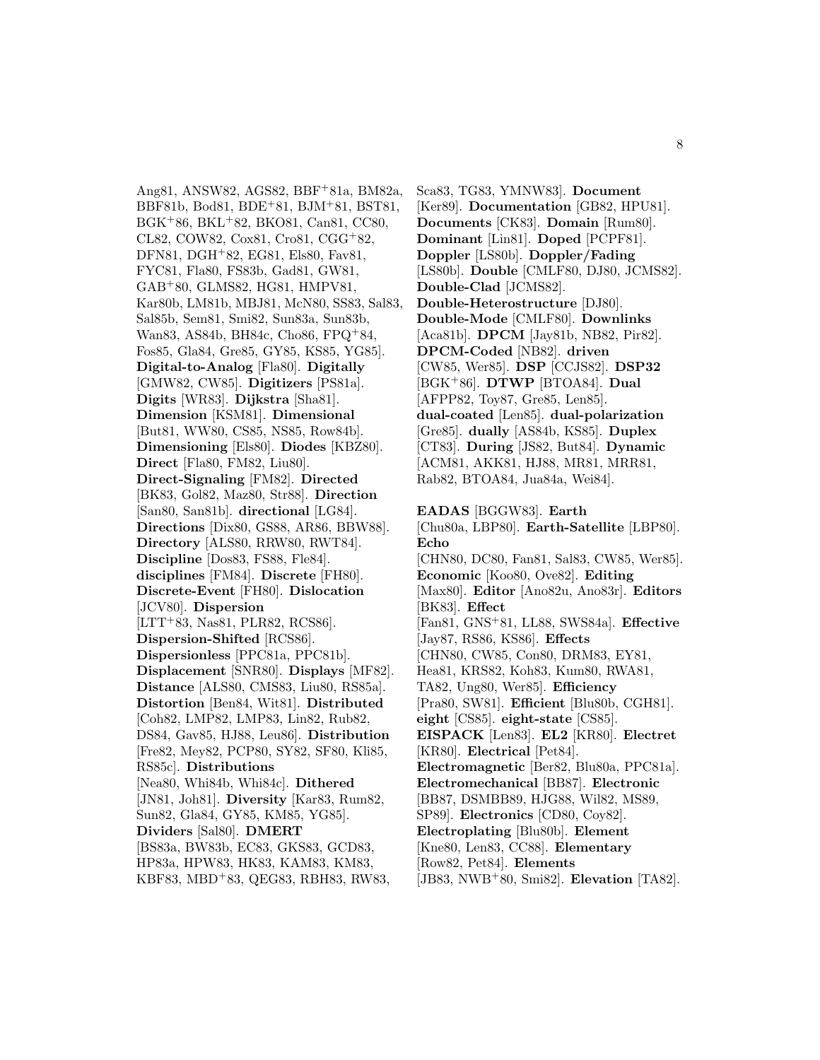Ang81, ANSW82, AGS82, BBF+81a, BM82a, BBF81b, Bod81, BDE+81, BJM+81, BST81, BGK+86, BKL+82, BKO81, Can81, CC80, CL82, COW82, Cox81, Cro81, CGG+82, DFN81, DGH+82, EG81, Els80, Fav81, FYC81, Fla80, FS83b, Gad81, GW81, GAB+80, GLMS82, HG81, HMPV81, Kar80b, LM81b, MBJ81, McN80, SS83, Sal83, Sal85b, Sem81, Smi82, Sun83a, Sun83b, Wan83, AS84b, BH84c, Cho86, FPQ+84, Fos85, Gla84, Gre85, GY85, KS85, YG85]. **Digital-to-Analog** [Fla80]. **Digitally** [GMW82, CW85]. **Digitizers** [PS81a]. **Digits** [WR83]. **Dijkstra** [Sha81]. **Dimension** [KSM81]. **Dimensional** [But81, WW80, CS85, NS85, Row84b]. **Dimensioning** [Els80]. **Diodes** [KBZ80]. **Direct** [Fla80, FM82, Liu80]. **Direct-Signaling** [FM82]. **Directed** [BK83, Gol82, Maz80, Str88]. **Direction** [San80, San81b]. **directional** [LG84]. **Directions** [Dix80, GS88, AR86, BBW88]. **Directory** [ALS80, RRW80, RWT84]. **Discipline** [Dos83, FS88, Fle84]. **disciplines** [FM84]. **Discrete** [FH80]. **Discrete-Event** [FH80]. **Dislocation** [JCV80]. **Dispersion** [LTT+83, Nas81, PLR82, RCS86]. **Dispersion-Shifted** [RCS86]. **Dispersionless** [PPC81a, PPC81b]. **Displacement** [SNR80]. **Displays** [MF82]. **Distance** [ALS80, CMS83, Liu80, RS85a]. **Distortion** [Ben84, Wit81]. **Distributed** [Coh82, LMP82, LMP83, Lin82, Rub82, DS84, Gav85, HJ88, Leu86]. **Distribution** [Fre82, Mey82, PCP80, SY82, SF80, Kli85, RS85c]. **Distributions** [Nea80, Whi84b, Whi84c]. **Dithered** [JN81, Joh81]. **Diversity** [Kar83, Rum82, Sun82, Gla84, GY85, KM85, YG85]. **Dividers** [Sal80]. **DMERT** [BS83a, BW83b, EC83, GKS83, GCD83, HP83a, HPW83, HK83, KAM83, KM83, KBF83, MBD+83, QEG83, RBH83, RW83, Sca83, TG83, YMNW83]. **Document** [Ker89]. **Documentation** [GB82, HPU81]. **Documents** [CK83]. **Domain** [Rum80]. **Dominant** [Lin81]. **Doped** [PCPF81]. **Doppler** [LS80b]. **Doppler/Fading** [LS80b]. **Double** [CMLF80, DJ80, JCMS82]. **Double-Clad** [JCMS82]. **Double-Heterostructure** [DJ80]. **Double-Mode** [CMLF80]. **Downlinks** [Aca81b]. **DPCM** [Jay81b, NB82, Pir82]. **DPCM-Coded** [NB82]. **driven** [CW85, Wer85]. **DSP** [CCJS82]. **DSP32** [BGK+86]. **DTWP** [BTOA84]. **Dual** [AFPP82, Toy87, Gre85, Len85]. **dual-coated** [Len85]. **dual-polarization** [Gre85]. **dually** [AS84b, KS85]. **Duplex** [CT83]. **During** [JS82, But84]. **Dynamic** [ACM81, AKK81, HJ88, MR81, MRR81, Rab82, BTOA84, Jua84a, Wei84].

**EADAS** [BGGW83]. **Earth** [Chu80a, LBP80]. **Earth-Satellite** [LBP80]. **Echo** [CHN80, DC80, Fan81, Sal83, CW85, Wer85]. **Economic** [Koo80, Ove82]. **Editing** [Max80]. **Editor** [Ano82u, Ano83r]. **Editors** [BK83]. **Effect** [Fan81, GNS+81, LL88, SWS84a]. **Effective** [Jay87, RS86, KS86]. **Effects** [CHN80, CW85, Con80, DRM83, EY81, Hea81, KRS82, Koh83, Kum80, RWA81, TA82, Ung80, Wer85]. **Efficiency** [Pra80, SW81]. **Efficient** [Blu80b, CGH81]. **eight** [CS85]. **eight-state** [CS85]. **EISPACK** [Len83]. **EL2** [KR80]. **Electret** [KR80]. **Electrical** [Pet84]. **Electromagnetic** [Ber82, Blu80a, PPC81a]. **Electromechanical** [BB87]. **Electronic** [BB87, DSMBB89, HJG88, Wil82, MS89, SP89]. **Electronics** [CD80, Coy82]. **Electroplating** [Blu80b]. **Element** [Kne80, Len83, CC88]. **Elementary** [Row82, Pet84]. **Elements** [JB83, NWB+80, Smi82]. **Elevation** [TA82].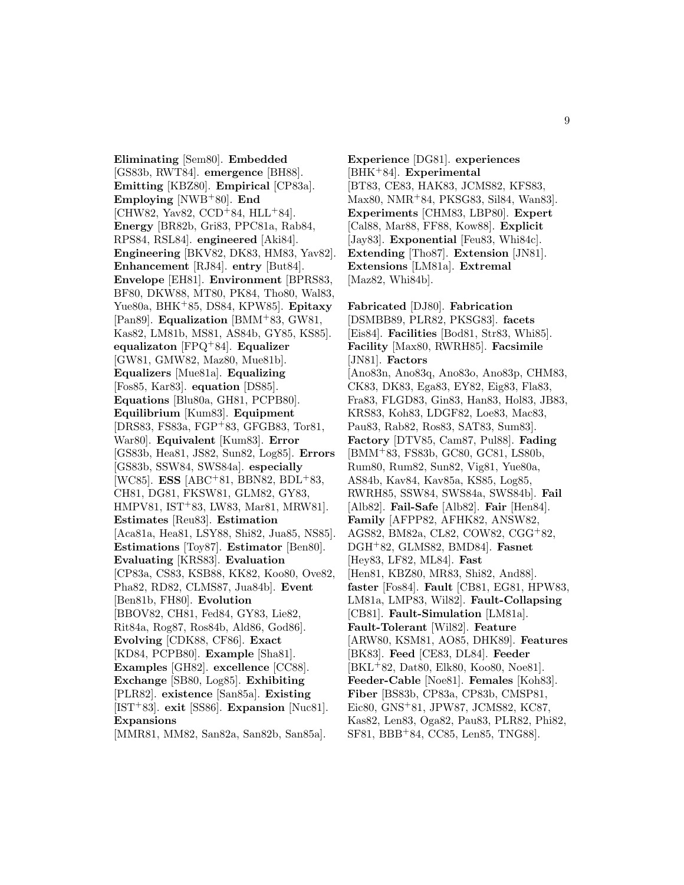**Eliminating** [Sem80]. **Embedded** [GS83b, RWT84]. **emergence** [BH88]. **Emitting** [KBZ80]. **Empirical** [CP83a]. **Employing** [NWB+80]. **End** [CHW82, Yav82, CCD+84, HLL+84]. **Energy** [BR82b, Gri83, PPC81a, Rab84, RPS84, RSL84]. **engineered** [Aki84]. **Engineering** [BKV82, DK83, HM83, Yav82]. **Enhancement** [RJ84]. **entry** [But84]. **Envelope** [EH81]. **Environment** [BPRS83, BF80, DKW88, MT80, PK84, Tho80, Wal83, Yue80a, BHK+85, DS84, KPW85]. **Epitaxy** [Pan89]. **Equalization** [BMM+83, GW81, Kas82, LM81b, MS81, AS84b, GY85, KS85]. **equalizaton** [FPQ+84]. **Equalizer** [GW81, GMW82, Maz80, Mue81b]. **Equalizers** [Mue81a]. **Equalizing** [Fos85, Kar83]. **equation** [DS85]. **Equations** [Blu80a, GH81, PCPB80]. **Equilibrium** [Kum83]. **Equipment** [DRS83, FS83a, FGP+83, GFGB83, Tor81, War80]. **Equivalent** [Kum83]. **Error** [GS83b, Hea81, JS82, Sun82, Log85]. **Errors** [GS83b, SSW84, SWS84a]. **especially** [WC85]. **ESS** [ABC+81, BBN82, BDL+83, CH81, DG81, FKSW81, GLM82, GY83, HMPV81, IST+83, LW83, Mar81, MRW81]. **Estimates** [Reu83]. **Estimation** [Aca81a, Hea81, LSY88, Shi82, Jua85, NS85]. **Estimations** [Toy87]. **Estimator** [Ben80]. **Evaluating** [KRS83]. **Evaluation** [CP83a, CS83, KSB88, KK82, Koo80, Ove82, Pha82, RD82, CLMS87, Jua84b]. **Event** [Ben81b, FH80]. **Evolution** [BBOV82, CH81, Fed84, GY83, Lie82, Rit84a, Rog87, Ros84b, Ald86, God86]. **Evolving** [CDK88, CF86]. **Exact** [KD84, PCPB80]. **Example** [Sha81]. **Examples** [GH82]. **excellence** [CC88]. **Exchange** [SB80, Log85]. **Exhibiting** [PLR82]. **existence** [San85a]. **Existing** [IST+83]. **exit** [SS86]. **Expansion** [Nuc81]. **Expansions** [MMR81, MM82, San82a, San82b, San85a].

**Experience** [DG81]. **experiences** [BHK+84]. **Experimental** [BT83, CE83, HAK83, JCMS82, KFS83, Max80, NMR+84, PKSG83, Sil84, Wan83]. **Experiments** [CHM83, LBP80]. **Expert** [Cal88, Mar88, FF88, Kow88]. **Explicit** [Jay83]. **Exponential** [Feu83, Whi84c]. **Extending** [Tho87]. **Extension** [JN81]. **Extensions** [LM81a]. **Extremal** [Maz82, Whi84b].

**Fabricated** [DJ80]. **Fabrication** [DSMBB89, PLR82, PKSG83]. **facets** [Eis84]. **Facilities** [Bod81, Str83, Whi85]. **Facility** [Max80, RWRH85]. **Facsimile** [JN81]. **Factors** [Ano83n, Ano83q, Ano83o, Ano83p, CHM83, CK83, DK83, Ega83, EY82, Eig83, Fla83, Fra83, FLGD83, Gin83, Han83, Hol83, JB83, KRS83, Koh83, LDGF82, Loe83, Mac83, Pau83, Rab82, Ros83, SAT83, Sum83]. **Factory** [DTV85, Cam87, Pul88]. **Fading** [BMM+83, FS83b, GC80, GC81, LS80b, Rum80, Rum82, Sun82, Vig81, Yue80a, AS84b, Kav84, Kav85a, KS85, Log85, RWRH85, SSW84, SWS84a, SWS84b]. **Fail** [Alb82]. **Fail-Safe** [Alb82]. **Fair** [Hen84]. **Family** [AFPP82, AFHK82, ANSW82, AGS82, BM82a, CL82, COW82, CGG+82, DGH+82, GLMS82, BMD84]. **Fasnet** [Hey83, LF82, ML84]. **Fast** [Hen81, KBZ80, MR83, Shi82, And88]. **faster** [Fos84]. **Fault** [CB81, EG81, HPW83, LM81a, LMP83, Wil82]. **Fault-Collapsing** [CB81]. **Fault-Simulation** [LM81a]. **Fault-Tolerant** [Wil82]. **Feature** [ARW80, KSM81, AO85, DHK89]. **Features** [BK83]. **Feed** [CE83, DL84]. **Feeder** [BKL+82, Dat80, Elk80, Koo80, Noe81]. **Feeder-Cable** [Noe81]. **Females** [Koh83]. **Fiber** [BS83b, CP83a, CP83b, CMSP81, Eic80, GNS+81, JPW87, JCMS82, KC87, Kas82, Len83, Oga82, Pau83, PLR82, Phi82, SF81, BBB+84, CC85, Len85, TNG88].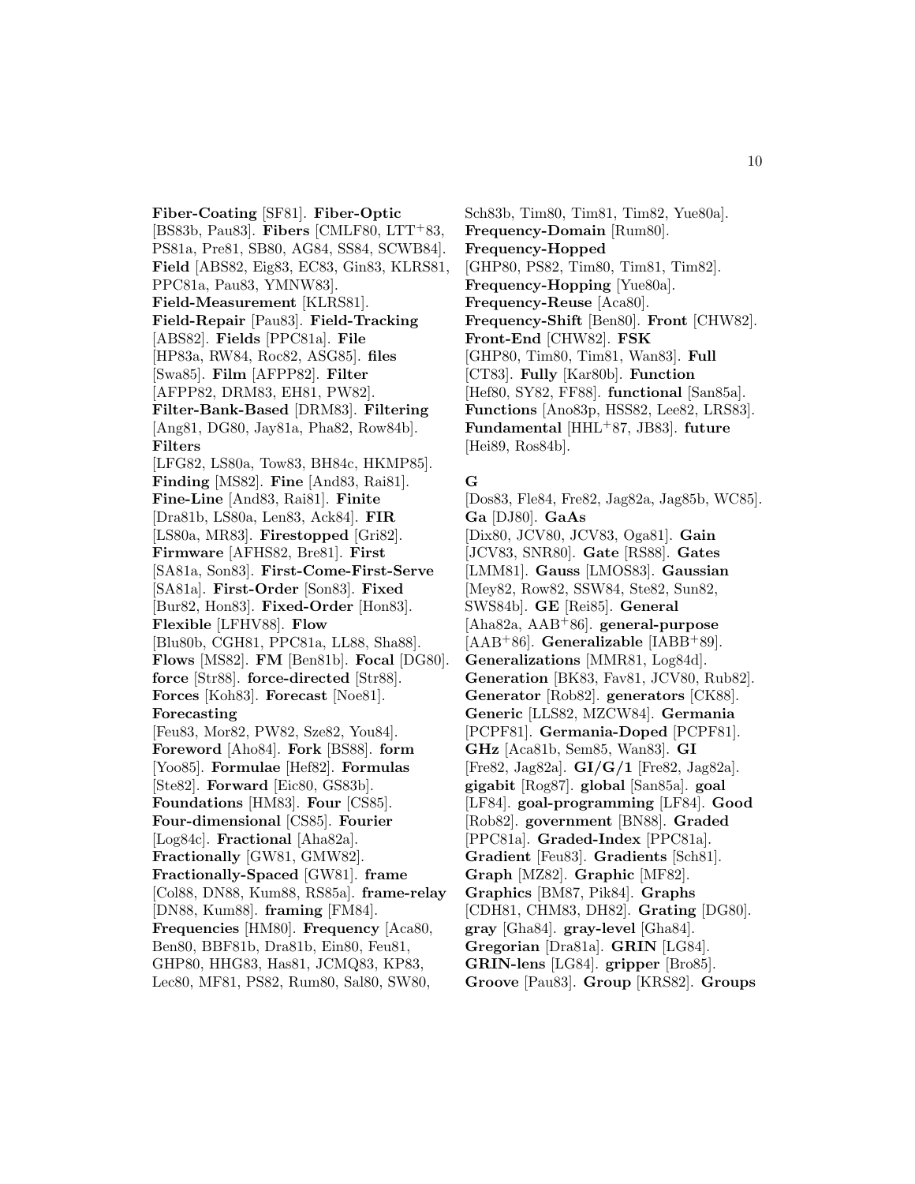**Fiber-Coating** [SF81]. **Fiber-Optic** [BS83b, Pau83]. **Fibers** [CMLF80, LTT+83, PS81a, Pre81, SB80, AG84, SS84, SCWB84]. **Field** [ABS82, Eig83, EC83, Gin83, KLRS81, PPC81a, Pau83, YMNW83]. **Field-Measurement** [KLRS81]. **Field-Repair** [Pau83]. **Field-Tracking** [ABS82]. **Fields** [PPC81a]. **File** [HP83a, RW84, Roc82, ASG85]. **files** [Swa85]. **Film** [AFPP82]. **Filter** [AFPP82, DRM83, EH81, PW82]. **Filter-Bank-Based** [DRM83]. **Filtering** [Ang81, DG80, Jay81a, Pha82, Row84b]. **Filters** [LFG82, LS80a, Tow83, BH84c, HKMP85]. **Finding** [MS82]. **Fine** [And83, Rai81]. **Fine-Line** [And83, Rai81]. **Finite** [Dra81b, LS80a, Len83, Ack84]. **FIR** [LS80a, MR83]. **Firestopped** [Gri82]. **Firmware** [AFHS82, Bre81]. **First** [SA81a, Son83]. **First-Come-First-Serve** [SA81a]. **First-Order** [Son83]. **Fixed** [Bur82, Hon83]. **Fixed-Order** [Hon83]. **Flexible** [LFHV88]. **Flow** [Blu80b, CGH81, PPC81a, LL88, Sha88]. **Flows** [MS82]. **FM** [Ben81b]. **Focal** [DG80]. **force** [Str88]. **force-directed** [Str88]. **Forces** [Koh83]. **Forecast** [Noe81]. **Forecasting** [Feu83, Mor82, PW82, Sze82, You84]. **Foreword** [Aho84]. **Fork** [BS88]. **form** [Yoo85]. **Formulae** [Hef82]. **Formulas** [Ste82]. **Forward** [Eic80, GS83b]. **Foundations** [HM83]. **Four** [CS85]. **Four-dimensional** [CS85]. **Fourier** [Log84c]. **Fractional** [Aha82a]. **Fractionally** [GW81, GMW82]. **Fractionally-Spaced** [GW81]. **frame** [Col88, DN88, Kum88, RS85a]. **frame-relay** [DN88, Kum88]. **framing** [FM84]. **Frequencies** [HM80]. **Frequency** [Aca80, Ben80, BBF81b, Dra81b, Ein80, Feu81, GHP80, HHG83, Has81, JCMQ83, KP83, Lec80, MF81, PS82, Rum80, Sal80, SW80, Sch83b, Tim80, Tim81, Tim82, Yue80a]. **Frequency-Domain** [Rum80]. **Frequency-Hopped** [GHP80, PS82, Tim80, Tim81, Tim82]. **Frequency-Hopping** [Yue80a]. **Frequency-Reuse** [Aca80]. **Frequency-Shift** [Ben80]. **Front** [CHW82]. **Front-End** [CHW82]. **FSK** [GHP80, Tim80, Tim81, Wan83]. **Full** [CT83]. **Fully** [Kar80b]. **Function** [Hef80, SY82, FF88]. **functional** [San85a]. **Functions** [Ano83p, HSS82, Lee82, LRS83]. **Fundamental** [HHL+87, JB83]. **future** [Hei89, Ros84b].

## G

[Dos83, Fle84, Fre82, Jag82a, Jag85b, WC85]. **Ga** [DJ80]. **GaAs** [Dix80, JCV80, JCV83, Oga81]. **Gain** [JCV83, SNR80]. **Gate** [RS88]. **Gates** [LMM81]. **Gauss** [LMOS83]. **Gaussian** [Mey82, Row82, SSW84, Ste82, Sun82, SWS84b]. **GE** [Rei85]. **General** [Aha82a, AAB+86]. **general-purpose** [AAB+86]. **Generalizable** [IABB+89]. **Generalizations** [MMR81, Log84d]. **Generation** [BK83, Fav81, JCV80, Rub82]. **Generator** [Rob82]. **generators** [CK88]. **Generic** [LLS82, MZCW84]. **Germania** [PCPF81]. **Germania-Doped** [PCPF81]. **GHz** [Aca81b, Sem85, Wan83]. **GI** [Fre82, Jag82a]. **GI/G/1** [Fre82, Jag82a]. **gigabit** [Rog87]. **global** [San85a]. **goal** [LF84]. **goal-programming** [LF84]. **Good** [Rob82]. **government** [BN88]. **Graded** [PPC81a]. **Graded-Index** [PPC81a]. **Gradient** [Feu83]. **Gradients** [Sch81]. **Graph** [MZ82]. **Graphic** [MF82]. **Graphics** [BM87, Pik84]. **Graphs** [CDH81, CHM83, DH82]. **Grating** [DG80]. **gray** [Gha84]. **gray-level** [Gha84]. **Gregorian** [Dra81a]. **GRIN** [LG84]. **GRIN-lens** [LG84]. **gripper** [Bro85]. **Groove** [Pau83]. **Group** [KRS82]. **Groups**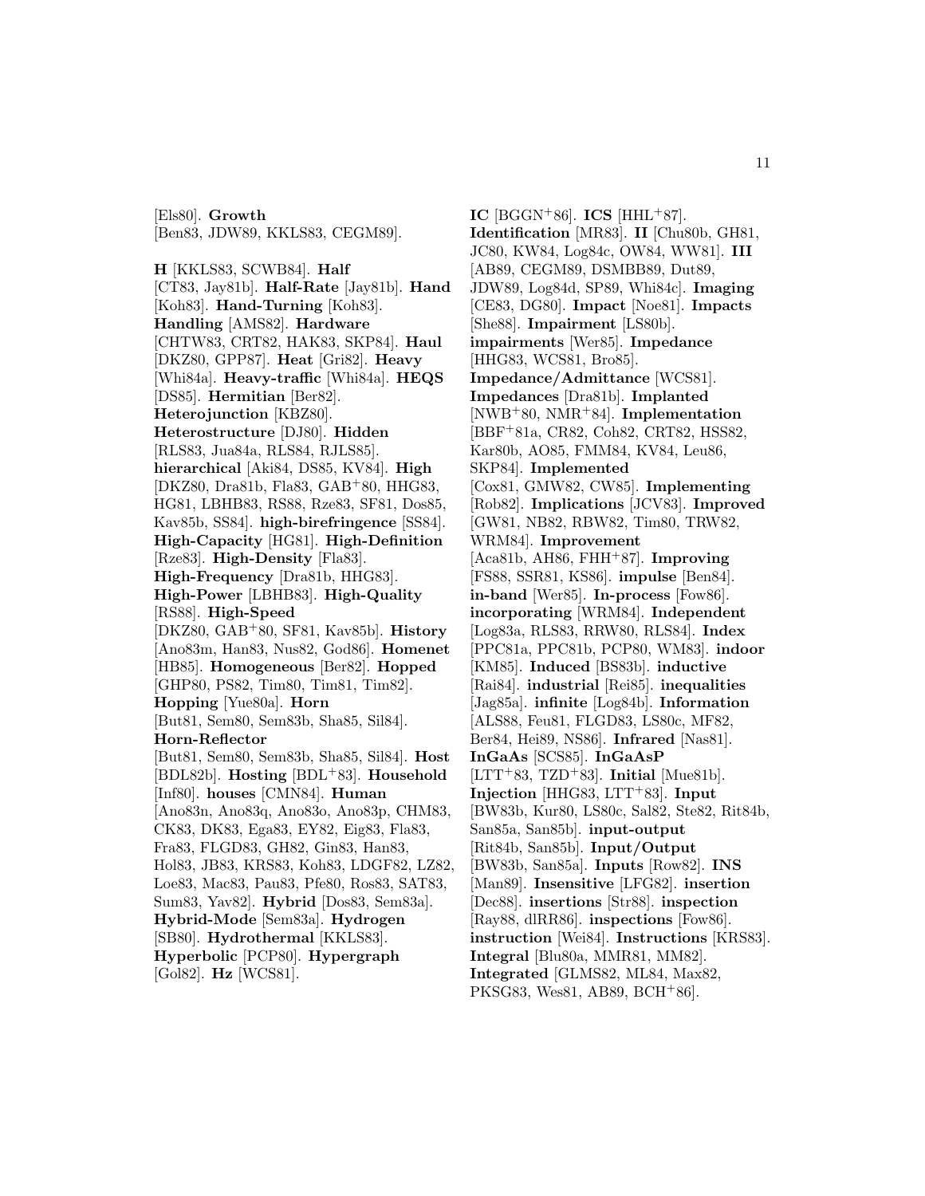[Els80]. **Growth** [Ben83, JDW89, KKLS83, CEGM89].

**H** [KKLS83, SCWB84]. **Half** [CT83, Jay81b]. **Half-Rate** [Jay81b]. **Hand** [Koh83]. **Hand-Turning** [Koh83]. **Handling** [AMS82]. **Hardware** [CHTW83, CRT82, HAK83, SKP84]. **Haul** [DKZ80, GPP87]. **Heat** [Gri82]. **Heavy** [Whi84a]. **Heavy-traffic** [Whi84a]. **HEQS** [DS85]. **Hermitian** [Ber82]. **Heterojunction** [KBZ80]. **Heterostructure** [DJ80]. **Hidden** [RLS83, Jua84a, RLS84, RJLS85]. **hierarchical** [Aki84, DS85, KV84]. **High** [DKZ80, Dra81b, Fla83, GAB+80, HHG83, HG81, LBHB83, RS88, Rze83, SF81, Dos85, Kav85b, SS84]. **high-birefringence** [SS84]. **High-Capacity** [HG81]. **High-Definition** [Rze83]. **High-Density** [Fla83]. **High-Frequency** [Dra81b, HHG83]. **High-Power** [LBHB83]. **High-Quality** [RS88]. **High-Speed** [DKZ80, GAB+80, SF81, Kav85b]. **History** [Ano83m, Han83, Nus82, God86]. **Homenet** [HB85]. **Homogeneous** [Ber82]. **Hopped** [GHP80, PS82, Tim80, Tim81, Tim82]. **Hopping** [Yue80a]. **Horn** [But81, Sem80, Sem83b, Sha85, Sil84]. **Horn-Reflector** [But81, Sem80, Sem83b, Sha85, Sil84]. **Host** [BDL82b]. **Hosting** [BDL+83]. **Household** [Inf80]. **houses** [CMN84]. **Human** [Ano83n, Ano83q, Ano83o, Ano83p, CHM83, CK83, DK83, Ega83, EY82, Eig83, Fla83, Fra83, FLGD83, GH82, Gin83, Han83, Hol83, JB83, KRS83, Koh83, LDGF82, LZ82, Loe83, Mac83, Pau83, Pfe80, Ros83, SAT83, Sum83, Yav82]. **Hybrid** [Dos83, Sem83a]. **Hybrid-Mode** [Sem83a]. **Hydrogen** [SB80]. **Hydrothermal** [KKLS83]. **Hyperbolic** [PCP80]. **Hypergraph** [Gol82]. **Hz** [WCS81].

**IC** [BGGN+86]. **ICS** [HHL+87]. **Identification** [MR83]. **II** [Chu80b, GH81, JC80, KW84, Log84c, OW84, WW81]. **III** [AB89, CEGM89, DSMBB89, Dut89, JDW89, Log84d, SP89, Whi84c]. **Imaging** [CE83, DG80]. **Impact** [Noe81]. **Impacts** [She88]. **Impairment** [LS80b]. **impairments** [Wer85]. **Impedance** [HHG83, WCS81, Bro85]. **Impedance/Admittance** [WCS81]. **Impedances** [Dra81b]. **Implanted** [NWB+80, NMR+84]. **Implementation** [BBF+81a, CR82, Coh82, CRT82, HSS82, Kar80b, AO85, FMM84, KV84, Leu86, SKP84]. **Implemented** [Cox81, GMW82, CW85]. **Implementing** [Rob82]. **Implications** [JCV83]. **Improved** [GW81, NB82, RBW82, Tim80, TRW82, WRM84]. **Improvement** [Aca81b, AH86, FHH+87]. **Improving** [FS88, SSR81, KS86]. **impulse** [Ben84]. **in-band** [Wer85]. **In-process** [Fow86]. **incorporating** [WRM84]. **Independent** [Log83a, RLS83, RRW80, RLS84]. **Index** [PPC81a, PPC81b, PCP80, WM83]. **indoor** [KM85]. **Induced** [BS83b]. **inductive** [Rai84]. **industrial** [Rei85]. **inequalities** [Jag85a]. **infinite** [Log84b]. **Information** [ALS88, Feu81, FLGD83, LS80c, MF82, Ber84, Hei89, NS86]. **Infrared** [Nas81]. **InGaAs** [SCS85]. **InGaAsP** [LTT+83, TZD+83]. **Initial** [Mue81b]. **Injection** [HHG83, LTT+83]. **Input** [BW83b, Kur80, LS80c, Sal82, Ste82, Rit84b, San85a, San85b]. **input-output** [Rit84b, San85b]. **Input/Output** [BW83b, San85a]. **Inputs** [Row82]. **INS** [Man89]. **Insensitive** [LFG82]. **insertion** [Dec88]. **insertions** [Str88]. **inspection** [Ray88, dlRR86]. **inspections** [Fow86]. **instruction** [Wei84]. **Instructions** [KRS83]. **Integral** [Blu80a, MMR81, MM82]. **Integrated** [GLMS82, ML84, Max82, PKSG83, Wes81, AB89, BCH+86].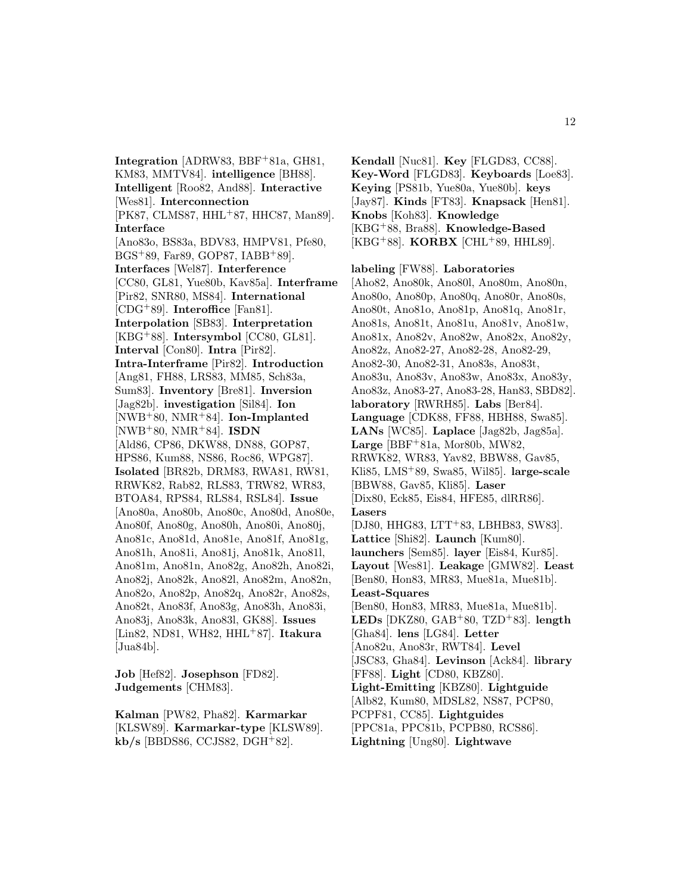**Integration** [ADRW83, BBF[+]81a, GH81, KM83, MMTV84]. **intelligence** [BH88]. **Intelligent** [Roo82, And88]. **Interactive** [Wes81]. **Interconnection** [PK87, CLMS87, HHL[+]87, HHC87, Man89]. **Interface** [Ano83o, BS83a, BDV83, HMPV81, Pfe80, BGS[+]89, Far89, GOP87, IABB[+]89]. **Interfaces** [Wel87]. **Interference** [CC80, GL81, Yue80b, Kav85a]. **Interframe** [Pir82, SNR80, MS84]. **International** [CDG[+]89]. **Interoffice** [Fan81]. **Interpolation** [SB83]. **Interpretation** [KBG[+]88]. **Intersymbol** [CC80, GL81]. **Interval** [Con80]. **Intra** [Pir82]. **Intra-Interframe** [Pir82]. **Introduction** [Ang81, FH88, LRS83, MM85, Sch83a, Sum83]. **Inventory** [Bre81]. **Inversion** [Jag82b]. **investigation** [Sil84]. **Ion** [NWB[+]80, NMR[+]84]. **Ion-Implanted** [NWB[+]80, NMR[+]84]. **ISDN** [Ald86, CP86, DKW88, DN88, GOP87, HPS86, Kum88, NS86, Roc86, WPG87]. **Isolated** [BR82b, DRM83, RWA81, RW81, RRWK82, Rab82, RLS83, TRW82, WR83, BTOA84, RPS84, RLS84, RSL84]. **Issue** [Ano80a, Ano80b, Ano80c, Ano80d, Ano80e, Ano80f, Ano80g, Ano80h, Ano80i, Ano80j, Ano81c, Ano81d, Ano81e, Ano81f, Ano81g, Ano81h, Ano81i, Ano81j, Ano81k, Ano81l, Ano81m, Ano81n, Ano82g, Ano82h, Ano82i, Ano82j, Ano82k, Ano82l, Ano82m, Ano82n, Ano82o, Ano82p, Ano82q, Ano82r, Ano82s, Ano82t, Ano83f, Ano83g, Ano83h, Ano83i, Ano83j, Ano83k, Ano83l, GK88]. **Issues** [Lin82, ND81, WH82, HHL[+]87]. **Itakura** [Jua84b].

**Job** [Hef82]. **Josephson** [FD82]. **Judgements** [CHM83].

**Kalman** [PW82, Pha82]. **Karmarkar** [KLSW89]. **Karmarkar-type** [KLSW89]. **kb/s** [BBDS86, CCJS82, DGH[+]82]. **Kendall** [Nuc81]. **Key** [FLGD83, CC88]. **Key-Word** [FLGD83]. **Keyboards** [Loe83]. **Keying** [PS81b, Yue80a, Yue80b]. **keys** [Jay87]. **Kinds** [FT83]. **Knapsack** [Hen81]. **Knobs** [Koh83]. **Knowledge** [KBG[+]88, Bra88]. **Knowledge-Based** [KBG[+]88]. **KORBX** [CHL[+]89, HHL89].

**labeling** [FW88]. **Laboratories** [Aho82, Ano80k, Ano80l, Ano80m, Ano80n, Ano80o, Ano80p, Ano80q, Ano80r, Ano80s, Ano80t, Ano81o, Ano81p, Ano81q, Ano81r, Ano81s, Ano81t, Ano81u, Ano81v, Ano81w, Ano81x, Ano82v, Ano82w, Ano82x, Ano82y, Ano82z, Ano82-27, Ano82-28, Ano82-29, Ano82-30, Ano82-31, Ano83s, Ano83t, Ano83u, Ano83v, Ano83w, Ano83x, Ano83y, Ano83z, Ano83-27, Ano83-28, Han83, SBD82]. **laboratory** [RWRH85]. **Labs** [Ber84]. **Language** [CDK88, FF88, HBH88, Swa85]. **LANs** [WC85]. **Laplace** [Jag82b, Jag85a]. **Large** [BBF[+]81a, Mor80b, MW82, RRWK82, WR83, Yav82, BBW88, Gav85, Kli85, LMS[+]89, Swa85, Wil85]. **large-scale** [BBW88, Gav85, Kli85]. **Laser** [Dix80, Eck85, Eis84, HFE85, dlRR86]. **Lasers** [DJ80, HHG83, LTT[+]83, LBHB83, SW83]. **Lattice** [Shi82]. **Launch** [Kum80]. **launchers** [Sem85]. **layer** [Eis84, Kur85]. **Layout** [Wes81]. **Leakage** [GMW82]. **Least** [Ben80, Hon83, MR83, Mue81a, Mue81b]. **Least-Squares** [Ben80, Hon83, MR83, Mue81a, Mue81b]. **LEDs** [DKZ80, GAB[+]80, TZD[+]83]. **length** [Gha84]. **lens** [LG84]. **Letter** [Ano82u, Ano83r, RWT84]. **Level** [JSC83, Gha84]. **Levinson** [Ack84]. **library** [FF88]. **Light** [CD80, KBZ80]. **Light-Emitting** [KBZ80]. **Lightguide** [Alb82, Kum80, MDSL82, NS87, PCP80, PCPF81, CC85]. **Lightguides** [PPC81a, PPC81b, PCPB80, RCS86]. **Lightning** [Ung80]. **Lightwave**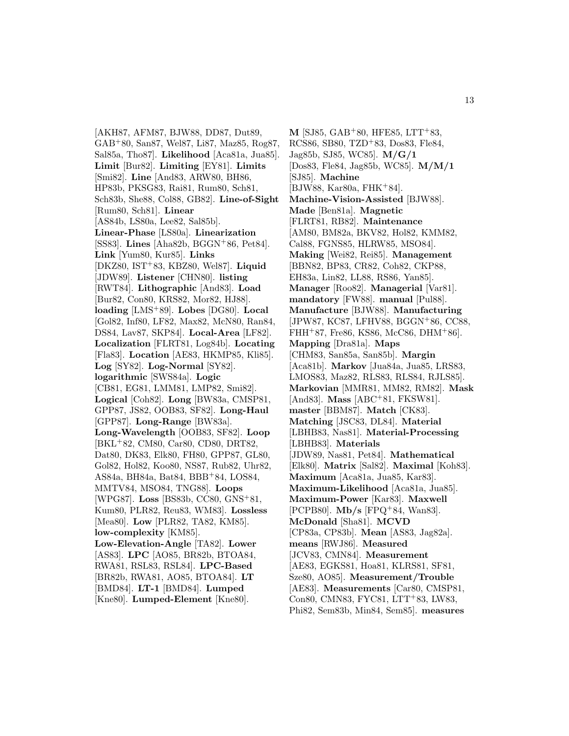[AKH87, AFM87, BJW88, DD87, Dut89, GAB+80, San87, Wel87, Li87, Maz85, Rog87, Sal85a, Tho87]. **Likelihood** [Aca81a, Jua85]. **Limit** [Bur82]. **Limiting** [EY81]. **Limits** [Smi82]. **Line** [And83, ARW80, BH86, HP83b, PKSG83, Rai81, Rum80, Sch81, Sch83b, She88, Col88, GB82]. **Line-of-Sight** [Rum80, Sch81]. **Linear** [AS84b, LS80a, Lee82, Sal85b]. **Linear-Phase** [LS80a]. **Linearization** [SS83]. **Lines** [Aha82b, BGGN+86, Pet84]. **Link** [Yum80, Kur85]. **Links** [DKZ80, IST+83, KBZ80, Wel87]. **Liquid** [JDW89]. **Listener** [CHN80]. **listing** [RWT84]. **Lithographic** [And83]. **Load** [Bur82, Con80, KRS82, Mor82, HJ88]. **loading** [LMS+89]. **Lobes** [DG80]. **Local** [Gol82, Inf80, LF82, Max82, McN80, Ran84, DS84, Lav87, SKP84]. **Local-Area** [LF82]. **Localization** [FLRT81, Log84b]. **Locating** [Fla83]. **Location** [AE83, HKMP85, Kli85]. **Log** [SY82]. **Log-Normal** [SY82]. **logarithmic** [SWS84a]. **Logic** [CB81, EG81, LMM81, LMP82, Smi82]. **Logical** [Coh82]. **Long** [BW83a, CMSP81, GPP87, JS82, OOB83, SF82]. **Long-Haul** [GPP87]. **Long-Range** [BW83a]. **Long-Wavelength** [OOB83, SF82]. **Loop** [BKL+82, CM80, Car80, CD80, DRT82, Dat80, DK83, Elk80, FH80, GPP87, GL80, Gol82, Hol82, Koo80, NS87, Rub82, Uhr82, AS84a, BH84a, Bat84, BBB+84, LOS84, MMTV84, MSO84, TNG88]. **Loops** [WPG87]. **Loss** [BS83b, CC80, GNS+81, Kum80, PLR82, Reu83, WM83]. **Lossless** [Mea80]. **Low** [PLR82, TA82, KM85]. **low-complexity** [KM85]. **Low-Elevation-Angle** [TA82]. **Lower** [AS83]. **LPC** [AO85, BR82b, BTOA84, RWA81, RSL83, RSL84]. **LPC-Based** [BR82b, RWA81, AO85, BTOA84]. **LT** [BMD84]. **LT-1** [BMD84]. **Lumped** [Kne80]. **Lumped-Element** [Kne80].

**M** [SJ85, GAB+80, HFE85, LTT+83, RCS86, SB80, TZD+83, Dos83, Fle84, Jag85b, SJ85, WC85]. **M/G/1** [Dos83, Fle84, Jag85b, WC85]. **M/M/1** [SJ85]. **Machine** [BJW88, Kar80a, FHK+84]. **Machine-Vision-Assisted** [BJW88]. **Made** [Ben81a]. **Magnetic** [FLRT81, RB82]. **Maintenance** [AM80, BM82a, BKV82, Hol82, KMM82, Cal88, FGNS85, HLRW85, MSO84]. **Making** [Wei82, Rei85]. **Management** [BBN82, BP83, CR82, Coh82, CKP88, EH83a, Lin82, LL88, RS86, Yan85]. **Manager** [Roo82]. **Managerial** [Var81]. **mandatory** [FW88]. **manual** [Pul88]. **Manufacture** [BJW88]. **Manufacturing** [JPW87, KC87, LFHV88, BGGN+86, CC88, FHH+87, Fre86, KS86, McC86, DHM+86]. **Mapping** [Dra81a]. **Maps** [CHM83, San85a, San85b]. **Margin** [Aca81b]. **Markov** [Jua84a, Jua85, LRS83, LMOS83, Maz82, RLS83, RLS84, RJLS85]. **Markovian** [MMR81, MM82, RM82]. **Mask** [And83]. **Mass** [ABC+81, FKSW81]. **master** [BBM87]. **Match** [CK83]. **Matching** [JSC83, DL84]. **Material** [LBHB83, Nas81]. **Material-Processing** [LBHB83]. **Materials** [JDW89, Nas81, Pet84]. **Mathematical** [Elk80]. **Matrix** [Sal82]. **Maximal** [Koh83]. **Maximum** [Aca81a, Jua85, Kar83]. **Maximum-Likelihood** [Aca81a, Jua85]. **Maximum-Power** [Kar83]. **Maxwell** [PCPB80]. **Mb/s** [FPQ+84, Wan83]. **McDonald** [Sha81]. **MCVD** [CP83a, CP83b]. **Mean** [AS83, Jag82a]. **means** [RWJ86]. **Measured** [JCV83, CMN84]. **Measurement** [AE83, EGKS81, Hoa81, KLRS81, SF81, Sze80, AO85]. **Measurement/Trouble** [AE83]. **Measurements** [Car80, CMSP81, Con80, CMN83, FYC81, LTT+83, LW83, Phi82, Sem83b, Min84, Sem85]. **measures**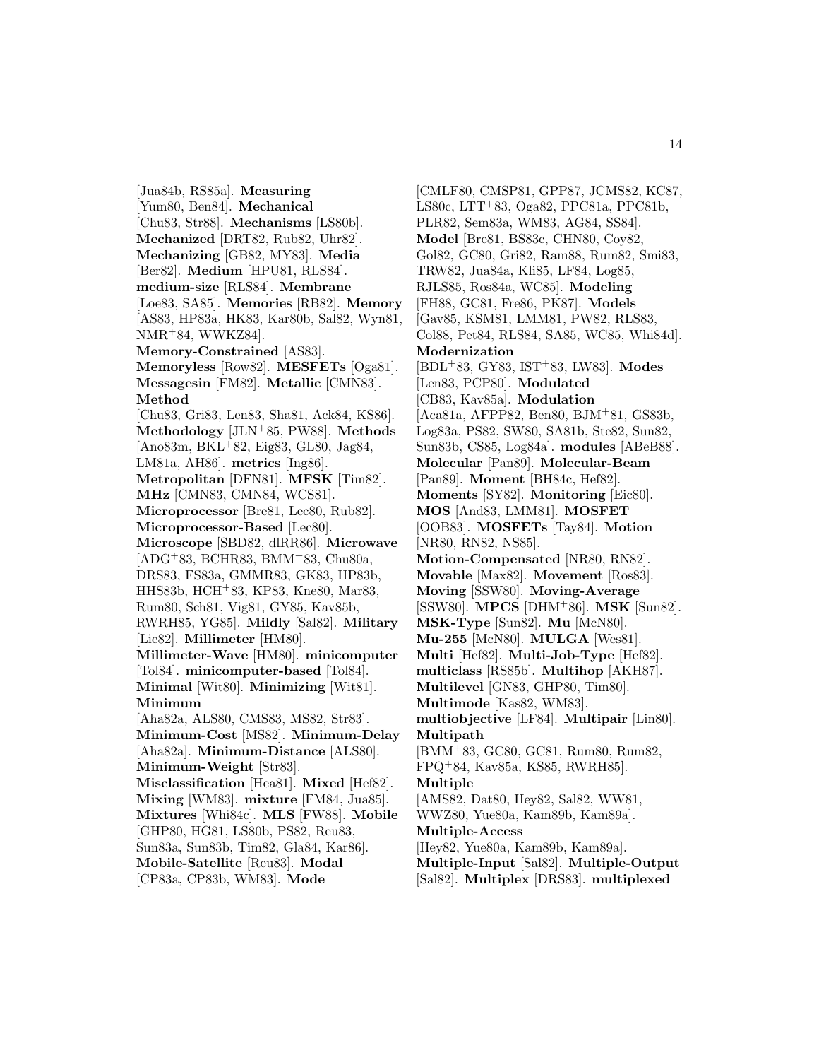[Jua84b, RS85a]. **Measuring** [Yum80, Ben84]. **Mechanical** [Chu83, Str88]. **Mechanisms** [LS80b]. **Mechanized** [DRT82, Rub82, Uhr82]. **Mechanizing** [GB82, MY83]. **Media** [Ber82]. **Medium** [HPU81, RLS84]. **medium-size** [RLS84]. **Membrane** [Loe83, SA85]. **Memories** [RB82]. **Memory** [AS83, HP83a, HK83, Kar80b, Sal82, Wyn81, NMR+84, WWKZ84]. **Memory-Constrained** [AS83]. **Memoryless** [Row82]. **MESFETs** [Oga81]. **Messagesin** [FM82]. **Metallic** [CMN83]. **Method** [Chu83, Gri83, Len83, Sha81, Ack84, KS86]. **Methodology** [JLN+85, PW88]. **Methods** [Ano83m, BKL+82, Eig83, GL80, Jag84, LM81a, AH86]. **metrics** [Ing86]. **Metropolitan** [DFN81]. **MFSK** [Tim82]. **MHz** [CMN83, CMN84, WCS81]. **Microprocessor** [Bre81, Lec80, Rub82]. **Microprocessor-Based** [Lec80]. **Microscope** [SBD82, dlRR86]. **Microwave** [ADG+83, BCHR83, BMM+83, Chu80a, DRS83, FS83a, GMMR83, GK83, HP83b, HHS83b, HCH+83, KP83, Kne80, Mar83, Rum80, Sch81, Vig81, GY85, Kav85b, RWRH85, YG85]. **Mildly** [Sal82]. **Military** [Lie82]. **Millimeter** [HM80]. **Millimeter-Wave** [HM80]. **minicomputer** [Tol84]. **minicomputer-based** [Tol84]. **Minimal** [Wit80]. **Minimizing** [Wit81]. **Minimum** [Aha82a, ALS80, CMS83, MS82, Str83]. **Minimum-Cost** [MS82]. **Minimum-Delay** [Aha82a]. **Minimum-Distance** [ALS80]. **Minimum-Weight** [Str83]. **Misclassification** [Hea81]. **Mixed** [Hef82]. **Mixing** [WM83]. **mixture** [FM84, Jua85]. **Mixtures** [Whi84c]. **MLS** [FW88]. **Mobile** [GHP80, HG81, LS80b, PS82, Reu83, Sun83a, Sun83b, Tim82, Gla84, Kar86]. **Mobile-Satellite** [Reu83]. **Modal** [CP83a, CP83b, WM83]. **Mode** [CMLF80, CMSP81, GPP87, JCMS82, KC87, LS80c, LTT+83, Oga82, PPC81a, PPC81b, PLR82, Sem83a, WM83, AG84, SS84]. **Model** [Bre81, BS83c, CHN80, Coy82, Gol82, GC80, Gri82, Ram88, Rum82, Smi83, TRW82, Jua84a, Kli85, LF84, Log85, RJLS85, Ros84a, WC85]. **Modeling** [FH88, GC81, Fre86, PK87]. **Models** [Gav85, KSM81, LMM81, PW82, RLS83, Col88, Pet84, RLS84, SA85, WC85, Whi84d]. **Modernization** [BDL+83, GY83, IST+83, LW83]. **Modes** [Len83, PCP80]. **Modulated** [CB83, Kav85a]. **Modulation** [Aca81a, AFPP82, Ben80, BJM+81, GS83b, Log83a, PS82, SW80, SA81b, Ste82, Sun82, Sun83b, CS85, Log84a]. **modules** [ABeB88]. **Molecular** [Pan89]. **Molecular-Beam** [Pan89]. **Moment** [BH84c, Hef82]. **Moments** [SY82]. **Monitoring** [Eic80]. **MOS** [And83, LMM81]. **MOSFET** [OOB83]. **MOSFETs** [Tay84]. **Motion** [NR80, RN82, NS85]. **Motion-Compensated** [NR80, RN82]. **Movable** [Max82]. **Movement** [Ros83]. **Moving** [SSW80]. **Moving-Average** [SSW80]. **MPCS** [DHM+86]. **MSK** [Sun82]. **MSK-Type** [Sun82]. **Mu** [McN80]. **Mu-255** [McN80]. **MULGA** [Wes81]. **Multi** [Hef82]. **Multi-Job-Type** [Hef82]. **multiclass** [RS85b]. **Multihop** [AKH87]. **Multilevel** [GN83, GHP80, Tim80]. **Multimode** [Kas82, WM83]. **multiobjective** [LF84]. **Multipair** [Lin80]. **Multipath** [BMM+83, GC80, GC81, Rum80, Rum82, FPQ+84, Kav85a, KS85, RWRH85]. **Multiple** [AMS82, Dat80, Hey82, Sal82, WW81, WWZ80, Yue80a, Kam89b, Kam89a]. **Multiple-Access** [Hey82, Yue80a, Kam89b, Kam89a]. **Multiple-Input** [Sal82]. **Multiple-Output** [Sal82]. **Multiplex** [DRS83]. **multiplexed**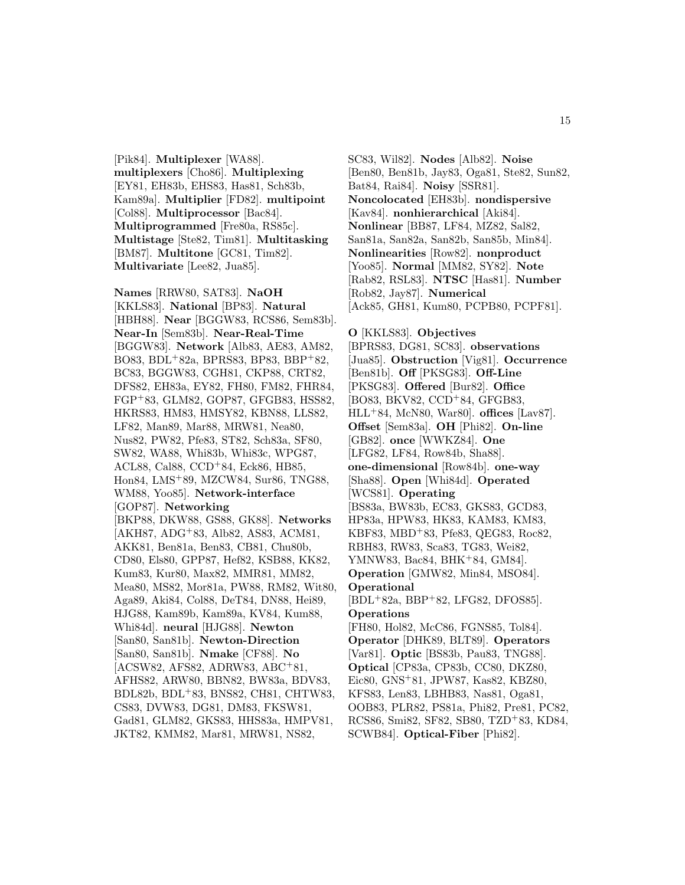[Pik84]. **Multiplexer** [WA88]. **multiplexers** [Cho86]. **Multiplexing** [EY81, EH83b, EHS83, Has81, Sch83b, Kam89a]. **Multiplier** [FD82]. **multipoint** [Col88]. **Multiprocessor** [Bac84]. **Multiprogrammed** [Fre80a, RS85c]. **Multistage** [Ste82, Tim81]. **Multitasking** [BM87]. **Multitone** [GC81, Tim82]. **Multivariate** [Lee82, Jua85].

**Names** [RRW80, SAT83]. **NaOH** [KKLS83]. **National** [BP83]. **Natural** [HBH88]. **Near** [BGGW83, RCS86, Sem83b]. **Near-In** [Sem83b]. **Near-Real-Time** [BGGW83]. **Network** [Alb83, AE83, AM82, BO83, BDL+82a, BPRS83, BP83, BBP+82, BC83, BGGW83, CGH81, CKP88, CRT82, DFS82, EH83a, EY82, FH80, FM82, FHR84, FGP+83, GLM82, GOP87, GFGB83, HSS82, HKRS83, HM83, HMSY82, KBN88, LLS82, LF82, Man89, Mar88, MRW81, Nea80, Nus82, PW82, Pfe83, ST82, Sch83a, SF80, SW82, WA88, Whi83b, Whi83c, WPG87, ACL88, Cal88, CCD+84, Eck86, HB85, Hon84, LMS+89, MZCW84, Sur86, TNG88, WM88, Yoo85]. **Network-interface** [GOP87]. **Networking** [BKP88, DKW88, GS88, GK88]. **Networks** [AKH87, ADG+83, Alb82, AS83, ACM81, AKK81, Ben81a, Ben83, CB81, Chu80b, CD80, Els80, GPP87, Hef82, KSB88, KK82, Kum83, Kur80, Max82, MMR81, MM82, Mea80, MS82, Mor81a, PW88, RM82, Wit80, Aga89, Aki84, Col88, DeT84, DN88, Hei89, HJG88, Kam89b, Kam89a, KV84, Kum88, Whi84d]. **neural** [HJG88]. **Newton** [San80, San81b]. **Newton-Direction** [San80, San81b]. **Nmake** [CF88]. **No** [ACSW82, AFS82, ADRW83, ABC+81, AFHS82, ARW80, BBN82, BW83a, BDV83, BDL82b, BDL+83, BNS82, CH81, CHTW83, CS83, DVW83, DG81, DM83, FKSW81, Gad81, GLM82, GKS83, HHS83a, HMPV81, JKT82, KMM82, Mar81, MRW81, NS82, SC83, Wil82]. **Nodes** [Alb82]. **Noise** [Ben80, Ben81b, Jay83, Oga81, Ste82, Sun82, Bat84, Rai84]. **Noisy** [SSR81]. **Noncolocated** [EH83b]. **nondispersive** [Kav84]. **nonhierarchical** [Aki84]. **Nonlinear** [BB87, LF84, MZ82, Sal82, San81a, San82a, San82b, San85b, Min84]. **Nonlinearities** [Row82]. **nonproduct** [Yoo85]. **Normal** [MM82, SY82]. **Note** [Rab82, RSL83]. **NTSC** [Has81]. **Number** [Rob82, Jay87]. **Numerical** [Ack85, GH81, Kum80, PCPB80, PCPF81].

**O** [KKLS83]. **Objectives** [BPRS83, DG81, SC83]. **observations** [Jua85]. **Obstruction** [Vig81]. **Occurrence** [Ben81b]. **Off** [PKSG83]. **Off-Line** [PKSG83]. **Offered** [Bur82]. **Office** [BO83, BKV82, CCD+84, GFGB83, HLL+84, McN80, War80]. **offices** [Lav87]. **Offset** [Sem83a]. **OH** [Phi82]. **On-line** [GB82]. **once** [WWKZ84]. **One** [LFG82, LF84, Row84b, Sha88]. **one-dimensional** [Row84b]. **one-way** [Sha88]. **Open** [Whi84d]. **Operated** [WCS81]. **Operating** [BS83a, BW83b, EC83, GKS83, GCD83, HP83a, HPW83, HK83, KAM83, KM83, KBF83, MBD+83, Pfe83, QEG83, Roc82, RBH83, RW83, Sca83, TG83, Wei82, YMNW83, Bac84, BHK+84, GM84]. **Operation** [GMW82, Min84, MSO84]. **Operational** [BDL+82a, BBP+82, LFG82, DFOS85]. **Operations** [FH80, Hol82, McC86, FGNS85, Tol84]. **Operator** [DHK89, BLT89]. **Operators** [Var81]. **Optic** [BS83b, Pau83, TNG88]. **Optical** [CP83a, CP83b, CC80, DKZ80, Eic80, GNS+81, JPW87, Kas82, KBZ80, KFS83, Len83, LBHB83, Nas81, Oga81, OOB83, PLR82, PS81a, Phi82, Pre81, PC82, RCS86, Smi82, SF82, SB80, TZD+83, KD84, SCWB84]. **Optical-Fiber** [Phi82].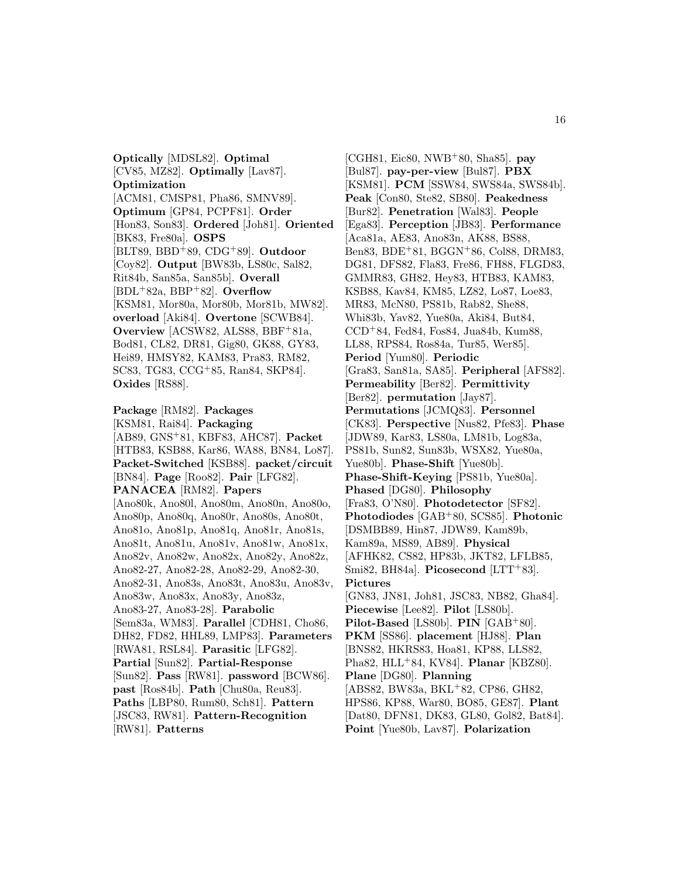**Optically** [MDSL82]. **Optimal** [CV85, MZ82]. **Optimally** [Lav87]. **Optimization** [ACM81, CMSP81, Pha86, SMNV89]. **Optimum** [GP84, PCPF81]. **Order** [Hon83, Son83]. **Ordered** [Joh81]. **Oriented** [BK83, Fre80a]. **OSPS** [BLT89, BBD+89, CDG+89]. **Outdoor** [Coy82]. **Output** [BW83b, LS80c, Sal82, Rit84b, San85a, San85b]. **Overall** [BDL+82a, BBP+82]. **Overflow** [KSM81, Mor80a, Mor80b, Mor81b, MW82]. **overload** [Aki84]. **Overtone** [SCWB84]. **Overview** [ACSW82, ALS88, BBF+81a, Bod81, CL82, DR81, Gig80, GK88, GY83, Hei89, HMSY82, KAM83, Pra83, RM82, SC83, TG83, CCG+85, Ran84, SKP84]. **Oxides** [RS88].

**Package** [RM82]. **Packages** [KSM81, Rai84]. **Packaging** [AB89, GNS+81, KBF83, AHC87]. **Packet** [HTB83, KSB88, Kar86, WA88, BN84, Lo87]. **Packet-Switched** [KSB88]. **packet/circuit** [BN84]. **Page** [Roo82]. **Pair** [LFG82]. **PANACEA** [RM82]. **Papers** [Ano80k, Ano80l, Ano80m, Ano80n, Ano80o, Ano80p, Ano80q, Ano80r, Ano80s, Ano80t, Ano81o, Ano81p, Ano81q, Ano81r, Ano81s, Ano81t, Ano81u, Ano81v, Ano81w, Ano81x, Ano82v, Ano82w, Ano82x, Ano82y, Ano82z, Ano82-27, Ano82-28, Ano82-29, Ano82-30, Ano82-31, Ano83s, Ano83t, Ano83u, Ano83v, Ano83w, Ano83x, Ano83y, Ano83z, Ano83-27, Ano83-28]. **Parabolic** [Sem83a, WM83]. **Parallel** [CDH81, Cho86, DH82, FD82, HHL89, LMP83]. **Parameters** [RWA81, RSL84]. **Parasitic** [LFG82]. **Partial** [Sun82]. **Partial-Response** [Sun82]. **Pass** [RW81]. **password** [BCW86]. **past** [Ros84b]. **Path** [Chu80a, Reu83]. **Paths** [LBP80, Rum80, Sch81]. **Pattern** [JSC83, RW81]. **Pattern-Recognition** [RW81]. **Patterns** [CGH81, Eic80, NWB+80, Sha85]. **pay** [Bul87]. **pay-per-view** [Bul87]. **PBX** [KSM81]. **PCM** [SSW84, SWS84a, SWS84b]. **Peak** [Con80, Ste82, SB80]. **Peakedness** [Bur82]. **Penetration** [Wal83]. **People** [Ega83]. **Perception** [JB83]. **Performance** [Aca81a, AE83, Ano83n, AK88, BS88, Ben83, BDE+81, BGGN+86, Col88, DRM83, DG81, DFS82, Fla83, Fre86, FH88, FLGD83, GMMR83, GH82, Hey83, HTB83, KAM83, KSB88, Kav84, KM85, LZ82, Lo87, Loe83, MR83, McN80, PS81b, Rab82, She88, Whi83b, Yav82, Yue80a, Aki84, But84, CCD+84, Fed84, Fos84, Jua84b, Kum88, LL88, RPS84, Ros84a, Tur85, Wer85]. **Period** [Yum80]. **Periodic** [Gra83, San81a, SA85]. **Peripheral** [AFS82]. **Permeability** [Ber82]. **Permittivity** [Ber82]. **permutation** [Jay87]. **Permutations** [JCMQ83]. **Personnel** [CK83]. **Perspective** [Nus82, Pfe83]. **Phase** [JDW89, Kar83, LS80a, LM81b, Log83a, PS81b, Sun82, Sun83b, WSX82, Yue80a, Yue80b]. **Phase-Shift** [Yue80b]. **Phase-Shift-Keying** [PS81b, Yue80a]. **Phased** [DG80]. **Philosophy** [Fra83, O'N80]. **Photodetector** [SF82]. **Photodiodes** [GAB+80, SCS85]. **Photonic** [DSMBB89, Hin87, JDW89, Kam89b, Kam89a, MS89, AB89]. **Physical** [AFHK82, CS82, HP83b, JKT82, LFLB85, Smi82, BH84a]. **Picosecond** [LTT+83]. **Pictures** [GN83, JN81, Joh81, JSC83, NB82, Gha84]. **Piecewise** [Lee82]. **Pilot** [LS80b]. **Pilot-Based** [LS80b]. **PIN** [GAB+80]. **PKM** [SS86]. **placement** [HJ88]. **Plan** [BNS82, HKRS83, Hoa81, KP88, LLS82, Pha82, HLL+84, KV84]. **Planar** [KBZ80]. **Plane** [DG80]. **Planning** [ABS82, BW83a, BKL+82, CP86, GH82, HPS86, KP88, War80, BO85, GE87]. **Plant** [Dat80, DFN81, DK83, GL80, Gol82, Bat84]. **Point** [Yue80b, Lav87]. **Polarization**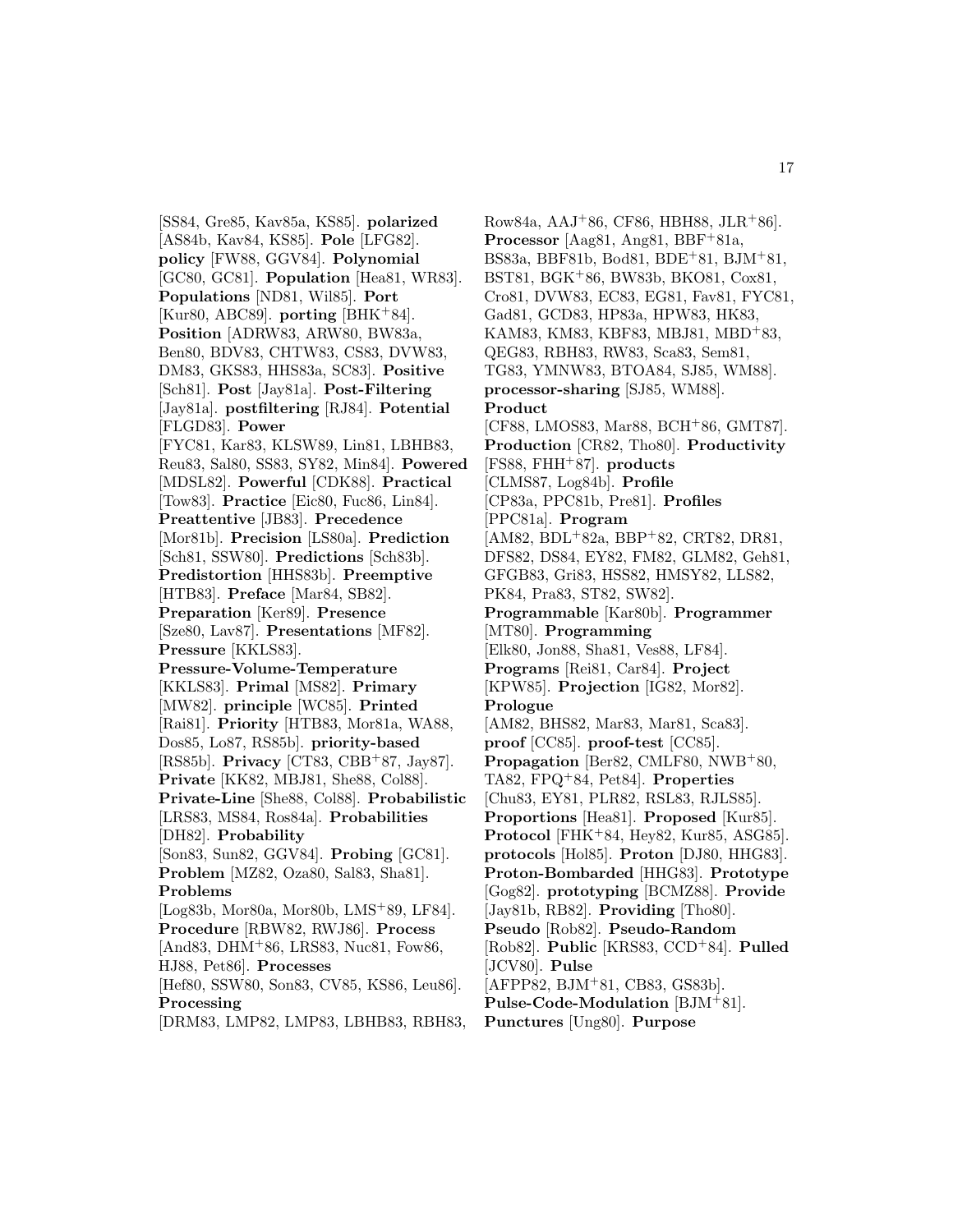[SS84, Gre85, Kav85a, KS85]. **polarized** [AS84b, Kav84, KS85]. **Pole** [LFG82]. **policy** [FW88, GGV84]. **Polynomial** [GC80, GC81]. **Population** [Hea81, WR83]. **Populations** [ND81, Wil85]. **Port** [Kur80, ABC89]. **porting** [BHK+84]. **Position** [ADRW83, ARW80, BW83a, Ben80, BDV83, CHTW83, CS83, DVW83, DM83, GKS83, HHS83a, SC83]. **Positive** [Sch81]. **Post** [Jay81a]. **Post-Filtering** [Jay81a]. **postfiltering** [RJ84]. **Potential** [FLGD83]. **Power** [FYC81, Kar83, KLSW89, Lin81, LBHB83, Reu83, Sal80, SS83, SY82, Min84]. **Powered** [MDSL82]. **Powerful** [CDK88]. **Practical** [Tow83]. **Practice** [Eic80, Fuc86, Lin84]. **Preattentive** [JB83]. **Precedence** [Mor81b]. **Precision** [LS80a]. **Prediction** [Sch81, SSW80]. **Predictions** [Sch83b]. **Predistortion** [HHS83b]. **Preemptive** [HTB83]. **Preface** [Mar84, SB82]. **Preparation** [Ker89]. **Presence** [Sze80, Lav87]. **Presentations** [MF82]. **Pressure** [KKLS83]. **Pressure-Volume-Temperature** [KKLS83]. **Primal** [MS82]. **Primary** [MW82]. **principle** [WC85]. **Printed** [Rai81]. **Priority** [HTB83, Mor81a, WA88, Dos85, Lo87, RS85b]. **priority-based** [RS85b]. **Privacy** [CT83, CBB+87, Jay87]. **Private** [KK82, MBJ81, She88, Col88]. **Private-Line** [She88, Col88]. **Probabilistic** [LRS83, MS84, Ros84a]. **Probabilities** [DH82]. **Probability** [Son83, Sun82, GGV84]. **Probing** [GC81]. **Problem** [MZ82, Oza80, Sal83, Sha81]. **Problems** [Log83b, Mor80a, Mor80b, LMS+89, LF84]. **Procedure** [RBW82, RWJ86]. **Process** [And83, DHM+86, LRS83, Nuc81, Fow86, HJ88, Pet86]. **Processes** [Hef80, SSW80, Son83, CV85, KS86, Leu86]. **Processing** [DRM83, LMP82, LMP83, LBHB83, RBH83, Row84a, AAJ+86, CF86, HBH88, JLR+86]. **Processor** [Aag81, Ang81, BBF+81a, BS83a, BBF81b, Bod81, BDE+81, BJM+81, BST81, BGK+86, BW83b, BKO81, Cox81, Cro81, DVW83, EC83, EG81, Fav81, FYC81, Gad81, GCD83, HP83a, HPW83, HK83, KAM83, KM83, KBF83, MBJ81, MBD+83, QEG83, RBH83, RW83, Sca83, Sem81, TG83, YMNW83, BTOA84, SJ85, WM88]. **processor-sharing** [SJ85, WM88]. **Product** [CF88, LMOS83, Mar88, BCH+86, GMT87]. **Production** [CR82, Tho80]. **Productivity** [FS88, FHH+87]. **products** [CLMS87, Log84b]. **Profile** [CP83a, PPC81b, Pre81]. **Profiles** [PPC81a]. **Program** [AM82, BDL+82a, BBP+82, CRT82, DR81, DFS82, DS84, EY82, FM82, GLM82, Geh81, GFGB83, Gri83, HSS82, HMSY82, LLS82, PK84, Pra83, ST82, SW82]. **Programmable** [Kar80b]. **Programmer** [MT80]. **Programming** [Elk80, Jon88, Sha81, Ves88, LF84]. **Programs** [Rei81, Car84]. **Project** [KPW85]. **Projection** [IG82, Mor82]. **Prologue** [AM82, BHS82, Mar83, Mar81, Sca83]. **proof** [CC85]. **proof-test** [CC85]. **Propagation** [Ber82, CMLF80, NWB+80, TA82, FPQ+84, Pet84]. **Properties** [Chu83, EY81, PLR82, RSL83, RJLS85]. **Proportions** [Hea81]. **Proposed** [Kur85]. **Protocol** [FHK+84, Hey82, Kur85, ASG85]. **protocols** [Hol85]. **Proton** [DJ80, HHG83]. **Proton-Bombarded** [HHG83]. **Prototype** [Gog82]. **prototyping** [BCMZ88]. **Provide** [Jay81b, RB82]. **Providing** [Tho80]. **Pseudo** [Rob82]. **Pseudo-Random** [Rob82]. **Public** [KRS83, CCD+84]. **Pulled** [JCV80]. **Pulse** [AFPP82, BJM+81, CB83, GS83b]. **Pulse-Code-Modulation** [BJM+81]. **Punctures** [Ung80]. **Purpose**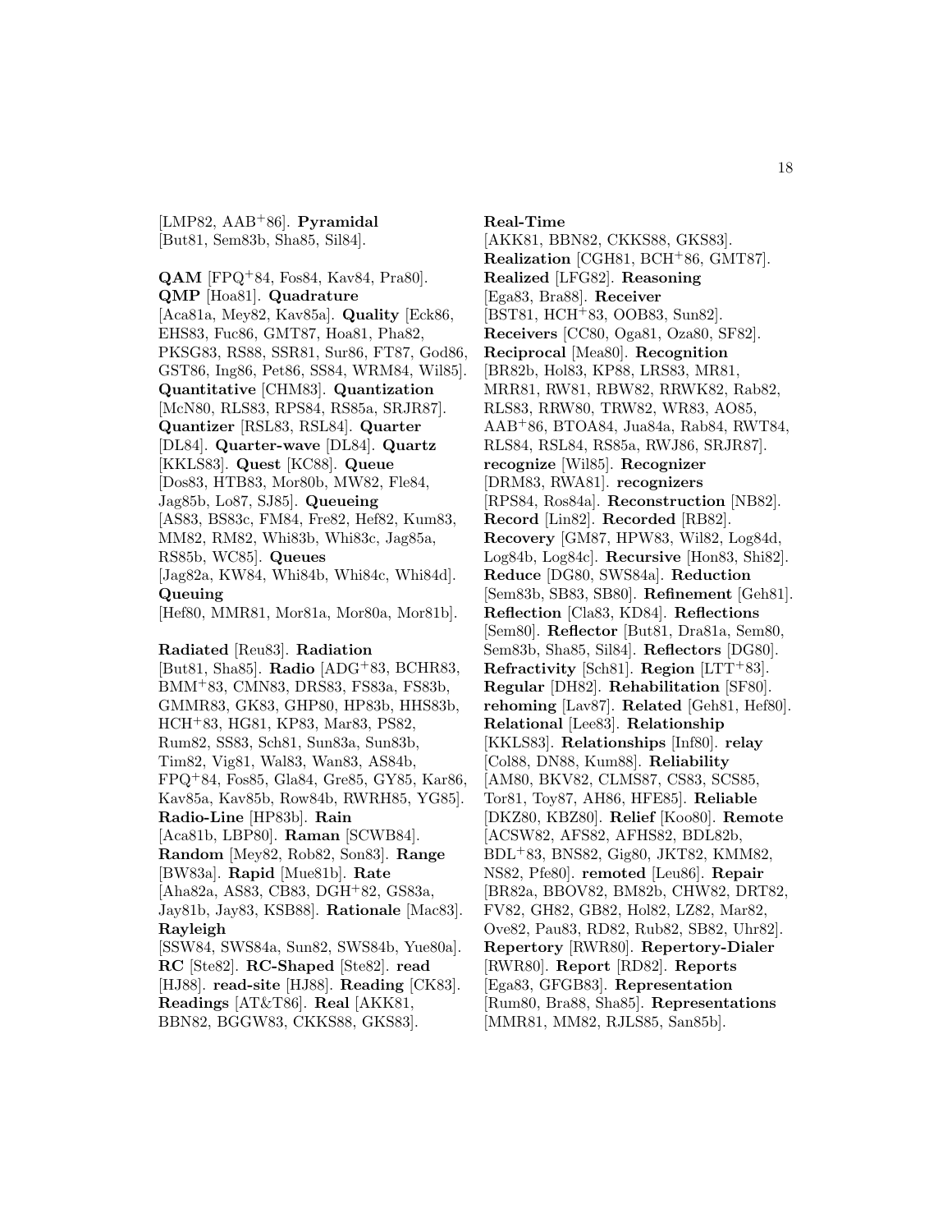[LMP82, AAB+86]. **Pyramidal** [But81, Sem83b, Sha85, Sil84].

**QAM** [FPQ+84, Fos84, Kav84, Pra80]. **QMP** [Hoa81]. **Quadrature** [Aca81a, Mey82, Kav85a]. **Quality** [Eck86, EHS83, Fuc86, GMT87, Hoa81, Pha82, PKSG83, RS88, SSR81, Sur86, FT87, God86, GST86, Ing86, Pet86, SS84, WRM84, Wil85]. **Quantitative** [CHM83]. **Quantization** [McN80, RLS83, RPS84, RS85a, SRJR87]. **Quantizer** [RSL83, RSL84]. **Quarter** [DL84]. **Quarter-wave** [DL84]. **Quartz** [KKLS83]. **Quest** [KC88]. **Queue** [Dos83, HTB83, Mor80b, MW82, Fle84, Jag85b, Lo87, SJ85]. **Queueing** [AS83, BS83c, FM84, Fre82, Hef82, Kum83, MM82, RM82, Whi83b, Whi83c, Jag85a, RS85b, WC85]. **Queues** [Jag82a, KW84, Whi84b, Whi84c, Whi84d]. **Queuing** [Hef80, MMR81, Mor81a, Mor80a, Mor81b].

**Radiated** [Reu83]. **Radiation** [But81, Sha85]. **Radio** [ADG+83, BCHR83, BMM+83, CMN83, DRS83, FS83a, FS83b, GMMR83, GK83, GHP80, HP83b, HHS83b, HCH+83, HG81, KP83, Mar83, PS82, Rum82, SS83, Sch81, Sun83a, Sun83b, Tim82, Vig81, Wal83, Wan83, AS84b, FPQ+84, Fos85, Gla84, Gre85, GY85, Kar86, Kav85a, Kav85b, Row84b, RWRH85, YG85]. **Radio-Line** [HP83b]. **Rain** [Aca81b, LBP80]. **Raman** [SCWB84]. **Random** [Mey82, Rob82, Son83]. **Range** [BW83a]. **Rapid** [Mue81b]. **Rate** [Aha82a, AS83, CB83, DGH+82, GS83a, Jay81b, Jay83, KSB88]. **Rationale** [Mac83]. **Rayleigh** [SSW84, SWS84a, Sun82, SWS84b, Yue80a]. **RC** [Ste82]. **RC-Shaped** [Ste82]. **read** [HJ88]. **read-site** [HJ88]. **Reading** [CK83]. **Readings** [AT&T86]. **Real** [AKK81, BBN82, BGGW83, CKKS88, GKS83].

**Real-Time** [AKK81, BBN82, CKKS88, GKS83]. **Realization** [CGH81, BCH+86, GMT87]. **Realized** [LFG82]. **Reasoning** [Ega83, Bra88]. **Receiver** [BST81, HCH+83, OOB83, Sun82]. **Receivers** [CC80, Oga81, Oza80, SF82]. **Reciprocal** [Mea80]. **Recognition** [BR82b, Hol83, KP88, LRS83, MR81, MRR81, RW81, RBW82, RRWK82, Rab82, RLS83, RRW80, TRW82, WR83, AO85, AAB+86, BTOA84, Jua84a, Rab84, RWT84, RLS84, RSL84, RS85a, RWJ86, SRJR87]. **recognize** [Wil85]. **Recognizer** [DRM83, RWA81]. **recognizers** [RPS84, Ros84a]. **Reconstruction** [NB82]. **Record** [Lin82]. **Recorded** [RB82]. **Recovery** [GM87, HPW83, Wil82, Log84d, Log84b, Log84c]. **Recursive** [Hon83, Shi82]. **Reduce** [DG80, SWS84a]. **Reduction** [Sem83b, SB83, SB80]. **Refinement** [Geh81]. **Reflection** [Cla83, KD84]. **Reflections** [Sem80]. **Reflector** [But81, Dra81a, Sem80, Sem83b, Sha85, Sil84]. **Reflectors** [DG80]. **Refractivity** [Sch81]. **Region** [LTT+83]. **Regular** [DH82]. **Rehabilitation** [SF80]. **rehoming** [Lav87]. **Related** [Geh81, Hef80]. **Relational** [Lee83]. **Relationship** [KKLS83]. **Relationships** [Inf80]. **relay** [Col88, DN88, Kum88]. **Reliability** [AM80, BKV82, CLMS87, CS83, SCS85, Tor81, Toy87, AH86, HFE85]. **Reliable** [DKZ80, KBZ80]. **Relief** [Koo80]. **Remote** [ACSW82, AFS82, AFHS82, BDL82b, BDL+83, BNS82, Gig80, JKT82, KMM82, NS82, Pfe80]. **remoted** [Leu86]. **Repair** [BR82a, BBOV82, BM82b, CHW82, DRT82, FV82, GH82, GB82, Hol82, LZ82, Mar82, Ove82, Pau83, RD82, Rub82, SB82, Uhr82]. **Repertory** [RWR80]. **Repertory-Dialer** [RWR80]. **Report** [RD82]. **Reports** [Ega83, GFGB83]. **Representation** [Rum80, Bra88, Sha85]. **Representations** [MMR81, MM82, RJLS85, San85b].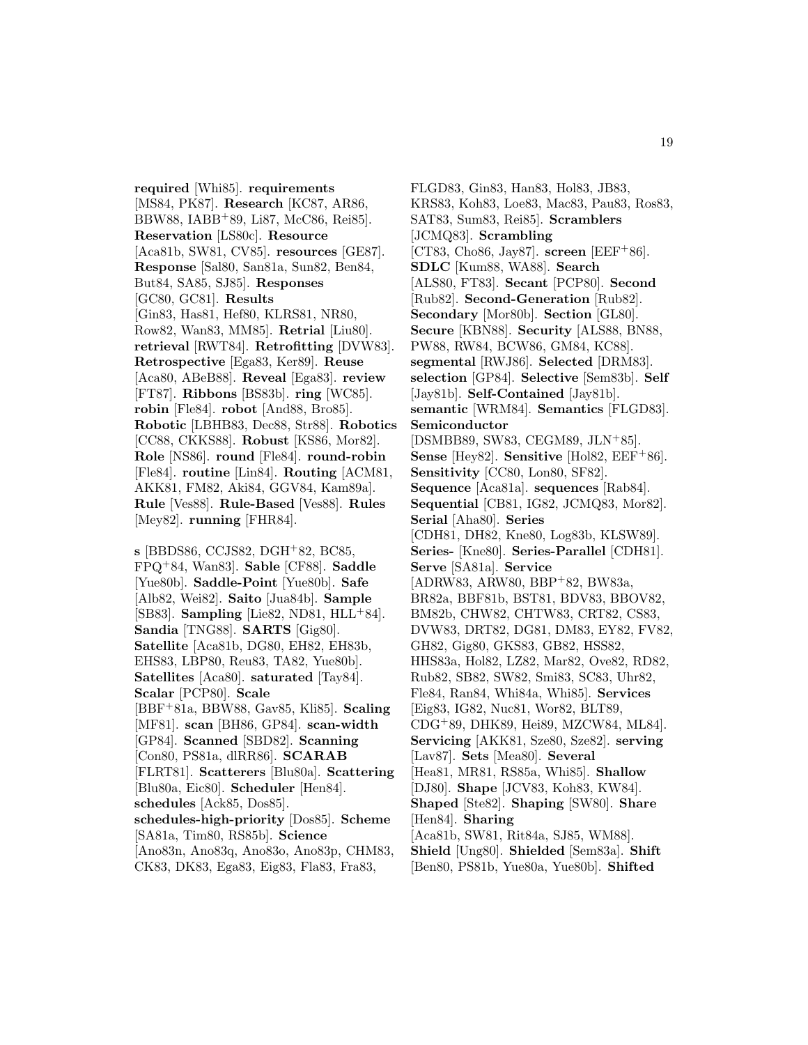**required** [Whi85]. **requirements** [MS84, PK87]. **Research** [KC87, AR86, BBW88, IABB+89, Li87, McC86, Rei85]. **Reservation** [LS80c]. **Resource** [Aca81b, SW81, CV85]. **resources** [GE87]. **Response** [Sal80, San81a, Sun82, Ben84, But84, SA85, SJ85]. **Responses** [GC80, GC81]. **Results** [Gin83, Has81, Hef80, KLRS81, NR80, Row82, Wan83, MM85]. **Retrial** [Liu80]. **retrieval** [RWT84]. **Retrofitting** [DVW83]. **Retrospective** [Ega83, Ker89]. **Reuse** [Aca80, ABeB88]. **Reveal** [Ega83]. **review** [FT87]. **Ribbons** [BS83b]. **ring** [WC85]. **robin** [Fle84]. **robot** [And88, Bro85]. **Robotic** [LBHB83, Dec88, Str88]. **Robotics** [CC88, CKKS88]. **Robust** [KS86, Mor82]. **Role** [NS86]. **round** [Fle84]. **round-robin** [Fle84]. **routine** [Lin84]. **Routing** [ACM81, AKK81, FM82, Aki84, GGV84, Kam89a]. **Rule** [Ves88]. **Rule-Based** [Ves88]. **Rules** [Mey82]. **running** [FHR84].

**s** [BBDS86, CCJS82, DGH+82, BC85, FPQ+84, Wan83]. **Sable** [CF88]. **Saddle** [Yue80b]. **Saddle-Point** [Yue80b]. **Safe** [Alb82, Wei82]. **Saito** [Jua84b]. **Sample** [SB83]. **Sampling** [Lie82, ND81, HLL+84]. **Sandia** [TNG88]. **SARTS** [Gig80]. **Satellite** [Aca81b, DG80, EH82, EH83b, EHS83, LBP80, Reu83, TA82, Yue80b]. **Satellites** [Aca80]. **saturated** [Tay84]. **Scalar** [PCP80]. **Scale** [BBF+81a, BBW88, Gav85, Kli85]. **Scaling** [MF81]. **scan** [BH86, GP84]. **scan-width** [GP84]. **Scanned** [SBD82]. **Scanning** [Con80, PS81a, dlRR86]. **SCARAB** [FLRT81]. **Scatterers** [Blu80a]. **Scattering** [Blu80a, Eic80]. **Scheduler** [Hen84]. **schedules** [Ack85, Dos85]. **schedules-high-priority** [Dos85]. **Scheme** [SA81a, Tim80, RS85b]. **Science** [Ano83n, Ano83q, Ano83o, Ano83p, CHM83, CK83, DK83, Ega83, Eig83, Fla83, Fra83, FLGD83, Gin83, Han83, Hol83, JB83, KRS83, Koh83, Loe83, Mac83, Pau83, Ros83, SAT83, Sum83, Rei85]. **Scramblers** [JCMQ83]. **Scrambling** [CT83, Cho86, Jay87]. **screen** [EEF+86]. **SDLC** [Kum88, WA88]. **Search** [ALS80, FT83]. **Secant** [PCP80]. **Second** [Rub82]. **Second-Generation** [Rub82]. **Secondary** [Mor80b]. **Section** [GL80]. **Secure** [KBN88]. **Security** [ALS88, BN88, PW88, RW84, BCW86, GM84, KC88]. **segmental** [RWJ86]. **Selected** [DRM83]. **selection** [GP84]. **Selective** [Sem83b]. **Self** [Jay81b]. **Self-Contained** [Jay81b]. **semantic** [WRM84]. **Semantics** [FLGD83]. **Semiconductor** [DSMBB89, SW83, CEGM89, JLN+85]. **Sense** [Hey82]. **Sensitive** [Hol82, EEF+86]. **Sensitivity** [CC80, Lon80, SF82]. **Sequence** [Aca81a]. **sequences** [Rab84]. **Sequential** [CB81, IG82, JCMQ83, Mor82]. **Serial** [Aha80]. **Series** [CDH81, DH82, Kne80, Log83b, KLSW89]. **Series-** [Kne80]. **Series-Parallel** [CDH81]. **Serve** [SA81a]. **Service** [ADRW83, ARW80, BBP+82, BW83a, BR82a, BBF81b, BST81, BDV83, BBOV82, BM82b, CHW82, CHTW83, CRT82, CS83, DVW83, DRT82, DG81, DM83, EY82, FV82, GH82, Gig80, GKS83, GB82, HSS82, HHS83a, Hol82, LZ82, Mar82, Ove82, RD82, Rub82, SB82, SW82, Smi83, SC83, Uhr82, Fle84, Ran84, Whi84a, Whi85]. **Services** [Eig83, IG82, Nuc81, Wor82, BLT89, CDG+89, DHK89, Hei89, MZCW84, ML84]. **Servicing** [AKK81, Sze80, Sze82]. **serving** [Lav87]. **Sets** [Mea80]. **Several** [Hea81, MR81, RS85a, Whi85]. **Shallow** [DJ80]. **Shape** [JCV83, Koh83, KW84]. **Shaped** [Ste82]. **Shaping** [SW80]. **Share** [Hen84]. **Sharing** [Aca81b, SW81, Rit84a, SJ85, WM88]. **Shield** [Ung80]. **Shielded** [Sem83a]. **Shift** [Ben80, PS81b, Yue80a, Yue80b]. **Shifted**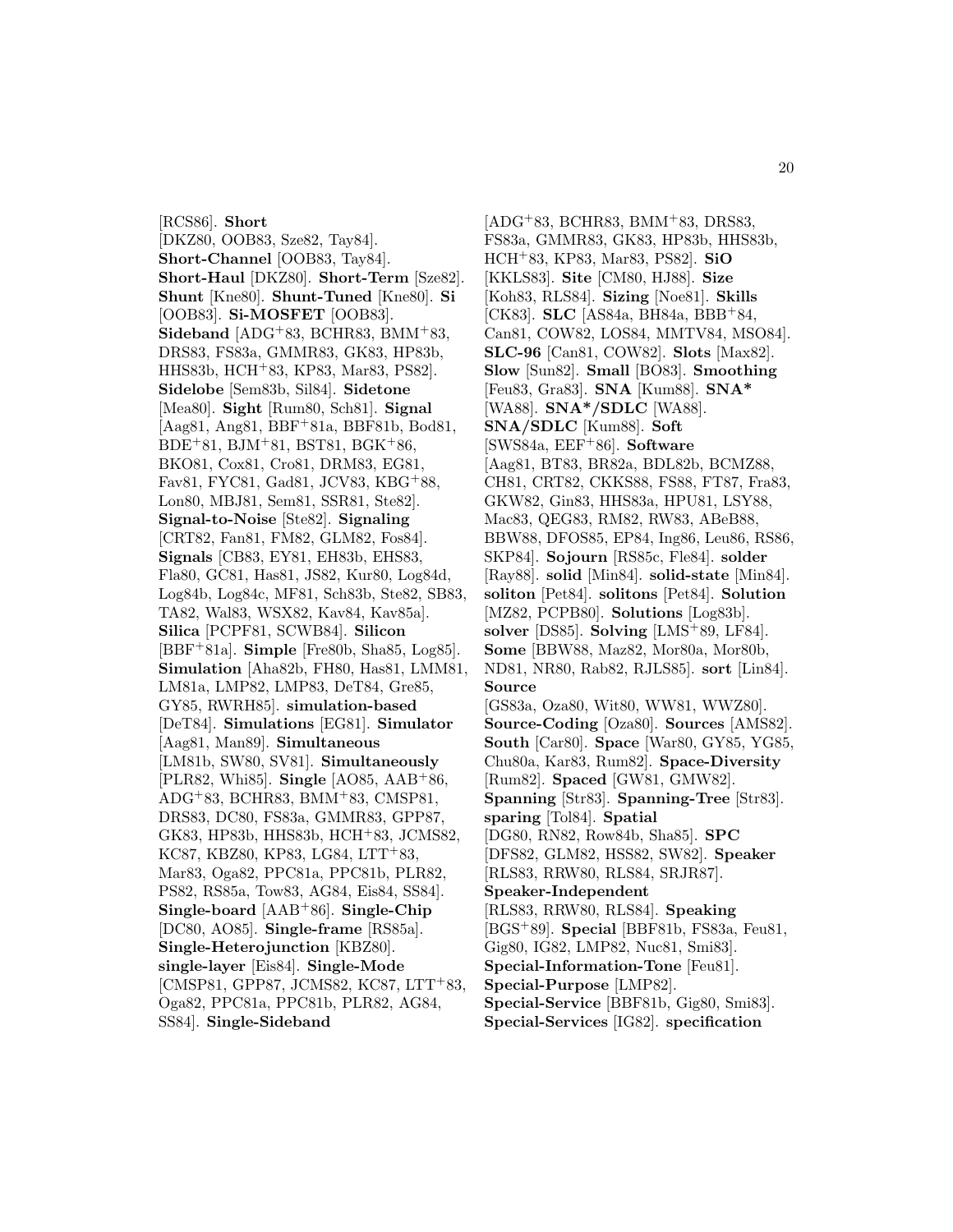[RCS86]. **Short** [DKZ80, OOB83, Sze82, Tay84]. **Short-Channel** [OOB83, Tay84]. **Short-Haul** [DKZ80]. **Short-Term** [Sze82]. **Shunt** [Kne80]. **Shunt-Tuned** [Kne80]. **Si** [OOB83]. **Si-MOSFET** [OOB83]. **Sideband** [ADG+83, BCHR83, BMM+83, DRS83, FS83a, GMMR83, GK83, HP83b, HHS83b, HCH+83, KP83, Mar83, PS82]. **Sidelobe** [Sem83b, Sil84]. **Sidetone** [Mea80]. **Sight** [Rum80, Sch81]. **Signal** [Aag81, Ang81, BBF+81a, BBF81b, Bod81, BDE+81, BJM+81, BST81, BGK+86, BKO81, Cox81, Cro81, DRM83, EG81, Fav81, FYC81, Gad81, JCV83, KBG+88, Lon80, MBJ81, Sem81, SSR81, Ste82]. **Signal-to-Noise** [Ste82]. **Signaling** [CRT82, Fan81, FM82, GLM82, Fos84]. **Signals** [CB83, EY81, EH83b, EHS83, Fla80, GC81, Has81, JS82, Kur80, Log84d, Log84b, Log84c, MF81, Sch83b, Ste82, SB83, TA82, Wal83, WSX82, Kav84, Kav85a]. **Silica** [PCPF81, SCWB84]. **Silicon** [BBF+81a]. **Simple** [Fre80b, Sha85, Log85]. **Simulation** [Aha82b, FH80, Has81, LMM81, LM81a, LMP82, LMP83, DeT84, Gre85, GY85, RWRH85]. **simulation-based** [DeT84]. **Simulations** [EG81]. **Simulator** [Aag81, Man89]. **Simultaneous** [LM81b, SW80, SV81]. **Simultaneously** [PLR82, Whi85]. **Single** [AO85, AAB+86, ADG+83, BCHR83, BMM+83, CMSP81, DRS83, DC80, FS83a, GMMR83, GPP87, GK83, HP83b, HHS83b, HCH+83, JCMS82, KC87, KBZ80, KP83, LG84, LTT+83, Mar83, Oga82, PPC81a, PPC81b, PLR82, PS82, RS85a, Tow83, AG84, Eis84, SS84]. **Single-board** [AAB+86]. **Single-Chip** [DC80, AO85]. **Single-frame** [RS85a]. **Single-Heterojunction** [KBZ80]. **single-layer** [Eis84]. **Single-Mode** [CMSP81, GPP87, JCMS82, KC87, LTT+83, Oga82, PPC81a, PPC81b, PLR82, AG84, SS84]. **Single-Sideband** [ADG+83, BCHR83, BMM+83, DRS83, FS83a, GMMR83, GK83, HP83b, HHS83b, HCH+83, KP83, Mar83, PS82]. **SiO** [KKLS83]. **Site** [CM80, HJ88]. **Size** [Koh83, RLS84]. **Sizing** [Noe81]. **Skills** [CK83]. **SLC** [AS84a, BH84a, BBB+84, Can81, COW82, LOS84, MMTV84, MSO84]. **SLC-96** [Can81, COW82]. **Slots** [Max82]. **Slow** [Sun82]. **Small** [BO83]. **Smoothing** [Feu83, Gra83]. **SNA** [Kum88]. **SNA*** [WA88]. **SNA*/SDLC** [WA88]. **SNA/SDLC** [Kum88]. **Soft** [SWS84a, EEF+86]. **Software** [Aag81, BT83, BR82a, BDL82b, BCMZ88, CH81, CRT82, CKKS88, FS88, FT87, Fra83, GKW82, Gin83, HHS83a, HPU81, LSY88, Mac83, QEG83, RM82, RW83, ABeB88, BBW88, DFOS85, EP84, Ing86, Leu86, RS86, SKP84]. **Sojourn** [RS85c, Fle84]. **solder** [Ray88]. **solid** [Min84]. **solid-state** [Min84]. **soliton** [Pet84]. **solitons** [Pet84]. **Solution** [MZ82, PCPB80]. **Solutions** [Log83b]. **solver** [DS85]. **Solving** [LMS+89, LF84]. **Some** [BBW88, Maz82, Mor80a, Mor80b, ND81, NR80, Rab82, RJLS85]. **sort** [Lin84]. **Source** [GS83a, Oza80, Wit80, WW81, WWZ80]. **Source-Coding** [Oza80]. **Sources** [AMS82]. **South** [Car80]. **Space** [War80, GY85, YG85, Chu80a, Kar83, Rum82]. **Space-Diversity** [Rum82]. **Spaced** [GW81, GMW82]. **Spanning** [Str83]. **Spanning-Tree** [Str83]. **sparing** [Tol84]. **Spatial** [DG80, RN82, Row84b, Sha85]. **SPC** [DFS82, GLM82, HSS82, SW82]. **Speaker** [RLS83, RRW80, RLS84, SRJR87]. **Speaker-Independent** [RLS83, RRW80, RLS84]. **Speaking** [BGS+89]. **Special** [BBF81b, FS83a, Feu81, Gig80, IG82, LMP82, Nuc81, Smi83]. **Special-Information-Tone** [Feu81]. **Special-Purpose** [LMP82]. **Special-Service** [BBF81b, Gig80, Smi83]. **Special-Services** [IG82]. **specification**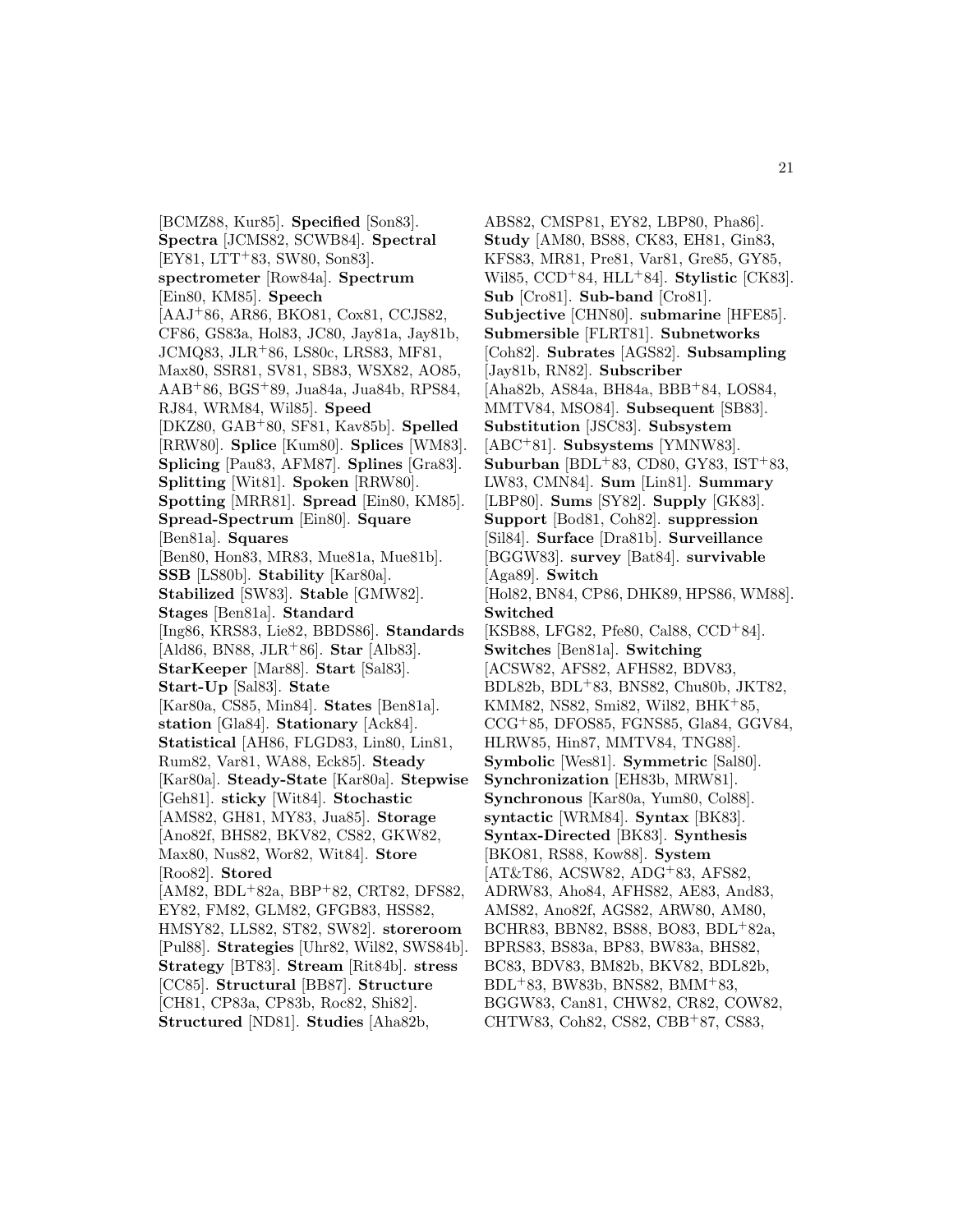[BCMZ88, Kur85]. **Specified** [Son83]. **Spectra** [JCMS82, SCWB84]. **Spectral** [EY81, LTT+83, SW80, Son83]. **spectrometer** [Row84a]. **Spectrum** [Ein80, KM85]. **Speech** [AAJ+86, AR86, BKO81, Cox81, CCJS82, CF86, GS83a, Hol83, JC80, Jay81a, Jay81b, JCMQ83, JLR+86, LS80c, LRS83, MF81, Max80, SSR81, SV81, SB83, WSX82, AO85, AAB+86, BGS+89, Jua84a, Jua84b, RPS84, RJ84, WRM84, Wil85]. **Speed** [DKZ80, GAB+80, SF81, Kav85b]. **Spelled** [RRW80]. **Splice** [Kum80]. **Splices** [WM83]. **Splicing** [Pau83, AFM87]. **Splines** [Gra83]. **Splitting** [Wit81]. **Spoken** [RRW80]. **Spotting** [MRR81]. **Spread** [Ein80, KM85]. **Spread-Spectrum** [Ein80]. **Square** [Ben81a]. **Squares** [Ben80, Hon83, MR83, Mue81a, Mue81b]. **SSB** [LS80b]. **Stability** [Kar80a]. **Stabilized** [SW83]. **Stable** [GMW82]. **Stages** [Ben81a]. **Standard** [Ing86, KRS83, Lie82, BBDS86]. **Standards** [Ald86, BN88, JLR+86]. **Star** [Alb83]. **StarKeeper** [Mar88]. **Start** [Sal83]. **Start-Up** [Sal83]. **State** [Kar80a, CS85, Min84]. **States** [Ben81a]. **station** [Gla84]. **Stationary** [Ack84]. **Statistical** [AH86, FLGD83, Lin80, Lin81, Rum82, Var81, WA88, Eck85]. **Steady** [Kar80a]. **Steady-State** [Kar80a]. **Stepwise** [Geh81]. **sticky** [Wit84]. **Stochastic** [AMS82, GH81, MY83, Jua85]. **Storage** [Ano82f, BHS82, BKV82, CS82, GKW82, Max80, Nus82, Wor82, Wit84]. **Store** [Roo82]. **Stored** [AM82, BDL+82a, BBP+82, CRT82, DFS82, EY82, FM82, GLM82, GFGB83, HSS82, HMSY82, LLS82, ST82, SW82]. **storeroom** [Pul88]. **Strategies** [Uhr82, Wil82, SWS84b]. **Strategy** [BT83]. **Stream** [Rit84b]. **stress** [CC85]. **Structural** [BB87]. **Structure** [CH81, CP83a, CP83b, Roc82, Shi82]. **Structured** [ND81]. **Studies** [Aha82b, ABS82, CMSP81, EY82, LBP80, Pha86]. **Study** [AM80, BS88, CK83, EH81, Gin83, KFS83, MR81, Pre81, Var81, Gre85, GY85, Wil85, CCD+84, HLL+84]. **Stylistic** [CK83]. **Sub** [Cro81]. **Sub-band** [Cro81]. **Subjective** [CHN80]. **submarine** [HFE85]. **Submersible** [FLRT81]. **Subnetworks** [Coh82]. **Subrates** [AGS82]. **Subsampling** [Jay81b, RN82]. **Subscriber** [Aha82b, AS84a, BH84a, BBB+84, LOS84, MMTV84, MSO84]. **Subsequent** [SB83]. **Substitution** [JSC83]. **Subsystem** [ABC+81]. **Subsystems** [YMNW83]. **Suburban** [BDL+83, CD80, GY83, IST+83, LW83, CMN84]. **Sum** [Lin81]. **Summary** [LBP80]. **Sums** [SY82]. **Supply** [GK83]. **Support** [Bod81, Coh82]. **suppression** [Sil84]. **Surface** [Dra81b]. **Surveillance** [BGGW83]. **survey** [Bat84]. **survivable** [Aga89]. **Switch** [Hol82, BN84, CP86, DHK89, HPS86, WM88]. **Switched** [KSB88, LFG82, Pfe80, Cal88, CCD+84]. **Switches** [Ben81a]. **Switching** [ACSW82, AFS82, AFHS82, BDV83, BDL82b, BDL+83, BNS82, Chu80b, JKT82, KMM82, NS82, Smi82, Wil82, BHK+85, CCG+85, DFOS85, FGNS85, Gla84, GGV84, HLRW85, Hin87, MMTV84, TNG88]. **Symbolic** [Wes81]. **Symmetric** [Sal80]. **Synchronization** [EH83b, MRW81]. **Synchronous** [Kar80a, Yum80, Col88]. **syntactic** [WRM84]. **Syntax** [BK83]. **Syntax-Directed** [BK83]. **Synthesis** [BKO81, RS88, Kow88]. **System** [AT&T86, ACSW82, ADG+83, AFS82, ADRW83, Aho84, AFHS82, AE83, And83, AMS82, Ano82f, AGS82, ARW80, AM80, BCHR83, BBN82, BS88, BO83, BDL+82a, BPRS83, BS83a, BP83, BW83a, BHS82, BC83, BDV83, BM82b, BKV82, BDL82b, BDL+83, BW83b, BNS82, BMM+83, BGGW83, Can81, CHW82, CR82, COW82, CHTW83, Coh82, CS82, CBB+87, CS83,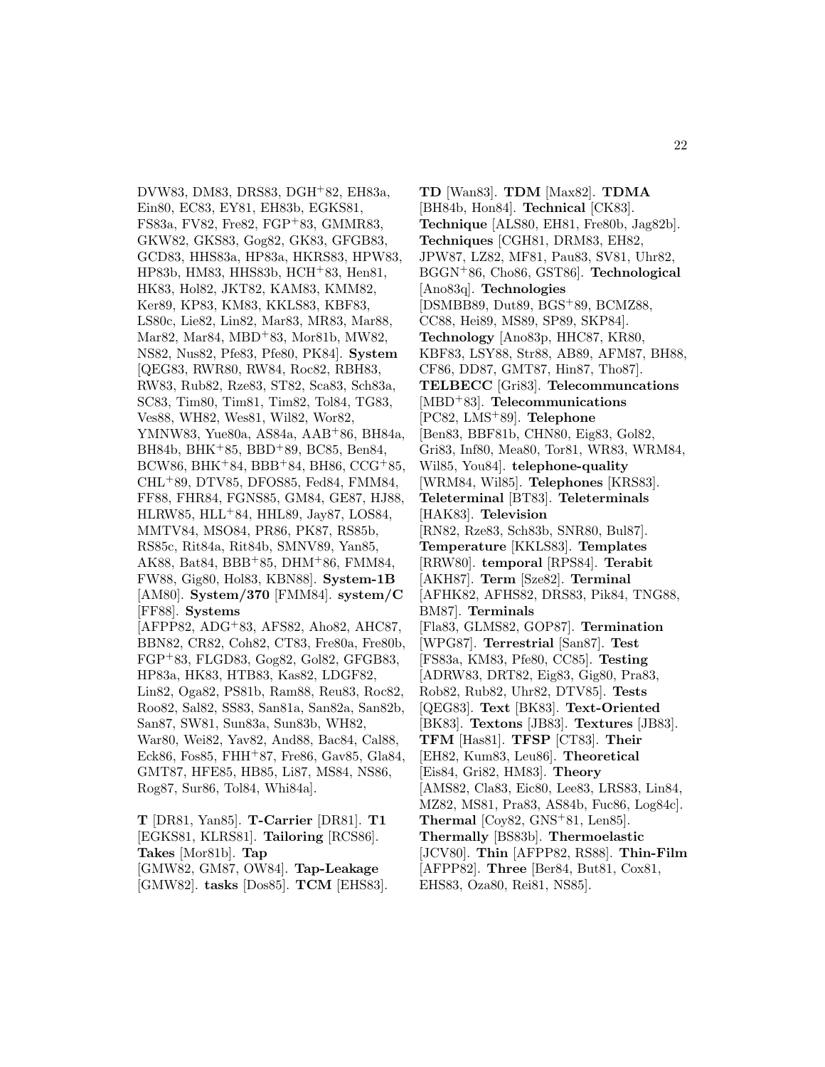DVW83, DM83, DRS83, DGH[+]82, EH83a, Ein80, EC83, EY81, EH83b, EGKS81, FS83a, FV82, Fre82, FGP[+]83, GMMR83, GKW82, GKS83, Gog82, GK83, GFGB83, GCD83, HHS83a, HP83a, HKRS83, HPW83, HP83b, HM83, HHS83b, HCH[+]83, Hen81, HK83, Hol82, JKT82, KAM83, KMM82, Ker89, KP83, KM83, KKLS83, KBF83, LS80c, Lie82, Lin82, Mar83, MR83, Mar88, Mar82, Mar84, MBD[+]83, Mor81b, MW82, NS82, Nus82, Pfe83, Pfe80, PK84]. **System** [QEG83, RWR80, RW84, Roc82, RBH83, RW83, Rub82, Rze83, ST82, Sca83, Sch83a, SC83, Tim80, Tim81, Tim82, Tol84, TG83, Ves88, WH82, Wes81, Wil82, Wor82, YMNW83, Yue80a, AS84a, AAB[+]86, BH84a, BH84b, BHK[+]85, BBD[+]89, BC85, Ben84, BCW86, BHK[+]84, BBB[+]84, BH86, CCG[+]85, CHL[+]89, DTV85, DFOS85, Fed84, FMM84, FF88, FHR84, FGNS85, GM84, GE87, HJ88, HLRW85, HLL[+]84, HHL89, Jay87, LOS84, MMTV84, MSO84, PR86, PK87, RS85b, RS85c, Rit84a, Rit84b, SMNV89, Yan85, AK88, Bat84, BBB[+]85, DHM[+]86, FMM84, FW88, Gig80, Hol83, KBN88]. **System-1B** [AM80]. **System/370** [FMM84]. **system/C** [FF88]. **Systems** [AFPP82, ADG[+]83, AFS82, Aho82, AHC87, BBN82, CR82, Coh82, CT83, Fre80a, Fre80b, FGP[+]83, FLGD83, Gog82, Gol82, GFGB83, HP83a, HK83, HTB83, Kas82, LDGF82, Lin82, Oga82, PS81b, Ram88, Reu83, Roc82, Roo82, Sal82, SS83, San81a, San82a, San82b, San87, SW81, Sun83a, Sun83b, WH82, War80, Wei82, Yav82, And88, Bac84, Cal88, Eck86, Fos85, FHH[+]87, Fre86, Gav85, Gla84, GMT87, HFE85, HB85, Li87, MS84, NS86, Rog87, Sur86, Tol84, Whi84a].

**T** [DR81, Yan85]. **T-Carrier** [DR81]. **T1** [EGKS81, KLRS81]. **Tailoring** [RCS86]. **Takes** [Mor81b]. **Tap** [GMW82, GM87, OW84]. **Tap-Leakage** [GMW82]. **tasks** [Dos85]. **TCM** [EHS83]. **TD** [Wan83]. **TDM** [Max82]. **TDMA** [BH84b, Hon84]. **Technical** [CK83]. **Technique** [ALS80, EH81, Fre80b, Jag82b]. **Techniques** [CGH81, DRM83, EH82, JPW87, LZ82, MF81, Pau83, SV81, Uhr82, BGGN[+]86, Cho86, GST86]. **Technological** [Ano83q]. **Technologies** [DSMBB89, Dut89, BGS[+]89, BCMZ88, CC88, Hei89, MS89, SP89, SKP84]. **Technology** [Ano83p, HHC87, KR80, KBF83, LSY88, Str88, AB89, AFM87, BH88, CF86, DD87, GMT87, Hin87, Tho87]. **TELBECC** [Gri83]. **Telecommuncations** [MBD[+]83]. **Telecommunications** [PC82, LMS[+]89]. **Telephone** [Ben83, BBF81b, CHN80, Eig83, Gol82, Gri83, Inf80, Mea80, Tor81, WR83, WRM84, Wil85, You84]. **telephone-quality** [WRM84, Wil85]. **Telephones** [KRS83]. **Teleterminal** [BT83]. **Teleterminals** [HAK83]. **Television** [RN82, Rze83, Sch83b, SNR80, Bul87]. **Temperature** [KKLS83]. **Templates** [RRW80]. **temporal** [RPS84]. **Terabit** [AKH87]. **Term** [Sze82]. **Terminal** [AFHK82, AFHS82, DRS83, Pik84, TNG88, BM87]. **Terminals** [Fla83, GLMS82, GOP87]. **Termination** [WPG87]. **Terrestrial** [San87]. **Test** [FS83a, KM83, Pfe80, CC85]. **Testing** [ADRW83, DRT82, Eig83, Gig80, Pra83, Rob82, Rub82, Uhr82, DTV85]. **Tests** [QEG83]. **Text** [BK83]. **Text-Oriented** [BK83]. **Textons** [JB83]. **Textures** [JB83]. **TFM** [Has81]. **TFSP** [CT83]. **Their** [EH82, Kum83, Leu86]. **Theoretical** [Eis84, Gri82, HM83]. **Theory** [AMS82, Cla83, Eic80, Lee83, LRS83, Lin84, MZ82, MS81, Pra83, AS84b, Fuc86, Log84c]. **Thermal** [Coy82, GNS[+]81, Len85]. **Thermally** [BS83b]. **Thermoelastic** [JCV80]. **Thin** [AFPP82, RS88]. **Thin-Film** [AFPP82]. **Three** [Ber84, But81, Cox81, EHS83, Oza80, Rei81, NS85].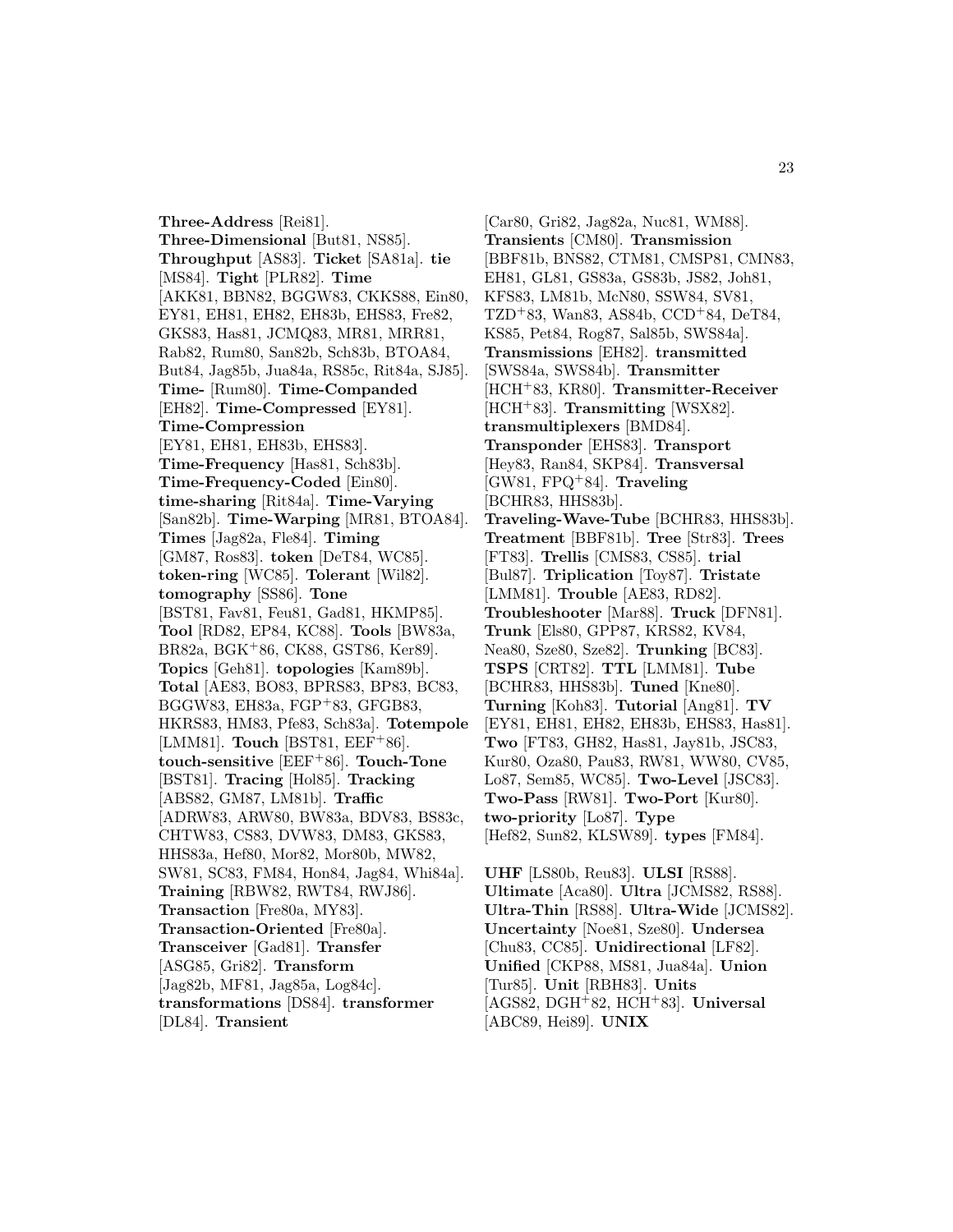**Three-Address** [Rei81]. **Three-Dimensional** [But81, NS85]. **Throughput** [AS83]. **Ticket** [SA81a]. **tie** [MS84]. **Tight** [PLR82]. **Time** [AKK81, BBN82, BGGW83, CKKS88, Ein80, EY81, EH81, EH82, EH83b, EHS83, Fre82, GKS83, Has81, JCMQ83, MR81, MRR81, Rab82, Rum80, San82b, Sch83b, BTOA84, But84, Jag85b, Jua84a, RS85c, Rit84a, SJ85]. **Time-** [Rum80]. **Time-Companded** [EH82]. **Time-Compressed** [EY81]. **Time-Compression** [EY81, EH81, EH83b, EHS83]. **Time-Frequency** [Has81, Sch83b]. **Time-Frequency-Coded** [Ein80]. **time-sharing** [Rit84a]. **Time-Varying** [San82b]. **Time-Warping** [MR81, BTOA84]. **Times** [Jag82a, Fle84]. **Timing** [GM87, Ros83]. **token** [DeT84, WC85]. **token-ring** [WC85]. **Tolerant** [Wil82]. **tomography** [SS86]. **Tone** [BST81, Fav81, Feu81, Gad81, HKMP85]. **Tool** [RD82, EP84, KC88]. **Tools** [BW83a, BR82a, BGK+86, CK88, GST86, Ker89]. **Topics** [Geh81]. **topologies** [Kam89b]. **Total** [AE83, BO83, BPRS83, BP83, BC83, BGGW83, EH83a, FGP+83, GFGB83, HKRS83, HM83, Pfe83, Sch83a]. **Totempole** [LMM81]. **Touch** [BST81, EEF+86]. **touch-sensitive** [EEF+86]. **Touch-Tone** [BST81]. **Tracing** [Hol85]. **Tracking** [ABS82, GM87, LM81b]. **Traffic** [ADRW83, ARW80, BW83a, BDV83, BS83c, CHTW83, CS83, DVW83, DM83, GKS83, HHS83a, Hef80, Mor82, Mor80b, MW82, SW81, SC83, FM84, Hon84, Jag84, Whi84a]. **Training** [RBW82, RWT84, RWJ86]. **Transaction** [Fre80a, MY83]. **Transaction-Oriented** [Fre80a]. **Transceiver** [Gad81]. **Transfer** [ASG85, Gri82]. **Transform** [Jag82b, MF81, Jag85a, Log84c]. **transformations** [DS84]. **transformer** [DL84]. **Transient** [Car80, Gri82, Jag82a, Nuc81, WM88]. **Transients** [CM80]. **Transmission** [BBF81b, BNS82, CTM81, CMSP81, CMN83, EH81, GL81, GS83a, GS83b, JS82, Joh81, KFS83, LM81b, McN80, SSW84, SV81, TZD+83, Wan83, AS84b, CCD+84, DeT84, KS85, Pet84, Rog87, Sal85b, SWS84a]. **Transmissions** [EH82]. **transmitted** [SWS84a, SWS84b]. **Transmitter** [HCH+83, KR80]. **Transmitter-Receiver** [HCH+83]. **Transmitting** [WSX82]. **transmultiplexers** [BMD84]. **Transponder** [EHS83]. **Transport** [Hey83, Ran84, SKP84]. **Transversal** [GW81, FPQ+84]. **Traveling** [BCHR83, HHS83b]. **Traveling-Wave-Tube** [BCHR83, HHS83b]. **Treatment** [BBF81b]. **Tree** [Str83]. **Trees** [FT83]. **Trellis** [CMS83, CS85]. **trial** [Bul87]. **Triplication** [Toy87]. **Tristate** [LMM81]. **Trouble** [AE83, RD82]. **Troubleshooter** [Mar88]. **Truck** [DFN81]. **Trunk** [Els80, GPP87, KRS82, KV84, Nea80, Sze80, Sze82]. **Trunking** [BC83]. **TSPS** [CRT82]. **TTL** [LMM81]. **Tube** [BCHR83, HHS83b]. **Tuned** [Kne80]. **Turning** [Koh83]. **Tutorial** [Ang81]. **TV** [EY81, EH81, EH82, EH83b, EHS83, Has81]. **Two** [FT83, GH82, Has81, Jay81b, JSC83, Kur80, Oza80, Pau83, RW81, WW80, CV85, Lo87, Sem85, WC85]. **Two-Level** [JSC83]. **Two-Pass** [RW81]. **Two-Port** [Kur80]. **two-priority** [Lo87]. **Type** [Hef82, Sun82, KLSW89]. **types** [FM84].

**UHF** [LS80b, Reu83]. **ULSI** [RS88]. **Ultimate** [Aca80]. **Ultra** [JCMS82, RS88]. **Ultra-Thin** [RS88]. **Ultra-Wide** [JCMS82]. **Uncertainty** [Noe81, Sze80]. **Undersea** [Chu83, CC85]. **Unidirectional** [LF82]. **Unified** [CKP88, MS81, Jua84a]. **Union** [Tur85]. **Unit** [RBH83]. **Units** [AGS82, DGH+82, HCH+83]. **Universal** [ABC89, Hei89]. **UNIX**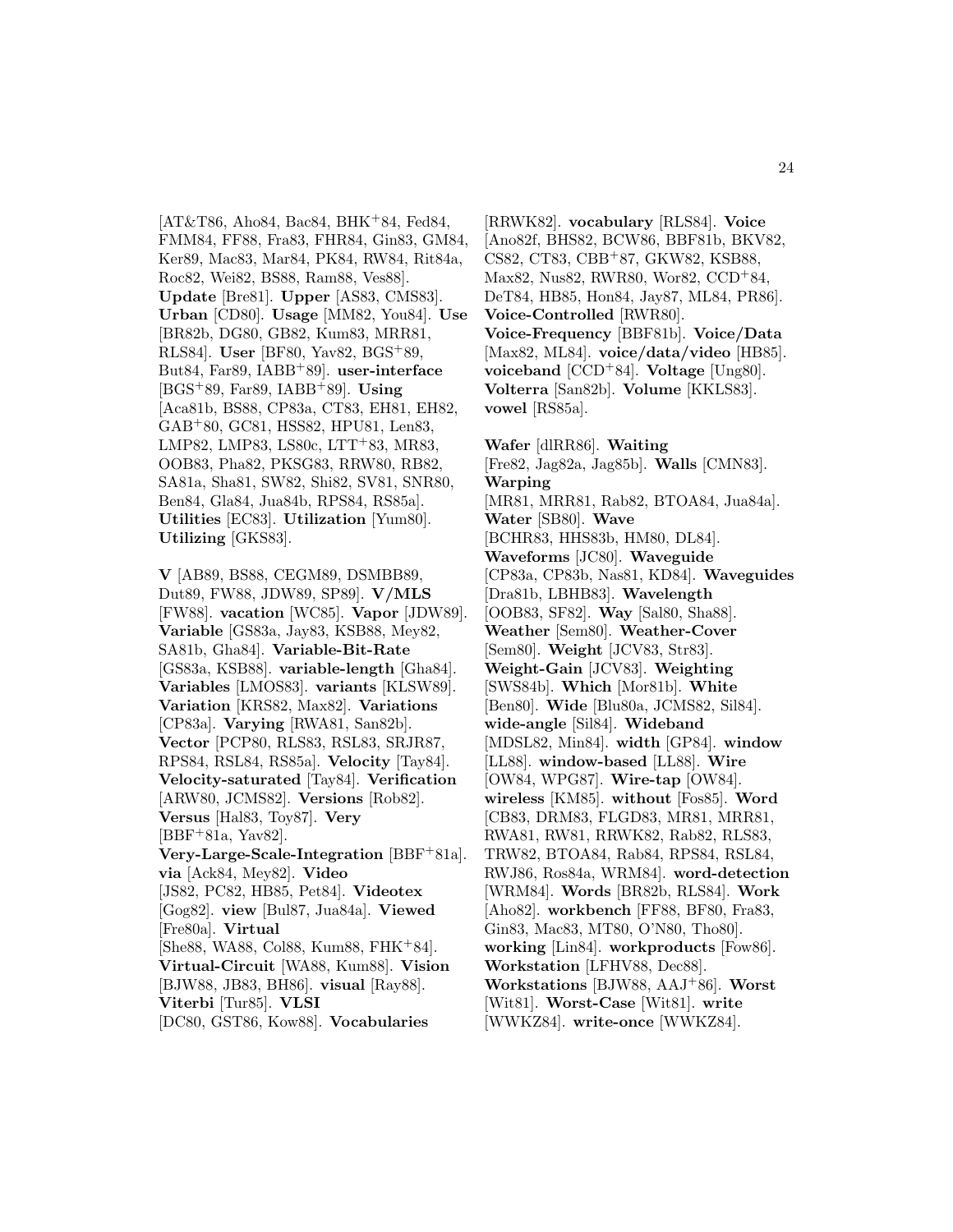[AT&T86, Aho84, Bac84, BHK[+]84, Fed84, FMM84, FF88, Fra83, FHR84, Gin83, GM84, Ker89, Mac83, Mar84, PK84, RW84, Rit84a, Roc82, Wei82, BS88, Ram88, Ves88]. **Update** [Bre81]. **Upper** [AS83, CMS83]. **Urban** [CD80]. **Usage** [MM82, You84]. **Use** [BR82b, DG80, GB82, Kum83, MRR81, RLS84]. **User** [BF80, Yav82, BGS[+]89, But84, Far89, IABB[+]89]. **user-interface** [BGS[+]89, Far89, IABB[+]89]. **Using** [Aca81b, BS88, CP83a, CT83, EH81, EH82, GAB[+]80, GC81, HSS82, HPU81, Len83, LMP82, LMP83, LS80c, LTT[+]83, MR83, OOB83, Pha82, PKSG83, RRW80, RB82, SA81a, Sha81, SW82, Shi82, SV81, SNR80, Ben84, Gla84, Jua84b, RPS84, RS85a]. **Utilities** [EC83]. **Utilization** [Yum80]. **Utilizing** [GKS83].

**V** [AB89, BS88, CEGM89, DSMBB89, Dut89, FW88, JDW89, SP89]. **V/MLS** [FW88]. **vacation** [WC85]. **Vapor** [JDW89]. **Variable** [GS83a, Jay83, KSB88, Mey82, SA81b, Gha84]. **Variable-Bit-Rate** [GS83a, KSB88]. **variable-length** [Gha84]. **Variables** [LMOS83]. **variants** [KLSW89]. **Variation** [KRS82, Max82]. **Variations** [CP83a]. **Varying** [RWA81, San82b]. **Vector** [PCP80, RLS83, RSL83, SRJR87, RPS84, RSL84, RS85a]. **Velocity** [Tay84]. **Velocity-saturated** [Tay84]. **Verification** [ARW80, JCMS82]. **Versions** [Rob82]. **Versus** [Hal83, Toy87]. **Very** [BBF[+]81a, Yav82]. **Very-Large-Scale-Integration** [BBF[+]81a]. **via** [Ack84, Mey82]. **Video** [JS82, PC82, HB85, Pet84]. **Videotex** [Gog82]. **view** [Bul87, Jua84a]. **Viewed** [Fre80a]. **Virtual** [She88, WA88, Col88, Kum88, FHK[+]84]. **Virtual-Circuit** [WA88, Kum88]. **Vision** [BJW88, JB83, BH86]. **visual** [Ray88]. **Viterbi** [Tur85]. **VLSI** [DC80, GST86, Kow88]. **Vocabularies** [RRWK82]. **vocabulary** [RLS84]. **Voice** [Ano82f, BHS82, BCW86, BBF81b, BKV82, CS82, CT83, CBB[+]87, GKW82, KSB88, Max82, Nus82, RWR80, Wor82, CCD[+]84, DeT84, HB85, Hon84, Jay87, ML84, PR86]. **Voice-Controlled** [RWR80]. **Voice-Frequency** [BBF81b]. **Voice/Data** [Max82, ML84]. **voice/data/video** [HB85]. **voiceband** [CCD[+]84]. **Voltage** [Ung80]. **Volterra** [San82b]. **Volume** [KKLS83]. **vowel** [RS85a].

**Wafer** [dlRR86]. **Waiting** [Fre82, Jag82a, Jag85b]. **Walls** [CMN83]. **Warping** [MR81, MRR81, Rab82, BTOA84, Jua84a]. **Water** [SB80]. **Wave** [BCHR83, HHS83b, HM80, DL84]. **Waveforms** [JC80]. **Waveguide** [CP83a, CP83b, Nas81, KD84]. **Waveguides** [Dra81b, LBHB83]. **Wavelength** [OOB83, SF82]. **Way** [Sal80, Sha88]. **Weather** [Sem80]. **Weather-Cover** [Sem80]. **Weight** [JCV83, Str83]. **Weight-Gain** [JCV83]. **Weighting** [SWS84b]. **Which** [Mor81b]. **White** [Ben80]. **Wide** [Blu80a, JCMS82, Sil84]. **wide-angle** [Sil84]. **Wideband** [MDSL82, Min84]. **width** [GP84]. **window** [LL88]. **window-based** [LL88]. **Wire** [OW84, WPG87]. **Wire-tap** [OW84]. **wireless** [KM85]. **without** [Fos85]. **Word** [CB83, DRM83, FLGD83, MR81, MRR81, RWA81, RW81, RRWK82, Rab82, RLS83, TRW82, BTOA84, Rab84, RPS84, RSL84, RWJ86, Ros84a, WRM84]. **word-detection** [WRM84]. **Words** [BR82b, RLS84]. **Work** [Aho82]. **workbench** [FF88, BF80, Fra83, Gin83, Mac83, MT80, O'N80, Tho80]. **working** [Lin84]. **workproducts** [Fow86]. **Workstation** [LFHV88, Dec88]. **Workstations** [BJW88, AAJ[+]86]. **Worst** [Wit81]. **Worst-Case** [Wit81]. **write** [WWKZ84]. **write-once** [WWKZ84].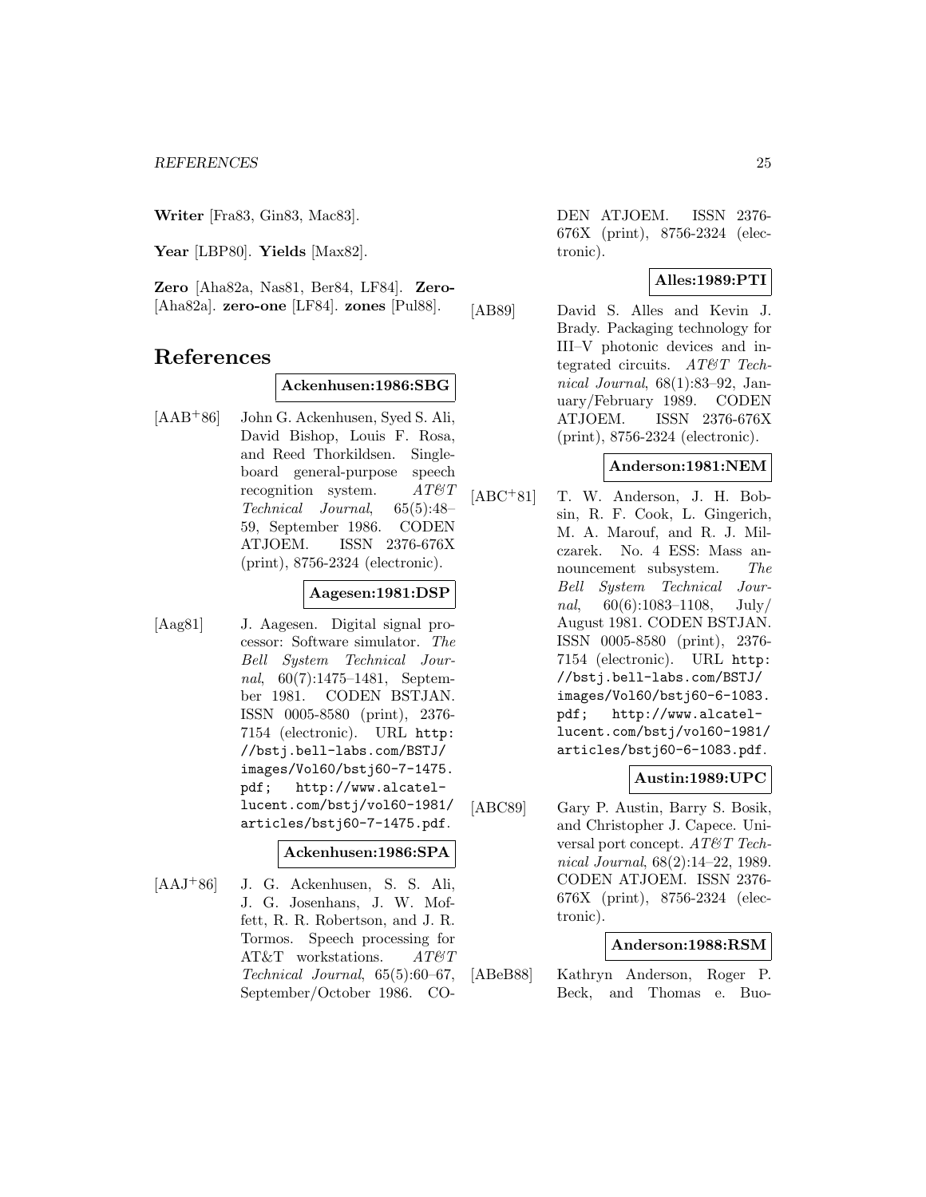**Writer** [Fra83, Gin83, Mac83].

**Year** [LBP80]. **Yields** [Max82].

**Zero** [Aha82a, Nas81, Ber84, LF84]. **Zero-** [Aha82a]. **zero-one** [LF84]. **zones** [Pul88].

# References

**Ackenhusen:1986:SBG**

[AAB+86] John G. Ackenhusen, Syed S. Ali, David Bishop, Louis F. Rosa, and Reed Thorkildsen. Single-board general-purpose speech recognition system. *AT&T Technical Journal*, 65(5):48–59, September 1986. CODEN ATJOEM. ISSN 2376-676X (print), 8756-2324 (electronic).

**Aagesen:1981:DSP**

[Aag81] J. Aagesen. Digital signal processor: Software simulator. *The Bell System Technical Journal*, 60(7):1475–1481, September 1981. CODEN BSTJAN. ISSN 0005-8580 (print), 2376-7154 (electronic). URL http://bstj.bell-labs.com/BSTJ/images/Vol60/bstj60-7-1475.pdf; http://www.alcatel-lucent.com/bstj/vol60-1981/articles/bstj60-7-1475.pdf.

**Ackenhusen:1986:SPA**

[AAJ+86] J. G. Ackenhusen, S. S. Ali, J. G. Josenhans, J. W. Moffett, R. R. Robertson, and J. R. Tormos. Speech processing for AT&T workstations. *AT&T Technical Journal*, 65(5):60–67, September/October 1986. CODEN ATJOEM. ISSN 2376-676X (print), 8756-2324 (electronic).

**Alles:1989:PTI**

[AB89] David S. Alles and Kevin J. Brady. Packaging technology for III–V photonic devices and integrated circuits. *AT&T Technical Journal*, 68(1):83–92, January/February 1989. CODEN ATJOEM. ISSN 2376-676X (print), 8756-2324 (electronic).

**Anderson:1981:NEM**

[ABC+81] T. W. Anderson, J. H. Bobsin, R. F. Cook, L. Gingerich, M. A. Marouf, and R. J. Milczarek. No. 4 ESS: Mass announcement subsystem. *The Bell System Technical Journal*, 60(6):1083–1108, July/August 1981. CODEN BSTJAN. ISSN 0005-8580 (print), 2376-7154 (electronic). URL http://bstj.bell-labs.com/BSTJ/images/Vol60/bstj60-6-1083.pdf; http://www.alcatel-lucent.com/bstj/vol60-1981/articles/bstj60-6-1083.pdf.

**Austin:1989:UPC**

[ABC89] Gary P. Austin, Barry S. Bosik, and Christopher J. Capece. Universal port concept. *AT&T Technical Journal*, 68(2):14–22, 1989. CODEN ATJOEM. ISSN 2376-676X (print), 8756-2324 (electronic).

**Anderson:1988:RSM**

[ABeB88] Kathryn Anderson, Roger P. Beck, and Thomas e. Buo-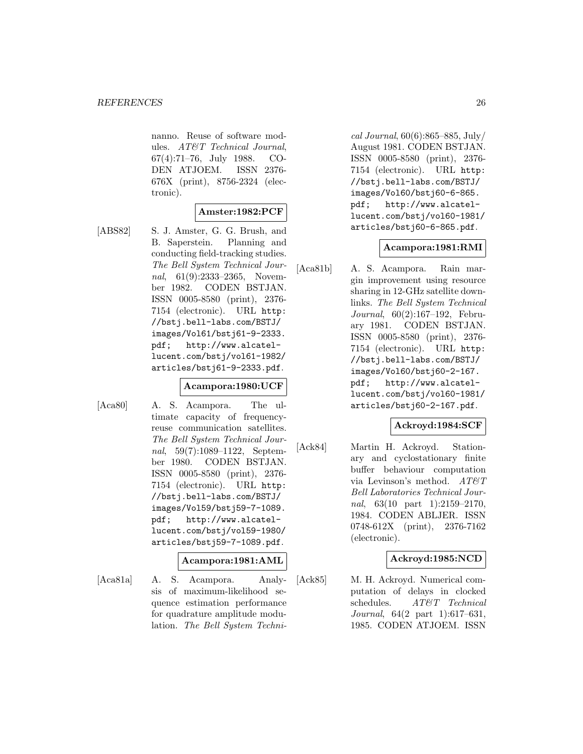nanno. Reuse of software modules. *AT&T Technical Journal*, 67(4):71–76, July 1988. CODEN ATJOEM. ISSN 2376-676X (print), 8756-2324 (electronic).

**Amster:1982:PCF**

[ABS82] S. J. Amster, G. G. Brush, and B. Saperstein. Planning and conducting field-tracking studies. *The Bell System Technical Journal*, 61(9):2333–2365, November 1982. CODEN BSTJAN. ISSN 0005-8580 (print), 2376-7154 (electronic). URL `http://bstj.bell-labs.com/BSTJ/images/Vol61/bstj61-9-2333.pdf`; `http://www.alcatel-lucent.com/bstj/vol61-1982/articles/bstj61-9-2333.pdf`.

**Acampora:1980:UCF**

[Aca80] A. S. Acampora. The ultimate capacity of frequency-reuse communication satellites. *The Bell System Technical Journal*, 59(7):1089–1122, September 1980. CODEN BSTJAN. ISSN 0005-8580 (print), 2376-7154 (electronic). URL `http://bstj.bell-labs.com/BSTJ/images/Vol59/bstj59-7-1089.pdf`; `http://www.alcatel-lucent.com/bstj/vol59-1980/articles/bstj59-7-1089.pdf`.

**Acampora:1981:AML**

[Aca81a] A. S. Acampora. Analysis of maximum-likelihood sequence estimation performance for quadrature amplitude modulation. *The Bell System Technical Journal*, 60(6):865–885, July/August 1981. CODEN BSTJAN. ISSN 0005-8580 (print), 2376-7154 (electronic). URL `http://bstj.bell-labs.com/BSTJ/images/Vol60/bstj60-6-865.pdf`; `http://www.alcatel-lucent.com/bstj/vol60-1981/articles/bstj60-6-865.pdf`.

**Acampora:1981:RMI**

[Aca81b] A. S. Acampora. Rain margin improvement using resource sharing in 12-GHz satellite downlinks. *The Bell System Technical Journal*, 60(2):167–192, February 1981. CODEN BSTJAN. ISSN 0005-8580 (print), 2376-7154 (electronic). URL `http://bstj.bell-labs.com/BSTJ/images/Vol60/bstj60-2-167.pdf`; `http://www.alcatel-lucent.com/bstj/vol60-1981/articles/bstj60-2-167.pdf`.

**Ackroyd:1984:SCF**

[Ack84] Martin H. Ackroyd. Stationary and cyclostationary finite buffer behaviour computation via Levinson's method. *AT&T Bell Laboratories Technical Journal*, 63(10 part 1):2159–2170, 1984. CODEN ABLJER. ISSN 0748-612X (print), 2376-7162 (electronic).

**Ackroyd:1985:NCD**

[Ack85] M. H. Ackroyd. Numerical computation of delays in clocked schedules. *AT&T Technical Journal*, 64(2 part 1):617–631, 1985. CODEN ATJOEM. ISSN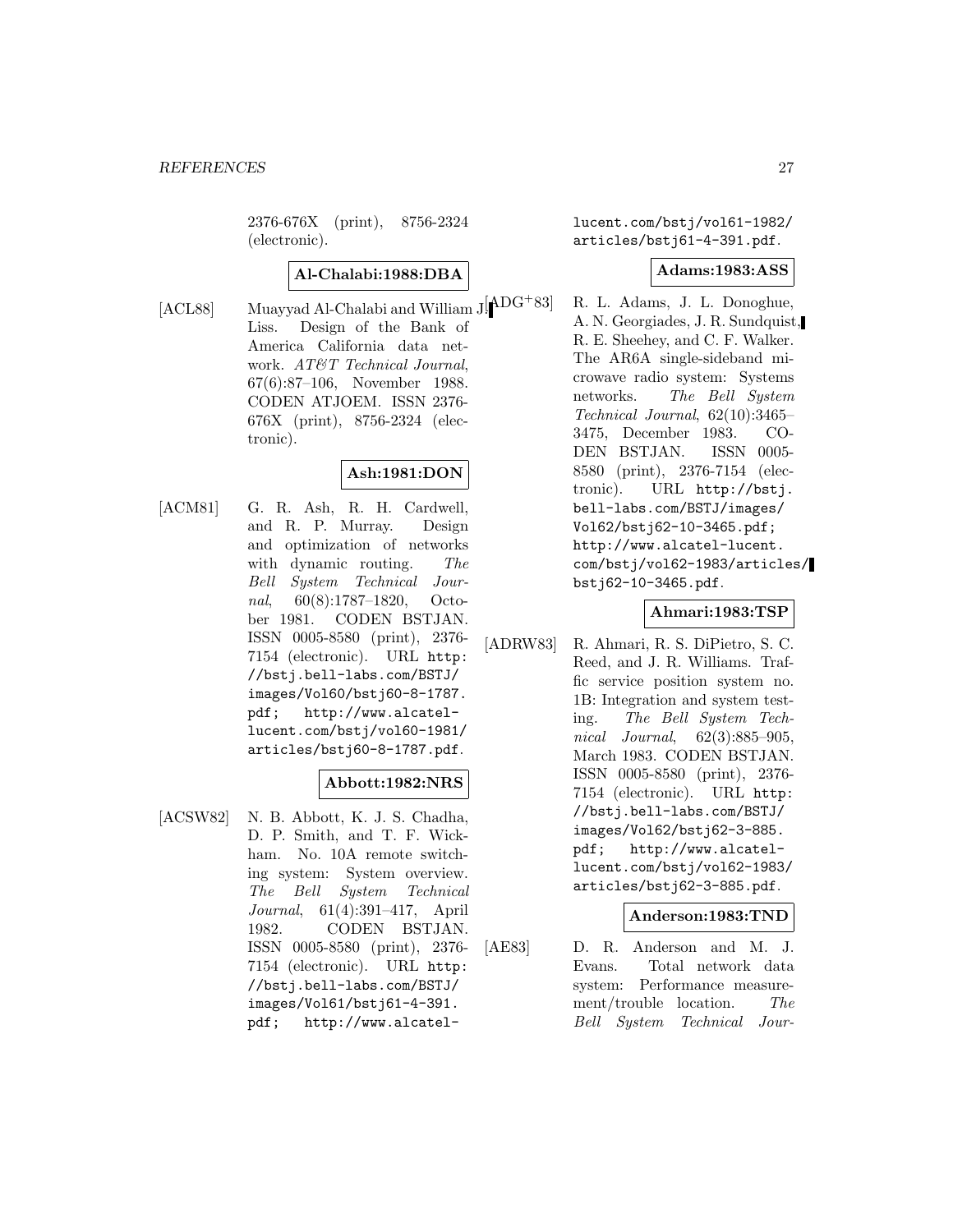2376-676X (print), 8756-2324 (electronic).

**Al-Chalabi:1988:DBA**

[ACL88] Muayyad Al-Chalabi and William J. Liss. Design of the Bank of America California data network. *AT&T Technical Journal*, 67(6):87–106, November 1988. CODEN ATJOEM. ISSN 2376-676X (print), 8756-2324 (electronic).

**Ash:1981:DON**

[ACM81] G. R. Ash, R. H. Cardwell, and R. P. Murray. Design and optimization of networks with dynamic routing. *The Bell System Technical Journal*, 60(8):1787–1820, October 1981. CODEN BSTJAN. ISSN 0005-8580 (print), 2376-7154 (electronic). URL http://bstj.bell-labs.com/BSTJ/images/Vol60/bstj60-8-1787.pdf; http://www.alcatel-lucent.com/bstj/vol60-1981/articles/bstj60-8-1787.pdf.

**Abbott:1982:NRS**

[ACSW82] N. B. Abbott, K. J. S. Chadha, D. P. Smith, and T. F. Wickham. No. 10A remote switching system: System overview. *The Bell System Technical Journal*, 61(4):391–417, April 1982. CODEN BSTJAN. ISSN 0005-8580 (print), 2376-7154 (electronic). URL http://bstj.bell-labs.com/BSTJ/images/Vol61/bstj61-4-391.pdf; http://www.alcatel-lucent.com/bstj/vol61-1982/articles/bstj61-4-391.pdf.

**Adams:1983:ASS**

[ADG+83] R. L. Adams, J. L. Donoghue, A. N. Georgiades, J. R. Sundquist, R. E. Sheehey, and C. F. Walker. The AR6A single-sideband microwave radio system: Systems networks. *The Bell System Technical Journal*, 62(10):3465–3475, December 1983. CODEN BSTJAN. ISSN 0005-8580 (print), 2376-7154 (electronic). URL http://bstj.bell-labs.com/BSTJ/images/Vol62/bstj62-10-3465.pdf; http://www.alcatel-lucent.com/bstj/vol62-1983/articles/bstj62-10-3465.pdf.

**Ahmari:1983:TSP**

[ADRW83] R. Ahmari, R. S. DiPietro, S. C. Reed, and J. R. Williams. Traffic service position system no. 1B: Integration and system testing. *The Bell System Technical Journal*, 62(3):885–905, March 1983. CODEN BSTJAN. ISSN 0005-8580 (print), 2376-7154 (electronic). URL http://bstj.bell-labs.com/BSTJ/images/Vol62/bstj62-3-885.pdf; http://www.alcatel-lucent.com/bstj/vol62-1983/articles/bstj62-3-885.pdf.

**Anderson:1983:TND**

[AE83] D. R. Anderson and M. J. Evans. Total network data system: Performance measurement/trouble location. *The Bell System Technical Jour-*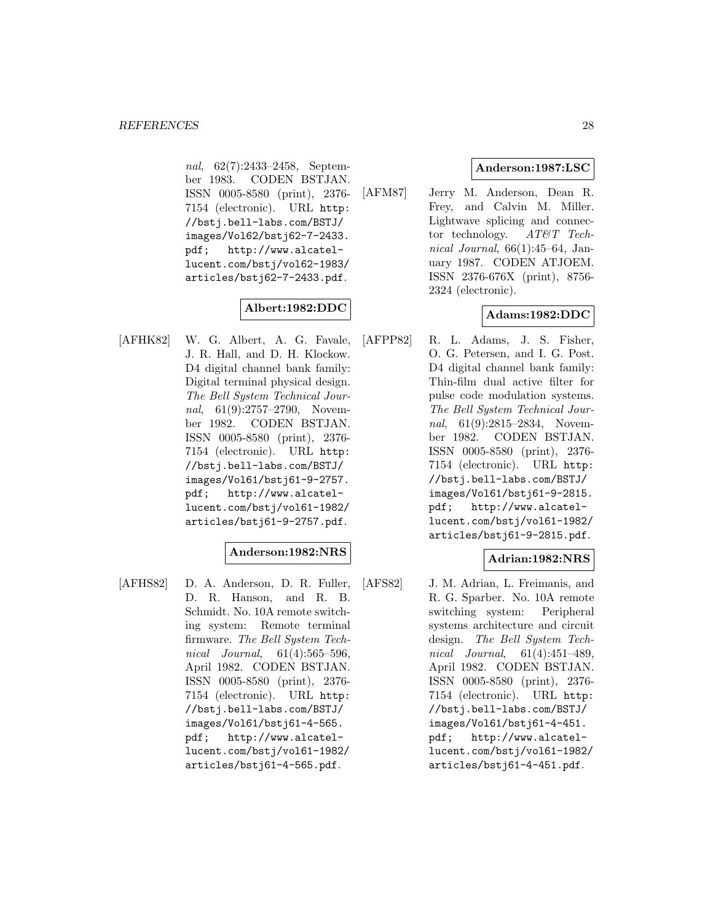*nal*, 62(7):2433–2458, September 1983. CODEN BSTJAN. ISSN 0005-8580 (print), 2376-7154 (electronic). URL `http://bstj.bell-labs.com/BSTJ/images/Vol62/bstj62-7-2433.pdf`; `http://www.alcatel-lucent.com/bstj/vol62-1983/articles/bstj62-7-2433.pdf`.

**Albert:1982:DDC**

[AFHK82] W. G. Albert, A. G. Favale, J. R. Hall, and D. H. Klockow. D4 digital channel bank family: Digital terminal physical design. *The Bell System Technical Journal*, 61(9):2757–2790, November 1982. CODEN BSTJAN. ISSN 0005-8580 (print), 2376-7154 (electronic). URL `http://bstj.bell-labs.com/BSTJ/images/Vol61/bstj61-9-2757.pdf`; `http://www.alcatel-lucent.com/bstj/vol61-1982/articles/bstj61-9-2757.pdf`.

**Anderson:1982:NRS**

[AFHS82] D. A. Anderson, D. R. Fuller, D. R. Hanson, and R. B. Schmidt. No. 10A remote switching system: Remote terminal firmware. *The Bell System Technical Journal*, 61(4):565–596, April 1982. CODEN BSTJAN. ISSN 0005-8580 (print), 2376-7154 (electronic). URL `http://bstj.bell-labs.com/BSTJ/images/Vol61/bstj61-4-565.pdf`; `http://www.alcatel-lucent.com/bstj/vol61-1982/articles/bstj61-4-565.pdf`.

**Anderson:1987:LSC**

[AFM87] Jerry M. Anderson, Dean R. Frey, and Calvin M. Miller. Lightwave splicing and connector technology. *AT&T Technical Journal*, 66(1):45–64, January 1987. CODEN ATJOEM. ISSN 2376-676X (print), 8756-2324 (electronic).

**Adams:1982:DDC**

[AFPP82] R. L. Adams, J. S. Fisher, O. G. Petersen, and I. G. Post. D4 digital channel bank family: Thin-film dual active filter for pulse code modulation systems. *The Bell System Technical Journal*, 61(9):2815–2834, November 1982. CODEN BSTJAN. ISSN 0005-8580 (print), 2376-7154 (electronic). URL `http://bstj.bell-labs.com/BSTJ/images/Vol61/bstj61-9-2815.pdf`; `http://www.alcatel-lucent.com/bstj/vol61-1982/articles/bstj61-9-2815.pdf`.

**Adrian:1982:NRS**

[AFS82] J. M. Adrian, L. Freimanis, and R. G. Sparber. No. 10A remote switching system: Peripheral systems architecture and circuit design. *The Bell System Technical Journal*, 61(4):451–489, April 1982. CODEN BSTJAN. ISSN 0005-8580 (print), 2376-7154 (electronic). URL `http://bstj.bell-labs.com/BSTJ/images/Vol61/bstj61-4-451.pdf`; `http://www.alcatel-lucent.com/bstj/vol61-1982/articles/bstj61-4-451.pdf`.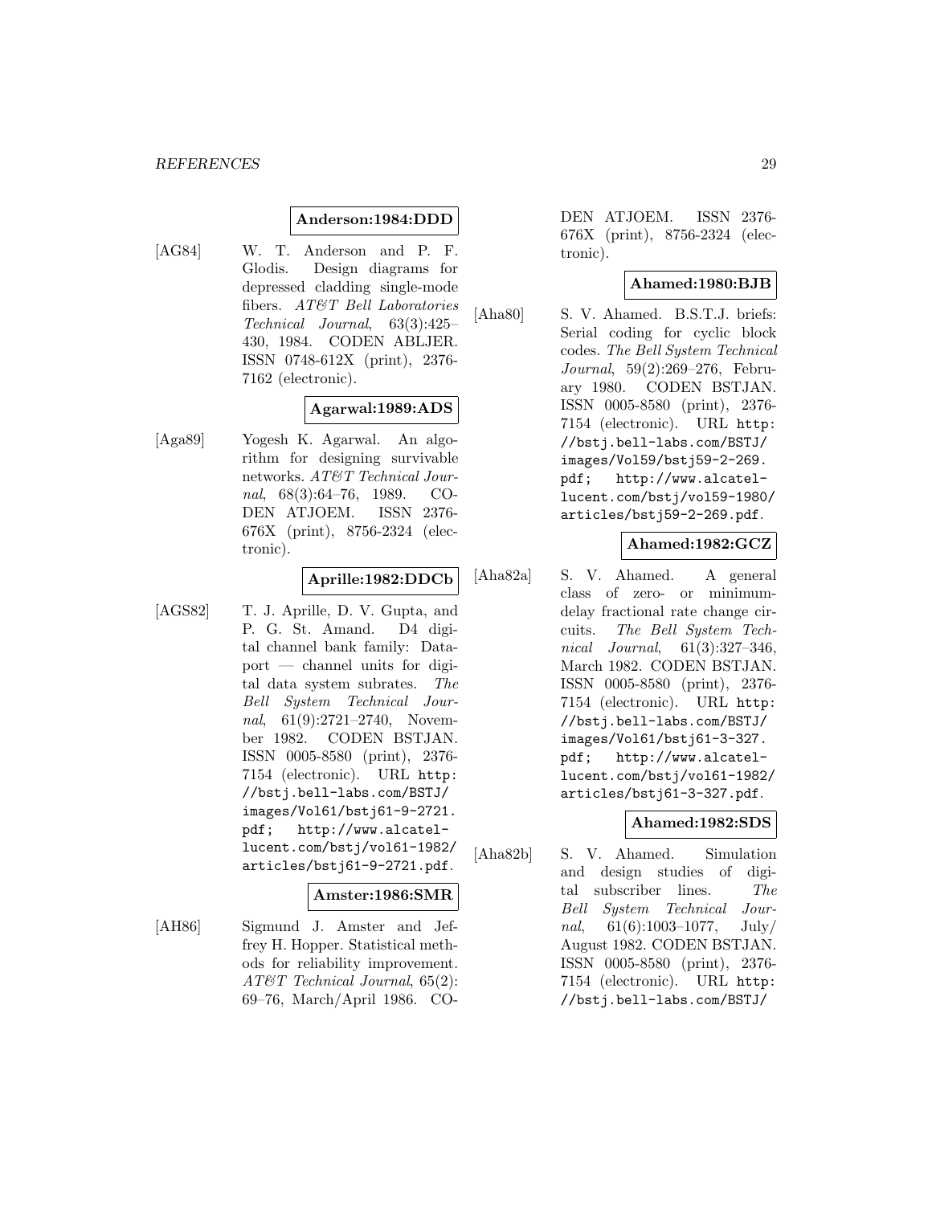**Anderson:1984:DDD**

[AG84] W. T. Anderson and P. F. Glodis. Design diagrams for depressed cladding single-mode fibers. *AT&T Bell Laboratories Technical Journal*, 63(3):425–430, 1984. CODEN ABLJER. ISSN 0748-612X (print), 2376-7162 (electronic).

**Agarwal:1989:ADS**

[Aga89] Yogesh K. Agarwal. An algorithm for designing survivable networks. *AT&T Technical Journal*, 68(3):64–76, 1989. CODEN ATJOEM. ISSN 2376-676X (print), 8756-2324 (electronic).

**Aprille:1982:DDCb**

[AGS82] T. J. Aprille, D. V. Gupta, and P. G. St. Amand. D4 digital channel bank family: Dataport — channel units for digital data system subrates. *The Bell System Technical Journal*, 61(9):2721–2740, November 1982. CODEN BSTJAN. ISSN 0005-8580 (print), 2376-7154 (electronic). URL `http://bstj.bell-labs.com/BSTJ/images/Vol61/bstj61-9-2721.pdf`; `http://www.alcatel-lucent.com/bstj/vol61-1982/articles/bstj61-9-2721.pdf`.

**Amster:1986:SMR**

[AH86] Sigmund J. Amster and Jeffrey H. Hopper. Statistical methods for reliability improvement. *AT&T Technical Journal*, 65(2):69–76, March/April 1986. CODEN ATJOEM. ISSN 2376-676X (print), 8756-2324 (electronic).

**Ahamed:1980:BJB**

[Aha80] S. V. Ahamed. B.S.T.J. briefs: Serial coding for cyclic block codes. *The Bell System Technical Journal*, 59(2):269–276, February 1980. CODEN BSTJAN. ISSN 0005-8580 (print), 2376-7154 (electronic). URL `http://bstj.bell-labs.com/BSTJ/images/Vol59/bstj59-2-269.pdf`; `http://www.alcatel-lucent.com/bstj/vol59-1980/articles/bstj59-2-269.pdf`.

**Ahamed:1982:GCZ**

[Aha82a] S. V. Ahamed. A general class of zero- or minimum-delay fractional rate change circuits. *The Bell System Technical Journal*, 61(3):327–346, March 1982. CODEN BSTJAN. ISSN 0005-8580 (print), 2376-7154 (electronic). URL `http://bstj.bell-labs.com/BSTJ/images/Vol61/bstj61-3-327.pdf`; `http://www.alcatel-lucent.com/bstj/vol61-1982/articles/bstj61-3-327.pdf`.

**Ahamed:1982:SDS**

[Aha82b] S. V. Ahamed. Simulation and design studies of digital subscriber lines. *The Bell System Technical Journal*, 61(6):1003–1077, July/August 1982. CODEN BSTJAN. ISSN 0005-8580 (print), 2376-7154 (electronic). URL `http://bstj.bell-labs.com/BSTJ/`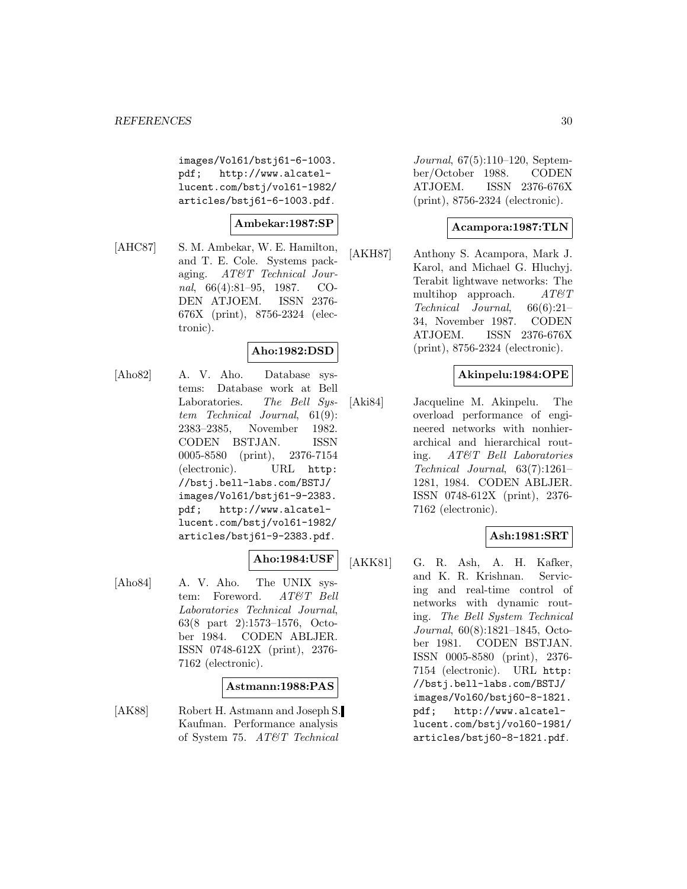images/Vol61/bstj61-6-1003.pdf; http://www.alcatel-lucent.com/bstj/vol61-1982/articles/bstj61-6-1003.pdf.

**Ambekar:1987:SP**

[AHC87] S. M. Ambekar, W. E. Hamilton, and T. E. Cole. Systems packaging. *AT&T Technical Journal*, 66(4):81–95, 1987. CODEN ATJOEM. ISSN 2376-676X (print), 8756-2324 (electronic).

**Aho:1982:DSD**

[Aho82] A. V. Aho. Database systems: Database work at Bell Laboratories. *The Bell System Technical Journal*, 61(9): 2383–2385, November 1982. CODEN BSTJAN. ISSN 0005-8580 (print), 2376-7154 (electronic). URL http://bstj.bell-labs.com/BSTJ/images/Vol61/bstj61-9-2383.pdf; http://www.alcatel-lucent.com/bstj/vol61-1982/articles/bstj61-9-2383.pdf.

**Aho:1984:USF**

[Aho84] A. V. Aho. The UNIX system: Foreword. *AT&T Bell Laboratories Technical Journal*, 63(8 part 2):1573–1576, October 1984. CODEN ABLJER. ISSN 0748-612X (print), 2376-7162 (electronic).

**Astmann:1988:PAS**

[AK88] Robert H. Astmann and Joseph S. Kaufman. Performance analysis of System 75. *AT&T Technical Journal*, 67(5):110–120, September/October 1988. CODEN ATJOEM. ISSN 2376-676X (print), 8756-2324 (electronic).

**Acampora:1987:TLN**

[AKH87] Anthony S. Acampora, Mark J. Karol, and Michael G. Hluchyj. Terabit lightwave networks: The multihop approach. *AT&T Technical Journal*, 66(6):21–34, November 1987. CODEN ATJOEM. ISSN 2376-676X (print), 8756-2324 (electronic).

**Akinpelu:1984:OPE**

[Aki84] Jacqueline M. Akinpelu. The overload performance of engineered networks with nonhierarchical and hierarchical routing. *AT&T Bell Laboratories Technical Journal*, 63(7):1261–1281, 1984. CODEN ABLJER. ISSN 0748-612X (print), 2376-7162 (electronic).

**Ash:1981:SRT**

[AKK81] G. R. Ash, A. H. Kafker, and K. R. Krishnan. Servicing and real-time control of networks with dynamic routing. *The Bell System Technical Journal*, 60(8):1821–1845, October 1981. CODEN BSTJAN. ISSN 0005-8580 (print), 2376-7154 (electronic). URL http://bstj.bell-labs.com/BSTJ/images/Vol60/bstj60-8-1821.pdf; http://www.alcatel-lucent.com/bstj/vol60-1981/articles/bstj60-8-1821.pdf.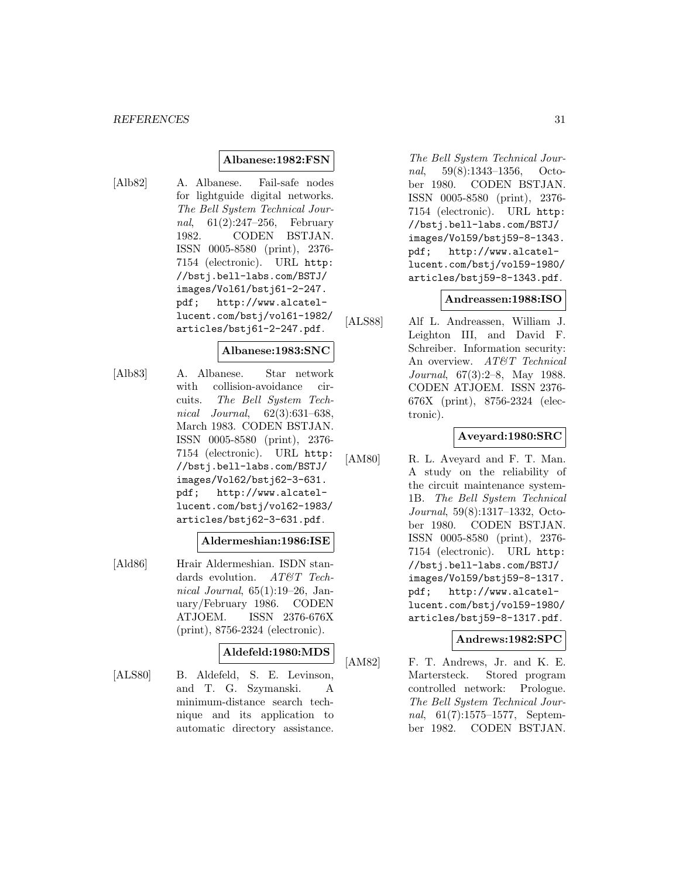**Albanese:1982:FSN**

[Alb82] A. Albanese. Fail-safe nodes for lightguide digital networks. *The Bell System Technical Journal*, 61(2):247–256, February 1982. CODEN BSTJAN. ISSN 0005-8580 (print), 2376-7154 (electronic). URL http://bstj.bell-labs.com/BSTJ/images/Vol61/bstj61-2-247.pdf; http://www.alcatel-lucent.com/bstj/vol61-1982/articles/bstj61-2-247.pdf.

**Albanese:1983:SNC**

[Alb83] A. Albanese. Star network with collision-avoidance circuits. *The Bell System Technical Journal*, 62(3):631–638, March 1983. CODEN BSTJAN. ISSN 0005-8580 (print), 2376-7154 (electronic). URL http://bstj.bell-labs.com/BSTJ/images/Vol62/bstj62-3-631.pdf; http://www.alcatel-lucent.com/bstj/vol62-1983/articles/bstj62-3-631.pdf.

**Aldermeshian:1986:ISE**

[Ald86] Hrair Aldermeshian. ISDN standards evolution. *AT&T Technical Journal*, 65(1):19–26, January/February 1986. CODEN ATJOEM. ISSN 2376-676X (print), 8756-2324 (electronic).

**Aldefeld:1980:MDS**

[ALS80] B. Aldefeld, S. E. Levinson, and T. G. Szymanski. A minimum-distance search technique and its application to automatic directory assistance. *The Bell System Technical Journal*, 59(8):1343–1356, October 1980. CODEN BSTJAN. ISSN 0005-8580 (print), 2376-7154 (electronic). URL http://bstj.bell-labs.com/BSTJ/images/Vol59/bstj59-8-1343.pdf; http://www.alcatel-lucent.com/bstj/vol59-1980/articles/bstj59-8-1343.pdf.

**Andreassen:1988:ISO**

[ALS88] Alf L. Andreassen, William J. Leighton III, and David F. Schreiber. Information security: An overview. *AT&T Technical Journal*, 67(3):2–8, May 1988. CODEN ATJOEM. ISSN 2376-676X (print), 8756-2324 (electronic).

**Aveyard:1980:SRC**

[AM80] R. L. Aveyard and F. T. Man. A study on the reliability of the circuit maintenance system-1B. *The Bell System Technical Journal*, 59(8):1317–1332, October 1980. CODEN BSTJAN. ISSN 0005-8580 (print), 2376-7154 (electronic). URL http://bstj.bell-labs.com/BSTJ/images/Vol59/bstj59-8-1317.pdf; http://www.alcatel-lucent.com/bstj/vol59-1980/articles/bstj59-8-1317.pdf.

**Andrews:1982:SPC**

[AM82] F. T. Andrews, Jr. and K. E. Martersteck. Stored program controlled network: Prologue. *The Bell System Technical Journal*, 61(7):1575–1577, September 1982. CODEN BSTJAN.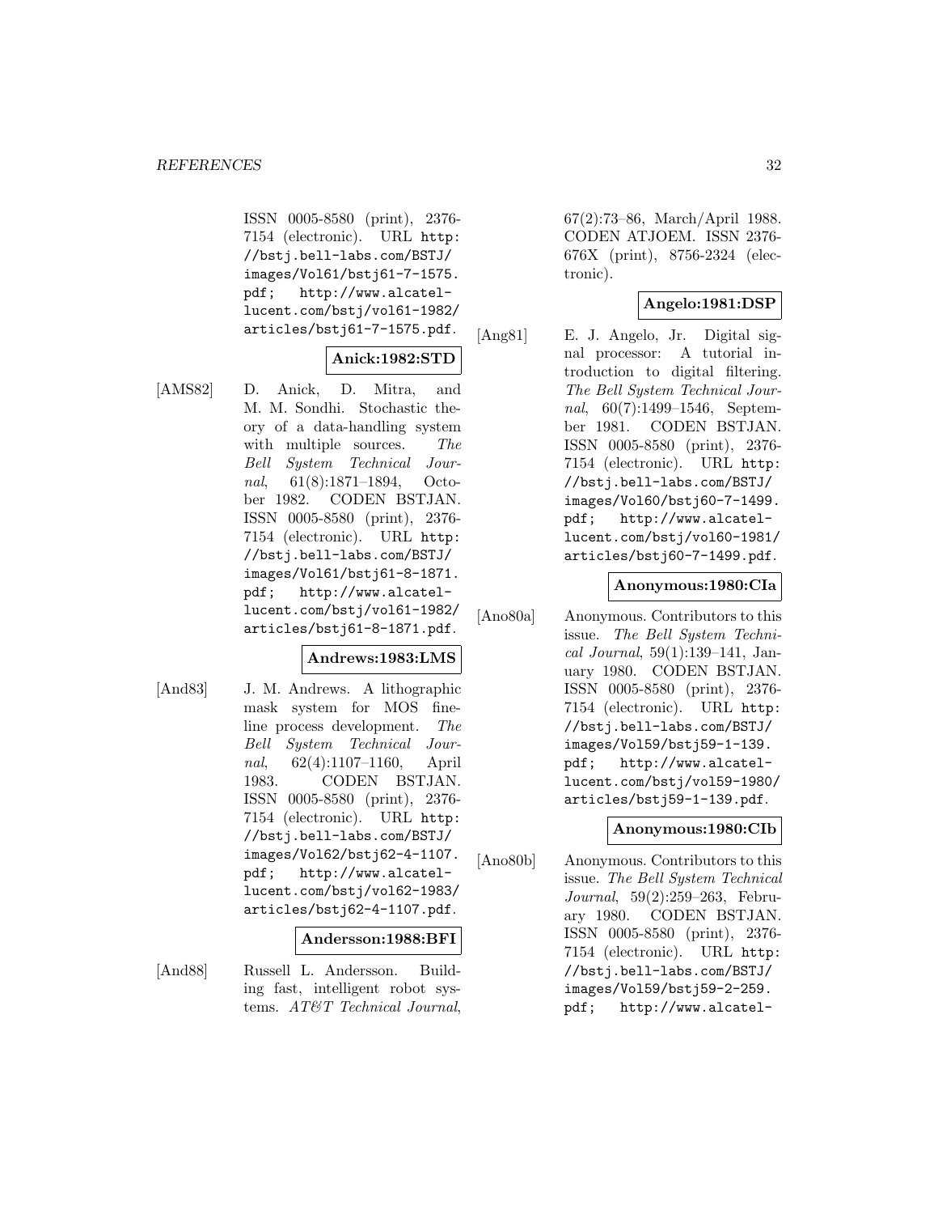ISSN 0005-8580 (print), 2376-7154 (electronic). URL http://bstj.bell-labs.com/BSTJ/images/Vol61/bstj61-7-1575.pdf; http://www.alcatel-lucent.com/bstj/vol61-1982/articles/bstj61-7-1575.pdf.

**Anick:1982:STD**

[AMS82] D. Anick, D. Mitra, and M. M. Sondhi. Stochastic theory of a data-handling system with multiple sources. *The Bell System Technical Journal*, 61(8):1871–1894, October 1982. CODEN BSTJAN. ISSN 0005-8580 (print), 2376-7154 (electronic). URL http://bstj.bell-labs.com/BSTJ/images/Vol61/bstj61-8-1871.pdf; http://www.alcatel-lucent.com/bstj/vol61-1982/articles/bstj61-8-1871.pdf.

**Andrews:1983:LMS**

[And83] J. M. Andrews. A lithographic mask system for MOS fine-line process development. *The Bell System Technical Journal*, 62(4):1107–1160, April 1983. CODEN BSTJAN. ISSN 0005-8580 (print), 2376-7154 (electronic). URL http://bstj.bell-labs.com/BSTJ/images/Vol62/bstj62-4-1107.pdf; http://www.alcatel-lucent.com/bstj/vol62-1983/articles/bstj62-4-1107.pdf.

**Andersson:1988:BFI**

[And88] Russell L. Andersson. Building fast, intelligent robot systems. *AT&T Technical Journal*, 67(2):73–86, March/April 1988. CODEN ATJOEM. ISSN 2376-676X (print), 8756-2324 (electronic).

**Angelo:1981:DSP**

[Ang81] E. J. Angelo, Jr. Digital signal processor: A tutorial introduction to digital filtering. *The Bell System Technical Journal*, 60(7):1499–1546, September 1981. CODEN BSTJAN. ISSN 0005-8580 (print), 2376-7154 (electronic). URL http://bstj.bell-labs.com/BSTJ/images/Vol60/bstj60-7-1499.pdf; http://www.alcatel-lucent.com/bstj/vol60-1981/articles/bstj60-7-1499.pdf.

**Anonymous:1980:CIa**

[Ano80a] Anonymous. Contributors to this issue. *The Bell System Technical Journal*, 59(1):139–141, January 1980. CODEN BSTJAN. ISSN 0005-8580 (print), 2376-7154 (electronic). URL http://bstj.bell-labs.com/BSTJ/images/Vol59/bstj59-1-139.pdf; http://www.alcatel-lucent.com/bstj/vol59-1980/articles/bstj59-1-139.pdf.

**Anonymous:1980:CIb**

[Ano80b] Anonymous. Contributors to this issue. *The Bell System Technical Journal*, 59(2):259–263, February 1980. CODEN BSTJAN. ISSN 0005-8580 (print), 2376-7154 (electronic). URL http://bstj.bell-labs.com/BSTJ/images/Vol59/bstj59-2-259.pdf; http://www.alcatel-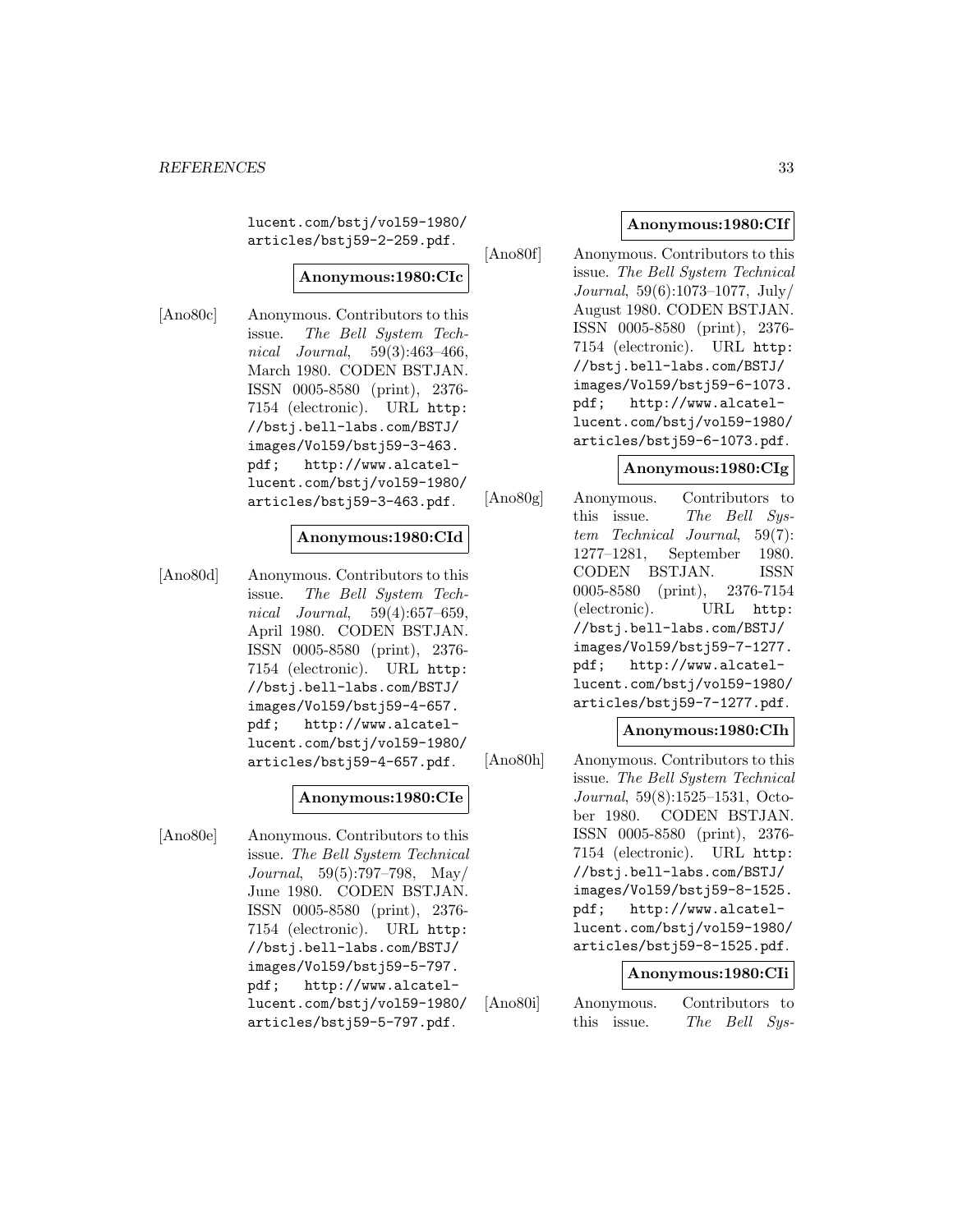lucent.com/bstj/vol59-1980/articles/bstj59-2-259.pdf.

**Anonymous:1980:CIc**

[Ano80c] Anonymous. Contributors to this issue. *The Bell System Technical Journal*, 59(3):463–466, March 1980. CODEN BSTJAN. ISSN 0005-8580 (print), 2376-7154 (electronic). URL http://bstj.bell-labs.com/BSTJ/images/Vol59/bstj59-3-463.pdf; http://www.alcatel-lucent.com/bstj/vol59-1980/articles/bstj59-3-463.pdf.

**Anonymous:1980:CId**

[Ano80d] Anonymous. Contributors to this issue. *The Bell System Technical Journal*, 59(4):657–659, April 1980. CODEN BSTJAN. ISSN 0005-8580 (print), 2376-7154 (electronic). URL http://bstj.bell-labs.com/BSTJ/images/Vol59/bstj59-4-657.pdf; http://www.alcatel-lucent.com/bstj/vol59-1980/articles/bstj59-4-657.pdf.

**Anonymous:1980:CIe**

[Ano80e] Anonymous. Contributors to this issue. *The Bell System Technical Journal*, 59(5):797–798, May/June 1980. CODEN BSTJAN. ISSN 0005-8580 (print), 2376-7154 (electronic). URL http://bstj.bell-labs.com/BSTJ/images/Vol59/bstj59-5-797.pdf; http://www.alcatel-lucent.com/bstj/vol59-1980/articles/bstj59-5-797.pdf.

**Anonymous:1980:CIf**

[Ano80f] Anonymous. Contributors to this issue. *The Bell System Technical Journal*, 59(6):1073–1077, July/August 1980. CODEN BSTJAN. ISSN 0005-8580 (print), 2376-7154 (electronic). URL http://bstj.bell-labs.com/BSTJ/images/Vol59/bstj59-6-1073.pdf; http://www.alcatel-lucent.com/bstj/vol59-1980/articles/bstj59-6-1073.pdf.

**Anonymous:1980:CIg**

[Ano80g] Anonymous. Contributors to this issue. *The Bell System Technical Journal*, 59(7):1277–1281, September 1980. CODEN BSTJAN. ISSN 0005-8580 (print), 2376-7154 (electronic). URL http://bstj.bell-labs.com/BSTJ/images/Vol59/bstj59-7-1277.pdf; http://www.alcatel-lucent.com/bstj/vol59-1980/articles/bstj59-7-1277.pdf.

**Anonymous:1980:CIh**

[Ano80h] Anonymous. Contributors to this issue. *The Bell System Technical Journal*, 59(8):1525–1531, October 1980. CODEN BSTJAN. ISSN 0005-8580 (print), 2376-7154 (electronic). URL http://bstj.bell-labs.com/BSTJ/images/Vol59/bstj59-8-1525.pdf; http://www.alcatel-lucent.com/bstj/vol59-1980/articles/bstj59-8-1525.pdf.

**Anonymous:1980:CIi**

[Ano80i] Anonymous. Contributors to this issue. *The Bell Sys-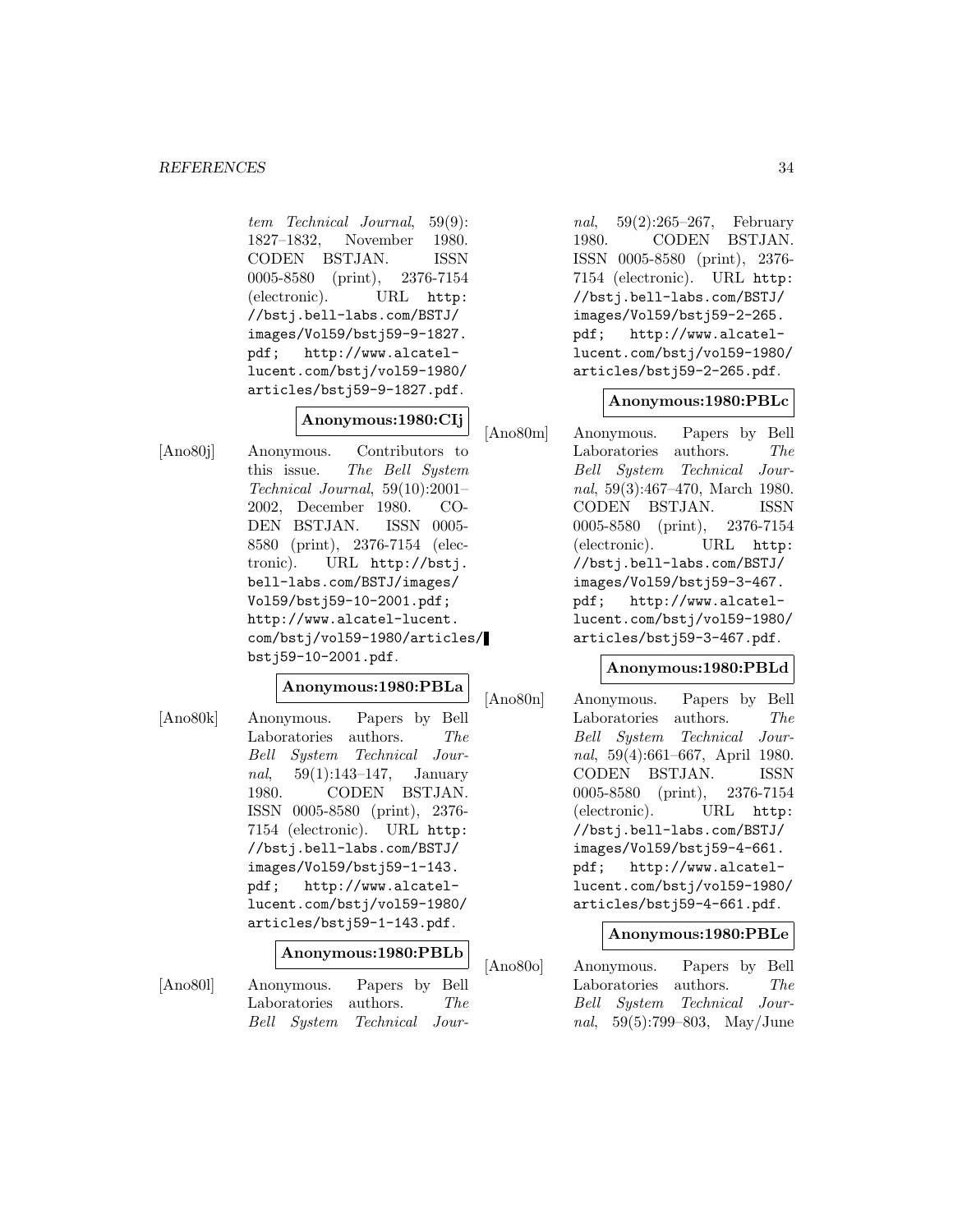*tem Technical Journal*, 59(9): 1827–1832, November 1980. CODEN BSTJAN. ISSN 0005-8580 (print), 2376-7154 (electronic). URL http://bstj.bell-labs.com/BSTJ/images/Vol59/bstj59-9-1827.pdf; http://www.alcatel-lucent.com/bstj/vol59-1980/articles/bstj59-9-1827.pdf.

**Anonymous:1980:CIj**

[Ano80j] Anonymous. Contributors to this issue. *The Bell System Technical Journal*, 59(10):2001–2002, December 1980. CODEN BSTJAN. ISSN 0005-8580 (print), 2376-7154 (electronic). URL http://bstj.bell-labs.com/BSTJ/images/Vol59/bstj59-10-2001.pdf; http://www.alcatel-lucent.com/bstj/vol59-1980/articles/bstj59-10-2001.pdf.

**Anonymous:1980:PBLa**

[Ano80k] Anonymous. Papers by Bell Laboratories authors. *The Bell System Technical Journal*, 59(1):143–147, January 1980. CODEN BSTJAN. ISSN 0005-8580 (print), 2376-7154 (electronic). URL http://bstj.bell-labs.com/BSTJ/images/Vol59/bstj59-1-143.pdf; http://www.alcatel-lucent.com/bstj/vol59-1980/articles/bstj59-1-143.pdf.

**Anonymous:1980:PBLb**

[Ano80l] Anonymous. Papers by Bell Laboratories authors. *The Bell System Technical Journal*, 59(2):265–267, February 1980. CODEN BSTJAN. ISSN 0005-8580 (print), 2376-7154 (electronic). URL http://bstj.bell-labs.com/BSTJ/images/Vol59/bstj59-2-265.pdf; http://www.alcatel-lucent.com/bstj/vol59-1980/articles/bstj59-2-265.pdf.

**Anonymous:1980:PBLc**

[Ano80m] Anonymous. Papers by Bell Laboratories authors. *The Bell System Technical Journal*, 59(3):467–470, March 1980. CODEN BSTJAN. ISSN 0005-8580 (print), 2376-7154 (electronic). URL http://bstj.bell-labs.com/BSTJ/images/Vol59/bstj59-3-467.pdf; http://www.alcatel-lucent.com/bstj/vol59-1980/articles/bstj59-3-467.pdf.

**Anonymous:1980:PBLd**

[Ano80n] Anonymous. Papers by Bell Laboratories authors. *The Bell System Technical Journal*, 59(4):661–667, April 1980. CODEN BSTJAN. ISSN 0005-8580 (print), 2376-7154 (electronic). URL http://bstj.bell-labs.com/BSTJ/images/Vol59/bstj59-4-661.pdf; http://www.alcatel-lucent.com/bstj/vol59-1980/articles/bstj59-4-661.pdf.

**Anonymous:1980:PBLe**

[Ano80o] Anonymous. Papers by Bell Laboratories authors. *The Bell System Technical Journal*, 59(5):799–803, May/June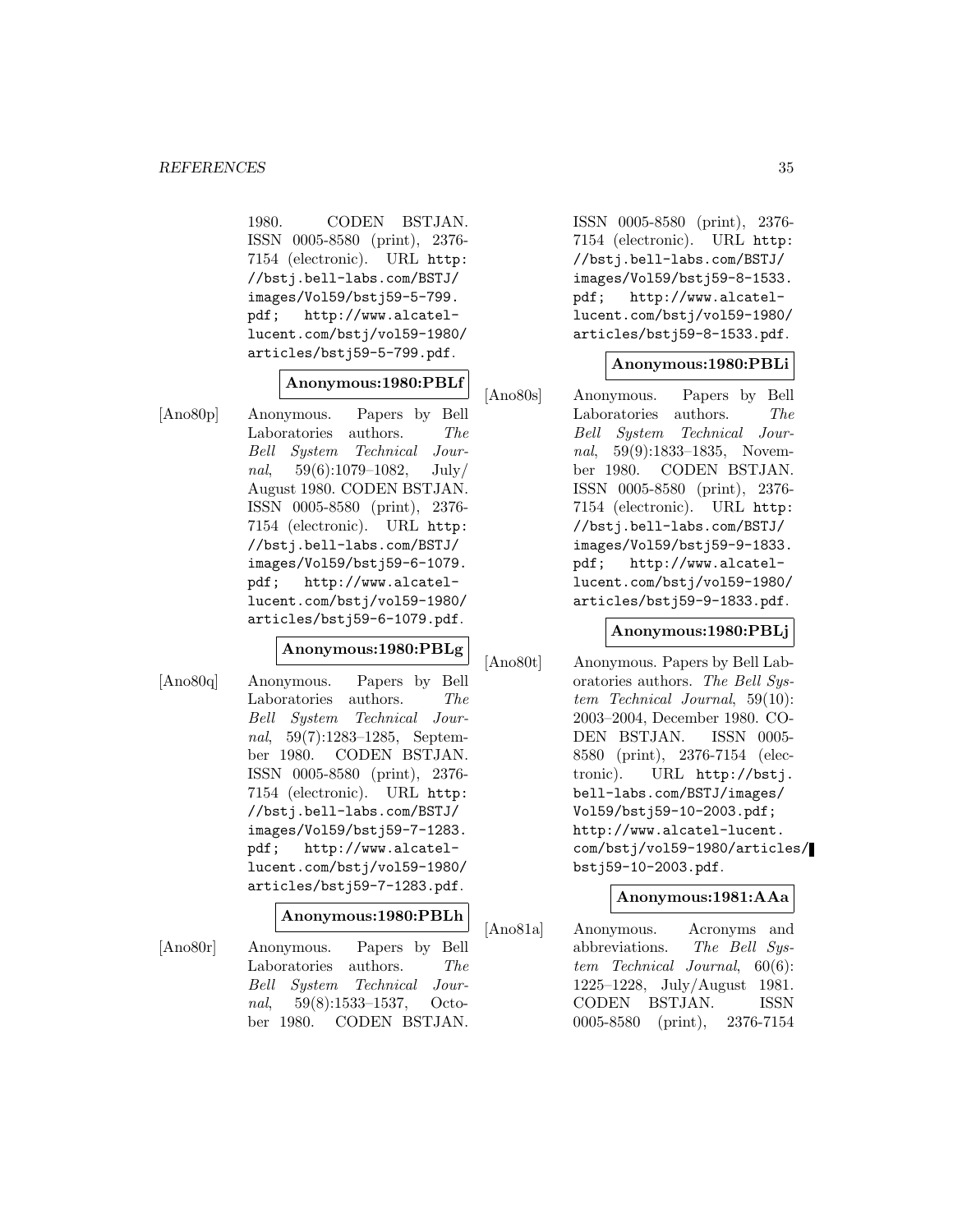1980. CODEN BSTJAN. ISSN 0005-8580 (print), 2376-7154 (electronic). URL http://bstj.bell-labs.com/BSTJ/images/Vol59/bstj59-5-799.pdf; http://www.alcatel-lucent.com/bstj/vol59-1980/articles/bstj59-5-799.pdf.

**Anonymous:1980:PBLf**

[Ano80p] Anonymous. Papers by Bell Laboratories authors. *The Bell System Technical Journal*, 59(6):1079–1082, July/August 1980. CODEN BSTJAN. ISSN 0005-8580 (print), 2376-7154 (electronic). URL http://bstj.bell-labs.com/BSTJ/images/Vol59/bstj59-6-1079.pdf; http://www.alcatel-lucent.com/bstj/vol59-1980/articles/bstj59-6-1079.pdf.

**Anonymous:1980:PBLg**

[Ano80q] Anonymous. Papers by Bell Laboratories authors. *The Bell System Technical Journal*, 59(7):1283–1285, September 1980. CODEN BSTJAN. ISSN 0005-8580 (print), 2376-7154 (electronic). URL http://bstj.bell-labs.com/BSTJ/images/Vol59/bstj59-7-1283.pdf; http://www.alcatel-lucent.com/bstj/vol59-1980/articles/bstj59-7-1283.pdf.

**Anonymous:1980:PBLh**

[Ano80r] Anonymous. Papers by Bell Laboratories authors. *The Bell System Technical Journal*, 59(8):1533–1537, October 1980. CODEN BSTJAN. ISSN 0005-8580 (print), 2376-7154 (electronic). URL http://bstj.bell-labs.com/BSTJ/images/Vol59/bstj59-8-1533.pdf; http://www.alcatel-lucent.com/bstj/vol59-1980/articles/bstj59-8-1533.pdf.

**Anonymous:1980:PBLi**

[Ano80s] Anonymous. Papers by Bell Laboratories authors. *The Bell System Technical Journal*, 59(9):1833–1835, November 1980. CODEN BSTJAN. ISSN 0005-8580 (print), 2376-7154 (electronic). URL http://bstj.bell-labs.com/BSTJ/images/Vol59/bstj59-9-1833.pdf; http://www.alcatel-lucent.com/bstj/vol59-1980/articles/bstj59-9-1833.pdf.

**Anonymous:1980:PBLj**

[Ano80t] Anonymous. Papers by Bell Laboratories authors. *The Bell System Technical Journal*, 59(10):2003–2004, December 1980. CODEN BSTJAN. ISSN 0005-8580 (print), 2376-7154 (electronic). URL http://bstj.bell-labs.com/BSTJ/images/Vol59/bstj59-10-2003.pdf; http://www.alcatel-lucent.com/bstj/vol59-1980/articles/bstj59-10-2003.pdf.

**Anonymous:1981:AAa**

[Ano81a] Anonymous. Acronyms and abbreviations. *The Bell System Technical Journal*, 60(6):1225–1228, July/August 1981. CODEN BSTJAN. ISSN 0005-8580 (print), 2376-7154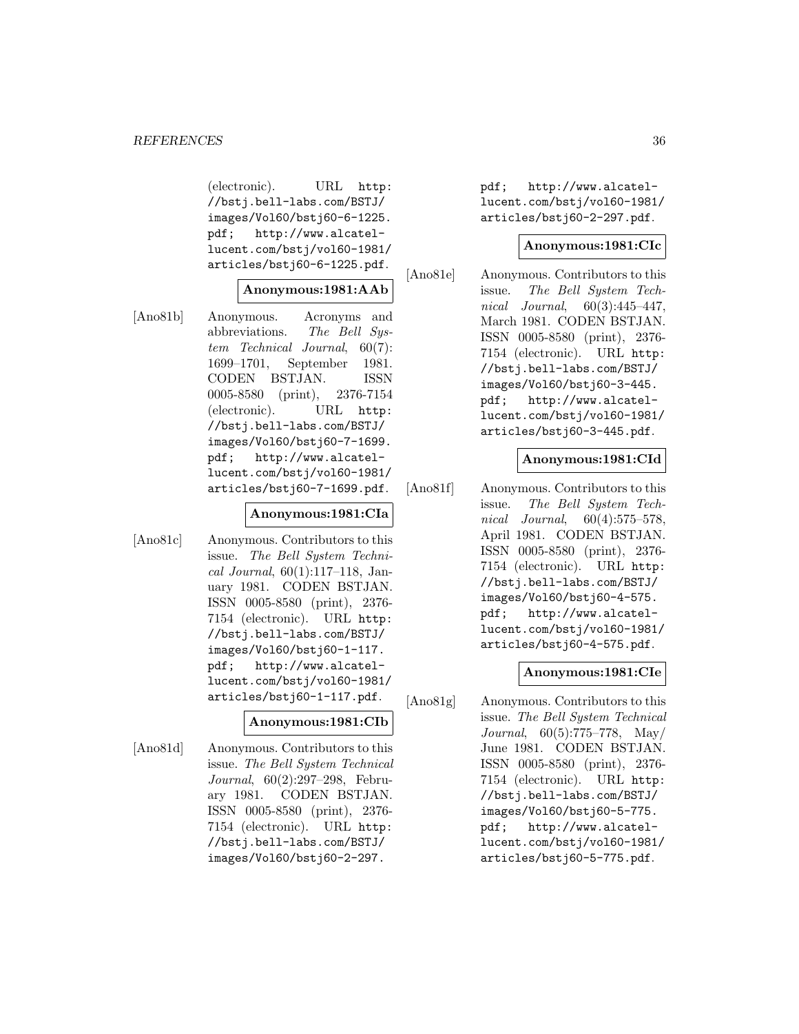(electronic). URL http://bstj.bell-labs.com/BSTJ/images/Vol60/bstj60-6-1225.pdf; http://www.alcatel-lucent.com/bstj/vol60-1981/articles/bstj60-6-1225.pdf.

**Anonymous:1981:AAb**

[Ano81b] Anonymous. Acronyms and abbreviations. *The Bell System Technical Journal*, 60(7): 1699–1701, September 1981. CODEN BSTJAN. ISSN 0005-8580 (print), 2376-7154 (electronic). URL http://bstj.bell-labs.com/BSTJ/images/Vol60/bstj60-7-1699.pdf; http://www.alcatel-lucent.com/bstj/vol60-1981/articles/bstj60-7-1699.pdf.

**Anonymous:1981:CIa**

[Ano81c] Anonymous. Contributors to this issue. *The Bell System Technical Journal*, 60(1):117–118, January 1981. CODEN BSTJAN. ISSN 0005-8580 (print), 2376-7154 (electronic). URL http://bstj.bell-labs.com/BSTJ/images/Vol60/bstj60-1-117.pdf; http://www.alcatel-lucent.com/bstj/vol60-1981/articles/bstj60-1-117.pdf.

**Anonymous:1981:CIb**

[Ano81d] Anonymous. Contributors to this issue. *The Bell System Technical Journal*, 60(2):297–298, February 1981. CODEN BSTJAN. ISSN 0005-8580 (print), 2376-7154 (electronic). URL http://bstj.bell-labs.com/BSTJ/images/Vol60/bstj60-2-297.pdf; http://www.alcatel-lucent.com/bstj/vol60-1981/articles/bstj60-2-297.pdf.

**Anonymous:1981:CIc**

[Ano81e] Anonymous. Contributors to this issue. *The Bell System Technical Journal*, 60(3):445–447, March 1981. CODEN BSTJAN. ISSN 0005-8580 (print), 2376-7154 (electronic). URL http://bstj.bell-labs.com/BSTJ/images/Vol60/bstj60-3-445.pdf; http://www.alcatel-lucent.com/bstj/vol60-1981/articles/bstj60-3-445.pdf.

**Anonymous:1981:CId**

[Ano81f] Anonymous. Contributors to this issue. *The Bell System Technical Journal*, 60(4):575–578, April 1981. CODEN BSTJAN. ISSN 0005-8580 (print), 2376-7154 (electronic). URL http://bstj.bell-labs.com/BSTJ/images/Vol60/bstj60-4-575.pdf; http://www.alcatel-lucent.com/bstj/vol60-1981/articles/bstj60-4-575.pdf.

**Anonymous:1981:CIe**

[Ano81g] Anonymous. Contributors to this issue. *The Bell System Technical Journal*, 60(5):775–778, May/June 1981. CODEN BSTJAN. ISSN 0005-8580 (print), 2376-7154 (electronic). URL http://bstj.bell-labs.com/BSTJ/images/Vol60/bstj60-5-775.pdf; http://www.alcatel-lucent.com/bstj/vol60-1981/articles/bstj60-5-775.pdf.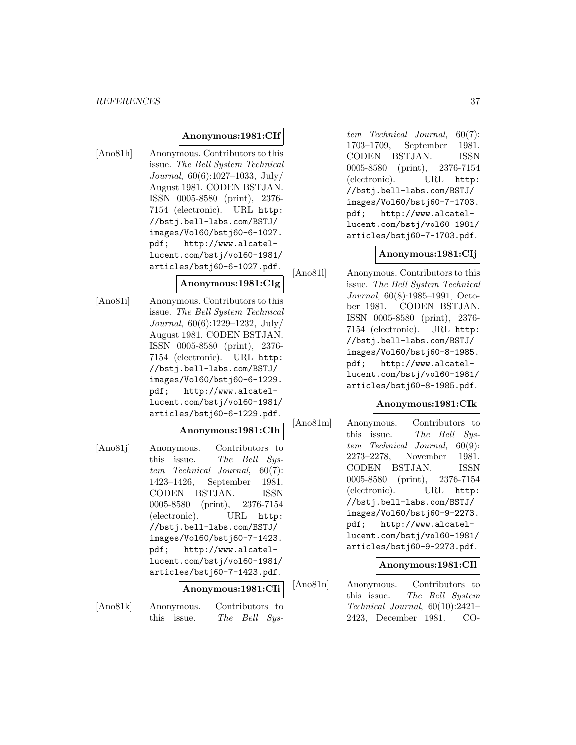**Anonymous:1981:CIf**

[Ano81h] Anonymous. Contributors to this issue. *The Bell System Technical Journal*, 60(6):1027–1033, July/August 1981. CODEN BSTJAN. ISSN 0005-8580 (print), 2376-7154 (electronic). URL http://bstj.bell-labs.com/BSTJ/images/Vol60/bstj60-6-1027.pdf; http://www.alcatel-lucent.com/bstj/vol60-1981/articles/bstj60-6-1027.pdf.

**Anonymous:1981:CIg**

[Ano81i] Anonymous. Contributors to this issue. *The Bell System Technical Journal*, 60(6):1229–1232, July/August 1981. CODEN BSTJAN. ISSN 0005-8580 (print), 2376-7154 (electronic). URL http://bstj.bell-labs.com/BSTJ/images/Vol60/bstj60-6-1229.pdf; http://www.alcatel-lucent.com/bstj/vol60-1981/articles/bstj60-6-1229.pdf.

**Anonymous:1981:CIh**

[Ano81j] Anonymous. Contributors to this issue. *The Bell System Technical Journal*, 60(7):1423–1426, September 1981. CODEN BSTJAN. ISSN 0005-8580 (print), 2376-7154 (electronic). URL http://bstj.bell-labs.com/BSTJ/images/Vol60/bstj60-7-1423.pdf; http://www.alcatel-lucent.com/bstj/vol60-1981/articles/bstj60-7-1423.pdf.

**Anonymous:1981:CIi**

[Ano81k] Anonymous. Contributors to this issue. *The Bell System Technical Journal*, 60(7):1703–1709, September 1981. CODEN BSTJAN. ISSN 0005-8580 (print), 2376-7154 (electronic). URL http://bstj.bell-labs.com/BSTJ/images/Vol60/bstj60-7-1703.pdf; http://www.alcatel-lucent.com/bstj/vol60-1981/articles/bstj60-7-1703.pdf.

**Anonymous:1981:CIj**

[Ano81l] Anonymous. Contributors to this issue. *The Bell System Technical Journal*, 60(8):1985–1991, October 1981. CODEN BSTJAN. ISSN 0005-8580 (print), 2376-7154 (electronic). URL http://bstj.bell-labs.com/BSTJ/images/Vol60/bstj60-8-1985.pdf; http://www.alcatel-lucent.com/bstj/vol60-1981/articles/bstj60-8-1985.pdf.

**Anonymous:1981:CIk**

[Ano81m] Anonymous. Contributors to this issue. *The Bell System Technical Journal*, 60(9):2273–2278, November 1981. CODEN BSTJAN. ISSN 0005-8580 (print), 2376-7154 (electronic). URL http://bstj.bell-labs.com/BSTJ/images/Vol60/bstj60-9-2273.pdf; http://www.alcatel-lucent.com/bstj/vol60-1981/articles/bstj60-9-2273.pdf.

**Anonymous:1981:CIl**

[Ano81n] Anonymous. Contributors to this issue. *The Bell System Technical Journal*, 60(10):2421–2423, December 1981. CO-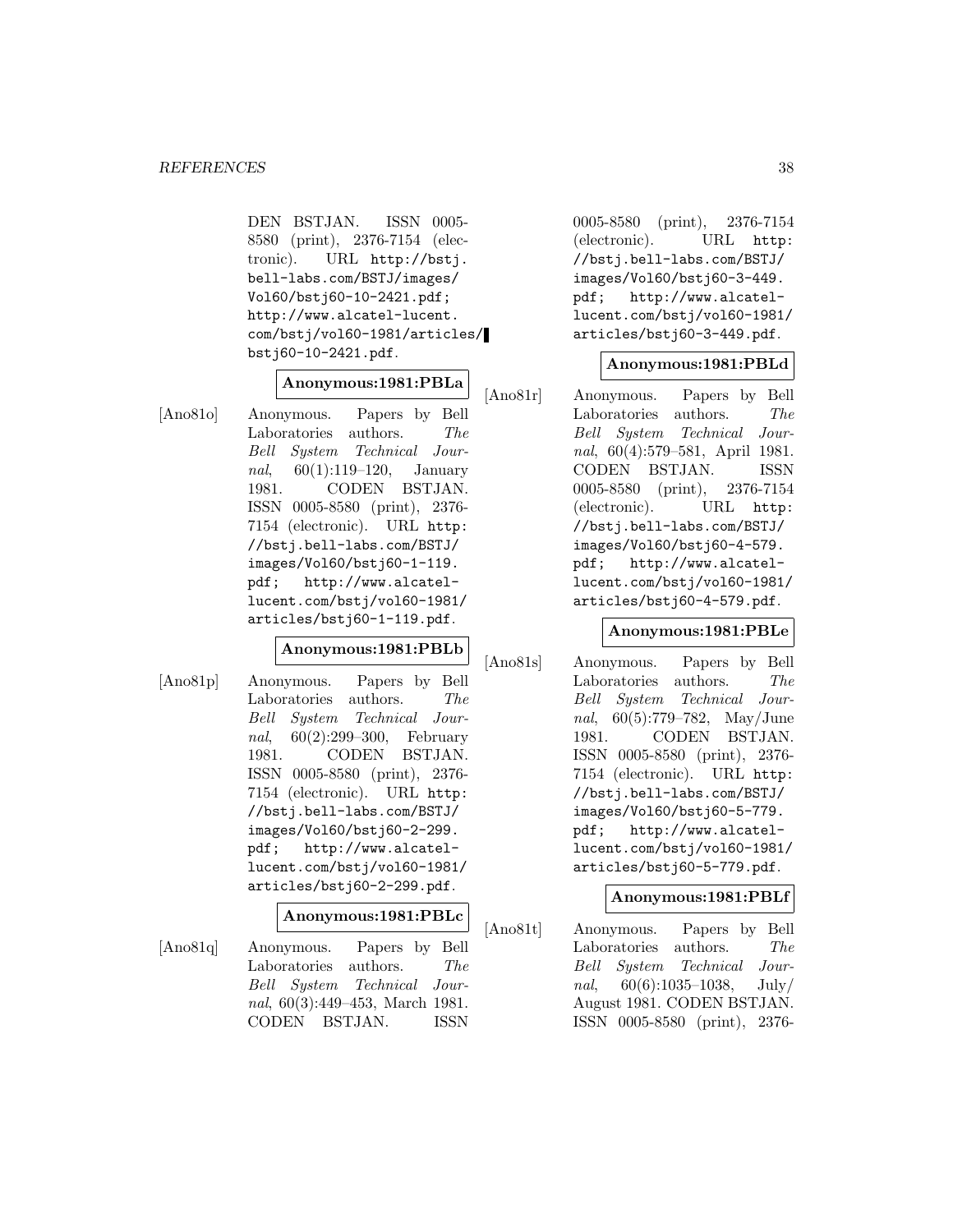DEN BSTJAN. ISSN 0005-8580 (print), 2376-7154 (electronic). URL http://bstj.bell-labs.com/BSTJ/images/Vol60/bstj60-10-2421.pdf; http://www.alcatel-lucent.com/bstj/vol60-1981/articles/bstj60-10-2421.pdf.

**Anonymous:1981:PBLa**

[Ano81o] Anonymous. Papers by Bell Laboratories authors. *The Bell System Technical Journal*, 60(1):119–120, January 1981. CODEN BSTJAN. ISSN 0005-8580 (print), 2376-7154 (electronic). URL http://bstj.bell-labs.com/BSTJ/images/Vol60/bstj60-1-119.pdf; http://www.alcatel-lucent.com/bstj/vol60-1981/articles/bstj60-1-119.pdf.

**Anonymous:1981:PBLb**

[Ano81p] Anonymous. Papers by Bell Laboratories authors. *The Bell System Technical Journal*, 60(2):299–300, February 1981. CODEN BSTJAN. ISSN 0005-8580 (print), 2376-7154 (electronic). URL http://bstj.bell-labs.com/BSTJ/images/Vol60/bstj60-2-299.pdf; http://www.alcatel-lucent.com/bstj/vol60-1981/articles/bstj60-2-299.pdf.

**Anonymous:1981:PBLc**

[Ano81q] Anonymous. Papers by Bell Laboratories authors. *The Bell System Technical Journal*, 60(3):449–453, March 1981. CODEN BSTJAN. ISSN 0005-8580 (print), 2376-7154 (electronic). URL http://bstj.bell-labs.com/BSTJ/images/Vol60/bstj60-3-449.pdf; http://www.alcatel-lucent.com/bstj/vol60-1981/articles/bstj60-3-449.pdf.

**Anonymous:1981:PBLd**

[Ano81r] Anonymous. Papers by Bell Laboratories authors. *The Bell System Technical Journal*, 60(4):579–581, April 1981. CODEN BSTJAN. ISSN 0005-8580 (print), 2376-7154 (electronic). URL http://bstj.bell-labs.com/BSTJ/images/Vol60/bstj60-4-579.pdf; http://www.alcatel-lucent.com/bstj/vol60-1981/articles/bstj60-4-579.pdf.

**Anonymous:1981:PBLe**

[Ano81s] Anonymous. Papers by Bell Laboratories authors. *The Bell System Technical Journal*, 60(5):779–782, May/June 1981. CODEN BSTJAN. ISSN 0005-8580 (print), 2376-7154 (electronic). URL http://bstj.bell-labs.com/BSTJ/images/Vol60/bstj60-5-779.pdf; http://www.alcatel-lucent.com/bstj/vol60-1981/articles/bstj60-5-779.pdf.

**Anonymous:1981:PBLf**

[Ano81t] Anonymous. Papers by Bell Laboratories authors. *The Bell System Technical Journal*, 60(6):1035–1038, July/August 1981. CODEN BSTJAN. ISSN 0005-8580 (print), 2376-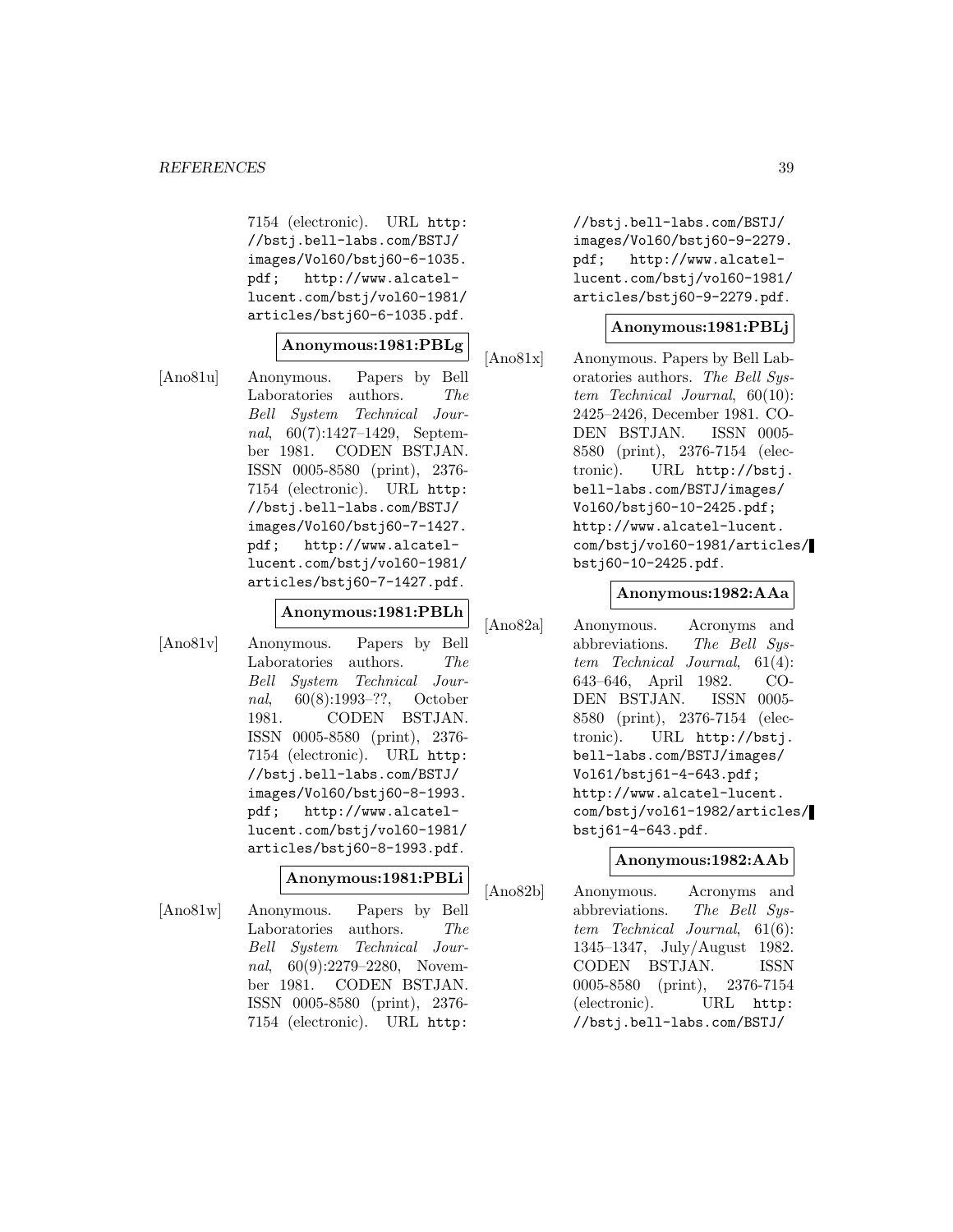7154 (electronic). URL http://bstj.bell-labs.com/BSTJ/images/Vol60/bstj60-6-1035.pdf; http://www.alcatel-lucent.com/bstj/vol60-1981/articles/bstj60-6-1035.pdf.

**Anonymous:1981:PBLg**

[Ano81u] Anonymous. Papers by Bell Laboratories authors. *The Bell System Technical Journal*, 60(7):1427–1429, September 1981. CODEN BSTJAN. ISSN 0005-8580 (print), 2376-7154 (electronic). URL http://bstj.bell-labs.com/BSTJ/images/Vol60/bstj60-7-1427.pdf; http://www.alcatel-lucent.com/bstj/vol60-1981/articles/bstj60-7-1427.pdf.

**Anonymous:1981:PBLh**

[Ano81v] Anonymous. Papers by Bell Laboratories authors. *The Bell System Technical Journal*, 60(8):1993–??, October 1981. CODEN BSTJAN. ISSN 0005-8580 (print), 2376-7154 (electronic). URL http://bstj.bell-labs.com/BSTJ/images/Vol60/bstj60-8-1993.pdf; http://www.alcatel-lucent.com/bstj/vol60-1981/articles/bstj60-8-1993.pdf.

**Anonymous:1981:PBLi**

[Ano81w] Anonymous. Papers by Bell Laboratories authors. *The Bell System Technical Journal*, 60(9):2279–2280, November 1981. CODEN BSTJAN. ISSN 0005-8580 (print), 2376-7154 (electronic). URL http://bstj.bell-labs.com/BSTJ/images/Vol60/bstj60-9-2279.pdf; http://www.alcatel-lucent.com/bstj/vol60-1981/articles/bstj60-9-2279.pdf.

**Anonymous:1981:PBLj**

[Ano81x] Anonymous. Papers by Bell Laboratories authors. *The Bell System Technical Journal*, 60(10):2425–2426, December 1981. CODEN BSTJAN. ISSN 0005-8580 (print), 2376-7154 (electronic). URL http://bstj.bell-labs.com/BSTJ/images/Vol60/bstj60-10-2425.pdf; http://www.alcatel-lucent.com/bstj/vol60-1981/articles/bstj60-10-2425.pdf.

**Anonymous:1982:AAa**

[Ano82a] Anonymous. Acronyms and abbreviations. *The Bell System Technical Journal*, 61(4):643–646, April 1982. CODEN BSTJAN. ISSN 0005-8580 (print), 2376-7154 (electronic). URL http://bstj.bell-labs.com/BSTJ/images/Vol61/bstj61-4-643.pdf; http://www.alcatel-lucent.com/bstj/vol61-1982/articles/bstj61-4-643.pdf.

**Anonymous:1982:AAb**

[Ano82b] Anonymous. Acronyms and abbreviations. *The Bell System Technical Journal*, 61(6):1345–1347, July/August 1982. CODEN BSTJAN. ISSN 0005-8580 (print), 2376-7154 (electronic). URL http://bstj.bell-labs.com/BSTJ/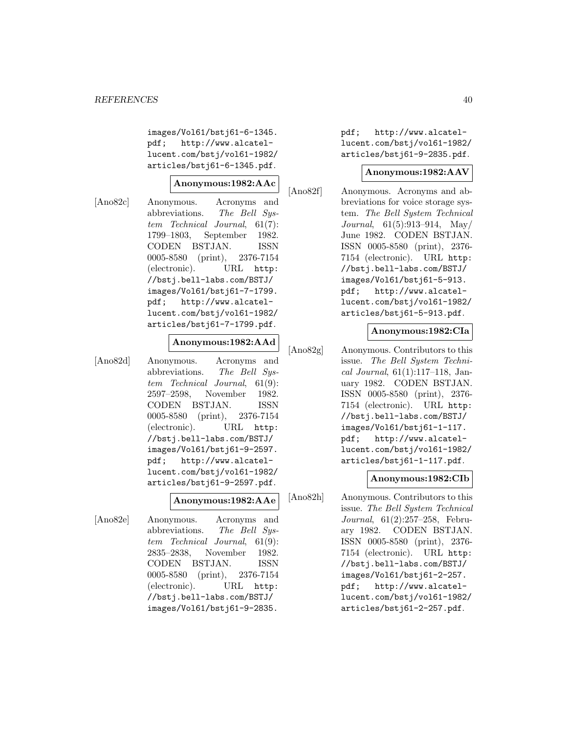images/Vol61/bstj61-6-1345.pdf; http://www.alcatel-lucent.com/bstj/vol61-1982/articles/bstj61-6-1345.pdf.

**Anonymous:1982:AAc**

[Ano82c] Anonymous. Acronyms and abbreviations. *The Bell System Technical Journal*, 61(7): 1799–1803, September 1982. CODEN BSTJAN. ISSN 0005-8580 (print), 2376-7154 (electronic). URL http://bstj.bell-labs.com/BSTJ/images/Vol61/bstj61-7-1799.pdf; http://www.alcatel-lucent.com/bstj/vol61-1982/articles/bstj61-7-1799.pdf.

**Anonymous:1982:AAd**

[Ano82d] Anonymous. Acronyms and abbreviations. *The Bell System Technical Journal*, 61(9): 2597–2598, November 1982. CODEN BSTJAN. ISSN 0005-8580 (print), 2376-7154 (electronic). URL http://bstj.bell-labs.com/BSTJ/images/Vol61/bstj61-9-2597.pdf; http://www.alcatel-lucent.com/bstj/vol61-1982/articles/bstj61-9-2597.pdf.

**Anonymous:1982:AAe**

[Ano82e] Anonymous. Acronyms and abbreviations. *The Bell System Technical Journal*, 61(9): 2835–2838, November 1982. CODEN BSTJAN. ISSN 0005-8580 (print), 2376-7154 (electronic). URL http://bstj.bell-labs.com/BSTJ/images/Vol61/bstj61-9-2835.pdf; http://www.alcatel-lucent.com/bstj/vol61-1982/articles/bstj61-9-2835.pdf.

**Anonymous:1982:AAV**

[Ano82f] Anonymous. Acronyms and abbreviations for voice storage system. *The Bell System Technical Journal*, 61(5):913–914, May/June 1982. CODEN BSTJAN. ISSN 0005-8580 (print), 2376-7154 (electronic). URL http://bstj.bell-labs.com/BSTJ/images/Vol61/bstj61-5-913.pdf; http://www.alcatel-lucent.com/bstj/vol61-1982/articles/bstj61-5-913.pdf.

**Anonymous:1982:CIa**

[Ano82g] Anonymous. Contributors to this issue. *The Bell System Technical Journal*, 61(1):117–118, January 1982. CODEN BSTJAN. ISSN 0005-8580 (print), 2376-7154 (electronic). URL http://bstj.bell-labs.com/BSTJ/images/Vol61/bstj61-1-117.pdf; http://www.alcatel-lucent.com/bstj/vol61-1982/articles/bstj61-1-117.pdf.

**Anonymous:1982:CIb**

[Ano82h] Anonymous. Contributors to this issue. *The Bell System Technical Journal*, 61(2):257–258, February 1982. CODEN BSTJAN. ISSN 0005-8580 (print), 2376-7154 (electronic). URL http://bstj.bell-labs.com/BSTJ/images/Vol61/bstj61-2-257.pdf; http://www.alcatel-lucent.com/bstj/vol61-1982/articles/bstj61-2-257.pdf.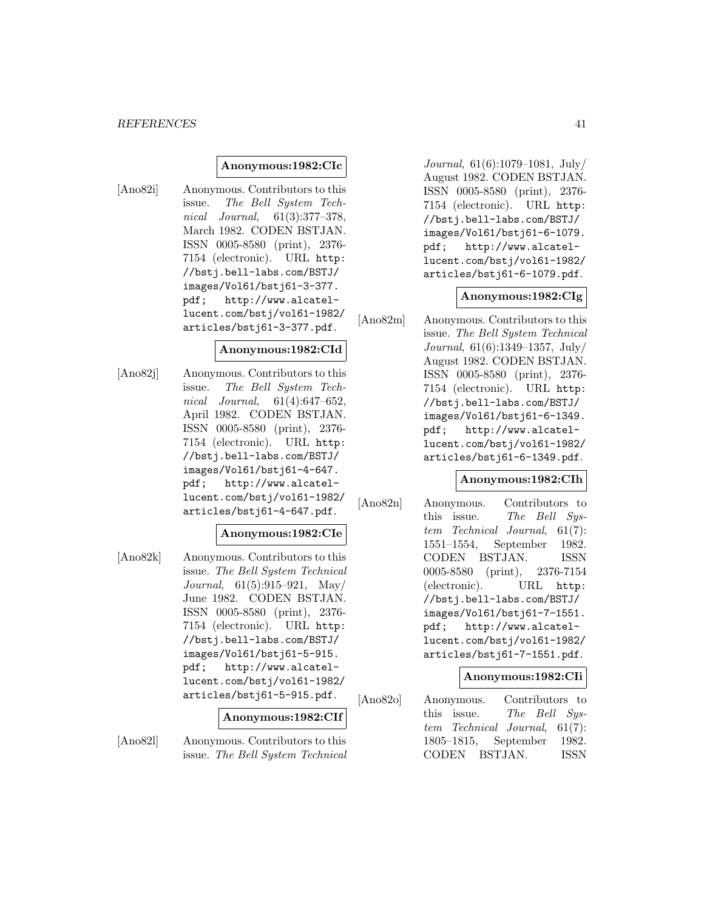**Anonymous:1982:CIc**

[Ano82i] Anonymous. Contributors to this issue. *The Bell System Technical Journal*, 61(3):377–378, March 1982. CODEN BSTJAN. ISSN 0005-8580 (print), 2376-7154 (electronic). URL http://bstj.bell-labs.com/BSTJ/images/Vol61/bstj61-3-377.pdf; http://www.alcatel-lucent.com/bstj/vol61-1982/articles/bstj61-3-377.pdf.

**Anonymous:1982:CId**

[Ano82j] Anonymous. Contributors to this issue. *The Bell System Technical Journal*, 61(4):647–652, April 1982. CODEN BSTJAN. ISSN 0005-8580 (print), 2376-7154 (electronic). URL http://bstj.bell-labs.com/BSTJ/images/Vol61/bstj61-4-647.pdf; http://www.alcatel-lucent.com/bstj/vol61-1982/articles/bstj61-4-647.pdf.

**Anonymous:1982:CIe**

[Ano82k] Anonymous. Contributors to this issue. *The Bell System Technical Journal*, 61(5):915–921, May/June 1982. CODEN BSTJAN. ISSN 0005-8580 (print), 2376-7154 (electronic). URL http://bstj.bell-labs.com/BSTJ/images/Vol61/bstj61-5-915.pdf; http://www.alcatel-lucent.com/bstj/vol61-1982/articles/bstj61-5-915.pdf.

**Anonymous:1982:CIf**

[Ano82l] Anonymous. Contributors to this issue. *The Bell System Technical Journal*, 61(6):1079–1081, July/August 1982. CODEN BSTJAN. ISSN 0005-8580 (print), 2376-7154 (electronic). URL http://bstj.bell-labs.com/BSTJ/images/Vol61/bstj61-6-1079.pdf; http://www.alcatel-lucent.com/bstj/vol61-1982/articles/bstj61-6-1079.pdf.

**Anonymous:1982:CIg**

[Ano82m] Anonymous. Contributors to this issue. *The Bell System Technical Journal*, 61(6):1349–1357, July/August 1982. CODEN BSTJAN. ISSN 0005-8580 (print), 2376-7154 (electronic). URL http://bstj.bell-labs.com/BSTJ/images/Vol61/bstj61-6-1349.pdf; http://www.alcatel-lucent.com/bstj/vol61-1982/articles/bstj61-6-1349.pdf.

**Anonymous:1982:CIh**

[Ano82n] Anonymous. Contributors to this issue. *The Bell System Technical Journal*, 61(7):1551–1554, September 1982. CODEN BSTJAN. ISSN 0005-8580 (print), 2376-7154 (electronic). URL http://bstj.bell-labs.com/BSTJ/images/Vol61/bstj61-7-1551.pdf; http://www.alcatel-lucent.com/bstj/vol61-1982/articles/bstj61-7-1551.pdf.

**Anonymous:1982:CIi**

[Ano82o] Anonymous. Contributors to this issue. *The Bell System Technical Journal*, 61(7):1805–1815, September 1982. CODEN BSTJAN. ISSN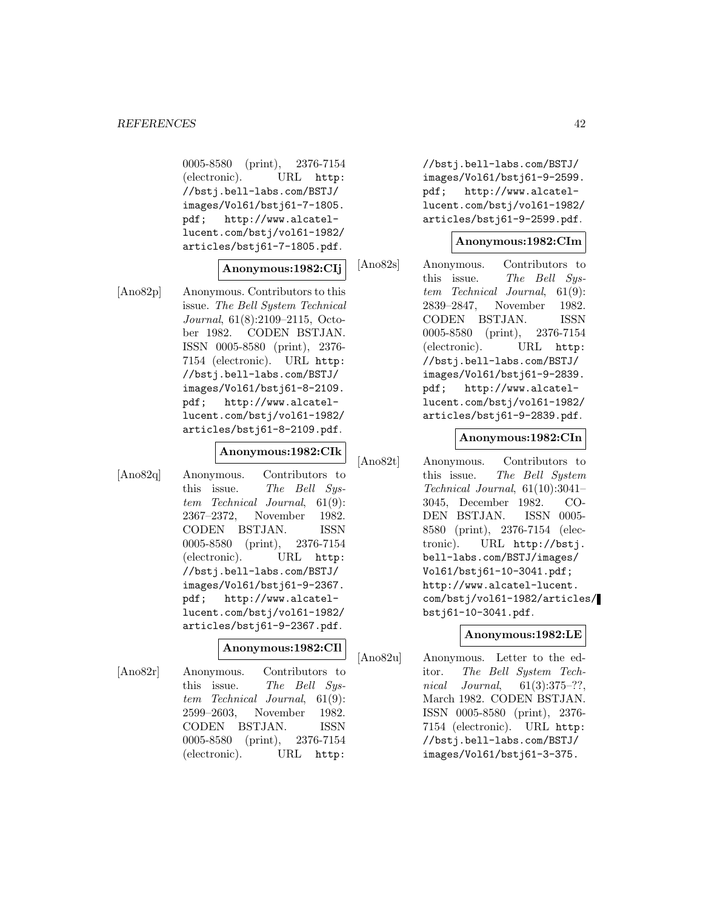0005-8580 (print), 2376-7154 (electronic). URL http://bstj.bell-labs.com/BSTJ/images/Vol61/bstj61-7-1805.pdf; http://www.alcatel-lucent.com/bstj/vol61-1982/articles/bstj61-7-1805.pdf.

**Anonymous:1982:CIj**

[Ano82p] Anonymous. Contributors to this issue. *The Bell System Technical Journal*, 61(8):2109–2115, October 1982. CODEN BSTJAN. ISSN 0005-8580 (print), 2376-7154 (electronic). URL http://bstj.bell-labs.com/BSTJ/images/Vol61/bstj61-8-2109.pdf; http://www.alcatel-lucent.com/bstj/vol61-1982/articles/bstj61-8-2109.pdf.

**Anonymous:1982:CIk**

[Ano82q] Anonymous. Contributors to this issue. *The Bell System Technical Journal*, 61(9):2367–2372, November 1982. CODEN BSTJAN. ISSN 0005-8580 (print), 2376-7154 (electronic). URL http://bstj.bell-labs.com/BSTJ/images/Vol61/bstj61-9-2367.pdf; http://www.alcatel-lucent.com/bstj/vol61-1982/articles/bstj61-9-2367.pdf.

**Anonymous:1982:CIl**

[Ano82r] Anonymous. Contributors to this issue. *The Bell System Technical Journal*, 61(9):2599–2603, November 1982. CODEN BSTJAN. ISSN 0005-8580 (print), 2376-7154 (electronic). URL http://bstj.bell-labs.com/BSTJ/images/Vol61/bstj61-9-2599.pdf; http://www.alcatel-lucent.com/bstj/vol61-1982/articles/bstj61-9-2599.pdf.

**Anonymous:1982:CIm**

[Ano82s] Anonymous. Contributors to this issue. *The Bell System Technical Journal*, 61(9):2839–2847, November 1982. CODEN BSTJAN. ISSN 0005-8580 (print), 2376-7154 (electronic). URL http://bstj.bell-labs.com/BSTJ/images/Vol61/bstj61-9-2839.pdf; http://www.alcatel-lucent.com/bstj/vol61-1982/articles/bstj61-9-2839.pdf.

**Anonymous:1982:CIn**

[Ano82t] Anonymous. Contributors to this issue. *The Bell System Technical Journal*, 61(10):3041–3045, December 1982. CODEN BSTJAN. ISSN 0005-8580 (print), 2376-7154 (electronic). URL http://bstj.bell-labs.com/BSTJ/images/Vol61/bstj61-10-3041.pdf; http://www.alcatel-lucent.com/bstj/vol61-1982/articles/bstj61-10-3041.pdf.

**Anonymous:1982:LE**

[Ano82u] Anonymous. Letter to the editor. *The Bell System Technical Journal*, 61(3):375–??, March 1982. CODEN BSTJAN. ISSN 0005-8580 (print), 2376-7154 (electronic). URL http://bstj.bell-labs.com/BSTJ/images/Vol61/bstj61-3-375.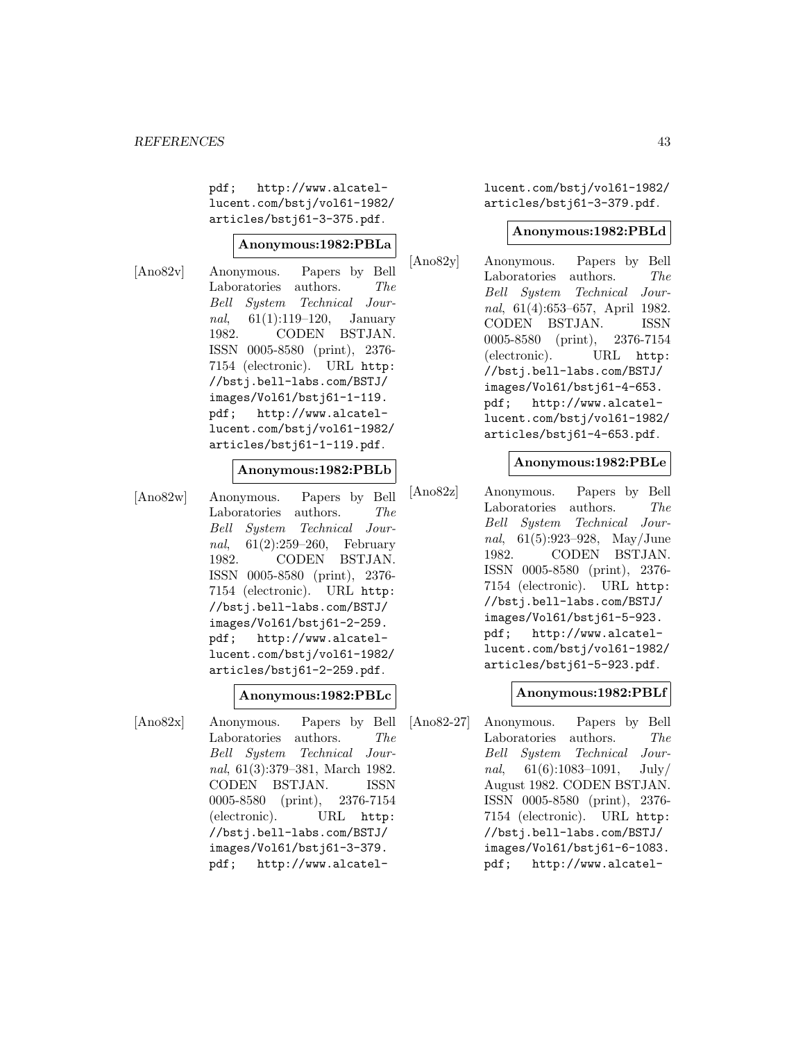pdf; http://www.alcatel-lucent.com/bstj/vol61-1982/articles/bstj61-3-375.pdf.

**Anonymous:1982:PBLa**

[Ano82v] Anonymous. Papers by Bell Laboratories authors. *The Bell System Technical Journal*, 61(1):119–120, January 1982. CODEN BSTJAN. ISSN 0005-8580 (print), 2376-7154 (electronic). URL http://bstj.bell-labs.com/BSTJ/images/Vol61/bstj61-1-119.pdf; http://www.alcatel-lucent.com/bstj/vol61-1982/articles/bstj61-1-119.pdf.

**Anonymous:1982:PBLb**

[Ano82w] Anonymous. Papers by Bell Laboratories authors. *The Bell System Technical Journal*, 61(2):259–260, February 1982. CODEN BSTJAN. ISSN 0005-8580 (print), 2376-7154 (electronic). URL http://bstj.bell-labs.com/BSTJ/images/Vol61/bstj61-2-259.pdf; http://www.alcatel-lucent.com/bstj/vol61-1982/articles/bstj61-2-259.pdf.

**Anonymous:1982:PBLc**

[Ano82x] Anonymous. Papers by Bell Laboratories authors. *The Bell System Technical Journal*, 61(3):379–381, March 1982. CODEN BSTJAN. ISSN 0005-8580 (print), 2376-7154 (electronic). URL http://bstj.bell-labs.com/BSTJ/images/Vol61/bstj61-3-379.pdf; http://www.alcatel-lucent.com/bstj/vol61-1982/articles/bstj61-3-379.pdf.

**Anonymous:1982:PBLd**

[Ano82y] Anonymous. Papers by Bell Laboratories authors. *The Bell System Technical Journal*, 61(4):653–657, April 1982. CODEN BSTJAN. ISSN 0005-8580 (print), 2376-7154 (electronic). URL http://bstj.bell-labs.com/BSTJ/images/Vol61/bstj61-4-653.pdf; http://www.alcatel-lucent.com/bstj/vol61-1982/articles/bstj61-4-653.pdf.

**Anonymous:1982:PBLe**

[Ano82z] Anonymous. Papers by Bell Laboratories authors. *The Bell System Technical Journal*, 61(5):923–928, May/June 1982. CODEN BSTJAN. ISSN 0005-8580 (print), 2376-7154 (electronic). URL http://bstj.bell-labs.com/BSTJ/images/Vol61/bstj61-5-923.pdf; http://www.alcatel-lucent.com/bstj/vol61-1982/articles/bstj61-5-923.pdf.

**Anonymous:1982:PBLf**

[Ano82-27] Anonymous. Papers by Bell Laboratories authors. *The Bell System Technical Journal*, 61(6):1083–1091, July/August 1982. CODEN BSTJAN. ISSN 0005-8580 (print), 2376-7154 (electronic). URL http://bstj.bell-labs.com/BSTJ/images/Vol61/bstj61-6-1083.pdf; http://www.alcatel-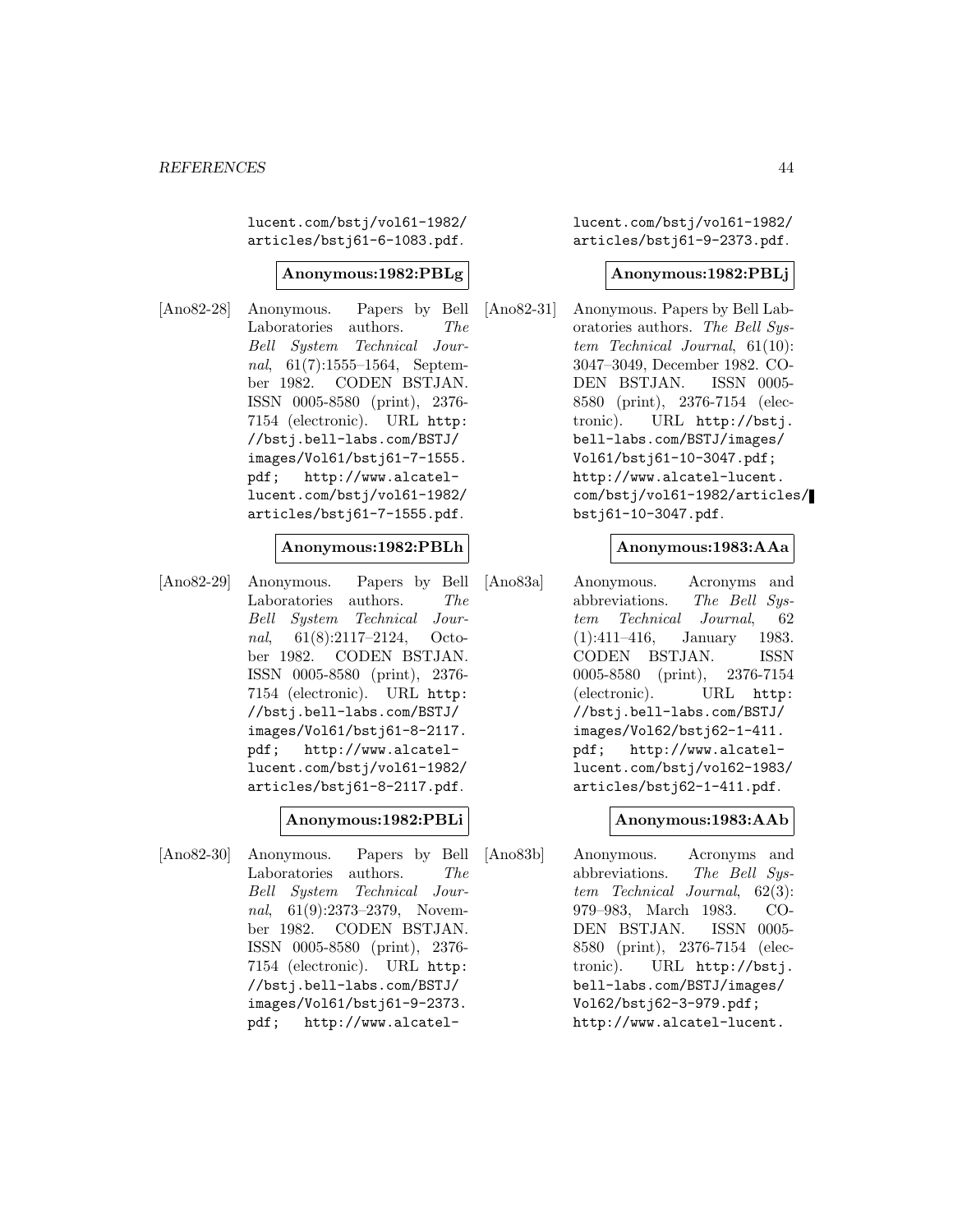lucent.com/bstj/vol61-1982/articles/bstj61-6-1083.pdf.

**Anonymous:1982:PBLg**

[Ano82-28] Anonymous. Papers by Bell Laboratories authors. *The Bell System Technical Journal*, 61(7):1555–1564, September 1982. CODEN BSTJAN. ISSN 0005-8580 (print), 2376-7154 (electronic). URL http://bstj.bell-labs.com/BSTJ/images/Vol61/bstj61-7-1555.pdf; http://www.alcatel-lucent.com/bstj/vol61-1982/articles/bstj61-7-1555.pdf.

**Anonymous:1982:PBLh**

[Ano82-29] Anonymous. Papers by Bell Laboratories authors. *The Bell System Technical Journal*, 61(8):2117–2124, October 1982. CODEN BSTJAN. ISSN 0005-8580 (print), 2376-7154 (electronic). URL http://bstj.bell-labs.com/BSTJ/images/Vol61/bstj61-8-2117.pdf; http://www.alcatel-lucent.com/bstj/vol61-1982/articles/bstj61-8-2117.pdf.

**Anonymous:1982:PBLi**

[Ano82-30] Anonymous. Papers by Bell Laboratories authors. *The Bell System Technical Journal*, 61(9):2373–2379, November 1982. CODEN BSTJAN. ISSN 0005-8580 (print), 2376-7154 (electronic). URL http://bstj.bell-labs.com/BSTJ/images/Vol61/bstj61-9-2373.pdf; http://www.alcatel-lucent.com/bstj/vol61-1982/articles/bstj61-9-2373.pdf.

**Anonymous:1982:PBLj**

[Ano82-31] Anonymous. Papers by Bell Laboratories authors. *The Bell System Technical Journal*, 61(10):3047–3049, December 1982. CODEN BSTJAN. ISSN 0005-8580 (print), 2376-7154 (electronic). URL http://bstj.bell-labs.com/BSTJ/images/Vol61/bstj61-10-3047.pdf; http://www.alcatel-lucent.com/bstj/vol61-1982/articles/bstj61-10-3047.pdf.

**Anonymous:1983:AAa**

[Ano83a] Anonymous. Acronyms and abbreviations. *The Bell System Technical Journal*, 62(1):411–416, January 1983. CODEN BSTJAN. ISSN 0005-8580 (print), 2376-7154 (electronic). URL http://bstj.bell-labs.com/BSTJ/images/Vol62/bstj62-1-411.pdf; http://www.alcatel-lucent.com/bstj/vol62-1983/articles/bstj62-1-411.pdf.

**Anonymous:1983:AAb**

[Ano83b] Anonymous. Acronyms and abbreviations. *The Bell System Technical Journal*, 62(3):979–983, March 1983. CODEN BSTJAN. ISSN 0005-8580 (print), 2376-7154 (electronic). URL http://bstj.bell-labs.com/BSTJ/images/Vol62/bstj62-3-979.pdf; http://www.alcatel-lucent.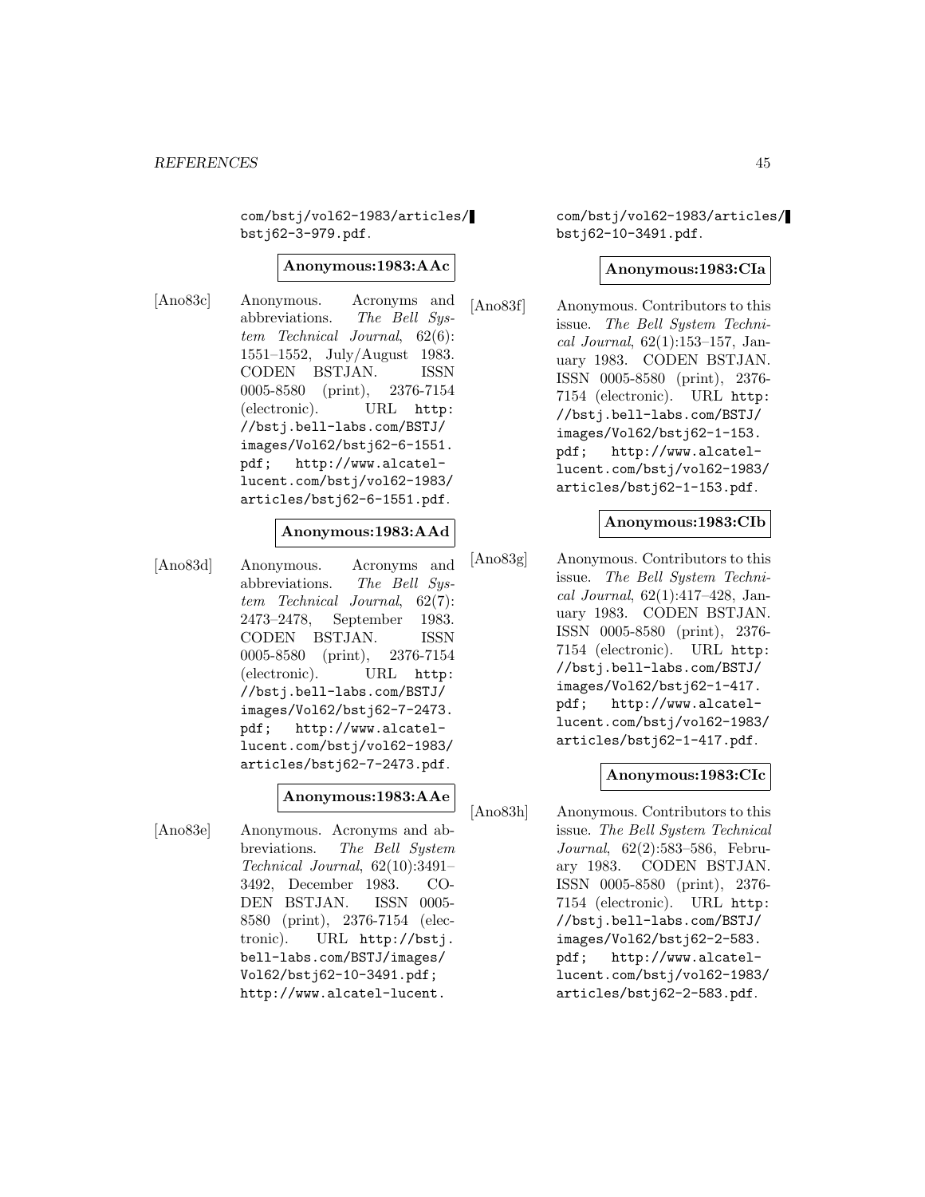com/bstj/vol62-1983/articles/bstj62-3-979.pdf.

**Anonymous:1983:AAc**

[Ano83c] Anonymous. Acronyms and abbreviations. *The Bell System Technical Journal*, 62(6): 1551–1552, July/August 1983. CODEN BSTJAN. ISSN 0005-8580 (print), 2376-7154 (electronic). URL http://bstj.bell-labs.com/BSTJ/images/Vol62/bstj62-6-1551.pdf; http://www.alcatel-lucent.com/bstj/vol62-1983/articles/bstj62-6-1551.pdf.

**Anonymous:1983:AAd**

[Ano83d] Anonymous. Acronyms and abbreviations. *The Bell System Technical Journal*, 62(7): 2473–2478, September 1983. CODEN BSTJAN. ISSN 0005-8580 (print), 2376-7154 (electronic). URL http://bstj.bell-labs.com/BSTJ/images/Vol62/bstj62-7-2473.pdf; http://www.alcatel-lucent.com/bstj/vol62-1983/articles/bstj62-7-2473.pdf.

**Anonymous:1983:AAe**

[Ano83e] Anonymous. Acronyms and abbreviations. *The Bell System Technical Journal*, 62(10):3491–3492, December 1983. CODEN BSTJAN. ISSN 0005-8580 (print), 2376-7154 (electronic). URL http://bstj.bell-labs.com/BSTJ/images/Vol62/bstj62-10-3491.pdf; http://www.alcatel-lucent.com/bstj/vol62-1983/articles/bstj62-10-3491.pdf.

**Anonymous:1983:CIa**

[Ano83f] Anonymous. Contributors to this issue. *The Bell System Technical Journal*, 62(1):153–157, January 1983. CODEN BSTJAN. ISSN 0005-8580 (print), 2376-7154 (electronic). URL http://bstj.bell-labs.com/BSTJ/images/Vol62/bstj62-1-153.pdf; http://www.alcatel-lucent.com/bstj/vol62-1983/articles/bstj62-1-153.pdf.

**Anonymous:1983:CIb**

[Ano83g] Anonymous. Contributors to this issue. *The Bell System Technical Journal*, 62(1):417–428, January 1983. CODEN BSTJAN. ISSN 0005-8580 (print), 2376-7154 (electronic). URL http://bstj.bell-labs.com/BSTJ/images/Vol62/bstj62-1-417.pdf; http://www.alcatel-lucent.com/bstj/vol62-1983/articles/bstj62-1-417.pdf.

**Anonymous:1983:CIc**

[Ano83h] Anonymous. Contributors to this issue. *The Bell System Technical Journal*, 62(2):583–586, February 1983. CODEN BSTJAN. ISSN 0005-8580 (print), 2376-7154 (electronic). URL http://bstj.bell-labs.com/BSTJ/images/Vol62/bstj62-2-583.pdf; http://www.alcatel-lucent.com/bstj/vol62-1983/articles/bstj62-2-583.pdf.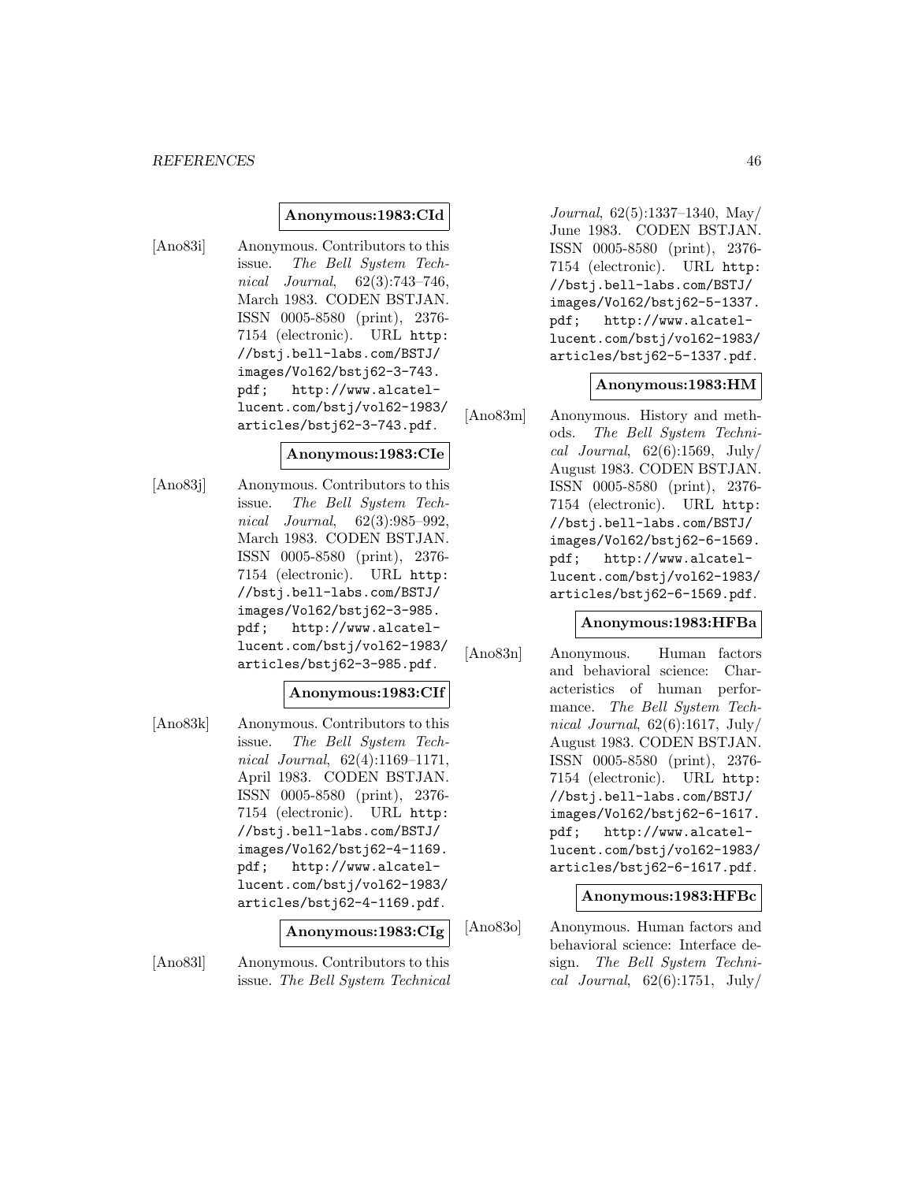**Anonymous:1983:CId**

[Ano83i] Anonymous. Contributors to this issue. *The Bell System Technical Journal*, 62(3):743–746, March 1983. CODEN BSTJAN. ISSN 0005-8580 (print), 2376-7154 (electronic). URL http://bstj.bell-labs.com/BSTJ/images/Vol62/bstj62-3-743.pdf; http://www.alcatel-lucent.com/bstj/vol62-1983/articles/bstj62-3-743.pdf.

**Anonymous:1983:CIe**

[Ano83j] Anonymous. Contributors to this issue. *The Bell System Technical Journal*, 62(3):985–992, March 1983. CODEN BSTJAN. ISSN 0005-8580 (print), 2376-7154 (electronic). URL http://bstj.bell-labs.com/BSTJ/images/Vol62/bstj62-3-985.pdf; http://www.alcatel-lucent.com/bstj/vol62-1983/articles/bstj62-3-985.pdf.

**Anonymous:1983:CIf**

[Ano83k] Anonymous. Contributors to this issue. *The Bell System Technical Journal*, 62(4):1169–1171, April 1983. CODEN BSTJAN. ISSN 0005-8580 (print), 2376-7154 (electronic). URL http://bstj.bell-labs.com/BSTJ/images/Vol62/bstj62-4-1169.pdf; http://www.alcatel-lucent.com/bstj/vol62-1983/articles/bstj62-4-1169.pdf.

**Anonymous:1983:CIg**

[Ano83l] Anonymous. Contributors to this issue. *The Bell System Technical Journal*, 62(5):1337–1340, May/June 1983. CODEN BSTJAN. ISSN 0005-8580 (print), 2376-7154 (electronic). URL http://bstj.bell-labs.com/BSTJ/images/Vol62/bstj62-5-1337.pdf; http://www.alcatel-lucent.com/bstj/vol62-1983/articles/bstj62-5-1337.pdf.

**Anonymous:1983:HM**

[Ano83m] Anonymous. History and methods. *The Bell System Technical Journal*, 62(6):1569, July/August 1983. CODEN BSTJAN. ISSN 0005-8580 (print), 2376-7154 (electronic). URL http://bstj.bell-labs.com/BSTJ/images/Vol62/bstj62-6-1569.pdf; http://www.alcatel-lucent.com/bstj/vol62-1983/articles/bstj62-6-1569.pdf.

**Anonymous:1983:HFBa**

[Ano83n] Anonymous. Human factors and behavioral science: Characteristics of human performance. *The Bell System Technical Journal*, 62(6):1617, July/August 1983. CODEN BSTJAN. ISSN 0005-8580 (print), 2376-7154 (electronic). URL http://bstj.bell-labs.com/BSTJ/images/Vol62/bstj62-6-1617.pdf; http://www.alcatel-lucent.com/bstj/vol62-1983/articles/bstj62-6-1617.pdf.

**Anonymous:1983:HFBc**

[Ano83o] Anonymous. Human factors and behavioral science: Interface design. *The Bell System Technical Journal*, 62(6):1751, July/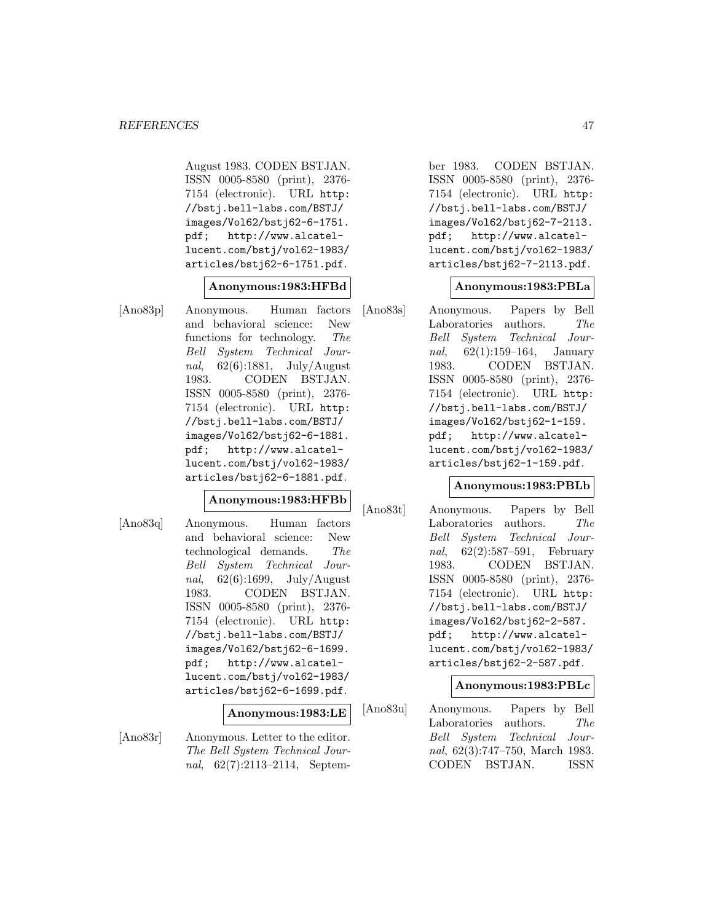August 1983. CODEN BSTJAN. ISSN 0005-8580 (print), 2376-7154 (electronic). URL http://bstj.bell-labs.com/BSTJ/images/Vol62/bstj62-6-1751.pdf; http://www.alcatel-lucent.com/bstj/vol62-1983/articles/bstj62-6-1751.pdf.

**Anonymous:1983:HFBd**

[Ano83p] Anonymous. Human factors and behavioral science: New functions for technology. *The Bell System Technical Journal*, 62(6):1881, July/August 1983. CODEN BSTJAN. ISSN 0005-8580 (print), 2376-7154 (electronic). URL http://bstj.bell-labs.com/BSTJ/images/Vol62/bstj62-6-1881.pdf; http://www.alcatel-lucent.com/bstj/vol62-1983/articles/bstj62-6-1881.pdf.

**Anonymous:1983:HFBb**

[Ano83q] Anonymous. Human factors and behavioral science: New technological demands. *The Bell System Technical Journal*, 62(6):1699, July/August 1983. CODEN BSTJAN. ISSN 0005-8580 (print), 2376-7154 (electronic). URL http://bstj.bell-labs.com/BSTJ/images/Vol62/bstj62-6-1699.pdf; http://www.alcatel-lucent.com/bstj/vol62-1983/articles/bstj62-6-1699.pdf.

**Anonymous:1983:LE**

[Ano83r] Anonymous. Letter to the editor. *The Bell System Technical Journal*, 62(7):2113–2114, September 1983. CODEN BSTJAN. ISSN 0005-8580 (print), 2376-7154 (electronic). URL http://bstj.bell-labs.com/BSTJ/images/Vol62/bstj62-7-2113.pdf; http://www.alcatel-lucent.com/bstj/vol62-1983/articles/bstj62-7-2113.pdf.

**Anonymous:1983:PBLa**

[Ano83s] Anonymous. Papers by Bell Laboratories authors. *The Bell System Technical Journal*, 62(1):159–164, January 1983. CODEN BSTJAN. ISSN 0005-8580 (print), 2376-7154 (electronic). URL http://bstj.bell-labs.com/BSTJ/images/Vol62/bstj62-1-159.pdf; http://www.alcatel-lucent.com/bstj/vol62-1983/articles/bstj62-1-159.pdf.

**Anonymous:1983:PBLb**

[Ano83t] Anonymous. Papers by Bell Laboratories authors. *The Bell System Technical Journal*, 62(2):587–591, February 1983. CODEN BSTJAN. ISSN 0005-8580 (print), 2376-7154 (electronic). URL http://bstj.bell-labs.com/BSTJ/images/Vol62/bstj62-2-587.pdf; http://www.alcatel-lucent.com/bstj/vol62-1983/articles/bstj62-2-587.pdf.

**Anonymous:1983:PBLc**

[Ano83u] Anonymous. Papers by Bell Laboratories authors. *The Bell System Technical Journal*, 62(3):747–750, March 1983. CODEN BSTJAN. ISSN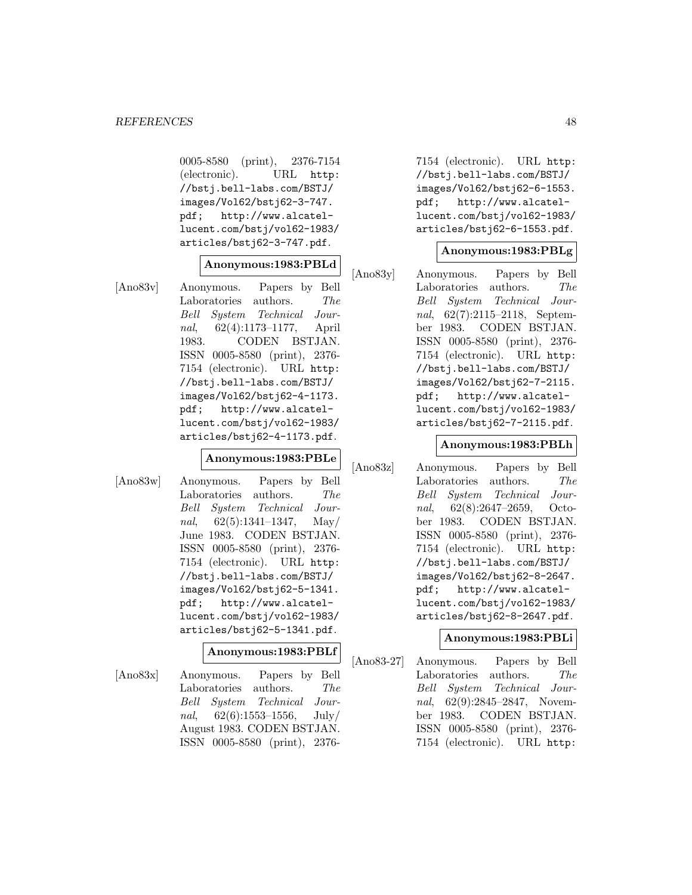0005-8580 (print), 2376-7154 (electronic). URL http://bstj.bell-labs.com/BSTJ/images/Vol62/bstj62-3-747.pdf; http://www.alcatel-lucent.com/bstj/vol62-1983/articles/bstj62-3-747.pdf.

**Anonymous:1983:PBLd**

[Ano83v] Anonymous. Papers by Bell Laboratories authors. *The Bell System Technical Journal*, 62(4):1173–1177, April 1983. CODEN BSTJAN. ISSN 0005-8580 (print), 2376-7154 (electronic). URL http://bstj.bell-labs.com/BSTJ/images/Vol62/bstj62-4-1173.pdf; http://www.alcatel-lucent.com/bstj/vol62-1983/articles/bstj62-4-1173.pdf.

**Anonymous:1983:PBLe**

[Ano83w] Anonymous. Papers by Bell Laboratories authors. *The Bell System Technical Journal*, 62(5):1341–1347, May/June 1983. CODEN BSTJAN. ISSN 0005-8580 (print), 2376-7154 (electronic). URL http://bstj.bell-labs.com/BSTJ/images/Vol62/bstj62-5-1341.pdf; http://www.alcatel-lucent.com/bstj/vol62-1983/articles/bstj62-5-1341.pdf.

**Anonymous:1983:PBLf**

[Ano83x] Anonymous. Papers by Bell Laboratories authors. *The Bell System Technical Journal*, 62(6):1553–1556, July/August 1983. CODEN BSTJAN. ISSN 0005-8580 (print), 2376-7154 (electronic). URL http://bstj.bell-labs.com/BSTJ/images/Vol62/bstj62-6-1553.pdf; http://www.alcatel-lucent.com/bstj/vol62-1983/articles/bstj62-6-1553.pdf.

**Anonymous:1983:PBLg**

[Ano83y] Anonymous. Papers by Bell Laboratories authors. *The Bell System Technical Journal*, 62(7):2115–2118, September 1983. CODEN BSTJAN. ISSN 0005-8580 (print), 2376-7154 (electronic). URL http://bstj.bell-labs.com/BSTJ/images/Vol62/bstj62-7-2115.pdf; http://www.alcatel-lucent.com/bstj/vol62-1983/articles/bstj62-7-2115.pdf.

**Anonymous:1983:PBLh**

[Ano83z] Anonymous. Papers by Bell Laboratories authors. *The Bell System Technical Journal*, 62(8):2647–2659, October 1983. CODEN BSTJAN. ISSN 0005-8580 (print), 2376-7154 (electronic). URL http://bstj.bell-labs.com/BSTJ/images/Vol62/bstj62-8-2647.pdf; http://www.alcatel-lucent.com/bstj/vol62-1983/articles/bstj62-8-2647.pdf.

**Anonymous:1983:PBLi**

[Ano83-27] Anonymous. Papers by Bell Laboratories authors. *The Bell System Technical Journal*, 62(9):2845–2847, November 1983. CODEN BSTJAN. ISSN 0005-8580 (print), 2376-7154 (electronic). URL http: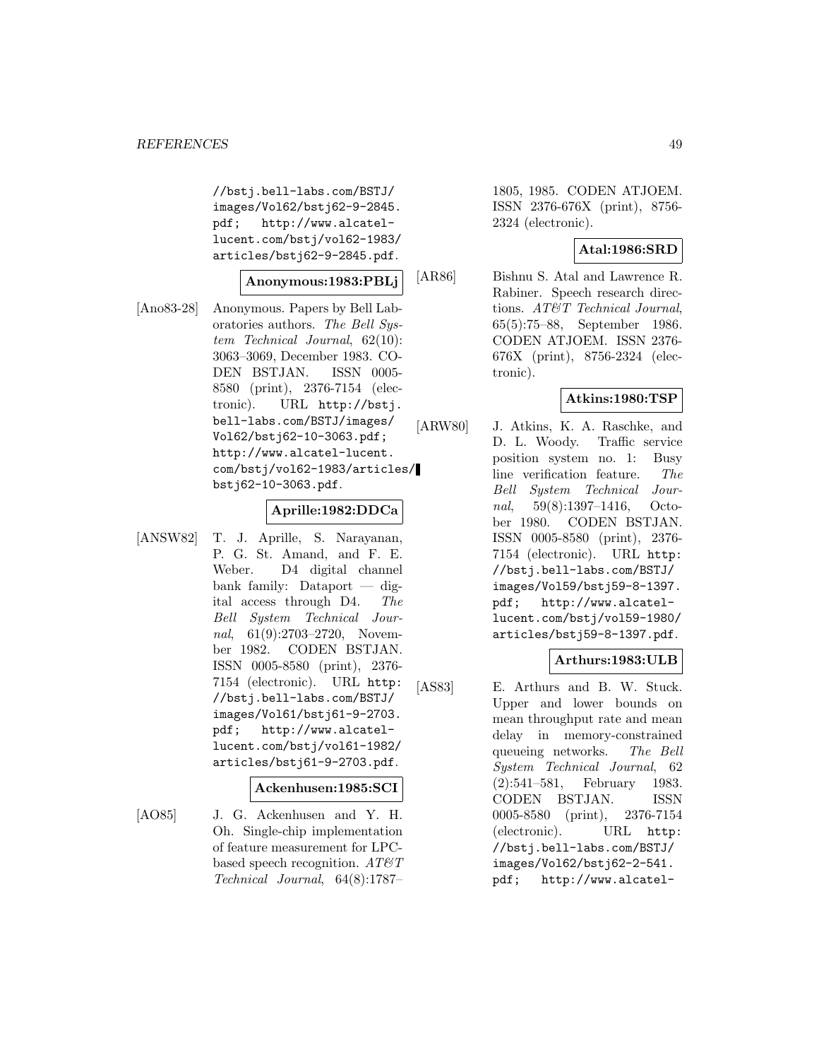//bstj.bell-labs.com/BSTJ/images/Vol62/bstj62-9-2845.pdf; http://www.alcatel-lucent.com/bstj/vol62-1983/articles/bstj62-9-2845.pdf.

**Anonymous:1983:PBLj**

[Ano83-28] Anonymous. Papers by Bell Laboratories authors. *The Bell System Technical Journal*, 62(10): 3063–3069, December 1983. CODEN BSTJAN. ISSN 0005-8580 (print), 2376-7154 (electronic). URL http://bstj.bell-labs.com/BSTJ/images/Vol62/bstj62-10-3063.pdf; http://www.alcatel-lucent.com/bstj/vol62-1983/articles/bstj62-10-3063.pdf.

**Aprille:1982:DDCa**

[ANSW82] T. J. Aprille, S. Narayanan, P. G. St. Amand, and F. E. Weber. D4 digital channel bank family: Dataport — digital access through D4. *The Bell System Technical Journal*, 61(9):2703–2720, November 1982. CODEN BSTJAN. ISSN 0005-8580 (print), 2376-7154 (electronic). URL http://bstj.bell-labs.com/BSTJ/images/Vol61/bstj61-9-2703.pdf; http://www.alcatel-lucent.com/bstj/vol61-1982/articles/bstj61-9-2703.pdf.

**Ackenhusen:1985:SCI**

[AO85] J. G. Ackenhusen and Y. H. Oh. Single-chip implementation of feature measurement for LPC-based speech recognition. *AT&T Technical Journal*, 64(8):1787–1805, 1985. CODEN ATJOEM. ISSN 2376-676X (print), 8756-2324 (electronic).

**Atal:1986:SRD**

[AR86] Bishnu S. Atal and Lawrence R. Rabiner. Speech research directions. *AT&T Technical Journal*, 65(5):75–88, September 1986. CODEN ATJOEM. ISSN 2376-676X (print), 8756-2324 (electronic).

**Atkins:1980:TSP**

[ARW80] J. Atkins, K. A. Raschke, and D. L. Woody. Traffic service position system no. 1: Busy line verification feature. *The Bell System Technical Journal*, 59(8):1397–1416, October 1980. CODEN BSTJAN. ISSN 0005-8580 (print), 2376-7154 (electronic). URL http://bstj.bell-labs.com/BSTJ/images/Vol59/bstj59-8-1397.pdf; http://www.alcatel-lucent.com/bstj/vol59-1980/articles/bstj59-8-1397.pdf.

**Arthurs:1983:ULB**

[AS83] E. Arthurs and B. W. Stuck. Upper and lower bounds on mean throughput rate and mean delay in memory-constrained queueing networks. *The Bell System Technical Journal*, 62 (2):541–581, February 1983. CODEN BSTJAN. ISSN 0005-8580 (print), 2376-7154 (electronic). URL http://bstj.bell-labs.com/BSTJ/images/Vol62/bstj62-2-541.pdf; http://www.alcatel-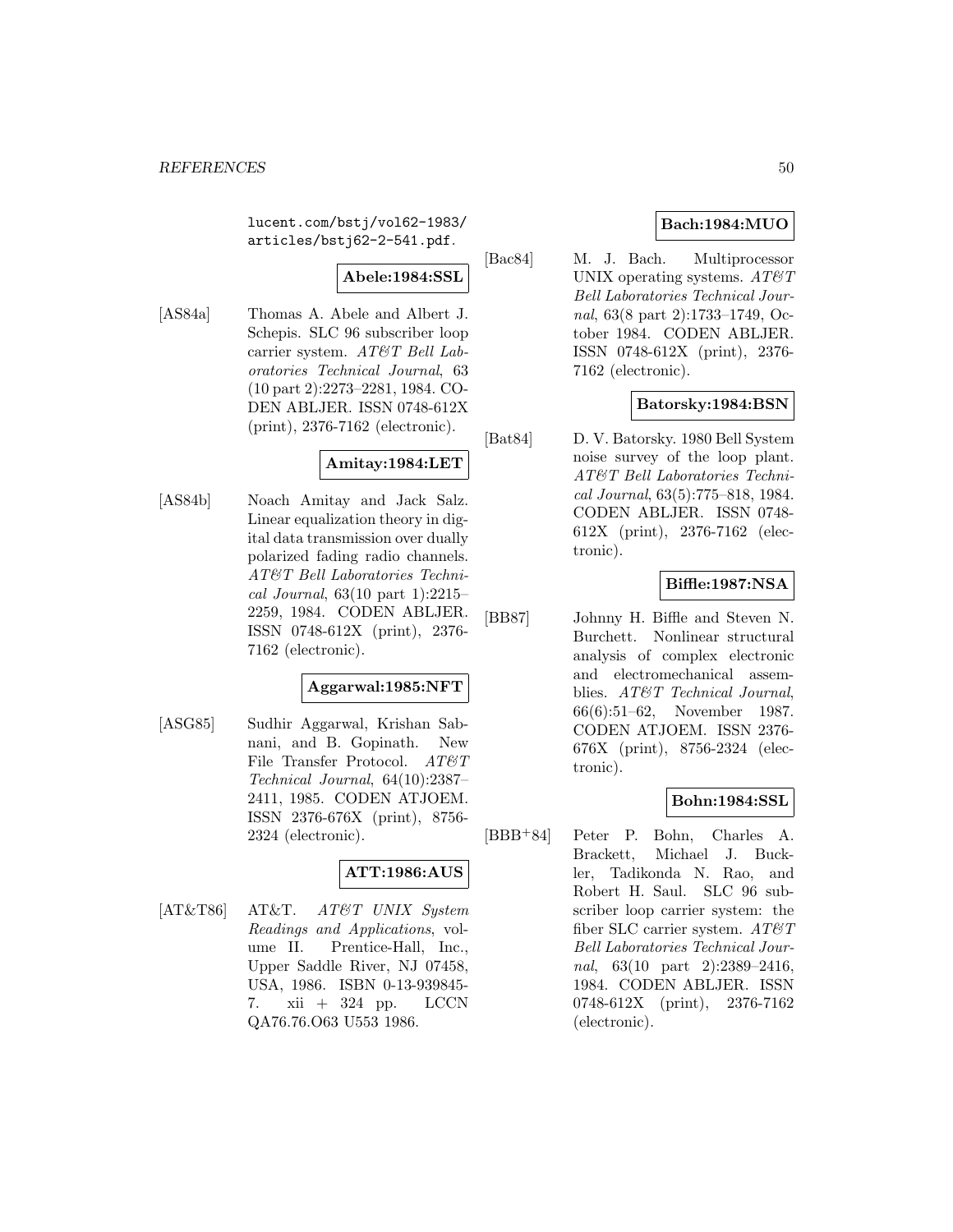lucent.com/bstj/vol62-1983/articles/bstj62-2-541.pdf.

**Abele:1984:SSL**

[AS84a] Thomas A. Abele and Albert J. Schepis. SLC 96 subscriber loop carrier system. *AT&T Bell Laboratories Technical Journal*, 63 (10 part 2):2273–2281, 1984. CODEN ABLJER. ISSN 0748-612X (print), 2376-7162 (electronic).

**Amitay:1984:LET**

[AS84b] Noach Amitay and Jack Salz. Linear equalization theory in digital data transmission over dually polarized fading radio channels. *AT&T Bell Laboratories Technical Journal*, 63(10 part 1):2215–2259, 1984. CODEN ABLJER. ISSN 0748-612X (print), 2376-7162 (electronic).

**Aggarwal:1985:NFT**

[ASG85] Sudhir Aggarwal, Krishan Sabnani, and B. Gopinath. New File Transfer Protocol. *AT&T Technical Journal*, 64(10):2387–2411, 1985. CODEN ATJOEM. ISSN 2376-676X (print), 8756-2324 (electronic).

**ATT:1986:AUS**

[AT&T86] AT&T. *AT&T UNIX System Readings and Applications*, volume II. Prentice-Hall, Inc., Upper Saddle River, NJ 07458, USA, 1986. ISBN 0-13-939845-7. xii + 324 pp. LCCN QA76.76.O63 U553 1986.

**Bach:1984:MUO**

[Bac84] M. J. Bach. Multiprocessor UNIX operating systems. *AT&T Bell Laboratories Technical Journal*, 63(8 part 2):1733–1749, October 1984. CODEN ABLJER. ISSN 0748-612X (print), 2376-7162 (electronic).

**Batorsky:1984:BSN**

[Bat84] D. V. Batorsky. 1980 Bell System noise survey of the loop plant. *AT&T Bell Laboratories Technical Journal*, 63(5):775–818, 1984. CODEN ABLJER. ISSN 0748-612X (print), 2376-7162 (electronic).

**Biffle:1987:NSA**

[BB87] Johnny H. Biffle and Steven N. Burchett. Nonlinear structural analysis of complex electronic and electromechanical assemblies. *AT&T Technical Journal*, 66(6):51–62, November 1987. CODEN ATJOEM. ISSN 2376-676X (print), 8756-2324 (electronic).

**Bohn:1984:SSL**

[BBB+84] Peter P. Bohn, Charles A. Brackett, Michael J. Buckler, Tadikonda N. Rao, and Robert H. Saul. SLC 96 subscriber loop carrier system: the fiber SLC carrier system. *AT&T Bell Laboratories Technical Journal*, 63(10 part 2):2389–2416, 1984. CODEN ABLJER. ISSN 0748-612X (print), 2376-7162 (electronic).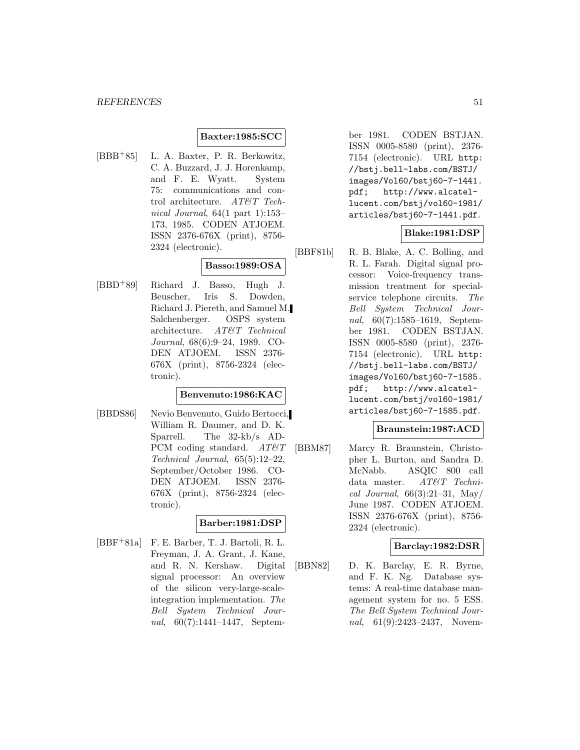**Baxter:1985:SCC**

[BBB+85] L. A. Baxter, P. R. Berkowitz, C. A. Buzzard, J. J. Horenkamp, and F. E. Wyatt. System 75: communications and control architecture. *AT&T Technical Journal*, 64(1 part 1):153–173, 1985. CODEN ATJOEM. ISSN 2376-676X (print), 8756-2324 (electronic).

**Basso:1989:OSA**

[BBD+89] Richard J. Basso, Hugh J. Beuscher, Iris S. Dowden, Richard J. Piereth, and Samuel M. Salchenberger. OSPS system architecture. *AT&T Technical Journal*, 68(6):9–24, 1989. CODEN ATJOEM. ISSN 2376-676X (print), 8756-2324 (electronic).

**Benvenuto:1986:KAC**

[BBDS86] Nevio Benvenuto, Guido Bertocci, William R. Daumer, and D. K. Sparrell. The 32-kb/s ADPCM coding standard. *AT&T Technical Journal*, 65(5):12–22, September/October 1986. CODEN ATJOEM. ISSN 2376-676X (print), 8756-2324 (electronic).

**Barber:1981:DSP**

[BBF+81a] F. E. Barber, T. J. Bartoli, R. L. Freyman, J. A. Grant, J. Kane, and R. N. Kershaw. Digital signal processor: An overview of the silicon very-large-scale-integration implementation. *The Bell System Technical Journal*, 60(7):1441–1447, September 1981. CODEN BSTJAN. ISSN 0005-8580 (print), 2376-7154 (electronic). URL http://bstj.bell-labs.com/BSTJ/images/Vol60/bstj60-7-1441.pdf; http://www.alcatel-lucent.com/bstj/vol60-1981/articles/bstj60-7-1441.pdf.

**Blake:1981:DSP**

[BBF81b] R. B. Blake, A. C. Bolling, and R. L. Farah. Digital signal processor: Voice-frequency transmission treatment for special-service telephone circuits. *The Bell System Technical Journal*, 60(7):1585–1619, September 1981. CODEN BSTJAN. ISSN 0005-8580 (print), 2376-7154 (electronic). URL http://bstj.bell-labs.com/BSTJ/images/Vol60/bstj60-7-1585.pdf; http://www.alcatel-lucent.com/bstj/vol60-1981/articles/bstj60-7-1585.pdf.

**Braunstein:1987:ACD**

[BBM87] Marcy R. Braunstein, Christopher L. Burton, and Sandra D. McNabb. ASQIC 800 call data master. *AT&T Technical Journal*, 66(3):21–31, May/June 1987. CODEN ATJOEM. ISSN 2376-676X (print), 8756-2324 (electronic).

**Barclay:1982:DSR**

[BBN82] D. K. Barclay, E. R. Byrne, and F. K. Ng. Database systems: A real-time database management system for no. 5 ESS. *The Bell System Technical Journal*, 61(9):2423–2437, Novem-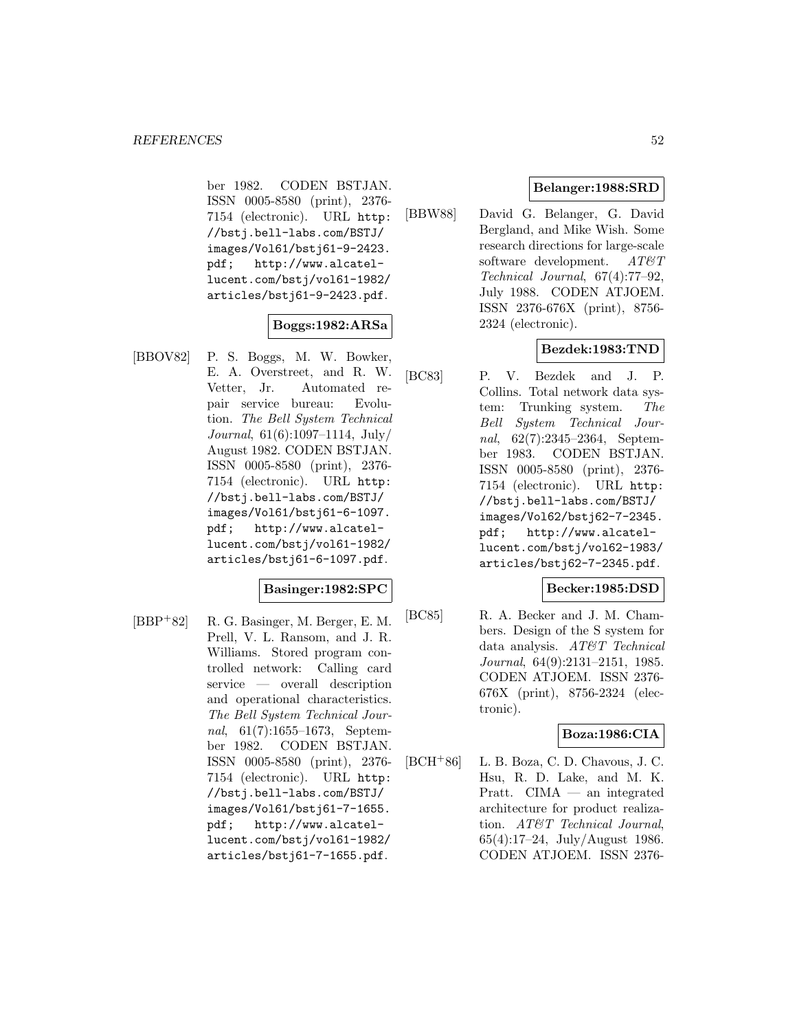ber 1982. CODEN BSTJAN. ISSN 0005-8580 (print), 2376-7154 (electronic). URL http://bstj.bell-labs.com/BSTJ/images/Vol61/bstj61-9-2423.pdf; http://www.alcatel-lucent.com/bstj/vol61-1982/articles/bstj61-9-2423.pdf.

**Boggs:1982:ARSa**

[BBOV82] P. S. Boggs, M. W. Bowker, E. A. Overstreet, and R. W. Vetter, Jr. Automated repair service bureau: Evolution. *The Bell System Technical Journal*, 61(6):1097–1114, July/August 1982. CODEN BSTJAN. ISSN 0005-8580 (print), 2376-7154 (electronic). URL http://bstj.bell-labs.com/BSTJ/images/Vol61/bstj61-6-1097.pdf; http://www.alcatel-lucent.com/bstj/vol61-1982/articles/bstj61-6-1097.pdf.

**Basinger:1982:SPC**

[BBP+82] R. G. Basinger, M. Berger, E. M. Prell, V. L. Ransom, and J. R. Williams. Stored program controlled network: Calling card service — overall description and operational characteristics. *The Bell System Technical Journal*, 61(7):1655–1673, September 1982. CODEN BSTJAN. ISSN 0005-8580 (print), 2376-7154 (electronic). URL http://bstj.bell-labs.com/BSTJ/images/Vol61/bstj61-7-1655.pdf; http://www.alcatel-lucent.com/bstj/vol61-1982/articles/bstj61-7-1655.pdf.

**Belanger:1988:SRD**

[BBW88] David G. Belanger, G. David Bergland, and Mike Wish. Some research directions for large-scale software development. *AT&T Technical Journal*, 67(4):77–92, July 1988. CODEN ATJOEM. ISSN 2376-676X (print), 8756-2324 (electronic).

**Bezdek:1983:TND**

[BC83] P. V. Bezdek and J. P. Collins. Total network data system: Trunking system. *The Bell System Technical Journal*, 62(7):2345–2364, September 1983. CODEN BSTJAN. ISSN 0005-8580 (print), 2376-7154 (electronic). URL http://bstj.bell-labs.com/BSTJ/images/Vol62/bstj62-7-2345.pdf; http://www.alcatel-lucent.com/bstj/vol62-1983/articles/bstj62-7-2345.pdf.

**Becker:1985:DSD**

[BC85] R. A. Becker and J. M. Chambers. Design of the S system for data analysis. *AT&T Technical Journal*, 64(9):2131–2151, 1985. CODEN ATJOEM. ISSN 2376-676X (print), 8756-2324 (electronic).

**Boza:1986:CIA**

[BCH+86] L. B. Boza, C. D. Chavous, J. C. Hsu, R. D. Lake, and M. K. Pratt. CIMA — an integrated architecture for product realization. *AT&T Technical Journal*, 65(4):17–24, July/August 1986. CODEN ATJOEM. ISSN 2376-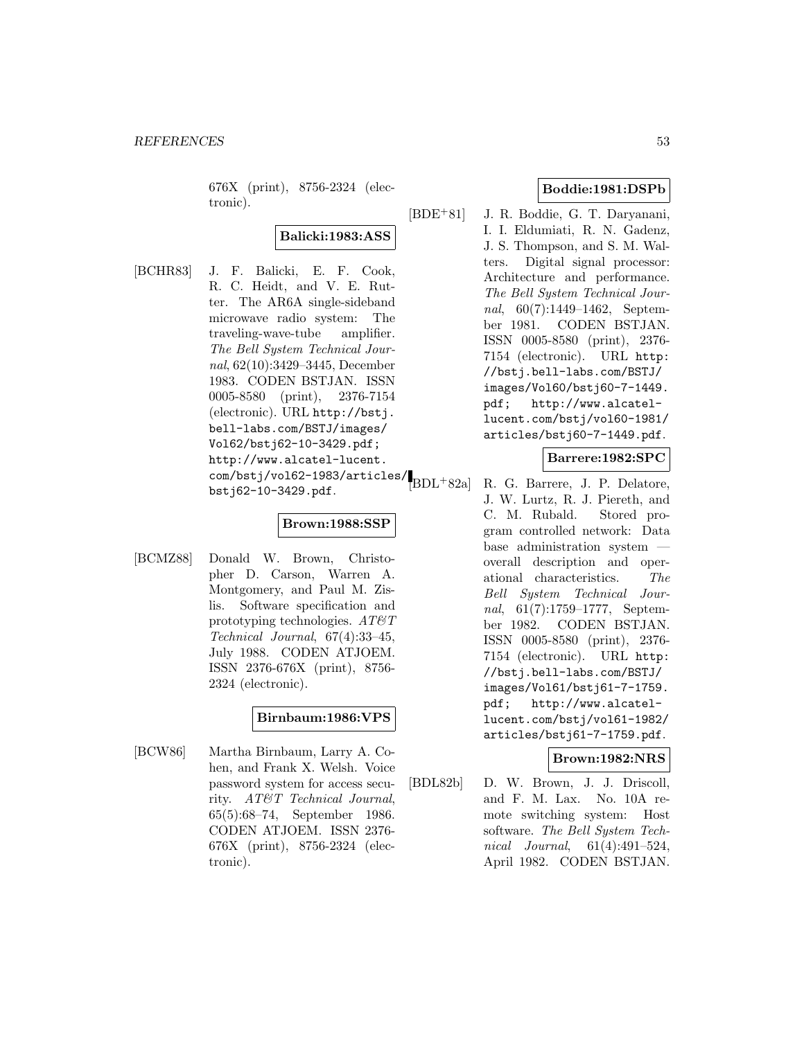676X (print), 8756-2324 (electronic).

**Balicki:1983:ASS**

[BCHR83] J. F. Balicki, E. F. Cook, R. C. Heidt, and V. E. Rutter. The AR6A single-sideband microwave radio system: The traveling-wave-tube amplifier. *The Bell System Technical Journal*, 62(10):3429–3445, December 1983. CODEN BSTJAN. ISSN 0005-8580 (print), 2376-7154 (electronic). URL http://bstj.bell-labs.com/BSTJ/images/Vol62/bstj62-10-3429.pdf; http://www.alcatel-lucent.com/bstj/vol62-1983/articles/bstj62-10-3429.pdf.

**Brown:1988:SSP**

[BCMZ88] Donald W. Brown, Christopher D. Carson, Warren A. Montgomery, and Paul M. Zislis. Software specification and prototyping technologies. *AT&T Technical Journal*, 67(4):33–45, July 1988. CODEN ATJOEM. ISSN 2376-676X (print), 8756-2324 (electronic).

**Birnbaum:1986:VPS**

[BCW86] Martha Birnbaum, Larry A. Cohen, and Frank X. Welsh. Voice password system for access security. *AT&T Technical Journal*, 65(5):68–74, September 1986. CODEN ATJOEM. ISSN 2376-676X (print), 8756-2324 (electronic).

**Boddie:1981:DSPb**

[BDE+81] J. R. Boddie, G. T. Daryanani, I. I. Eldumiati, R. N. Gadenz, J. S. Thompson, and S. M. Walters. Digital signal processor: Architecture and performance. *The Bell System Technical Journal*, 60(7):1449–1462, September 1981. CODEN BSTJAN. ISSN 0005-8580 (print), 2376-7154 (electronic). URL http://bstj.bell-labs.com/BSTJ/images/Vol60/bstj60-7-1449.pdf; http://www.alcatel-lucent.com/bstj/vol60-1981/articles/bstj60-7-1449.pdf.

**Barrere:1982:SPC**

[BDL+82a] R. G. Barrere, J. P. Delatore, J. W. Lurtz, R. J. Piereth, and C. M. Rubald. Stored program controlled network: Data base administration system — overall description and operational characteristics. *The Bell System Technical Journal*, 61(7):1759–1777, September 1982. CODEN BSTJAN. ISSN 0005-8580 (print), 2376-7154 (electronic). URL http://bstj.bell-labs.com/BSTJ/images/Vol61/bstj61-7-1759.pdf; http://www.alcatel-lucent.com/bstj/vol61-1982/articles/bstj61-7-1759.pdf.

**Brown:1982:NRS**

[BDL82b] D. W. Brown, J. J. Driscoll, and F. M. Lax. No. 10A remote switching system: Host software. *The Bell System Technical Journal*, 61(4):491–524, April 1982. CODEN BSTJAN.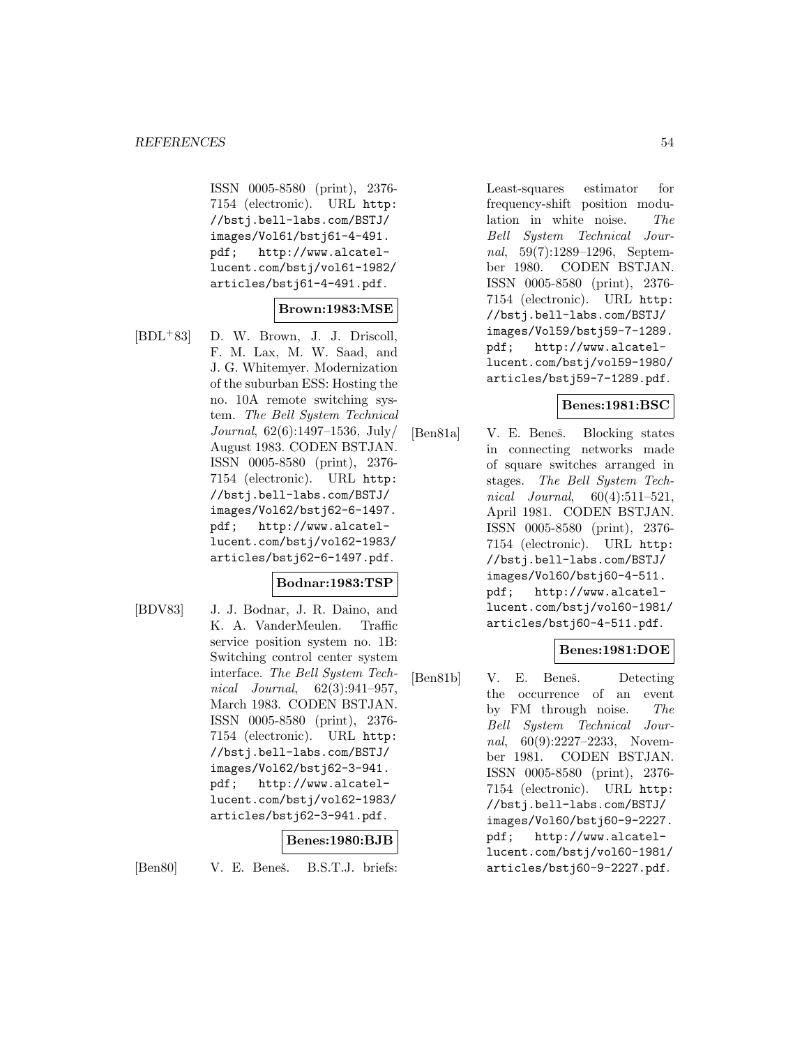ISSN 0005-8580 (print), 2376-7154 (electronic). URL http://bstj.bell-labs.com/BSTJ/images/Vol61/bstj61-4-491.pdf; http://www.alcatel-lucent.com/bstj/vol61-1982/articles/bstj61-4-491.pdf.

**Brown:1983:MSE**

[BDL+83] D. W. Brown, J. J. Driscoll, F. M. Lax, M. W. Saad, and J. G. Whitemyer. Modernization of the suburban ESS: Hosting the no. 10A remote switching system. *The Bell System Technical Journal*, 62(6):1497–1536, July/August 1983. CODEN BSTJAN. ISSN 0005-8580 (print), 2376-7154 (electronic). URL http://bstj.bell-labs.com/BSTJ/images/Vol62/bstj62-6-1497.pdf; http://www.alcatel-lucent.com/bstj/vol62-1983/articles/bstj62-6-1497.pdf.

**Bodnar:1983:TSP**

[BDV83] J. J. Bodnar, J. R. Daino, and K. A. VanderMeulen. Traffic service position system no. 1B: Switching control center system interface. *The Bell System Technical Journal*, 62(3):941–957, March 1983. CODEN BSTJAN. ISSN 0005-8580 (print), 2376-7154 (electronic). URL http://bstj.bell-labs.com/BSTJ/images/Vol62/bstj62-3-941.pdf; http://www.alcatel-lucent.com/bstj/vol62-1983/articles/bstj62-3-941.pdf.

**Benes:1980:BJB**

[Ben80] V. E. Beneš. B.S.T.J. briefs: Least-squares estimator for frequency-shift position modulation in white noise. *The Bell System Technical Journal*, 59(7):1289–1296, September 1980. CODEN BSTJAN. ISSN 0005-8580 (print), 2376-7154 (electronic). URL http://bstj.bell-labs.com/BSTJ/images/Vol59/bstj59-7-1289.pdf; http://www.alcatel-lucent.com/bstj/vol59-1980/articles/bstj59-7-1289.pdf.

**Benes:1981:BSC**

[Ben81a] V. E. Beneš. Blocking states in connecting networks made of square switches arranged in stages. *The Bell System Technical Journal*, 60(4):511–521, April 1981. CODEN BSTJAN. ISSN 0005-8580 (print), 2376-7154 (electronic). URL http://bstj.bell-labs.com/BSTJ/images/Vol60/bstj60-4-511.pdf; http://www.alcatel-lucent.com/bstj/vol60-1981/articles/bstj60-4-511.pdf.

**Benes:1981:DOE**

[Ben81b] V. E. Beneš. Detecting the occurrence of an event by FM through noise. *The Bell System Technical Journal*, 60(9):2227–2233, November 1981. CODEN BSTJAN. ISSN 0005-8580 (print), 2376-7154 (electronic). URL http://bstj.bell-labs.com/BSTJ/images/Vol60/bstj60-9-2227.pdf; http://www.alcatel-lucent.com/bstj/vol60-1981/articles/bstj60-9-2227.pdf.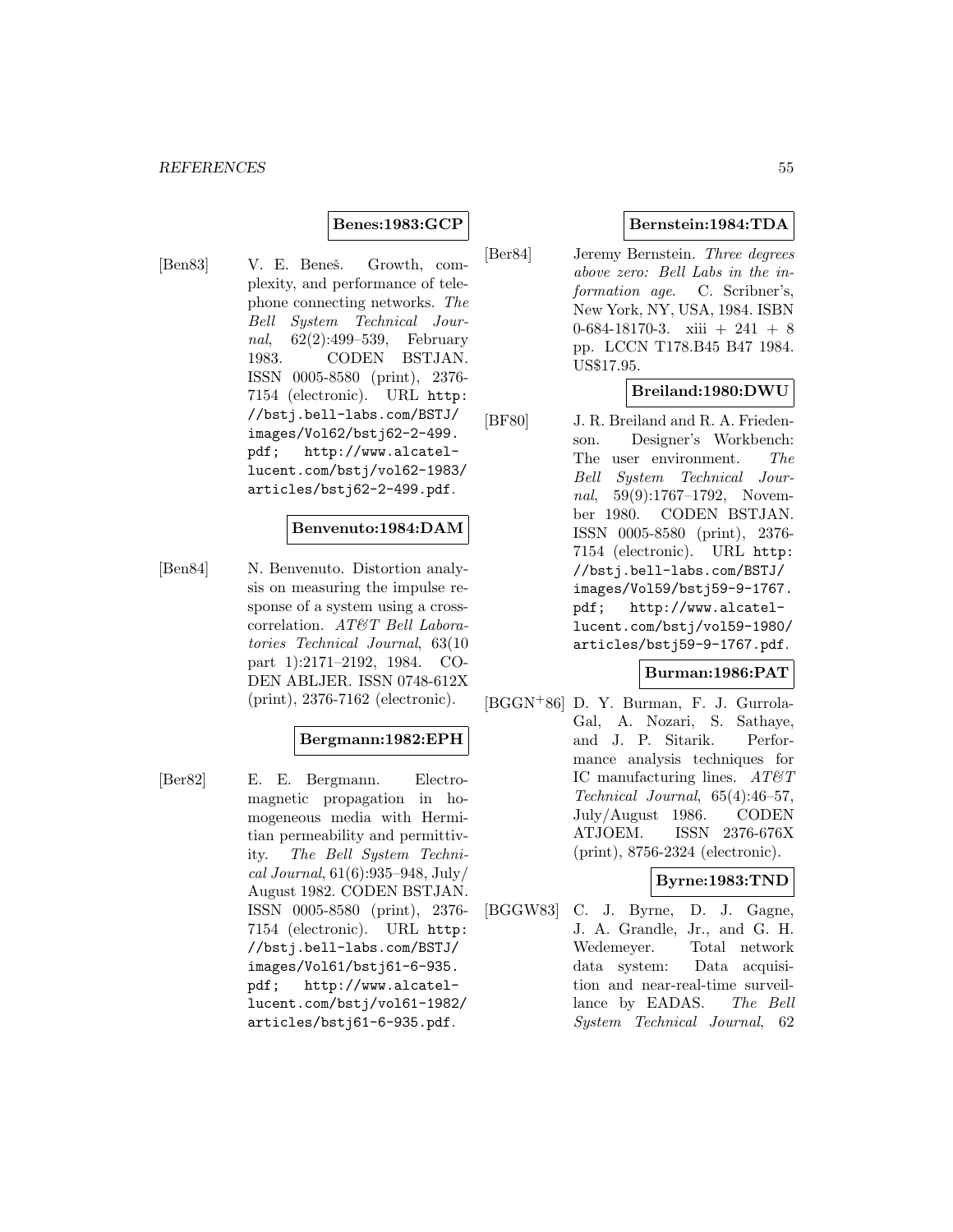**Benes:1983:GCP**

[Ben83] V. E. Beneš. Growth, complexity, and performance of telephone connecting networks. *The Bell System Technical Journal*, 62(2):499–539, February 1983. CODEN BSTJAN. ISSN 0005-8580 (print), 2376-7154 (electronic). URL http://bstj.bell-labs.com/BSTJ/images/Vol62/bstj62-2-499.pdf; http://www.alcatel-lucent.com/bstj/vol62-1983/articles/bstj62-2-499.pdf.

**Benvenuto:1984:DAM**

[Ben84] N. Benvenuto. Distortion analysis on measuring the impulse response of a system using a crosscorrelation. *AT&T Bell Laboratories Technical Journal*, 63(10 part 1):2171–2192, 1984. CODEN ABLJER. ISSN 0748-612X (print), 2376-7162 (electronic).

**Bergmann:1982:EPH**

[Ber82] E. E. Bergmann. Electromagnetic propagation in homogeneous media with Hermitian permeability and permittivity. *The Bell System Technical Journal*, 61(6):935–948, July/August 1982. CODEN BSTJAN. ISSN 0005-8580 (print), 2376-7154 (electronic). URL http://bstj.bell-labs.com/BSTJ/images/Vol61/bstj61-6-935.pdf; http://www.alcatel-lucent.com/bstj/vol61-1982/articles/bstj61-6-935.pdf.

**Bernstein:1984:TDA**

[Ber84] Jeremy Bernstein. *Three degrees above zero: Bell Labs in the information age*. C. Scribner's, New York, NY, USA, 1984. ISBN 0-684-18170-3. xiii + 241 + 8 pp. LCCN T178.B45 B47 1984. US$17.95.

**Breiland:1980:DWU**

[BF80] J. R. Breiland and R. A. Friedenson. Designer's Workbench: The user environment. *The Bell System Technical Journal*, 59(9):1767–1792, November 1980. CODEN BSTJAN. ISSN 0005-8580 (print), 2376-7154 (electronic). URL http://bstj.bell-labs.com/BSTJ/images/Vol59/bstj59-9-1767.pdf; http://www.alcatel-lucent.com/bstj/vol59-1980/articles/bstj59-9-1767.pdf.

**Burman:1986:PAT**

[BGGN+86] D. Y. Burman, F. J. Gurrola-Gal, A. Nozari, S. Sathaye, and J. P. Sitarik. Performance analysis techniques for IC manufacturing lines. *AT&T Technical Journal*, 65(4):46–57, July/August 1986. CODEN ATJOEM. ISSN 2376-676X (print), 8756-2324 (electronic).

**Byrne:1983:TND**

[BGGW83] C. J. Byrne, D. J. Gagne, J. A. Grandle, Jr., and G. H. Wedemeyer. Total network data system: Data acquisition and near-real-time surveillance by EADAS. *The Bell System Technical Journal*, 62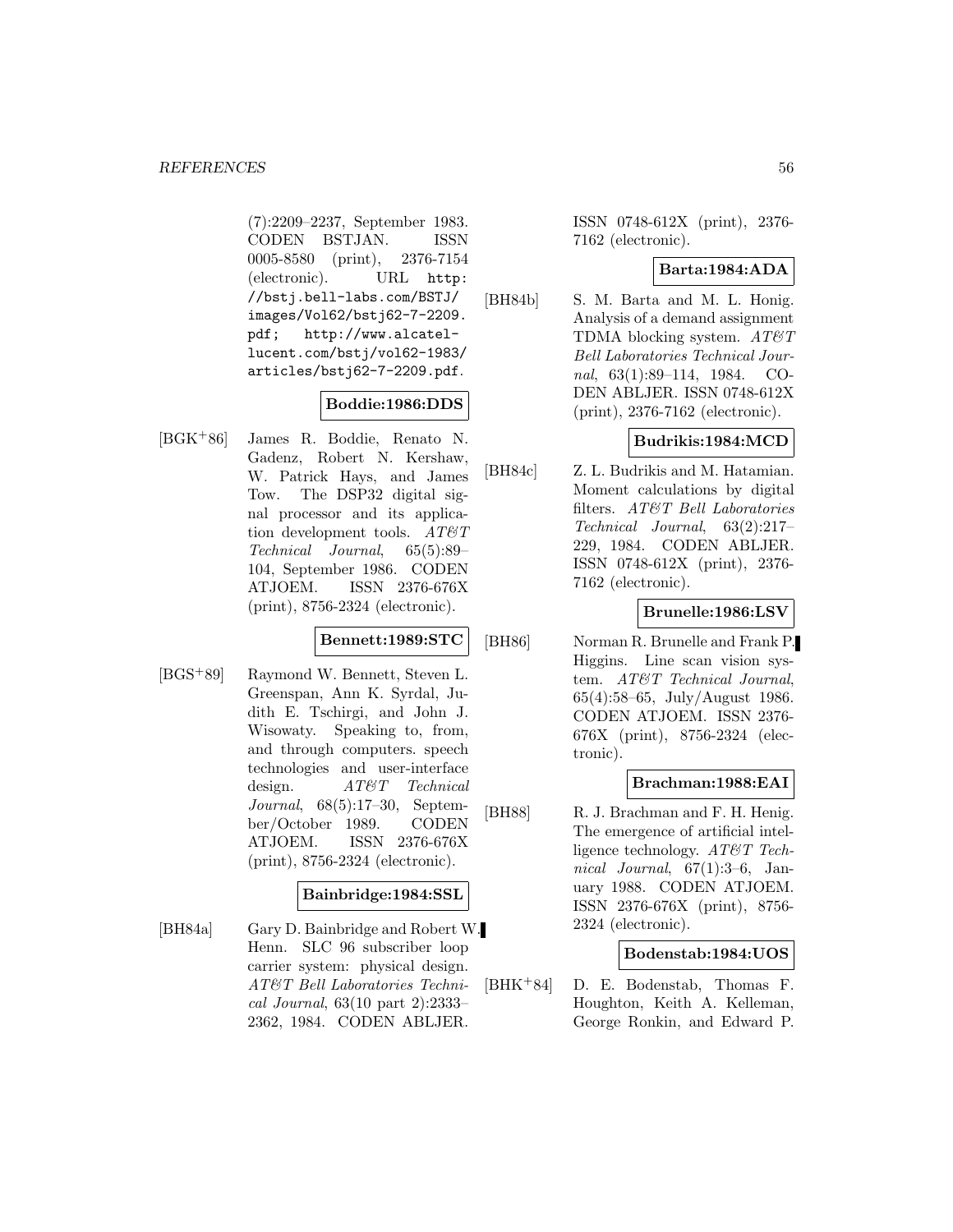(7):2209–2237, September 1983. CODEN BSTJAN. ISSN 0005-8580 (print), 2376-7154 (electronic). URL http://bstj.bell-labs.com/BSTJ/images/Vol62/bstj62-7-2209.pdf; http://www.alcatel-lucent.com/bstj/vol62-1983/articles/bstj62-7-2209.pdf.

**Boddie:1986:DDS**

[BGK+86] James R. Boddie, Renato N. Gadenz, Robert N. Kershaw, W. Patrick Hays, and James Tow. The DSP32 digital signal processor and its application development tools. *AT&T Technical Journal*, 65(5):89–104, September 1986. CODEN ATJOEM. ISSN 2376-676X (print), 8756-2324 (electronic).

**Bennett:1989:STC**

[BGS+89] Raymond W. Bennett, Steven L. Greenspan, Ann K. Syrdal, Judith E. Tschirgi, and John J. Wisowaty. Speaking to, from, and through computers. speech technologies and user-interface design. *AT&T Technical Journal*, 68(5):17–30, September/October 1989. CODEN ATJOEM. ISSN 2376-676X (print), 8756-2324 (electronic).

**Bainbridge:1984:SSL**

[BH84a] Gary D. Bainbridge and Robert W. Henn. SLC 96 subscriber loop carrier system: physical design. *AT&T Bell Laboratories Technical Journal*, 63(10 part 2):2333–2362, 1984. CODEN ABLJER. ISSN 0748-612X (print), 2376-7162 (electronic).

**Barta:1984:ADA**

[BH84b] S. M. Barta and M. L. Honig. Analysis of a demand assignment TDMA blocking system. *AT&T Bell Laboratories Technical Journal*, 63(1):89–114, 1984. CODEN ABLJER. ISSN 0748-612X (print), 2376-7162 (electronic).

**Budrikis:1984:MCD**

[BH84c] Z. L. Budrikis and M. Hatamian. Moment calculations by digital filters. *AT&T Bell Laboratories Technical Journal*, 63(2):217–229, 1984. CODEN ABLJER. ISSN 0748-612X (print), 2376-7162 (electronic).

**Brunelle:1986:LSV**

[BH86] Norman R. Brunelle and Frank P. Higgins. Line scan vision system. *AT&T Technical Journal*, 65(4):58–65, July/August 1986. CODEN ATJOEM. ISSN 2376-676X (print), 8756-2324 (electronic).

**Brachman:1988:EAI**

[BH88] R. J. Brachman and F. H. Henig. The emergence of artificial intelligence technology. *AT&T Technical Journal*, 67(1):3–6, January 1988. CODEN ATJOEM. ISSN 2376-676X (print), 8756-2324 (electronic).

**Bodenstab:1984:UOS**

[BHK+84] D. E. Bodenstab, Thomas F. Houghton, Keith A. Kelleman, George Ronkin, and Edward P.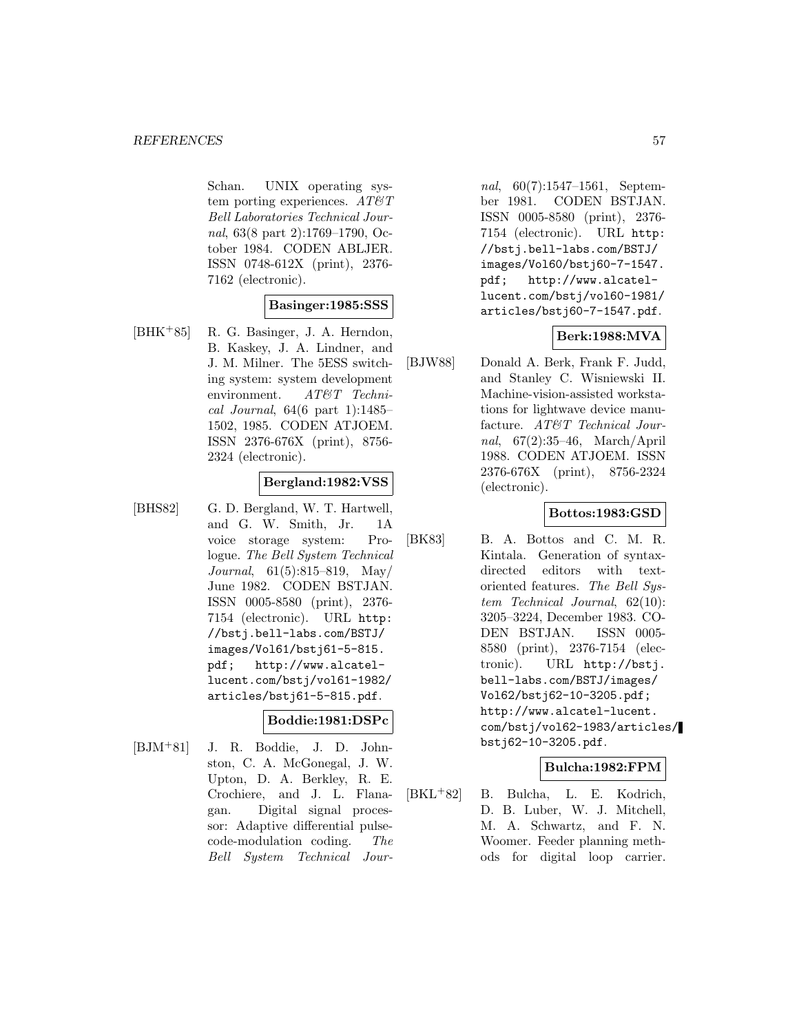Schan. UNIX operating system porting experiences. *AT&T Bell Laboratories Technical Journal*, 63(8 part 2):1769–1790, October 1984. CODEN ABLJER. ISSN 0748-612X (print), 2376-7162 (electronic).

**Basinger:1985:SSS**

[BHK+85] R. G. Basinger, J. A. Herndon, B. Kaskey, J. A. Lindner, and J. M. Milner. The 5ESS switching system: system development environment. *AT&T Technical Journal*, 64(6 part 1):1485–1502, 1985. CODEN ATJOEM. ISSN 2376-676X (print), 8756-2324 (electronic).

**Bergland:1982:VSS**

[BHS82] G. D. Bergland, W. T. Hartwell, and G. W. Smith, Jr. 1A voice storage system: Prologue. *The Bell System Technical Journal*, 61(5):815–819, May/June 1982. CODEN BSTJAN. ISSN 0005-8580 (print), 2376-7154 (electronic). URL http://bstj.bell-labs.com/BSTJ/images/Vol61/bstj61-5-815.pdf; http://www.alcatel-lucent.com/bstj/vol61-1982/articles/bstj61-5-815.pdf.

**Boddie:1981:DSPc**

[BJM+81] J. R. Boddie, J. D. Johnston, C. A. McGonegal, J. W. Upton, D. A. Berkley, R. E. Crochiere, and J. L. Flanagan. Digital signal processor: Adaptive differential pulse-code-modulation coding. *The Bell System Technical Journal*, 60(7):1547–1561, September 1981. CODEN BSTJAN. ISSN 0005-8580 (print), 2376-7154 (electronic). URL http://bstj.bell-labs.com/BSTJ/images/Vol60/bstj60-7-1547.pdf; http://www.alcatel-lucent.com/bstj/vol60-1981/articles/bstj60-7-1547.pdf.

**Berk:1988:MVA**

[BJW88] Donald A. Berk, Frank F. Judd, and Stanley C. Wisniewski II. Machine-vision-assisted workstations for lightwave device manufacture. *AT&T Technical Journal*, 67(2):35–46, March/April 1988. CODEN ATJOEM. ISSN 2376-676X (print), 8756-2324 (electronic).

**Bottos:1983:GSD**

[BK83] B. A. Bottos and C. M. R. Kintala. Generation of syntax-directed editors with text-oriented features. *The Bell System Technical Journal*, 62(10):3205–3224, December 1983. CODEN BSTJAN. ISSN 0005-8580 (print), 2376-7154 (electronic). URL http://bstj.bell-labs.com/BSTJ/images/Vol62/bstj62-10-3205.pdf; http://www.alcatel-lucent.com/bstj/vol62-1983/articles/bstj62-10-3205.pdf.

**Bulcha:1982:FPM**

[BKL+82] B. Bulcha, L. E. Kodrich, D. B. Luber, W. J. Mitchell, M. A. Schwartz, and F. N. Woomer. Feeder planning methods for digital loop carrier.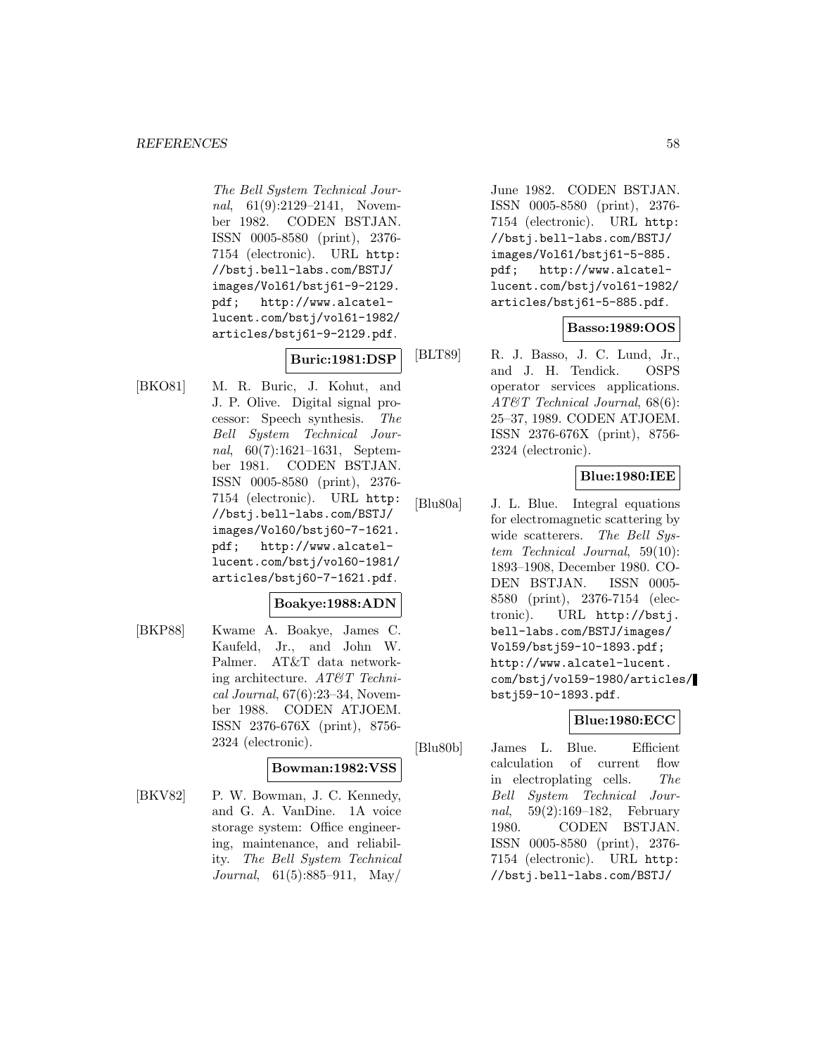The Bell System Technical Journal, 61(9):2129–2141, November 1982. CODEN BSTJAN. ISSN 0005-8580 (print), 2376-7154 (electronic). URL http://bstj.bell-labs.com/BSTJ/images/Vol61/bstj61-9-2129.pdf; http://www.alcatel-lucent.com/bstj/vol61-1982/articles/bstj61-9-2129.pdf.

**Buric:1981:DSP**

[BKO81] M. R. Buric, J. Kohut, and J. P. Olive. Digital signal processor: Speech synthesis. *The Bell System Technical Journal*, 60(7):1621–1631, September 1981. CODEN BSTJAN. ISSN 0005-8580 (print), 2376-7154 (electronic). URL http://bstj.bell-labs.com/BSTJ/images/Vol60/bstj60-7-1621.pdf; http://www.alcatel-lucent.com/bstj/vol60-1981/articles/bstj60-7-1621.pdf.

**Boakye:1988:ADN**

[BKP88] Kwame A. Boakye, James C. Kaufeld, Jr., and John W. Palmer. AT&T data networking architecture. *AT&T Technical Journal*, 67(6):23–34, November 1988. CODEN ATJOEM. ISSN 2376-676X (print), 8756-2324 (electronic).

**Bowman:1982:VSS**

[BKV82] P. W. Bowman, J. C. Kennedy, and G. A. VanDine. 1A voice storage system: Office engineering, maintenance, and reliability. *The Bell System Technical Journal*, 61(5):885–911, May/June 1982. CODEN BSTJAN. ISSN 0005-8580 (print), 2376-7154 (electronic). URL http://bstj.bell-labs.com/BSTJ/images/Vol61/bstj61-5-885.pdf; http://www.alcatel-lucent.com/bstj/vol61-1982/articles/bstj61-5-885.pdf.

**Basso:1989:OOS**

[BLT89] R. J. Basso, J. C. Lund, Jr., and J. H. Tendick. OSPS operator services applications. *AT&T Technical Journal*, 68(6):25–37, 1989. CODEN ATJOEM. ISSN 2376-676X (print), 8756-2324 (electronic).

**Blue:1980:IEE**

[Blu80a] J. L. Blue. Integral equations for electromagnetic scattering by wide scatterers. *The Bell System Technical Journal*, 59(10):1893–1908, December 1980. CODEN BSTJAN. ISSN 0005-8580 (print), 2376-7154 (electronic). URL http://bstj.bell-labs.com/BSTJ/images/Vol59/bstj59-10-1893.pdf; http://www.alcatel-lucent.com/bstj/vol59-1980/articles/bstj59-10-1893.pdf.

**Blue:1980:ECC**

[Blu80b] James L. Blue. Efficient calculation of current flow in electroplating cells. *The Bell System Technical Journal*, 59(2):169–182, February 1980. CODEN BSTJAN. ISSN 0005-8580 (print), 2376-7154 (electronic). URL http://bstj.bell-labs.com/BSTJ/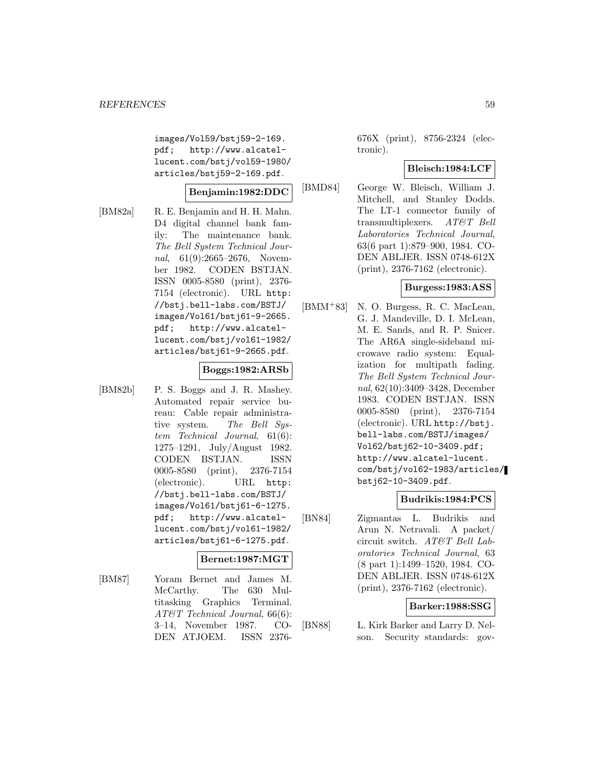images/Vol59/bstj59-2-169.pdf; http://www.alcatel-lucent.com/bstj/vol59-1980/articles/bstj59-2-169.pdf.

**Benjamin:1982:DDC**

[BM82a] R. E. Benjamin and H. H. Mahn. D4 digital channel bank family: The maintenance bank. *The Bell System Technical Journal*, 61(9):2665–2676, November 1982. CODEN BSTJAN. ISSN 0005-8580 (print), 2376-7154 (electronic). URL http://bstj.bell-labs.com/BSTJ/images/Vol61/bstj61-9-2665.pdf; http://www.alcatel-lucent.com/bstj/vol61-1982/articles/bstj61-9-2665.pdf.

**Boggs:1982:ARSb**

[BM82b] P. S. Boggs and J. R. Mashey. Automated repair service bureau: Cable repair administrative system. *The Bell System Technical Journal*, 61(6):1275–1291, July/August 1982. CODEN BSTJAN. ISSN 0005-8580 (print), 2376-7154 (electronic). URL http://bstj.bell-labs.com/BSTJ/images/Vol61/bstj61-6-1275.pdf; http://www.alcatel-lucent.com/bstj/vol61-1982/articles/bstj61-6-1275.pdf.

**Bernet:1987:MGT**

[BM87] Yoram Bernet and James M. McCarthy. The 630 Multitasking Graphics Terminal. *AT&T Technical Journal*, 66(6):3–14, November 1987. CODEN ATJOEM. ISSN 2376-676X (print), 8756-2324 (electronic).

**Bleisch:1984:LCF**

[BMD84] George W. Bleisch, William J. Mitchell, and Stanley Dodds. The LT-1 connector family of transmultiplexers. *AT&T Bell Laboratories Technical Journal*, 63(6 part 1):879–900, 1984. CODEN ABLJER. ISSN 0748-612X (print), 2376-7162 (electronic).

**Burgess:1983:ASS**

[BMM+83] N. O. Burgess, R. C. MacLean, G. J. Mandeville, D. I. McLean, M. E. Sands, and R. P. Snicer. The AR6A single-sideband microwave radio system: Equalization for multipath fading. *The Bell System Technical Journal*, 62(10):3409–3428, December 1983. CODEN BSTJAN. ISSN 0005-8580 (print), 2376-7154 (electronic). URL http://bstj.bell-labs.com/BSTJ/images/Vol62/bstj62-10-3409.pdf; http://www.alcatel-lucent.com/bstj/vol62-1983/articles/bstj62-10-3409.pdf.

**Budrikis:1984:PCS**

[BN84] Zigmantas L. Budrikis and Arun N. Netravali. A packet/circuit switch. *AT&T Bell Laboratories Technical Journal*, 63(8 part 1):1499–1520, 1984. CODEN ABLJER. ISSN 0748-612X (print), 2376-7162 (electronic).

**Barker:1988:SSG**

[BN88] L. Kirk Barker and Larry D. Nelson. Security standards: gov-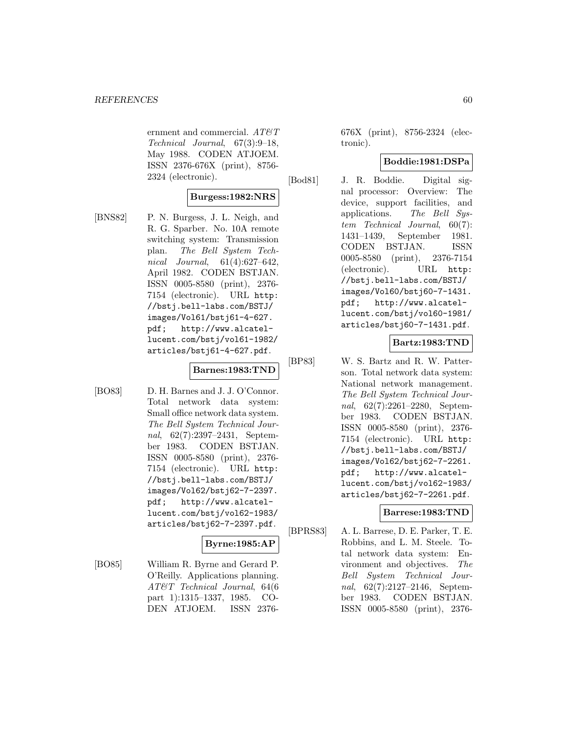ernment and commercial. *AT&T Technical Journal*, 67(3):9–18, May 1988. CODEN ATJOEM. ISSN 2376-676X (print), 8756-2324 (electronic).

**Burgess:1982:NRS**

[BNS82] P. N. Burgess, J. L. Neigh, and R. G. Sparber. No. 10A remote switching system: Transmission plan. *The Bell System Technical Journal*, 61(4):627–642, April 1982. CODEN BSTJAN. ISSN 0005-8580 (print), 2376-7154 (electronic). URL http://bstj.bell-labs.com/BSTJ/images/Vol61/bstj61-4-627.pdf; http://www.alcatel-lucent.com/bstj/vol61-1982/articles/bstj61-4-627.pdf.

**Barnes:1983:TND**

[BO83] D. H. Barnes and J. J. O'Connor. Total network data system: Small office network data system. *The Bell System Technical Journal*, 62(7):2397–2431, September 1983. CODEN BSTJAN. ISSN 0005-8580 (print), 2376-7154 (electronic). URL http://bstj.bell-labs.com/BSTJ/images/Vol62/bstj62-7-2397.pdf; http://www.alcatel-lucent.com/bstj/vol62-1983/articles/bstj62-7-2397.pdf.

**Byrne:1985:AP**

[BO85] William R. Byrne and Gerard P. O'Reilly. Applications planning. *AT&T Technical Journal*, 64(6 part 1):1315–1337, 1985. CODEN ATJOEM. ISSN 2376-676X (print), 8756-2324 (electronic).

**Boddie:1981:DSPa**

[Bod81] J. R. Boddie. Digital signal processor: Overview: The device, support facilities, and applications. *The Bell System Technical Journal*, 60(7):1431–1439, September 1981. CODEN BSTJAN. ISSN 0005-8580 (print), 2376-7154 (electronic). URL http://bstj.bell-labs.com/BSTJ/images/Vol60/bstj60-7-1431.pdf; http://www.alcatel-lucent.com/bstj/vol60-1981/articles/bstj60-7-1431.pdf.

**Bartz:1983:TND**

[BP83] W. S. Bartz and R. W. Patterson. Total network data system: National network management. *The Bell System Technical Journal*, 62(7):2261–2280, September 1983. CODEN BSTJAN. ISSN 0005-8580 (print), 2376-7154 (electronic). URL http://bstj.bell-labs.com/BSTJ/images/Vol62/bstj62-7-2261.pdf; http://www.alcatel-lucent.com/bstj/vol62-1983/articles/bstj62-7-2261.pdf.

**Barrese:1983:TND**

[BPRS83] A. L. Barrese, D. E. Parker, T. E. Robbins, and L. M. Steele. Total network data system: Environment and objectives. *The Bell System Technical Journal*, 62(7):2127–2146, September 1983. CODEN BSTJAN. ISSN 0005-8580 (print), 2376-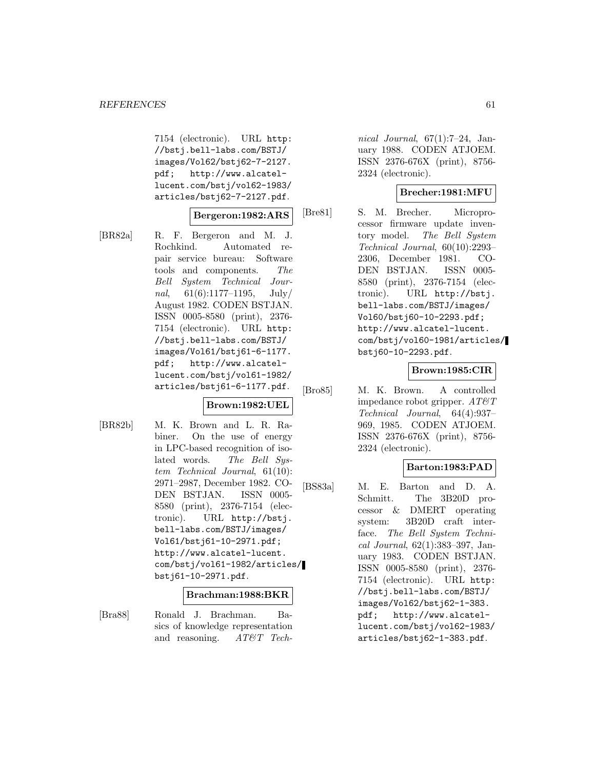7154 (electronic). URL http://bstj.bell-labs.com/BSTJ/images/Vol62/bstj62-7-2127.pdf; http://www.alcatel-lucent.com/bstj/vol62-1983/articles/bstj62-7-2127.pdf.

**Bergeron:1982:ARS**

[BR82a] R. F. Bergeron and M. J. Rochkind. Automated repair service bureau: Software tools and components. *The Bell System Technical Journal*, 61(6):1177–1195, July/August 1982. CODEN BSTJAN. ISSN 0005-8580 (print), 2376-7154 (electronic). URL http://bstj.bell-labs.com/BSTJ/images/Vol61/bstj61-6-1177.pdf; http://www.alcatel-lucent.com/bstj/vol61-1982/articles/bstj61-6-1177.pdf.

**Brown:1982:UEL**

[BR82b] M. K. Brown and L. R. Rabiner. On the use of energy in LPC-based recognition of isolated words. *The Bell System Technical Journal*, 61(10):2971–2987, December 1982. CODEN BSTJAN. ISSN 0005-8580 (print), 2376-7154 (electronic). URL http://bstj.bell-labs.com/BSTJ/images/Vol61/bstj61-10-2971.pdf; http://www.alcatel-lucent.com/bstj/vol61-1982/articles/bstj61-10-2971.pdf.

**Brachman:1988:BKR**

[Bra88] Ronald J. Brachman. Basics of knowledge representation and reasoning. *AT&T Technical Journal*, 67(1):7–24, January 1988. CODEN ATJOEM. ISSN 2376-676X (print), 8756-2324 (electronic).

**Brecher:1981:MFU**

[Bre81] S. M. Brecher. Microprocessor firmware update inventory model. *The Bell System Technical Journal*, 60(10):2293–2306, December 1981. CODEN BSTJAN. ISSN 0005-8580 (print), 2376-7154 (electronic). URL http://bstj.bell-labs.com/BSTJ/images/Vol60/bstj60-10-2293.pdf; http://www.alcatel-lucent.com/bstj/vol60-1981/articles/bstj60-10-2293.pdf.

**Brown:1985:CIR**

[Bro85] M. K. Brown. A controlled impedance robot gripper. *AT&T Technical Journal*, 64(4):937–969, 1985. CODEN ATJOEM. ISSN 2376-676X (print), 8756-2324 (electronic).

**Barton:1983:PAD**

[BS83a] M. E. Barton and D. A. Schmitt. The 3B20D processor & DMERT operating system: 3B20D craft interface. *The Bell System Technical Journal*, 62(1):383–397, January 1983. CODEN BSTJAN. ISSN 0005-8580 (print), 2376-7154 (electronic). URL http://bstj.bell-labs.com/BSTJ/images/Vol62/bstj62-1-383.pdf; http://www.alcatel-lucent.com/bstj/vol62-1983/articles/bstj62-1-383.pdf.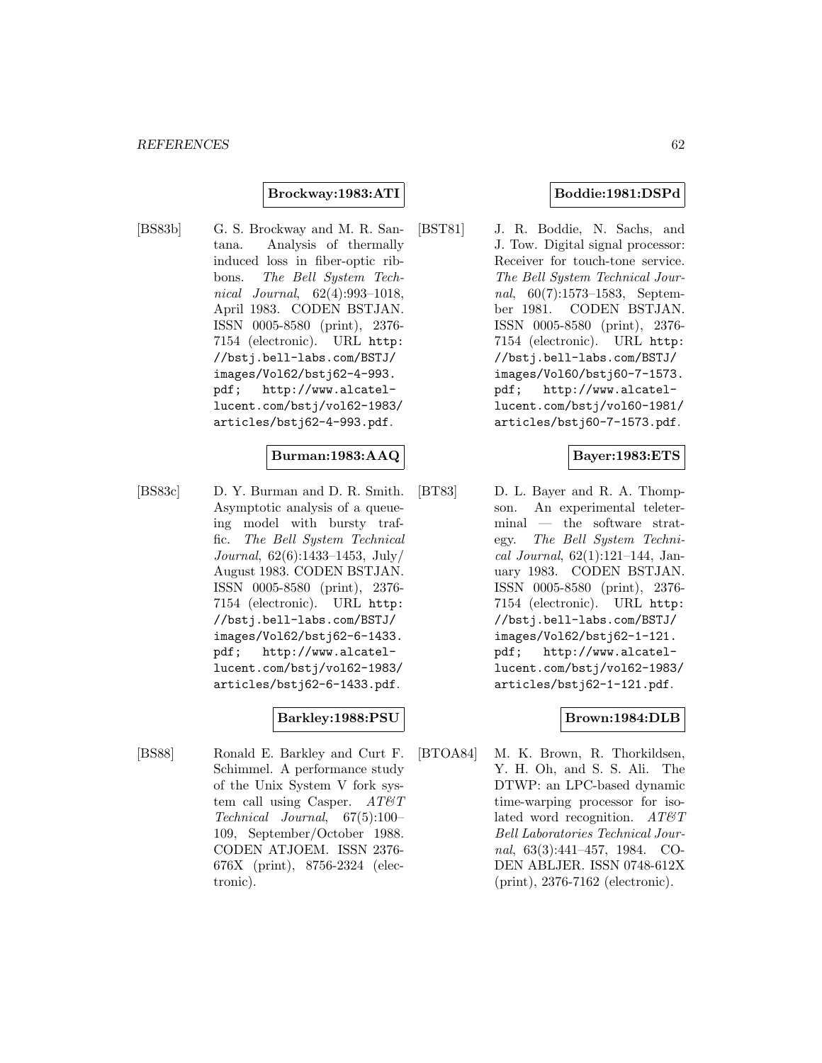**Brockway:1983:ATI**

[BS83b] G. S. Brockway and M. R. Santana. Analysis of thermally induced loss in fiber-optic ribbons. *The Bell System Technical Journal*, 62(4):993–1018, April 1983. CODEN BSTJAN. ISSN 0005-8580 (print), 2376-7154 (electronic). URL http://bstj.bell-labs.com/BSTJ/images/Vol62/bstj62-4-993.pdf; http://www.alcatel-lucent.com/bstj/vol62-1983/articles/bstj62-4-993.pdf.

**Burman:1983:AAQ**

[BS83c] D. Y. Burman and D. R. Smith. Asymptotic analysis of a queueing model with bursty traffic. *The Bell System Technical Journal*, 62(6):1433–1453, July/August 1983. CODEN BSTJAN. ISSN 0005-8580 (print), 2376-7154 (electronic). URL http://bstj.bell-labs.com/BSTJ/images/Vol62/bstj62-6-1433.pdf; http://www.alcatel-lucent.com/bstj/vol62-1983/articles/bstj62-6-1433.pdf.

**Barkley:1988:PSU**

[BS88] Ronald E. Barkley and Curt F. Schimmel. A performance study of the Unix System V fork system call using Casper. *AT&T Technical Journal*, 67(5):100–109, September/October 1988. CODEN ATJOEM. ISSN 2376-676X (print), 8756-2324 (electronic).

**Boddie:1981:DSPd**

[BST81] J. R. Boddie, N. Sachs, and J. Tow. Digital signal processor: Receiver for touch-tone service. *The Bell System Technical Journal*, 60(7):1573–1583, September 1981. CODEN BSTJAN. ISSN 0005-8580 (print), 2376-7154 (electronic). URL http://bstj.bell-labs.com/BSTJ/images/Vol60/bstj60-7-1573.pdf; http://www.alcatel-lucent.com/bstj/vol60-1981/articles/bstj60-7-1573.pdf.

**Bayer:1983:ETS**

[BT83] D. L. Bayer and R. A. Thompson. An experimental teleterminal — the software strategy. *The Bell System Technical Journal*, 62(1):121–144, January 1983. CODEN BSTJAN. ISSN 0005-8580 (print), 2376-7154 (electronic). URL http://bstj.bell-labs.com/BSTJ/images/Vol62/bstj62-1-121.pdf; http://www.alcatel-lucent.com/bstj/vol62-1983/articles/bstj62-1-121.pdf.

**Brown:1984:DLB**

[BTOA84] M. K. Brown, R. Thorkildsen, Y. H. Oh, and S. S. Ali. The DTWP: an LPC-based dynamic time-warping processor for isolated word recognition. *AT&T Bell Laboratories Technical Journal*, 63(3):441–457, 1984. CODEN ABLJER. ISSN 0748-612X (print), 2376-7162 (electronic).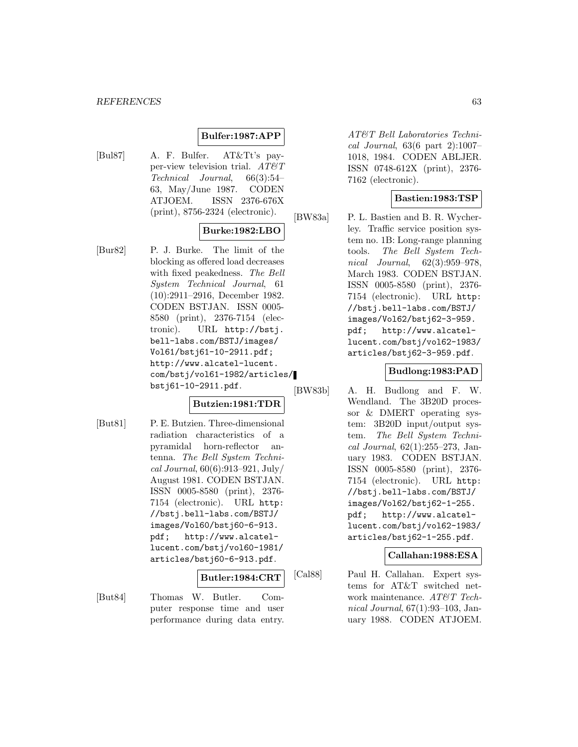**Bulfer:1987:APP**

[Bul87] A. F. Bulfer. AT&Tt's pay-per-view television trial. *AT&T Technical Journal*, 66(3):54–63, May/June 1987. CODEN ATJOEM. ISSN 2376-676X (print), 8756-2324 (electronic).

**Burke:1982:LBO**

[Bur82] P. J. Burke. The limit of the blocking as offered load decreases with fixed peakedness. *The Bell System Technical Journal*, 61 (10):2911–2916, December 1982. CODEN BSTJAN. ISSN 0005-8580 (print), 2376-7154 (electronic). URL `http://bstj.bell-labs.com/BSTJ/images/Vol61/bstj61-10-2911.pdf`; `http://www.alcatel-lucent.com/bstj/vol61-1982/articles/bstj61-10-2911.pdf`.

**Butzien:1981:TDR**

[But81] P. E. Butzien. Three-dimensional radiation characteristics of a pyramidal horn-reflector antenna. *The Bell System Technical Journal*, 60(6):913–921, July/August 1981. CODEN BSTJAN. ISSN 0005-8580 (print), 2376-7154 (electronic). URL `http://bstj.bell-labs.com/BSTJ/images/Vol60/bstj60-6-913.pdf`; `http://www.alcatel-lucent.com/bstj/vol60-1981/articles/bstj60-6-913.pdf`.

**Butler:1984:CRT**

[But84] Thomas W. Butler. Computer response time and user performance during data entry. *AT&T Bell Laboratories Technical Journal*, 63(6 part 2):1007–1018, 1984. CODEN ABLJER. ISSN 0748-612X (print), 2376-7162 (electronic).

**Bastien:1983:TSP**

[BW83a] P. L. Bastien and B. R. Wycherley. Traffic service position system no. 1B: Long-range planning tools. *The Bell System Technical Journal*, 62(3):959–978, March 1983. CODEN BSTJAN. ISSN 0005-8580 (print), 2376-7154 (electronic). URL `http://bstj.bell-labs.com/BSTJ/images/Vol62/bstj62-3-959.pdf`; `http://www.alcatel-lucent.com/bstj/vol62-1983/articles/bstj62-3-959.pdf`.

**Budlong:1983:PAD**

[BW83b] A. H. Budlong and F. W. Wendland. The 3B20D processor & DMERT operating system: 3B20D input/output system. *The Bell System Technical Journal*, 62(1):255–273, January 1983. CODEN BSTJAN. ISSN 0005-8580 (print), 2376-7154 (electronic). URL `http://bstj.bell-labs.com/BSTJ/images/Vol62/bstj62-1-255.pdf`; `http://www.alcatel-lucent.com/bstj/vol62-1983/articles/bstj62-1-255.pdf`.

**Callahan:1988:ESA**

[Cal88] Paul H. Callahan. Expert systems for AT&T switched network maintenance. *AT&T Technical Journal*, 67(1):93–103, January 1988. CODEN ATJOEM.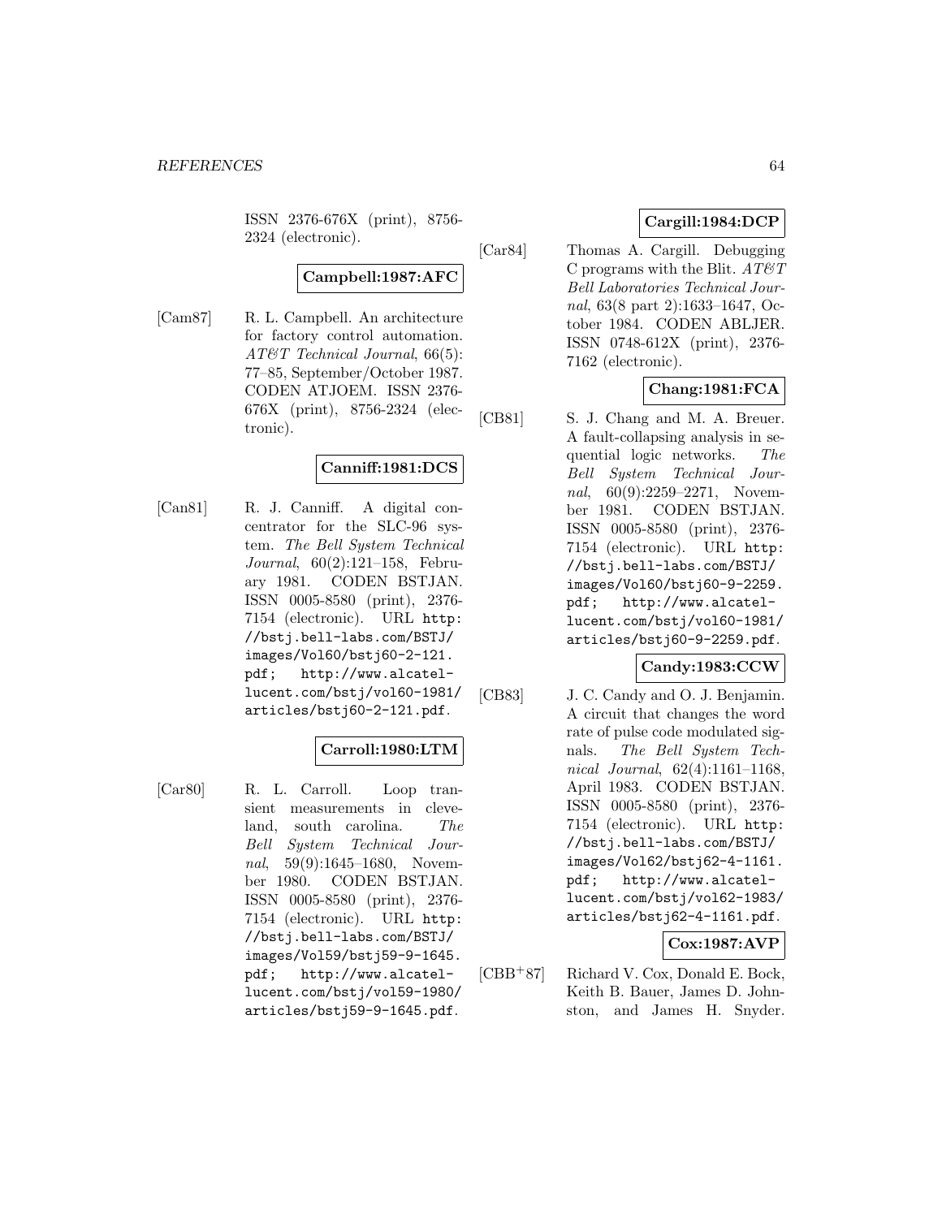ISSN 2376-676X (print), 8756-2324 (electronic).

**Campbell:1987:AFC**

[Cam87] R. L. Campbell. An architecture for factory control automation. *AT&T Technical Journal*, 66(5): 77–85, September/October 1987. CODEN ATJOEM. ISSN 2376-676X (print), 8756-2324 (electronic).

**Canniff:1981:DCS**

[Can81] R. J. Canniff. A digital concentrator for the SLC-96 system. *The Bell System Technical Journal*, 60(2):121–158, February 1981. CODEN BSTJAN. ISSN 0005-8580 (print), 2376-7154 (electronic). URL http://bstj.bell-labs.com/BSTJ/images/Vol60/bstj60-2-121.pdf; http://www.alcatel-lucent.com/bstj/vol60-1981/articles/bstj60-2-121.pdf.

**Carroll:1980:LTM**

[Car80] R. L. Carroll. Loop transient measurements in cleveland, south carolina. *The Bell System Technical Journal*, 59(9):1645–1680, November 1980. CODEN BSTJAN. ISSN 0005-8580 (print), 2376-7154 (electronic). URL http://bstj.bell-labs.com/BSTJ/images/Vol59/bstj59-9-1645.pdf; http://www.alcatel-lucent.com/bstj/vol59-1980/articles/bstj59-9-1645.pdf.

**Cargill:1984:DCP**

[Car84] Thomas A. Cargill. Debugging C programs with the Blit. *AT&T Bell Laboratories Technical Journal*, 63(8 part 2):1633–1647, October 1984. CODEN ABLJER. ISSN 0748-612X (print), 2376-7162 (electronic).

**Chang:1981:FCA**

[CB81] S. J. Chang and M. A. Breuer. A fault-collapsing analysis in sequential logic networks. *The Bell System Technical Journal*, 60(9):2259–2271, November 1981. CODEN BSTJAN. ISSN 0005-8580 (print), 2376-7154 (electronic). URL http://bstj.bell-labs.com/BSTJ/images/Vol60/bstj60-9-2259.pdf; http://www.alcatel-lucent.com/bstj/vol60-1981/articles/bstj60-9-2259.pdf.

**Candy:1983:CCW**

[CB83] J. C. Candy and O. J. Benjamin. A circuit that changes the word rate of pulse code modulated signals. *The Bell System Technical Journal*, 62(4):1161–1168, April 1983. CODEN BSTJAN. ISSN 0005-8580 (print), 2376-7154 (electronic). URL http://bstj.bell-labs.com/BSTJ/images/Vol62/bstj62-4-1161.pdf; http://www.alcatel-lucent.com/bstj/vol62-1983/articles/bstj62-4-1161.pdf.

**Cox:1987:AVP**

[CBB+87] Richard V. Cox, Donald E. Bock, Keith B. Bauer, James D. Johnston, and James H. Snyder.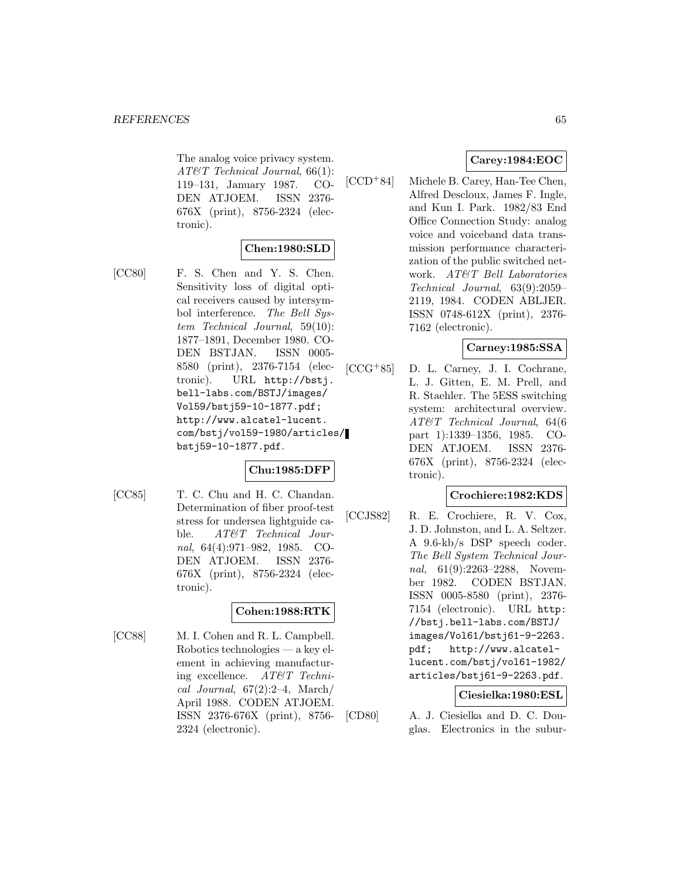The analog voice privacy system. *AT&T Technical Journal*, 66(1): 119–131, January 1987. CODEN ATJOEM. ISSN 2376-676X (print), 8756-2324 (electronic).

**Chen:1980:SLD**

[CC80] F. S. Chen and Y. S. Chen. Sensitivity loss of digital optical receivers caused by intersymbol interference. *The Bell System Technical Journal*, 59(10): 1877–1891, December 1980. CODEN BSTJAN. ISSN 0005-8580 (print), 2376-7154 (electronic). URL `http://bstj.bell-labs.com/BSTJ/images/Vol59/bstj59-10-1877.pdf; http://www.alcatel-lucent.com/bstj/vol59-1980/articles/bstj59-10-1877.pdf`.

**Chu:1985:DFP**

[CC85] T. C. Chu and H. C. Chandan. Determination of fiber proof-test stress for undersea lightguide cable. *AT&T Technical Journal*, 64(4):971–982, 1985. CODEN ATJOEM. ISSN 2376-676X (print), 8756-2324 (electronic).

**Cohen:1988:RTK**

[CC88] M. I. Cohen and R. L. Campbell. Robotics technologies — a key element in achieving manufacturing excellence. *AT&T Technical Journal*, 67(2):2–4, March/April 1988. CODEN ATJOEM. ISSN 2376-676X (print), 8756-2324 (electronic).

**Carey:1984:EOC**

[CCD+84] Michele B. Carey, Han-Tee Chen, Alfred Descloux, James F. Ingle, and Kun I. Park. 1982/83 End Office Connection Study: analog voice and voiceband data transmission performance characterization of the public switched network. *AT&T Bell Laboratories Technical Journal*, 63(9):2059–2119, 1984. CODEN ABLJER. ISSN 0748-612X (print), 2376-7162 (electronic).

**Carney:1985:SSA**

[CCG+85] D. L. Carney, J. I. Cochrane, L. J. Gitten, E. M. Prell, and R. Staehler. The 5ESS switching system: architectural overview. *AT&T Technical Journal*, 64(6 part 1):1339–1356, 1985. CODEN ATJOEM. ISSN 2376-676X (print), 8756-2324 (electronic).

**Crochiere:1982:KDS**

[CCJS82] R. E. Crochiere, R. V. Cox, J. D. Johnston, and L. A. Seltzer. A 9.6-kb/s DSP speech coder. *The Bell System Technical Journal*, 61(9):2263–2288, November 1982. CODEN BSTJAN. ISSN 0005-8580 (print), 2376-7154 (electronic). URL `http://bstj.bell-labs.com/BSTJ/images/Vol61/bstj61-9-2263.pdf; http://www.alcatel-lucent.com/bstj/vol61-1982/articles/bstj61-9-2263.pdf`.

**Ciesielka:1980:ESL**

[CD80] A. J. Ciesielka and D. C. Douglas. Electronics in the subur-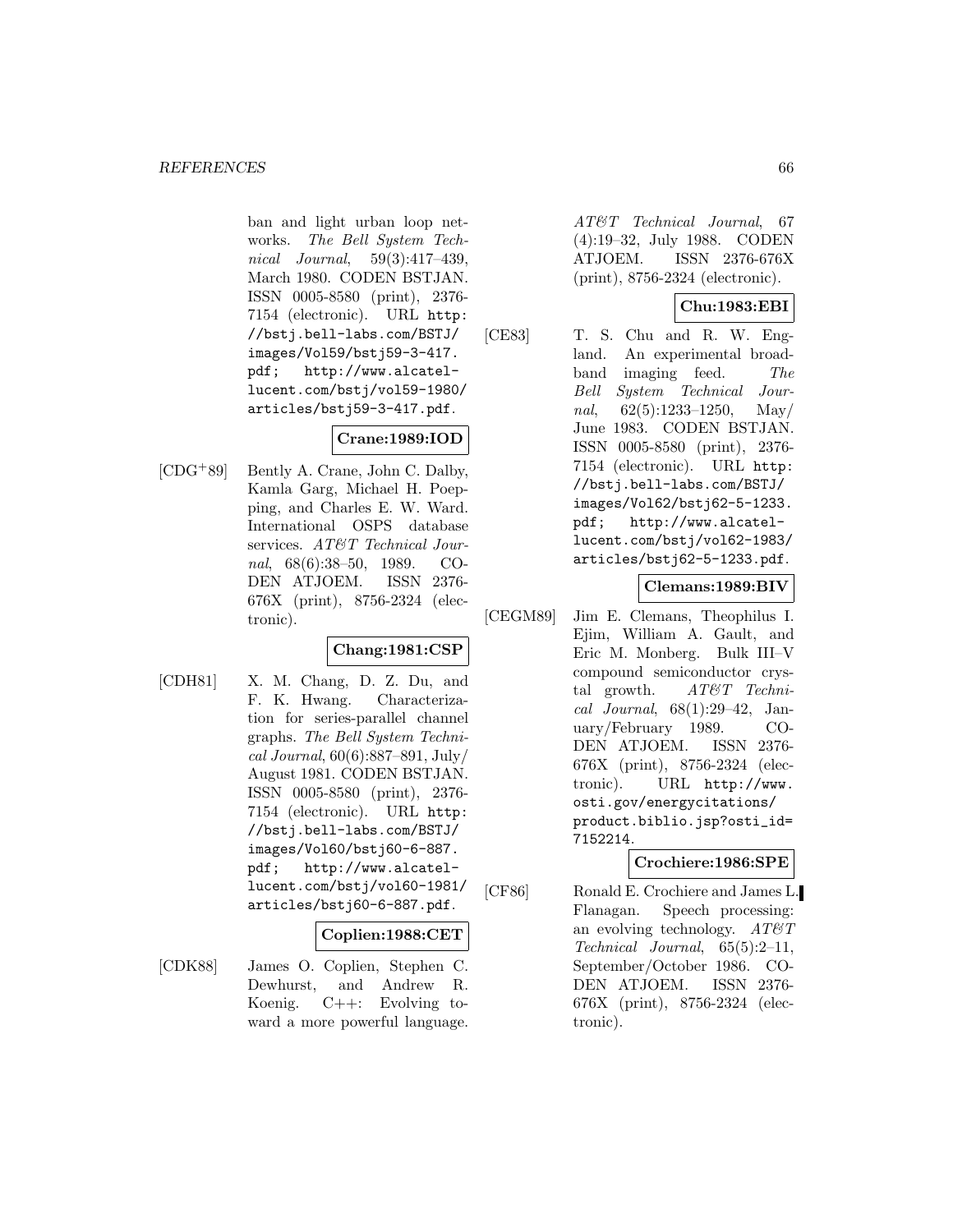ban and light urban loop networks. *The Bell System Technical Journal*, 59(3):417–439, March 1980. CODEN BSTJAN. ISSN 0005-8580 (print), 2376-7154 (electronic). URL http://bstj.bell-labs.com/BSTJ/images/Vol59/bstj59-3-417.pdf; http://www.alcatel-lucent.com/bstj/vol59-1980/articles/bstj59-3-417.pdf.

**Crane:1989:IOD**

[CDG+89] Bently A. Crane, John C. Dalby, Kamla Garg, Michael H. Poepping, and Charles E. W. Ward. International OSPS database services. *AT&T Technical Journal*, 68(6):38–50, 1989. CODEN ATJOEM. ISSN 2376-676X (print), 8756-2324 (electronic).

**Chang:1981:CSP**

[CDH81] X. M. Chang, D. Z. Du, and F. K. Hwang. Characterization for series-parallel channel graphs. *The Bell System Technical Journal*, 60(6):887–891, July/August 1981. CODEN BSTJAN. ISSN 0005-8580 (print), 2376-7154 (electronic). URL http://bstj.bell-labs.com/BSTJ/images/Vol60/bstj60-6-887.pdf; http://www.alcatel-lucent.com/bstj/vol60-1981/articles/bstj60-6-887.pdf.

**Coplien:1988:CET**

[CDK88] James O. Coplien, Stephen C. Dewhurst, and Andrew R. Koenig. C++: Evolving toward a more powerful language. *AT&T Technical Journal*, 67(4):19–32, July 1988. CODEN ATJOEM. ISSN 2376-676X (print), 8756-2324 (electronic).

**Chu:1983:EBI**

[CE83] T. S. Chu and R. W. England. An experimental broadband imaging feed. *The Bell System Technical Journal*, 62(5):1233–1250, May/June 1983. CODEN BSTJAN. ISSN 0005-8580 (print), 2376-7154 (electronic). URL http://bstj.bell-labs.com/BSTJ/images/Vol62/bstj62-5-1233.pdf; http://www.alcatel-lucent.com/bstj/vol62-1983/articles/bstj62-5-1233.pdf.

**Clemans:1989:BIV**

[CEGM89] Jim E. Clemans, Theophilus I. Ejim, William A. Gault, and Eric M. Monberg. Bulk III–V compound semiconductor crystal growth. *AT&T Technical Journal*, 68(1):29–42, January/February 1989. CODEN ATJOEM. ISSN 2376-676X (print), 8756-2324 (electronic). URL http://www.osti.gov/energycitations/product.biblio.jsp?osti_id=7152214.

**Crochiere:1986:SPE**

[CF86] Ronald E. Crochiere and James L. Flanagan. Speech processing: an evolving technology. *AT&T Technical Journal*, 65(5):2–11, September/October 1986. CODEN ATJOEM. ISSN 2376-676X (print), 8756-2324 (electronic).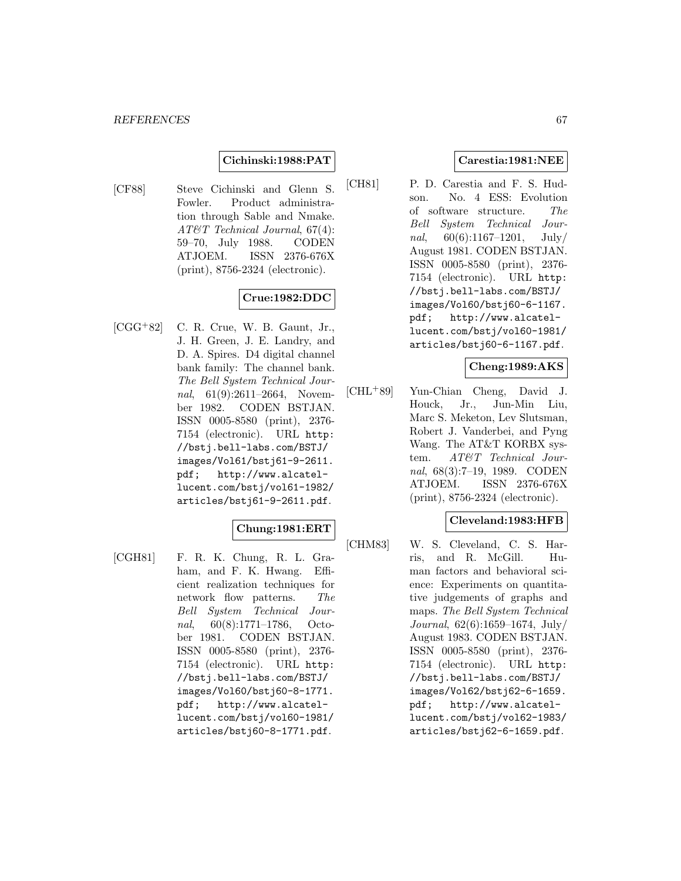**Cichinski:1988:PAT**

[CF88] Steve Cichinski and Glenn S. Fowler. Product administration through Sable and Nmake. *AT&T Technical Journal*, 67(4): 59–70, July 1988. CODEN ATJOEM. ISSN 2376-676X (print), 8756-2324 (electronic).

**Crue:1982:DDC**

[CGG+82] C. R. Crue, W. B. Gaunt, Jr., J. H. Green, J. E. Landry, and D. A. Spires. D4 digital channel bank family: The channel bank. *The Bell System Technical Journal*, 61(9):2611–2664, November 1982. CODEN BSTJAN. ISSN 0005-8580 (print), 2376-7154 (electronic). URL http://bstj.bell-labs.com/BSTJ/images/Vol61/bstj61-9-2611.pdf; http://www.alcatel-lucent.com/bstj/vol61-1982/articles/bstj61-9-2611.pdf.

**Chung:1981:ERT**

[CGH81] F. R. K. Chung, R. L. Graham, and F. K. Hwang. Efficient realization techniques for network flow patterns. *The Bell System Technical Journal*, 60(8):1771–1786, October 1981. CODEN BSTJAN. ISSN 0005-8580 (print), 2376-7154 (electronic). URL http://bstj.bell-labs.com/BSTJ/images/Vol60/bstj60-8-1771.pdf; http://www.alcatel-lucent.com/bstj/vol60-1981/articles/bstj60-8-1771.pdf.

**Carestia:1981:NEE**

[CH81] P. D. Carestia and F. S. Hudson. No. 4 ESS: Evolution of software structure. *The Bell System Technical Journal*, 60(6):1167–1201, July/August 1981. CODEN BSTJAN. ISSN 0005-8580 (print), 2376-7154 (electronic). URL http://bstj.bell-labs.com/BSTJ/images/Vol60/bstj60-6-1167.pdf; http://www.alcatel-lucent.com/bstj/vol60-1981/articles/bstj60-6-1167.pdf.

**Cheng:1989:AKS**

[CHL+89] Yun-Chian Cheng, David J. Houck, Jr., Jun-Min Liu, Marc S. Meketon, Lev Slutsman, Robert J. Vanderbei, and Pyng Wang. The AT&T KORBX system. *AT&T Technical Journal*, 68(3):7–19, 1989. CODEN ATJOEM. ISSN 2376-676X (print), 8756-2324 (electronic).

**Cleveland:1983:HFB**

[CHM83] W. S. Cleveland, C. S. Harris, and R. McGill. Human factors and behavioral science: Experiments on quantitative judgements of graphs and maps. *The Bell System Technical Journal*, 62(6):1659–1674, July/August 1983. CODEN BSTJAN. ISSN 0005-8580 (print), 2376-7154 (electronic). URL http://bstj.bell-labs.com/BSTJ/images/Vol62/bstj62-6-1659.pdf; http://www.alcatel-lucent.com/bstj/vol62-1983/articles/bstj62-6-1659.pdf.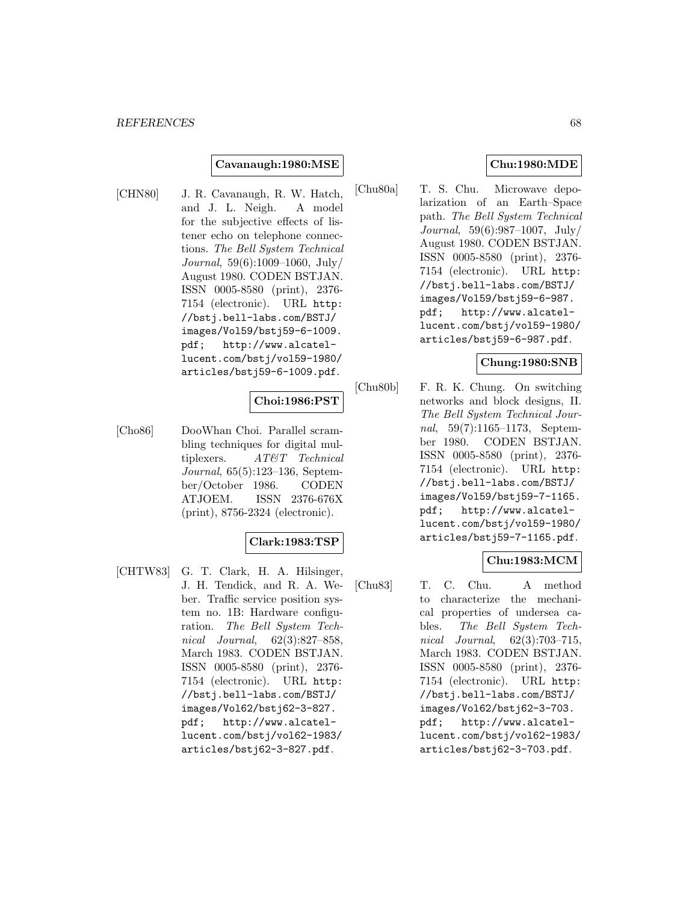**Cavanaugh:1980:MSE**

[CHN80] J. R. Cavanaugh, R. W. Hatch, and J. L. Neigh. A model for the subjective effects of listener echo on telephone connections. *The Bell System Technical Journal*, 59(6):1009–1060, July/ August 1980. CODEN BSTJAN. ISSN 0005-8580 (print), 2376-7154 (electronic). URL http://bstj.bell-labs.com/BSTJ/images/Vol59/bstj59-6-1009.pdf; http://www.alcatel-lucent.com/bstj/vol59-1980/articles/bstj59-6-1009.pdf.

**Choi:1986:PST**

[Cho86] DooWhan Choi. Parallel scrambling techniques for digital multiplexers. *AT&T Technical Journal*, 65(5):123–136, September/October 1986. CODEN ATJOEM. ISSN 2376-676X (print), 8756-2324 (electronic).

**Clark:1983:TSP**

[CHTW83] G. T. Clark, H. A. Hilsinger, J. H. Tendick, and R. A. Weber. Traffic service position system no. 1B: Hardware configuration. *The Bell System Technical Journal*, 62(3):827–858, March 1983. CODEN BSTJAN. ISSN 0005-8580 (print), 2376-7154 (electronic). URL http://bstj.bell-labs.com/BSTJ/images/Vol62/bstj62-3-827.pdf; http://www.alcatel-lucent.com/bstj/vol62-1983/articles/bstj62-3-827.pdf.

**Chu:1980:MDE**

[Chu80a] T. S. Chu. Microwave depolarization of an Earth–Space path. *The Bell System Technical Journal*, 59(6):987–1007, July/ August 1980. CODEN BSTJAN. ISSN 0005-8580 (print), 2376-7154 (electronic). URL http://bstj.bell-labs.com/BSTJ/images/Vol59/bstj59-6-987.pdf; http://www.alcatel-lucent.com/bstj/vol59-1980/articles/bstj59-6-987.pdf.

**Chung:1980:SNB**

[Chu80b] F. R. K. Chung. On switching networks and block designs, II. *The Bell System Technical Journal*, 59(7):1165–1173, September 1980. CODEN BSTJAN. ISSN 0005-8580 (print), 2376-7154 (electronic). URL http://bstj.bell-labs.com/BSTJ/images/Vol59/bstj59-7-1165.pdf; http://www.alcatel-lucent.com/bstj/vol59-1980/articles/bstj59-7-1165.pdf.

**Chu:1983:MCM**

[Chu83] T. C. Chu. A method to characterize the mechanical properties of undersea cables. *The Bell System Technical Journal*, 62(3):703–715, March 1983. CODEN BSTJAN. ISSN 0005-8580 (print), 2376-7154 (electronic). URL http://bstj.bell-labs.com/BSTJ/images/Vol62/bstj62-3-703.pdf; http://www.alcatel-lucent.com/bstj/vol62-1983/articles/bstj62-3-703.pdf.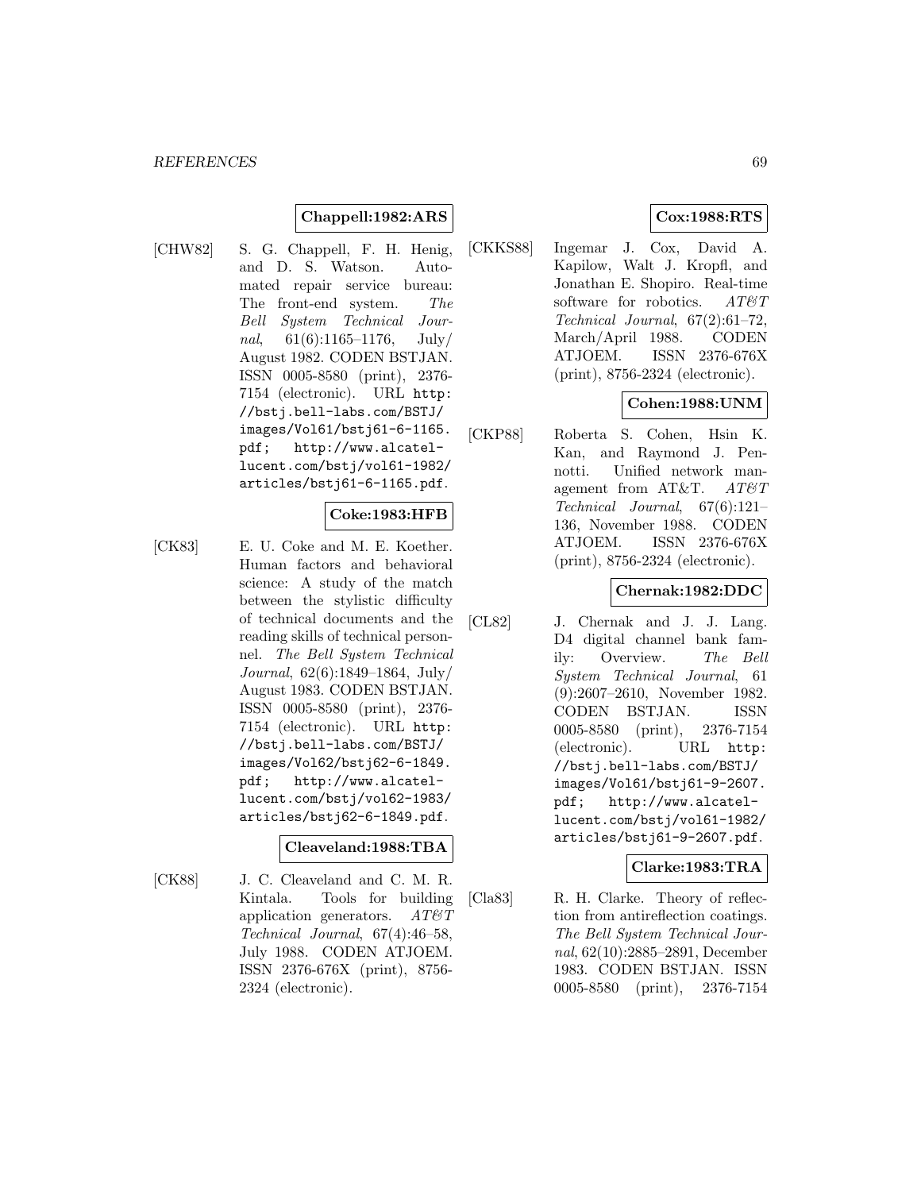**Chappell:1982:ARS**

[CHW82] S. G. Chappell, F. H. Henig, and D. S. Watson. Automated repair service bureau: The front-end system. *The Bell System Technical Journal*, 61(6):1165–1176, July/August 1982. CODEN BSTJAN. ISSN 0005-8580 (print), 2376-7154 (electronic). URL `http://bstj.bell-labs.com/BSTJ/images/Vol61/bstj61-6-1165.pdf`; `http://www.alcatel-lucent.com/bstj/vol61-1982/articles/bstj61-6-1165.pdf`.

**Coke:1983:HFB**

[CK83] E. U. Coke and M. E. Koether. Human factors and behavioral science: A study of the match between the stylistic difficulty of technical documents and the reading skills of technical personnel. *The Bell System Technical Journal*, 62(6):1849–1864, July/August 1983. CODEN BSTJAN. ISSN 0005-8580 (print), 2376-7154 (electronic). URL `http://bstj.bell-labs.com/BSTJ/images/Vol62/bstj62-6-1849.pdf`; `http://www.alcatel-lucent.com/bstj/vol62-1983/articles/bstj62-6-1849.pdf`.

**Cleaveland:1988:TBA**

[CK88] J. C. Cleaveland and C. M. R. Kintala. Tools for building application generators. *AT&T Technical Journal*, 67(4):46–58, July 1988. CODEN ATJOEM. ISSN 2376-676X (print), 8756-2324 (electronic).

**Cox:1988:RTS**

[CKKS88] Ingemar J. Cox, David A. Kapilow, Walt J. Kropfl, and Jonathan E. Shopiro. Real-time software for robotics. *AT&T Technical Journal*, 67(2):61–72, March/April 1988. CODEN ATJOEM. ISSN 2376-676X (print), 8756-2324 (electronic).

**Cohen:1988:UNM**

[CKP88] Roberta S. Cohen, Hsin K. Kan, and Raymond J. Pennotti. Unified network management from AT&T. *AT&T Technical Journal*, 67(6):121–136, November 1988. CODEN ATJOEM. ISSN 2376-676X (print), 8756-2324 (electronic).

**Chernak:1982:DDC**

[CL82] J. Chernak and J. J. Lang. D4 digital channel bank family: Overview. *The Bell System Technical Journal*, 61(9):2607–2610, November 1982. CODEN BSTJAN. ISSN 0005-8580 (print), 2376-7154 (electronic). URL `http://bstj.bell-labs.com/BSTJ/images/Vol61/bstj61-9-2607.pdf`; `http://www.alcatel-lucent.com/bstj/vol61-1982/articles/bstj61-9-2607.pdf`.

**Clarke:1983:TRA**

[Cla83] R. H. Clarke. Theory of reflection from antireflection coatings. *The Bell System Technical Journal*, 62(10):2885–2891, December 1983. CODEN BSTJAN. ISSN 0005-8580 (print), 2376-7154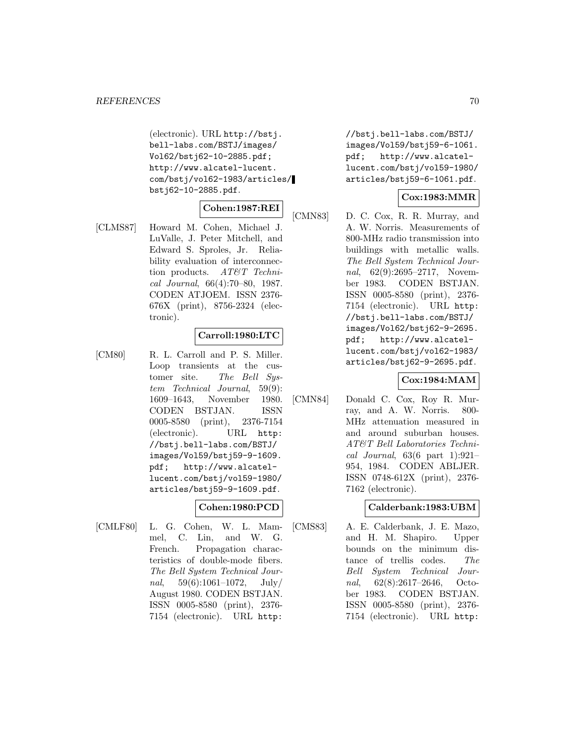(electronic). URL http://bstj.bell-labs.com/BSTJ/images/Vol62/bstj62-10-2885.pdf; http://www.alcatel-lucent.com/bstj/vol62-1983/articles/bstj62-10-2885.pdf.

**Cohen:1987:REI**

[CLMS87] Howard M. Cohen, Michael J. LuValle, J. Peter Mitchell, and Edward S. Sproles, Jr. Reliability evaluation of interconnection products. *AT&T Technical Journal*, 66(4):70–80, 1987. CODEN ATJOEM. ISSN 2376-676X (print), 8756-2324 (electronic).

**Carroll:1980:LTC**

[CM80] R. L. Carroll and P. S. Miller. Loop transients at the customer site. *The Bell System Technical Journal*, 59(9): 1609–1643, November 1980. CODEN BSTJAN. ISSN 0005-8580 (print), 2376-7154 (electronic). URL http://bstj.bell-labs.com/BSTJ/images/Vol59/bstj59-9-1609.pdf; http://www.alcatel-lucent.com/bstj/vol59-1980/articles/bstj59-9-1609.pdf.

**Cohen:1980:PCD**

[CMLF80] L. G. Cohen, W. L. Mammel, C. Lin, and W. G. French. Propagation characteristics of double-mode fibers. *The Bell System Technical Journal*, 59(6):1061–1072, July/August 1980. CODEN BSTJAN. ISSN 0005-8580 (print), 2376-7154 (electronic). URL http://bstj.bell-labs.com/BSTJ/images/Vol59/bstj59-6-1061.pdf; http://www.alcatel-lucent.com/bstj/vol59-1980/articles/bstj59-6-1061.pdf.

**Cox:1983:MMR**

[CMN83] D. C. Cox, R. R. Murray, and A. W. Norris. Measurements of 800-MHz radio transmission into buildings with metallic walls. *The Bell System Technical Journal*, 62(9):2695–2717, November 1983. CODEN BSTJAN. ISSN 0005-8580 (print), 2376-7154 (electronic). URL http://bstj.bell-labs.com/BSTJ/images/Vol62/bstj62-9-2695.pdf; http://www.alcatel-lucent.com/bstj/vol62-1983/articles/bstj62-9-2695.pdf.

**Cox:1984:MAM**

[CMN84] Donald C. Cox, Roy R. Murray, and A. W. Norris. 800-MHz attenuation measured in and around suburban houses. *AT&T Bell Laboratories Technical Journal*, 63(6 part 1):921–954, 1984. CODEN ABLJER. ISSN 0748-612X (print), 2376-7162 (electronic).

**Calderbank:1983:UBM**

[CMS83] A. E. Calderbank, J. E. Mazo, and H. M. Shapiro. Upper bounds on the minimum distance of trellis codes. *The Bell System Technical Journal*, 62(8):2617–2646, October 1983. CODEN BSTJAN. ISSN 0005-8580 (print), 2376-7154 (electronic). URL http: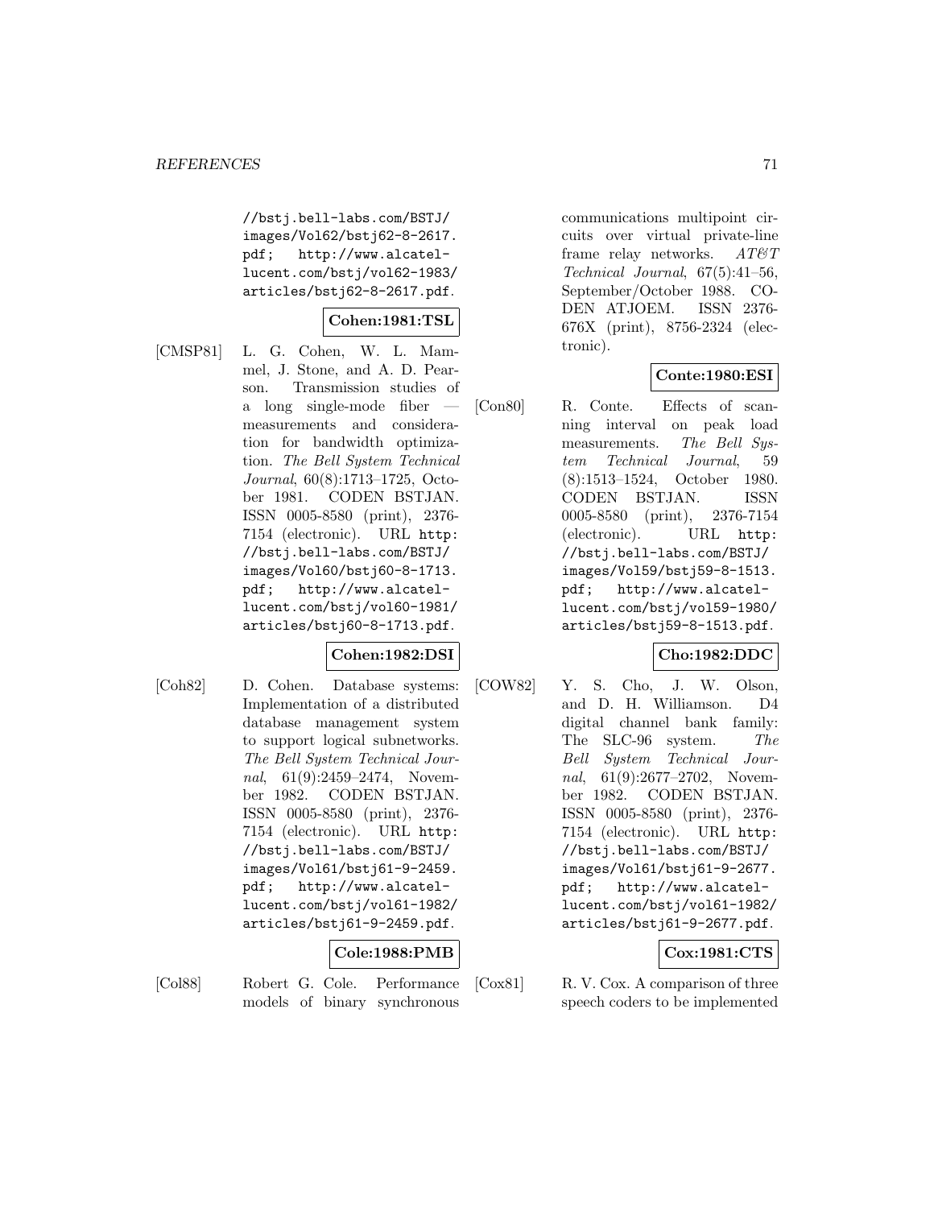//bstj.bell-labs.com/BSTJ/images/Vol62/bstj62-8-2617.pdf; http://www.alcatel-lucent.com/bstj/vol62-1983/articles/bstj62-8-2617.pdf.

**Cohen:1981:TSL**

[CMSP81] L. G. Cohen, W. L. Mammel, J. Stone, and A. D. Pearson. Transmission studies of a long single-mode fiber — measurements and consideration for bandwidth optimization. *The Bell System Technical Journal*, 60(8):1713–1725, October 1981. CODEN BSTJAN. ISSN 0005-8580 (print), 2376-7154 (electronic). URL http://bstj.bell-labs.com/BSTJ/images/Vol60/bstj60-8-1713.pdf; http://www.alcatel-lucent.com/bstj/vol60-1981/articles/bstj60-8-1713.pdf.

**Cohen:1982:DSI**

[Coh82] D. Cohen. Database systems: Implementation of a distributed database management system to support logical subnetworks. *The Bell System Technical Journal*, 61(9):2459–2474, November 1982. CODEN BSTJAN. ISSN 0005-8580 (print), 2376-7154 (electronic). URL http://bstj.bell-labs.com/BSTJ/images/Vol61/bstj61-9-2459.pdf; http://www.alcatel-lucent.com/bstj/vol61-1982/articles/bstj61-9-2459.pdf.

**Cole:1988:PMB**

[Col88] Robert G. Cole. Performance models of binary synchronous communications multipoint circuits over virtual private-line frame relay networks. *AT&T Technical Journal*, 67(5):41–56, September/October 1988. CODEN ATJOEM. ISSN 2376-676X (print), 8756-2324 (electronic).

**Conte:1980:ESI**

[Con80] R. Conte. Effects of scanning interval on peak load measurements. *The Bell System Technical Journal*, 59 (8):1513–1524, October 1980. CODEN BSTJAN. ISSN 0005-8580 (print), 2376-7154 (electronic). URL http://bstj.bell-labs.com/BSTJ/images/Vol59/bstj59-8-1513.pdf; http://www.alcatel-lucent.com/bstj/vol59-1980/articles/bstj59-8-1513.pdf.

**Cho:1982:DDC**

[COW82] Y. S. Cho, J. W. Olson, and D. H. Williamson. D4 digital channel bank family: The SLC-96 system. *The Bell System Technical Journal*, 61(9):2677–2702, November 1982. CODEN BSTJAN. ISSN 0005-8580 (print), 2376-7154 (electronic). URL http://bstj.bell-labs.com/BSTJ/images/Vol61/bstj61-9-2677.pdf; http://www.alcatel-lucent.com/bstj/vol61-1982/articles/bstj61-9-2677.pdf.

**Cox:1981:CTS**

[Cox81] R. V. Cox. A comparison of three speech coders to be implemented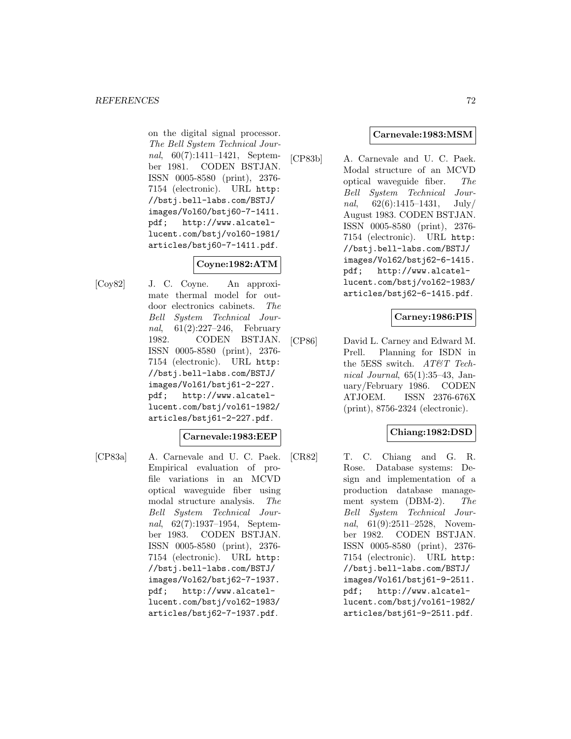on the digital signal processor. *The Bell System Technical Journal*, 60(7):1411–1421, September 1981. CODEN BSTJAN. ISSN 0005-8580 (print), 2376-7154 (electronic). URL `http://bstj.bell-labs.com/BSTJ/images/Vol60/bstj60-7-1411.pdf`; `http://www.alcatel-lucent.com/bstj/vol60-1981/articles/bstj60-7-1411.pdf`.

**Coyne:1982:ATM**

[Coy82] J. C. Coyne. An approximate thermal model for outdoor electronics cabinets. *The Bell System Technical Journal*, 61(2):227–246, February 1982. CODEN BSTJAN. ISSN 0005-8580 (print), 2376-7154 (electronic). URL `http://bstj.bell-labs.com/BSTJ/images/Vol61/bstj61-2-227.pdf`; `http://www.alcatel-lucent.com/bstj/vol61-1982/articles/bstj61-2-227.pdf`.

**Carnevale:1983:EEP**

[CP83a] A. Carnevale and U. C. Paek. Empirical evaluation of profile variations in an MCVD optical waveguide fiber using modal structure analysis. *The Bell System Technical Journal*, 62(7):1937–1954, September 1983. CODEN BSTJAN. ISSN 0005-8580 (print), 2376-7154 (electronic). URL `http://bstj.bell-labs.com/BSTJ/images/Vol62/bstj62-7-1937.pdf`; `http://www.alcatel-lucent.com/bstj/vol62-1983/articles/bstj62-7-1937.pdf`.

**Carnevale:1983:MSM**

[CP83b] A. Carnevale and U. C. Paek. Modal structure of an MCVD optical waveguide fiber. *The Bell System Technical Journal*, 62(6):1415–1431, July/August 1983. CODEN BSTJAN. ISSN 0005-8580 (print), 2376-7154 (electronic). URL `http://bstj.bell-labs.com/BSTJ/images/Vol62/bstj62-6-1415.pdf`; `http://www.alcatel-lucent.com/bstj/vol62-1983/articles/bstj62-6-1415.pdf`.

**Carney:1986:PIS**

[CP86] David L. Carney and Edward M. Prell. Planning for ISDN in the 5ESS switch. *AT&T Technical Journal*, 65(1):35–43, January/February 1986. CODEN ATJOEM. ISSN 2376-676X (print), 8756-2324 (electronic).

**Chiang:1982:DSD**

[CR82] T. C. Chiang and G. R. Rose. Database systems: Design and implementation of a production database management system (DBM-2). *The Bell System Technical Journal*, 61(9):2511–2528, November 1982. CODEN BSTJAN. ISSN 0005-8580 (print), 2376-7154 (electronic). URL `http://bstj.bell-labs.com/BSTJ/images/Vol61/bstj61-9-2511.pdf`; `http://www.alcatel-lucent.com/bstj/vol61-1982/articles/bstj61-9-2511.pdf`.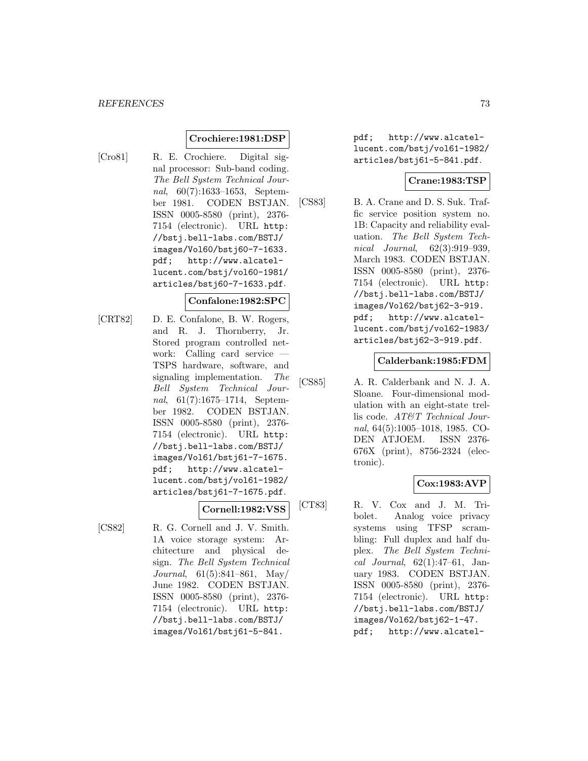**Crochiere:1981:DSP**

[Cro81] R. E. Crochiere. Digital signal processor: Sub-band coding. *The Bell System Technical Journal*, 60(7):1633–1653, September 1981. CODEN BSTJAN. ISSN 0005-8580 (print), 2376-7154 (electronic). URL http://bstj.bell-labs.com/BSTJ/images/Vol60/bstj60-7-1633.pdf; http://www.alcatel-lucent.com/bstj/vol60-1981/articles/bstj60-7-1633.pdf.

**Confalone:1982:SPC**

[CRT82] D. E. Confalone, B. W. Rogers, and R. J. Thornberry, Jr. Stored program controlled network: Calling card service — TSPS hardware, software, and signaling implementation. *The Bell System Technical Journal*, 61(7):1675–1714, September 1982. CODEN BSTJAN. ISSN 0005-8580 (print), 2376-7154 (electronic). URL http://bstj.bell-labs.com/BSTJ/images/Vol61/bstj61-7-1675.pdf; http://www.alcatel-lucent.com/bstj/vol61-1982/articles/bstj61-7-1675.pdf.

**Cornell:1982:VSS**

[CS82] R. G. Cornell and J. V. Smith. 1A voice storage system: Architecture and physical design. *The Bell System Technical Journal*, 61(5):841–861, May/June 1982. CODEN BSTJAN. ISSN 0005-8580 (print), 2376-7154 (electronic). URL http://bstj.bell-labs.com/BSTJ/images/Vol61/bstj61-5-841.pdf; http://www.alcatel-lucent.com/bstj/vol61-1982/articles/bstj61-5-841.pdf.

**Crane:1983:TSP**

[CS83] B. A. Crane and D. S. Suk. Traffic service position system no. 1B: Capacity and reliability evaluation. *The Bell System Technical Journal*, 62(3):919–939, March 1983. CODEN BSTJAN. ISSN 0005-8580 (print), 2376-7154 (electronic). URL http://bstj.bell-labs.com/BSTJ/images/Vol62/bstj62-3-919.pdf; http://www.alcatel-lucent.com/bstj/vol62-1983/articles/bstj62-3-919.pdf.

**Calderbank:1985:FDM**

[CS85] A. R. Calderbank and N. J. A. Sloane. Four-dimensional modulation with an eight-state trellis code. *AT&T Technical Journal*, 64(5):1005–1018, 1985. CODEN ATJOEM. ISSN 2376-676X (print), 8756-2324 (electronic).

**Cox:1983:AVP**

[CT83] R. V. Cox and J. M. Tribolet. Analog voice privacy systems using TFSP scrambling: Full duplex and half duplex. *The Bell System Technical Journal*, 62(1):47–61, January 1983. CODEN BSTJAN. ISSN 0005-8580 (print), 2376-7154 (electronic). URL http://bstj.bell-labs.com/BSTJ/images/Vol62/bstj62-1-47.pdf; http://www.alcatel-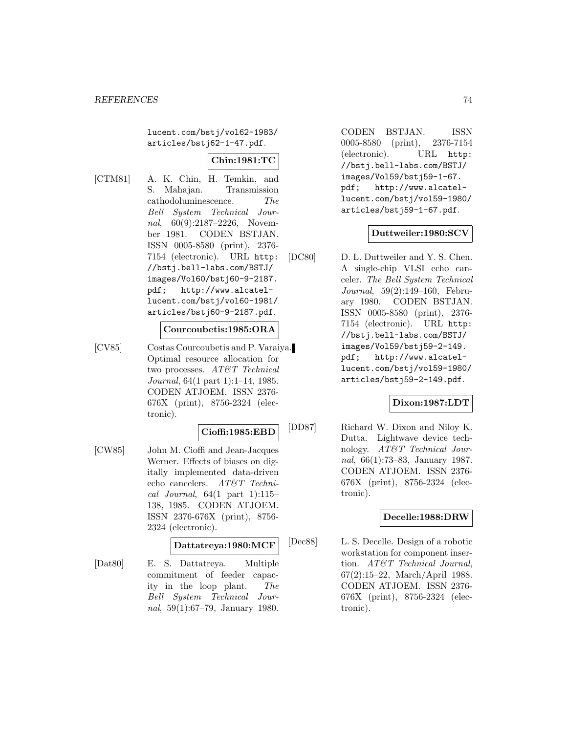lucent.com/bstj/vol62-1983/articles/bstj62-1-47.pdf.

**Chin:1981:TC**

[CTM81] A. K. Chin, H. Temkin, and S. Mahajan. Transmission cathodoluminescence. *The Bell System Technical Journal*, 60(9):2187–2226, November 1981. CODEN BSTJAN. ISSN 0005-8580 (print), 2376-7154 (electronic). URL http://bstj.bell-labs.com/BSTJ/images/Vol60/bstj60-9-2187.pdf; http://www.alcatel-lucent.com/bstj/vol60-1981/articles/bstj60-9-2187.pdf.

**Courcoubetis:1985:ORA**

[CV85] Costas Courcoubetis and P. Varaiya. Optimal resource allocation for two processes. *AT&T Technical Journal*, 64(1 part 1):1–14, 1985. CODEN ATJOEM. ISSN 2376-676X (print), 8756-2324 (electronic).

**Cioffi:1985:EBD**

[CW85] John M. Cioffi and Jean-Jacques Werner. Effects of biases on digitally implemented data-driven echo cancelers. *AT&T Technical Journal*, 64(1 part 1):115–138, 1985. CODEN ATJOEM. ISSN 2376-676X (print), 8756-2324 (electronic).

**Dattatreya:1980:MCF**

[Dat80] E. S. Dattatreya. Multiple commitment of feeder capacity in the loop plant. *The Bell System Technical Journal*, 59(1):67–79, January 1980. CODEN BSTJAN. ISSN 0005-8580 (print), 2376-7154 (electronic). URL http://bstj.bell-labs.com/BSTJ/images/Vol59/bstj59-1-67.pdf; http://www.alcatel-lucent.com/bstj/vol59-1980/articles/bstj59-1-67.pdf.

**Duttweiler:1980:SCV**

[DC80] D. L. Duttweiler and Y. S. Chen. A single-chip VLSI echo canceler. *The Bell System Technical Journal*, 59(2):149–160, February 1980. CODEN BSTJAN. ISSN 0005-8580 (print), 2376-7154 (electronic). URL http://bstj.bell-labs.com/BSTJ/images/Vol59/bstj59-2-149.pdf; http://www.alcatel-lucent.com/bstj/vol59-1980/articles/bstj59-2-149.pdf.

**Dixon:1987:LDT**

[DD87] Richard W. Dixon and Niloy K. Dutta. Lightwave device technology. *AT&T Technical Journal*, 66(1):73–83, January 1987. CODEN ATJOEM. ISSN 2376-676X (print), 8756-2324 (electronic).

**Decelle:1988:DRW**

[Dec88] L. S. Decelle. Design of a robotic workstation for component insertion. *AT&T Technical Journal*, 67(2):15–22, March/April 1988. CODEN ATJOEM. ISSN 2376-676X (print), 8756-2324 (electronic).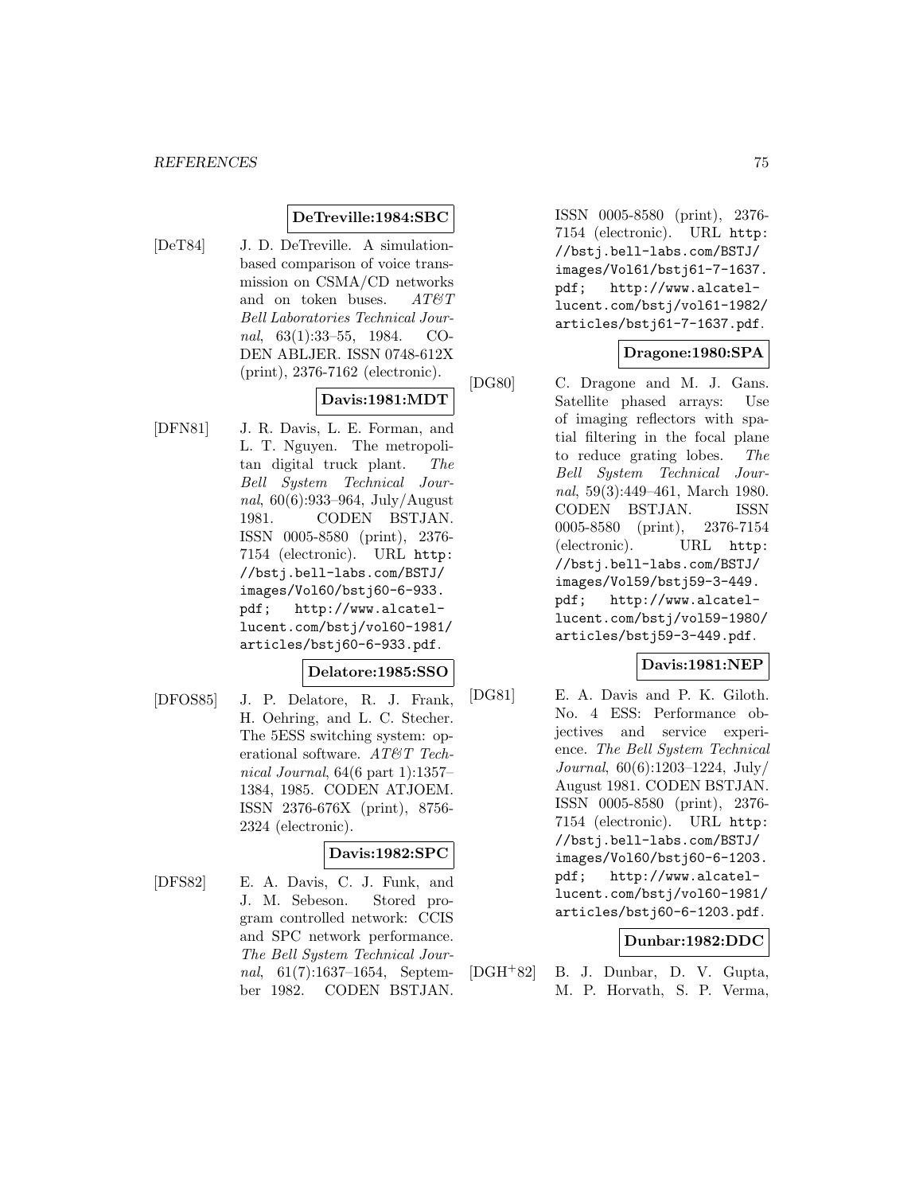**DeTreville:1984:SBC**

[DeT84] J. D. DeTreville. A simulation-based comparison of voice transmission on CSMA/CD networks and on token buses. *AT&T Bell Laboratories Technical Journal*, 63(1):33–55, 1984. CODEN ABLJER. ISSN 0748-612X (print), 2376-7162 (electronic).

**Davis:1981:MDT**

[DFN81] J. R. Davis, L. E. Forman, and L. T. Nguyen. The metropolitan digital truck plant. *The Bell System Technical Journal*, 60(6):933–964, July/August 1981. CODEN BSTJAN. ISSN 0005-8580 (print), 2376-7154 (electronic). URL `http://bstj.bell-labs.com/BSTJ/images/Vol60/bstj60-6-933.pdf; http://www.alcatel-lucent.com/bstj/vol60-1981/articles/bstj60-6-933.pdf`.

**Delatore:1985:SSO**

[DFOS85] J. P. Delatore, R. J. Frank, H. Oehring, and L. C. Stecher. The 5ESS switching system: operational software. *AT&T Technical Journal*, 64(6 part 1):1357–1384, 1985. CODEN ATJOEM. ISSN 2376-676X (print), 8756-2324 (electronic).

**Davis:1982:SPC**

[DFS82] E. A. Davis, C. J. Funk, and J. M. Sebeson. Stored program controlled network: CCIS and SPC network performance. *The Bell System Technical Journal*, 61(7):1637–1654, September 1982. CODEN BSTJAN. ISSN 0005-8580 (print), 2376-7154 (electronic). URL `http://bstj.bell-labs.com/BSTJ/images/Vol61/bstj61-7-1637.pdf; http://www.alcatel-lucent.com/bstj/vol61-1982/articles/bstj61-7-1637.pdf`.

**Dragone:1980:SPA**

[DG80] C. Dragone and M. J. Gans. Satellite phased arrays: Use of imaging reflectors with spatial filtering in the focal plane to reduce grating lobes. *The Bell System Technical Journal*, 59(3):449–461, March 1980. CODEN BSTJAN. ISSN 0005-8580 (print), 2376-7154 (electronic). URL `http://bstj.bell-labs.com/BSTJ/images/Vol59/bstj59-3-449.pdf; http://www.alcatel-lucent.com/bstj/vol59-1980/articles/bstj59-3-449.pdf`.

**Davis:1981:NEP**

[DG81] E. A. Davis and P. K. Giloth. No. 4 ESS: Performance objectives and service experience. *The Bell System Technical Journal*, 60(6):1203–1224, July/August 1981. CODEN BSTJAN. ISSN 0005-8580 (print), 2376-7154 (electronic). URL `http://bstj.bell-labs.com/BSTJ/images/Vol60/bstj60-6-1203.pdf; http://www.alcatel-lucent.com/bstj/vol60-1981/articles/bstj60-6-1203.pdf`.

**Dunbar:1982:DDC**

[DGH+82] B. J. Dunbar, D. V. Gupta, M. P. Horvath, S. P. Verma,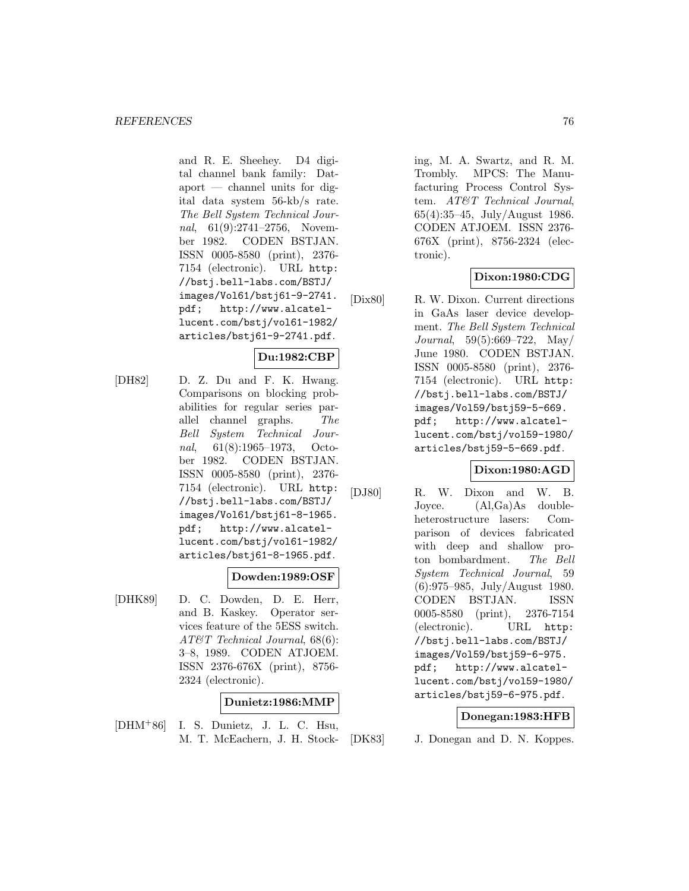and R. E. Sheehey. D4 digital channel bank family: Dataport — channel units for digital data system 56-kb/s rate. *The Bell System Technical Journal*, 61(9):2741–2756, November 1982. CODEN BSTJAN. ISSN 0005-8580 (print), 2376-7154 (electronic). URL http://bstj.bell-labs.com/BSTJ/images/Vol61/bstj61-9-2741.pdf; http://www.alcatel-lucent.com/bstj/vol61-1982/articles/bstj61-9-2741.pdf.

**Du:1982:CBP**

[DH82] D. Z. Du and F. K. Hwang. Comparisons on blocking probabilities for regular series parallel channel graphs. *The Bell System Technical Journal*, 61(8):1965–1973, October 1982. CODEN BSTJAN. ISSN 0005-8580 (print), 2376-7154 (electronic). URL http://bstj.bell-labs.com/BSTJ/images/Vol61/bstj61-8-1965.pdf; http://www.alcatel-lucent.com/bstj/vol61-1982/articles/bstj61-8-1965.pdf.

**Dowden:1989:OSF**

[DHK89] D. C. Dowden, D. E. Herr, and B. Kaskey. Operator services feature of the 5ESS switch. *AT&T Technical Journal*, 68(6):3–8, 1989. CODEN ATJOEM. ISSN 2376-676X (print), 8756-2324 (electronic).

**Dunietz:1986:MMP**

[DHM+86] I. S. Dunietz, J. L. C. Hsu, M. T. McEachern, J. H. Stocking, M. A. Swartz, and R. M. Trombly. MPCS: The Manufacturing Process Control System. *AT&T Technical Journal*, 65(4):35–45, July/August 1986. CODEN ATJOEM. ISSN 2376-676X (print), 8756-2324 (electronic).

**Dixon:1980:CDG**

[Dix80] R. W. Dixon. Current directions in GaAs laser device development. *The Bell System Technical Journal*, 59(5):669–722, May/June 1980. CODEN BSTJAN. ISSN 0005-8580 (print), 2376-7154 (electronic). URL http://bstj.bell-labs.com/BSTJ/images/Vol59/bstj59-5-669.pdf; http://www.alcatel-lucent.com/bstj/vol59-1980/articles/bstj59-5-669.pdf.

**Dixon:1980:AGD**

[DJ80] R. W. Dixon and W. B. Joyce. (Al,Ga)As double-heterostructure lasers: Comparison of devices fabricated with deep and shallow proton bombardment. *The Bell System Technical Journal*, 59(6):975–985, July/August 1980. CODEN BSTJAN. ISSN 0005-8580 (print), 2376-7154 (electronic). URL http://bstj.bell-labs.com/BSTJ/images/Vol59/bstj59-6-975.pdf; http://www.alcatel-lucent.com/bstj/vol59-1980/articles/bstj59-6-975.pdf.

**Donegan:1983:HFB**

[DK83] J. Donegan and D. N. Koppes.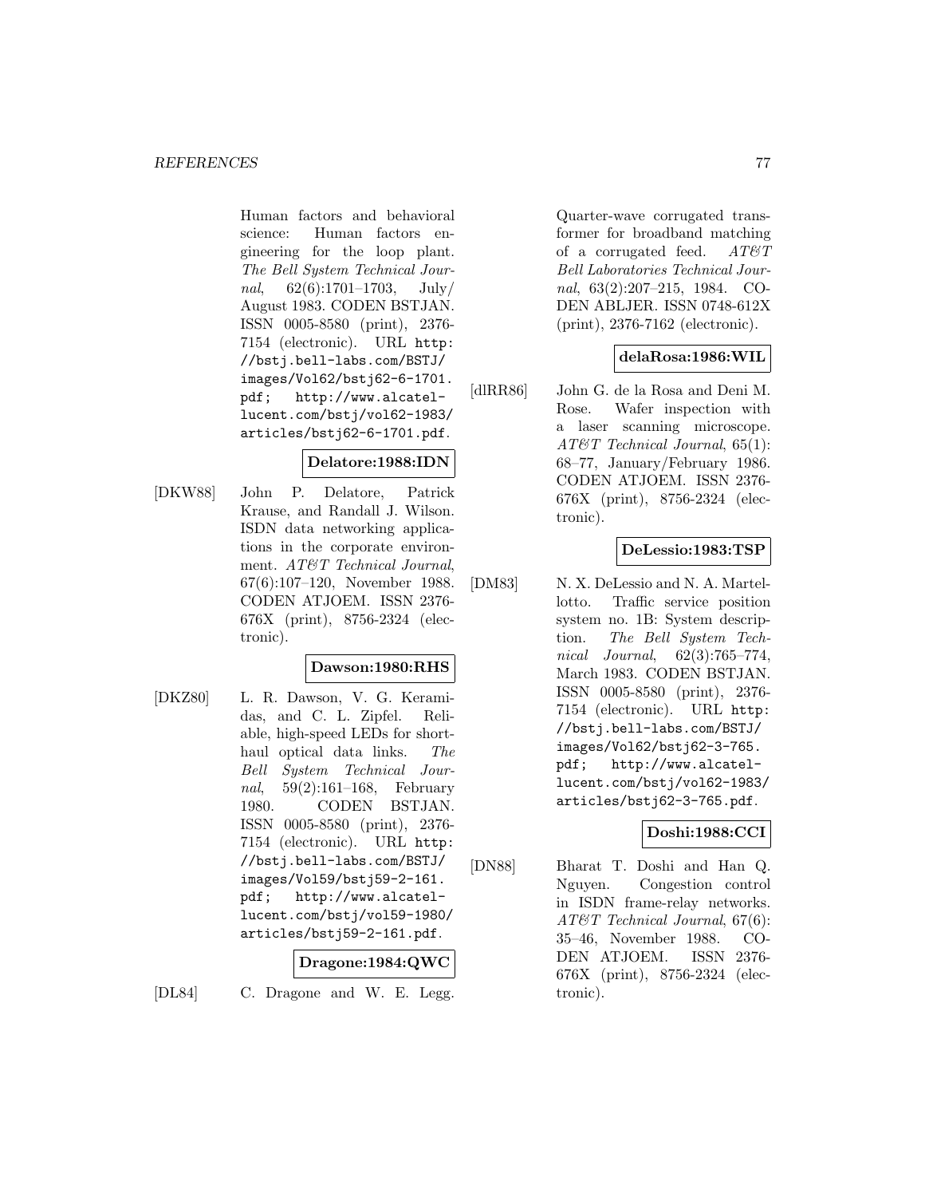Human factors and behavioral science: Human factors engineering for the loop plant. *The Bell System Technical Journal*, 62(6):1701–1703, July/August 1983. CODEN BSTJAN. ISSN 0005-8580 (print), 2376-7154 (electronic). URL http://bstj.bell-labs.com/BSTJ/images/Vol62/bstj62-6-1701.pdf; http://www.alcatel-lucent.com/bstj/vol62-1983/articles/bstj62-6-1701.pdf.

**Delatore:1988:IDN**

[DKW88] John P. Delatore, Patrick Krause, and Randall J. Wilson. ISDN data networking applications in the corporate environment. *AT&T Technical Journal*, 67(6):107–120, November 1988. CODEN ATJOEM. ISSN 2376-676X (print), 8756-2324 (electronic).

**Dawson:1980:RHS**

[DKZ80] L. R. Dawson, V. G. Keramidas, and C. L. Zipfel. Reliable, high-speed LEDs for short-haul optical data links. *The Bell System Technical Journal*, 59(2):161–168, February 1980. CODEN BSTJAN. ISSN 0005-8580 (print), 2376-7154 (electronic). URL http://bstj.bell-labs.com/BSTJ/images/Vol59/bstj59-2-161.pdf; http://www.alcatel-lucent.com/bstj/vol59-1980/articles/bstj59-2-161.pdf.

**Dragone:1984:QWC**

[DL84] C. Dragone and W. E. Legg. Quarter-wave corrugated transformer for broadband matching of a corrugated feed. *AT&T Bell Laboratories Technical Journal*, 63(2):207–215, 1984. CODEN ABLJER. ISSN 0748-612X (print), 2376-7162 (electronic).

**delaRosa:1986:WIL**

[dlRR86] John G. de la Rosa and Deni M. Rose. Wafer inspection with a laser scanning microscope. *AT&T Technical Journal*, 65(1):68–77, January/February 1986. CODEN ATJOEM. ISSN 2376-676X (print), 8756-2324 (electronic).

**DeLessio:1983:TSP**

[DM83] N. X. DeLessio and N. A. Martellotto. Traffic service position system no. 1B: System description. *The Bell System Technical Journal*, 62(3):765–774, March 1983. CODEN BSTJAN. ISSN 0005-8580 (print), 2376-7154 (electronic). URL http://bstj.bell-labs.com/BSTJ/images/Vol62/bstj62-3-765.pdf; http://www.alcatel-lucent.com/bstj/vol62-1983/articles/bstj62-3-765.pdf.

**Doshi:1988:CCI**

[DN88] Bharat T. Doshi and Han Q. Nguyen. Congestion control in ISDN frame-relay networks. *AT&T Technical Journal*, 67(6):35–46, November 1988. CODEN ATJOEM. ISSN 2376-676X (print), 8756-2324 (electronic).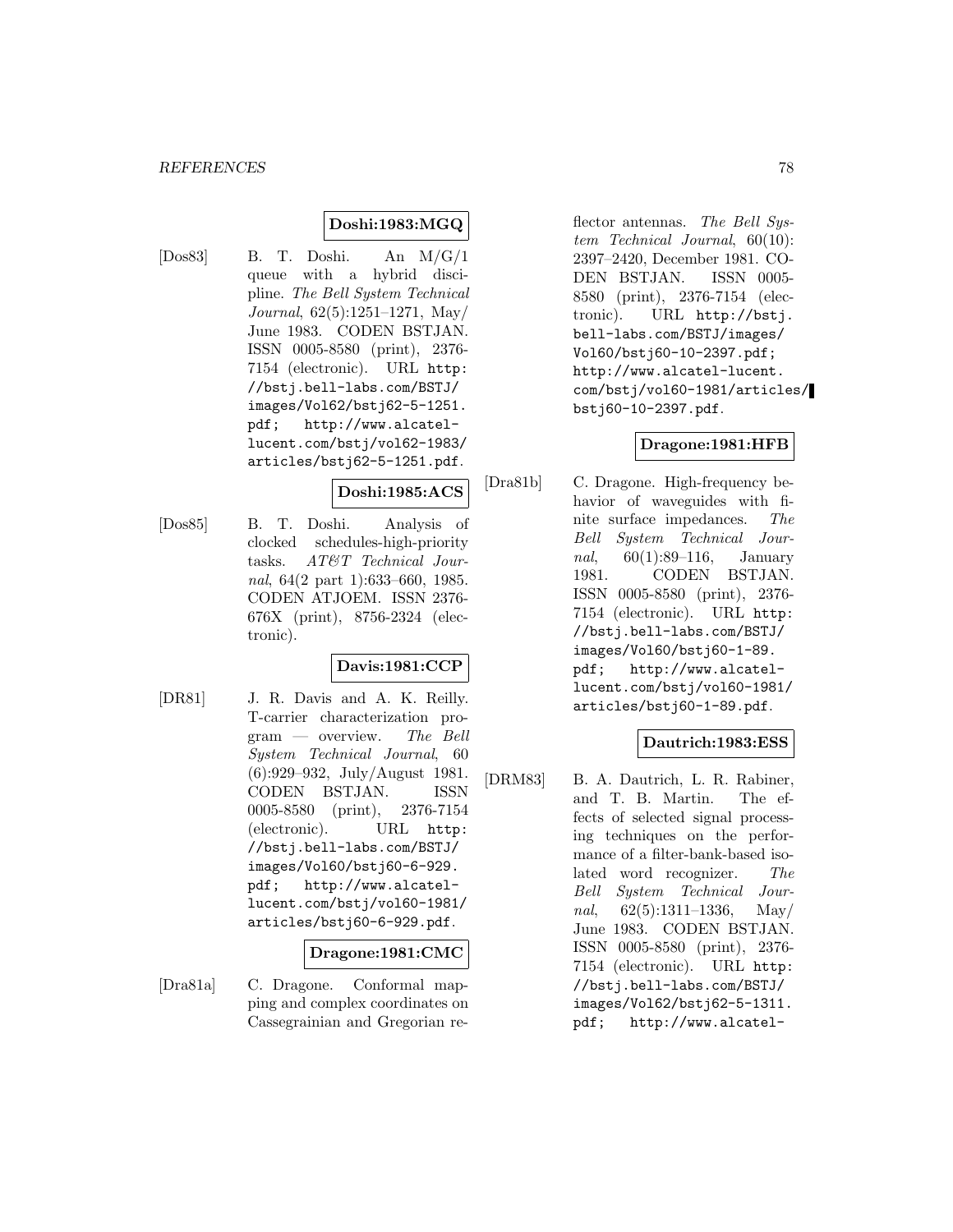**Doshi:1983:MGQ**

[Dos83] B. T. Doshi. An M/G/1 queue with a hybrid discipline. *The Bell System Technical Journal*, 62(5):1251–1271, May/ June 1983. CODEN BSTJAN. ISSN 0005-8580 (print), 2376-7154 (electronic). URL `http://bstj.bell-labs.com/BSTJ/images/Vol62/bstj62-5-1251.pdf; http://www.alcatel-lucent.com/bstj/vol62-1983/articles/bstj62-5-1251.pdf`.

**Doshi:1985:ACS**

[Dos85] B. T. Doshi. Analysis of clocked schedules-high-priority tasks. *AT&T Technical Journal*, 64(2 part 1):633–660, 1985. CODEN ATJOEM. ISSN 2376-676X (print), 8756-2324 (electronic).

**Davis:1981:CCP**

[DR81] J. R. Davis and A. K. Reilly. T-carrier characterization program — overview. *The Bell System Technical Journal*, 60 (6):929–932, July/August 1981. CODEN BSTJAN. ISSN 0005-8580 (print), 2376-7154 (electronic). URL `http://bstj.bell-labs.com/BSTJ/images/Vol60/bstj60-6-929.pdf; http://www.alcatel-lucent.com/bstj/vol60-1981/articles/bstj60-6-929.pdf`.

**Dragone:1981:CMC**

[Dra81a] C. Dragone. Conformal mapping and complex coordinates on Cassegrainian and Gregorian reflector antennas. *The Bell System Technical Journal*, 60(10): 2397–2420, December 1981. CODEN BSTJAN. ISSN 0005-8580 (print), 2376-7154 (electronic). URL `http://bstj.bell-labs.com/BSTJ/images/Vol60/bstj60-10-2397.pdf; http://www.alcatel-lucent.com/bstj/vol60-1981/articles/bstj60-10-2397.pdf`.

**Dragone:1981:HFB**

[Dra81b] C. Dragone. High-frequency behavior of waveguides with finite surface impedances. *The Bell System Technical Journal*, 60(1):89–116, January 1981. CODEN BSTJAN. ISSN 0005-8580 (print), 2376-7154 (electronic). URL `http://bstj.bell-labs.com/BSTJ/images/Vol60/bstj60-1-89.pdf; http://www.alcatel-lucent.com/bstj/vol60-1981/articles/bstj60-1-89.pdf`.

**Dautrich:1983:ESS**

[DRM83] B. A. Dautrich, L. R. Rabiner, and T. B. Martin. The effects of selected signal processing techniques on the performance of a filter-bank-based isolated word recognizer. *The Bell System Technical Journal*, 62(5):1311–1336, May/ June 1983. CODEN BSTJAN. ISSN 0005-8580 (print), 2376-7154 (electronic). URL `http://bstj.bell-labs.com/BSTJ/images/Vol62/bstj62-5-1311.pdf; http://www.alcatel-`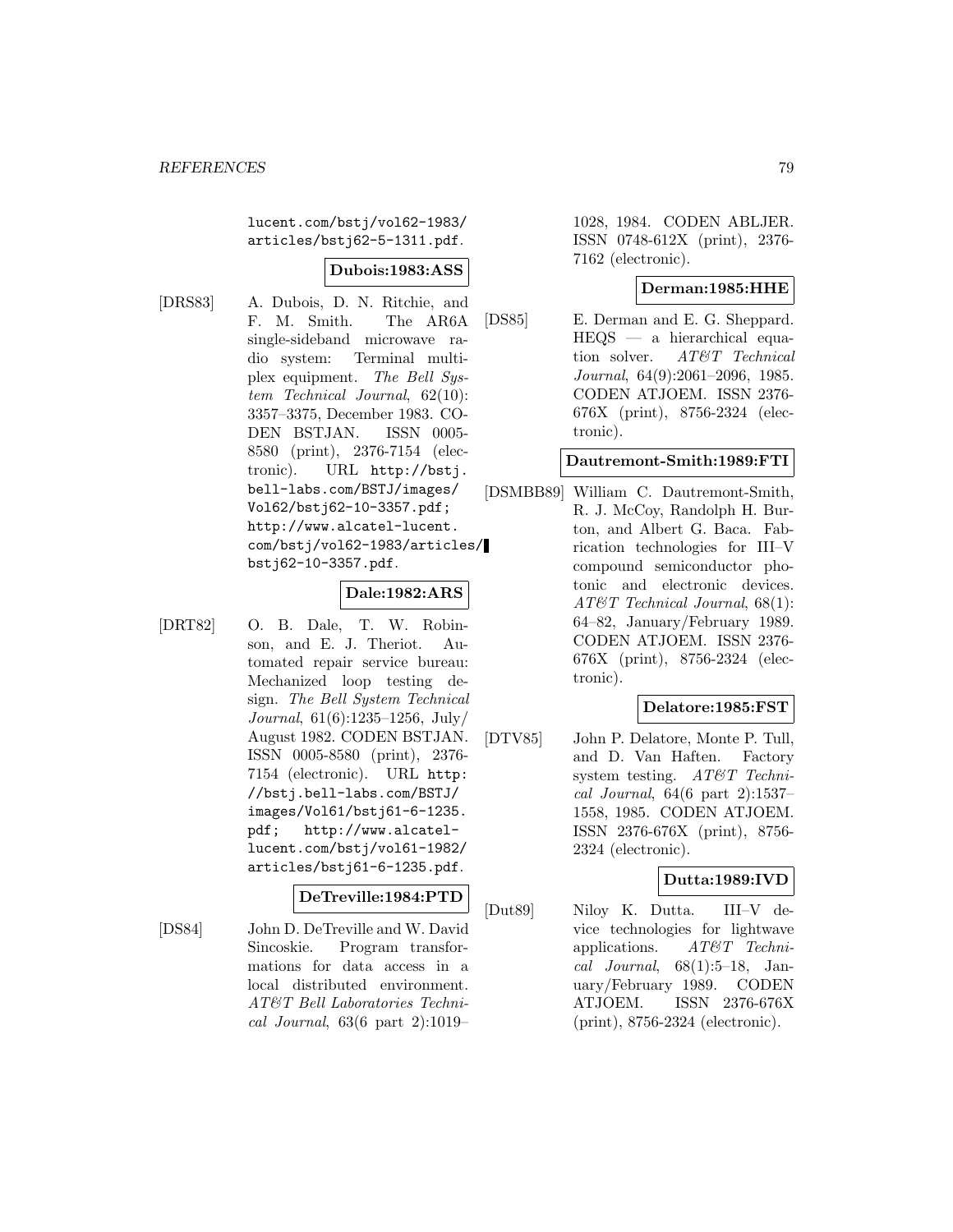lucent.com/bstj/vol62-1983/articles/bstj62-5-1311.pdf.

**Dubois:1983:ASS**

[DRS83] A. Dubois, D. N. Ritchie, and F. M. Smith. The AR6A single-sideband microwave radio system: Terminal multiplex equipment. *The Bell System Technical Journal*, 62(10): 3357–3375, December 1983. CODEN BSTJAN. ISSN 0005-8580 (print), 2376-7154 (electronic). URL http://bstj.bell-labs.com/BSTJ/images/Vol62/bstj62-10-3357.pdf; http://www.alcatel-lucent.com/bstj/vol62-1983/articles/bstj62-10-3357.pdf.

**Dale:1982:ARS**

[DRT82] O. B. Dale, T. W. Robinson, and E. J. Theriot. Automated repair service bureau: Mechanized loop testing design. *The Bell System Technical Journal*, 61(6):1235–1256, July/August 1982. CODEN BSTJAN. ISSN 0005-8580 (print), 2376-7154 (electronic). URL http://bstj.bell-labs.com/BSTJ/images/Vol61/bstj61-6-1235.pdf; http://www.alcatel-lucent.com/bstj/vol61-1982/articles/bstj61-6-1235.pdf.

**DeTreville:1984:PTD**

[DS84] John D. DeTreville and W. David Sincoskie. Program transformations for data access in a local distributed environment. *AT&T Bell Laboratories Technical Journal*, 63(6 part 2):1019–1028, 1984. CODEN ABLJER. ISSN 0748-612X (print), 2376-7162 (electronic).

**Derman:1985:HHE**

[DS85] E. Derman and E. G. Sheppard. HEQS — a hierarchical equation solver. *AT&T Technical Journal*, 64(9):2061–2096, 1985. CODEN ATJOEM. ISSN 2376-676X (print), 8756-2324 (electronic).

**Dautremont-Smith:1989:FTI**

[DSMBB89] William C. Dautremont-Smith, R. J. McCoy, Randolph H. Burton, and Albert G. Baca. Fabrication technologies for III–V compound semiconductor photonic and electronic devices. *AT&T Technical Journal*, 68(1): 64–82, January/February 1989. CODEN ATJOEM. ISSN 2376-676X (print), 8756-2324 (electronic).

**Delatore:1985:FST**

[DTV85] John P. Delatore, Monte P. Tull, and D. Van Haften. Factory system testing. *AT&T Technical Journal*, 64(6 part 2):1537–1558, 1985. CODEN ATJOEM. ISSN 2376-676X (print), 8756-2324 (electronic).

**Dutta:1989:IVD**

[Dut89] Niloy K. Dutta. III–V device technologies for lightwave applications. *AT&T Technical Journal*, 68(1):5–18, January/February 1989. CODEN ATJOEM. ISSN 2376-676X (print), 8756-2324 (electronic).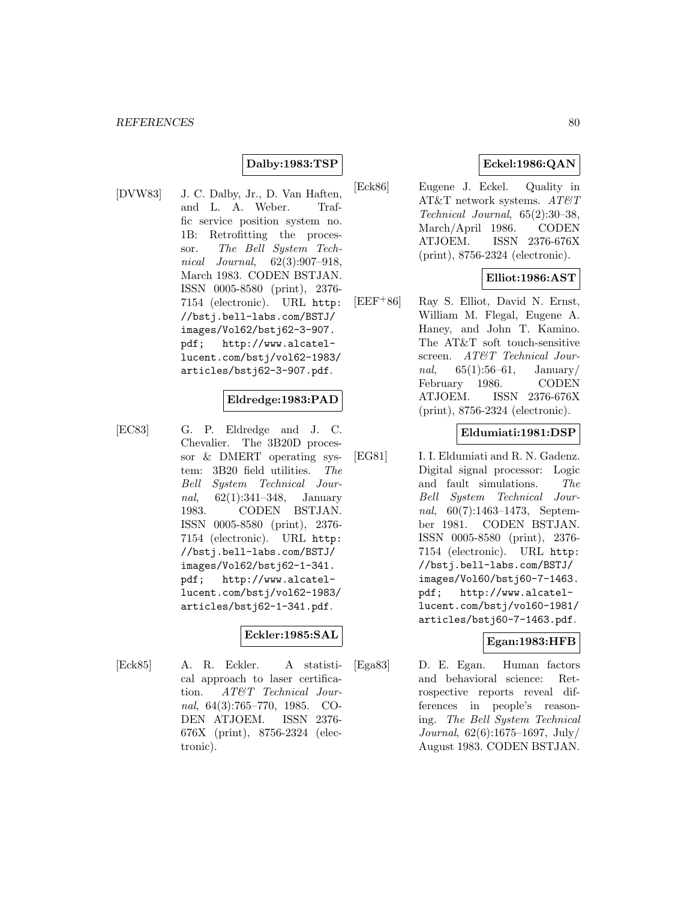**Dalby:1983:TSP**

[DVW83] J. C. Dalby, Jr., D. Van Haften, and L. A. Weber. Traffic service position system no. 1B: Retrofitting the processor. *The Bell System Technical Journal*, 62(3):907–918, March 1983. CODEN BSTJAN. ISSN 0005-8580 (print), 2376-7154 (electronic). URL http://bstj.bell-labs.com/BSTJ/images/Vol62/bstj62-3-907.pdf; http://www.alcatel-lucent.com/bstj/vol62-1983/articles/bstj62-3-907.pdf.

**Eldredge:1983:PAD**

[EC83] G. P. Eldredge and J. C. Chevalier. The 3B20D processor & DMERT operating system: 3B20 field utilities. *The Bell System Technical Journal*, 62(1):341–348, January 1983. CODEN BSTJAN. ISSN 0005-8580 (print), 2376-7154 (electronic). URL http://bstj.bell-labs.com/BSTJ/images/Vol62/bstj62-1-341.pdf; http://www.alcatel-lucent.com/bstj/vol62-1983/articles/bstj62-1-341.pdf.

**Eckler:1985:SAL**

[Eck85] A. R. Eckler. A statistical approach to laser certification. *AT&T Technical Journal*, 64(3):765–770, 1985. CODEN ATJOEM. ISSN 2376-676X (print), 8756-2324 (electronic).

**Eckel:1986:QAN**

[Eck86] Eugene J. Eckel. Quality in AT&T network systems. *AT&T Technical Journal*, 65(2):30–38, March/April 1986. CODEN ATJOEM. ISSN 2376-676X (print), 8756-2324 (electronic).

**Elliot:1986:AST**

[EEF+86] Ray S. Elliot, David N. Ernst, William M. Flegal, Eugene A. Haney, and John T. Kamino. The AT&T soft touch-sensitive screen. *AT&T Technical Journal*, 65(1):56–61, January/February 1986. CODEN ATJOEM. ISSN 2376-676X (print), 8756-2324 (electronic).

**Eldumiati:1981:DSP**

[EG81] I. I. Eldumiati and R. N. Gadenz. Digital signal processor: Logic and fault simulations. *The Bell System Technical Journal*, 60(7):1463–1473, September 1981. CODEN BSTJAN. ISSN 0005-8580 (print), 2376-7154 (electronic). URL http://bstj.bell-labs.com/BSTJ/images/Vol60/bstj60-7-1463.pdf; http://www.alcatel-lucent.com/bstj/vol60-1981/articles/bstj60-7-1463.pdf.

**Egan:1983:HFB**

[Ega83] D. E. Egan. Human factors and behavioral science: Retrospective reports reveal differences in people's reasoning. *The Bell System Technical Journal*, 62(6):1675–1697, July/August 1983. CODEN BSTJAN.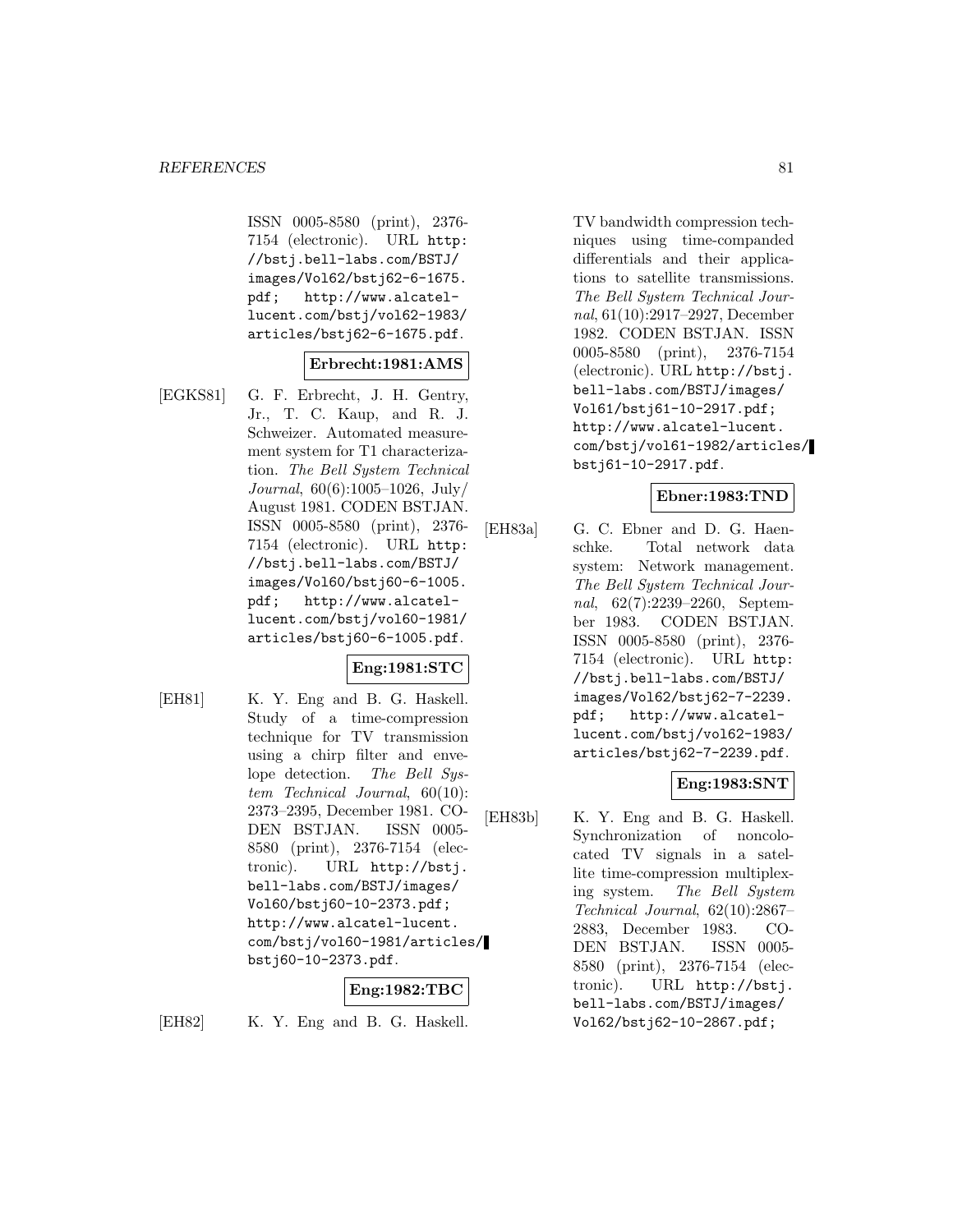ISSN 0005-8580 (print), 2376-7154 (electronic). URL http://bstj.bell-labs.com/BSTJ/images/Vol62/bstj62-6-1675.pdf; http://www.alcatel-lucent.com/bstj/vol62-1983/articles/bstj62-6-1675.pdf.

**Erbrecht:1981:AMS**

[EGKS81] G. F. Erbrecht, J. H. Gentry, Jr., T. C. Kaup, and R. J. Schweizer. Automated measurement system for T1 characterization. *The Bell System Technical Journal*, 60(6):1005–1026, July/August 1981. CODEN BSTJAN. ISSN 0005-8580 (print), 2376-7154 (electronic). URL http://bstj.bell-labs.com/BSTJ/images/Vol60/bstj60-6-1005.pdf; http://www.alcatel-lucent.com/bstj/vol60-1981/articles/bstj60-6-1005.pdf.

**Eng:1981:STC**

[EH81] K. Y. Eng and B. G. Haskell. Study of a time-compression technique for TV transmission using a chirp filter and envelope detection. *The Bell System Technical Journal*, 60(10):2373–2395, December 1981. CODEN BSTJAN. ISSN 0005-8580 (print), 2376-7154 (electronic). URL http://bstj.bell-labs.com/BSTJ/images/Vol60/bstj60-10-2373.pdf; http://www.alcatel-lucent.com/bstj/vol60-1981/articles/bstj60-10-2373.pdf.

**Eng:1982:TBC**

[EH82] K. Y. Eng and B. G. Haskell. TV bandwidth compression techniques using time-companded differentials and their applications to satellite transmissions. *The Bell System Technical Journal*, 61(10):2917–2927, December 1982. CODEN BSTJAN. ISSN 0005-8580 (print), 2376-7154 (electronic). URL http://bstj.bell-labs.com/BSTJ/images/Vol61/bstj61-10-2917.pdf; http://www.alcatel-lucent.com/bstj/vol61-1982/articles/bstj61-10-2917.pdf.

**Ebner:1983:TND**

[EH83a] G. C. Ebner and D. G. Haenschke. Total network data system: Network management. *The Bell System Technical Journal*, 62(7):2239–2260, September 1983. CODEN BSTJAN. ISSN 0005-8580 (print), 2376-7154 (electronic). URL http://bstj.bell-labs.com/BSTJ/images/Vol62/bstj62-7-2239.pdf; http://www.alcatel-lucent.com/bstj/vol62-1983/articles/bstj62-7-2239.pdf.

**Eng:1983:SNT**

[EH83b] K. Y. Eng and B. G. Haskell. Synchronization of noncolocated TV signals in a satellite time-compression multiplexing system. *The Bell System Technical Journal*, 62(10):2867–2883, December 1983. CODEN BSTJAN. ISSN 0005-8580 (print), 2376-7154 (electronic). URL http://bstj.bell-labs.com/BSTJ/images/Vol62/bstj62-10-2867.pdf;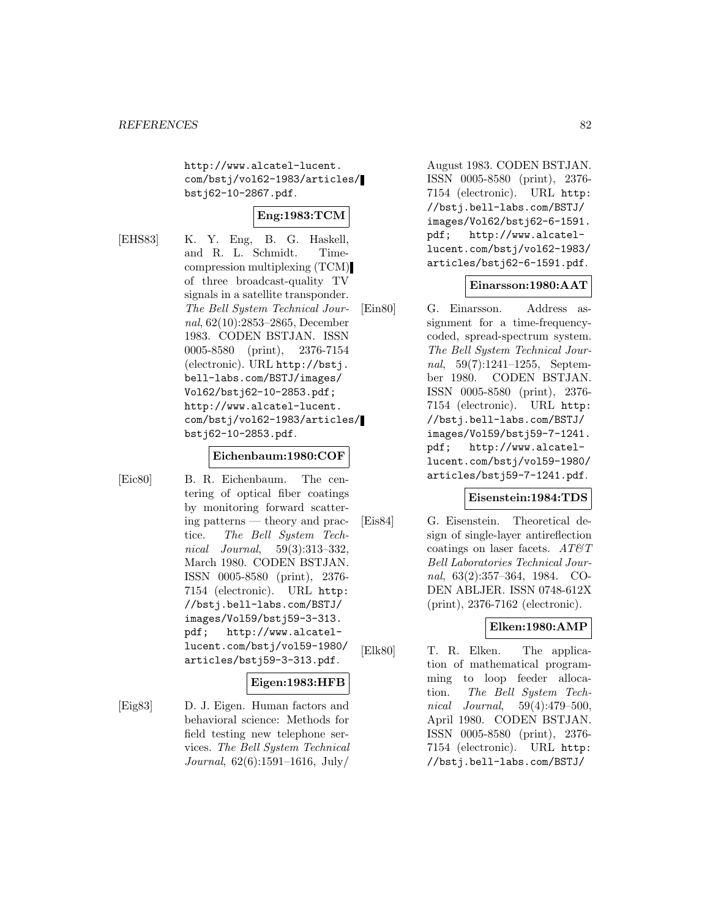http://www.alcatel-lucent.com/bstj/vol62-1983/articles/bstj62-10-2867.pdf.

**Eng:1983:TCM**

[EHS83] K. Y. Eng, B. G. Haskell, and R. L. Schmidt. Time-compression multiplexing (TCM) of three broadcast-quality TV signals in a satellite transponder. *The Bell System Technical Journal*, 62(10):2853–2865, December 1983. CODEN BSTJAN. ISSN 0005-8580 (print), 2376-7154 (electronic). URL http://bstj.bell-labs.com/BSTJ/images/Vol62/bstj62-10-2853.pdf; http://www.alcatel-lucent.com/bstj/vol62-1983/articles/bstj62-10-2853.pdf.

**Eichenbaum:1980:COF**

[Eic80] B. R. Eichenbaum. The centering of optical fiber coatings by monitoring forward scattering patterns — theory and practice. *The Bell System Technical Journal*, 59(3):313–332, March 1980. CODEN BSTJAN. ISSN 0005-8580 (print), 2376-7154 (electronic). URL http://bstj.bell-labs.com/BSTJ/images/Vol59/bstj59-3-313.pdf; http://www.alcatel-lucent.com/bstj/vol59-1980/articles/bstj59-3-313.pdf.

**Eigen:1983:HFB**

[Eig83] D. J. Eigen. Human factors and behavioral science: Methods for field testing new telephone services. *The Bell System Technical Journal*, 62(6):1591–1616, July/August 1983. CODEN BSTJAN. ISSN 0005-8580 (print), 2376-7154 (electronic). URL http://bstj.bell-labs.com/BSTJ/images/Vol62/bstj62-6-1591.pdf; http://www.alcatel-lucent.com/bstj/vol62-1983/articles/bstj62-6-1591.pdf.

**Einarsson:1980:AAT**

[Ein80] G. Einarsson. Address assignment for a time-frequency-coded, spread-spectrum system. *The Bell System Technical Journal*, 59(7):1241–1255, September 1980. CODEN BSTJAN. ISSN 0005-8580 (print), 2376-7154 (electronic). URL http://bstj.bell-labs.com/BSTJ/images/Vol59/bstj59-7-1241.pdf; http://www.alcatel-lucent.com/bstj/vol59-1980/articles/bstj59-7-1241.pdf.

**Eisenstein:1984:TDS**

[Eis84] G. Eisenstein. Theoretical design of single-layer antireflection coatings on laser facets. *AT&T Bell Laboratories Technical Journal*, 63(2):357–364, 1984. CODEN ABLJER. ISSN 0748-612X (print), 2376-7162 (electronic).

**Elken:1980:AMP**

[Elk80] T. R. Elken. The application of mathematical programming to loop feeder allocation. *The Bell System Technical Journal*, 59(4):479–500, April 1980. CODEN BSTJAN. ISSN 0005-8580 (print), 2376-7154 (electronic). URL http://bstj.bell-labs.com/BSTJ/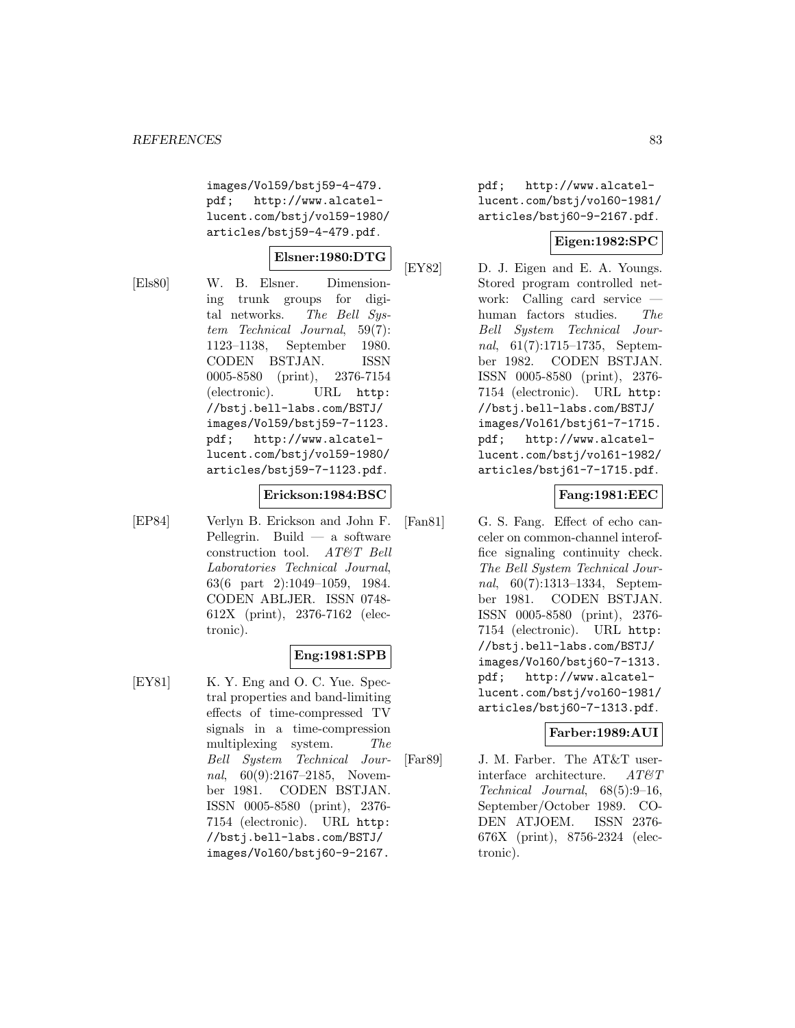images/Vol59/bstj59-4-479.pdf; http://www.alcatel-lucent.com/bstj/vol59-1980/articles/bstj59-4-479.pdf.

**Elsner:1980:DTG**

[Els80] W. B. Elsner. Dimensioning trunk groups for digital networks. *The Bell System Technical Journal*, 59(7): 1123–1138, September 1980. CODEN BSTJAN. ISSN 0005-8580 (print), 2376-7154 (electronic). URL http://bstj.bell-labs.com/BSTJ/images/Vol59/bstj59-7-1123.pdf; http://www.alcatel-lucent.com/bstj/vol59-1980/articles/bstj59-7-1123.pdf.

**Erickson:1984:BSC**

[EP84] Verlyn B. Erickson and John F. Pellegrin. Build — a software construction tool. *AT&T Bell Laboratories Technical Journal*, 63(6 part 2):1049–1059, 1984. CODEN ABLJER. ISSN 0748-612X (print), 2376-7162 (electronic).

**Eng:1981:SPB**

[EY81] K. Y. Eng and O. C. Yue. Spectral properties and band-limiting effects of time-compressed TV signals in a time-compression multiplexing system. *The Bell System Technical Journal*, 60(9):2167–2185, November 1981. CODEN BSTJAN. ISSN 0005-8580 (print), 2376-7154 (electronic). URL http://bstj.bell-labs.com/BSTJ/images/Vol60/bstj60-9-2167.pdf; http://www.alcatel-lucent.com/bstj/vol60-1981/articles/bstj60-9-2167.pdf.

**Eigen:1982:SPC**

[EY82] D. J. Eigen and E. A. Youngs. Stored program controlled network: Calling card service — human factors studies. *The Bell System Technical Journal*, 61(7):1715–1735, September 1982. CODEN BSTJAN. ISSN 0005-8580 (print), 2376-7154 (electronic). URL http://bstj.bell-labs.com/BSTJ/images/Vol61/bstj61-7-1715.pdf; http://www.alcatel-lucent.com/bstj/vol61-1982/articles/bstj61-7-1715.pdf.

**Fang:1981:EEC**

[Fan81] G. S. Fang. Effect of echo canceler on common-channel interoffice signaling continuity check. *The Bell System Technical Journal*, 60(7):1313–1334, September 1981. CODEN BSTJAN. ISSN 0005-8580 (print), 2376-7154 (electronic). URL http://bstj.bell-labs.com/BSTJ/images/Vol60/bstj60-7-1313.pdf; http://www.alcatel-lucent.com/bstj/vol60-1981/articles/bstj60-7-1313.pdf.

**Farber:1989:AUI**

[Far89] J. M. Farber. The AT&T user-interface architecture. *AT&T Technical Journal*, 68(5):9–16, September/October 1989. CODEN ATJOEM. ISSN 2376-676X (print), 8756-2324 (electronic).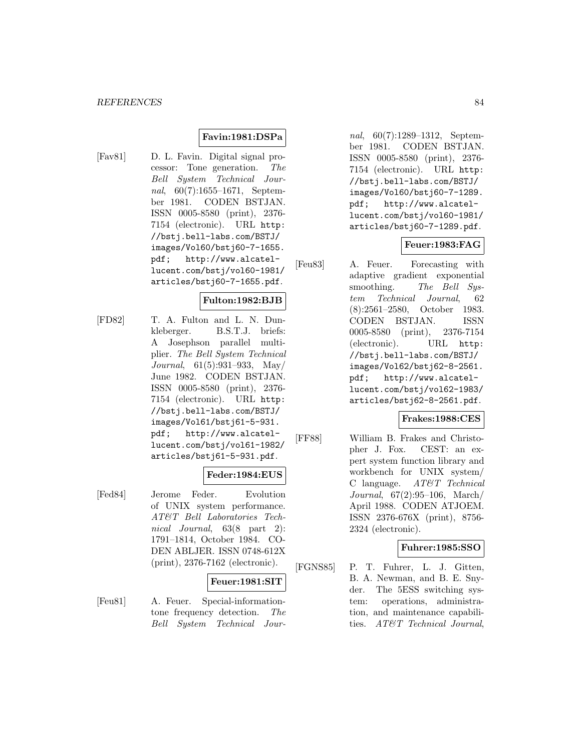**Favin:1981:DSPa**

[Fav81] D. L. Favin. Digital signal processor: Tone generation. *The Bell System Technical Journal*, 60(7):1655–1671, September 1981. CODEN BSTJAN. ISSN 0005-8580 (print), 2376-7154 (electronic). URL `http://bstj.bell-labs.com/BSTJ/images/Vol60/bstj60-7-1655.pdf`; `http://www.alcatel-lucent.com/bstj/vol60-1981/articles/bstj60-7-1655.pdf`.

**Fulton:1982:BJB**

[FD82] T. A. Fulton and L. N. Dunkleberger. B.S.T.J. briefs: A Josephson parallel multiplier. *The Bell System Technical Journal*, 61(5):931–933, May/June 1982. CODEN BSTJAN. ISSN 0005-8580 (print), 2376-7154 (electronic). URL `http://bstj.bell-labs.com/BSTJ/images/Vol61/bstj61-5-931.pdf`; `http://www.alcatel-lucent.com/bstj/vol61-1982/articles/bstj61-5-931.pdf`.

**Feder:1984:EUS**

[Fed84] Jerome Feder. Evolution of UNIX system performance. *AT&T Bell Laboratories Technical Journal*, 63(8 part 2): 1791–1814, October 1984. CODEN ABLJER. ISSN 0748-612X (print), 2376-7162 (electronic).

**Feuer:1981:SIT**

[Feu81] A. Feuer. Special-information-tone frequency detection. *The Bell System Technical Journal*, 60(7):1289–1312, September 1981. CODEN BSTJAN. ISSN 0005-8580 (print), 2376-7154 (electronic). URL `http://bstj.bell-labs.com/BSTJ/images/Vol60/bstj60-7-1289.pdf`; `http://www.alcatel-lucent.com/bstj/vol60-1981/articles/bstj60-7-1289.pdf`.

**Feuer:1983:FAG**

[Feu83] A. Feuer. Forecasting with adaptive gradient exponential smoothing. *The Bell System Technical Journal*, 62 (8):2561–2580, October 1983. CODEN BSTJAN. ISSN 0005-8580 (print), 2376-7154 (electronic). URL `http://bstj.bell-labs.com/BSTJ/images/Vol62/bstj62-8-2561.pdf`; `http://www.alcatel-lucent.com/bstj/vol62-1983/articles/bstj62-8-2561.pdf`.

**Frakes:1988:CES**

[FF88] William B. Frakes and Christopher J. Fox. CEST: an expert system function library and workbench for UNIX system/C language. *AT&T Technical Journal*, 67(2):95–106, March/April 1988. CODEN ATJOEM. ISSN 2376-676X (print), 8756-2324 (electronic).

**Fuhrer:1985:SSO**

[FGNS85] P. T. Fuhrer, L. J. Gitten, B. A. Newman, and B. E. Snyder. The 5ESS switching system: operations, administration, and maintenance capabilities. *AT&T Technical Journal*,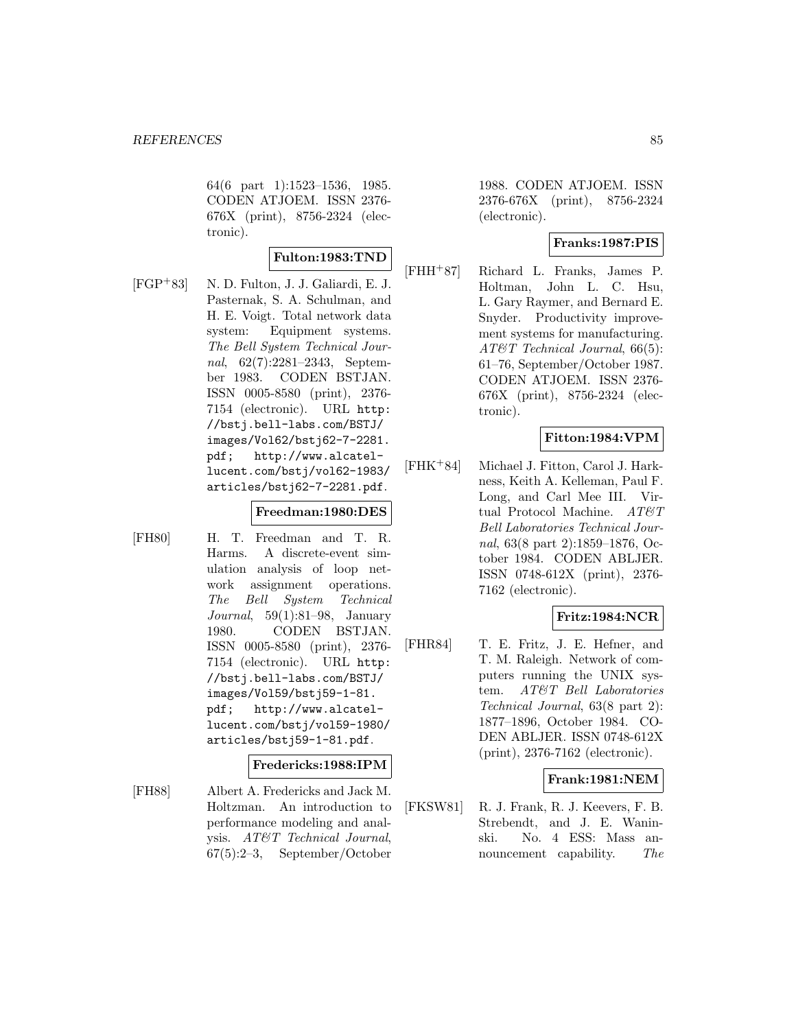64(6 part 1):1523–1536, 1985. CODEN ATJOEM. ISSN 2376-676X (print), 8756-2324 (electronic).

**Fulton:1983:TND**

[FGP+83] N. D. Fulton, J. J. Galiardi, E. J. Pasternak, S. A. Schulman, and H. E. Voigt. Total network data system: Equipment systems. *The Bell System Technical Journal*, 62(7):2281–2343, September 1983. CODEN BSTJAN. ISSN 0005-8580 (print), 2376-7154 (electronic). URL `http://bstj.bell-labs.com/BSTJ/images/Vol62/bstj62-7-2281.pdf`; `http://www.alcatel-lucent.com/bstj/vol62-1983/articles/bstj62-7-2281.pdf`.

**Freedman:1980:DES**

[FH80] H. T. Freedman and T. R. Harms. A discrete-event simulation analysis of loop network assignment operations. *The Bell System Technical Journal*, 59(1):81–98, January 1980. CODEN BSTJAN. ISSN 0005-8580 (print), 2376-7154 (electronic). URL `http://bstj.bell-labs.com/BSTJ/images/Vol59/bstj59-1-81.pdf`; `http://www.alcatel-lucent.com/bstj/vol59-1980/articles/bstj59-1-81.pdf`.

**Fredericks:1988:IPM**

[FH88] Albert A. Fredericks and Jack M. Holtzman. An introduction to performance modeling and analysis. *AT&T Technical Journal*, 67(5):2–3, September/October 1988. CODEN ATJOEM. ISSN 2376-676X (print), 8756-2324 (electronic).

**Franks:1987:PIS**

[FHH+87] Richard L. Franks, James P. Holtman, John L. C. Hsu, L. Gary Raymer, and Bernard E. Snyder. Productivity improvement systems for manufacturing. *AT&T Technical Journal*, 66(5): 61–76, September/October 1987. CODEN ATJOEM. ISSN 2376-676X (print), 8756-2324 (electronic).

**Fitton:1984:VPM**

[FHK+84] Michael J. Fitton, Carol J. Harkness, Keith A. Kelleman, Paul F. Long, and Carl Mee III. Virtual Protocol Machine. *AT&T Bell Laboratories Technical Journal*, 63(8 part 2):1859–1876, October 1984. CODEN ABLJER. ISSN 0748-612X (print), 2376-7162 (electronic).

**Fritz:1984:NCR**

[FHR84] T. E. Fritz, J. E. Hefner, and T. M. Raleigh. Network of computers running the UNIX system. *AT&T Bell Laboratories Technical Journal*, 63(8 part 2): 1877–1896, October 1984. CODEN ABLJER. ISSN 0748-612X (print), 2376-7162 (electronic).

**Frank:1981:NEM**

[FKSW81] R. J. Frank, R. J. Keevers, F. B. Strebendt, and J. E. Waninski. No. 4 ESS: Mass announcement capability. *The*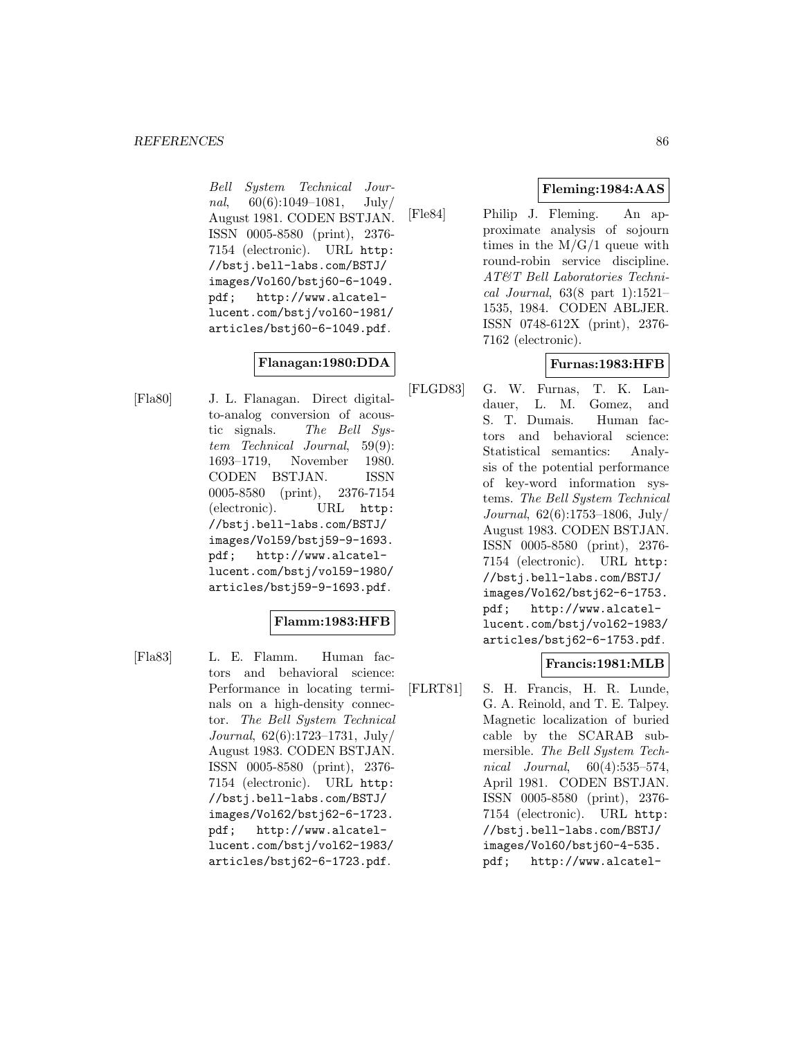*Bell System Technical Journal*, 60(6):1049–1081, July/ August 1981. CODEN BSTJAN. ISSN 0005-8580 (print), 2376-7154 (electronic). URL http://bstj.bell-labs.com/BSTJ/images/Vol60/bstj60-6-1049.pdf; http://www.alcatel-lucent.com/bstj/vol60-1981/articles/bstj60-6-1049.pdf.

**Flanagan:1980:DDA**

[Fla80] J. L. Flanagan. Direct digital-to-analog conversion of acoustic signals. *The Bell System Technical Journal*, 59(9): 1693–1719, November 1980. CODEN BSTJAN. ISSN 0005-8580 (print), 2376-7154 (electronic). URL http://bstj.bell-labs.com/BSTJ/images/Vol59/bstj59-9-1693.pdf; http://www.alcatel-lucent.com/bstj/vol59-1980/articles/bstj59-9-1693.pdf.

**Flamm:1983:HFB**

[Fla83] L. E. Flamm. Human factors and behavioral science: Performance in locating terminals on a high-density connector. *The Bell System Technical Journal*, 62(6):1723–1731, July/ August 1983. CODEN BSTJAN. ISSN 0005-8580 (print), 2376-7154 (electronic). URL http://bstj.bell-labs.com/BSTJ/images/Vol62/bstj62-6-1723.pdf; http://www.alcatel-lucent.com/bstj/vol62-1983/articles/bstj62-6-1723.pdf.

**Fleming:1984:AAS**

[Fle84] Philip J. Fleming. An approximate analysis of sojourn times in the M/G/1 queue with round-robin service discipline. *AT&T Bell Laboratories Technical Journal*, 63(8 part 1):1521–1535, 1984. CODEN ABLJER. ISSN 0748-612X (print), 2376-7162 (electronic).

**Furnas:1983:HFB**

[FLGD83] G. W. Furnas, T. K. Landauer, L. M. Gomez, and S. T. Dumais. Human factors and behavioral science: Statistical semantics: Analysis of the potential performance of key-word information systems. *The Bell System Technical Journal*, 62(6):1753–1806, July/ August 1983. CODEN BSTJAN. ISSN 0005-8580 (print), 2376-7154 (electronic). URL http://bstj.bell-labs.com/BSTJ/images/Vol62/bstj62-6-1753.pdf; http://www.alcatel-lucent.com/bstj/vol62-1983/articles/bstj62-6-1753.pdf.

**Francis:1981:MLB**

[FLRT81] S. H. Francis, H. R. Lunde, G. A. Reinold, and T. E. Talpey. Magnetic localization of buried cable by the SCARAB submersible. *The Bell System Technical Journal*, 60(4):535–574, April 1981. CODEN BSTJAN. ISSN 0005-8580 (print), 2376-7154 (electronic). URL http://bstj.bell-labs.com/BSTJ/images/Vol60/bstj60-4-535.pdf; http://www.alcatel-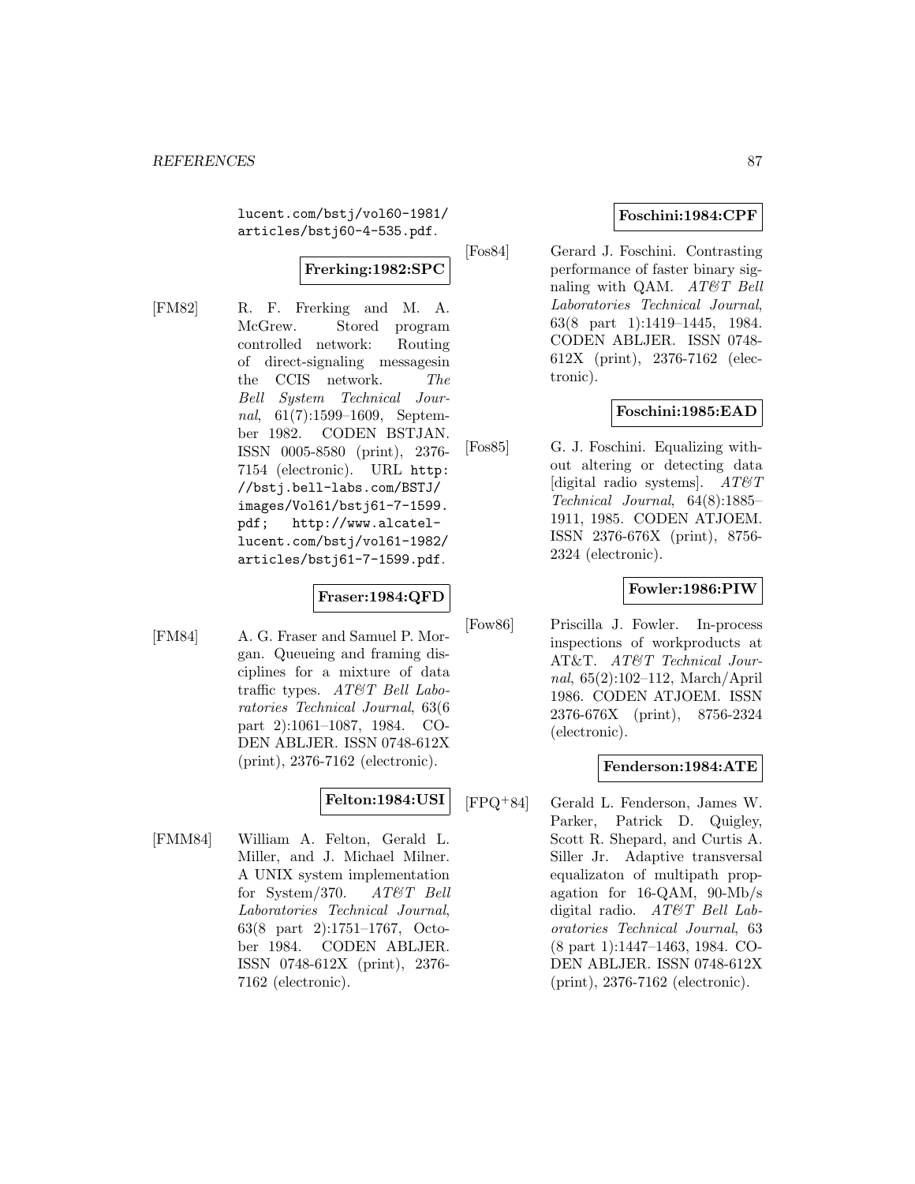lucent.com/bstj/vol60-1981/articles/bstj60-4-535.pdf.

**Frerking:1982:SPC**

[FM82] R. F. Frerking and M. A. McGrew. Stored program controlled network: Routing of direct-signaling messagesin the CCIS network. *The Bell System Technical Journal*, 61(7):1599–1609, September 1982. CODEN BSTJAN. ISSN 0005-8580 (print), 2376-7154 (electronic). URL http://bstj.bell-labs.com/BSTJ/images/Vol61/bstj61-7-1599.pdf; http://www.alcatel-lucent.com/bstj/vol61-1982/articles/bstj61-7-1599.pdf.

**Fraser:1984:QFD**

[FM84] A. G. Fraser and Samuel P. Morgan. Queueing and framing disciplines for a mixture of data traffic types. *AT&T Bell Laboratories Technical Journal*, 63(6 part 2):1061–1087, 1984. CODEN ABLJER. ISSN 0748-612X (print), 2376-7162 (electronic).

**Felton:1984:USI**

[FMM84] William A. Felton, Gerald L. Miller, and J. Michael Milner. A UNIX system implementation for System/370. *AT&T Bell Laboratories Technical Journal*, 63(8 part 2):1751–1767, October 1984. CODEN ABLJER. ISSN 0748-612X (print), 2376-7162 (electronic).

**Foschini:1984:CPF**

[Fos84] Gerard J. Foschini. Contrasting performance of faster binary signaling with QAM. *AT&T Bell Laboratories Technical Journal*, 63(8 part 1):1419–1445, 1984. CODEN ABLJER. ISSN 0748-612X (print), 2376-7162 (electronic).

**Foschini:1985:EAD**

[Fos85] G. J. Foschini. Equalizing without altering or detecting data [digital radio systems]. *AT&T Technical Journal*, 64(8):1885–1911, 1985. CODEN ATJOEM. ISSN 2376-676X (print), 8756-2324 (electronic).

**Fowler:1986:PIW**

[Fow86] Priscilla J. Fowler. In-process inspections of workproducts at AT&T. *AT&T Technical Journal*, 65(2):102–112, March/April 1986. CODEN ATJOEM. ISSN 2376-676X (print), 8756-2324 (electronic).

**Fenderson:1984:ATE**

[FPQ+84] Gerald L. Fenderson, James W. Parker, Patrick D. Quigley, Scott R. Shepard, and Curtis A. Siller Jr. Adaptive transversal equalizaton of multipath propagation for 16-QAM, 90-Mb/s digital radio. *AT&T Bell Laboratories Technical Journal*, 63 (8 part 1):1447–1463, 1984. CODEN ABLJER. ISSN 0748-612X (print), 2376-7162 (electronic).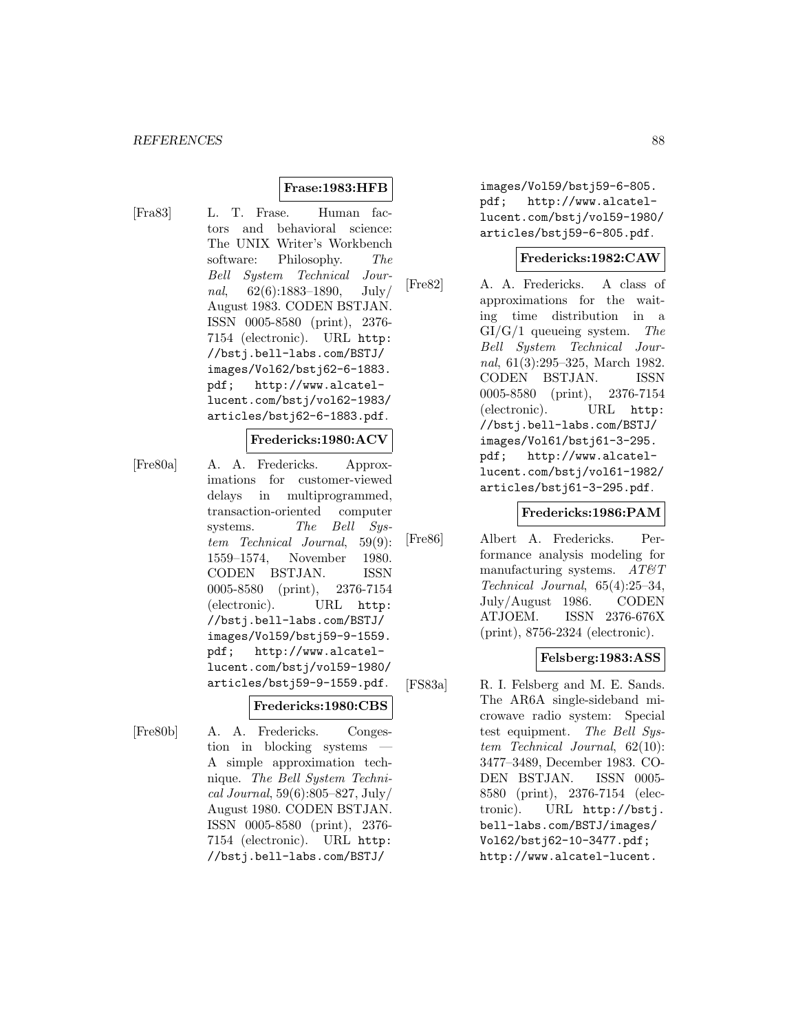**Frase:1983:HFB**

[Fra83] L. T. Frase. Human factors and behavioral science: The UNIX Writer's Workbench software: Philosophy. *The Bell System Technical Journal*, 62(6):1883–1890, July/ August 1983. CODEN BSTJAN. ISSN 0005-8580 (print), 2376-7154 (electronic). URL http://bstj.bell-labs.com/BSTJ/images/Vol62/bstj62-6-1883.pdf; http://www.alcatel-lucent.com/bstj/vol62-1983/articles/bstj62-6-1883.pdf.

**Fredericks:1980:ACV**

[Fre80a] A. A. Fredericks. Approximations for customer-viewed delays in multiprogrammed, transaction-oriented computer systems. *The Bell System Technical Journal*, 59(9): 1559–1574, November 1980. CODEN BSTJAN. ISSN 0005-8580 (print), 2376-7154 (electronic). URL http://bstj.bell-labs.com/BSTJ/images/Vol59/bstj59-9-1559.pdf; http://www.alcatel-lucent.com/bstj/vol59-1980/articles/bstj59-9-1559.pdf.

**Fredericks:1980:CBS**

[Fre80b] A. A. Fredericks. Congestion in blocking systems — A simple approximation technique. *The Bell System Technical Journal*, 59(6):805–827, July/ August 1980. CODEN BSTJAN. ISSN 0005-8580 (print), 2376-7154 (electronic). URL http://bstj.bell-labs.com/BSTJ/images/Vol59/bstj59-6-805.pdf; http://www.alcatel-lucent.com/bstj/vol59-1980/articles/bstj59-6-805.pdf.

**Fredericks:1982:CAW**

[Fre82] A. A. Fredericks. A class of approximations for the waiting time distribution in a GI/G/1 queueing system. *The Bell System Technical Journal*, 61(3):295–325, March 1982. CODEN BSTJAN. ISSN 0005-8580 (print), 2376-7154 (electronic). URL http://bstj.bell-labs.com/BSTJ/images/Vol61/bstj61-3-295.pdf; http://www.alcatel-lucent.com/bstj/vol61-1982/articles/bstj61-3-295.pdf.

**Fredericks:1986:PAM**

[Fre86] Albert A. Fredericks. Performance analysis modeling for manufacturing systems. *AT&T Technical Journal*, 65(4):25–34, July/August 1986. CODEN ATJOEM. ISSN 2376-676X (print), 8756-2324 (electronic).

**Felsberg:1983:ASS**

[FS83a] R. I. Felsberg and M. E. Sands. The AR6A single-sideband microwave radio system: Special test equipment. *The Bell System Technical Journal*, 62(10): 3477–3489, December 1983. CODEN BSTJAN. ISSN 0005-8580 (print), 2376-7154 (electronic). URL http://bstj.bell-labs.com/BSTJ/images/Vol62/bstj62-10-3477.pdf; http://www.alcatel-lucent.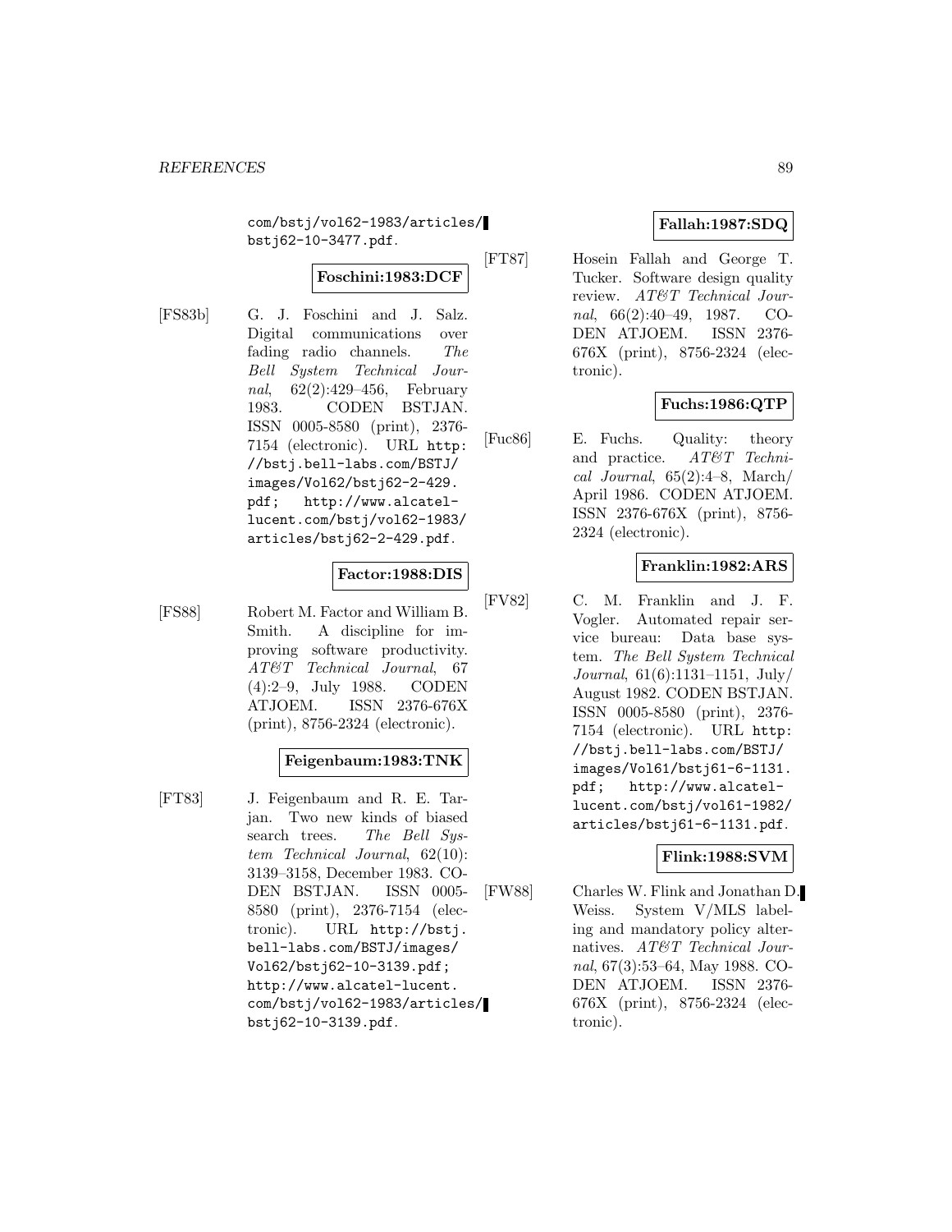com/bstj/vol62-1983/articles/bstj62-10-3477.pdf.

**Foschini:1983:DCF**

[FS83b] G. J. Foschini and J. Salz. Digital communications over fading radio channels. *The Bell System Technical Journal*, 62(2):429–456, February 1983. CODEN BSTJAN. ISSN 0005-8580 (print), 2376-7154 (electronic). URL http://bstj.bell-labs.com/BSTJ/images/Vol62/bstj62-2-429.pdf; http://www.alcatel-lucent.com/bstj/vol62-1983/articles/bstj62-2-429.pdf.

**Factor:1988:DIS**

[FS88] Robert M. Factor and William B. Smith. A discipline for improving software productivity. *AT&T Technical Journal*, 67(4):2–9, July 1988. CODEN ATJOEM. ISSN 2376-676X (print), 8756-2324 (electronic).

**Feigenbaum:1983:TNK**

[FT83] J. Feigenbaum and R. E. Tarjan. Two new kinds of biased search trees. *The Bell System Technical Journal*, 62(10):3139–3158, December 1983. CODEN BSTJAN. ISSN 0005-8580 (print), 2376-7154 (electronic). URL http://bstj.bell-labs.com/BSTJ/images/Vol62/bstj62-10-3139.pdf; http://www.alcatel-lucent.com/bstj/vol62-1983/articles/bstj62-10-3139.pdf.

**Fallah:1987:SDQ**

[FT87] Hosein Fallah and George T. Tucker. Software design quality review. *AT&T Technical Journal*, 66(2):40–49, 1987. CODEN ATJOEM. ISSN 2376-676X (print), 8756-2324 (electronic).

**Fuchs:1986:QTP**

[Fuc86] E. Fuchs. Quality: theory and practice. *AT&T Technical Journal*, 65(2):4–8, March/April 1986. CODEN ATJOEM. ISSN 2376-676X (print), 8756-2324 (electronic).

**Franklin:1982:ARS**

[FV82] C. M. Franklin and J. F. Vogler. Automated repair service bureau: Data base system. *The Bell System Technical Journal*, 61(6):1131–1151, July/August 1982. CODEN BSTJAN. ISSN 0005-8580 (print), 2376-7154 (electronic). URL http://bstj.bell-labs.com/BSTJ/images/Vol61/bstj61-6-1131.pdf; http://www.alcatel-lucent.com/bstj/vol61-1982/articles/bstj61-6-1131.pdf.

**Flink:1988:SVM**

[FW88] Charles W. Flink and Jonathan D. Weiss. System V/MLS labeling and mandatory policy alternatives. *AT&T Technical Journal*, 67(3):53–64, May 1988. CODEN ATJOEM. ISSN 2376-676X (print), 8756-2324 (electronic).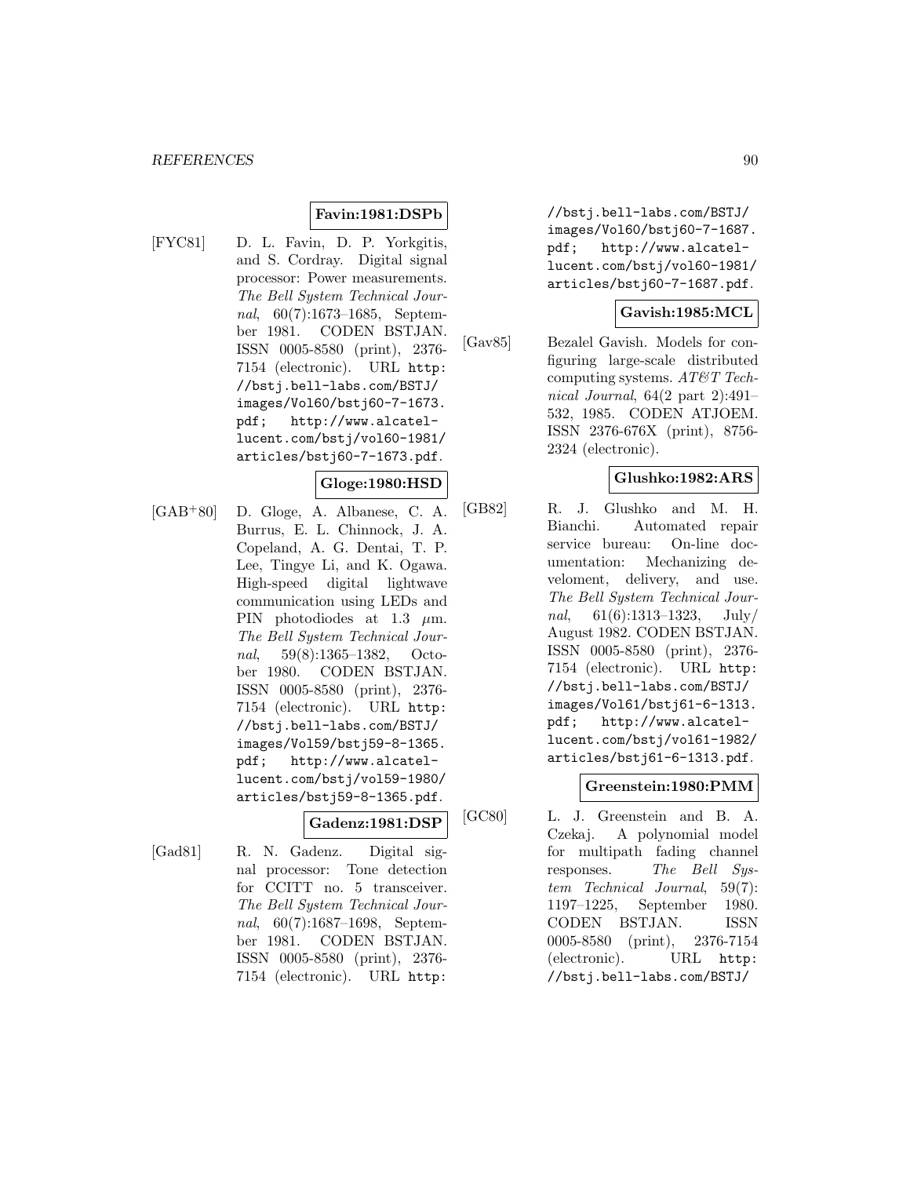**Favin:1981:DSPb**

[FYC81] D. L. Favin, D. P. Yorkgitis, and S. Cordray. Digital signal processor: Power measurements. *The Bell System Technical Journal*, 60(7):1673–1685, September 1981. CODEN BSTJAN. ISSN 0005-8580 (print), 2376-7154 (electronic). URL `http://bstj.bell-labs.com/BSTJ/images/Vol60/bstj60-7-1673.pdf`; `http://www.alcatel-lucent.com/bstj/vol60-1981/articles/bstj60-7-1673.pdf`.

**Gloge:1980:HSD**

[GAB+80] D. Gloge, A. Albanese, C. A. Burrus, E. L. Chinnock, J. A. Copeland, A. G. Dentai, T. P. Lee, Tingye Li, and K. Ogawa. High-speed digital lightwave communication using LEDs and PIN photodiodes at 1.3 $\mu$m. *The Bell System Technical Journal*, 59(8):1365–1382, October 1980. CODEN BSTJAN. ISSN 0005-8580 (print), 2376-7154 (electronic). URL `http://bstj.bell-labs.com/BSTJ/images/Vol59/bstj59-8-1365.pdf`; `http://www.alcatel-lucent.com/bstj/vol59-1980/articles/bstj59-8-1365.pdf`.

**Gadenz:1981:DSP**

[Gad81] R. N. Gadenz. Digital signal processor: Tone detection for CCITT no. 5 transceiver. *The Bell System Technical Journal*, 60(7):1687–1698, September 1981. CODEN BSTJAN. ISSN 0005-8580 (print), 2376-7154 (electronic). URL `http://bstj.bell-labs.com/BSTJ/images/Vol60/bstj60-7-1687.pdf`; `http://www.alcatel-lucent.com/bstj/vol60-1981/articles/bstj60-7-1687.pdf`.

**Gavish:1985:MCL**

[Gav85] Bezalel Gavish. Models for configuring large-scale distributed computing systems. *AT&T Technical Journal*, 64(2 part 2):491–532, 1985. CODEN ATJOEM. ISSN 2376-676X (print), 8756-2324 (electronic).

**Glushko:1982:ARS**

[GB82] R. J. Glushko and M. H. Bianchi. Automated repair service bureau: On-line documentation: Mechanizing develoment, delivery, and use. *The Bell System Technical Journal*, 61(6):1313–1323, July/August 1982. CODEN BSTJAN. ISSN 0005-8580 (print), 2376-7154 (electronic). URL `http://bstj.bell-labs.com/BSTJ/images/Vol61/bstj61-6-1313.pdf`; `http://www.alcatel-lucent.com/bstj/vol61-1982/articles/bstj61-6-1313.pdf`.

**Greenstein:1980:PMM**

[GC80] L. J. Greenstein and B. A. Czekaj. A polynomial model for multipath fading channel responses. *The Bell System Technical Journal*, 59(7):1197–1225, September 1980. CODEN BSTJAN. ISSN 0005-8580 (print), 2376-7154 (electronic). URL `http://bstj.bell-labs.com/BSTJ/`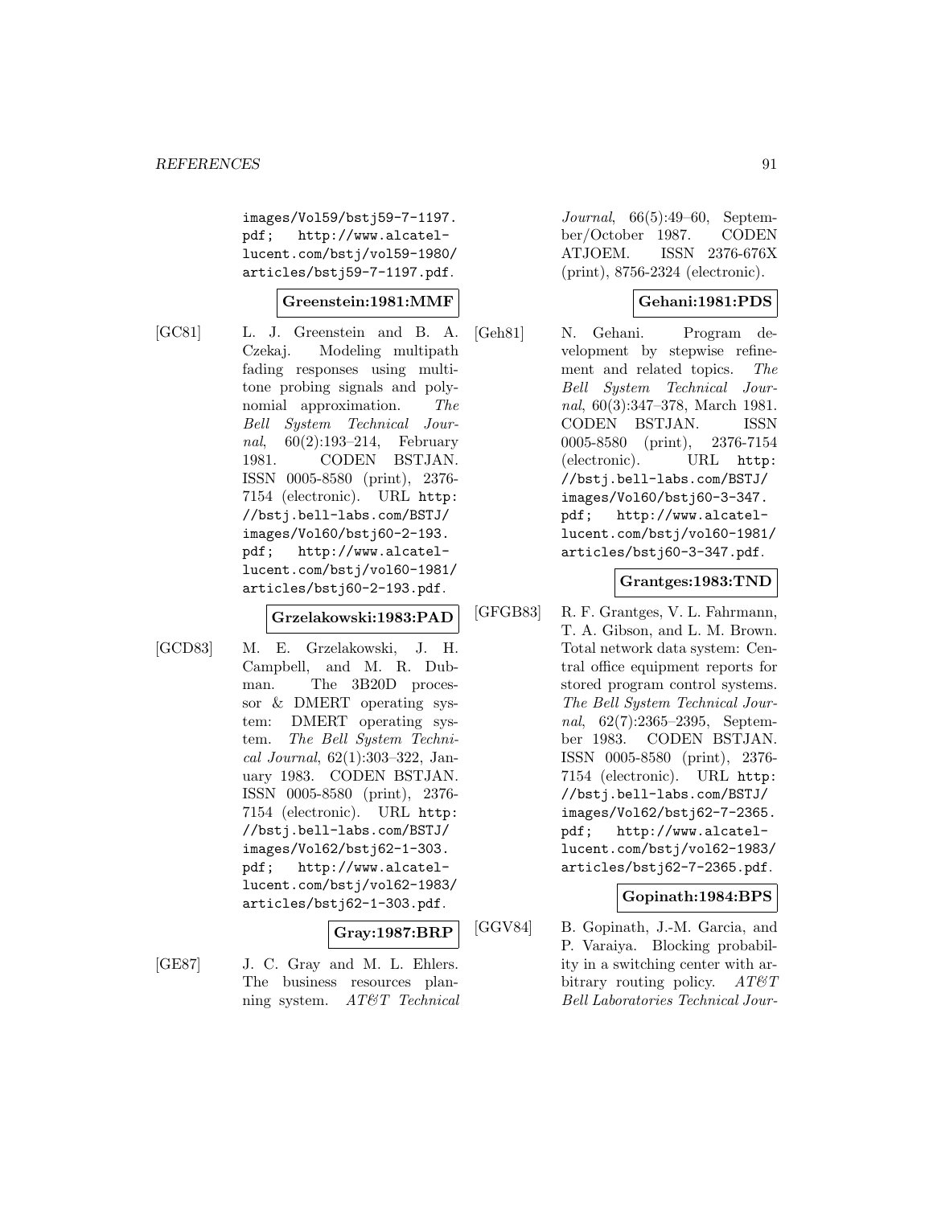images/Vol59/bstj59-7-1197.pdf; http://www.alcatel-lucent.com/bstj/vol59-1980/articles/bstj59-7-1197.pdf.

**Greenstein:1981:MMF**

[GC81] L. J. Greenstein and B. A. Czekaj. Modeling multipath fading responses using multitone probing signals and polynomial approximation. *The Bell System Technical Journal*, 60(2):193–214, February 1981. CODEN BSTJAN. ISSN 0005-8580 (print), 2376-7154 (electronic). URL http://bstj.bell-labs.com/BSTJ/images/Vol60/bstj60-2-193.pdf; http://www.alcatel-lucent.com/bstj/vol60-1981/articles/bstj60-2-193.pdf.

**Grzelakowski:1983:PAD**

[GCD83] M. E. Grzelakowski, J. H. Campbell, and M. R. Dubman. The 3B20D processor & DMERT operating system: DMERT operating system. *The Bell System Technical Journal*, 62(1):303–322, January 1983. CODEN BSTJAN. ISSN 0005-8580 (print), 2376-7154 (electronic). URL http://bstj.bell-labs.com/BSTJ/images/Vol62/bstj62-1-303.pdf; http://www.alcatel-lucent.com/bstj/vol62-1983/articles/bstj62-1-303.pdf.

**Gray:1987:BRP**

[GE87] J. C. Gray and M. L. Ehlers. The business resources planning system. *AT&T Technical Journal*, 66(5):49–60, September/October 1987. CODEN ATJOEM. ISSN 2376-676X (print), 8756-2324 (electronic).

**Gehani:1981:PDS**

[Geh81] N. Gehani. Program development by stepwise refinement and related topics. *The Bell System Technical Journal*, 60(3):347–378, March 1981. CODEN BSTJAN. ISSN 0005-8580 (print), 2376-7154 (electronic). URL http://bstj.bell-labs.com/BSTJ/images/Vol60/bstj60-3-347.pdf; http://www.alcatel-lucent.com/bstj/vol60-1981/articles/bstj60-3-347.pdf.

**Grantges:1983:TND**

[GFGB83] R. F. Grantges, V. L. Fahrmann, T. A. Gibson, and L. M. Brown. Total network data system: Central office equipment reports for stored program control systems. *The Bell System Technical Journal*, 62(7):2365–2395, September 1983. CODEN BSTJAN. ISSN 0005-8580 (print), 2376-7154 (electronic). URL http://bstj.bell-labs.com/BSTJ/images/Vol62/bstj62-7-2365.pdf; http://www.alcatel-lucent.com/bstj/vol62-1983/articles/bstj62-7-2365.pdf.

**Gopinath:1984:BPS**

[GGV84] B. Gopinath, J.-M. Garcia, and P. Varaiya. Blocking probability in a switching center with arbitrary routing policy. *AT&T Bell Laboratories Technical Jour-*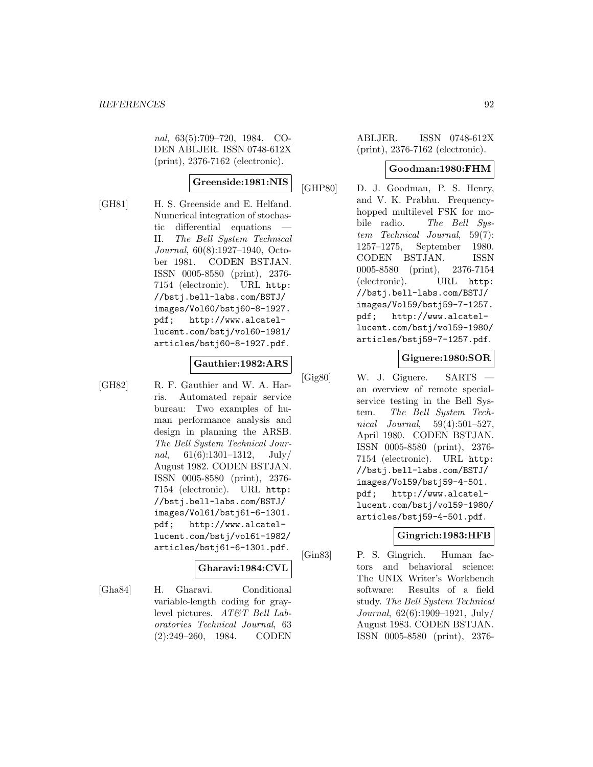*nal*, 63(5):709–720, 1984. CODEN ABLJER. ISSN 0748-612X (print), 2376-7162 (electronic).

**Greenside:1981:NIS**

[GH81] H. S. Greenside and E. Helfand. Numerical integration of stochastic differential equations — II. *The Bell System Technical Journal*, 60(8):1927–1940, October 1981. CODEN BSTJAN. ISSN 0005-8580 (print), 2376-7154 (electronic). URL `http://bstj.bell-labs.com/BSTJ/images/Vol60/bstj60-8-1927.pdf`; `http://www.alcatel-lucent.com/bstj/vol60-1981/articles/bstj60-8-1927.pdf`.

**Gauthier:1982:ARS**

[GH82] R. F. Gauthier and W. A. Harris. Automated repair service bureau: Two examples of human performance analysis and design in planning the ARSB. *The Bell System Technical Journal*, 61(6):1301–1312, July/August 1982. CODEN BSTJAN. ISSN 0005-8580 (print), 2376-7154 (electronic). URL `http://bstj.bell-labs.com/BSTJ/images/Vol61/bstj61-6-1301.pdf`; `http://www.alcatel-lucent.com/bstj/vol61-1982/articles/bstj61-6-1301.pdf`.

**Gharavi:1984:CVL**

[Gha84] H. Gharavi. Conditional variable-length coding for gray-level pictures. *AT&T Bell Laboratories Technical Journal*, 63(2):249–260, 1984. CODEN ABLJER. ISSN 0748-612X (print), 2376-7162 (electronic).

**Goodman:1980:FHM**

[GHP80] D. J. Goodman, P. S. Henry, and V. K. Prabhu. Frequency-hopped multilevel FSK for mobile radio. *The Bell System Technical Journal*, 59(7):1257–1275, September 1980. CODEN BSTJAN. ISSN 0005-8580 (print), 2376-7154 (electronic). URL `http://bstj.bell-labs.com/BSTJ/images/Vol59/bstj59-7-1257.pdf`; `http://www.alcatel-lucent.com/bstj/vol59-1980/articles/bstj59-7-1257.pdf`.

**Giguere:1980:SOR**

[Gig80] W. J. Giguere. SARTS — an overview of remote special-service testing in the Bell System. *The Bell System Technical Journal*, 59(4):501–527, April 1980. CODEN BSTJAN. ISSN 0005-8580 (print), 2376-7154 (electronic). URL `http://bstj.bell-labs.com/BSTJ/images/Vol59/bstj59-4-501.pdf`; `http://www.alcatel-lucent.com/bstj/vol59-1980/articles/bstj59-4-501.pdf`.

**Gingrich:1983:HFB**

[Gin83] P. S. Gingrich. Human factors and behavioral science: The UNIX Writer's Workbench software: Results of a field study. *The Bell System Technical Journal*, 62(6):1909–1921, July/August 1983. CODEN BSTJAN. ISSN 0005-8580 (print), 2376-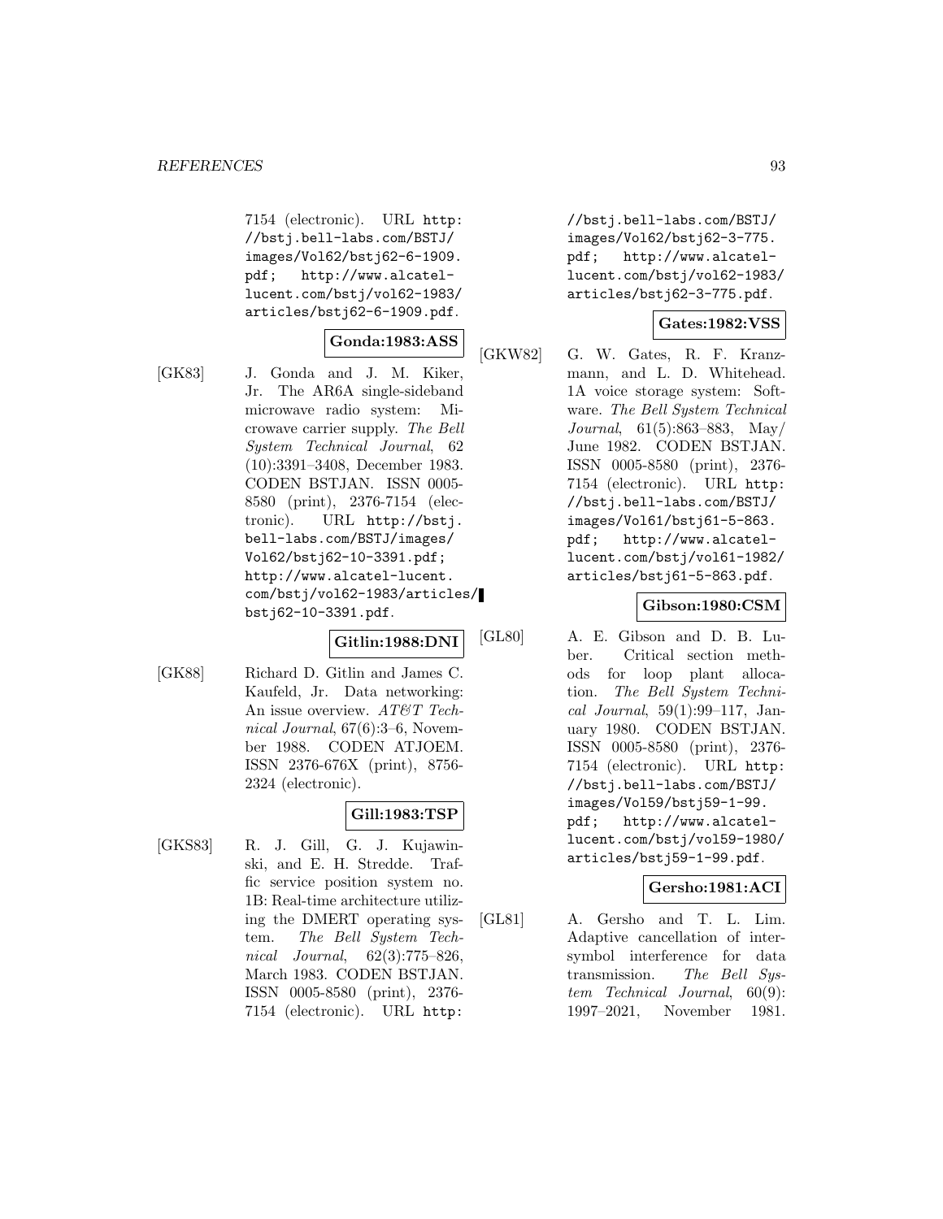7154 (electronic). URL http://bstj.bell-labs.com/BSTJ/images/Vol62/bstj62-6-1909.pdf; http://www.alcatel-lucent.com/bstj/vol62-1983/articles/bstj62-6-1909.pdf.

**Gonda:1983:ASS**

[GK83] J. Gonda and J. M. Kiker, Jr. The AR6A single-sideband microwave radio system: Microwave carrier supply. *The Bell System Technical Journal*, 62(10):3391–3408, December 1983. CODEN BSTJAN. ISSN 0005-8580 (print), 2376-7154 (electronic). URL http://bstj.bell-labs.com/BSTJ/images/Vol62/bstj62-10-3391.pdf; http://www.alcatel-lucent.com/bstj/vol62-1983/articles/bstj62-10-3391.pdf.

**Gitlin:1988:DNI**

[GK88] Richard D. Gitlin and James C. Kaufeld, Jr. Data networking: An issue overview. *AT&T Technical Journal*, 67(6):3–6, November 1988. CODEN ATJOEM. ISSN 2376-676X (print), 8756-2324 (electronic).

**Gill:1983:TSP**

[GKS83] R. J. Gill, G. J. Kujawinski, and E. H. Stredde. Traffic service position system no. 1B: Real-time architecture utilizing the DMERT operating system. *The Bell System Technical Journal*, 62(3):775–826, March 1983. CODEN BSTJAN. ISSN 0005-8580 (print), 2376-7154 (electronic). URL http://bstj.bell-labs.com/BSTJ/images/Vol62/bstj62-3-775.pdf; http://www.alcatel-lucent.com/bstj/vol62-1983/articles/bstj62-3-775.pdf.

**Gates:1982:VSS**

[GKW82] G. W. Gates, R. F. Kranzmann, and L. D. Whitehead. 1A voice storage system: Software. *The Bell System Technical Journal*, 61(5):863–883, May/June 1982. CODEN BSTJAN. ISSN 0005-8580 (print), 2376-7154 (electronic). URL http://bstj.bell-labs.com/BSTJ/images/Vol61/bstj61-5-863.pdf; http://www.alcatel-lucent.com/bstj/vol61-1982/articles/bstj61-5-863.pdf.

**Gibson:1980:CSM**

[GL80] A. E. Gibson and D. B. Luber. Critical section methods for loop plant allocation. *The Bell System Technical Journal*, 59(1):99–117, January 1980. CODEN BSTJAN. ISSN 0005-8580 (print), 2376-7154 (electronic). URL http://bstj.bell-labs.com/BSTJ/images/Vol59/bstj59-1-99.pdf; http://www.alcatel-lucent.com/bstj/vol59-1980/articles/bstj59-1-99.pdf.

**Gersho:1981:ACI**

[GL81] A. Gersho and T. L. Lim. Adaptive cancellation of intersymbol interference for data transmission. *The Bell System Technical Journal*, 60(9):1997–2021, November 1981.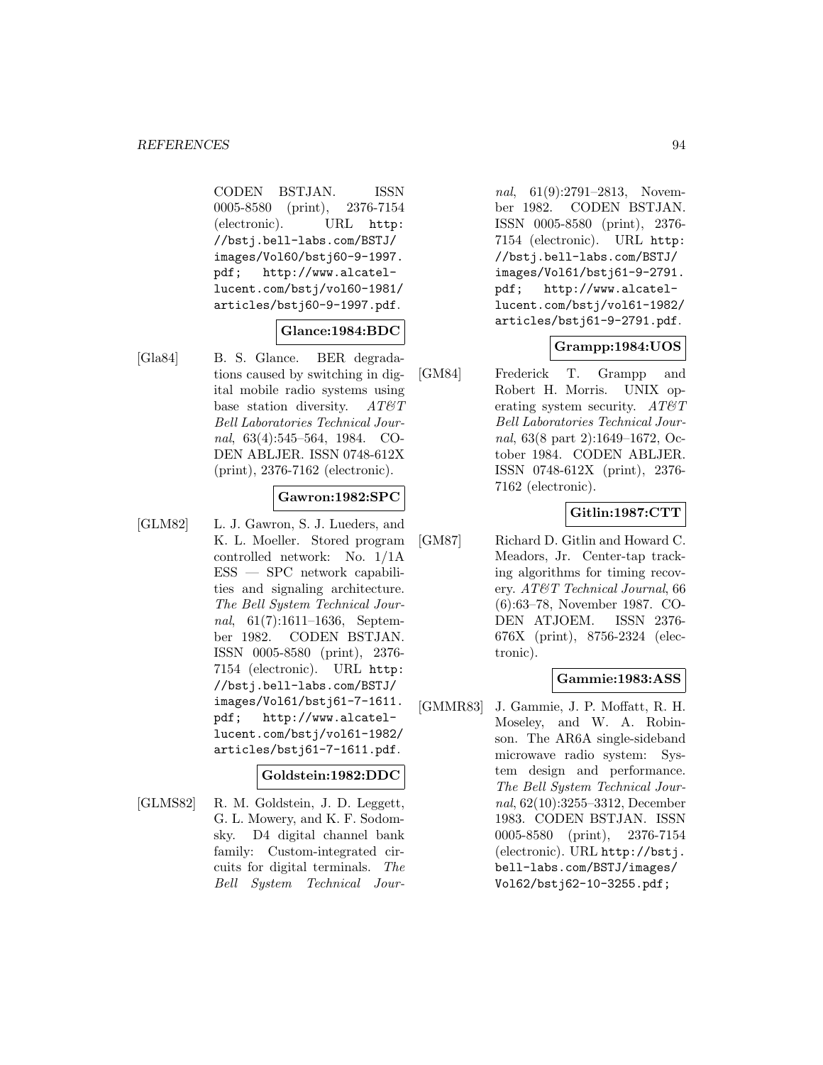CODEN BSTJAN. ISSN 0005-8580 (print), 2376-7154 (electronic). URL http://bstj.bell-labs.com/BSTJ/images/Vol60/bstj60-9-1997.pdf; http://www.alcatel-lucent.com/bstj/vol60-1981/articles/bstj60-9-1997.pdf.

**Glance:1984:BDC**

[Gla84] B. S. Glance. BER degradations caused by switching in digital mobile radio systems using base station diversity. *AT&T Bell Laboratories Technical Journal*, 63(4):545–564, 1984. CODEN ABLJER. ISSN 0748-612X (print), 2376-7162 (electronic).

**Gawron:1982:SPC**

[GLM82] L. J. Gawron, S. J. Lueders, and K. L. Moeller. Stored program controlled network: No. 1/1A ESS — SPC network capabilities and signaling architecture. *The Bell System Technical Journal*, 61(7):1611–1636, September 1982. CODEN BSTJAN. ISSN 0005-8580 (print), 2376-7154 (electronic). URL http://bstj.bell-labs.com/BSTJ/images/Vol61/bstj61-7-1611.pdf; http://www.alcatel-lucent.com/bstj/vol61-1982/articles/bstj61-7-1611.pdf.

**Goldstein:1982:DDC**

[GLMS82] R. M. Goldstein, J. D. Leggett, G. L. Mowery, and K. F. Sodomsky. D4 digital channel bank family: Custom-integrated circuits for digital terminals. *The Bell System Technical Journal*, 61(9):2791–2813, November 1982. CODEN BSTJAN. ISSN 0005-8580 (print), 2376-7154 (electronic). URL http://bstj.bell-labs.com/BSTJ/images/Vol61/bstj61-9-2791.pdf; http://www.alcatel-lucent.com/bstj/vol61-1982/articles/bstj61-9-2791.pdf.

**Grampp:1984:UOS**

[GM84] Frederick T. Grampp and Robert H. Morris. UNIX operating system security. *AT&T Bell Laboratories Technical Journal*, 63(8 part 2):1649–1672, October 1984. CODEN ABLJER. ISSN 0748-612X (print), 2376-7162 (electronic).

**Gitlin:1987:CTT**

[GM87] Richard D. Gitlin and Howard C. Meadors, Jr. Center-tap tracking algorithms for timing recovery. *AT&T Technical Journal*, 66 (6):63–78, November 1987. CODEN ATJOEM. ISSN 2376-676X (print), 8756-2324 (electronic).

**Gammie:1983:ASS**

[GMMR83] J. Gammie, J. P. Moffatt, R. H. Moseley, and W. A. Robinson. The AR6A single-sideband microwave radio system: System design and performance. *The Bell System Technical Journal*, 62(10):3255–3312, December 1983. CODEN BSTJAN. ISSN 0005-8580 (print), 2376-7154 (electronic). URL http://bstj.bell-labs.com/BSTJ/images/Vol62/bstj62-10-3255.pdf;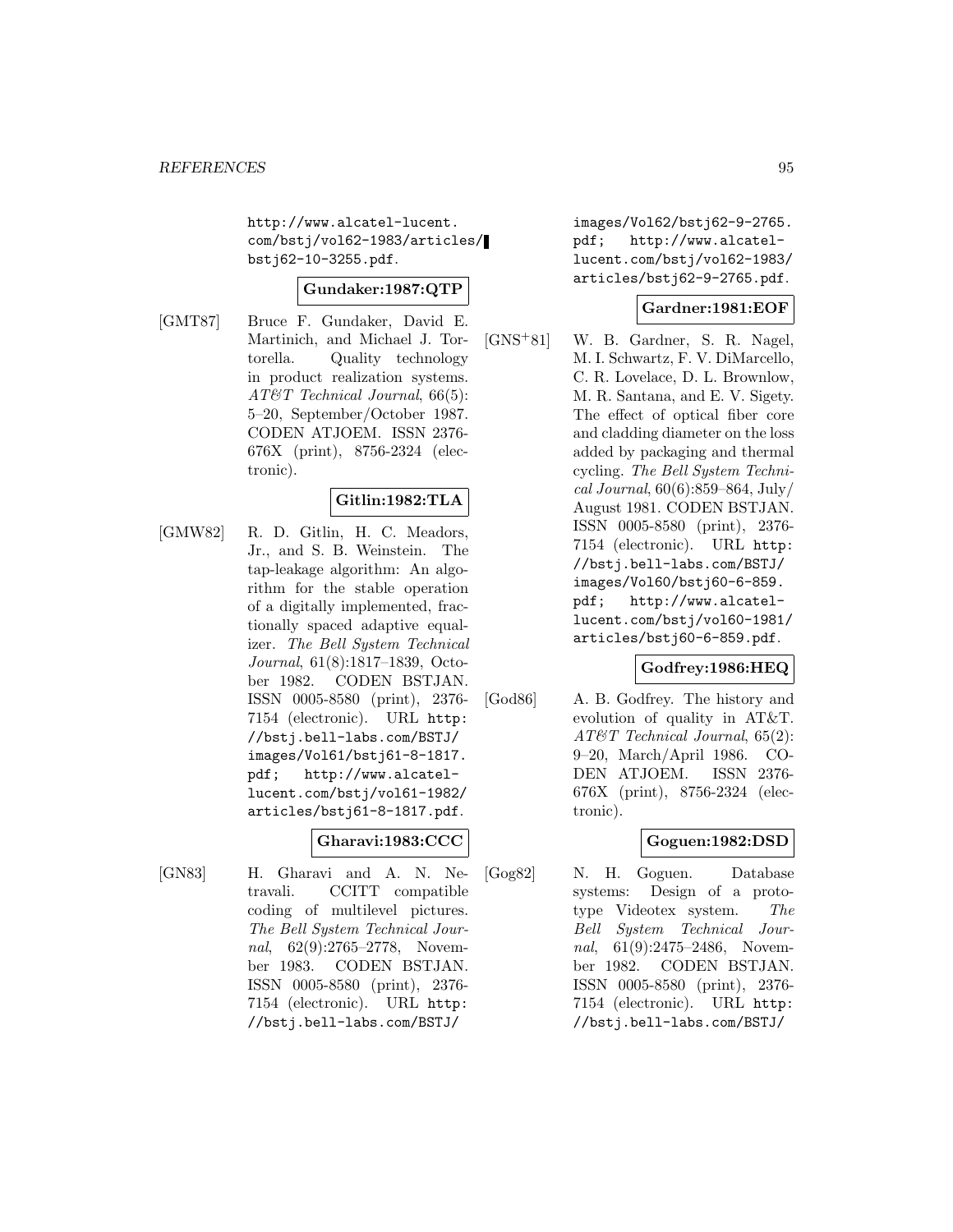http://www.alcatel-lucent.com/bstj/vol62-1983/articles/bstj62-10-3255.pdf.

**Gundaker:1987:QTP**

[GMT87] Bruce F. Gundaker, David E. Martinich, and Michael J. Tortorella. Quality technology in product realization systems. *AT&T Technical Journal*, 66(5): 5–20, September/October 1987. CODEN ATJOEM. ISSN 2376-676X (print), 8756-2324 (electronic).

**Gitlin:1982:TLA**

[GMW82] R. D. Gitlin, H. C. Meadors, Jr., and S. B. Weinstein. The tap-leakage algorithm: An algorithm for the stable operation of a digitally implemented, fractionally spaced adaptive equalizer. *The Bell System Technical Journal*, 61(8):1817–1839, October 1982. CODEN BSTJAN. ISSN 0005-8580 (print), 2376-7154 (electronic). URL http://bstj.bell-labs.com/BSTJ/images/Vol61/bstj61-8-1817.pdf; http://www.alcatel-lucent.com/bstj/vol61-1982/articles/bstj61-8-1817.pdf.

**Gharavi:1983:CCC**

[GN83] H. Gharavi and A. N. Netravali. CCITT compatible coding of multilevel pictures. *The Bell System Technical Journal*, 62(9):2765–2778, November 1983. CODEN BSTJAN. ISSN 0005-8580 (print), 2376-7154 (electronic). URL http://bstj.bell-labs.com/BSTJ/images/Vol62/bstj62-9-2765.pdf; http://www.alcatel-lucent.com/bstj/vol62-1983/articles/bstj62-9-2765.pdf.

**Gardner:1981:EOF**

[GNS+81] W. B. Gardner, S. R. Nagel, M. I. Schwartz, F. V. DiMarcello, C. R. Lovelace, D. L. Brownlow, M. R. Santana, and E. V. Sigety. The effect of optical fiber core and cladding diameter on the loss added by packaging and thermal cycling. *The Bell System Technical Journal*, 60(6):859–864, July/August 1981. CODEN BSTJAN. ISSN 0005-8580 (print), 2376-7154 (electronic). URL http://bstj.bell-labs.com/BSTJ/images/Vol60/bstj60-6-859.pdf; http://www.alcatel-lucent.com/bstj/vol60-1981/articles/bstj60-6-859.pdf.

**Godfrey:1986:HEQ**

[God86] A. B. Godfrey. The history and evolution of quality in AT&T. *AT&T Technical Journal*, 65(2): 9–20, March/April 1986. CODEN ATJOEM. ISSN 2376-676X (print), 8756-2324 (electronic).

**Goguen:1982:DSD**

[Gog82] N. H. Goguen. Database systems: Design of a prototype Videotex system. *The Bell System Technical Journal*, 61(9):2475–2486, November 1982. CODEN BSTJAN. ISSN 0005-8580 (print), 2376-7154 (electronic). URL http://bstj.bell-labs.com/BSTJ/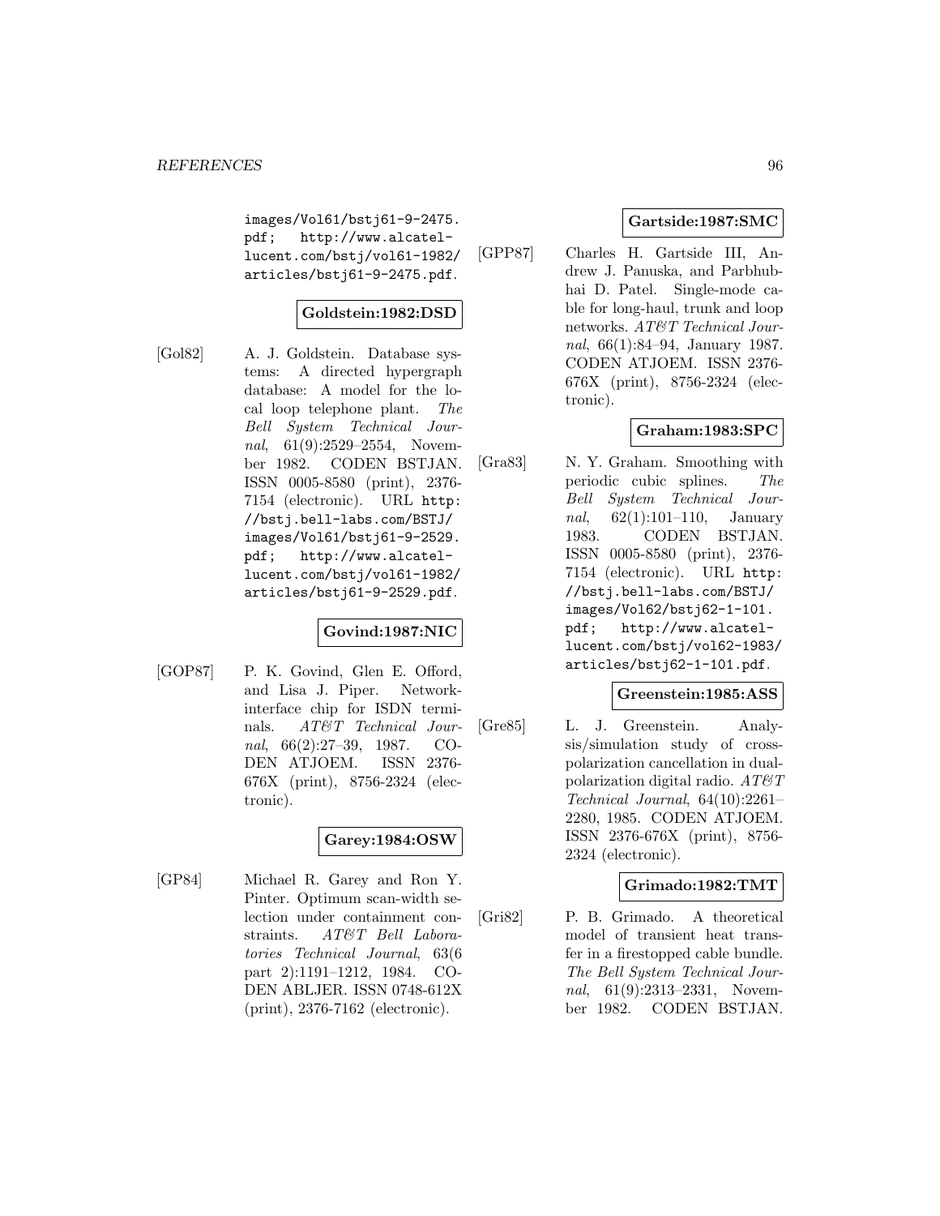images/Vol61/bstj61-9-2475.pdf; http://www.alcatel-lucent.com/bstj/vol61-1982/articles/bstj61-9-2475.pdf.

**Goldstein:1982:DSD**

[Gol82] A. J. Goldstein. Database systems: A directed hypergraph database: A model for the local loop telephone plant. *The Bell System Technical Journal*, 61(9):2529–2554, November 1982. CODEN BSTJAN. ISSN 0005-8580 (print), 2376-7154 (electronic). URL http://bstj.bell-labs.com/BSTJ/images/Vol61/bstj61-9-2529.pdf; http://www.alcatel-lucent.com/bstj/vol61-1982/articles/bstj61-9-2529.pdf.

**Govind:1987:NIC**

[GOP87] P. K. Govind, Glen E. Offord, and Lisa J. Piper. Network-interface chip for ISDN terminals. *AT&T Technical Journal*, 66(2):27–39, 1987. CODEN ATJOEM. ISSN 2376-676X (print), 8756-2324 (electronic).

**Garey:1984:OSW**

[GP84] Michael R. Garey and Ron Y. Pinter. Optimum scan-width selection under containment constraints. *AT&T Bell Laboratories Technical Journal*, 63(6 part 2):1191–1212, 1984. CODEN ABLJER. ISSN 0748-612X (print), 2376-7162 (electronic).

**Gartside:1987:SMC**

[GPP87] Charles H. Gartside III, Andrew J. Panuska, and Parbhubhai D. Patel. Single-mode cable for long-haul, trunk and loop networks. *AT&T Technical Journal*, 66(1):84–94, January 1987. CODEN ATJOEM. ISSN 2376-676X (print), 8756-2324 (electronic).

**Graham:1983:SPC**

[Gra83] N. Y. Graham. Smoothing with periodic cubic splines. *The Bell System Technical Journal*, 62(1):101–110, January 1983. CODEN BSTJAN. ISSN 0005-8580 (print), 2376-7154 (electronic). URL http://bstj.bell-labs.com/BSTJ/images/Vol62/bstj62-1-101.pdf; http://www.alcatel-lucent.com/bstj/vol62-1983/articles/bstj62-1-101.pdf.

**Greenstein:1985:ASS**

[Gre85] L. J. Greenstein. Analysis/simulation study of cross-polarization cancellation in dual-polarization digital radio. *AT&T Technical Journal*, 64(10):2261–2280, 1985. CODEN ATJOEM. ISSN 2376-676X (print), 8756-2324 (electronic).

**Grimado:1982:TMT**

[Gri82] P. B. Grimado. A theoretical model of transient heat transfer in a firestopped cable bundle. *The Bell System Technical Journal*, 61(9):2313–2331, November 1982. CODEN BSTJAN.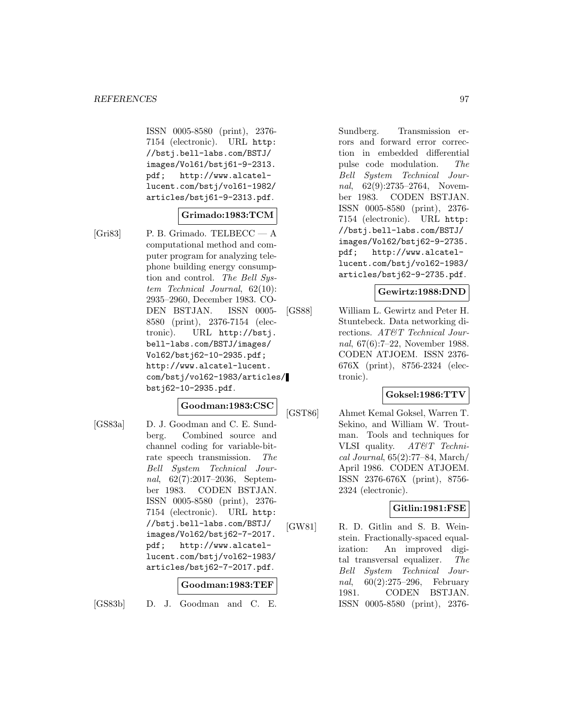ISSN 0005-8580 (print), 2376-7154 (electronic). URL http://bstj.bell-labs.com/BSTJ/images/Vol61/bstj61-9-2313.pdf; http://www.alcatel-lucent.com/bstj/vol61-1982/articles/bstj61-9-2313.pdf.

**Grimado:1983:TCM**

[Gri83] P. B. Grimado. TELBECC — A computational method and computer program for analyzing telephone building energy consumption and control. *The Bell System Technical Journal*, 62(10): 2935–2960, December 1983. CODEN BSTJAN. ISSN 0005-8580 (print), 2376-7154 (electronic). URL http://bstj.bell-labs.com/BSTJ/images/Vol62/bstj62-10-2935.pdf; http://www.alcatel-lucent.com/bstj/vol62-1983/articles/bstj62-10-2935.pdf.

**Goodman:1983:CSC**

[GS83a] D. J. Goodman and C. E. Sundberg. Combined source and channel coding for variable-bit-rate speech transmission. *The Bell System Technical Journal*, 62(7):2017–2036, September 1983. CODEN BSTJAN. ISSN 0005-8580 (print), 2376-7154 (electronic). URL http://bstj.bell-labs.com/BSTJ/images/Vol62/bstj62-7-2017.pdf; http://www.alcatel-lucent.com/bstj/vol62-1983/articles/bstj62-7-2017.pdf.

**Goodman:1983:TEF**

[GS83b] D. J. Goodman and C. E. Sundberg. Transmission errors and forward error correction in embedded differential pulse code modulation. *The Bell System Technical Journal*, 62(9):2735–2764, November 1983. CODEN BSTJAN. ISSN 0005-8580 (print), 2376-7154 (electronic). URL http://bstj.bell-labs.com/BSTJ/images/Vol62/bstj62-9-2735.pdf; http://www.alcatel-lucent.com/bstj/vol62-1983/articles/bstj62-9-2735.pdf.

**Gewirtz:1988:DND**

[GS88] William L. Gewirtz and Peter H. Stuntebeck. Data networking directions. *AT&T Technical Journal*, 67(6):7–22, November 1988. CODEN ATJOEM. ISSN 2376-676X (print), 8756-2324 (electronic).

**Goksel:1986:TTV**

[GST86] Ahmet Kemal Goksel, Warren T. Sekino, and William W. Troutman. Tools and techniques for VLSI quality. *AT&T Technical Journal*, 65(2):77–84, March/April 1986. CODEN ATJOEM. ISSN 2376-676X (print), 8756-2324 (electronic).

**Gitlin:1981:FSE**

[GW81] R. D. Gitlin and S. B. Weinstein. Fractionally-spaced equalization: An improved digital transversal equalizer. *The Bell System Technical Journal*, 60(2):275–296, February 1981. CODEN BSTJAN. ISSN 0005-8580 (print), 2376-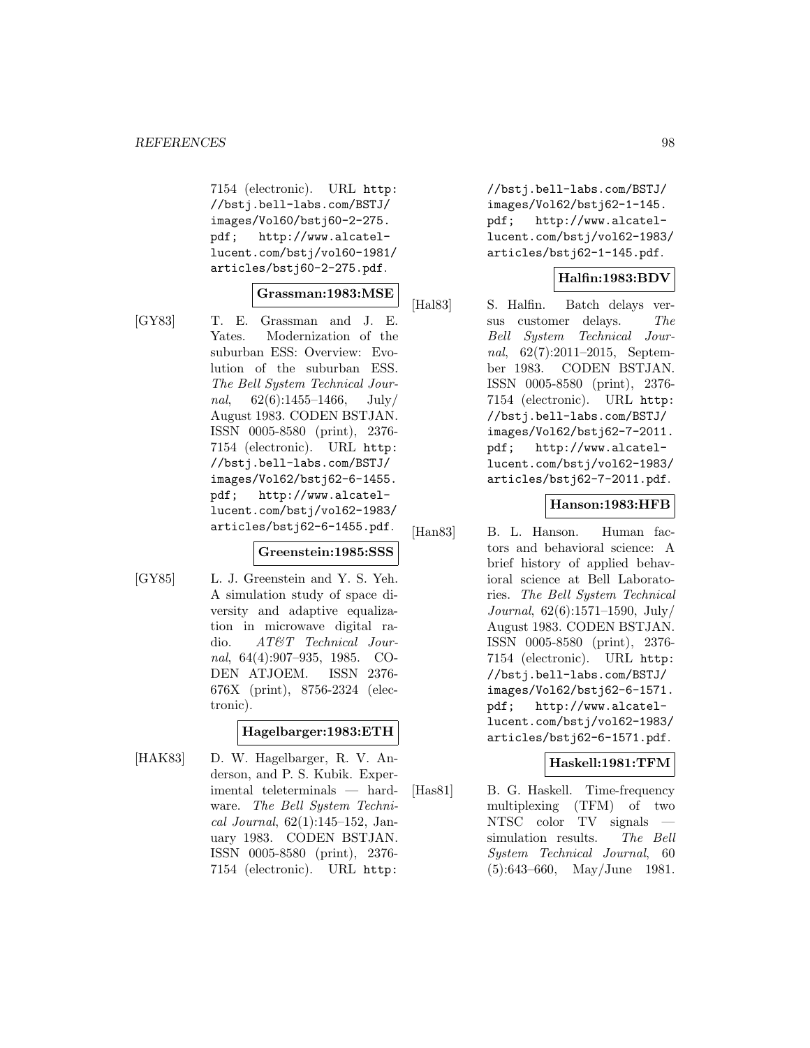7154 (electronic). URL http://bstj.bell-labs.com/BSTJ/images/Vol60/bstj60-2-275.pdf; http://www.alcatel-lucent.com/bstj/vol60-1981/articles/bstj60-2-275.pdf.

**Grassman:1983:MSE**

[GY83] T. E. Grassman and J. E. Yates. Modernization of the suburban ESS: Overview: Evolution of the suburban ESS. *The Bell System Technical Journal*, 62(6):1455–1466, July/August 1983. CODEN BSTJAN. ISSN 0005-8580 (print), 2376-7154 (electronic). URL http://bstj.bell-labs.com/BSTJ/images/Vol62/bstj62-6-1455.pdf; http://www.alcatel-lucent.com/bstj/vol62-1983/articles/bstj62-6-1455.pdf.

**Greenstein:1985:SSS**

[GY85] L. J. Greenstein and Y. S. Yeh. A simulation study of space diversity and adaptive equalization in microwave digital radio. *AT&T Technical Journal*, 64(4):907–935, 1985. CODEN ATJOEM. ISSN 2376-676X (print), 8756-2324 (electronic).

**Hagelbarger:1983:ETH**

[HAK83] D. W. Hagelbarger, R. V. Anderson, and P. S. Kubik. Experimental teleterminals — hardware. *The Bell System Technical Journal*, 62(1):145–152, January 1983. CODEN BSTJAN. ISSN 0005-8580 (print), 2376-7154 (electronic). URL http://bstj.bell-labs.com/BSTJ/images/Vol62/bstj62-1-145.pdf; http://www.alcatel-lucent.com/bstj/vol62-1983/articles/bstj62-1-145.pdf.

**Halfin:1983:BDV**

[Hal83] S. Halfin. Batch delays versus customer delays. *The Bell System Technical Journal*, 62(7):2011–2015, September 1983. CODEN BSTJAN. ISSN 0005-8580 (print), 2376-7154 (electronic). URL http://bstj.bell-labs.com/BSTJ/images/Vol62/bstj62-7-2011.pdf; http://www.alcatel-lucent.com/bstj/vol62-1983/articles/bstj62-7-2011.pdf.

**Hanson:1983:HFB**

[Han83] B. L. Hanson. Human factors and behavioral science: A brief history of applied behavioral science at Bell Laboratories. *The Bell System Technical Journal*, 62(6):1571–1590, July/August 1983. CODEN BSTJAN. ISSN 0005-8580 (print), 2376-7154 (electronic). URL http://bstj.bell-labs.com/BSTJ/images/Vol62/bstj62-6-1571.pdf; http://www.alcatel-lucent.com/bstj/vol62-1983/articles/bstj62-6-1571.pdf.

**Haskell:1981:TFM**

[Has81] B. G. Haskell. Time-frequency multiplexing (TFM) of two NTSC color TV signals — simulation results. *The Bell System Technical Journal*, 60 (5):643–660, May/June 1981.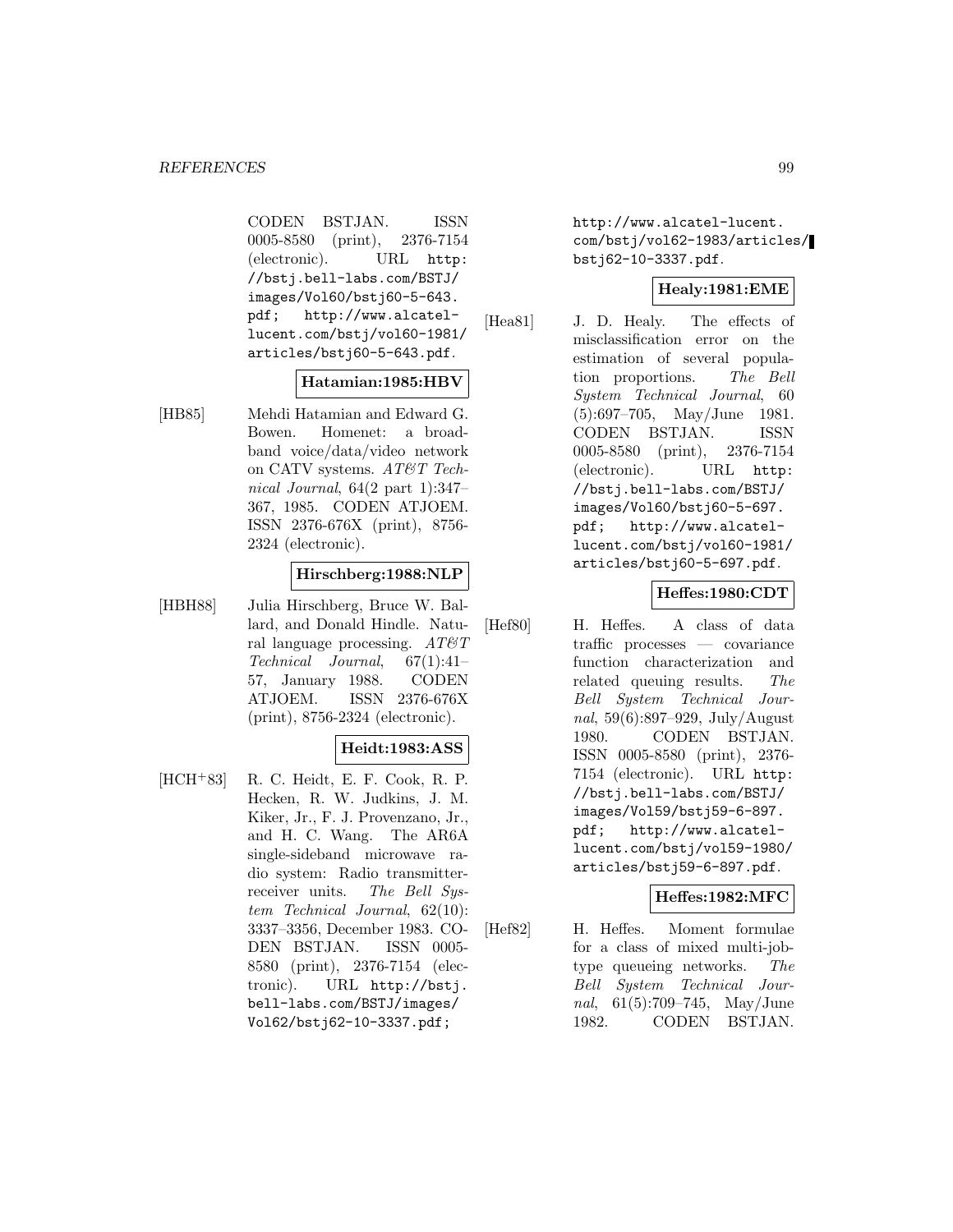CODEN BSTJAN. ISSN 0005-8580 (print), 2376-7154 (electronic). URL http://bstj.bell-labs.com/BSTJ/images/Vol60/bstj60-5-643.pdf; http://www.alcatel-lucent.com/bstj/vol60-1981/articles/bstj60-5-643.pdf.

**Hatamian:1985:HBV**

[HB85] Mehdi Hatamian and Edward G. Bowen. Homenet: a broadband voice/data/video network on CATV systems. *AT&T Technical Journal*, 64(2 part 1):347–367, 1985. CODEN ATJOEM. ISSN 2376-676X (print), 8756-2324 (electronic).

**Hirschberg:1988:NLP**

[HBH88] Julia Hirschberg, Bruce W. Ballard, and Donald Hindle. Natural language processing. *AT&T Technical Journal*, 67(1):41–57, January 1988. CODEN ATJOEM. ISSN 2376-676X (print), 8756-2324 (electronic).

**Heidt:1983:ASS**

[HCH+83] R. C. Heidt, E. F. Cook, R. P. Hecken, R. W. Judkins, J. M. Kiker, Jr., F. J. Provenzano, Jr., and H. C. Wang. The AR6A single-sideband microwave radio system: Radio transmitter-receiver units. *The Bell System Technical Journal*, 62(10): 3337–3356, December 1983. CODEN BSTJAN. ISSN 0005-8580 (print), 2376-7154 (electronic). URL http://bstj.bell-labs.com/BSTJ/images/Vol62/bstj62-10-3337.pdf; http://www.alcatel-lucent.com/bstj/vol62-1983/articles/bstj62-10-3337.pdf.

**Healy:1981:EME**

[Hea81] J. D. Healy. The effects of misclassification error on the estimation of several population proportions. *The Bell System Technical Journal*, 60 (5):697–705, May/June 1981. CODEN BSTJAN. ISSN 0005-8580 (print), 2376-7154 (electronic). URL http://bstj.bell-labs.com/BSTJ/images/Vol60/bstj60-5-697.pdf; http://www.alcatel-lucent.com/bstj/vol60-1981/articles/bstj60-5-697.pdf.

**Heffes:1980:CDT**

[Hef80] H. Heffes. A class of data traffic processes — covariance function characterization and related queuing results. *The Bell System Technical Journal*, 59(6):897–929, July/August 1980. CODEN BSTJAN. ISSN 0005-8580 (print), 2376-7154 (electronic). URL http://bstj.bell-labs.com/BSTJ/images/Vol59/bstj59-6-897.pdf; http://www.alcatel-lucent.com/bstj/vol59-1980/articles/bstj59-6-897.pdf.

**Heffes:1982:MFC**

[Hef82] H. Heffes. Moment formulae for a class of mixed multi-job-type queueing networks. *The Bell System Technical Journal*, 61(5):709–745, May/June 1982. CODEN BSTJAN.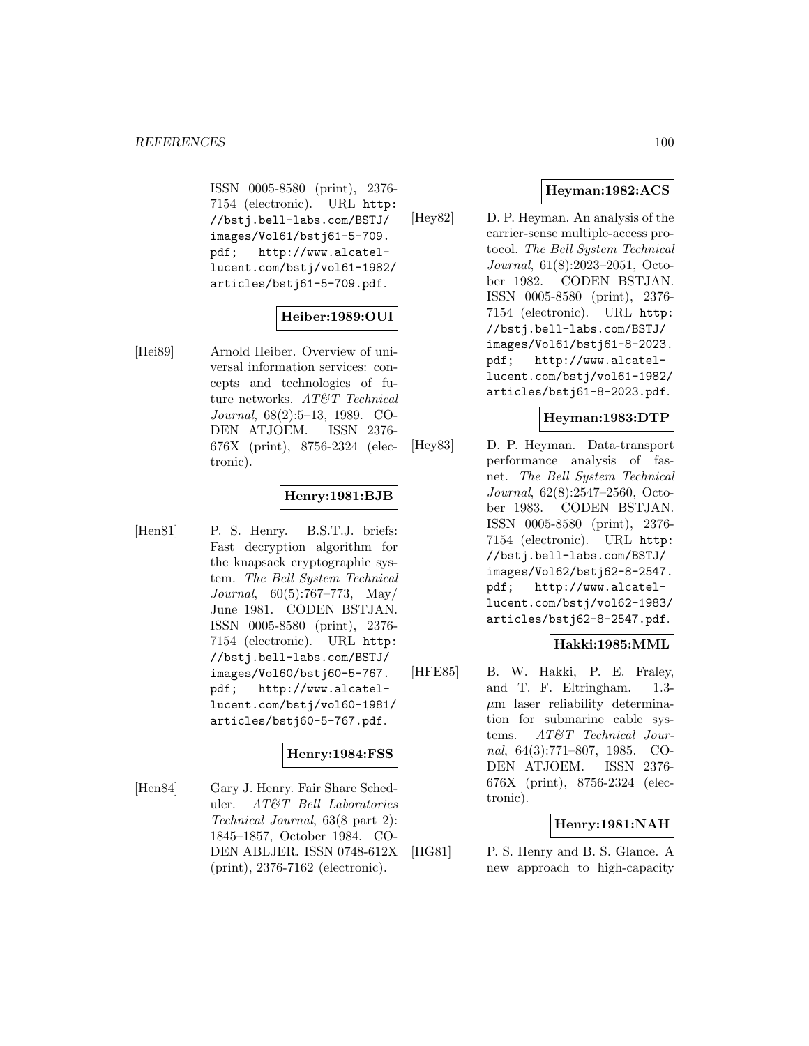ISSN 0005-8580 (print), 2376-7154 (electronic). URL http://bstj.bell-labs.com/BSTJ/images/Vol61/bstj61-5-709.pdf; http://www.alcatel-lucent.com/bstj/vol61-1982/articles/bstj61-5-709.pdf.

**Heiber:1989:OUI**

[Hei89] Arnold Heiber. Overview of universal information services: concepts and technologies of future networks. *AT&T Technical Journal*, 68(2):5–13, 1989. CODEN ATJOEM. ISSN 2376-676X (print), 8756-2324 (electronic).

**Henry:1981:BJB**

[Hen81] P. S. Henry. B.S.T.J. briefs: Fast decryption algorithm for the knapsack cryptographic system. *The Bell System Technical Journal*, 60(5):767–773, May/June 1981. CODEN BSTJAN. ISSN 0005-8580 (print), 2376-7154 (electronic). URL http://bstj.bell-labs.com/BSTJ/images/Vol60/bstj60-5-767.pdf; http://www.alcatel-lucent.com/bstj/vol60-1981/articles/bstj60-5-767.pdf.

**Henry:1984:FSS**

[Hen84] Gary J. Henry. Fair Share Scheduler. *AT&T Bell Laboratories Technical Journal*, 63(8 part 2):1845–1857, October 1984. CODEN ABLJER. ISSN 0748-612X (print), 2376-7162 (electronic).

**Heyman:1982:ACS**

[Hey82] D. P. Heyman. An analysis of the carrier-sense multiple-access protocol. *The Bell System Technical Journal*, 61(8):2023–2051, October 1982. CODEN BSTJAN. ISSN 0005-8580 (print), 2376-7154 (electronic). URL http://bstj.bell-labs.com/BSTJ/images/Vol61/bstj61-8-2023.pdf; http://www.alcatel-lucent.com/bstj/vol61-1982/articles/bstj61-8-2023.pdf.

**Heyman:1983:DTP**

[Hey83] D. P. Heyman. Data-transport performance analysis of fasnet. *The Bell System Technical Journal*, 62(8):2547–2560, October 1983. CODEN BSTJAN. ISSN 0005-8580 (print), 2376-7154 (electronic). URL http://bstj.bell-labs.com/BSTJ/images/Vol62/bstj62-8-2547.pdf; http://www.alcatel-lucent.com/bstj/vol62-1983/articles/bstj62-8-2547.pdf.

**Hakki:1985:MML**

[HFE85] B. W. Hakki, P. E. Fraley, and T. F. Eltringham. 1.3-$\mu$m laser reliability determination for submarine cable systems. *AT&T Technical Journal*, 64(3):771–807, 1985. CODEN ATJOEM. ISSN 2376-676X (print), 8756-2324 (electronic).

**Henry:1981:NAH**

[HG81] P. S. Henry and B. S. Glance. A new approach to high-capacity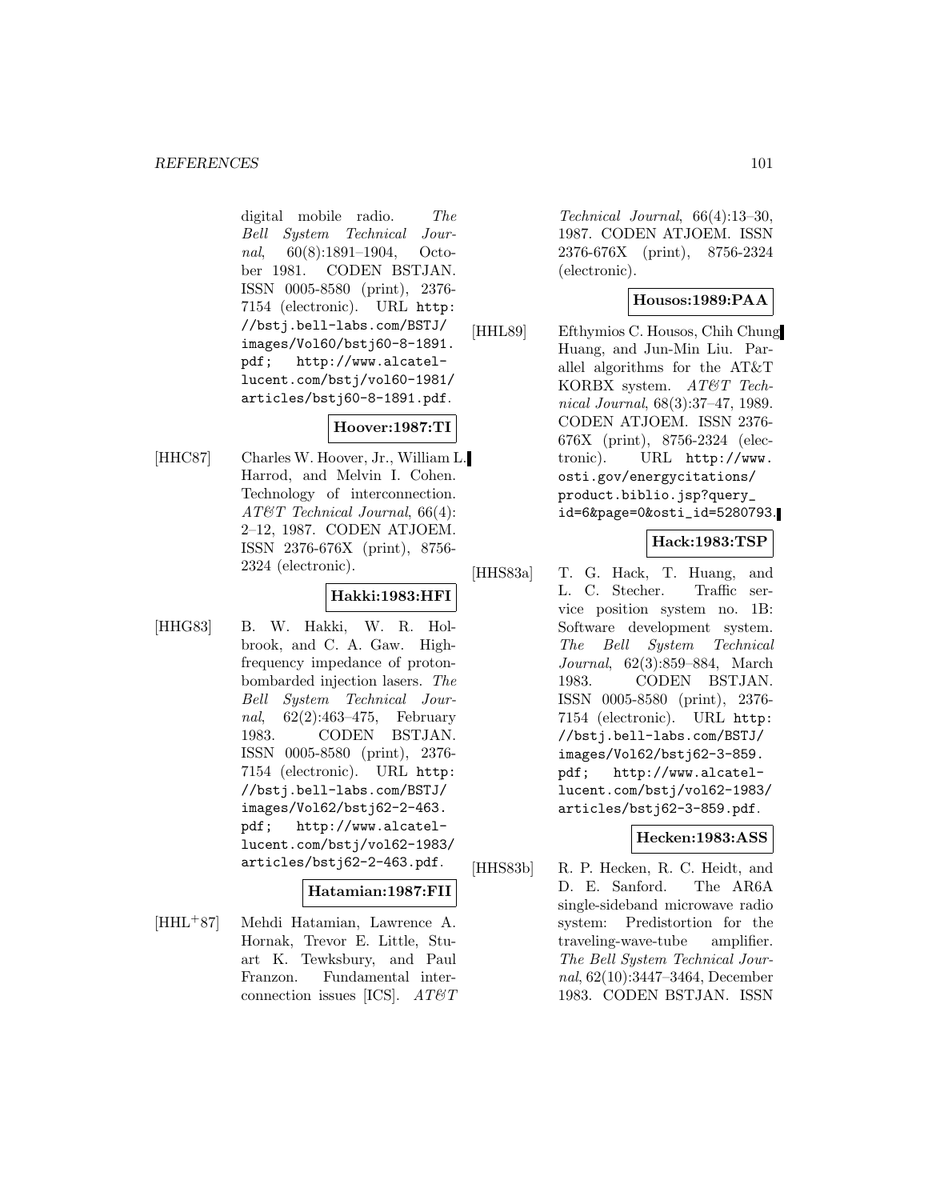digital mobile radio. *The Bell System Technical Journal*, 60(8):1891–1904, October 1981. CODEN BSTJAN. ISSN 0005-8580 (print), 2376-7154 (electronic). URL http://bstj.bell-labs.com/BSTJ/images/Vol60/bstj60-8-1891.pdf; http://www.alcatel-lucent.com/bstj/vol60-1981/articles/bstj60-8-1891.pdf.

**Hoover:1987:TI**

[HHC87] Charles W. Hoover, Jr., William L. Harrod, and Melvin I. Cohen. Technology of interconnection. *AT&T Technical Journal*, 66(4): 2–12, 1987. CODEN ATJOEM. ISSN 2376-676X (print), 8756-2324 (electronic).

**Hakki:1983:HFI**

[HHG83] B. W. Hakki, W. R. Holbrook, and C. A. Gaw. High-frequency impedance of proton-bombarded injection lasers. *The Bell System Technical Journal*, 62(2):463–475, February 1983. CODEN BSTJAN. ISSN 0005-8580 (print), 2376-7154 (electronic). URL http://bstj.bell-labs.com/BSTJ/images/Vol62/bstj62-2-463.pdf; http://www.alcatel-lucent.com/bstj/vol62-1983/articles/bstj62-2-463.pdf.

**Hatamian:1987:FII**

[HHL+87] Mehdi Hatamian, Lawrence A. Hornak, Trevor E. Little, Stuart K. Tewksbury, and Paul Franzon. Fundamental interconnection issues [ICS]. *AT&T Technical Journal*, 66(4):13–30, 1987. CODEN ATJOEM. ISSN 2376-676X (print), 8756-2324 (electronic).

**Housos:1989:PAA**

[HHL89] Efthymios C. Housos, Chih Chung Huang, and Jun-Min Liu. Parallel algorithms for the AT&T KORBX system. *AT&T Technical Journal*, 68(3):37–47, 1989. CODEN ATJOEM. ISSN 2376-676X (print), 8756-2324 (electronic). URL http://www.osti.gov/energycitations/product.biblio.jsp?query_id=6&page=0&osti_id=5280793.

**Hack:1983:TSP**

[HHS83a] T. G. Hack, T. Huang, and L. C. Stecher. Traffic service position system no. 1B: Software development system. *The Bell System Technical Journal*, 62(3):859–884, March 1983. CODEN BSTJAN. ISSN 0005-8580 (print), 2376-7154 (electronic). URL http://bstj.bell-labs.com/BSTJ/images/Vol62/bstj62-3-859.pdf; http://www.alcatel-lucent.com/bstj/vol62-1983/articles/bstj62-3-859.pdf.

**Hecken:1983:ASS**

[HHS83b] R. P. Hecken, R. C. Heidt, and D. E. Sanford. The AR6A single-sideband microwave radio system: Predistortion for the traveling-wave-tube amplifier. *The Bell System Technical Journal*, 62(10):3447–3464, December 1983. CODEN BSTJAN. ISSN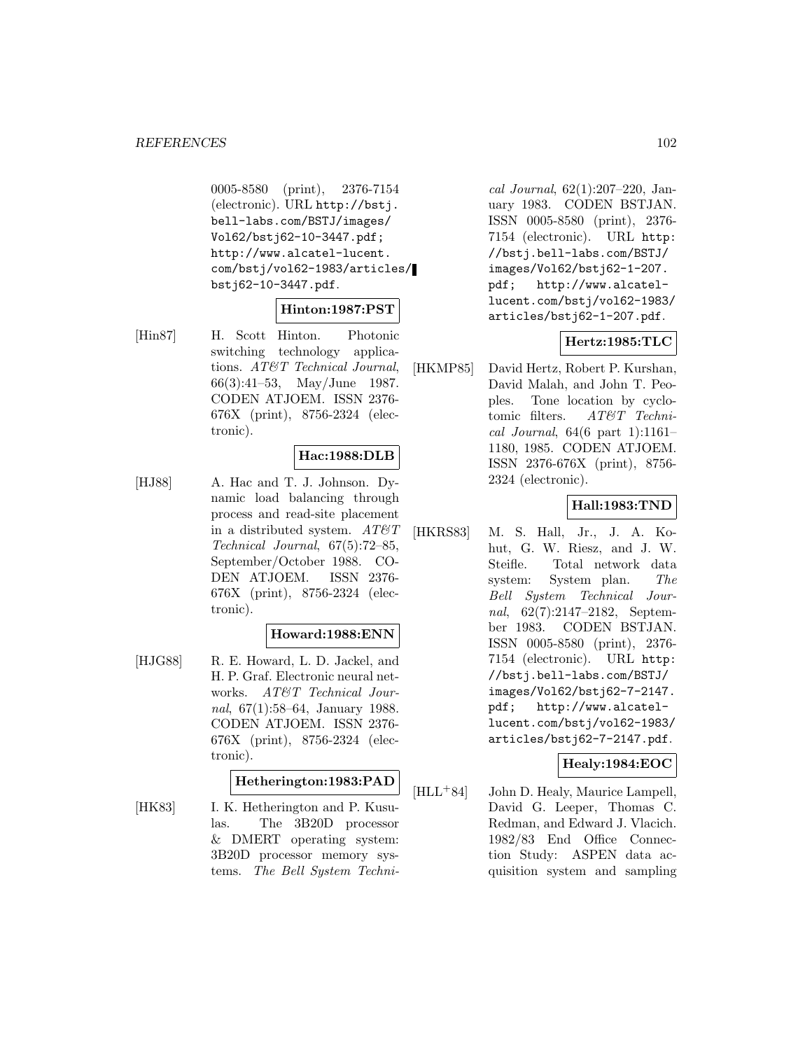0005-8580 (print), 2376-7154 (electronic). URL http://bstj.bell-labs.com/BSTJ/images/Vol62/bstj62-10-3447.pdf; http://www.alcatel-lucent.com/bstj/vol62-1983/articles/bstj62-10-3447.pdf.

**Hinton:1987:PST**

[Hin87] H. Scott Hinton. Photonic switching technology applications. *AT&T Technical Journal*, 66(3):41–53, May/June 1987. CODEN ATJOEM. ISSN 2376-676X (print), 8756-2324 (electronic).

**Hac:1988:DLB**

[HJ88] A. Hac and T. J. Johnson. Dynamic load balancing through process and read-site placement in a distributed system. *AT&T Technical Journal*, 67(5):72–85, September/October 1988. CODEN ATJOEM. ISSN 2376-676X (print), 8756-2324 (electronic).

**Howard:1988:ENN**

[HJG88] R. E. Howard, L. D. Jackel, and H. P. Graf. Electronic neural networks. *AT&T Technical Journal*, 67(1):58–64, January 1988. CODEN ATJOEM. ISSN 2376-676X (print), 8756-2324 (electronic).

**Hetherington:1983:PAD**

[HK83] I. K. Hetherington and P. Kusulas. The 3B20D processor & DMERT operating system: 3B20D processor memory systems. *The Bell System Technical Journal*, 62(1):207–220, January 1983. CODEN BSTJAN. ISSN 0005-8580 (print), 2376-7154 (electronic). URL http://bstj.bell-labs.com/BSTJ/images/Vol62/bstj62-1-207.pdf; http://www.alcatel-lucent.com/bstj/vol62-1983/articles/bstj62-1-207.pdf.

**Hertz:1985:TLC**

[HKMP85] David Hertz, Robert P. Kurshan, David Malah, and John T. Peoples. Tone location by cyclotomic filters. *AT&T Technical Journal*, 64(6 part 1):1161–1180, 1985. CODEN ATJOEM. ISSN 2376-676X (print), 8756-2324 (electronic).

**Hall:1983:TND**

[HKRS83] M. S. Hall, Jr., J. A. Kohut, G. W. Riesz, and J. W. Steifle. Total network data system: System plan. *The Bell System Technical Journal*, 62(7):2147–2182, September 1983. CODEN BSTJAN. ISSN 0005-8580 (print), 2376-7154 (electronic). URL http://bstj.bell-labs.com/BSTJ/images/Vol62/bstj62-7-2147.pdf; http://www.alcatel-lucent.com/bstj/vol62-1983/articles/bstj62-7-2147.pdf.

**Healy:1984:EOC**

[HLL+84] John D. Healy, Maurice Lampell, David G. Leeper, Thomas C. Redman, and Edward J. Vlacich. 1982/83 End Office Connection Study: ASPEN data acquisition system and sampling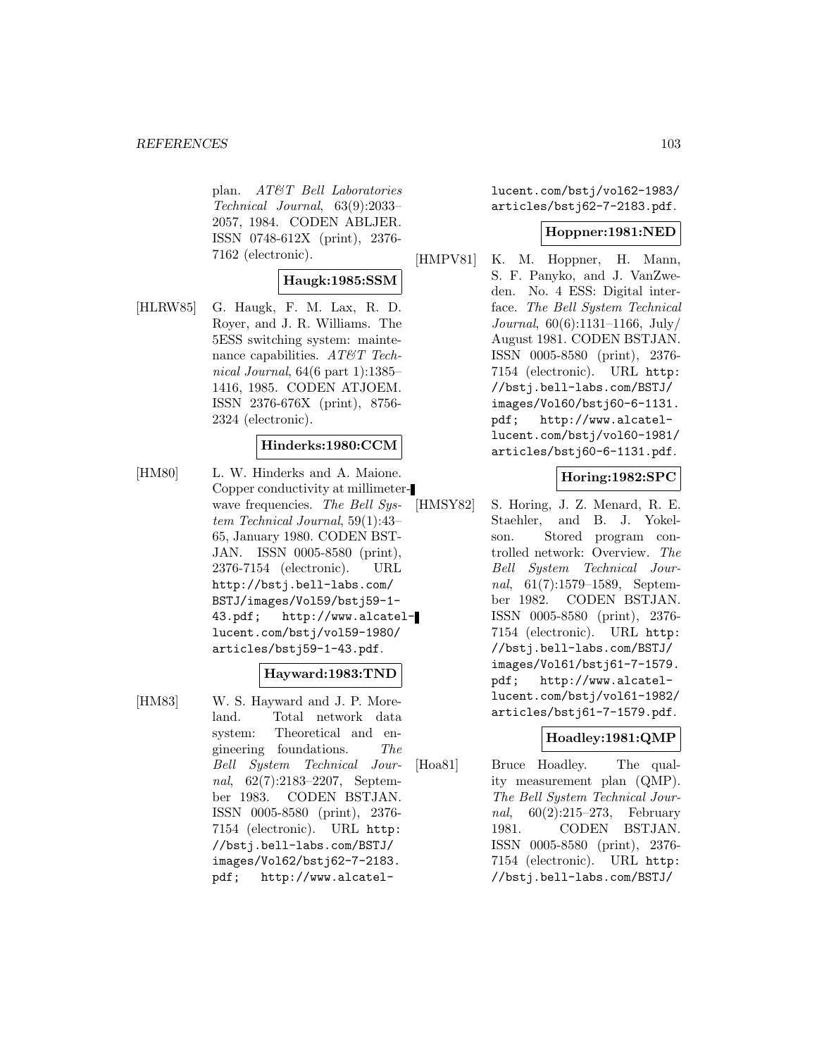plan. *AT&T Bell Laboratories Technical Journal*, 63(9):2033–2057, 1984. CODEN ABLJER. ISSN 0748-612X (print), 2376-7162 (electronic).

**Haugk:1985:SSM**

[HLRW85] G. Haugk, F. M. Lax, R. D. Royer, and J. R. Williams. The 5ESS switching system: maintenance capabilities. *AT&T Technical Journal*, 64(6 part 1):1385–1416, 1985. CODEN ATJOEM. ISSN 2376-676X (print), 8756-2324 (electronic).

**Hinderks:1980:CCM**

[HM80] L. W. Hinderks and A. Maione. Copper conductivity at millimeter-wave frequencies. *The Bell System Technical Journal*, 59(1):43–65, January 1980. CODEN BSTJAN. ISSN 0005-8580 (print), 2376-7154 (electronic). URL http://bstj.bell-labs.com/BSTJ/images/Vol59/bstj59-1-43.pdf; http://www.alcatel-lucent.com/bstj/vol59-1980/articles/bstj59-1-43.pdf.

**Hayward:1983:TND**

[HM83] W. S. Hayward and J. P. Moreland. Total network data system: Theoretical and engineering foundations. *The Bell System Technical Journal*, 62(7):2183–2207, September 1983. CODEN BSTJAN. ISSN 0005-8580 (print), 2376-7154 (electronic). URL http://bstj.bell-labs.com/BSTJ/images/Vol62/bstj62-7-2183.pdf; http://www.alcatel-lucent.com/bstj/vol62-1983/articles/bstj62-7-2183.pdf.

**Hoppner:1981:NED**

[HMPV81] K. M. Hoppner, H. Mann, S. F. Panyko, and J. VanZweden. No. 4 ESS: Digital interface. *The Bell System Technical Journal*, 60(6):1131–1166, July/August 1981. CODEN BSTJAN. ISSN 0005-8580 (print), 2376-7154 (electronic). URL http://bstj.bell-labs.com/BSTJ/images/Vol60/bstj60-6-1131.pdf; http://www.alcatel-lucent.com/bstj/vol60-1981/articles/bstj60-6-1131.pdf.

**Horing:1982:SPC**

[HMSY82] S. Horing, J. Z. Menard, R. E. Staehler, and B. J. Yokelson. Stored program controlled network: Overview. *The Bell System Technical Journal*, 61(7):1579–1589, September 1982. CODEN BSTJAN. ISSN 0005-8580 (print), 2376-7154 (electronic). URL http://bstj.bell-labs.com/BSTJ/images/Vol61/bstj61-7-1579.pdf; http://www.alcatel-lucent.com/bstj/vol61-1982/articles/bstj61-7-1579.pdf.

**Hoadley:1981:QMP**

[Hoa81] Bruce Hoadley. The quality measurement plan (QMP). *The Bell System Technical Journal*, 60(2):215–273, February 1981. CODEN BSTJAN. ISSN 0005-8580 (print), 2376-7154 (electronic). URL http://bstj.bell-labs.com/BSTJ/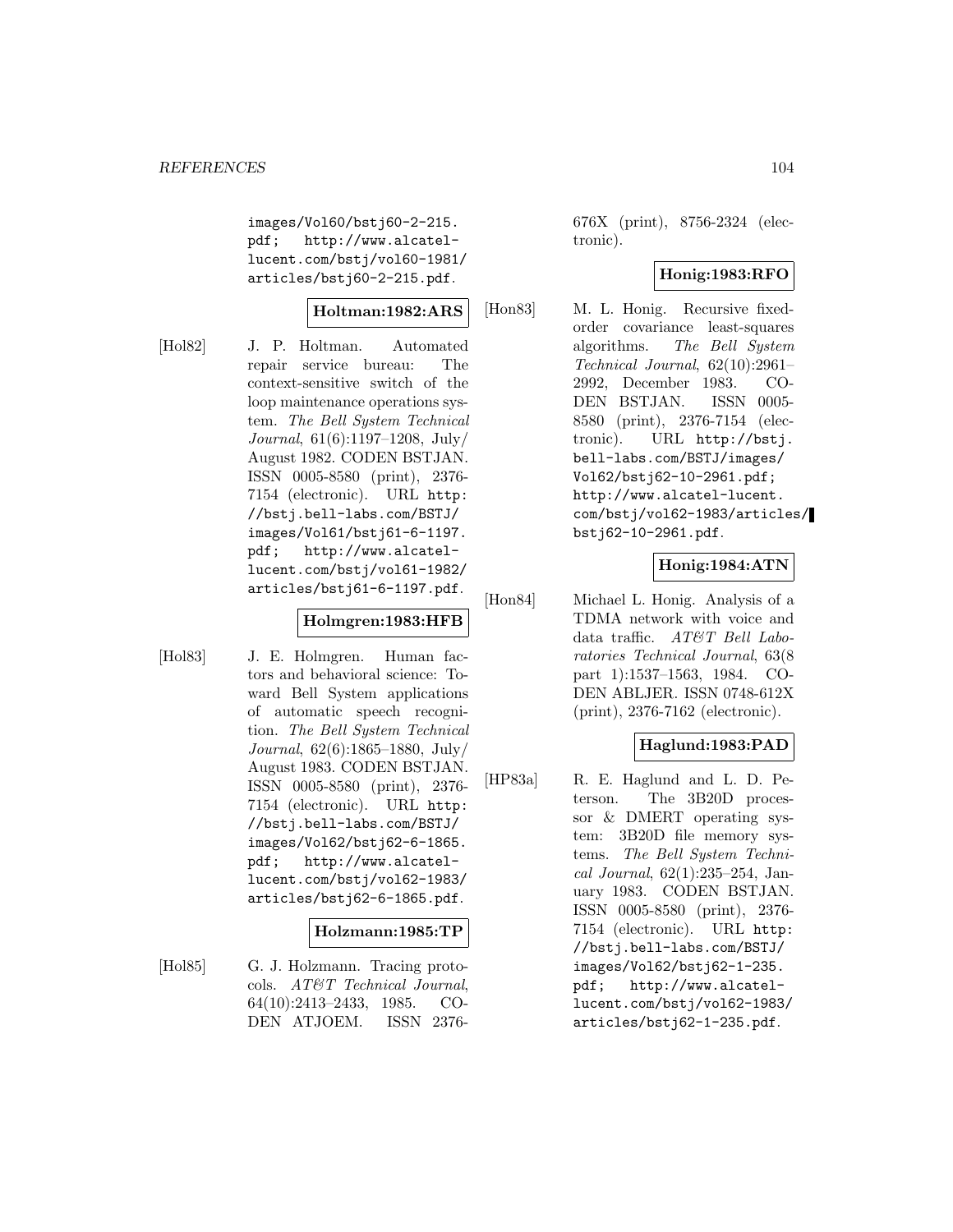images/Vol60/bstj60-2-215.pdf; http://www.alcatel-lucent.com/bstj/vol60-1981/articles/bstj60-2-215.pdf.

**Holtman:1982:ARS**

[Hol82] J. P. Holtman. Automated repair service bureau: The context-sensitive switch of the loop maintenance operations system. *The Bell System Technical Journal*, 61(6):1197–1208, July/August 1982. CODEN BSTJAN. ISSN 0005-8580 (print), 2376-7154 (electronic). URL http://bstj.bell-labs.com/BSTJ/images/Vol61/bstj61-6-1197.pdf; http://www.alcatel-lucent.com/bstj/vol61-1982/articles/bstj61-6-1197.pdf.

**Holmgren:1983:HFB**

[Hol83] J. E. Holmgren. Human factors and behavioral science: Toward Bell System applications of automatic speech recognition. *The Bell System Technical Journal*, 62(6):1865–1880, July/August 1983. CODEN BSTJAN. ISSN 0005-8580 (print), 2376-7154 (electronic). URL http://bstj.bell-labs.com/BSTJ/images/Vol62/bstj62-6-1865.pdf; http://www.alcatel-lucent.com/bstj/vol62-1983/articles/bstj62-6-1865.pdf.

**Holzmann:1985:TP**

[Hol85] G. J. Holzmann. Tracing protocols. *AT&T Technical Journal*, 64(10):2413–2433, 1985. CODEN ATJOEM. ISSN 2376-676X (print), 8756-2324 (electronic).

**Honig:1983:RFO**

[Hon83] M. L. Honig. Recursive fixed-order covariance least-squares algorithms. *The Bell System Technical Journal*, 62(10):2961–2992, December 1983. CODEN BSTJAN. ISSN 0005-8580 (print), 2376-7154 (electronic). URL http://bstj.bell-labs.com/BSTJ/images/Vol62/bstj62-10-2961.pdf; http://www.alcatel-lucent.com/bstj/vol62-1983/articles/bstj62-10-2961.pdf.

**Honig:1984:ATN**

[Hon84] Michael L. Honig. Analysis of a TDMA network with voice and data traffic. *AT&T Bell Laboratories Technical Journal*, 63(8 part 1):1537–1563, 1984. CODEN ABLJER. ISSN 0748-612X (print), 2376-7162 (electronic).

**Haglund:1983:PAD**

[HP83a] R. E. Haglund and L. D. Peterson. The 3B20D processor & DMERT operating system: 3B20D file memory systems. *The Bell System Technical Journal*, 62(1):235–254, January 1983. CODEN BSTJAN. ISSN 0005-8580 (print), 2376-7154 (electronic). URL http://bstj.bell-labs.com/BSTJ/images/Vol62/bstj62-1-235.pdf; http://www.alcatel-lucent.com/bstj/vol62-1983/articles/bstj62-1-235.pdf.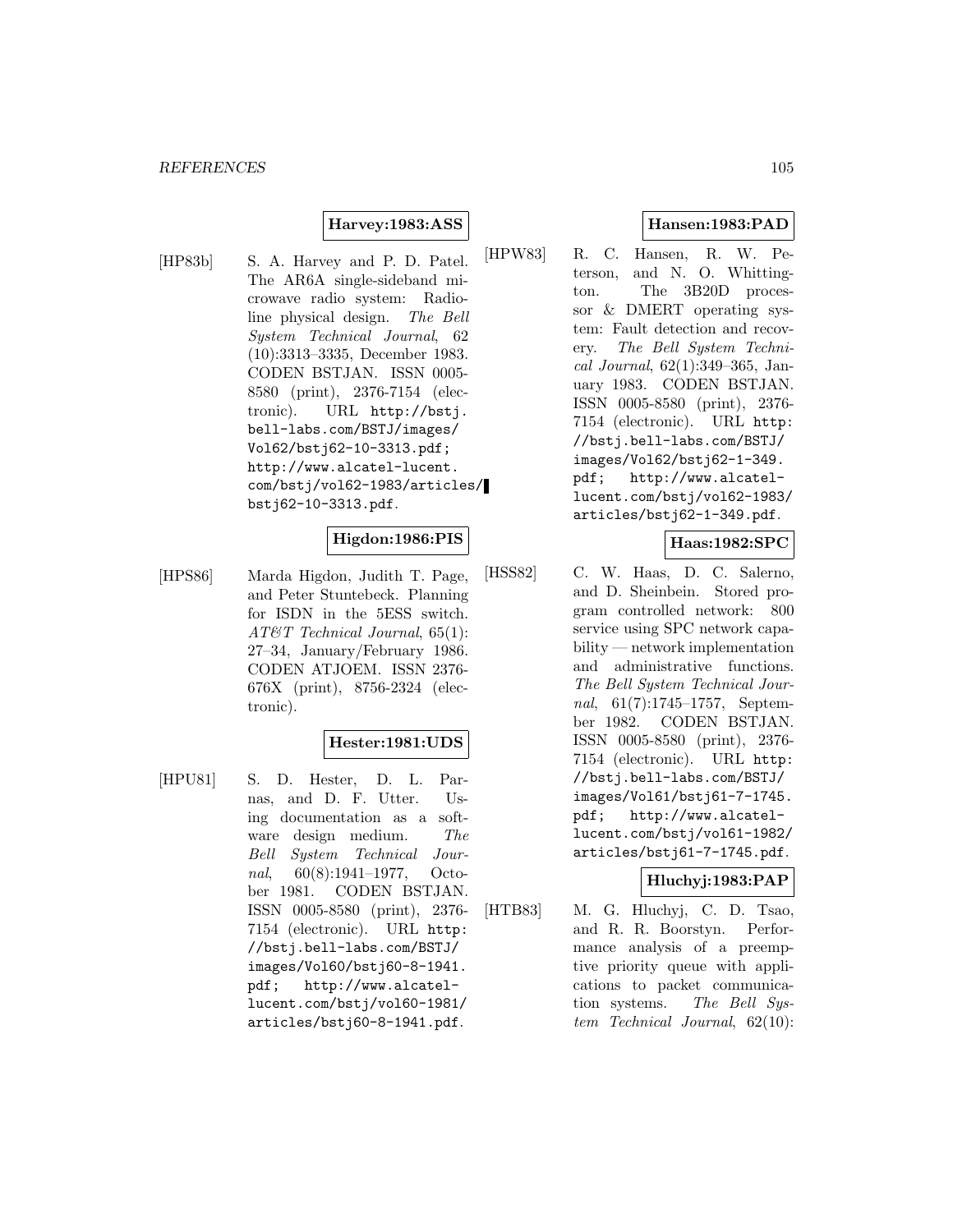**Harvey:1983:ASS**

[HP83b] S. A. Harvey and P. D. Patel. The AR6A single-sideband microwave radio system: Radioline physical design. *The Bell System Technical Journal*, 62 (10):3313–3335, December 1983. CODEN BSTJAN. ISSN 0005-8580 (print), 2376-7154 (electronic). URL http://bstj.bell-labs.com/BSTJ/images/Vol62/bstj62-10-3313.pdf; http://www.alcatel-lucent.com/bstj/vol62-1983/articles/bstj62-10-3313.pdf.

**Higdon:1986:PIS**

[HPS86] Marda Higdon, Judith T. Page, and Peter Stuntebeck. Planning for ISDN in the 5ESS switch. *AT&T Technical Journal*, 65(1): 27–34, January/February 1986. CODEN ATJOEM. ISSN 2376-676X (print), 8756-2324 (electronic).

**Hester:1981:UDS**

[HPU81] S. D. Hester, D. L. Parnas, and D. F. Utter. Using documentation as a software design medium. *The Bell System Technical Journal*, 60(8):1941–1977, October 1981. CODEN BSTJAN. ISSN 0005-8580 (print), 2376-7154 (electronic). URL http://bstj.bell-labs.com/BSTJ/images/Vol60/bstj60-8-1941.pdf; http://www.alcatel-lucent.com/bstj/vol60-1981/articles/bstj60-8-1941.pdf.

**Hansen:1983:PAD**

[HPW83] R. C. Hansen, R. W. Peterson, and N. O. Whittington. The 3B20D processor & DMERT operating system: Fault detection and recovery. *The Bell System Technical Journal*, 62(1):349–365, January 1983. CODEN BSTJAN. ISSN 0005-8580 (print), 2376-7154 (electronic). URL http://bstj.bell-labs.com/BSTJ/images/Vol62/bstj62-1-349.pdf; http://www.alcatel-lucent.com/bstj/vol62-1983/articles/bstj62-1-349.pdf.

**Haas:1982:SPC**

[HSS82] C. W. Haas, D. C. Salerno, and D. Sheinbein. Stored program controlled network: 800 service using SPC network capability — network implementation and administrative functions. *The Bell System Technical Journal*, 61(7):1745–1757, September 1982. CODEN BSTJAN. ISSN 0005-8580 (print), 2376-7154 (electronic). URL http://bstj.bell-labs.com/BSTJ/images/Vol61/bstj61-7-1745.pdf; http://www.alcatel-lucent.com/bstj/vol61-1982/articles/bstj61-7-1745.pdf.

**Hluchyj:1983:PAP**

[HTB83] M. G. Hluchyj, C. D. Tsao, and R. R. Boorstyn. Performance analysis of a preemptive priority queue with applications to packet communication systems. *The Bell System Technical Journal*, 62(10):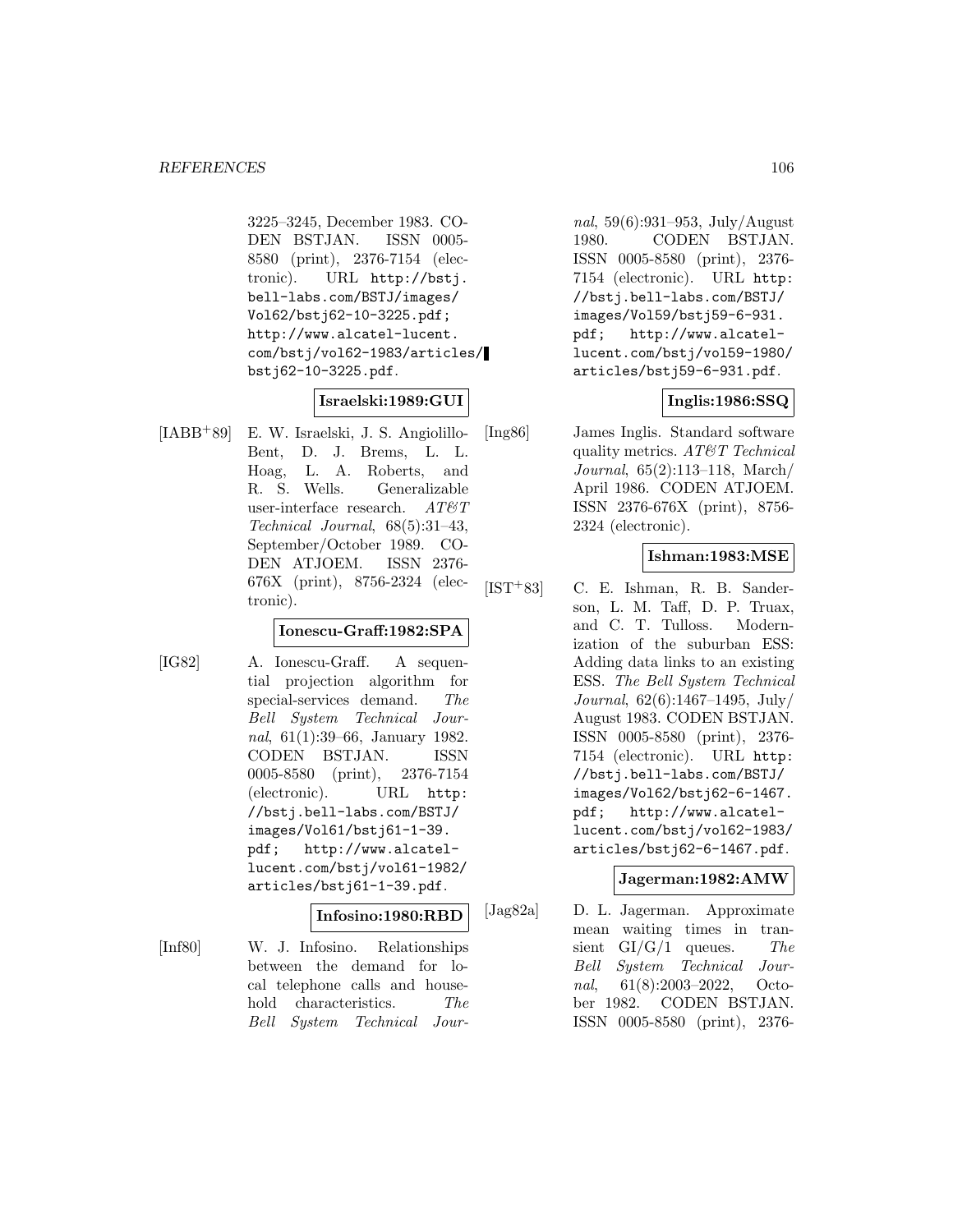3225–3245, December 1983. CODEN BSTJAN. ISSN 0005-8580 (print), 2376-7154 (electronic). URL http://bstj.bell-labs.com/BSTJ/images/Vol62/bstj62-10-3225.pdf; http://www.alcatel-lucent.com/bstj/vol62-1983/articles/bstj62-10-3225.pdf.

**Israelski:1989:GUI**

[IABB+89] E. W. Israelski, J. S. Angiolillo-Bent, D. J. Brems, L. L. Hoag, L. A. Roberts, and R. S. Wells. Generalizable user-interface research. *AT&T Technical Journal*, 68(5):31–43, September/October 1989. CODEN ATJOEM. ISSN 2376-676X (print), 8756-2324 (electronic).

**Ionescu-Graff:1982:SPA**

[IG82] A. Ionescu-Graff. A sequential projection algorithm for special-services demand. *The Bell System Technical Journal*, 61(1):39–66, January 1982. CODEN BSTJAN. ISSN 0005-8580 (print), 2376-7154 (electronic). URL http://bstj.bell-labs.com/BSTJ/images/Vol61/bstj61-1-39.pdf; http://www.alcatel-lucent.com/bstj/vol61-1982/articles/bstj61-1-39.pdf.

**Infosino:1980:RBD**

[Inf80] W. J. Infosino. Relationships between the demand for local telephone calls and household characteristics. *The Bell System Technical Journal*, 59(6):931–953, July/August 1980. CODEN BSTJAN. ISSN 0005-8580 (print), 2376-7154 (electronic). URL http://bstj.bell-labs.com/BSTJ/images/Vol59/bstj59-6-931.pdf; http://www.alcatel-lucent.com/bstj/vol59-1980/articles/bstj59-6-931.pdf.

**Inglis:1986:SSQ**

[Ing86] James Inglis. Standard software quality metrics. *AT&T Technical Journal*, 65(2):113–118, March/April 1986. CODEN ATJOEM. ISSN 2376-676X (print), 8756-2324 (electronic).

**Ishman:1983:MSE**

[IST+83] C. E. Ishman, R. B. Sanderson, L. M. Taff, D. P. Truax, and C. T. Tulloss. Modernization of the suburban ESS: Adding data links to an existing ESS. *The Bell System Technical Journal*, 62(6):1467–1495, July/August 1983. CODEN BSTJAN. ISSN 0005-8580 (print), 2376-7154 (electronic). URL http://bstj.bell-labs.com/BSTJ/images/Vol62/bstj62-6-1467.pdf; http://www.alcatel-lucent.com/bstj/vol62-1983/articles/bstj62-6-1467.pdf.

**Jagerman:1982:AMW**

[Jag82a] D. L. Jagerman. Approximate mean waiting times in transient GI/G/1 queues. *The Bell System Technical Journal*, 61(8):2003–2022, October 1982. CODEN BSTJAN. ISSN 0005-8580 (print), 2376-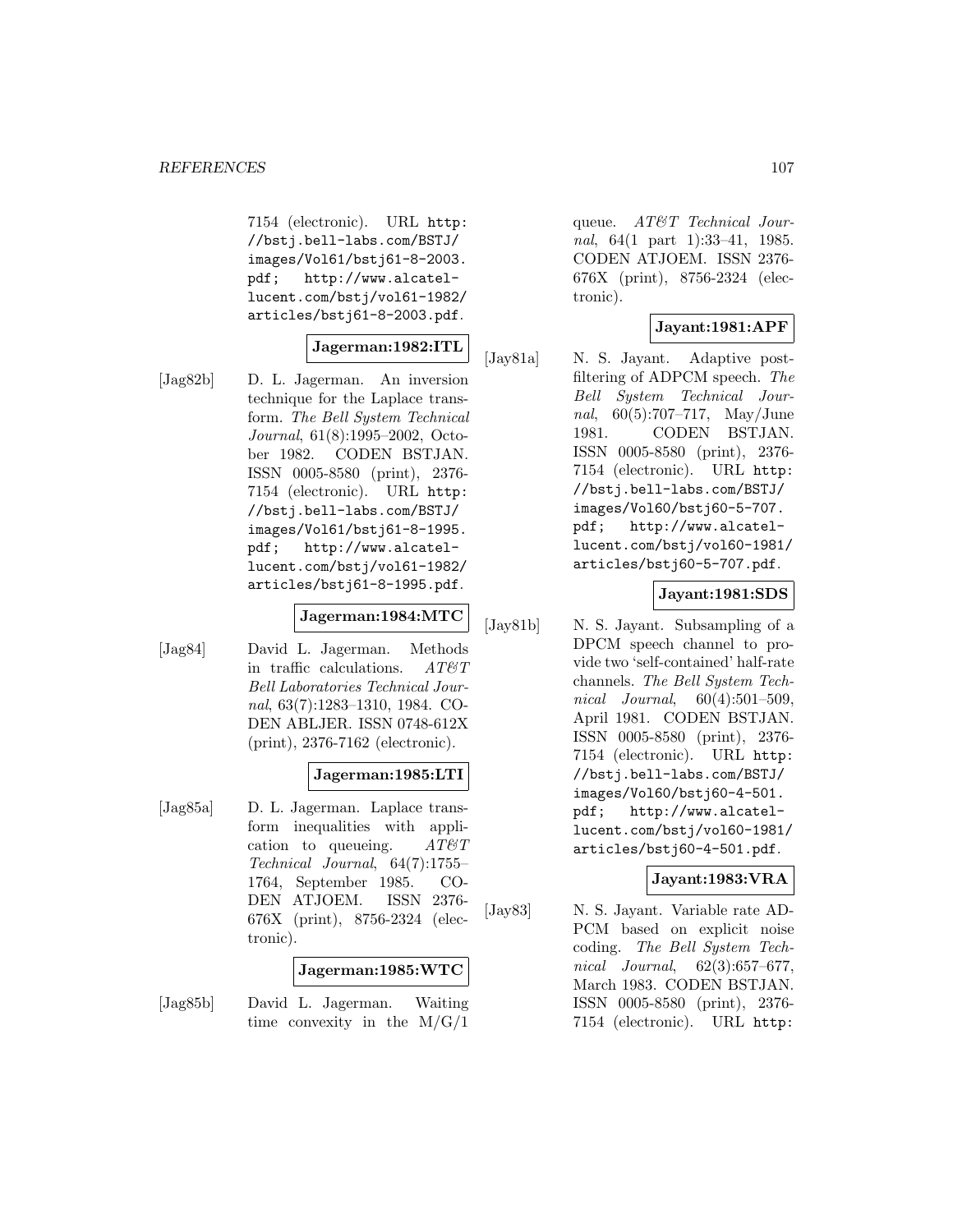7154 (electronic). URL http://bstj.bell-labs.com/BSTJ/images/Vol61/bstj61-8-2003.pdf; http://www.alcatel-lucent.com/bstj/vol61-1982/articles/bstj61-8-2003.pdf.

**Jagerman:1982:ITL**

[Jag82b] D. L. Jagerman. An inversion technique for the Laplace transform. *The Bell System Technical Journal*, 61(8):1995–2002, October 1982. CODEN BSTJAN. ISSN 0005-8580 (print), 2376-7154 (electronic). URL http://bstj.bell-labs.com/BSTJ/images/Vol61/bstj61-8-1995.pdf; http://www.alcatel-lucent.com/bstj/vol61-1982/articles/bstj61-8-1995.pdf.

**Jagerman:1984:MTC**

[Jag84] David L. Jagerman. Methods in traffic calculations. *AT&T Bell Laboratories Technical Journal*, 63(7):1283–1310, 1984. CODEN ABLJER. ISSN 0748-612X (print), 2376-7162 (electronic).

**Jagerman:1985:LTI**

[Jag85a] D. L. Jagerman. Laplace transform inequalities with application to queueing. *AT&T Technical Journal*, 64(7):1755–1764, September 1985. CODEN ATJOEM. ISSN 2376-676X (print), 8756-2324 (electronic).

**Jagerman:1985:WTC**

[Jag85b] David L. Jagerman. Waiting time convexity in the M/G/1 queue. *AT&T Technical Journal*, 64(1 part 1):33–41, 1985. CODEN ATJOEM. ISSN 2376-676X (print), 8756-2324 (electronic).

**Jayant:1981:APF**

[Jay81a] N. S. Jayant. Adaptive post-filtering of ADPCM speech. *The Bell System Technical Journal*, 60(5):707–717, May/June 1981. CODEN BSTJAN. ISSN 0005-8580 (print), 2376-7154 (electronic). URL http://bstj.bell-labs.com/BSTJ/images/Vol60/bstj60-5-707.pdf; http://www.alcatel-lucent.com/bstj/vol60-1981/articles/bstj60-5-707.pdf.

**Jayant:1981:SDS**

[Jay81b] N. S. Jayant. Subsampling of a DPCM speech channel to provide two 'self-contained' half-rate channels. *The Bell System Technical Journal*, 60(4):501–509, April 1981. CODEN BSTJAN. ISSN 0005-8580 (print), 2376-7154 (electronic). URL http://bstj.bell-labs.com/BSTJ/images/Vol60/bstj60-4-501.pdf; http://www.alcatel-lucent.com/bstj/vol60-1981/articles/bstj60-4-501.pdf.

**Jayant:1983:VRA**

[Jay83] N. S. Jayant. Variable rate ADPCM based on explicit noise coding. *The Bell System Technical Journal*, 62(3):657–677, March 1983. CODEN BSTJAN. ISSN 0005-8580 (print), 2376-7154 (electronic). URL http: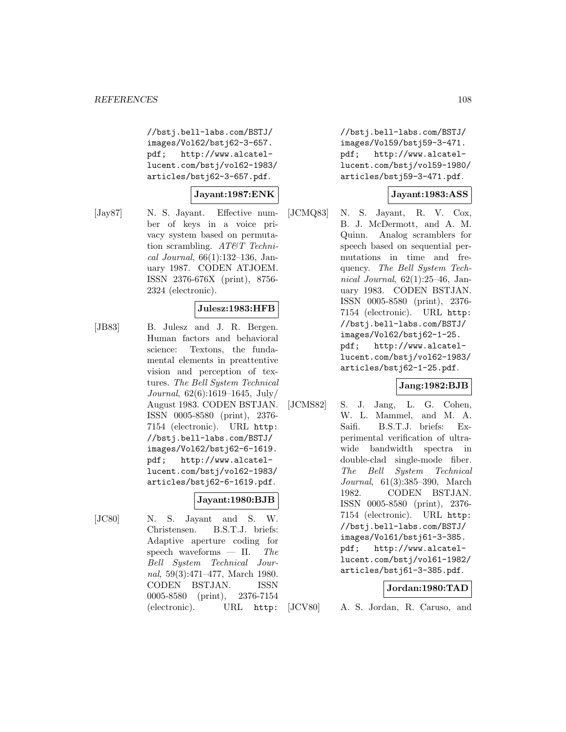//bstj.bell-labs.com/BSTJ/images/Vol62/bstj62-3-657.pdf; http://www.alcatel-lucent.com/bstj/vol62-1983/articles/bstj62-3-657.pdf.

**Jayant:1987:ENK**

[Jay87] N. S. Jayant. Effective number of keys in a voice privacy system based on permutation scrambling. *AT&T Technical Journal*, 66(1):132–136, January 1987. CODEN ATJOEM. ISSN 2376-676X (print), 8756-2324 (electronic).

**Julesz:1983:HFB**

[JB83] B. Julesz and J. R. Bergen. Human factors and behavioral science: Textons, the fundamental elements in preattentive vision and perception of textures. *The Bell System Technical Journal*, 62(6):1619–1645, July/August 1983. CODEN BSTJAN. ISSN 0005-8580 (print), 2376-7154 (electronic). URL http://bstj.bell-labs.com/BSTJ/images/Vol62/bstj62-6-1619.pdf; http://www.alcatel-lucent.com/bstj/vol62-1983/articles/bstj62-6-1619.pdf.

**Jayant:1980:BJB**

[JC80] N. S. Jayant and S. W. Christensen. B.S.T.J. briefs: Adaptive aperture coding for speech waveforms — II. *The Bell System Technical Journal*, 59(3):471–477, March 1980. CODEN BSTJAN. ISSN 0005-8580 (print), 2376-7154 (electronic). URL http://bstj.bell-labs.com/BSTJ/images/Vol59/bstj59-3-471.pdf; http://www.alcatel-lucent.com/bstj/vol59-1980/articles/bstj59-3-471.pdf.

**Jayant:1983:ASS**

[JCMQ83] N. S. Jayant, R. V. Cox, B. J. McDermott, and A. M. Quinn. Analog scramblers for speech based on sequential permutations in time and frequency. *The Bell System Technical Journal*, 62(1):25–46, January 1983. CODEN BSTJAN. ISSN 0005-8580 (print), 2376-7154 (electronic). URL http://bstj.bell-labs.com/BSTJ/images/Vol62/bstj62-1-25.pdf; http://www.alcatel-lucent.com/bstj/vol62-1983/articles/bstj62-1-25.pdf.

**Jang:1982:BJB**

[JCMS82] S. J. Jang, L. G. Cohen, W. L. Mammel, and M. A. Saifi. B.S.T.J. briefs: Experimental verification of ultra-wide bandwidth spectra in double-clad single-mode fiber. *The Bell System Technical Journal*, 61(3):385–390, March 1982. CODEN BSTJAN. ISSN 0005-8580 (print), 2376-7154 (electronic). URL http://bstj.bell-labs.com/BSTJ/images/Vol61/bstj61-3-385.pdf; http://www.alcatel-lucent.com/bstj/vol61-1982/articles/bstj61-3-385.pdf.

**Jordan:1980:TAD**

[JCV80] A. S. Jordan, R. Caruso, and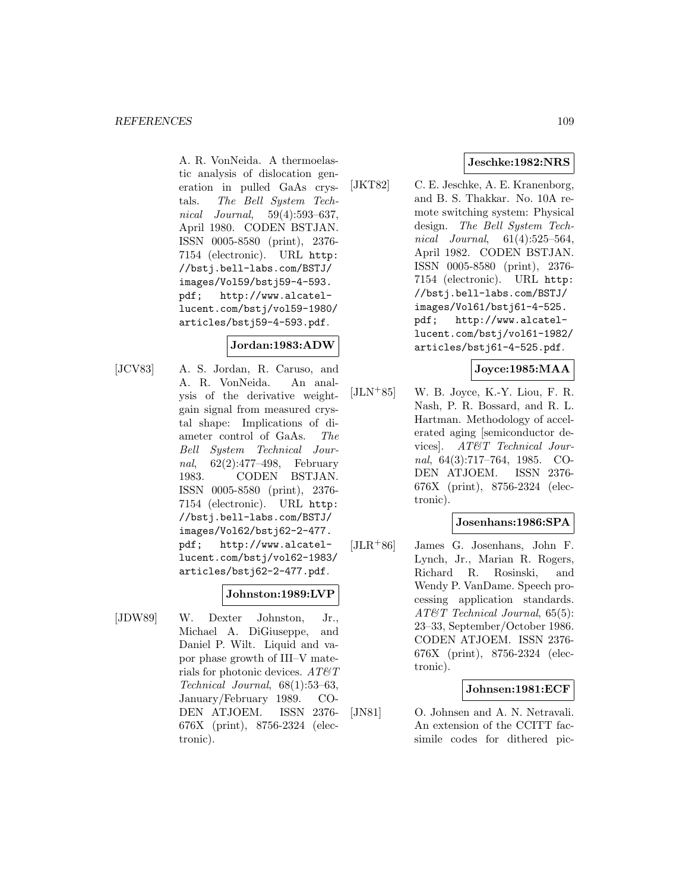A. R. VonNeida. A thermoelastic analysis of dislocation generation in pulled GaAs crystals. *The Bell System Technical Journal*, 59(4):593–637, April 1980. CODEN BSTJAN. ISSN 0005-8580 (print), 2376-7154 (electronic). URL http://bstj.bell-labs.com/BSTJ/images/Vol59/bstj59-4-593.pdf; http://www.alcatel-lucent.com/bstj/vol59-1980/articles/bstj59-4-593.pdf.

**Jordan:1983:ADW**

[JCV83] A. S. Jordan, R. Caruso, and A. R. VonNeida. An analysis of the derivative weight-gain signal from measured crystal shape: Implications of diameter control of GaAs. *The Bell System Technical Journal*, 62(2):477–498, February 1983. CODEN BSTJAN. ISSN 0005-8580 (print), 2376-7154 (electronic). URL http://bstj.bell-labs.com/BSTJ/images/Vol62/bstj62-2-477.pdf; http://www.alcatel-lucent.com/bstj/vol62-1983/articles/bstj62-2-477.pdf.

**Johnston:1989:LVP**

[JDW89] W. Dexter Johnston, Jr., Michael A. DiGiuseppe, and Daniel P. Wilt. Liquid and vapor phase growth of III–V materials for photonic devices. *AT&T Technical Journal*, 68(1):53–63, January/February 1989. CODEN ATJOEM. ISSN 2376-676X (print), 8756-2324 (electronic).

**Jeschke:1982:NRS**

[JKT82] C. E. Jeschke, A. E. Kranenborg, and B. S. Thakkar. No. 10A remote switching system: Physical design. *The Bell System Technical Journal*, 61(4):525–564, April 1982. CODEN BSTJAN. ISSN 0005-8580 (print), 2376-7154 (electronic). URL http://bstj.bell-labs.com/BSTJ/images/Vol61/bstj61-4-525.pdf; http://www.alcatel-lucent.com/bstj/vol61-1982/articles/bstj61-4-525.pdf.

**Joyce:1985:MAA**

[JLN+85] W. B. Joyce, K.-Y. Liou, F. R. Nash, P. R. Bossard, and R. L. Hartman. Methodology of accelerated aging [semiconductor devices]. *AT&T Technical Journal*, 64(3):717–764, 1985. CODEN ATJOEM. ISSN 2376-676X (print), 8756-2324 (electronic).

**Josenhans:1986:SPA**

[JLR+86] James G. Josenhans, John F. Lynch, Jr., Marian R. Rogers, Richard R. Rosinski, and Wendy P. VanDame. Speech processing application standards. *AT&T Technical Journal*, 65(5): 23–33, September/October 1986. CODEN ATJOEM. ISSN 2376-676X (print), 8756-2324 (electronic).

**Johnsen:1981:ECF**

[JN81] O. Johnsen and A. N. Netravali. An extension of the CCITT facsimile codes for dithered pic-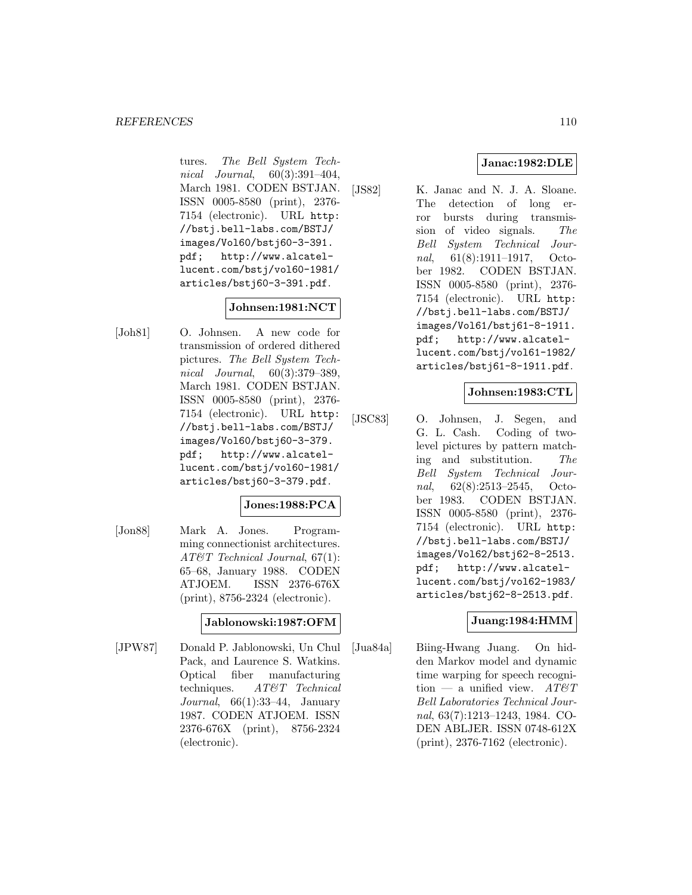tures. *The Bell System Technical Journal*, 60(3):391–404, March 1981. CODEN BSTJAN. ISSN 0005-8580 (print), 2376-7154 (electronic). URL http://bstj.bell-labs.com/BSTJ/images/Vol60/bstj60-3-391.pdf; http://www.alcatel-lucent.com/bstj/vol60-1981/articles/bstj60-3-391.pdf.

**Johnsen:1981:NCT**

[Joh81] O. Johnsen. A new code for transmission of ordered dithered pictures. *The Bell System Technical Journal*, 60(3):379–389, March 1981. CODEN BSTJAN. ISSN 0005-8580 (print), 2376-7154 (electronic). URL http://bstj.bell-labs.com/BSTJ/images/Vol60/bstj60-3-379.pdf; http://www.alcatel-lucent.com/bstj/vol60-1981/articles/bstj60-3-379.pdf.

**Jones:1988:PCA**

[Jon88] Mark A. Jones. Programming connectionist architectures. *AT&T Technical Journal*, 67(1):65–68, January 1988. CODEN ATJOEM. ISSN 2376-676X (print), 8756-2324 (electronic).

**Jablonowski:1987:OFM**

[JPW87] Donald P. Jablonowski, Un Chul Pack, and Laurence S. Watkins. Optical fiber manufacturing techniques. *AT&T Technical Journal*, 66(1):33–44, January 1987. CODEN ATJOEM. ISSN 2376-676X (print), 8756-2324 (electronic).

**Janac:1982:DLE**

[JS82] K. Janac and N. J. A. Sloane. The detection of long error bursts during transmission of video signals. *The Bell System Technical Journal*, 61(8):1911–1917, October 1982. CODEN BSTJAN. ISSN 0005-8580 (print), 2376-7154 (electronic). URL http://bstj.bell-labs.com/BSTJ/images/Vol61/bstj61-8-1911.pdf; http://www.alcatel-lucent.com/bstj/vol61-1982/articles/bstj61-8-1911.pdf.

**Johnsen:1983:CTL**

[JSC83] O. Johnsen, J. Segen, and G. L. Cash. Coding of two-level pictures by pattern matching and substitution. *The Bell System Technical Journal*, 62(8):2513–2545, October 1983. CODEN BSTJAN. ISSN 0005-8580 (print), 2376-7154 (electronic). URL http://bstj.bell-labs.com/BSTJ/images/Vol62/bstj62-8-2513.pdf; http://www.alcatel-lucent.com/bstj/vol62-1983/articles/bstj62-8-2513.pdf.

**Juang:1984:HMM**

[Jua84a] Biing-Hwang Juang. On hidden Markov model and dynamic time warping for speech recognition — a unified view. *AT&T Bell Laboratories Technical Journal*, 63(7):1213–1243, 1984. CODEN ABLJER. ISSN 0748-612X (print), 2376-7162 (electronic).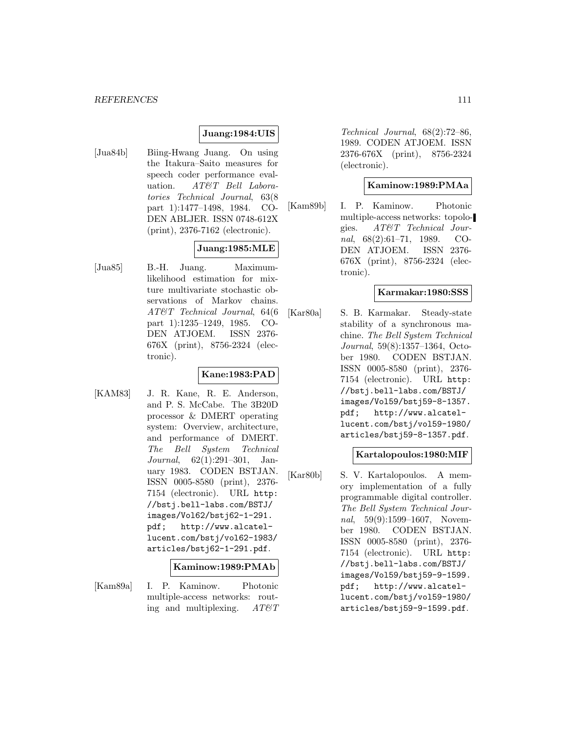**Juang:1984:UIS**

[Jua84b] Biing-Hwang Juang. On using the Itakura–Saito measures for speech coder performance evaluation. *AT&T Bell Laboratories Technical Journal*, 63(8 part 1):1477–1498, 1984. CODEN ABLJER. ISSN 0748-612X (print), 2376-7162 (electronic).

**Juang:1985:MLE**

[Jua85] B.-H. Juang. Maximum-likelihood estimation for mixture multivariate stochastic observations of Markov chains. *AT&T Technical Journal*, 64(6 part 1):1235–1249, 1985. CODEN ATJOEM. ISSN 2376-676X (print), 8756-2324 (electronic).

**Kane:1983:PAD**

[KAM83] J. R. Kane, R. E. Anderson, and P. S. McCabe. The 3B20D processor & DMERT operating system: Overview, architecture, and performance of DMERT. *The Bell System Technical Journal*, 62(1):291–301, January 1983. CODEN BSTJAN. ISSN 0005-8580 (print), 2376-7154 (electronic). URL http://bstj.bell-labs.com/BSTJ/images/Vol62/bstj62-1-291.pdf; http://www.alcatel-lucent.com/bstj/vol62-1983/articles/bstj62-1-291.pdf.

**Kaminow:1989:PMAb**

[Kam89a] I. P. Kaminow. Photonic multiple-access networks: routing and multiplexing. *AT&T Technical Journal*, 68(2):72–86, 1989. CODEN ATJOEM. ISSN 2376-676X (print), 8756-2324 (electronic).

**Kaminow:1989:PMAa**

[Kam89b] I. P. Kaminow. Photonic multiple-access networks: topologies. *AT&T Technical Journal*, 68(2):61–71, 1989. CODEN ATJOEM. ISSN 2376-676X (print), 8756-2324 (electronic).

**Karmakar:1980:SSS**

[Kar80a] S. B. Karmakar. Steady-state stability of a synchronous machine. *The Bell System Technical Journal*, 59(8):1357–1364, October 1980. CODEN BSTJAN. ISSN 0005-8580 (print), 2376-7154 (electronic). URL http://bstj.bell-labs.com/BSTJ/images/Vol59/bstj59-8-1357.pdf; http://www.alcatel-lucent.com/bstj/vol59-1980/articles/bstj59-8-1357.pdf.

**Kartalopoulos:1980:MIF**

[Kar80b] S. V. Kartalopoulos. A memory implementation of a fully programmable digital controller. *The Bell System Technical Journal*, 59(9):1599–1607, November 1980. CODEN BSTJAN. ISSN 0005-8580 (print), 2376-7154 (electronic). URL http://bstj.bell-labs.com/BSTJ/images/Vol59/bstj59-9-1599.pdf; http://www.alcatel-lucent.com/bstj/vol59-1980/articles/bstj59-9-1599.pdf.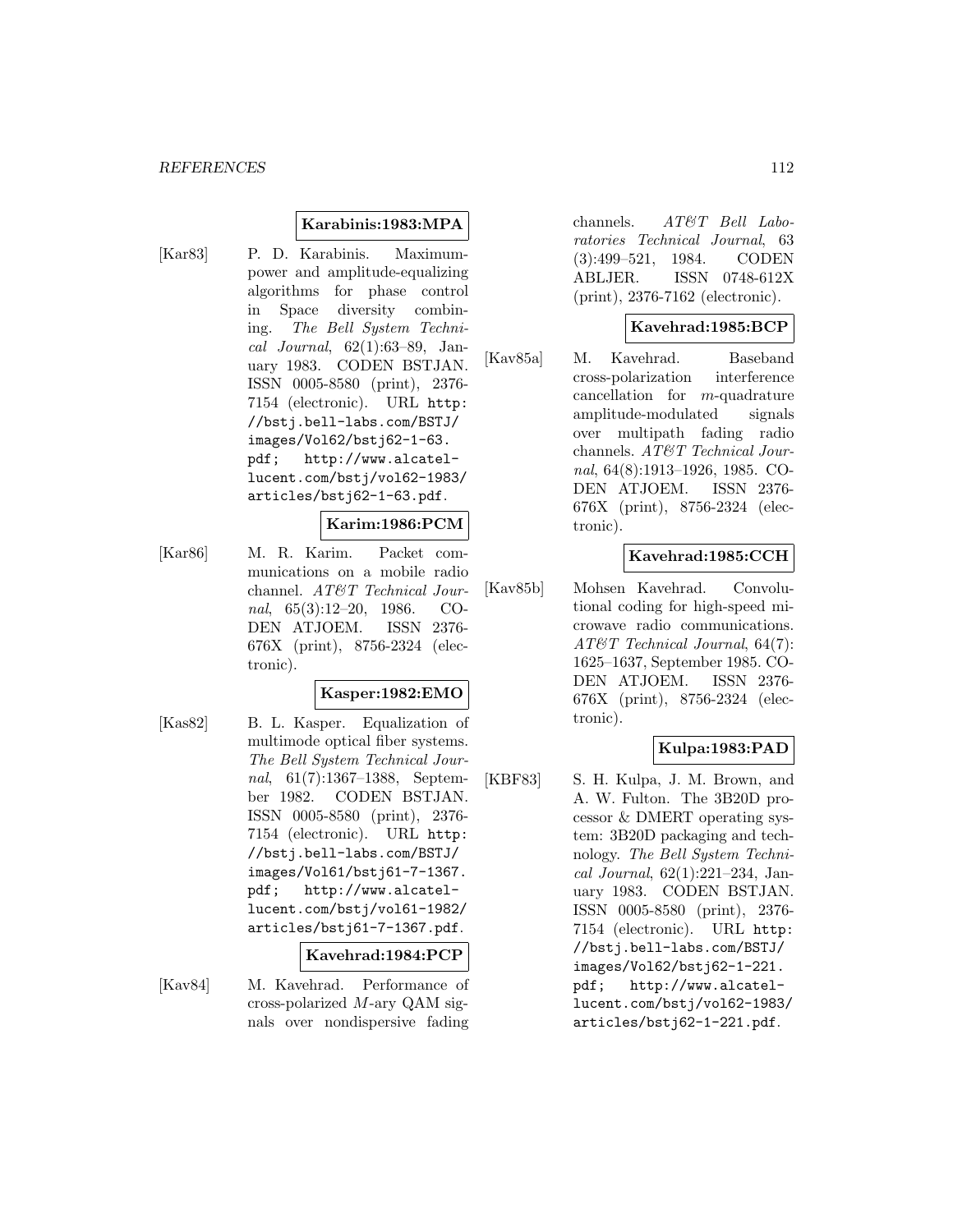**Karabinis:1983:MPA**

[Kar83] P. D. Karabinis. Maximum-power and amplitude-equalizing algorithms for phase control in Space diversity combining. *The Bell System Technical Journal*, 62(1):63–89, January 1983. CODEN BSTJAN. ISSN 0005-8580 (print), 2376-7154 (electronic). URL http://bstj.bell-labs.com/BSTJ/images/Vol62/bstj62-1-63.pdf; http://www.alcatel-lucent.com/bstj/vol62-1983/articles/bstj62-1-63.pdf.

**Karim:1986:PCM**

[Kar86] M. R. Karim. Packet communications on a mobile radio channel. *AT&T Technical Journal*, 65(3):12–20, 1986. CODEN ATJOEM. ISSN 2376-676X (print), 8756-2324 (electronic).

**Kasper:1982:EMO**

[Kas82] B. L. Kasper. Equalization of multimode optical fiber systems. *The Bell System Technical Journal*, 61(7):1367–1388, September 1982. CODEN BSTJAN. ISSN 0005-8580 (print), 2376-7154 (electronic). URL http://bstj.bell-labs.com/BSTJ/images/Vol61/bstj61-7-1367.pdf; http://www.alcatel-lucent.com/bstj/vol61-1982/articles/bstj61-7-1367.pdf.

**Kavehrad:1984:PCP**

[Kav84] M. Kavehrad. Performance of cross-polarized $M$-ary QAM signals over nondispersive fading channels. *AT&T Bell Laboratories Technical Journal*, 63(3):499–521, 1984. CODEN ABLJER. ISSN 0748-612X (print), 2376-7162 (electronic).

**Kavehrad:1985:BCP**

[Kav85a] M. Kavehrad. Baseband cross-polarization interference cancellation for $m$-quadrature amplitude-modulated signals over multipath fading radio channels. *AT&T Technical Journal*, 64(8):1913–1926, 1985. CODEN ATJOEM. ISSN 2376-676X (print), 8756-2324 (electronic).

**Kavehrad:1985:CCH**

[Kav85b] Mohsen Kavehrad. Convolutional coding for high-speed microwave radio communications. *AT&T Technical Journal*, 64(7):1625–1637, September 1985. CODEN ATJOEM. ISSN 2376-676X (print), 8756-2324 (electronic).

**Kulpa:1983:PAD**

[KBF83] S. H. Kulpa, J. M. Brown, and A. W. Fulton. The 3B20D processor & DMERT operating system: 3B20D packaging and technology. *The Bell System Technical Journal*, 62(1):221–234, January 1983. CODEN BSTJAN. ISSN 0005-8580 (print), 2376-7154 (electronic). URL http://bstj.bell-labs.com/BSTJ/images/Vol62/bstj62-1-221.pdf; http://www.alcatel-lucent.com/bstj/vol62-1983/articles/bstj62-1-221.pdf.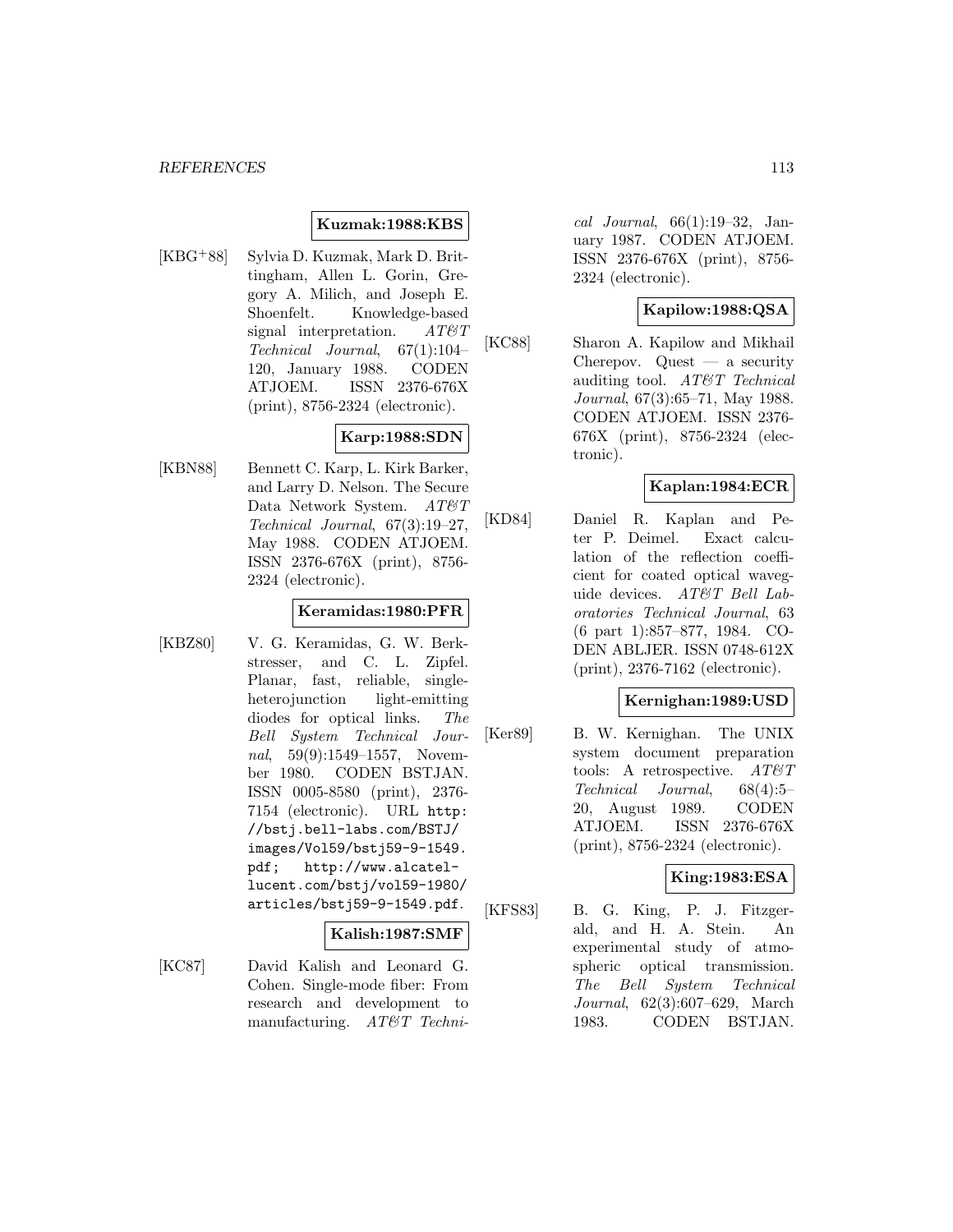**Kuzmak:1988:KBS**

[KBG+88] Sylvia D. Kuzmak, Mark D. Brittingham, Allen L. Gorin, Gregory A. Milich, and Joseph E. Shoenfelt. Knowledge-based signal interpretation. *AT&T Technical Journal*, 67(1):104–120, January 1988. CODEN ATJOEM. ISSN 2376-676X (print), 8756-2324 (electronic).

**Karp:1988:SDN**

[KBN88] Bennett C. Karp, L. Kirk Barker, and Larry D. Nelson. The Secure Data Network System. *AT&T Technical Journal*, 67(3):19–27, May 1988. CODEN ATJOEM. ISSN 2376-676X (print), 8756-2324 (electronic).

**Keramidas:1980:PFR**

[KBZ80] V. G. Keramidas, G. W. Berkstresser, and C. L. Zipfel. Planar, fast, reliable, single-heterojunction light-emitting diodes for optical links. *The Bell System Technical Journal*, 59(9):1549–1557, November 1980. CODEN BSTJAN. ISSN 0005-8580 (print), 2376-7154 (electronic). URL http://bstj.bell-labs.com/BSTJ/images/Vol59/bstj59-9-1549.pdf; http://www.alcatel-lucent.com/bstj/vol59-1980/articles/bstj59-9-1549.pdf.

**Kalish:1987:SMF**

[KC87] David Kalish and Leonard G. Cohen. Single-mode fiber: From research and development to manufacturing. *AT&T Technical Journal*, 66(1):19–32, January 1987. CODEN ATJOEM. ISSN 2376-676X (print), 8756-2324 (electronic).

**Kapilow:1988:QSA**

[KC88] Sharon A. Kapilow and Mikhail Cherepov. Quest — a security auditing tool. *AT&T Technical Journal*, 67(3):65–71, May 1988. CODEN ATJOEM. ISSN 2376-676X (print), 8756-2324 (electronic).

**Kaplan:1984:ECR**

[KD84] Daniel R. Kaplan and Peter P. Deimel. Exact calculation of the reflection coefficient for coated optical waveguide devices. *AT&T Bell Laboratories Technical Journal*, 63 (6 part 1):857–877, 1984. CODEN ABLJER. ISSN 0748-612X (print), 2376-7162 (electronic).

**Kernighan:1989:USD**

[Ker89] B. W. Kernighan. The UNIX system document preparation tools: A retrospective. *AT&T Technical Journal*, 68(4):5–20, August 1989. CODEN ATJOEM. ISSN 2376-676X (print), 8756-2324 (electronic).

**King:1983:ESA**

[KFS83] B. G. King, P. J. Fitzgerald, and H. A. Stein. An experimental study of atmospheric optical transmission. *The Bell System Technical Journal*, 62(3):607–629, March 1983. CODEN BSTJAN.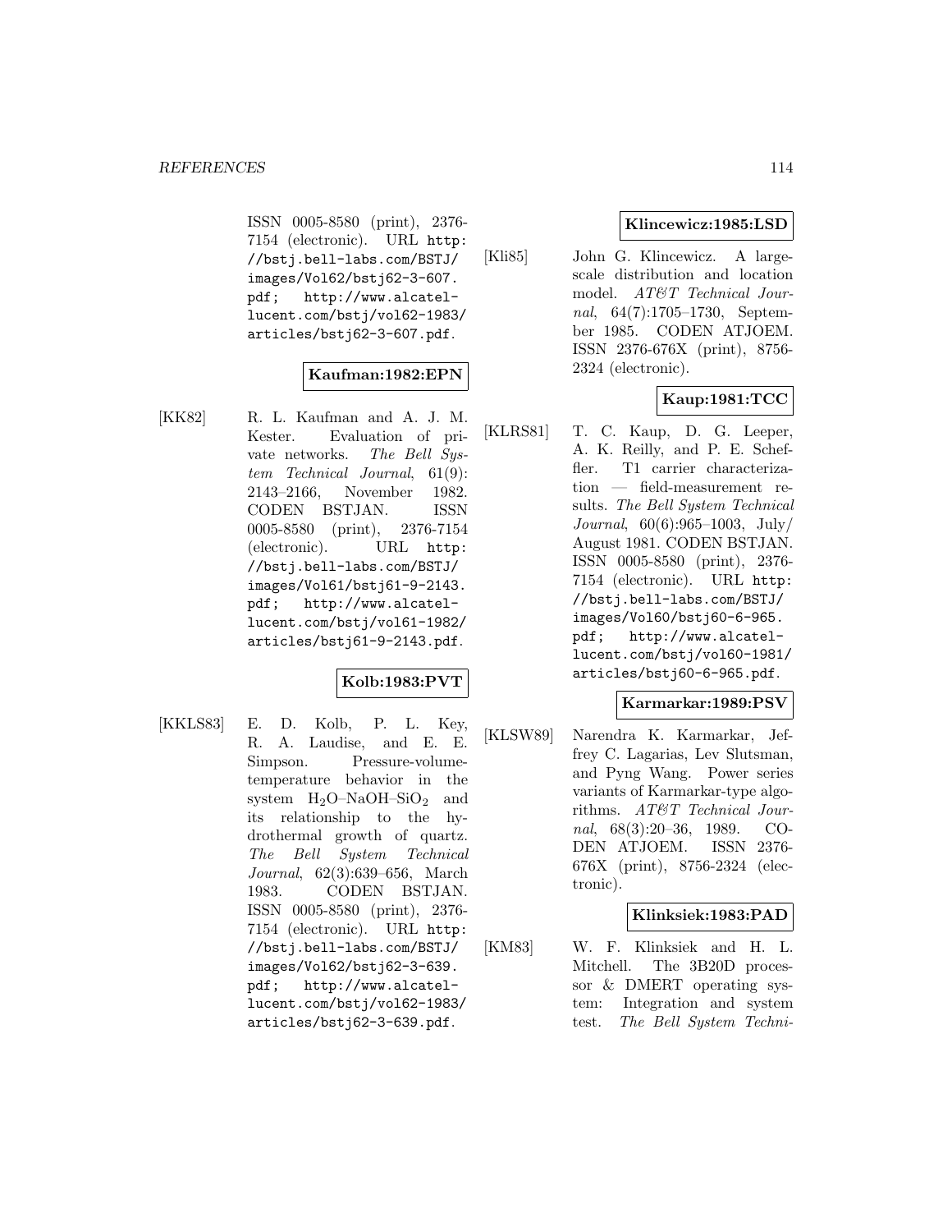ISSN 0005-8580 (print), 2376-7154 (electronic). URL http://bstj.bell-labs.com/BSTJ/images/Vol62/bstj62-3-607.pdf; http://www.alcatel-lucent.com/bstj/vol62-1983/articles/bstj62-3-607.pdf.

**Kaufman:1982:EPN**

[KK82] R. L. Kaufman and A. J. M. Kester. Evaluation of private networks. *The Bell System Technical Journal*, 61(9): 2143–2166, November 1982. CODEN BSTJAN. ISSN 0005-8580 (print), 2376-7154 (electronic). URL http://bstj.bell-labs.com/BSTJ/images/Vol61/bstj61-9-2143.pdf; http://www.alcatel-lucent.com/bstj/vol61-1982/articles/bstj61-9-2143.pdf.

**Kolb:1983:PVT**

[KKLS83] E. D. Kolb, P. L. Key, R. A. Laudise, and E. E. Simpson. Pressure-volume-temperature behavior in the system $H_2O$–NaOH–$SiO_2$ and its relationship to the hydrothermal growth of quartz. *The Bell System Technical Journal*, 62(3):639–656, March 1983. CODEN BSTJAN. ISSN 0005-8580 (print), 2376-7154 (electronic). URL http://bstj.bell-labs.com/BSTJ/images/Vol62/bstj62-3-639.pdf; http://www.alcatel-lucent.com/bstj/vol62-1983/articles/bstj62-3-639.pdf.

**Klincewicz:1985:LSD**

[Kli85] John G. Klincewicz. A large-scale distribution and location model. *AT&T Technical Journal*, 64(7):1705–1730, September 1985. CODEN ATJOEM. ISSN 2376-676X (print), 8756-2324 (electronic).

**Kaup:1981:TCC**

[KLRS81] T. C. Kaup, D. G. Leeper, A. K. Reilly, and P. E. Scheffler. T1 carrier characterization — field-measurement results. *The Bell System Technical Journal*, 60(6):965–1003, July/August 1981. CODEN BSTJAN. ISSN 0005-8580 (print), 2376-7154 (electronic). URL http://bstj.bell-labs.com/BSTJ/images/Vol60/bstj60-6-965.pdf; http://www.alcatel-lucent.com/bstj/vol60-1981/articles/bstj60-6-965.pdf.

**Karmarkar:1989:PSV**

[KLSW89] Narendra K. Karmarkar, Jeffrey C. Lagarias, Lev Slutsman, and Pyng Wang. Power series variants of Karmarkar-type algorithms. *AT&T Technical Journal*, 68(3):20–36, 1989. CODEN ATJOEM. ISSN 2376-676X (print), 8756-2324 (electronic).

**Klinksiek:1983:PAD**

[KM83] W. F. Klinksiek and H. L. Mitchell. The 3B20D processor & DMERT operating system: Integration and system test. *The Bell System Techni-*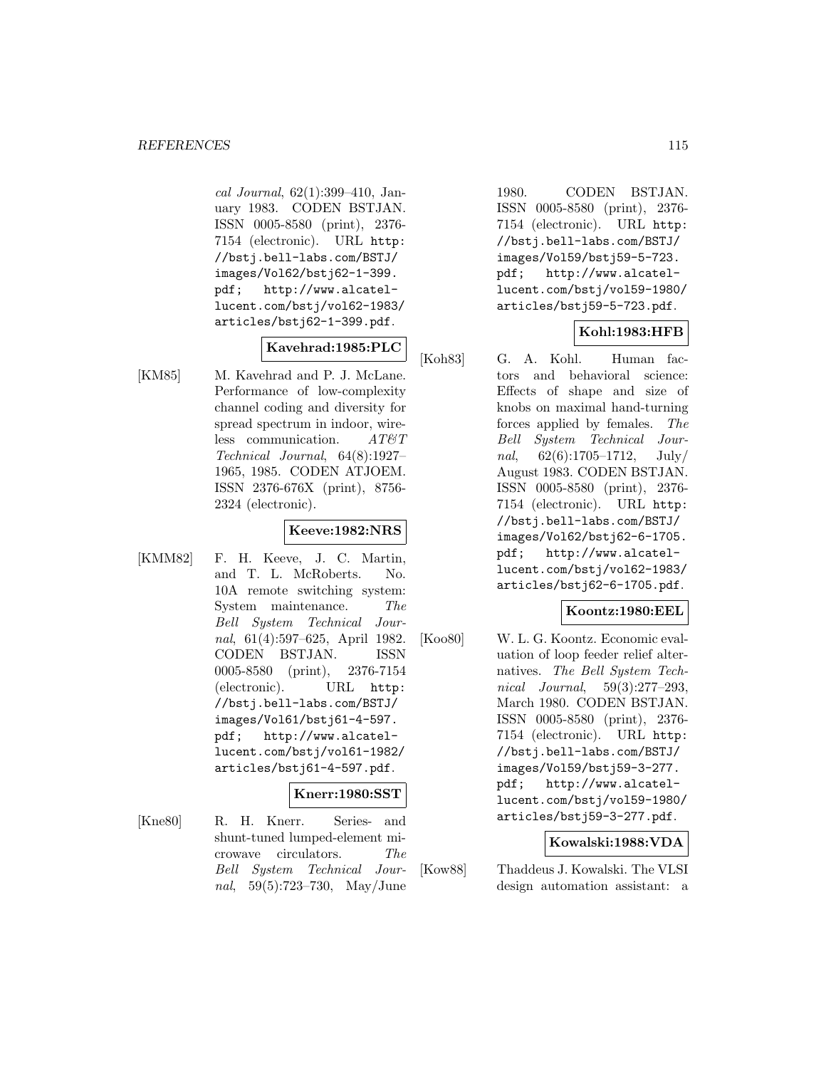*cal Journal*, 62(1):399–410, January 1983. CODEN BSTJAN. ISSN 0005-8580 (print), 2376-7154 (electronic). URL http://bstj.bell-labs.com/BSTJ/images/Vol62/bstj62-1-399.pdf; http://www.alcatel-lucent.com/bstj/vol62-1983/articles/bstj62-1-399.pdf.

**Kavehrad:1985:PLC**

[KM85] M. Kavehrad and P. J. McLane. Performance of low-complexity channel coding and diversity for spread spectrum in indoor, wireless communication. *AT&T Technical Journal*, 64(8):1927–1965, 1985. CODEN ATJOEM. ISSN 2376-676X (print), 8756-2324 (electronic).

**Keeve:1982:NRS**

[KMM82] F. H. Keeve, J. C. Martin, and T. L. McRoberts. No. 10A remote switching system: System maintenance. *The Bell System Technical Journal*, 61(4):597–625, April 1982. CODEN BSTJAN. ISSN 0005-8580 (print), 2376-7154 (electronic). URL http://bstj.bell-labs.com/BSTJ/images/Vol61/bstj61-4-597.pdf; http://www.alcatel-lucent.com/bstj/vol61-1982/articles/bstj61-4-597.pdf.

**Knerr:1980:SST**

[Kne80] R. H. Knerr. Series- and shunt-tuned lumped-element microwave circulators. *The Bell System Technical Journal*, 59(5):723–730, May/June 1980. CODEN BSTJAN. ISSN 0005-8580 (print), 2376-7154 (electronic). URL http://bstj.bell-labs.com/BSTJ/images/Vol59/bstj59-5-723.pdf; http://www.alcatel-lucent.com/bstj/vol59-1980/articles/bstj59-5-723.pdf.

**Kohl:1983:HFB**

[Koh83] G. A. Kohl. Human factors and behavioral science: Effects of shape and size of knobs on maximal hand-turning forces applied by females. *The Bell System Technical Journal*, 62(6):1705–1712, July/August 1983. CODEN BSTJAN. ISSN 0005-8580 (print), 2376-7154 (electronic). URL http://bstj.bell-labs.com/BSTJ/images/Vol62/bstj62-6-1705.pdf; http://www.alcatel-lucent.com/bstj/vol62-1983/articles/bstj62-6-1705.pdf.

**Koontz:1980:EEL**

[Koo80] W. L. G. Koontz. Economic evaluation of loop feeder relief alternatives. *The Bell System Technical Journal*, 59(3):277–293, March 1980. CODEN BSTJAN. ISSN 0005-8580 (print), 2376-7154 (electronic). URL http://bstj.bell-labs.com/BSTJ/images/Vol59/bstj59-3-277.pdf; http://www.alcatel-lucent.com/bstj/vol59-1980/articles/bstj59-3-277.pdf.

**Kowalski:1988:VDA**

[Kow88] Thaddeus J. Kowalski. The VLSI design automation assistant: a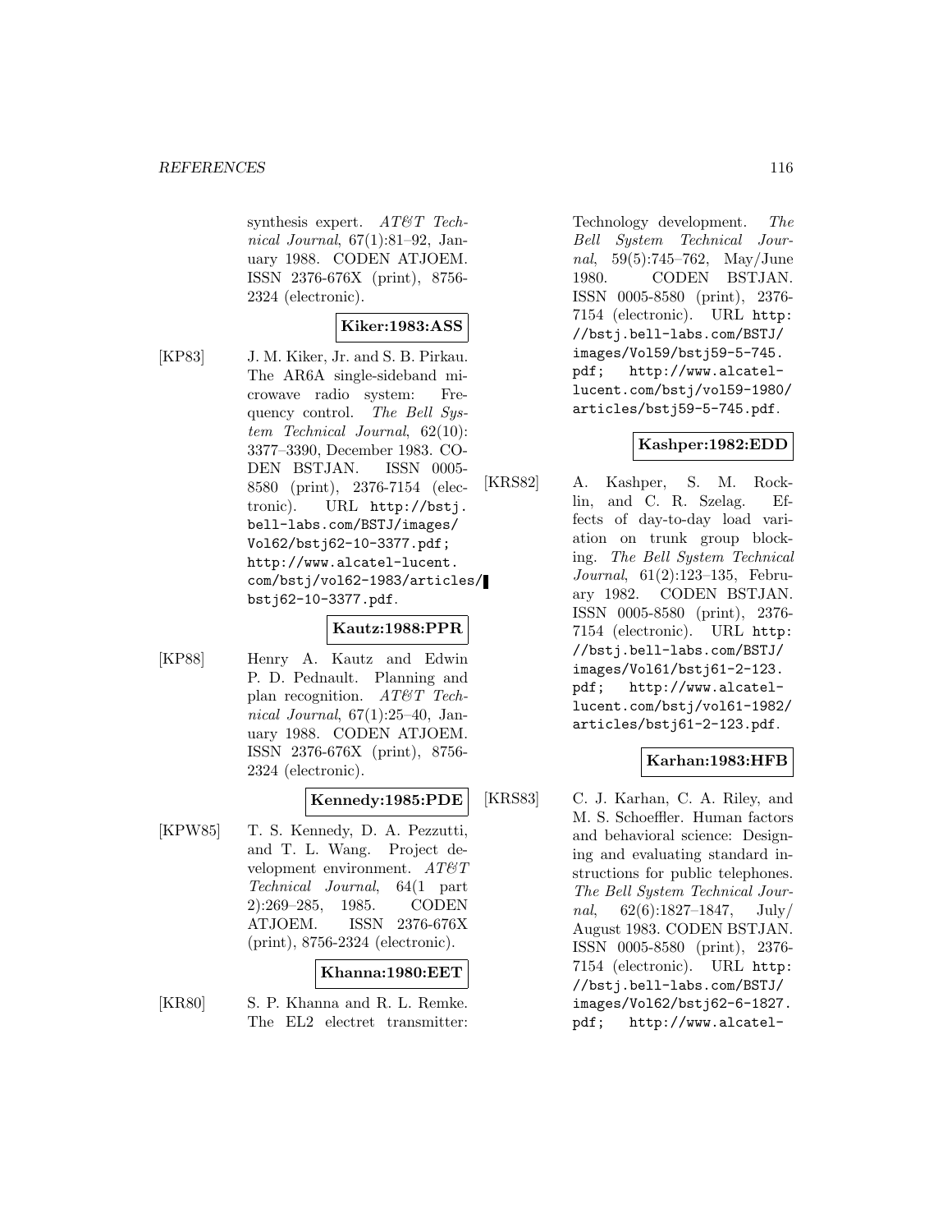synthesis expert. *AT&T Technical Journal*, 67(1):81–92, January 1988. CODEN ATJOEM. ISSN 2376-676X (print), 8756-2324 (electronic).

**Kiker:1983:ASS**

[KP83] J. M. Kiker, Jr. and S. B. Pirkau. The AR6A single-sideband microwave radio system: Frequency control. *The Bell System Technical Journal*, 62(10): 3377–3390, December 1983. CODEN BSTJAN. ISSN 0005-8580 (print), 2376-7154 (electronic). URL http://bstj.bell-labs.com/BSTJ/images/Vol62/bstj62-10-3377.pdf; http://www.alcatel-lucent.com/bstj/vol62-1983/articles/bstj62-10-3377.pdf.

**Kautz:1988:PPR**

[KP88] Henry A. Kautz and Edwin P. D. Pednault. Planning and plan recognition. *AT&T Technical Journal*, 67(1):25–40, January 1988. CODEN ATJOEM. ISSN 2376-676X (print), 8756-2324 (electronic).

**Kennedy:1985:PDE**

[KPW85] T. S. Kennedy, D. A. Pezzutti, and T. L. Wang. Project development environment. *AT&T Technical Journal*, 64(1 part 2):269–285, 1985. CODEN ATJOEM. ISSN 2376-676X (print), 8756-2324 (electronic).

**Khanna:1980:EET**

[KR80] S. P. Khanna and R. L. Remke. The EL2 electret transmitter: Technology development. *The Bell System Technical Journal*, 59(5):745–762, May/June 1980. CODEN BSTJAN. ISSN 0005-8580 (print), 2376-7154 (electronic). URL http://bstj.bell-labs.com/BSTJ/images/Vol59/bstj59-5-745.pdf; http://www.alcatel-lucent.com/bstj/vol59-1980/articles/bstj59-5-745.pdf.

**Kashper:1982:EDD**

[KRS82] A. Kashper, S. M. Rocklin, and C. R. Szelag. Effects of day-to-day load variation on trunk group blocking. *The Bell System Technical Journal*, 61(2):123–135, February 1982. CODEN BSTJAN. ISSN 0005-8580 (print), 2376-7154 (electronic). URL http://bstj.bell-labs.com/BSTJ/images/Vol61/bstj61-2-123.pdf; http://www.alcatel-lucent.com/bstj/vol61-1982/articles/bstj61-2-123.pdf.

**Karhan:1983:HFB**

[KRS83] C. J. Karhan, C. A. Riley, and M. S. Schoeffler. Human factors and behavioral science: Designing and evaluating standard instructions for public telephones. *The Bell System Technical Journal*, 62(6):1827–1847, July/August 1983. CODEN BSTJAN. ISSN 0005-8580 (print), 2376-7154 (electronic). URL http://bstj.bell-labs.com/BSTJ/images/Vol62/bstj62-6-1827.pdf; http://www.alcatel-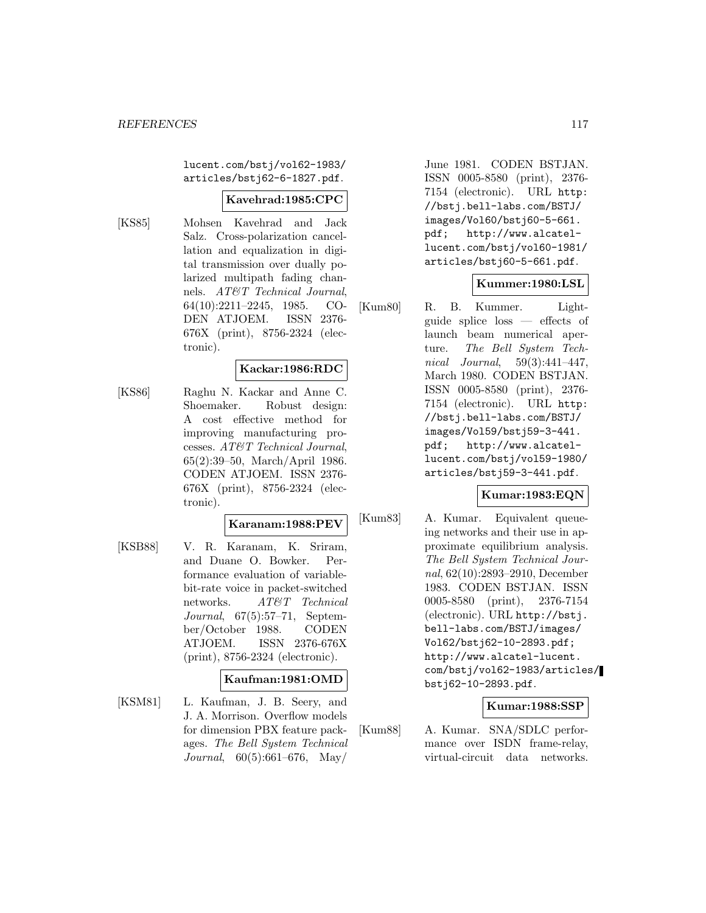lucent.com/bstj/vol62-1983/articles/bstj62-6-1827.pdf.

**Kavehrad:1985:CPC**

[KS85] Mohsen Kavehrad and Jack Salz. Cross-polarization cancellation and equalization in digital transmission over dually polarized multipath fading channels. *AT&T Technical Journal*, 64(10):2211–2245, 1985. CODEN ATJOEM. ISSN 2376-676X (print), 8756-2324 (electronic).

**Kackar:1986:RDC**

[KS86] Raghu N. Kackar and Anne C. Shoemaker. Robust design: A cost effective method for improving manufacturing processes. *AT&T Technical Journal*, 65(2):39–50, March/April 1986. CODEN ATJOEM. ISSN 2376-676X (print), 8756-2324 (electronic).

**Karanam:1988:PEV**

[KSB88] V. R. Karanam, K. Sriram, and Duane O. Bowker. Performance evaluation of variable-bit-rate voice in packet-switched networks. *AT&T Technical Journal*, 67(5):57–71, September/October 1988. CODEN ATJOEM. ISSN 2376-676X (print), 8756-2324 (electronic).

**Kaufman:1981:OMD**

[KSM81] L. Kaufman, J. B. Seery, and J. A. Morrison. Overflow models for dimension PBX feature packages. *The Bell System Technical Journal*, 60(5):661–676, May/June 1981. CODEN BSTJAN. ISSN 0005-8580 (print), 2376-7154 (electronic). URL http://bstj.bell-labs.com/BSTJ/images/Vol60/bstj60-5-661.pdf; http://www.alcatel-lucent.com/bstj/vol60-1981/articles/bstj60-5-661.pdf.

**Kummer:1980:LSL**

[Kum80] R. B. Kummer. Lightguide splice loss — effects of launch beam numerical aperture. *The Bell System Technical Journal*, 59(3):441–447, March 1980. CODEN BSTJAN. ISSN 0005-8580 (print), 2376-7154 (electronic). URL http://bstj.bell-labs.com/BSTJ/images/Vol59/bstj59-3-441.pdf; http://www.alcatel-lucent.com/bstj/vol59-1980/articles/bstj59-3-441.pdf.

**Kumar:1983:EQN**

[Kum83] A. Kumar. Equivalent queueing networks and their use in approximate equilibrium analysis. *The Bell System Technical Journal*, 62(10):2893–2910, December 1983. CODEN BSTJAN. ISSN 0005-8580 (print), 2376-7154 (electronic). URL http://bstj.bell-labs.com/BSTJ/images/Vol62/bstj62-10-2893.pdf; http://www.alcatel-lucent.com/bstj/vol62-1983/articles/bstj62-10-2893.pdf.

**Kumar:1988:SSP**

[Kum88] A. Kumar. SNA/SDLC performance over ISDN frame-relay, virtual-circuit data networks.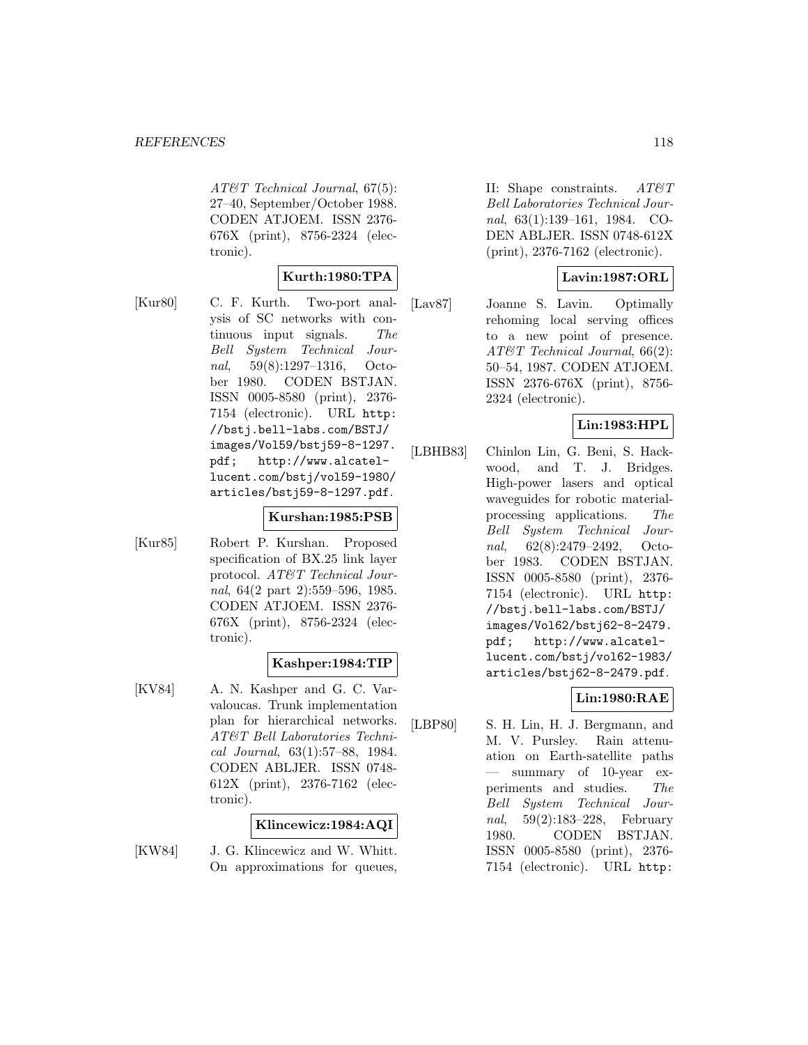*AT&T Technical Journal*, 67(5): 27–40, September/October 1988. CODEN ATJOEM. ISSN 2376-676X (print), 8756-2324 (electronic).

**Kurth:1980:TPA**

[Kur80] C. F. Kurth. Two-port analysis of SC networks with continuous input signals. *The Bell System Technical Journal*, 59(8):1297–1316, October 1980. CODEN BSTJAN. ISSN 0005-8580 (print), 2376-7154 (electronic). URL `http://bstj.bell-labs.com/BSTJ/images/Vol59/bstj59-8-1297.pdf; http://www.alcatel-lucent.com/bstj/vol59-1980/articles/bstj59-8-1297.pdf`.

**Kurshan:1985:PSB**

[Kur85] Robert P. Kurshan. Proposed specification of BX.25 link layer protocol. *AT&T Technical Journal*, 64(2 part 2):559–596, 1985. CODEN ATJOEM. ISSN 2376-676X (print), 8756-2324 (electronic).

**Kashper:1984:TIP**

[KV84] A. N. Kashper and G. C. Varvaloucas. Trunk implementation plan for hierarchical networks. *AT&T Bell Laboratories Technical Journal*, 63(1):57–88, 1984. CODEN ABLJER. ISSN 0748-612X (print), 2376-7162 (electronic).

**Klincewicz:1984:AQI**

[KW84] J. G. Klincewicz and W. Whitt. On approximations for queues, II: Shape constraints. *AT&T Bell Laboratories Technical Journal*, 63(1):139–161, 1984. CODEN ABLJER. ISSN 0748-612X (print), 2376-7162 (electronic).

**Lavin:1987:ORL**

[Lav87] Joanne S. Lavin. Optimally rehoming local serving offices to a new point of presence. *AT&T Technical Journal*, 66(2): 50–54, 1987. CODEN ATJOEM. ISSN 2376-676X (print), 8756-2324 (electronic).

**Lin:1983:HPL**

[LBHB83] Chinlon Lin, G. Beni, S. Hackwood, and T. J. Bridges. High-power lasers and optical waveguides for robotic material-processing applications. *The Bell System Technical Journal*, 62(8):2479–2492, October 1983. CODEN BSTJAN. ISSN 0005-8580 (print), 2376-7154 (electronic). URL `http://bstj.bell-labs.com/BSTJ/images/Vol62/bstj62-8-2479.pdf; http://www.alcatel-lucent.com/bstj/vol62-1983/articles/bstj62-8-2479.pdf`.

**Lin:1980:RAE**

[LBP80] S. H. Lin, H. J. Bergmann, and M. V. Pursley. Rain attenuation on Earth-satellite paths — summary of 10-year experiments and studies. *The Bell System Technical Journal*, 59(2):183–228, February 1980. CODEN BSTJAN. ISSN 0005-8580 (print), 2376-7154 (electronic). URL `http:`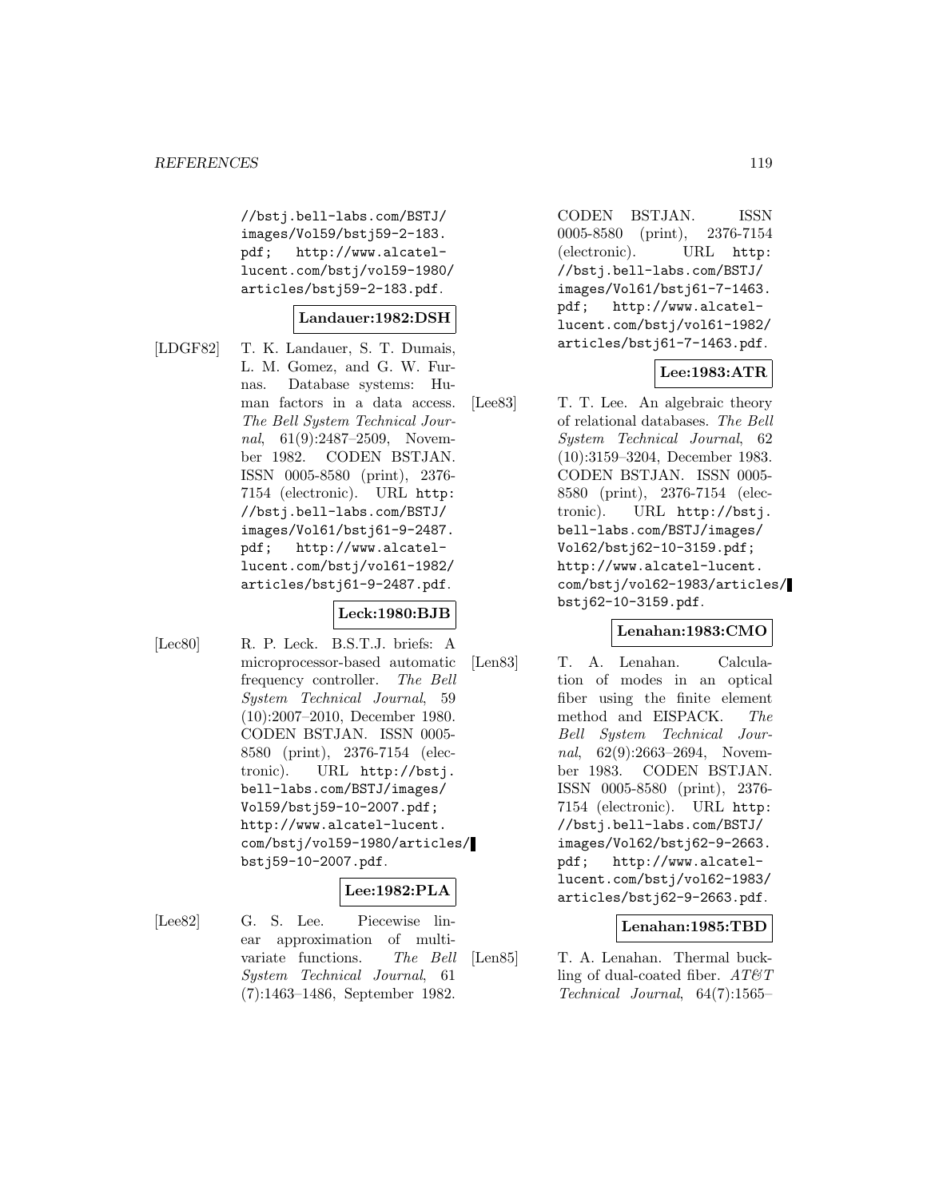//bstj.bell-labs.com/BSTJ/images/Vol59/bstj59-2-183.pdf; http://www.alcatel-lucent.com/bstj/vol59-1980/articles/bstj59-2-183.pdf.

**Landauer:1982:DSH**

[LDGF82] T. K. Landauer, S. T. Dumais, L. M. Gomez, and G. W. Furnas. Database systems: Human factors in a data access. *The Bell System Technical Journal*, 61(9):2487–2509, November 1982. CODEN BSTJAN. ISSN 0005-8580 (print), 2376-7154 (electronic). URL http://bstj.bell-labs.com/BSTJ/images/Vol61/bstj61-9-2487.pdf; http://www.alcatel-lucent.com/bstj/vol61-1982/articles/bstj61-9-2487.pdf.

**Leck:1980:BJB**

[Lec80] R. P. Leck. B.S.T.J. briefs: A microprocessor-based automatic frequency controller. *The Bell System Technical Journal*, 59 (10):2007–2010, December 1980. CODEN BSTJAN. ISSN 0005-8580 (print), 2376-7154 (electronic). URL http://bstj.bell-labs.com/BSTJ/images/Vol59/bstj59-10-2007.pdf; http://www.alcatel-lucent.com/bstj/vol59-1980/articles/bstj59-10-2007.pdf.

**Lee:1982:PLA**

[Lee82] G. S. Lee. Piecewise linear approximation of multivariate functions. *The Bell System Technical Journal*, 61 (7):1463–1486, September 1982. CODEN BSTJAN. ISSN 0005-8580 (print), 2376-7154 (electronic). URL http://bstj.bell-labs.com/BSTJ/images/Vol61/bstj61-7-1463.pdf; http://www.alcatel-lucent.com/bstj/vol61-1982/articles/bstj61-7-1463.pdf.

**Lee:1983:ATR**

[Lee83] T. T. Lee. An algebraic theory of relational databases. *The Bell System Technical Journal*, 62 (10):3159–3204, December 1983. CODEN BSTJAN. ISSN 0005-8580 (print), 2376-7154 (electronic). URL http://bstj.bell-labs.com/BSTJ/images/Vol62/bstj62-10-3159.pdf; http://www.alcatel-lucent.com/bstj/vol62-1983/articles/bstj62-10-3159.pdf.

**Lenahan:1983:CMO**

[Len83] T. A. Lenahan. Calculation of modes in an optical fiber using the finite element method and EISPACK. *The Bell System Technical Journal*, 62(9):2663–2694, November 1983. CODEN BSTJAN. ISSN 0005-8580 (print), 2376-7154 (electronic). URL http://bstj.bell-labs.com/BSTJ/images/Vol62/bstj62-9-2663.pdf; http://www.alcatel-lucent.com/bstj/vol62-1983/articles/bstj62-9-2663.pdf.

**Lenahan:1985:TBD**

[Len85] T. A. Lenahan. Thermal buckling of dual-coated fiber. *AT&T Technical Journal*, 64(7):1565–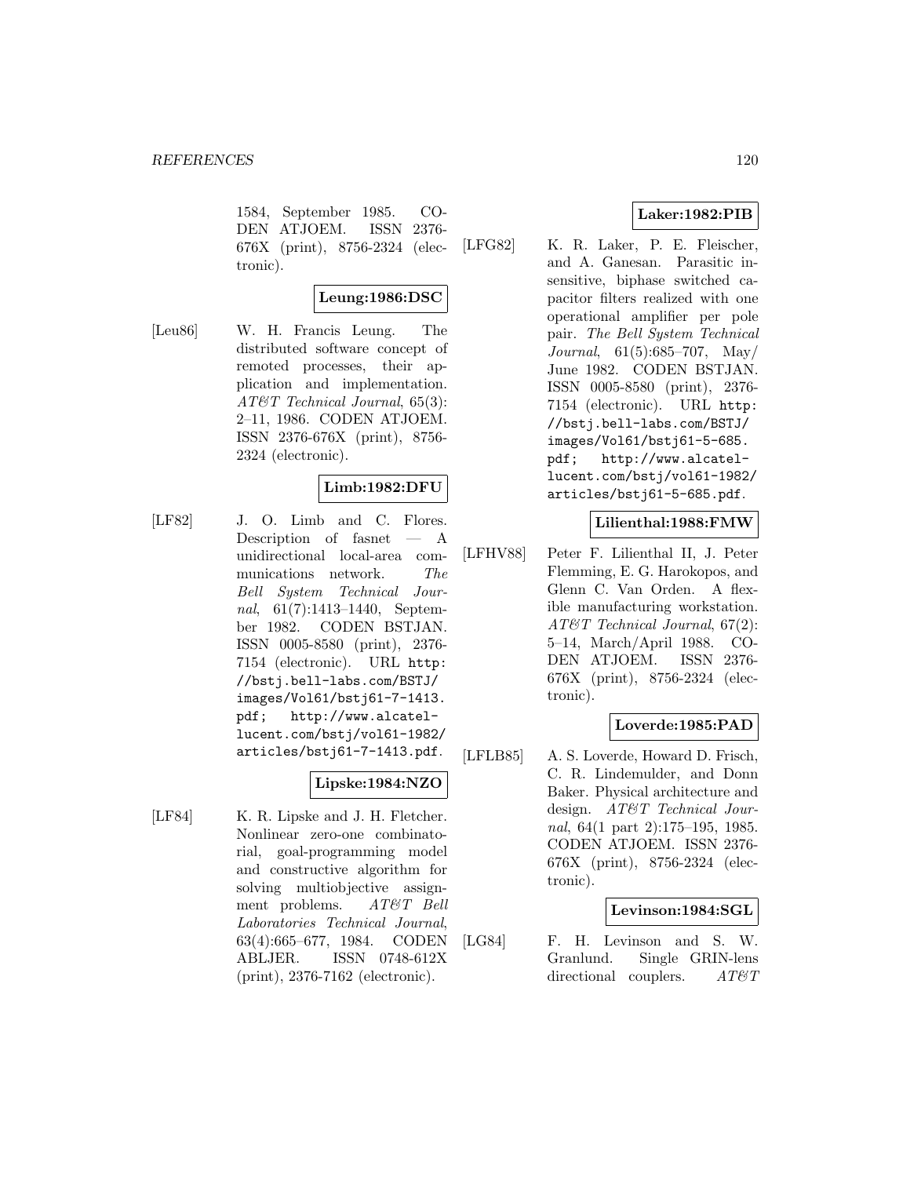1584, September 1985. CODEN ATJOEM. ISSN 2376-676X (print), 8756-2324 (electronic).

**Leung:1986:DSC**

[Leu86] W. H. Francis Leung. The distributed software concept of remoted processes, their application and implementation. *AT&T Technical Journal*, 65(3): 2–11, 1986. CODEN ATJOEM. ISSN 2376-676X (print), 8756-2324 (electronic).

**Limb:1982:DFU**

[LF82] J. O. Limb and C. Flores. Description of fasnet — A unidirectional local-area communications network. *The Bell System Technical Journal*, 61(7):1413–1440, September 1982. CODEN BSTJAN. ISSN 0005-8580 (print), 2376-7154 (electronic). URL http://bstj.bell-labs.com/BSTJ/images/Vol61/bstj61-7-1413.pdf; http://www.alcatel-lucent.com/bstj/vol61-1982/articles/bstj61-7-1413.pdf.

**Lipske:1984:NZO**

[LF84] K. R. Lipske and J. H. Fletcher. Nonlinear zero-one combinatorial, goal-programming model and constructive algorithm for solving multiobjective assignment problems. *AT&T Bell Laboratories Technical Journal*, 63(4):665–677, 1984. CODEN ABLJER. ISSN 0748-612X (print), 2376-7162 (electronic).

**Laker:1982:PIB**

[LFG82] K. R. Laker, P. E. Fleischer, and A. Ganesan. Parasitic insensitive, biphase switched capacitor filters realized with one operational amplifier per pole pair. *The Bell System Technical Journal*, 61(5):685–707, May/June 1982. CODEN BSTJAN. ISSN 0005-8580 (print), 2376-7154 (electronic). URL http://bstj.bell-labs.com/BSTJ/images/Vol61/bstj61-5-685.pdf; http://www.alcatel-lucent.com/bstj/vol61-1982/articles/bstj61-5-685.pdf.

**Lilienthal:1988:FMW**

[LFHV88] Peter F. Lilienthal II, J. Peter Flemming, E. G. Harokopos, and Glenn C. Van Orden. A flexible manufacturing workstation. *AT&T Technical Journal*, 67(2): 5–14, March/April 1988. CODEN ATJOEM. ISSN 2376-676X (print), 8756-2324 (electronic).

**Loverde:1985:PAD**

[LFLB85] A. S. Loverde, Howard D. Frisch, C. R. Lindemulder, and Donn Baker. Physical architecture and design. *AT&T Technical Journal*, 64(1 part 2):175–195, 1985. CODEN ATJOEM. ISSN 2376-676X (print), 8756-2324 (electronic).

**Levinson:1984:SGL**

[LG84] F. H. Levinson and S. W. Granlund. Single GRIN-lens directional couplers. *AT&T*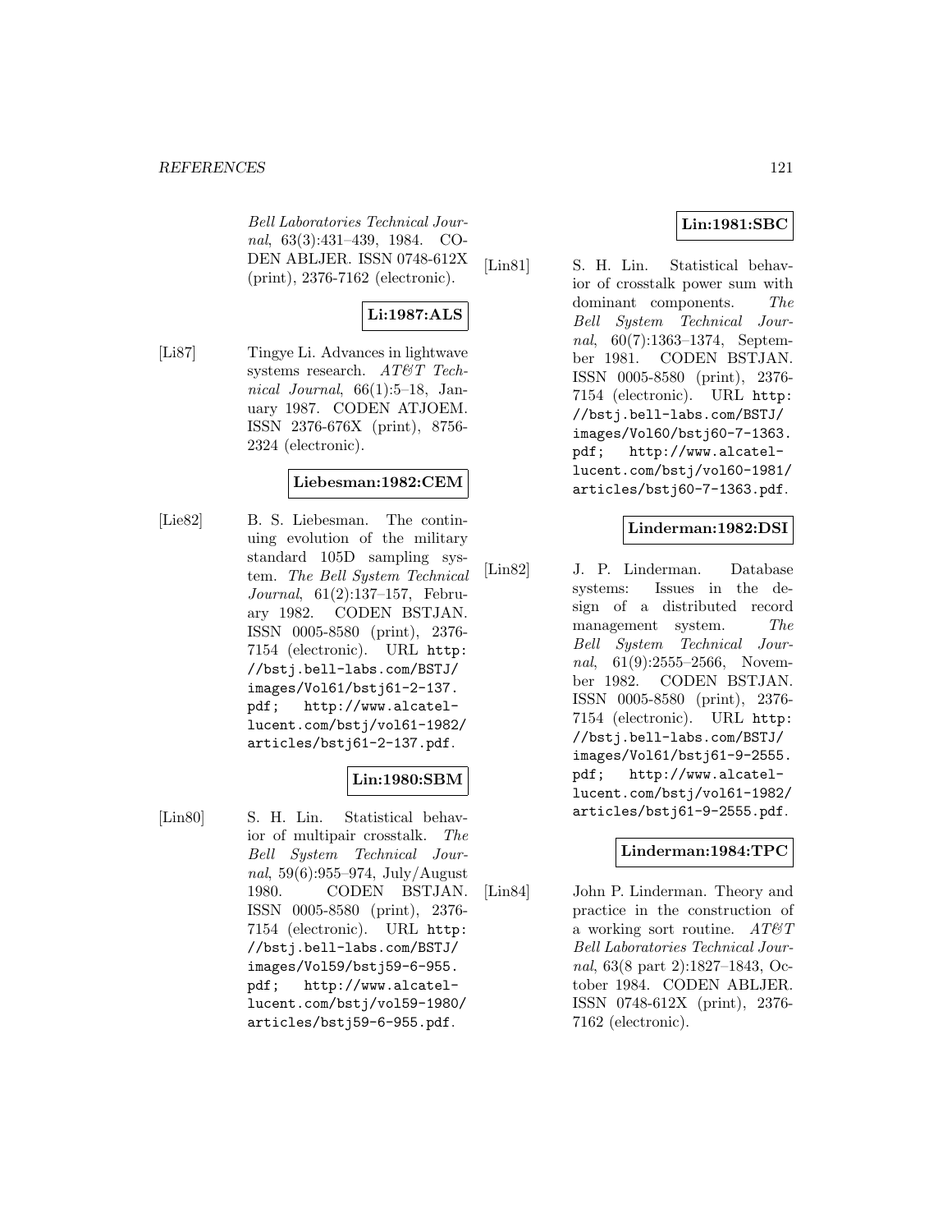*Bell Laboratories Technical Journal*, 63(3):431–439, 1984. CODEN ABLJER. ISSN 0748-612X (print), 2376-7162 (electronic).

**Li:1987:ALS**

[Li87] Tingye Li. Advances in lightwave systems research. *AT&T Technical Journal*, 66(1):5–18, January 1987. CODEN ATJOEM. ISSN 2376-676X (print), 8756-2324 (electronic).

**Liebesman:1982:CEM**

[Lie82] B. S. Liebesman. The continuing evolution of the military standard 105D sampling system. *The Bell System Technical Journal*, 61(2):137–157, February 1982. CODEN BSTJAN. ISSN 0005-8580 (print), 2376-7154 (electronic). URL `http://bstj.bell-labs.com/BSTJ/images/Vol61/bstj61-2-137.pdf`; `http://www.alcatel-lucent.com/bstj/vol61-1982/articles/bstj61-2-137.pdf`.

**Lin:1980:SBM**

[Lin80] S. H. Lin. Statistical behavior of multipair crosstalk. *The Bell System Technical Journal*, 59(6):955–974, July/August 1980. CODEN BSTJAN. ISSN 0005-8580 (print), 2376-7154 (electronic). URL `http://bstj.bell-labs.com/BSTJ/images/Vol59/bstj59-6-955.pdf`; `http://www.alcatel-lucent.com/bstj/vol59-1980/articles/bstj59-6-955.pdf`.

**Lin:1981:SBC**

[Lin81] S. H. Lin. Statistical behavior of crosstalk power sum with dominant components. *The Bell System Technical Journal*, 60(7):1363–1374, September 1981. CODEN BSTJAN. ISSN 0005-8580 (print), 2376-7154 (electronic). URL `http://bstj.bell-labs.com/BSTJ/images/Vol60/bstj60-7-1363.pdf`; `http://www.alcatel-lucent.com/bstj/vol60-1981/articles/bstj60-7-1363.pdf`.

**Linderman:1982:DSI**

[Lin82] J. P. Linderman. Database systems: Issues in the design of a distributed record management system. *The Bell System Technical Journal*, 61(9):2555–2566, November 1982. CODEN BSTJAN. ISSN 0005-8580 (print), 2376-7154 (electronic). URL `http://bstj.bell-labs.com/BSTJ/images/Vol61/bstj61-9-2555.pdf`; `http://www.alcatel-lucent.com/bstj/vol61-1982/articles/bstj61-9-2555.pdf`.

**Linderman:1984:TPC**

[Lin84] John P. Linderman. Theory and practice in the construction of a working sort routine. *AT&T Bell Laboratories Technical Journal*, 63(8 part 2):1827–1843, October 1984. CODEN ABLJER. ISSN 0748-612X (print), 2376-7162 (electronic).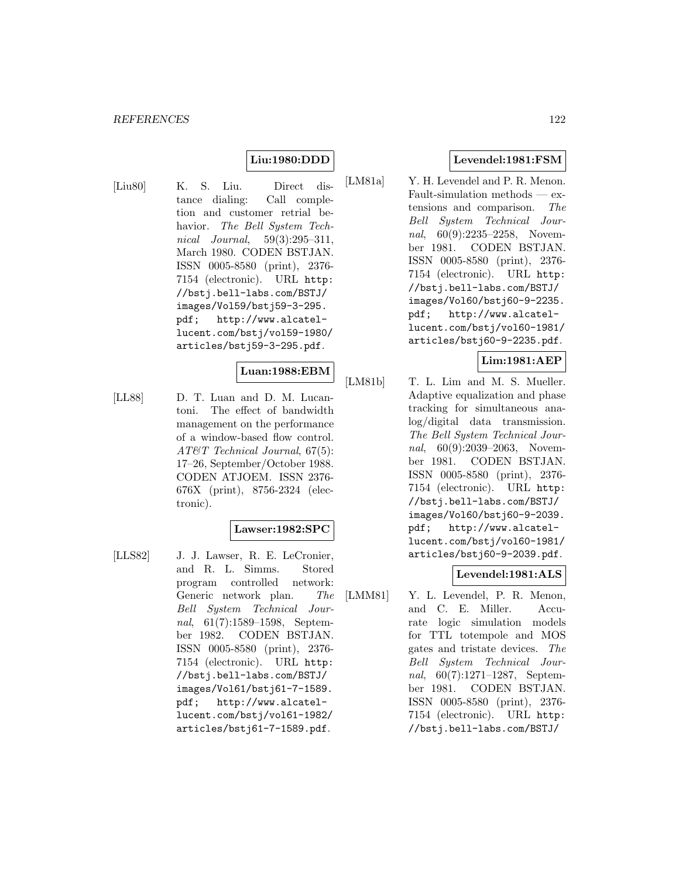**Liu:1980:DDD**

[Liu80] K. S. Liu. Direct distance dialing: Call completion and customer retrial behavior. *The Bell System Technical Journal*, 59(3):295–311, March 1980. CODEN BSTJAN. ISSN 0005-8580 (print), 2376-7154 (electronic). URL http://bstj.bell-labs.com/BSTJ/images/Vol59/bstj59-3-295.pdf; http://www.alcatel-lucent.com/bstj/vol59-1980/articles/bstj59-3-295.pdf.

**Luan:1988:EBM**

[LL88] D. T. Luan and D. M. Lucantoni. The effect of bandwidth management on the performance of a window-based flow control. *AT&T Technical Journal*, 67(5): 17–26, September/October 1988. CODEN ATJOEM. ISSN 2376-676X (print), 8756-2324 (electronic).

**Lawser:1982:SPC**

[LLS82] J. J. Lawser, R. E. LeCronier, and R. L. Simms. Stored program controlled network: Generic network plan. *The Bell System Technical Journal*, 61(7):1589–1598, September 1982. CODEN BSTJAN. ISSN 0005-8580 (print), 2376-7154 (electronic). URL http://bstj.bell-labs.com/BSTJ/images/Vol61/bstj61-7-1589.pdf; http://www.alcatel-lucent.com/bstj/vol61-1982/articles/bstj61-7-1589.pdf.

**Levendel:1981:FSM**

[LM81a] Y. H. Levendel and P. R. Menon. Fault-simulation methods — extensions and comparison. *The Bell System Technical Journal*, 60(9):2235–2258, November 1981. CODEN BSTJAN. ISSN 0005-8580 (print), 2376-7154 (electronic). URL http://bstj.bell-labs.com/BSTJ/images/Vol60/bstj60-9-2235.pdf; http://www.alcatel-lucent.com/bstj/vol60-1981/articles/bstj60-9-2235.pdf.

**Lim:1981:AEP**

[LM81b] T. L. Lim and M. S. Mueller. Adaptive equalization and phase tracking for simultaneous analog/digital data transmission. *The Bell System Technical Journal*, 60(9):2039–2063, November 1981. CODEN BSTJAN. ISSN 0005-8580 (print), 2376-7154 (electronic). URL http://bstj.bell-labs.com/BSTJ/images/Vol60/bstj60-9-2039.pdf; http://www.alcatel-lucent.com/bstj/vol60-1981/articles/bstj60-9-2039.pdf.

**Levendel:1981:ALS**

[LMM81] Y. L. Levendel, P. R. Menon, and C. E. Miller. Accurate logic simulation models for TTL totempole and MOS gates and tristate devices. *The Bell System Technical Journal*, 60(7):1271–1287, September 1981. CODEN BSTJAN. ISSN 0005-8580 (print), 2376-7154 (electronic). URL http://bstj.bell-labs.com/BSTJ/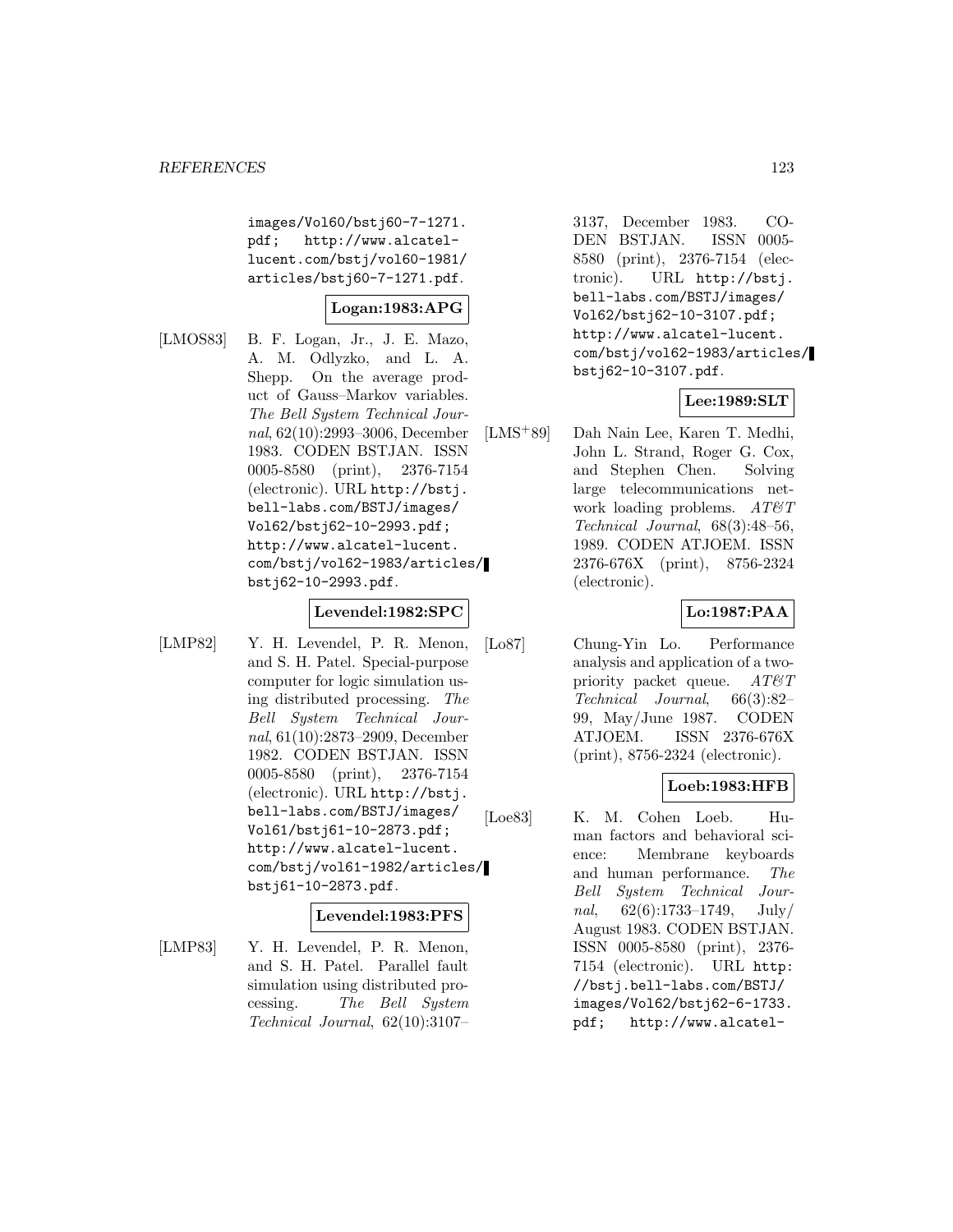images/Vol60/bstj60-7-1271.pdf; http://www.alcatel-lucent.com/bstj/vol60-1981/articles/bstj60-7-1271.pdf.

**Logan:1983:APG**

[LMOS83] B. F. Logan, Jr., J. E. Mazo, A. M. Odlyzko, and L. A. Shepp. On the average product of Gauss–Markov variables. *The Bell System Technical Journal*, 62(10):2993–3006, December 1983. CODEN BSTJAN. ISSN 0005-8580 (print), 2376-7154 (electronic). URL http://bstj.bell-labs.com/BSTJ/images/Vol62/bstj62-10-2993.pdf; http://www.alcatel-lucent.com/bstj/vol62-1983/articles/bstj62-10-2993.pdf.

**Levendel:1982:SPC**

[LMP82] Y. H. Levendel, P. R. Menon, and S. H. Patel. Special-purpose computer for logic simulation using distributed processing. *The Bell System Technical Journal*, 61(10):2873–2909, December 1982. CODEN BSTJAN. ISSN 0005-8580 (print), 2376-7154 (electronic). URL http://bstj.bell-labs.com/BSTJ/images/Vol61/bstj61-10-2873.pdf; http://www.alcatel-lucent.com/bstj/vol61-1982/articles/bstj61-10-2873.pdf.

**Levendel:1983:PFS**

[LMP83] Y. H. Levendel, P. R. Menon, and S. H. Patel. Parallel fault simulation using distributed processing. *The Bell System Technical Journal*, 62(10):3107–3137, December 1983. CODEN BSTJAN. ISSN 0005-8580 (print), 2376-7154 (electronic). URL http://bstj.bell-labs.com/BSTJ/images/Vol62/bstj62-10-3107.pdf; http://www.alcatel-lucent.com/bstj/vol62-1983/articles/bstj62-10-3107.pdf.

**Lee:1989:SLT**

[LMS+89] Dah Nain Lee, Karen T. Medhi, John L. Strand, Roger G. Cox, and Stephen Chen. Solving large telecommunications network loading problems. *AT&T Technical Journal*, 68(3):48–56, 1989. CODEN ATJOEM. ISSN 2376-676X (print), 8756-2324 (electronic).

**Lo:1987:PAA**

[Lo87] Chung-Yin Lo. Performance analysis and application of a two-priority packet queue. *AT&T Technical Journal*, 66(3):82–99, May/June 1987. CODEN ATJOEM. ISSN 2376-676X (print), 8756-2324 (electronic).

**Loeb:1983:HFB**

[Loe83] K. M. Cohen Loeb. Human factors and behavioral science: Membrane keyboards and human performance. *The Bell System Technical Journal*, 62(6):1733–1749, July/August 1983. CODEN BSTJAN. ISSN 0005-8580 (print), 2376-7154 (electronic). URL http://bstj.bell-labs.com/BSTJ/images/Vol62/bstj62-6-1733.pdf; http://www.alcatel-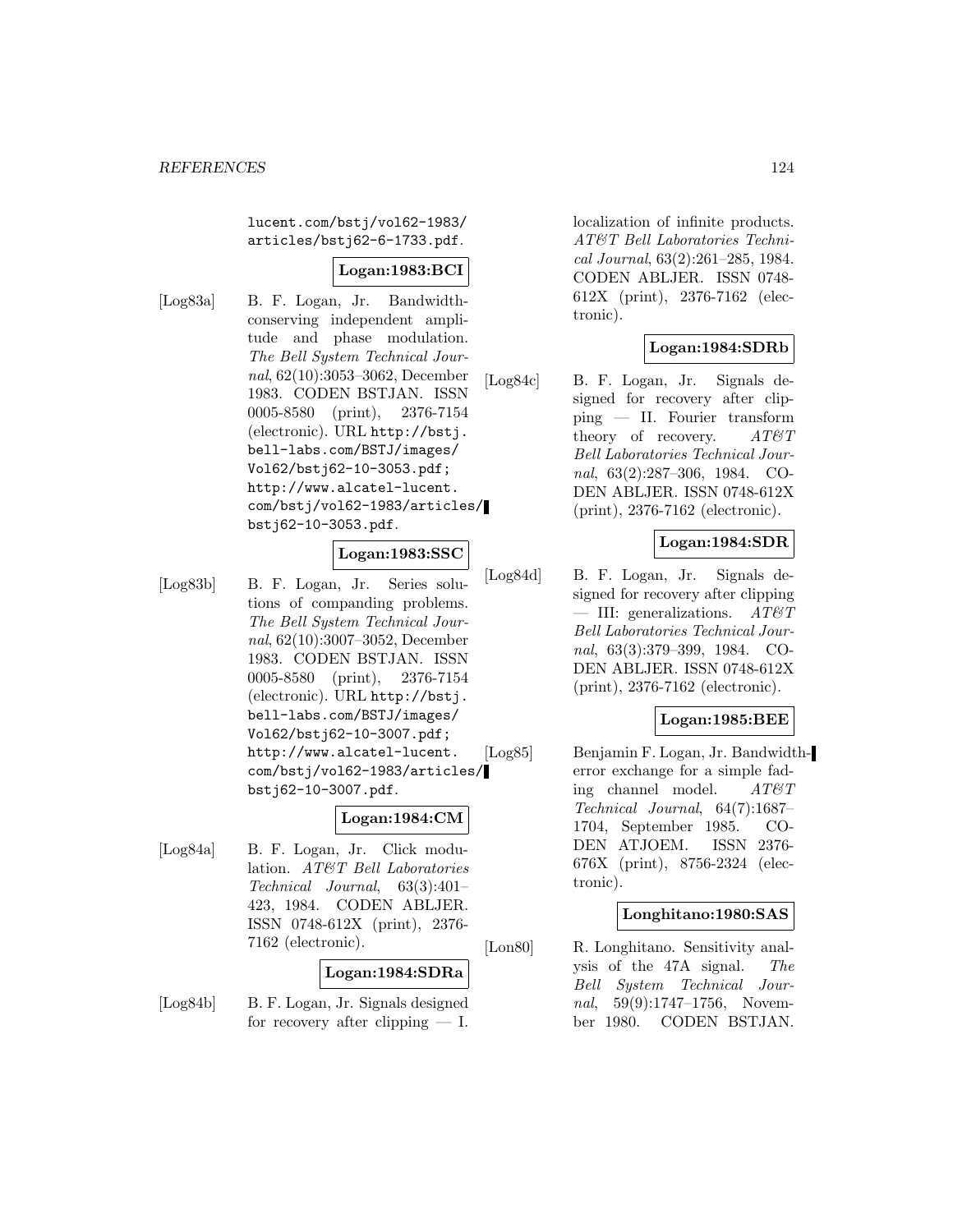lucent.com/bstj/vol62-1983/articles/bstj62-6-1733.pdf.

**Logan:1983:BCI**

[Log83a] B. F. Logan, Jr. Bandwidth-conserving independent amplitude and phase modulation. *The Bell System Technical Journal*, 62(10):3053–3062, December 1983. CODEN BSTJAN. ISSN 0005-8580 (print), 2376-7154 (electronic). URL http://bstj.bell-labs.com/BSTJ/images/Vol62/bstj62-10-3053.pdf; http://www.alcatel-lucent.com/bstj/vol62-1983/articles/bstj62-10-3053.pdf.

**Logan:1983:SSC**

[Log83b] B. F. Logan, Jr. Series solutions of companding problems. *The Bell System Technical Journal*, 62(10):3007–3052, December 1983. CODEN BSTJAN. ISSN 0005-8580 (print), 2376-7154 (electronic). URL http://bstj.bell-labs.com/BSTJ/images/Vol62/bstj62-10-3007.pdf; http://www.alcatel-lucent.com/bstj/vol62-1983/articles/bstj62-10-3007.pdf.

**Logan:1984:CM**

[Log84a] B. F. Logan, Jr. Click modulation. *AT&T Bell Laboratories Technical Journal*, 63(3):401–423, 1984. CODEN ABLJER. ISSN 0748-612X (print), 2376-7162 (electronic).

**Logan:1984:SDRa**

[Log84b] B. F. Logan, Jr. Signals designed for recovery after clipping — I. localization of infinite products. *AT&T Bell Laboratories Technical Journal*, 63(2):261–285, 1984. CODEN ABLJER. ISSN 0748-612X (print), 2376-7162 (electronic).

**Logan:1984:SDRb**

[Log84c] B. F. Logan, Jr. Signals designed for recovery after clipping — II. Fourier transform theory of recovery. *AT&T Bell Laboratories Technical Journal*, 63(2):287–306, 1984. CODEN ABLJER. ISSN 0748-612X (print), 2376-7162 (electronic).

**Logan:1984:SDR**

[Log84d] B. F. Logan, Jr. Signals designed for recovery after clipping — III: generalizations. *AT&T Bell Laboratories Technical Journal*, 63(3):379–399, 1984. CODEN ABLJER. ISSN 0748-612X (print), 2376-7162 (electronic).

**Logan:1985:BEE**

[Log85] Benjamin F. Logan, Jr. Bandwidth-error exchange for a simple fading channel model. *AT&T Technical Journal*, 64(7):1687–1704, September 1985. CODEN ATJOEM. ISSN 2376-676X (print), 8756-2324 (electronic).

**Longhitano:1980:SAS**

[Lon80] R. Longhitano. Sensitivity analysis of the 47A signal. *The Bell System Technical Journal*, 59(9):1747–1756, November 1980. CODEN BSTJAN.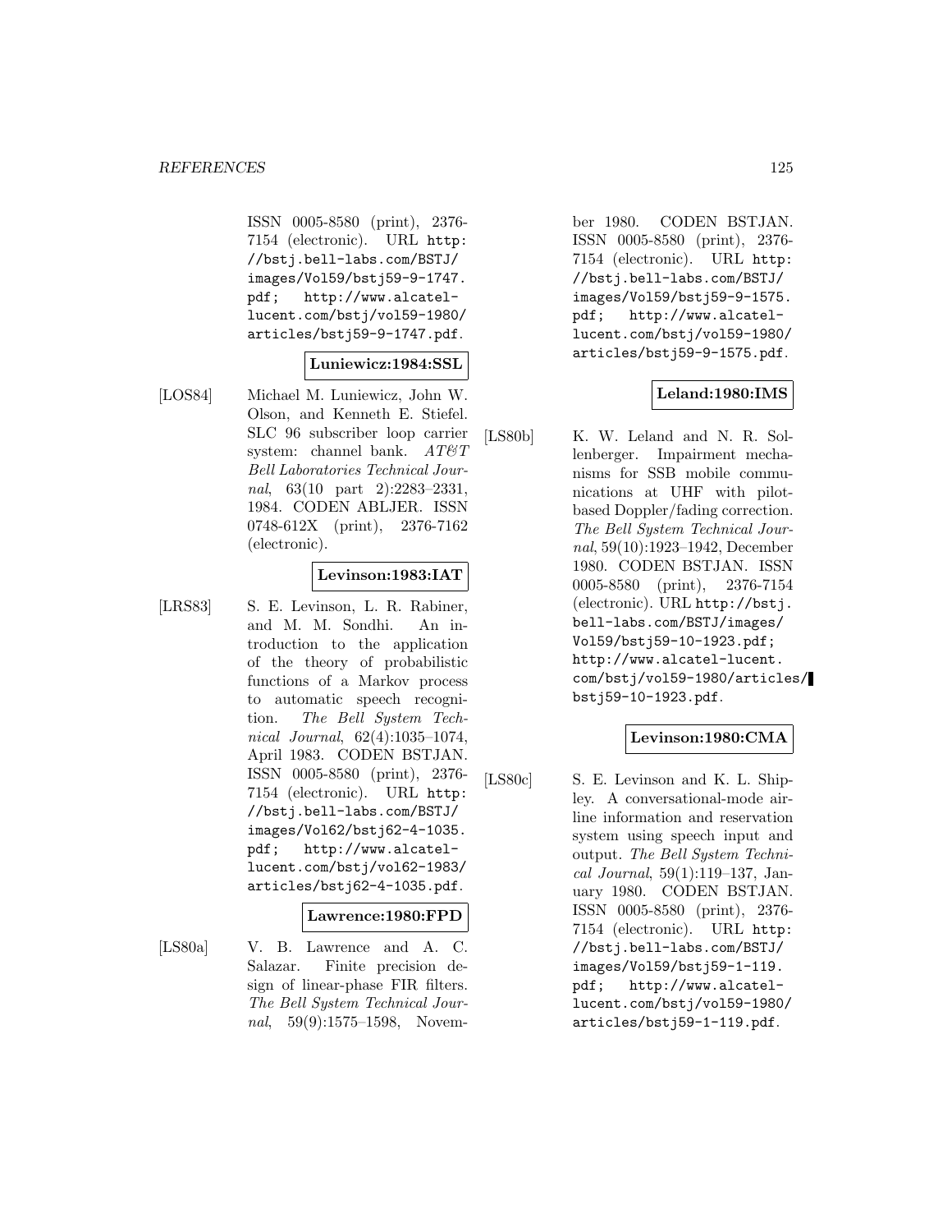ISSN 0005-8580 (print), 2376-7154 (electronic). URL http://bstj.bell-labs.com/BSTJ/images/Vol59/bstj59-9-1747.pdf; http://www.alcatel-lucent.com/bstj/vol59-1980/articles/bstj59-9-1747.pdf.

**Luniewicz:1984:SSL**

[LOS84] Michael M. Luniewicz, John W. Olson, and Kenneth E. Stiefel. SLC 96 subscriber loop carrier system: channel bank. *AT&T Bell Laboratories Technical Journal*, 63(10 part 2):2283–2331, 1984. CODEN ABLJER. ISSN 0748-612X (print), 2376-7162 (electronic).

**Levinson:1983:IAT**

[LRS83] S. E. Levinson, L. R. Rabiner, and M. M. Sondhi. An introduction to the application of the theory of probabilistic functions of a Markov process to automatic speech recognition. *The Bell System Technical Journal*, 62(4):1035–1074, April 1983. CODEN BSTJAN. ISSN 0005-8580 (print), 2376-7154 (electronic). URL http://bstj.bell-labs.com/BSTJ/images/Vol62/bstj62-4-1035.pdf; http://www.alcatel-lucent.com/bstj/vol62-1983/articles/bstj62-4-1035.pdf.

**Lawrence:1980:FPD**

[LS80a] V. B. Lawrence and A. C. Salazar. Finite precision design of linear-phase FIR filters. *The Bell System Technical Journal*, 59(9):1575–1598, November 1980. CODEN BSTJAN. ISSN 0005-8580 (print), 2376-7154 (electronic). URL http://bstj.bell-labs.com/BSTJ/images/Vol59/bstj59-9-1575.pdf; http://www.alcatel-lucent.com/bstj/vol59-1980/articles/bstj59-9-1575.pdf.

**Leland:1980:IMS**

[LS80b] K. W. Leland and N. R. Sollenberger. Impairment mechanisms for SSB mobile communications at UHF with pilot-based Doppler/fading correction. *The Bell System Technical Journal*, 59(10):1923–1942, December 1980. CODEN BSTJAN. ISSN 0005-8580 (print), 2376-7154 (electronic). URL http://bstj.bell-labs.com/BSTJ/images/Vol59/bstj59-10-1923.pdf; http://www.alcatel-lucent.com/bstj/vol59-1980/articles/bstj59-10-1923.pdf.

**Levinson:1980:CMA**

[LS80c] S. E. Levinson and K. L. Shipley. A conversational-mode airline information and reservation system using speech input and output. *The Bell System Technical Journal*, 59(1):119–137, January 1980. CODEN BSTJAN. ISSN 0005-8580 (print), 2376-7154 (electronic). URL http://bstj.bell-labs.com/BSTJ/images/Vol59/bstj59-1-119.pdf; http://www.alcatel-lucent.com/bstj/vol59-1980/articles/bstj59-1-119.pdf.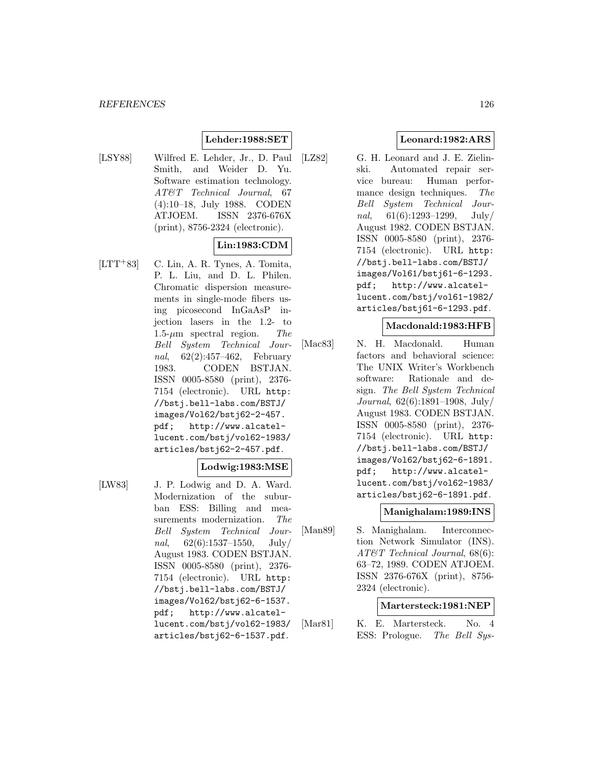**Lehder:1988:SET**

[LSY88] Wilfred E. Lehder, Jr., D. Paul Smith, and Weider D. Yu. Software estimation technology. *AT&T Technical Journal*, 67 (4):10–18, July 1988. CODEN ATJOEM. ISSN 2376-676X (print), 8756-2324 (electronic).

**Lin:1983:CDM**

[LTT+83] C. Lin, A. R. Tynes, A. Tomita, P. L. Liu, and D. L. Philen. Chromatic dispersion measurements in single-mode fibers using picosecond InGaAsP injection lasers in the 1.2- to 1.5-$\mu$m spectral region. *The Bell System Technical Journal*, 62(2):457–462, February 1983. CODEN BSTJAN. ISSN 0005-8580 (print), 2376-7154 (electronic). URL `http://bstj.bell-labs.com/BSTJ/images/Vol62/bstj62-2-457.pdf; http://www.alcatel-lucent.com/bstj/vol62-1983/articles/bstj62-2-457.pdf`.

**Lodwig:1983:MSE**

[LW83] J. P. Lodwig and D. A. Ward. Modernization of the suburban ESS: Billing and measurements modernization. *The Bell System Technical Journal*, 62(6):1537–1550, July/August 1983. CODEN BSTJAN. ISSN 0005-8580 (print), 2376-7154 (electronic). URL `http://bstj.bell-labs.com/BSTJ/images/Vol62/bstj62-6-1537.pdf; http://www.alcatel-lucent.com/bstj/vol62-1983/articles/bstj62-6-1537.pdf`.

**Leonard:1982:ARS**

[LZ82] G. H. Leonard and J. E. Zielinski. Automated repair service bureau: Human performance design techniques. *The Bell System Technical Journal*, 61(6):1293–1299, July/August 1982. CODEN BSTJAN. ISSN 0005-8580 (print), 2376-7154 (electronic). URL `http://bstj.bell-labs.com/BSTJ/images/Vol61/bstj61-6-1293.pdf; http://www.alcatel-lucent.com/bstj/vol61-1982/articles/bstj61-6-1293.pdf`.

**Macdonald:1983:HFB**

[Mac83] N. H. Macdonald. Human factors and behavioral science: The UNIX Writer's Workbench software: Rationale and design. *The Bell System Technical Journal*, 62(6):1891–1908, July/August 1983. CODEN BSTJAN. ISSN 0005-8580 (print), 2376-7154 (electronic). URL `http://bstj.bell-labs.com/BSTJ/images/Vol62/bstj62-6-1891.pdf; http://www.alcatel-lucent.com/bstj/vol62-1983/articles/bstj62-6-1891.pdf`.

**Manighalam:1989:INS**

[Man89] S. Manighalam. Interconnection Network Simulator (INS). *AT&T Technical Journal*, 68(6):63–72, 1989. CODEN ATJOEM. ISSN 2376-676X (print), 8756-2324 (electronic).

**Martersteck:1981:NEP**

[Mar81] K. E. Martersteck. No. 4 ESS: Prologue. *The Bell Sys-*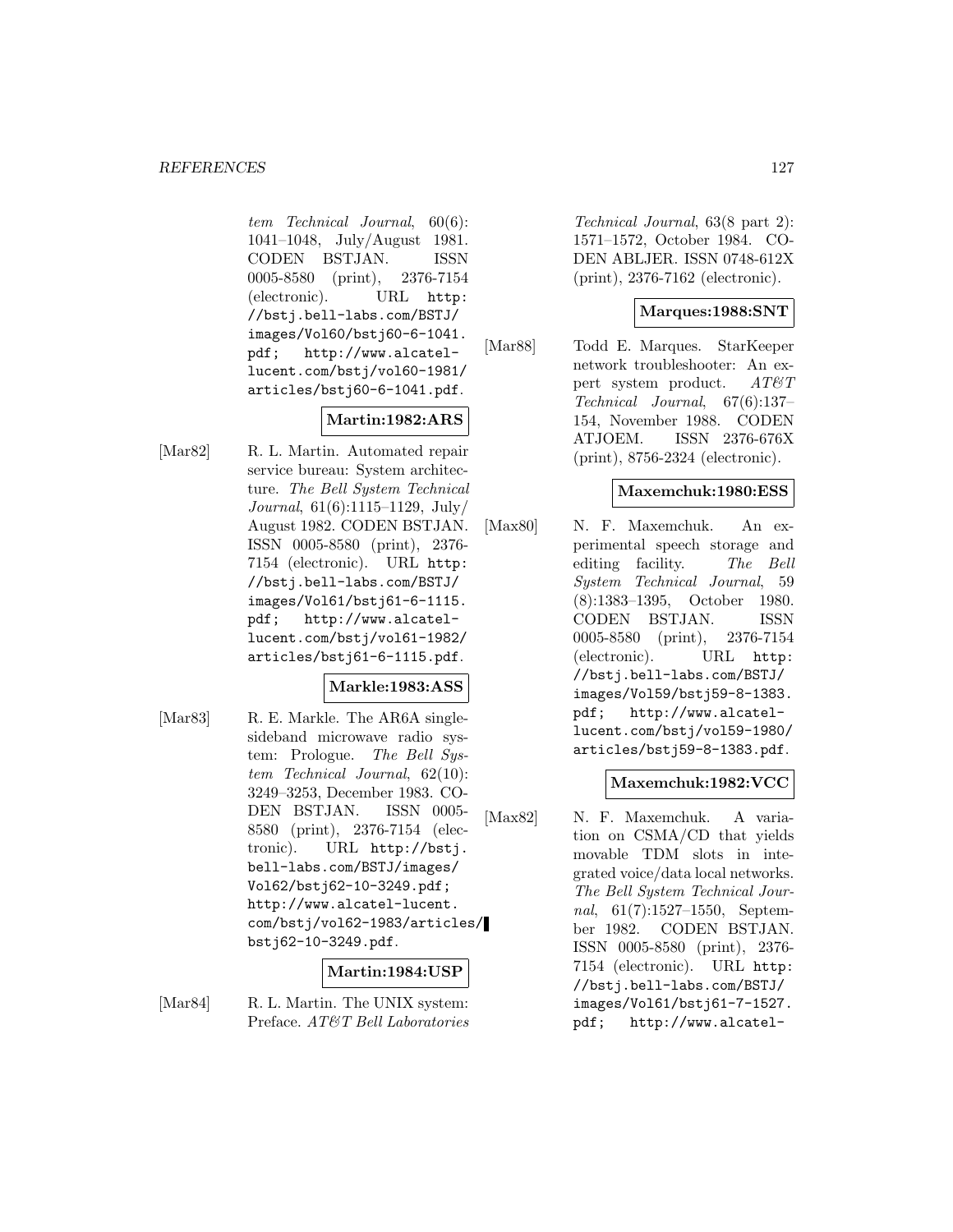tem Technical Journal, 60(6): 1041–1048, July/August 1981. CODEN BSTJAN. ISSN 0005-8580 (print), 2376-7154 (electronic). URL http://bstj.bell-labs.com/BSTJ/images/Vol60/bstj60-6-1041.pdf; http://www.alcatel-lucent.com/bstj/vol60-1981/articles/bstj60-6-1041.pdf.

**Martin:1982:ARS**

[Mar82] R. L. Martin. Automated repair service bureau: System architecture. *The Bell System Technical Journal*, 61(6):1115–1129, July/August 1982. CODEN BSTJAN. ISSN 0005-8580 (print), 2376-7154 (electronic). URL http://bstj.bell-labs.com/BSTJ/images/Vol61/bstj61-6-1115.pdf; http://www.alcatel-lucent.com/bstj/vol61-1982/articles/bstj61-6-1115.pdf.

**Markle:1983:ASS**

[Mar83] R. E. Markle. The AR6A single-sideband microwave radio system: Prologue. *The Bell System Technical Journal*, 62(10): 3249–3253, December 1983. CODEN BSTJAN. ISSN 0005-8580 (print), 2376-7154 (electronic). URL http://bstj.bell-labs.com/BSTJ/images/Vol62/bstj62-10-3249.pdf; http://www.alcatel-lucent.com/bstj/vol62-1983/articles/bstj62-10-3249.pdf.

**Martin:1984:USP**

[Mar84] R. L. Martin. The UNIX system: Preface. *AT&T Bell Laboratories Technical Journal*, 63(8 part 2): 1571–1572, October 1984. CODEN ABLJER. ISSN 0748-612X (print), 2376-7162 (electronic).

**Marques:1988:SNT**

[Mar88] Todd E. Marques. StarKeeper network troubleshooter: An expert system product. *AT&T Technical Journal*, 67(6):137–154, November 1988. CODEN ATJOEM. ISSN 2376-676X (print), 8756-2324 (electronic).

**Maxemchuk:1980:ESS**

[Max80] N. F. Maxemchuk. An experimental speech storage and editing facility. *The Bell System Technical Journal*, 59 (8):1383–1395, October 1980. CODEN BSTJAN. ISSN 0005-8580 (print), 2376-7154 (electronic). URL http://bstj.bell-labs.com/BSTJ/images/Vol59/bstj59-8-1383.pdf; http://www.alcatel-lucent.com/bstj/vol59-1980/articles/bstj59-8-1383.pdf.

**Maxemchuk:1982:VCC**

[Max82] N. F. Maxemchuk. A variation on CSMA/CD that yields movable TDM slots in integrated voice/data local networks. *The Bell System Technical Journal*, 61(7):1527–1550, September 1982. CODEN BSTJAN. ISSN 0005-8580 (print), 2376-7154 (electronic). URL http://bstj.bell-labs.com/BSTJ/images/Vol61/bstj61-7-1527.pdf; http://www.alcatel-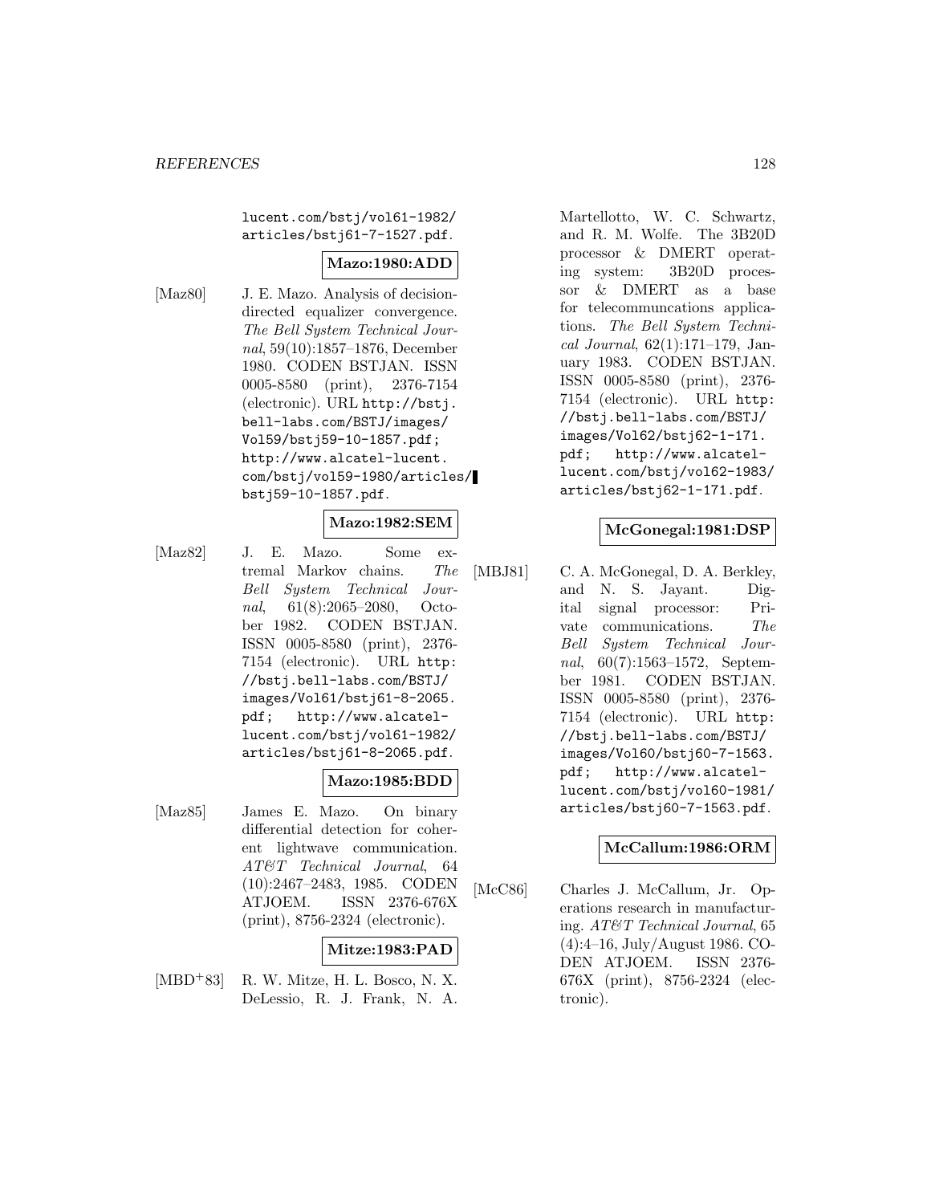lucent.com/bstj/vol61-1982/articles/bstj61-7-1527.pdf.

**Mazo:1980:ADD**

[Maz80] J. E. Mazo. Analysis of decision-directed equalizer convergence. *The Bell System Technical Journal*, 59(10):1857–1876, December 1980. CODEN BSTJAN. ISSN 0005-8580 (print), 2376-7154 (electronic). URL http://bstj.bell-labs.com/BSTJ/images/Vol59/bstj59-10-1857.pdf; http://www.alcatel-lucent.com/bstj/vol59-1980/articles/bstj59-10-1857.pdf.

**Mazo:1982:SEM**

[Maz82] J. E. Mazo. Some extremal Markov chains. *The Bell System Technical Journal*, 61(8):2065–2080, October 1982. CODEN BSTJAN. ISSN 0005-8580 (print), 2376-7154 (electronic). URL http://bstj.bell-labs.com/BSTJ/images/Vol61/bstj61-8-2065.pdf; http://www.alcatel-lucent.com/bstj/vol61-1982/articles/bstj61-8-2065.pdf.

**Mazo:1985:BDD**

[Maz85] James E. Mazo. On binary differential detection for coherent lightwave communication. *AT&T Technical Journal*, 64(10):2467–2483, 1985. CODEN ATJOEM. ISSN 2376-676X (print), 8756-2324 (electronic).

**Mitze:1983:PAD**

[MBD+83] R. W. Mitze, H. L. Bosco, N. X. DeLessio, R. J. Frank, N. A. Martellotto, W. C. Schwartz, and R. M. Wolfe. The 3B20D processor & DMERT operating system: 3B20D processor & DMERT as a base for telecommuncations applications. *The Bell System Technical Journal*, 62(1):171–179, January 1983. CODEN BSTJAN. ISSN 0005-8580 (print), 2376-7154 (electronic). URL http://bstj.bell-labs.com/BSTJ/images/Vol62/bstj62-1-171.pdf; http://www.alcatel-lucent.com/bstj/vol62-1983/articles/bstj62-1-171.pdf.

**McGonegal:1981:DSP**

[MBJ81] C. A. McGonegal, D. A. Berkley, and N. S. Jayant. Digital signal processor: Private communications. *The Bell System Technical Journal*, 60(7):1563–1572, September 1981. CODEN BSTJAN. ISSN 0005-8580 (print), 2376-7154 (electronic). URL http://bstj.bell-labs.com/BSTJ/images/Vol60/bstj60-7-1563.pdf; http://www.alcatel-lucent.com/bstj/vol60-1981/articles/bstj60-7-1563.pdf.

**McCallum:1986:ORM**

[McC86] Charles J. McCallum, Jr. Operations research in manufacturing. *AT&T Technical Journal*, 65(4):4–16, July/August 1986. CODEN ATJOEM. ISSN 2376-676X (print), 8756-2324 (electronic).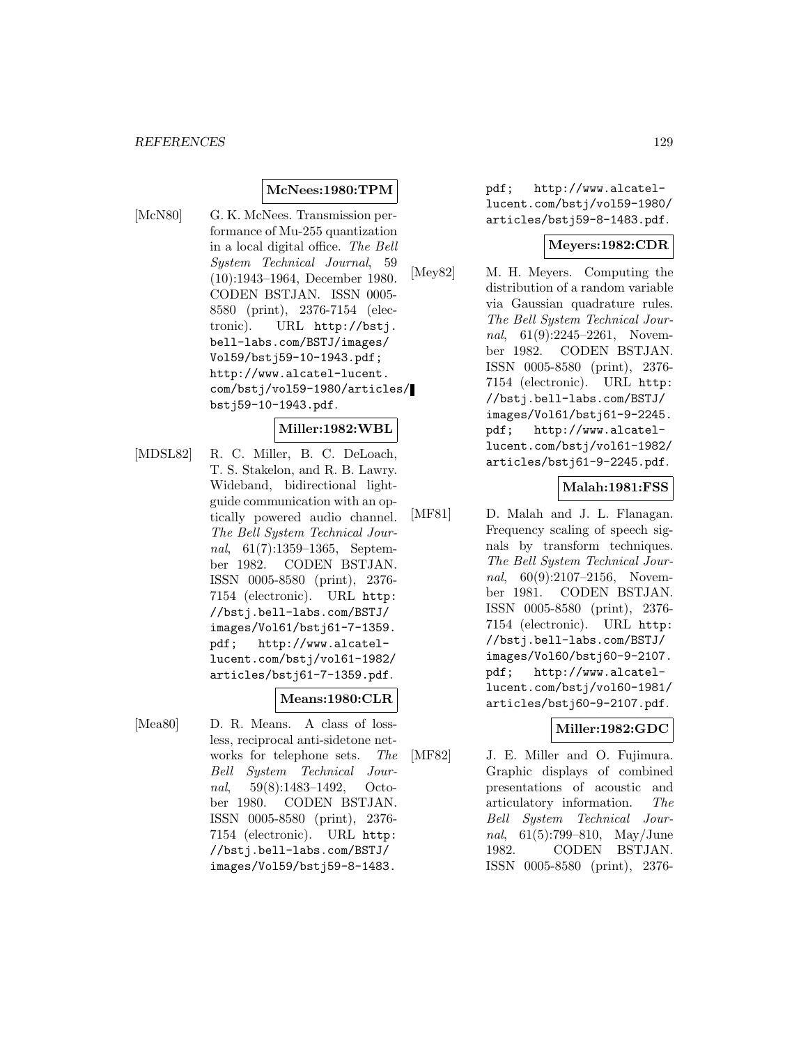**McNees:1980:TPM**

[McN80] G. K. McNees. Transmission performance of Mu-255 quantization in a local digital office. *The Bell System Technical Journal*, 59 (10):1943–1964, December 1980. CODEN BSTJAN. ISSN 0005-8580 (print), 2376-7154 (electronic). URL http://bstj.bell-labs.com/BSTJ/images/Vol59/bstj59-10-1943.pdf; http://www.alcatel-lucent.com/bstj/vol59-1980/articles/bstj59-10-1943.pdf.

**Miller:1982:WBL**

[MDSL82] R. C. Miller, B. C. DeLoach, T. S. Stakelon, and R. B. Lawry. Wideband, bidirectional lightguide communication with an optically powered audio channel. *The Bell System Technical Journal*, 61(7):1359–1365, September 1982. CODEN BSTJAN. ISSN 0005-8580 (print), 2376-7154 (electronic). URL http://bstj.bell-labs.com/BSTJ/images/Vol61/bstj61-7-1359.pdf; http://www.alcatel-lucent.com/bstj/vol61-1982/articles/bstj61-7-1359.pdf.

**Means:1980:CLR**

[Mea80] D. R. Means. A class of lossless, reciprocal anti-sidetone networks for telephone sets. *The Bell System Technical Journal*, 59(8):1483–1492, October 1980. CODEN BSTJAN. ISSN 0005-8580 (print), 2376-7154 (electronic). URL http://bstj.bell-labs.com/BSTJ/images/Vol59/bstj59-8-1483.pdf; http://www.alcatel-lucent.com/bstj/vol59-1980/articles/bstj59-8-1483.pdf.

**Meyers:1982:CDR**

[Mey82] M. H. Meyers. Computing the distribution of a random variable via Gaussian quadrature rules. *The Bell System Technical Journal*, 61(9):2245–2261, November 1982. CODEN BSTJAN. ISSN 0005-8580 (print), 2376-7154 (electronic). URL http://bstj.bell-labs.com/BSTJ/images/Vol61/bstj61-9-2245.pdf; http://www.alcatel-lucent.com/bstj/vol61-1982/articles/bstj61-9-2245.pdf.

**Malah:1981:FSS**

[MF81] D. Malah and J. L. Flanagan. Frequency scaling of speech signals by transform techniques. *The Bell System Technical Journal*, 60(9):2107–2156, November 1981. CODEN BSTJAN. ISSN 0005-8580 (print), 2376-7154 (electronic). URL http://bstj.bell-labs.com/BSTJ/images/Vol60/bstj60-9-2107.pdf; http://www.alcatel-lucent.com/bstj/vol60-1981/articles/bstj60-9-2107.pdf.

**Miller:1982:GDC**

[MF82] J. E. Miller and O. Fujimura. Graphic displays of combined presentations of acoustic and articulatory information. *The Bell System Technical Journal*, 61(5):799–810, May/June 1982. CODEN BSTJAN. ISSN 0005-8580 (print), 2376-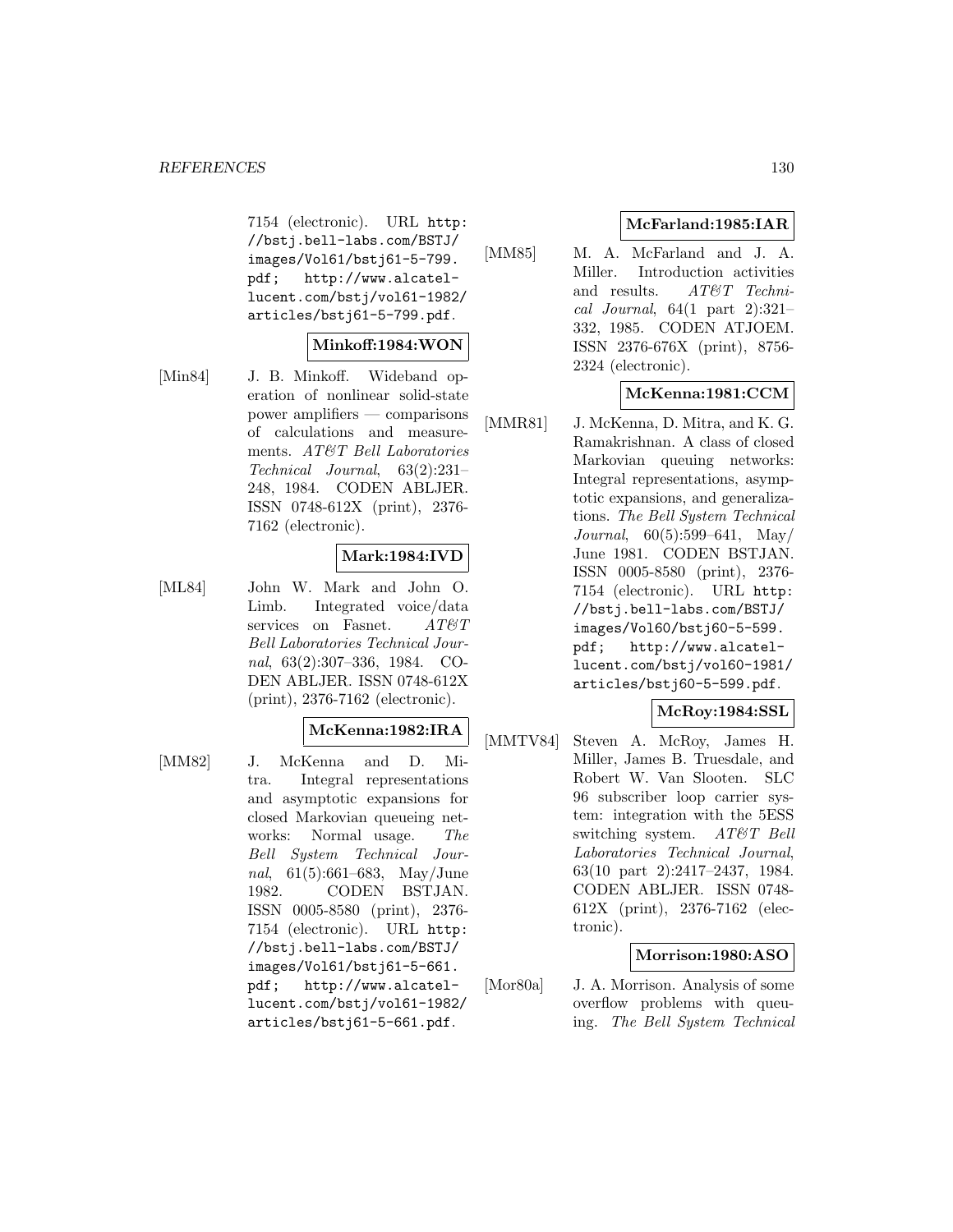7154 (electronic). URL http://bstj.bell-labs.com/BSTJ/images/Vol61/bstj61-5-799.pdf; http://www.alcatel-lucent.com/bstj/vol61-1982/articles/bstj61-5-799.pdf.

**Minkoff:1984:WON**

[Min84] J. B. Minkoff. Wideband operation of nonlinear solid-state power amplifiers — comparisons of calculations and measurements. *AT&T Bell Laboratories Technical Journal*, 63(2):231–248, 1984. CODEN ABLJER. ISSN 0748-612X (print), 2376-7162 (electronic).

**Mark:1984:IVD**

[ML84] John W. Mark and John O. Limb. Integrated voice/data services on Fasnet. *AT&T Bell Laboratories Technical Journal*, 63(2):307–336, 1984. CODEN ABLJER. ISSN 0748-612X (print), 2376-7162 (electronic).

**McKenna:1982:IRA**

[MM82] J. McKenna and D. Mitra. Integral representations and asymptotic expansions for closed Markovian queueing networks: Normal usage. *The Bell System Technical Journal*, 61(5):661–683, May/June 1982. CODEN BSTJAN. ISSN 0005-8580 (print), 2376-7154 (electronic). URL http://bstj.bell-labs.com/BSTJ/images/Vol61/bstj61-5-661.pdf; http://www.alcatel-lucent.com/bstj/vol61-1982/articles/bstj61-5-661.pdf.

**McFarland:1985:IAR**

[MM85] M. A. McFarland and J. A. Miller. Introduction activities and results. *AT&T Technical Journal*, 64(1 part 2):321–332, 1985. CODEN ATJOEM. ISSN 2376-676X (print), 8756-2324 (electronic).

**McKenna:1981:CCM**

[MMR81] J. McKenna, D. Mitra, and K. G. Ramakrishnan. A class of closed Markovian queuing networks: Integral representations, asymptotic expansions, and generalizations. *The Bell System Technical Journal*, 60(5):599–641, May/June 1981. CODEN BSTJAN. ISSN 0005-8580 (print), 2376-7154 (electronic). URL http://bstj.bell-labs.com/BSTJ/images/Vol60/bstj60-5-599.pdf; http://www.alcatel-lucent.com/bstj/vol60-1981/articles/bstj60-5-599.pdf.

**McRoy:1984:SSL**

[MMTV84] Steven A. McRoy, James H. Miller, James B. Truesdale, and Robert W. Van Slooten. SLC 96 subscriber loop carrier system: integration with the 5ESS switching system. *AT&T Bell Laboratories Technical Journal*, 63(10 part 2):2417–2437, 1984. CODEN ABLJER. ISSN 0748-612X (print), 2376-7162 (electronic).

**Morrison:1980:ASO**

[Mor80a] J. A. Morrison. Analysis of some overflow problems with queuing. *The Bell System Technical*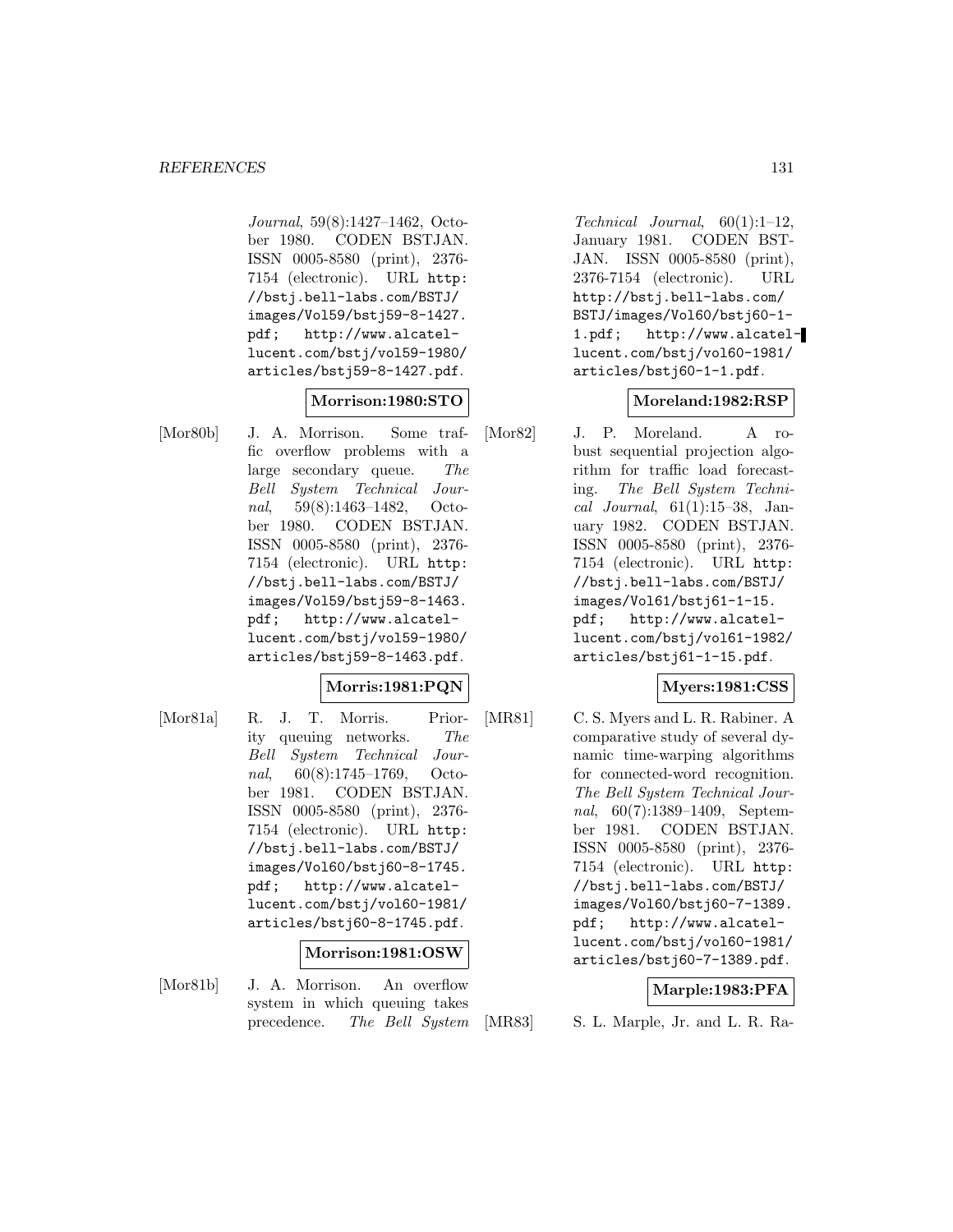*Journal*, 59(8):1427–1462, October 1980. CODEN BSTJAN. ISSN 0005-8580 (print), 2376-7154 (electronic). URL http://bstj.bell-labs.com/BSTJ/images/Vol59/bstj59-8-1427.pdf; http://www.alcatel-lucent.com/bstj/vol59-1980/articles/bstj59-8-1427.pdf.

**Morrison:1980:STO**

[Mor80b] J. A. Morrison. Some traffic overflow problems with a large secondary queue. *The Bell System Technical Journal*, 59(8):1463–1482, October 1980. CODEN BSTJAN. ISSN 0005-8580 (print), 2376-7154 (electronic). URL http://bstj.bell-labs.com/BSTJ/images/Vol59/bstj59-8-1463.pdf; http://www.alcatel-lucent.com/bstj/vol59-1980/articles/bstj59-8-1463.pdf.

**Morris:1981:PQN**

[Mor81a] R. J. T. Morris. Priority queuing networks. *The Bell System Technical Journal*, 60(8):1745–1769, October 1981. CODEN BSTJAN. ISSN 0005-8580 (print), 2376-7154 (electronic). URL http://bstj.bell-labs.com/BSTJ/images/Vol60/bstj60-8-1745.pdf; http://www.alcatel-lucent.com/bstj/vol60-1981/articles/bstj60-8-1745.pdf.

**Morrison:1981:OSW**

[Mor81b] J. A. Morrison. An overflow system in which queuing takes precedence. *The Bell System Technical Journal*, 60(1):1–12, January 1981. CODEN BSTJAN. ISSN 0005-8580 (print), 2376-7154 (electronic). URL http://bstj.bell-labs.com/BSTJ/images/Vol60/bstj60-1-1.pdf; http://www.alcatel-lucent.com/bstj/vol60-1981/articles/bstj60-1-1.pdf.

**Moreland:1982:RSP**

[Mor82] J. P. Moreland. A robust sequential projection algorithm for traffic load forecasting. *The Bell System Technical Journal*, 61(1):15–38, January 1982. CODEN BSTJAN. ISSN 0005-8580 (print), 2376-7154 (electronic). URL http://bstj.bell-labs.com/BSTJ/images/Vol61/bstj61-1-15.pdf; http://www.alcatel-lucent.com/bstj/vol61-1982/articles/bstj61-1-15.pdf.

**Myers:1981:CSS**

[MR81] C. S. Myers and L. R. Rabiner. A comparative study of several dynamic time-warping algorithms for connected-word recognition. *The Bell System Technical Journal*, 60(7):1389–1409, September 1981. CODEN BSTJAN. ISSN 0005-8580 (print), 2376-7154 (electronic). URL http://bstj.bell-labs.com/BSTJ/images/Vol60/bstj60-7-1389.pdf; http://www.alcatel-lucent.com/bstj/vol60-1981/articles/bstj60-7-1389.pdf.

**Marple:1983:PFA**

[MR83] S. L. Marple, Jr. and L. R. Ra-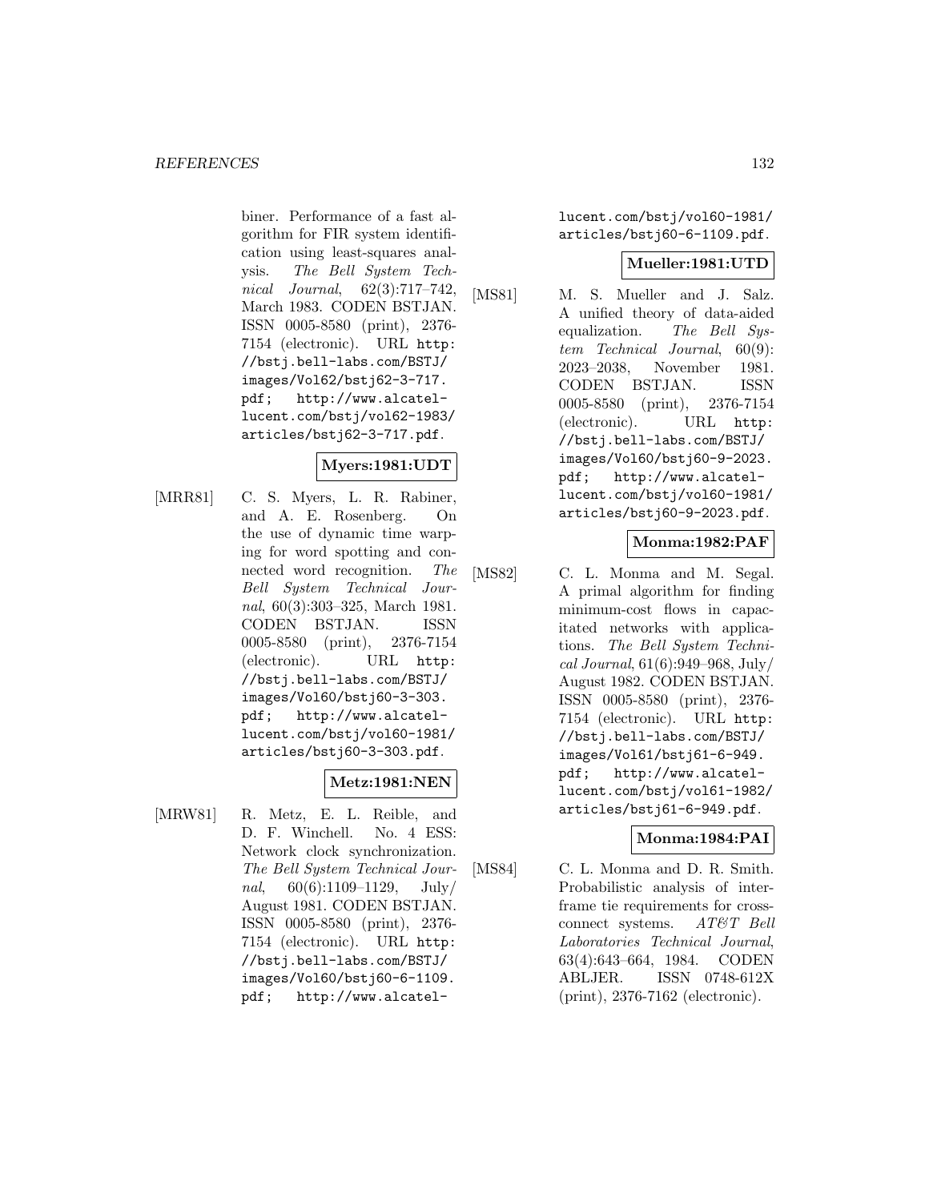biner. Performance of a fast algorithm for FIR system identification using least-squares analysis. *The Bell System Technical Journal*, 62(3):717–742, March 1983. CODEN BSTJAN. ISSN 0005-8580 (print), 2376-7154 (electronic). URL http://bstj.bell-labs.com/BSTJ/images/Vol62/bstj62-3-717.pdf; http://www.alcatel-lucent.com/bstj/vol62-1983/articles/bstj62-3-717.pdf.

**Myers:1981:UDT**

[MRR81] C. S. Myers, L. R. Rabiner, and A. E. Rosenberg. On the use of dynamic time warping for word spotting and connected word recognition. *The Bell System Technical Journal*, 60(3):303–325, March 1981. CODEN BSTJAN. ISSN 0005-8580 (print), 2376-7154 (electronic). URL http://bstj.bell-labs.com/BSTJ/images/Vol60/bstj60-3-303.pdf; http://www.alcatel-lucent.com/bstj/vol60-1981/articles/bstj60-3-303.pdf.

**Metz:1981:NEN**

[MRW81] R. Metz, E. L. Reible, and D. F. Winchell. No. 4 ESS: Network clock synchronization. *The Bell System Technical Journal*, 60(6):1109–1129, July/August 1981. CODEN BSTJAN. ISSN 0005-8580 (print), 2376-7154 (electronic). URL http://bstj.bell-labs.com/BSTJ/images/Vol60/bstj60-6-1109.pdf; http://www.alcatel-lucent.com/bstj/vol60-1981/articles/bstj60-6-1109.pdf.

**Mueller:1981:UTD**

[MS81] M. S. Mueller and J. Salz. A unified theory of data-aided equalization. *The Bell System Technical Journal*, 60(9):2023–2038, November 1981. CODEN BSTJAN. ISSN 0005-8580 (print), 2376-7154 (electronic). URL http://bstj.bell-labs.com/BSTJ/images/Vol60/bstj60-9-2023.pdf; http://www.alcatel-lucent.com/bstj/vol60-1981/articles/bstj60-9-2023.pdf.

**Monma:1982:PAF**

[MS82] C. L. Monma and M. Segal. A primal algorithm for finding minimum-cost flows in capacitated networks with applications. *The Bell System Technical Journal*, 61(6):949–968, July/August 1982. CODEN BSTJAN. ISSN 0005-8580 (print), 2376-7154 (electronic). URL http://bstj.bell-labs.com/BSTJ/images/Vol61/bstj61-6-949.pdf; http://www.alcatel-lucent.com/bstj/vol61-1982/articles/bstj61-6-949.pdf.

**Monma:1984:PAI**

[MS84] C. L. Monma and D. R. Smith. Probabilistic analysis of interframe tie requirements for cross-connect systems. *AT&T Bell Laboratories Technical Journal*, 63(4):643–664, 1984. CODEN ABLJER. ISSN 0748-612X (print), 2376-7162 (electronic).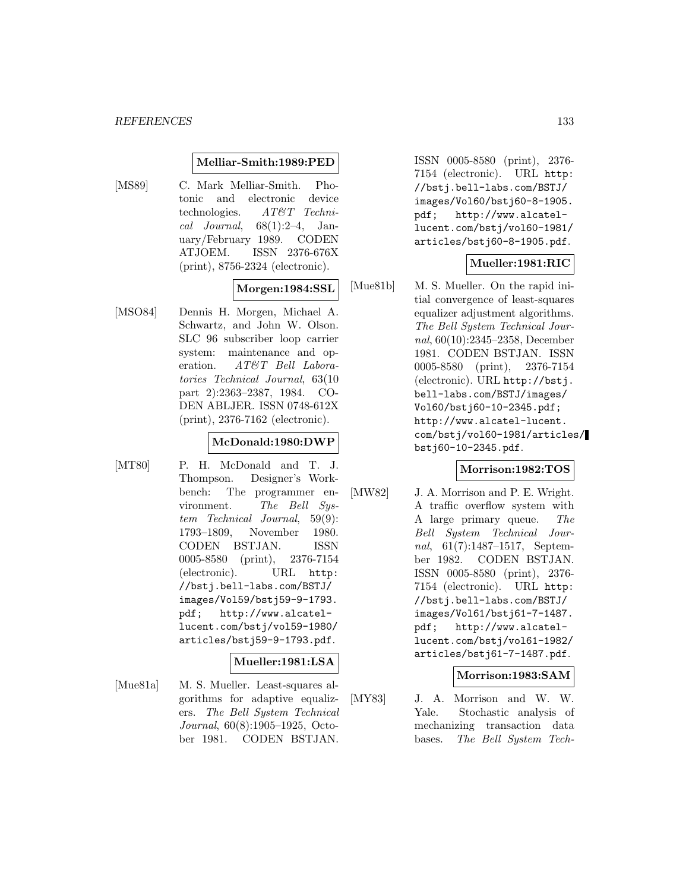**Melliar-Smith:1989:PED**

[MS89] C. Mark Melliar-Smith. Photonic and electronic device technologies. *AT&T Technical Journal*, 68(1):2–4, January/February 1989. CODEN ATJOEM. ISSN 2376-676X (print), 8756-2324 (electronic).

**Morgen:1984:SSL**

[MSO84] Dennis H. Morgen, Michael A. Schwartz, and John W. Olson. SLC 96 subscriber loop carrier system: maintenance and operation. *AT&T Bell Laboratories Technical Journal*, 63(10 part 2):2363–2387, 1984. CODEN ABLJER. ISSN 0748-612X (print), 2376-7162 (electronic).

**McDonald:1980:DWP**

[MT80] P. H. McDonald and T. J. Thompson. Designer's Workbench: The programmer environment. *The Bell System Technical Journal*, 59(9): 1793–1809, November 1980. CODEN BSTJAN. ISSN 0005-8580 (print), 2376-7154 (electronic). URL http://bstj.bell-labs.com/BSTJ/images/Vol59/bstj59-9-1793.pdf; http://www.alcatel-lucent.com/bstj/vol59-1980/articles/bstj59-9-1793.pdf.

**Mueller:1981:LSA**

[Mue81a] M. S. Mueller. Least-squares algorithms for adaptive equalizers. *The Bell System Technical Journal*, 60(8):1905–1925, October 1981. CODEN BSTJAN. ISSN 0005-8580 (print), 2376-7154 (electronic). URL http://bstj.bell-labs.com/BSTJ/images/Vol60/bstj60-8-1905.pdf; http://www.alcatel-lucent.com/bstj/vol60-1981/articles/bstj60-8-1905.pdf.

**Mueller:1981:RIC**

[Mue81b] M. S. Mueller. On the rapid initial convergence of least-squares equalizer adjustment algorithms. *The Bell System Technical Journal*, 60(10):2345–2358, December 1981. CODEN BSTJAN. ISSN 0005-8580 (print), 2376-7154 (electronic). URL http://bstj.bell-labs.com/BSTJ/images/Vol60/bstj60-10-2345.pdf; http://www.alcatel-lucent.com/bstj/vol60-1981/articles/bstj60-10-2345.pdf.

**Morrison:1982:TOS**

[MW82] J. A. Morrison and P. E. Wright. A traffic overflow system with A large primary queue. *The Bell System Technical Journal*, 61(7):1487–1517, September 1982. CODEN BSTJAN. ISSN 0005-8580 (print), 2376-7154 (electronic). URL http://bstj.bell-labs.com/BSTJ/images/Vol61/bstj61-7-1487.pdf; http://www.alcatel-lucent.com/bstj/vol61-1982/articles/bstj61-7-1487.pdf.

**Morrison:1983:SAM**

[MY83] J. A. Morrison and W. W. Yale. Stochastic analysis of mechanizing transaction data bases. *The Bell System Tech-*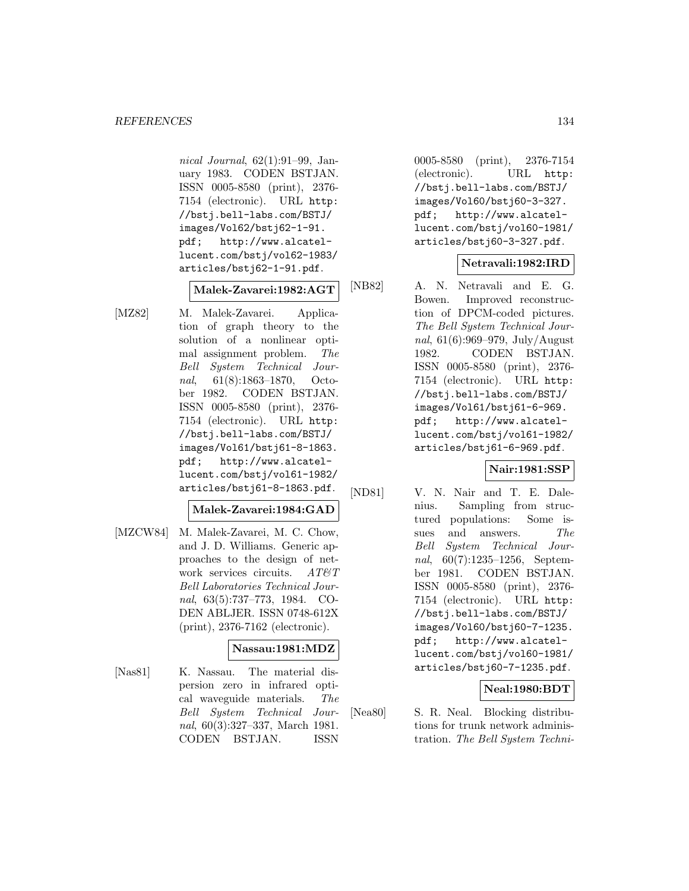*nical Journal*, 62(1):91–99, January 1983. CODEN BSTJAN. ISSN 0005-8580 (print), 2376-7154 (electronic). URL http://bstj.bell-labs.com/BSTJ/images/Vol62/bstj62-1-91.pdf; http://www.alcatel-lucent.com/bstj/vol62-1983/articles/bstj62-1-91.pdf.

**Malek-Zavarei:1982:AGT**

[MZ82] M. Malek-Zavarei. Application of graph theory to the solution of a nonlinear optimal assignment problem. *The Bell System Technical Journal*, 61(8):1863–1870, October 1982. CODEN BSTJAN. ISSN 0005-8580 (print), 2376-7154 (electronic). URL http://bstj.bell-labs.com/BSTJ/images/Vol61/bstj61-8-1863.pdf; http://www.alcatel-lucent.com/bstj/vol61-1982/articles/bstj61-8-1863.pdf.

**Malek-Zavarei:1984:GAD**

[MZCW84] M. Malek-Zavarei, M. C. Chow, and J. D. Williams. Generic approaches to the design of network services circuits. *AT&T Bell Laboratories Technical Journal*, 63(5):737–773, 1984. CODEN ABLJER. ISSN 0748-612X (print), 2376-7162 (electronic).

**Nassau:1981:MDZ**

[Nas81] K. Nassau. The material dispersion zero in infrared optical waveguide materials. *The Bell System Technical Journal*, 60(3):327–337, March 1981. CODEN BSTJAN. ISSN 0005-8580 (print), 2376-7154 (electronic). URL http://bstj.bell-labs.com/BSTJ/images/Vol60/bstj60-3-327.pdf; http://www.alcatel-lucent.com/bstj/vol60-1981/articles/bstj60-3-327.pdf.

**Netravali:1982:IRD**

[NB82] A. N. Netravali and E. G. Bowen. Improved reconstruction of DPCM-coded pictures. *The Bell System Technical Journal*, 61(6):969–979, July/August 1982. CODEN BSTJAN. ISSN 0005-8580 (print), 2376-7154 (electronic). URL http://bstj.bell-labs.com/BSTJ/images/Vol61/bstj61-6-969.pdf; http://www.alcatel-lucent.com/bstj/vol61-1982/articles/bstj61-6-969.pdf.

**Nair:1981:SSP**

[ND81] V. N. Nair and T. E. Dalenius. Sampling from structured populations: Some issues and answers. *The Bell System Technical Journal*, 60(7):1235–1256, September 1981. CODEN BSTJAN. ISSN 0005-8580 (print), 2376-7154 (electronic). URL http://bstj.bell-labs.com/BSTJ/images/Vol60/bstj60-7-1235.pdf; http://www.alcatel-lucent.com/bstj/vol60-1981/articles/bstj60-7-1235.pdf.

**Neal:1980:BDT**

[Nea80] S. R. Neal. Blocking distributions for trunk network administration. *The Bell System Techni-*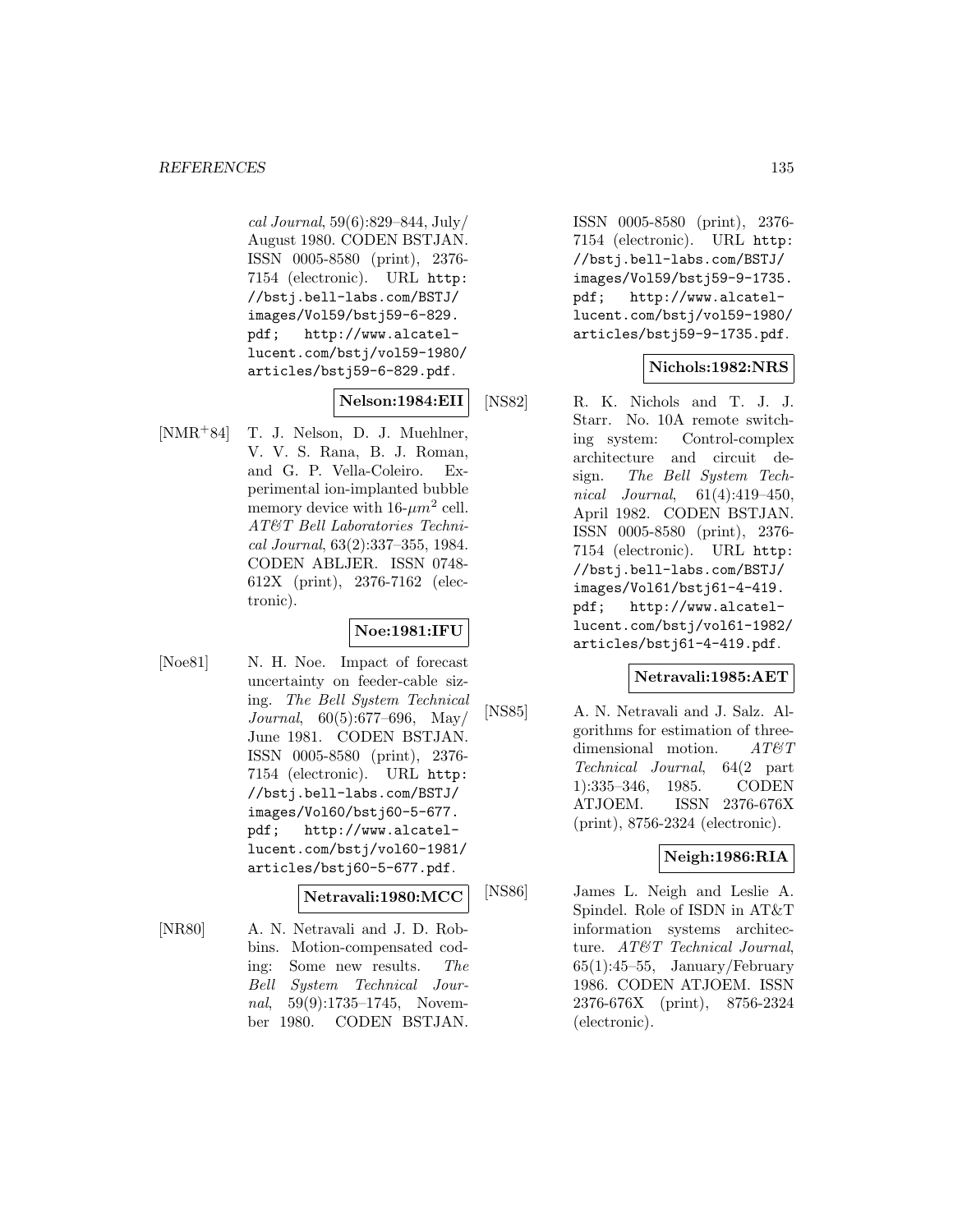*cal Journal*, 59(6):829–844, July/ August 1980. CODEN BSTJAN. ISSN 0005-8580 (print), 2376-7154 (electronic). URL http://bstj.bell-labs.com/BSTJ/images/Vol59/bstj59-6-829.pdf; http://www.alcatel-lucent.com/bstj/vol59-1980/articles/bstj59-6-829.pdf.

**Nelson:1984:EII**

[NMR+84] T. J. Nelson, D. J. Muehlner, V. V. S. Rana, B. J. Roman, and G. P. Vella-Coleiro. Experimental ion-implanted bubble memory device with 16-$\mu m^2$ cell. *AT&T Bell Laboratories Technical Journal*, 63(2):337–355, 1984. CODEN ABLJER. ISSN 0748-612X (print), 2376-7162 (electronic).

**Noe:1981:IFU**

[Noe81] N. H. Noe. Impact of forecast uncertainty on feeder-cable sizing. *The Bell System Technical Journal*, 60(5):677–696, May/ June 1981. CODEN BSTJAN. ISSN 0005-8580 (print), 2376-7154 (electronic). URL http://bstj.bell-labs.com/BSTJ/images/Vol60/bstj60-5-677.pdf; http://www.alcatel-lucent.com/bstj/vol60-1981/articles/bstj60-5-677.pdf.

**Netravali:1980:MCC**

[NR80] A. N. Netravali and J. D. Robbins. Motion-compensated coding: Some new results. *The Bell System Technical Journal*, 59(9):1735–1745, November 1980. CODEN BSTJAN. ISSN 0005-8580 (print), 2376-7154 (electronic). URL http://bstj.bell-labs.com/BSTJ/images/Vol59/bstj59-9-1735.pdf; http://www.alcatel-lucent.com/bstj/vol59-1980/articles/bstj59-9-1735.pdf.

**Nichols:1982:NRS**

[NS82] R. K. Nichols and T. J. J. Starr. No. 10A remote switching system: Control-complex architecture and circuit design. *The Bell System Technical Journal*, 61(4):419–450, April 1982. CODEN BSTJAN. ISSN 0005-8580 (print), 2376-7154 (electronic). URL http://bstj.bell-labs.com/BSTJ/images/Vol61/bstj61-4-419.pdf; http://www.alcatel-lucent.com/bstj/vol61-1982/articles/bstj61-4-419.pdf.

**Netravali:1985:AET**

[NS85] A. N. Netravali and J. Salz. Algorithms for estimation of three-dimensional motion. *AT&T Technical Journal*, 64(2 part 1):335–346, 1985. CODEN ATJOEM. ISSN 2376-676X (print), 8756-2324 (electronic).

**Neigh:1986:RIA**

[NS86] James L. Neigh and Leslie A. Spindel. Role of ISDN in AT&T information systems architecture. *AT&T Technical Journal*, 65(1):45–55, January/February 1986. CODEN ATJOEM. ISSN 2376-676X (print), 8756-2324 (electronic).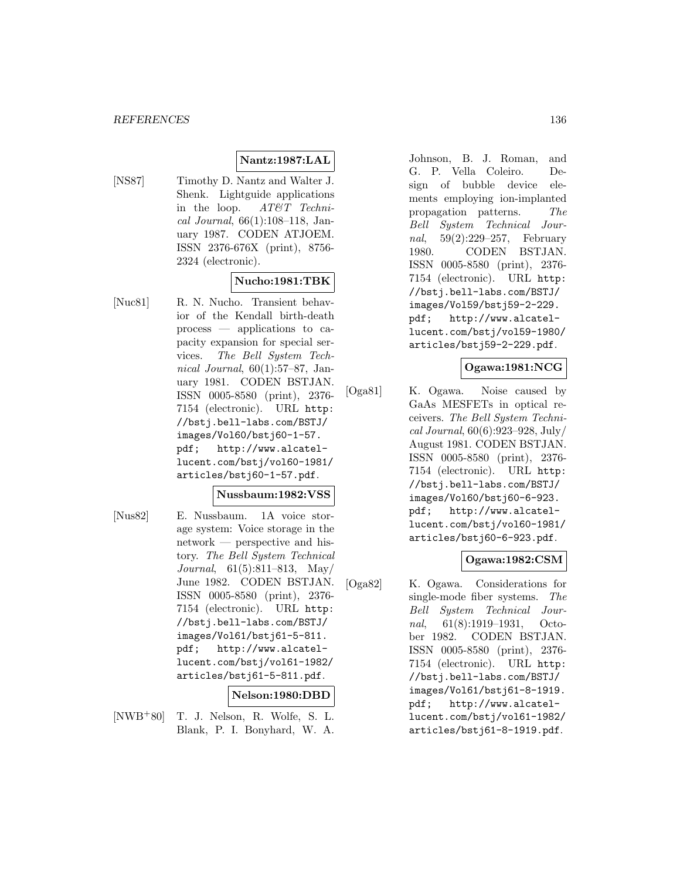**Nantz:1987:LAL**

[NS87] Timothy D. Nantz and Walter J. Shenk. Lightguide applications in the loop. *AT&T Technical Journal*, 66(1):108–118, January 1987. CODEN ATJOEM. ISSN 2376-676X (print), 8756-2324 (electronic).

**Nucho:1981:TBK**

[Nuc81] R. N. Nucho. Transient behavior of the Kendall birth-death process — applications to capacity expansion for special services. *The Bell System Technical Journal*, 60(1):57–87, January 1981. CODEN BSTJAN. ISSN 0005-8580 (print), 2376-7154 (electronic). URL http://bstj.bell-labs.com/BSTJ/images/Vol60/bstj60-1-57.pdf; http://www.alcatel-lucent.com/bstj/vol60-1981/articles/bstj60-1-57.pdf.

**Nussbaum:1982:VSS**

[Nus82] E. Nussbaum. 1A voice storage system: Voice storage in the network — perspective and history. *The Bell System Technical Journal*, 61(5):811–813, May/June 1982. CODEN BSTJAN. ISSN 0005-8580 (print), 2376-7154 (electronic). URL http://bstj.bell-labs.com/BSTJ/images/Vol61/bstj61-5-811.pdf; http://www.alcatel-lucent.com/bstj/vol61-1982/articles/bstj61-5-811.pdf.

**Nelson:1980:DBD**

[NWB+80] T. J. Nelson, R. Wolfe, S. L. Blank, P. I. Bonyhard, W. A. Johnson, B. J. Roman, and G. P. Vella Coleiro. Design of bubble device elements employing ion-implanted propagation patterns. *The Bell System Technical Journal*, 59(2):229–257, February 1980. CODEN BSTJAN. ISSN 0005-8580 (print), 2376-7154 (electronic). URL http://bstj.bell-labs.com/BSTJ/images/Vol59/bstj59-2-229.pdf; http://www.alcatel-lucent.com/bstj/vol59-1980/articles/bstj59-2-229.pdf.

**Ogawa:1981:NCG**

[Oga81] K. Ogawa. Noise caused by GaAs MESFETs in optical receivers. *The Bell System Technical Journal*, 60(6):923–928, July/August 1981. CODEN BSTJAN. ISSN 0005-8580 (print), 2376-7154 (electronic). URL http://bstj.bell-labs.com/BSTJ/images/Vol60/bstj60-6-923.pdf; http://www.alcatel-lucent.com/bstj/vol60-1981/articles/bstj60-6-923.pdf.

**Ogawa:1982:CSM**

[Oga82] K. Ogawa. Considerations for single-mode fiber systems. *The Bell System Technical Journal*, 61(8):1919–1931, October 1982. CODEN BSTJAN. ISSN 0005-8580 (print), 2376-7154 (electronic). URL http://bstj.bell-labs.com/BSTJ/images/Vol61/bstj61-8-1919.pdf; http://www.alcatel-lucent.com/bstj/vol61-1982/articles/bstj61-8-1919.pdf.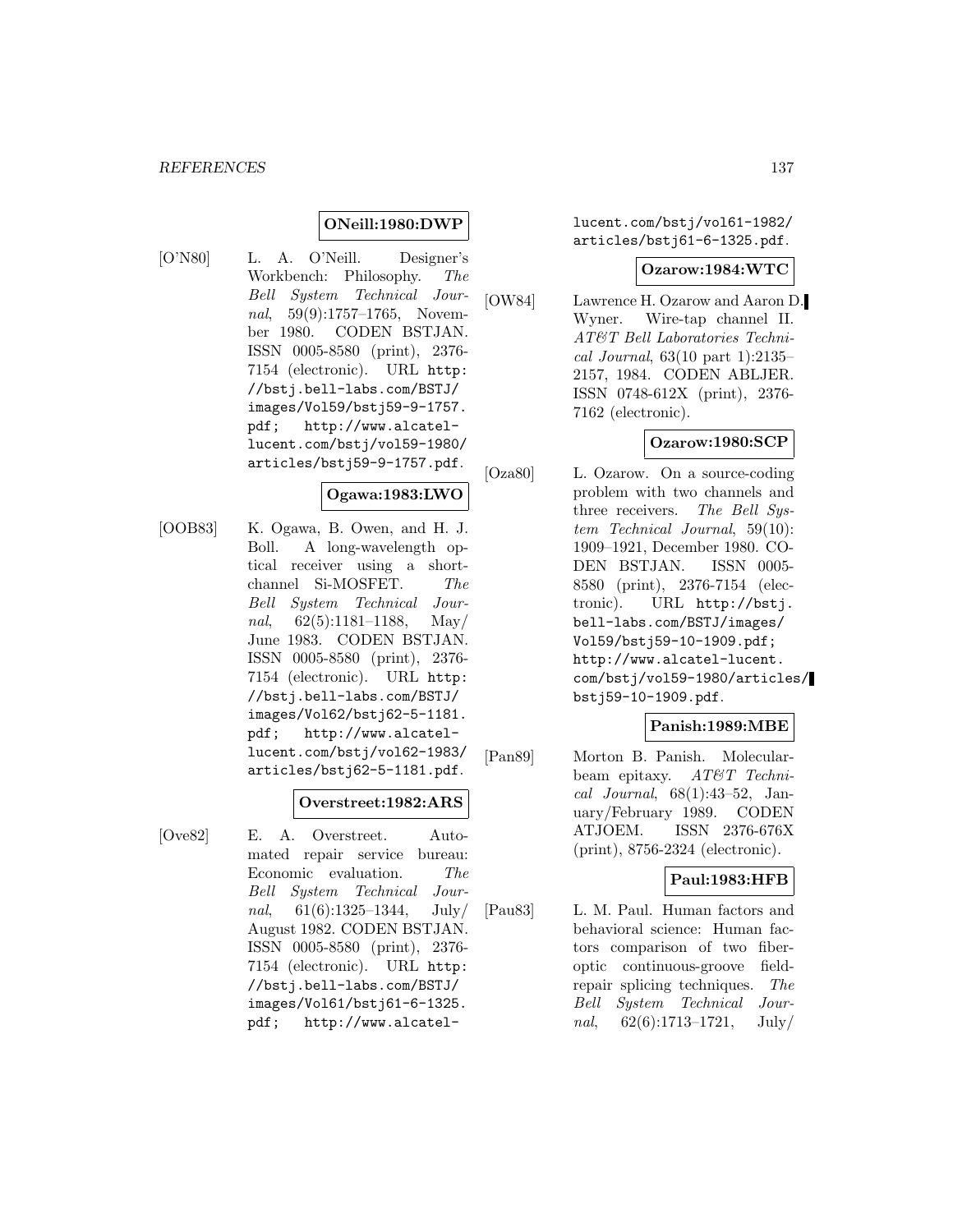**ONeill:1980:DWP**

[O'N80] L. A. O'Neill. Designer's Workbench: Philosophy. *The Bell System Technical Journal*, 59(9):1757–1765, November 1980. CODEN BSTJAN. ISSN 0005-8580 (print), 2376-7154 (electronic). URL http://bstj.bell-labs.com/BSTJ/images/Vol59/bstj59-9-1757.pdf; http://www.alcatel-lucent.com/bstj/vol59-1980/articles/bstj59-9-1757.pdf.

**Ogawa:1983:LWO**

[OOB83] K. Ogawa, B. Owen, and H. J. Boll. A long-wavelength optical receiver using a short-channel Si-MOSFET. *The Bell System Technical Journal*, 62(5):1181–1188, May/June 1983. CODEN BSTJAN. ISSN 0005-8580 (print), 2376-7154 (electronic). URL http://bstj.bell-labs.com/BSTJ/images/Vol62/bstj62-5-1181.pdf; http://www.alcatel-lucent.com/bstj/vol62-1983/articles/bstj62-5-1181.pdf.

**Overstreet:1982:ARS**

[Ove82] E. A. Overstreet. Automated repair service bureau: Economic evaluation. *The Bell System Technical Journal*, 61(6):1325–1344, July/August 1982. CODEN BSTJAN. ISSN 0005-8580 (print), 2376-7154 (electronic). URL http://bstj.bell-labs.com/BSTJ/images/Vol61/bstj61-6-1325.pdf; http://www.alcatel-lucent.com/bstj/vol61-1982/articles/bstj61-6-1325.pdf.

**Ozarow:1984:WTC**

[OW84] Lawrence H. Ozarow and Aaron D. Wyner. Wire-tap channel II. *AT&T Bell Laboratories Technical Journal*, 63(10 part 1):2135–2157, 1984. CODEN ABLJER. ISSN 0748-612X (print), 2376-7162 (electronic).

**Ozarow:1980:SCP**

[Oza80] L. Ozarow. On a source-coding problem with two channels and three receivers. *The Bell System Technical Journal*, 59(10): 1909–1921, December 1980. CODEN BSTJAN. ISSN 0005-8580 (print), 2376-7154 (electronic). URL http://bstj.bell-labs.com/BSTJ/images/Vol59/bstj59-10-1909.pdf; http://www.alcatel-lucent.com/bstj/vol59-1980/articles/bstj59-10-1909.pdf.

**Panish:1989:MBE**

[Pan89] Morton B. Panish. Molecular-beam epitaxy. *AT&T Technical Journal*, 68(1):43–52, January/February 1989. CODEN ATJOEM. ISSN 2376-676X (print), 8756-2324 (electronic).

**Paul:1983:HFB**

[Pau83] L. M. Paul. Human factors and behavioral science: Human factors comparison of two fiber-optic continuous-groove field-repair splicing techniques. *The Bell System Technical Journal*, 62(6):1713–1721, July/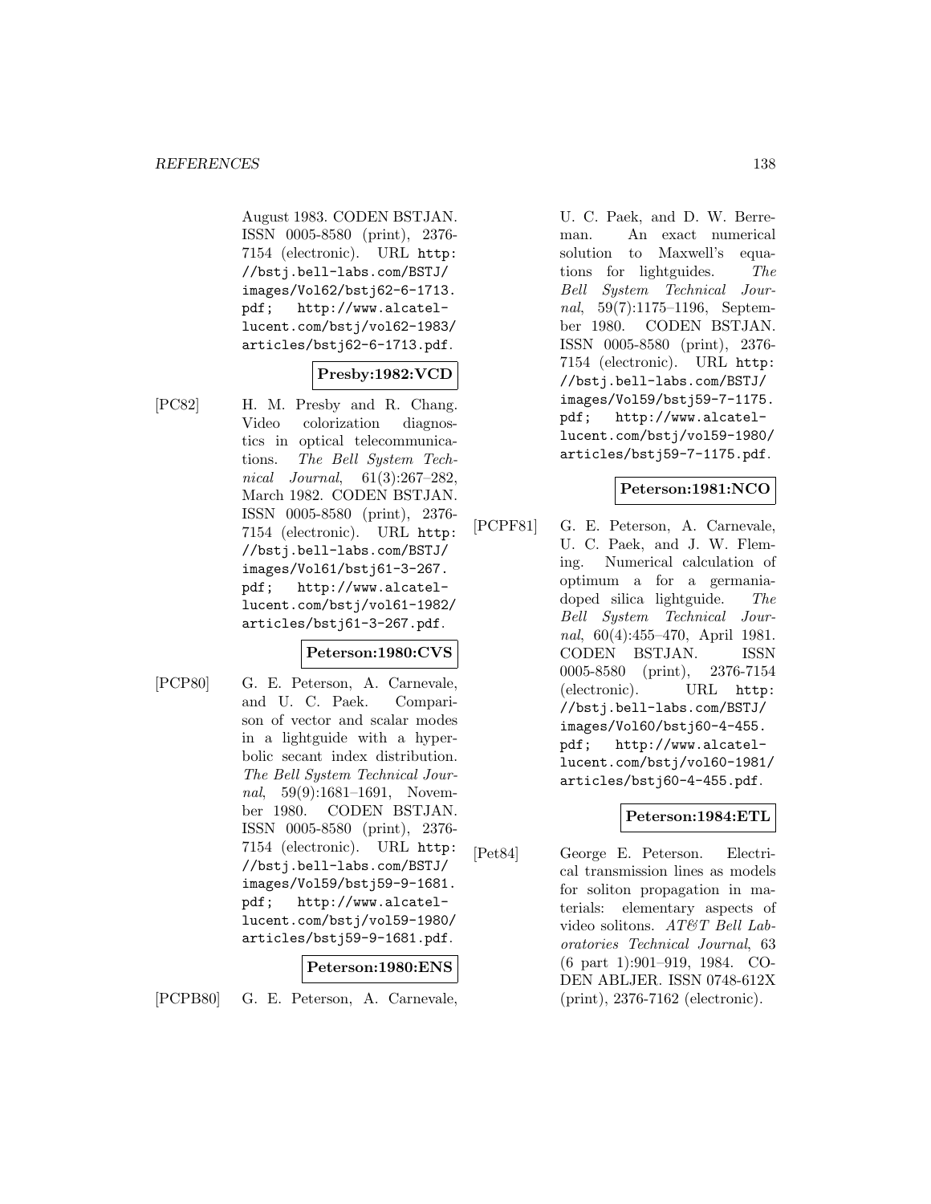August 1983. CODEN BSTJAN. ISSN 0005-8580 (print), 2376-7154 (electronic). URL http://bstj.bell-labs.com/BSTJ/images/Vol62/bstj62-6-1713.pdf; http://www.alcatel-lucent.com/bstj/vol62-1983/articles/bstj62-6-1713.pdf.

**Presby:1982:VCD**

[PC82] H. M. Presby and R. Chang. Video colorization diagnostics in optical telecommunications. *The Bell System Technical Journal*, 61(3):267–282, March 1982. CODEN BSTJAN. ISSN 0005-8580 (print), 2376-7154 (electronic). URL http://bstj.bell-labs.com/BSTJ/images/Vol61/bstj61-3-267.pdf; http://www.alcatel-lucent.com/bstj/vol61-1982/articles/bstj61-3-267.pdf.

**Peterson:1980:CVS**

[PCP80] G. E. Peterson, A. Carnevale, and U. C. Paek. Comparison of vector and scalar modes in a lightguide with a hyperbolic secant index distribution. *The Bell System Technical Journal*, 59(9):1681–1691, November 1980. CODEN BSTJAN. ISSN 0005-8580 (print), 2376-7154 (electronic). URL http://bstj.bell-labs.com/BSTJ/images/Vol59/bstj59-9-1681.pdf; http://www.alcatel-lucent.com/bstj/vol59-1980/articles/bstj59-9-1681.pdf.

**Peterson:1980:ENS**

[PCPB80] G. E. Peterson, A. Carnevale, U. C. Paek, and D. W. Berreman. An exact numerical solution to Maxwell's equations for lightguides. *The Bell System Technical Journal*, 59(7):1175–1196, September 1980. CODEN BSTJAN. ISSN 0005-8580 (print), 2376-7154 (electronic). URL http://bstj.bell-labs.com/BSTJ/images/Vol59/bstj59-7-1175.pdf; http://www.alcatel-lucent.com/bstj/vol59-1980/articles/bstj59-7-1175.pdf.

**Peterson:1981:NCO**

[PCPF81] G. E. Peterson, A. Carnevale, U. C. Paek, and J. W. Fleming. Numerical calculation of optimum a for a germania-doped silica lightguide. *The Bell System Technical Journal*, 60(4):455–470, April 1981. CODEN BSTJAN. ISSN 0005-8580 (print), 2376-7154 (electronic). URL http://bstj.bell-labs.com/BSTJ/images/Vol60/bstj60-4-455.pdf; http://www.alcatel-lucent.com/bstj/vol60-1981/articles/bstj60-4-455.pdf.

**Peterson:1984:ETL**

[Pet84] George E. Peterson. Electrical transmission lines as models for soliton propagation in materials: elementary aspects of video solitons. *AT&T Bell Laboratories Technical Journal*, 63 (6 part 1):901–919, 1984. CODEN ABLJER. ISSN 0748-612X (print), 2376-7162 (electronic).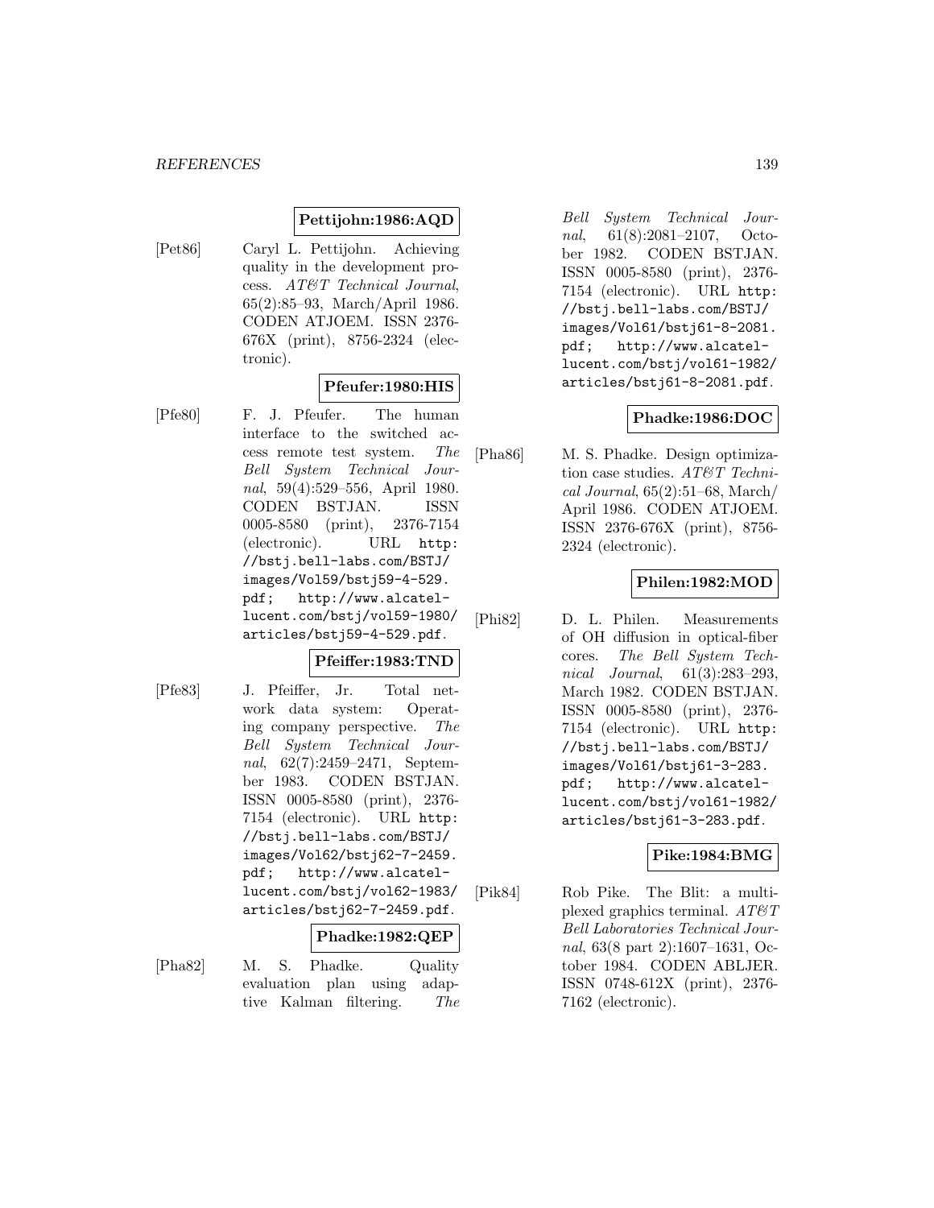**Pettijohn:1986:AQD**

[Pet86] Caryl L. Pettijohn. Achieving quality in the development process. *AT&T Technical Journal*, 65(2):85–93, March/April 1986. CODEN ATJOEM. ISSN 2376-676X (print), 8756-2324 (electronic).

**Pfeufer:1980:HIS**

[Pfe80] F. J. Pfeufer. The human interface to the switched access remote test system. *The Bell System Technical Journal*, 59(4):529–556, April 1980. CODEN BSTJAN. ISSN 0005-8580 (print), 2376-7154 (electronic). URL http://bstj.bell-labs.com/BSTJ/images/Vol59/bstj59-4-529.pdf; http://www.alcatel-lucent.com/bstj/vol59-1980/articles/bstj59-4-529.pdf.

**Pfeiffer:1983:TND**

[Pfe83] J. Pfeiffer, Jr. Total network data system: Operating company perspective. *The Bell System Technical Journal*, 62(7):2459–2471, September 1983. CODEN BSTJAN. ISSN 0005-8580 (print), 2376-7154 (electronic). URL http://bstj.bell-labs.com/BSTJ/images/Vol62/bstj62-7-2459.pdf; http://www.alcatel-lucent.com/bstj/vol62-1983/articles/bstj62-7-2459.pdf.

**Phadke:1982:QEP**

[Pha82] M. S. Phadke. Quality evaluation plan using adaptive Kalman filtering. *The Bell System Technical Journal*, 61(8):2081–2107, October 1982. CODEN BSTJAN. ISSN 0005-8580 (print), 2376-7154 (electronic). URL http://bstj.bell-labs.com/BSTJ/images/Vol61/bstj61-8-2081.pdf; http://www.alcatel-lucent.com/bstj/vol61-1982/articles/bstj61-8-2081.pdf.

**Phadke:1986:DOC**

[Pha86] M. S. Phadke. Design optimization case studies. *AT&T Technical Journal*, 65(2):51–68, March/April 1986. CODEN ATJOEM. ISSN 2376-676X (print), 8756-2324 (electronic).

**Philen:1982:MOD**

[Phi82] D. L. Philen. Measurements of OH diffusion in optical-fiber cores. *The Bell System Technical Journal*, 61(3):283–293, March 1982. CODEN BSTJAN. ISSN 0005-8580 (print), 2376-7154 (electronic). URL http://bstj.bell-labs.com/BSTJ/images/Vol61/bstj61-3-283.pdf; http://www.alcatel-lucent.com/bstj/vol61-1982/articles/bstj61-3-283.pdf.

**Pike:1984:BMG**

[Pik84] Rob Pike. The Blit: a multiplexed graphics terminal. *AT&T Bell Laboratories Technical Journal*, 63(8 part 2):1607–1631, October 1984. CODEN ABLJER. ISSN 0748-612X (print), 2376-7162 (electronic).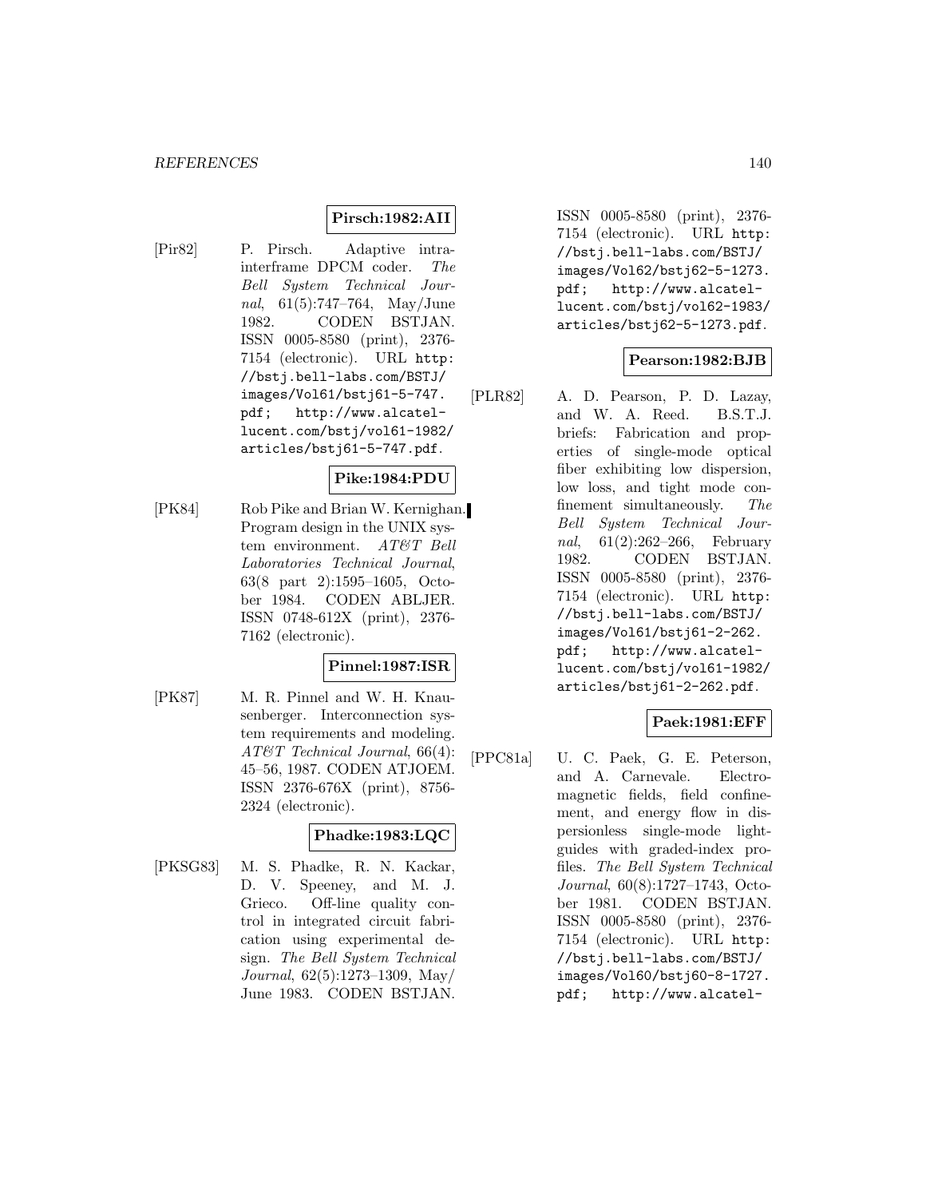**Pirsch:1982:AII**

[Pir82] P. Pirsch. Adaptive intra-interframe DPCM coder. *The Bell System Technical Journal*, 61(5):747–764, May/June 1982. CODEN BSTJAN. ISSN 0005-8580 (print), 2376-7154 (electronic). URL http://bstj.bell-labs.com/BSTJ/images/Vol61/bstj61-5-747.pdf; http://www.alcatel-lucent.com/bstj/vol61-1982/articles/bstj61-5-747.pdf.

**Pike:1984:PDU**

[PK84] Rob Pike and Brian W. Kernighan. Program design in the UNIX system environment. *AT&T Bell Laboratories Technical Journal*, 63(8 part 2):1595–1605, October 1984. CODEN ABLJER. ISSN 0748-612X (print), 2376-7162 (electronic).

**Pinnel:1987:ISR**

[PK87] M. R. Pinnel and W. H. Knausenberger. Interconnection system requirements and modeling. *AT&T Technical Journal*, 66(4): 45–56, 1987. CODEN ATJOEM. ISSN 2376-676X (print), 8756-2324 (electronic).

**Phadke:1983:LQC**

[PKSG83] M. S. Phadke, R. N. Kackar, D. V. Speeney, and M. J. Grieco. Off-line quality control in integrated circuit fabrication using experimental design. *The Bell System Technical Journal*, 62(5):1273–1309, May/June 1983. CODEN BSTJAN. ISSN 0005-8580 (print), 2376-7154 (electronic). URL http://bstj.bell-labs.com/BSTJ/images/Vol62/bstj62-5-1273.pdf; http://www.alcatel-lucent.com/bstj/vol62-1983/articles/bstj62-5-1273.pdf.

**Pearson:1982:BJB**

[PLR82] A. D. Pearson, P. D. Lazay, and W. A. Reed. B.S.T.J. briefs: Fabrication and properties of single-mode optical fiber exhibiting low dispersion, low loss, and tight mode confinement simultaneously. *The Bell System Technical Journal*, 61(2):262–266, February 1982. CODEN BSTJAN. ISSN 0005-8580 (print), 2376-7154 (electronic). URL http://bstj.bell-labs.com/BSTJ/images/Vol61/bstj61-2-262.pdf; http://www.alcatel-lucent.com/bstj/vol61-1982/articles/bstj61-2-262.pdf.

**Paek:1981:EFF**

[PPC81a] U. C. Paek, G. E. Peterson, and A. Carnevale. Electromagnetic fields, field confinement, and energy flow in dispersionless single-mode lightguides with graded-index profiles. *The Bell System Technical Journal*, 60(8):1727–1743, October 1981. CODEN BSTJAN. ISSN 0005-8580 (print), 2376-7154 (electronic). URL http://bstj.bell-labs.com/BSTJ/images/Vol60/bstj60-8-1727.pdf; http://www.alcatel-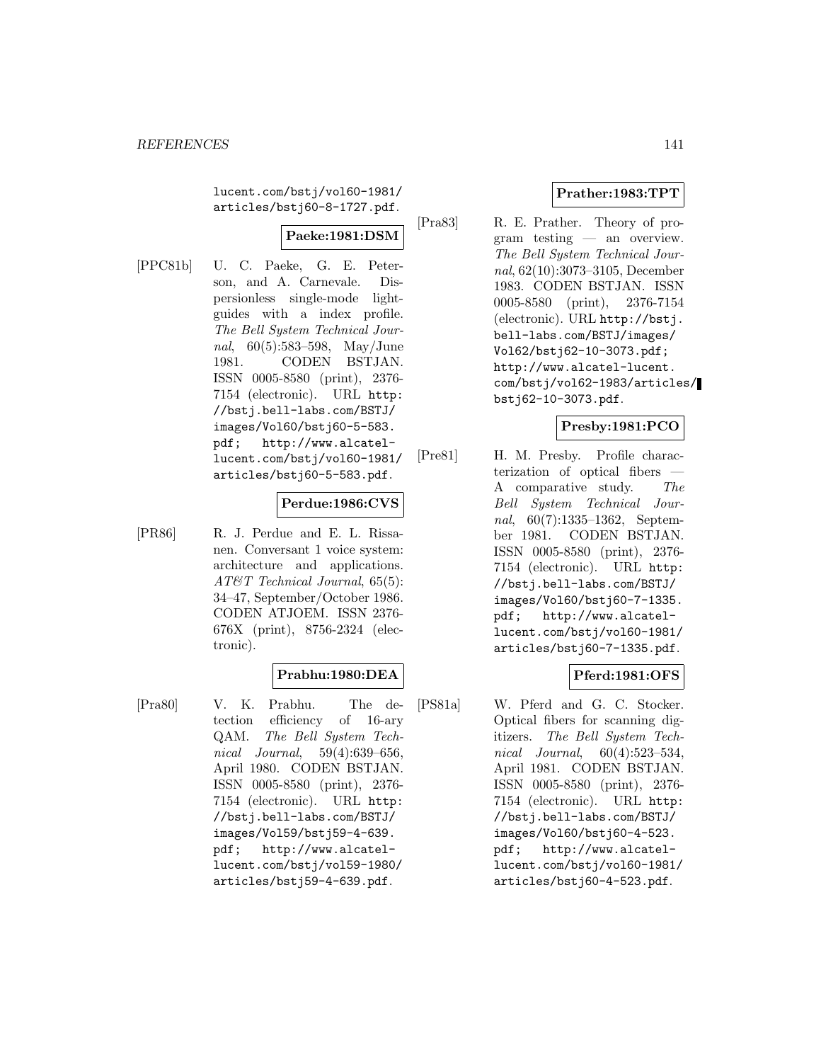lucent.com/bstj/vol60-1981/articles/bstj60-8-1727.pdf.

**Paeke:1981:DSM**

[PPC81b] U. C. Paeke, G. E. Peterson, and A. Carnevale. Dispersionless single-mode lightguides with a index profile. *The Bell System Technical Journal*, 60(5):583–598, May/June 1981. CODEN BSTJAN. ISSN 0005-8580 (print), 2376-7154 (electronic). URL http://bstj.bell-labs.com/BSTJ/images/Vol60/bstj60-5-583.pdf; http://www.alcatel-lucent.com/bstj/vol60-1981/articles/bstj60-5-583.pdf.

**Perdue:1986:CVS**

[PR86] R. J. Perdue and E. L. Rissanen. Conversant 1 voice system: architecture and applications. *AT&T Technical Journal*, 65(5):34–47, September/October 1986. CODEN ATJOEM. ISSN 2376-676X (print), 8756-2324 (electronic).

**Prabhu:1980:DEA**

[Pra80] V. K. Prabhu. The detection efficiency of 16-ary QAM. *The Bell System Technical Journal*, 59(4):639–656, April 1980. CODEN BSTJAN. ISSN 0005-8580 (print), 2376-7154 (electronic). URL http://bstj.bell-labs.com/BSTJ/images/Vol59/bstj59-4-639.pdf; http://www.alcatel-lucent.com/bstj/vol59-1980/articles/bstj59-4-639.pdf.

**Prather:1983:TPT**

[Pra83] R. E. Prather. Theory of program testing — an overview. *The Bell System Technical Journal*, 62(10):3073–3105, December 1983. CODEN BSTJAN. ISSN 0005-8580 (print), 2376-7154 (electronic). URL http://bstj.bell-labs.com/BSTJ/images/Vol62/bstj62-10-3073.pdf; http://www.alcatel-lucent.com/bstj/vol62-1983/articles/bstj62-10-3073.pdf.

**Presby:1981:PCO**

[Pre81] H. M. Presby. Profile characterization of optical fibers — A comparative study. *The Bell System Technical Journal*, 60(7):1335–1362, September 1981. CODEN BSTJAN. ISSN 0005-8580 (print), 2376-7154 (electronic). URL http://bstj.bell-labs.com/BSTJ/images/Vol60/bstj60-7-1335.pdf; http://www.alcatel-lucent.com/bstj/vol60-1981/articles/bstj60-7-1335.pdf.

**Pferd:1981:OFS**

[PS81a] W. Pferd and G. C. Stocker. Optical fibers for scanning digitizers. *The Bell System Technical Journal*, 60(4):523–534, April 1981. CODEN BSTJAN. ISSN 0005-8580 (print), 2376-7154 (electronic). URL http://bstj.bell-labs.com/BSTJ/images/Vol60/bstj60-4-523.pdf; http://www.alcatel-lucent.com/bstj/vol60-1981/articles/bstj60-4-523.pdf.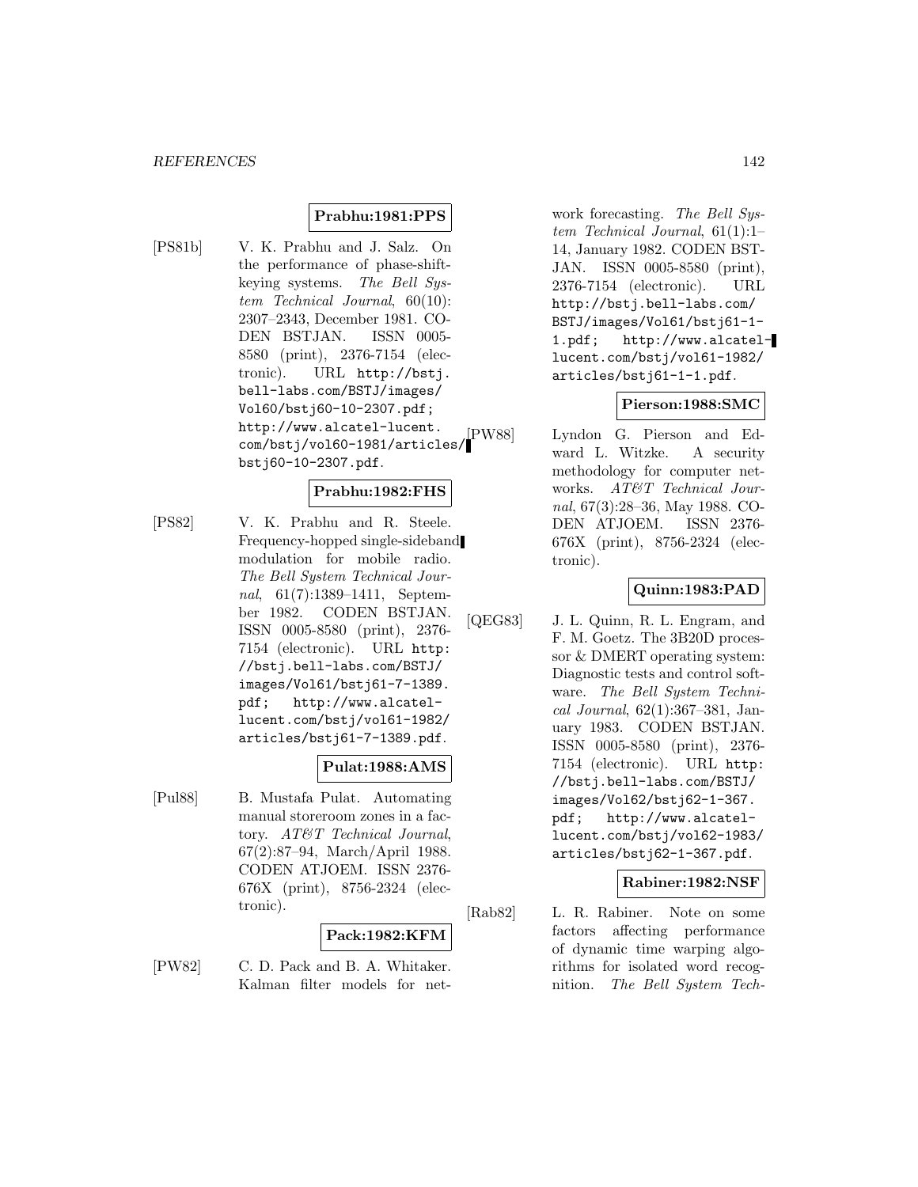**Prabhu:1981:PPS**

[PS81b] V. K. Prabhu and J. Salz. On the performance of phase-shift-keying systems. *The Bell System Technical Journal*, 60(10): 2307–2343, December 1981. CODEN BSTJAN. ISSN 0005-8580 (print), 2376-7154 (electronic). URL http://bstj.bell-labs.com/BSTJ/images/Vol60/bstj60-10-2307.pdf; http://www.alcatel-lucent.com/bstj/vol60-1981/articles/bstj60-10-2307.pdf.

**Prabhu:1982:FHS**

[PS82] V. K. Prabhu and R. Steele. Frequency-hopped single-sideband modulation for mobile radio. *The Bell System Technical Journal*, 61(7):1389–1411, September 1982. CODEN BSTJAN. ISSN 0005-8580 (print), 2376-7154 (electronic). URL http://bstj.bell-labs.com/BSTJ/images/Vol61/bstj61-7-1389.pdf; http://www.alcatel-lucent.com/bstj/vol61-1982/articles/bstj61-7-1389.pdf.

**Pulat:1988:AMS**

[Pul88] B. Mustafa Pulat. Automating manual storeroom zones in a factory. *AT&T Technical Journal*, 67(2):87–94, March/April 1988. CODEN ATJOEM. ISSN 2376-676X (print), 8756-2324 (electronic).

**Pack:1982:KFM**

[PW82] C. D. Pack and B. A. Whitaker. Kalman filter models for network forecasting. *The Bell System Technical Journal*, 61(1):1–14, January 1982. CODEN BSTJAN. ISSN 0005-8580 (print), 2376-7154 (electronic). URL http://bstj.bell-labs.com/BSTJ/images/Vol61/bstj61-1-1.pdf; http://www.alcatel-lucent.com/bstj/vol61-1982/articles/bstj61-1-1.pdf.

**Pierson:1988:SMC**

[PW88] Lyndon G. Pierson and Edward L. Witzke. A security methodology for computer networks. *AT&T Technical Journal*, 67(3):28–36, May 1988. CODEN ATJOEM. ISSN 2376-676X (print), 8756-2324 (electronic).

**Quinn:1983:PAD**

[QEG83] J. L. Quinn, R. L. Engram, and F. M. Goetz. The 3B20D processor & DMERT operating system: Diagnostic tests and control software. *The Bell System Technical Journal*, 62(1):367–381, January 1983. CODEN BSTJAN. ISSN 0005-8580 (print), 2376-7154 (electronic). URL http://bstj.bell-labs.com/BSTJ/images/Vol62/bstj62-1-367.pdf; http://www.alcatel-lucent.com/bstj/vol62-1983/articles/bstj62-1-367.pdf.

**Rabiner:1982:NSF**

[Rab82] L. R. Rabiner. Note on some factors affecting performance of dynamic time warping algorithms for isolated word recognition. *The Bell System Tech-*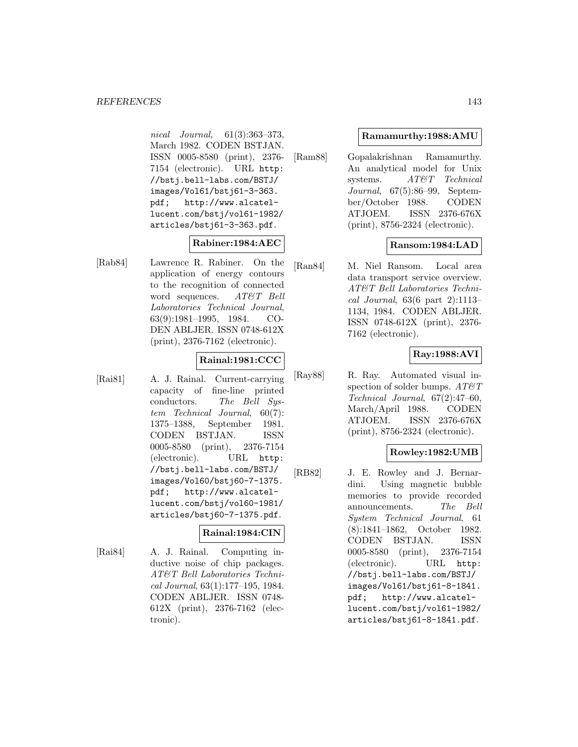*nical Journal*, 61(3):363–373, March 1982. CODEN BSTJAN. ISSN 0005-8580 (print), 2376-7154 (electronic). URL `http://bstj.bell-labs.com/BSTJ/images/Vol61/bstj61-3-363.pdf; http://www.alcatel-lucent.com/bstj/vol61-1982/articles/bstj61-3-363.pdf`.

**Rabiner:1984:AEC**

[Rab84] Lawrence R. Rabiner. On the application of energy contours to the recognition of connected word sequences. *AT&T Bell Laboratories Technical Journal*, 63(9):1981–1995, 1984. CODEN ABLJER. ISSN 0748-612X (print), 2376-7162 (electronic).

**Rainal:1981:CCC**

[Rai81] A. J. Rainal. Current-carrying capacity of fine-line printed conductors. *The Bell System Technical Journal*, 60(7): 1375–1388, September 1981. CODEN BSTJAN. ISSN 0005-8580 (print), 2376-7154 (electronic). URL `http://bstj.bell-labs.com/BSTJ/images/Vol60/bstj60-7-1375.pdf; http://www.alcatel-lucent.com/bstj/vol60-1981/articles/bstj60-7-1375.pdf`.

**Rainal:1984:CIN**

[Rai84] A. J. Rainal. Computing inductive noise of chip packages. *AT&T Bell Laboratories Technical Journal*, 63(1):177–195, 1984. CODEN ABLJER. ISSN 0748-612X (print), 2376-7162 (electronic).

**Ramamurthy:1988:AMU**

[Ram88] Gopalakrishnan Ramamurthy. An analytical model for Unix systems. *AT&T Technical Journal*, 67(5):86–99, September/October 1988. CODEN ATJOEM. ISSN 2376-676X (print), 8756-2324 (electronic).

**Ransom:1984:LAD**

[Ran84] M. Niel Ransom. Local area data transport service overview. *AT&T Bell Laboratories Technical Journal*, 63(6 part 2):1113–1134, 1984. CODEN ABLJER. ISSN 0748-612X (print), 2376-7162 (electronic).

**Ray:1988:AVI**

[Ray88] R. Ray. Automated visual inspection of solder bumps. *AT&T Technical Journal*, 67(2):47–60, March/April 1988. CODEN ATJOEM. ISSN 2376-676X (print), 8756-2324 (electronic).

**Rowley:1982:UMB**

[RB82] J. E. Rowley and J. Bernardini. Using magnetic bubble memories to provide recorded announcements. *The Bell System Technical Journal*, 61 (8):1841–1862, October 1982. CODEN BSTJAN. ISSN 0005-8580 (print), 2376-7154 (electronic). URL `http://bstj.bell-labs.com/BSTJ/images/Vol61/bstj61-8-1841.pdf; http://www.alcatel-lucent.com/bstj/vol61-1982/articles/bstj61-8-1841.pdf`.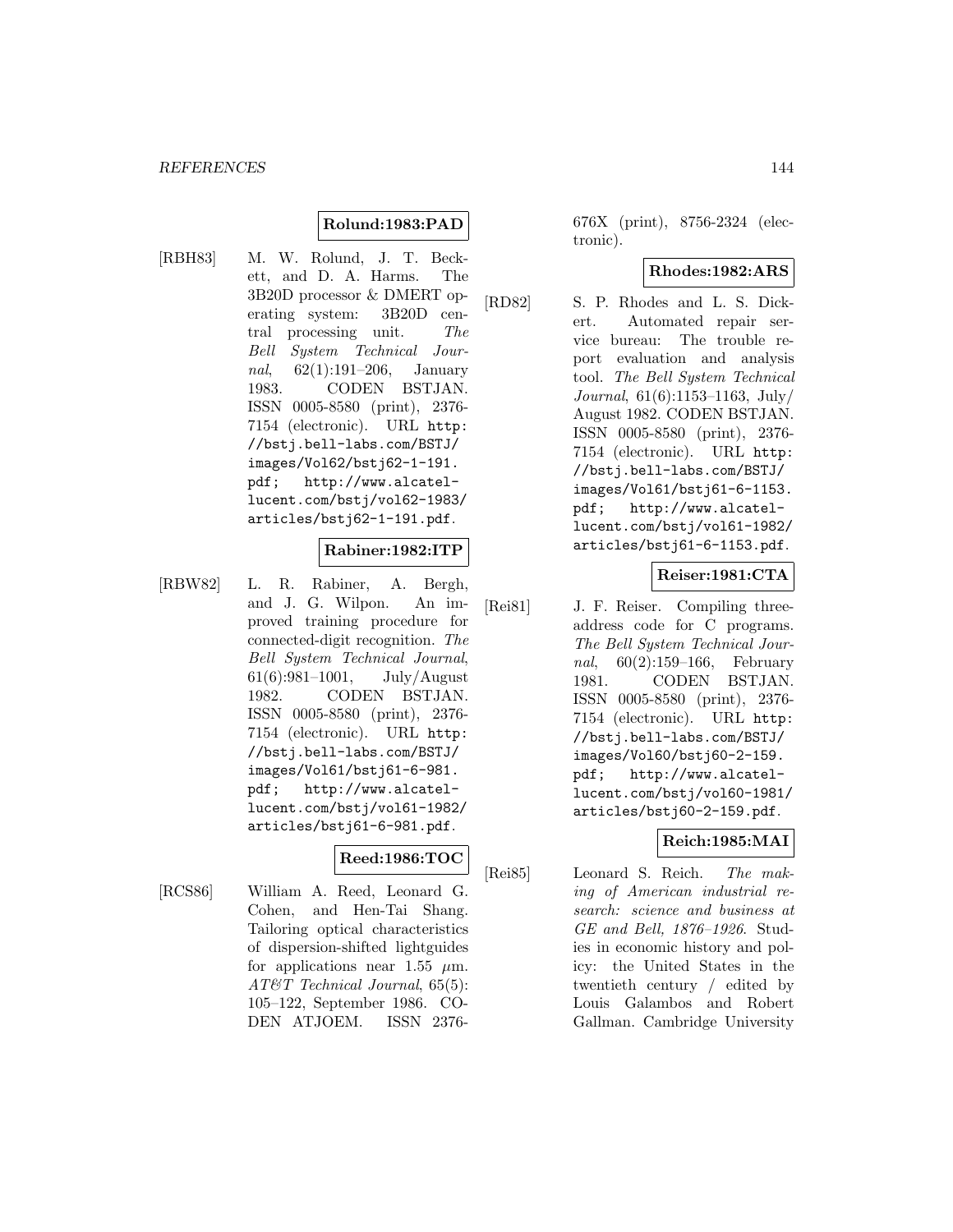**Rolund:1983:PAD**

[RBH83] M. W. Rolund, J. T. Beckett, and D. A. Harms. The 3B20D processor & DMERT operating system: 3B20D central processing unit. *The Bell System Technical Journal*, 62(1):191–206, January 1983. CODEN BSTJAN. ISSN 0005-8580 (print), 2376-7154 (electronic). URL `http://bstj.bell-labs.com/BSTJ/images/Vol62/bstj62-1-191.pdf`; `http://www.alcatel-lucent.com/bstj/vol62-1983/articles/bstj62-1-191.pdf`.

**Rabiner:1982:ITP**

[RBW82] L. R. Rabiner, A. Bergh, and J. G. Wilpon. An improved training procedure for connected-digit recognition. *The Bell System Technical Journal*, 61(6):981–1001, July/August 1982. CODEN BSTJAN. ISSN 0005-8580 (print), 2376-7154 (electronic). URL `http://bstj.bell-labs.com/BSTJ/images/Vol61/bstj61-6-981.pdf`; `http://www.alcatel-lucent.com/bstj/vol61-1982/articles/bstj61-6-981.pdf`.

**Reed:1986:TOC**

[RCS86] William A. Reed, Leonard G. Cohen, and Hen-Tai Shang. Tailoring optical characteristics of dispersion-shifted lightguides for applications near 1.55 $\mu$m. *AT&T Technical Journal*, 65(5): 105–122, September 1986. CODEN ATJOEM. ISSN 2376-676X (print), 8756-2324 (electronic).

**Rhodes:1982:ARS**

[RD82] S. P. Rhodes and L. S. Dickert. Automated repair service bureau: The trouble report evaluation and analysis tool. *The Bell System Technical Journal*, 61(6):1153–1163, July/August 1982. CODEN BSTJAN. ISSN 0005-8580 (print), 2376-7154 (electronic). URL `http://bstj.bell-labs.com/BSTJ/images/Vol61/bstj61-6-1153.pdf`; `http://www.alcatel-lucent.com/bstj/vol61-1982/articles/bstj61-6-1153.pdf`.

**Reiser:1981:CTA**

[Rei81] J. F. Reiser. Compiling three-address code for C programs. *The Bell System Technical Journal*, 60(2):159–166, February 1981. CODEN BSTJAN. ISSN 0005-8580 (print), 2376-7154 (electronic). URL `http://bstj.bell-labs.com/BSTJ/images/Vol60/bstj60-2-159.pdf`; `http://www.alcatel-lucent.com/bstj/vol60-1981/articles/bstj60-2-159.pdf`.

**Reich:1985:MAI**

[Rei85] Leonard S. Reich. *The making of American industrial research: science and business at GE and Bell, 1876–1926*. Studies in economic history and policy: the United States in the twentieth century / edited by Louis Galambos and Robert Gallman. Cambridge University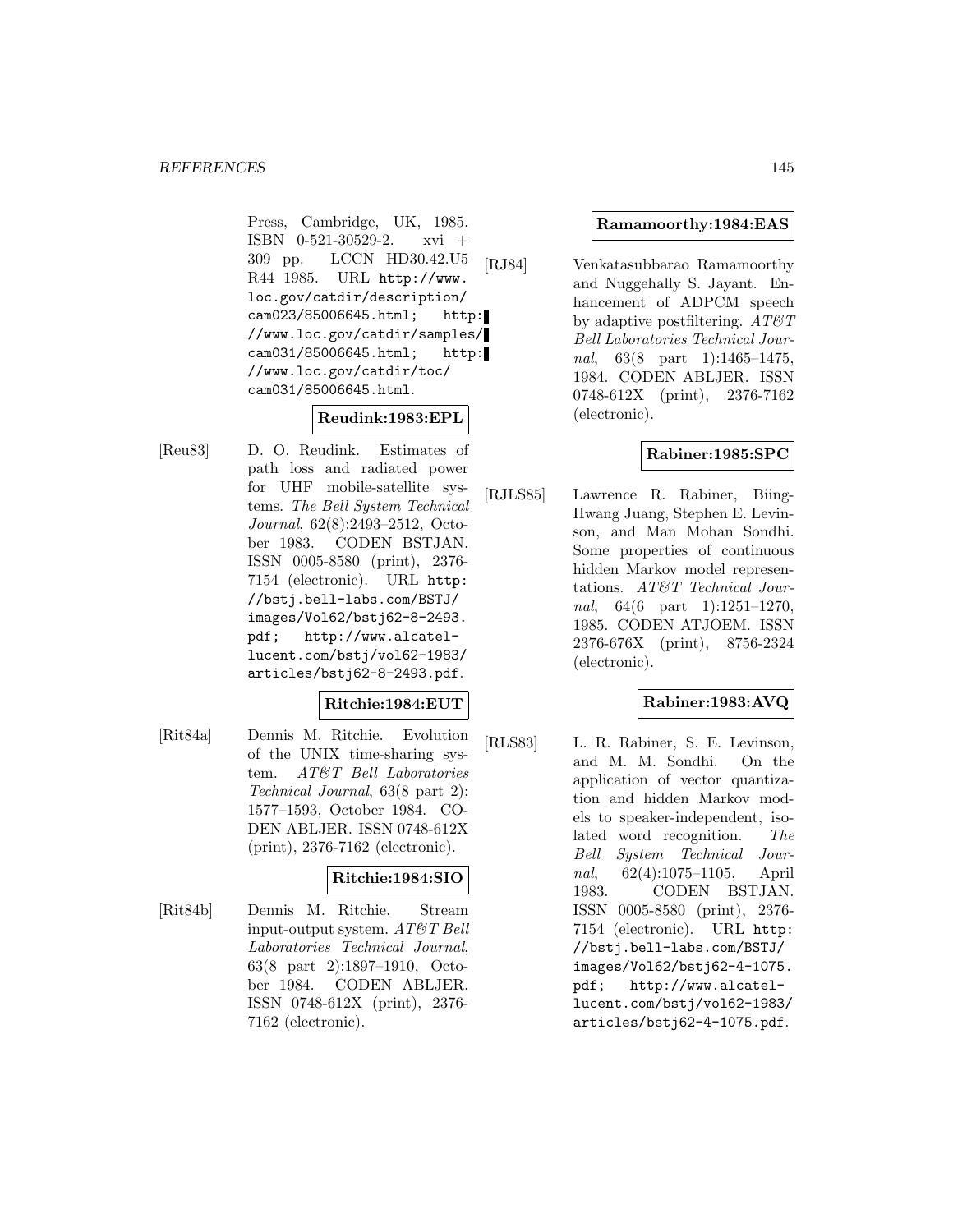Press, Cambridge, UK, 1985. ISBN 0-521-30529-2. xvi + 309 pp. LCCN HD30.42.U5 R44 1985. URL http://www.loc.gov/catdir/description/cam023/85006645.html; http://www.loc.gov/catdir/samples/cam031/85006645.html; http://www.loc.gov/catdir/toc/cam031/85006645.html.

**Reudink:1983:EPL**

[Reu83] D. O. Reudink. Estimates of path loss and radiated power for UHF mobile-satellite systems. *The Bell System Technical Journal*, 62(8):2493–2512, October 1983. CODEN BSTJAN. ISSN 0005-8580 (print), 2376-7154 (electronic). URL http://bstj.bell-labs.com/BSTJ/images/Vol62/bstj62-8-2493.pdf; http://www.alcatel-lucent.com/bstj/vol62-1983/articles/bstj62-8-2493.pdf.

**Ritchie:1984:EUT**

[Rit84a] Dennis M. Ritchie. Evolution of the UNIX time-sharing system. *AT&T Bell Laboratories Technical Journal*, 63(8 part 2): 1577–1593, October 1984. CODEN ABLJER. ISSN 0748-612X (print), 2376-7162 (electronic).

**Ritchie:1984:SIO**

[Rit84b] Dennis M. Ritchie. Stream input-output system. *AT&T Bell Laboratories Technical Journal*, 63(8 part 2):1897–1910, October 1984. CODEN ABLJER. ISSN 0748-612X (print), 2376-7162 (electronic).

**Ramamoorthy:1984:EAS**

[RJ84] Venkatasubbarao Ramamoorthy and Nuggehally S. Jayant. Enhancement of ADPCM speech by adaptive postfiltering. *AT&T Bell Laboratories Technical Journal*, 63(8 part 1):1465–1475, 1984. CODEN ABLJER. ISSN 0748-612X (print), 2376-7162 (electronic).

**Rabiner:1985:SPC**

[RJLS85] Lawrence R. Rabiner, Biing-Hwang Juang, Stephen E. Levinson, and Man Mohan Sondhi. Some properties of continuous hidden Markov model representations. *AT&T Technical Journal*, 64(6 part 1):1251–1270, 1985. CODEN ATJOEM. ISSN 2376-676X (print), 8756-2324 (electronic).

**Rabiner:1983:AVQ**

[RLS83] L. R. Rabiner, S. E. Levinson, and M. M. Sondhi. On the application of vector quantization and hidden Markov models to speaker-independent, isolated word recognition. *The Bell System Technical Journal*, 62(4):1075–1105, April 1983. CODEN BSTJAN. ISSN 0005-8580 (print), 2376-7154 (electronic). URL http://bstj.bell-labs.com/BSTJ/images/Vol62/bstj62-4-1075.pdf; http://www.alcatel-lucent.com/bstj/vol62-1983/articles/bstj62-4-1075.pdf.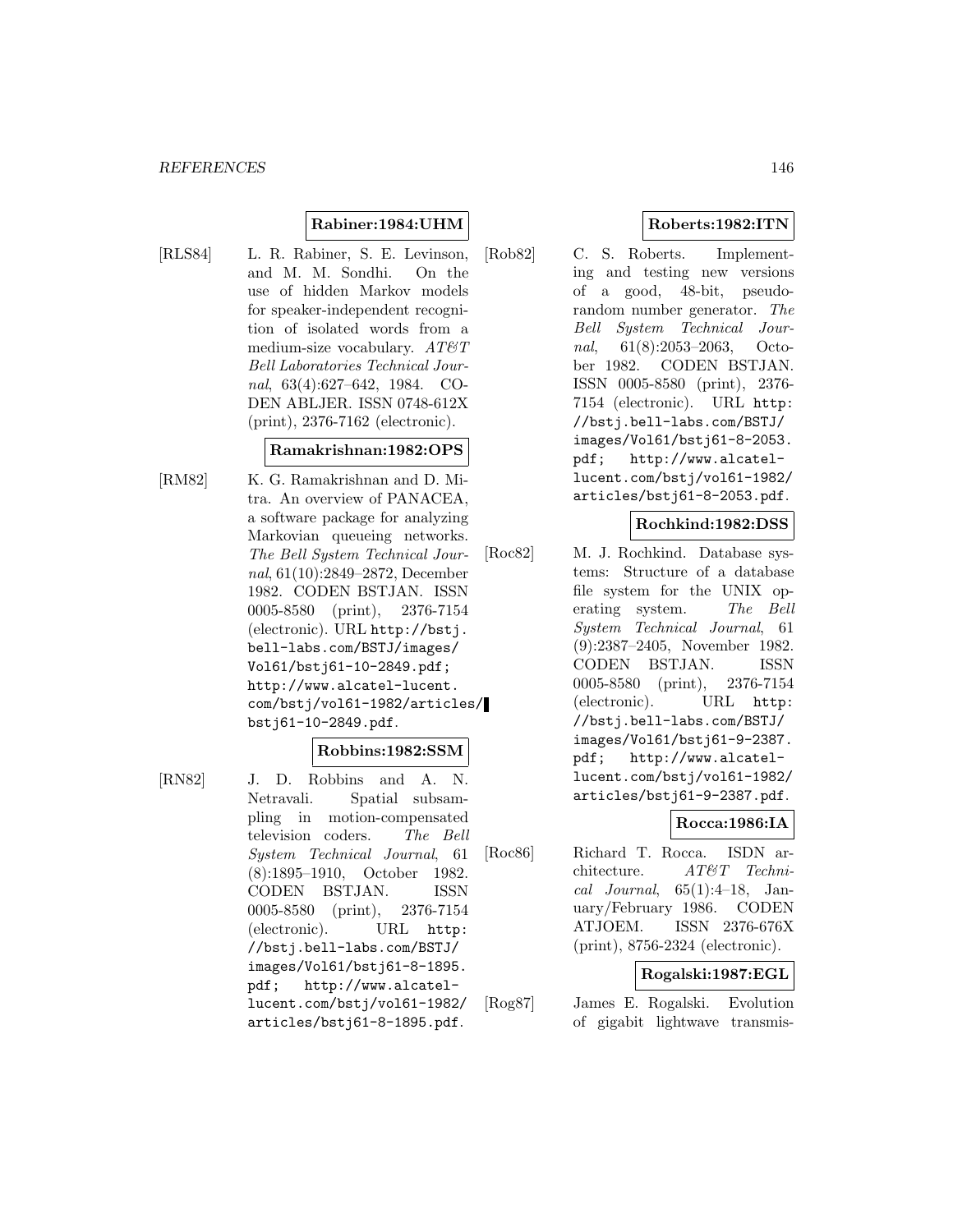**Rabiner:1984:UHM**

[RLS84] L. R. Rabiner, S. E. Levinson, and M. M. Sondhi. On the use of hidden Markov models for speaker-independent recognition of isolated words from a medium-size vocabulary. *AT&T Bell Laboratories Technical Journal*, 63(4):627–642, 1984. CODEN ABLJER. ISSN 0748-612X (print), 2376-7162 (electronic).

**Ramakrishnan:1982:OPS**

[RM82] K. G. Ramakrishnan and D. Mitra. An overview of PANACEA, a software package for analyzing Markovian queueing networks. *The Bell System Technical Journal*, 61(10):2849–2872, December 1982. CODEN BSTJAN. ISSN 0005-8580 (print), 2376-7154 (electronic). URL http://bstj.bell-labs.com/BSTJ/images/Vol61/bstj61-10-2849.pdf; http://www.alcatel-lucent.com/bstj/vol61-1982/articles/bstj61-10-2849.pdf.

**Robbins:1982:SSM**

[RN82] J. D. Robbins and A. N. Netravali. Spatial subsampling in motion-compensated television coders. *The Bell System Technical Journal*, 61 (8):1895–1910, October 1982. CODEN BSTJAN. ISSN 0005-8580 (print), 2376-7154 (electronic). URL http://bstj.bell-labs.com/BSTJ/images/Vol61/bstj61-8-1895.pdf; http://www.alcatel-lucent.com/bstj/vol61-1982/articles/bstj61-8-1895.pdf.

**Roberts:1982:ITN**

[Rob82] C. S. Roberts. Implementing and testing new versions of a good, 48-bit, pseudorandom number generator. *The Bell System Technical Journal*, 61(8):2053–2063, October 1982. CODEN BSTJAN. ISSN 0005-8580 (print), 2376-7154 (electronic). URL http://bstj.bell-labs.com/BSTJ/images/Vol61/bstj61-8-2053.pdf; http://www.alcatel-lucent.com/bstj/vol61-1982/articles/bstj61-8-2053.pdf.

**Rochkind:1982:DSS**

[Roc82] M. J. Rochkind. Database systems: Structure of a database file system for the UNIX operating system. *The Bell System Technical Journal*, 61 (9):2387–2405, November 1982. CODEN BSTJAN. ISSN 0005-8580 (print), 2376-7154 (electronic). URL http://bstj.bell-labs.com/BSTJ/images/Vol61/bstj61-9-2387.pdf; http://www.alcatel-lucent.com/bstj/vol61-1982/articles/bstj61-9-2387.pdf.

**Rocca:1986:IA**

[Roc86] Richard T. Rocca. ISDN architecture. *AT&T Technical Journal*, 65(1):4–18, January/February 1986. CODEN ATJOEM. ISSN 2376-676X (print), 8756-2324 (electronic).

**Rogalski:1987:EGL**

[Rog87] James E. Rogalski. Evolution of gigabit lightwave transmis-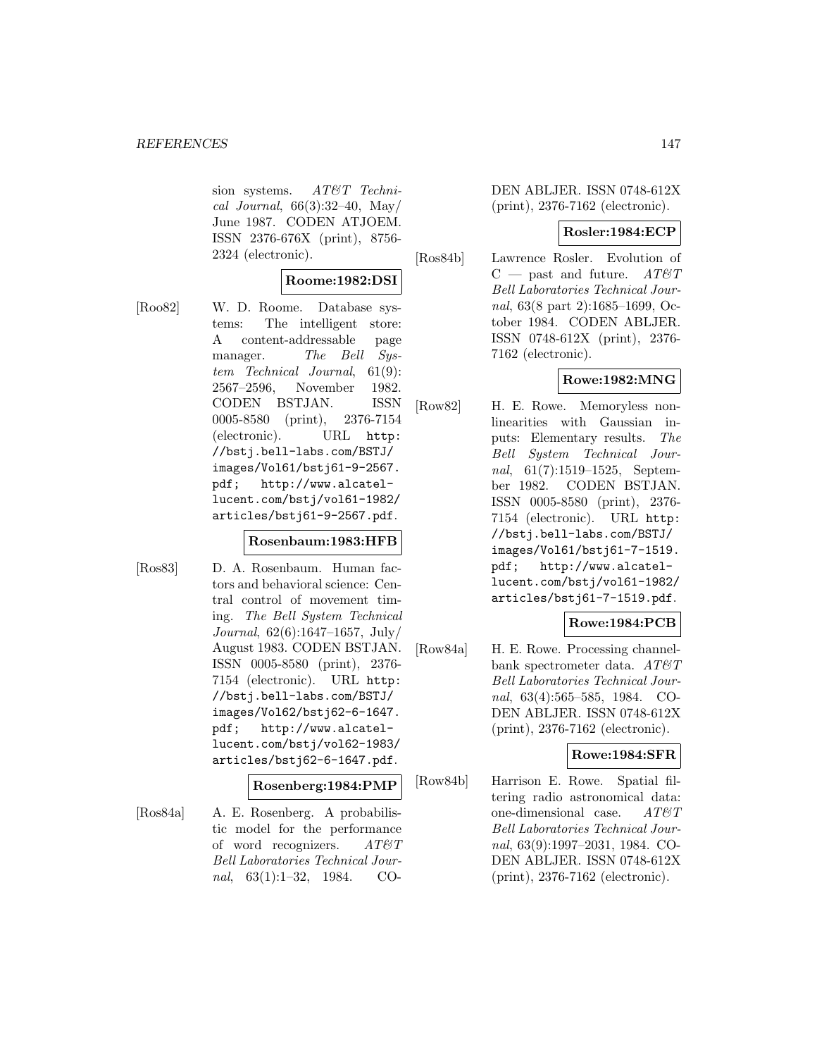sion systems. *AT&T Technical Journal*, 66(3):32–40, May/ June 1987. CODEN ATJOEM. ISSN 2376-676X (print), 8756-2324 (electronic).

**Roome:1982:DSI**

[Roo82] W. D. Roome. Database systems: The intelligent store: A content-addressable page manager. *The Bell System Technical Journal*, 61(9): 2567–2596, November 1982. CODEN BSTJAN. ISSN 0005-8580 (print), 2376-7154 (electronic). URL `http://bstj.bell-labs.com/BSTJ/images/Vol61/bstj61-9-2567.pdf`; `http://www.alcatel-lucent.com/bstj/vol61-1982/articles/bstj61-9-2567.pdf`.

**Rosenbaum:1983:HFB**

[Ros83] D. A. Rosenbaum. Human factors and behavioral science: Central control of movement timing. *The Bell System Technical Journal*, 62(6):1647–1657, July/ August 1983. CODEN BSTJAN. ISSN 0005-8580 (print), 2376-7154 (electronic). URL `http://bstj.bell-labs.com/BSTJ/images/Vol62/bstj62-6-1647.pdf`; `http://www.alcatel-lucent.com/bstj/vol62-1983/articles/bstj62-6-1647.pdf`.

**Rosenberg:1984:PMP**

[Ros84a] A. E. Rosenberg. A probabilistic model for the performance of word recognizers. *AT&T Bell Laboratories Technical Journal*, 63(1):1–32, 1984. CODEN ABLJER. ISSN 0748-612X (print), 2376-7162 (electronic).

**Rosler:1984:ECP**

[Ros84b] Lawrence Rosler. Evolution of C — past and future. *AT&T Bell Laboratories Technical Journal*, 63(8 part 2):1685–1699, October 1984. CODEN ABLJER. ISSN 0748-612X (print), 2376-7162 (electronic).

**Rowe:1982:MNG**

[Row82] H. E. Rowe. Memoryless nonlinearities with Gaussian inputs: Elementary results. *The Bell System Technical Journal*, 61(7):1519–1525, September 1982. CODEN BSTJAN. ISSN 0005-8580 (print), 2376-7154 (electronic). URL `http://bstj.bell-labs.com/BSTJ/images/Vol61/bstj61-7-1519.pdf`; `http://www.alcatel-lucent.com/bstj/vol61-1982/articles/bstj61-7-1519.pdf`.

**Rowe:1984:PCB**

[Row84a] H. E. Rowe. Processing channel-bank spectrometer data. *AT&T Bell Laboratories Technical Journal*, 63(4):565–585, 1984. CODEN ABLJER. ISSN 0748-612X (print), 2376-7162 (electronic).

**Rowe:1984:SFR**

[Row84b] Harrison E. Rowe. Spatial filtering radio astronomical data: one-dimensional case. *AT&T Bell Laboratories Technical Journal*, 63(9):1997–2031, 1984. CODEN ABLJER. ISSN 0748-612X (print), 2376-7162 (electronic).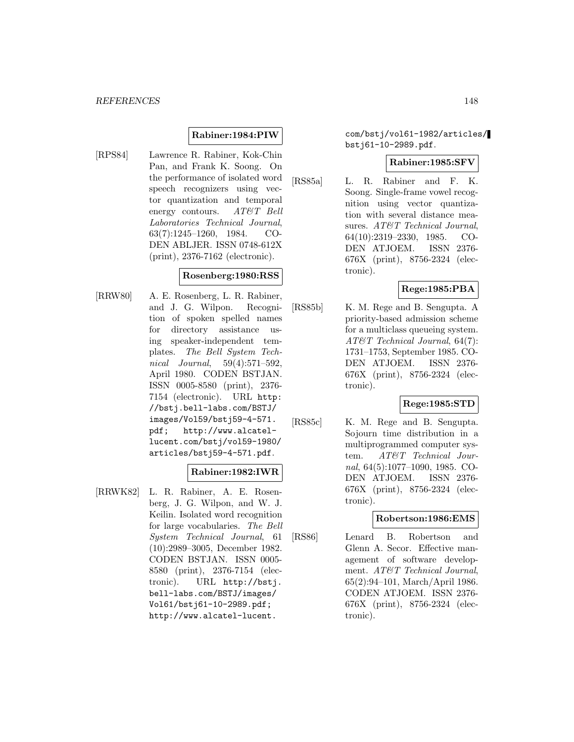**Rabiner:1984:PIW**

[RPS84] Lawrence R. Rabiner, Kok-Chin Pan, and Frank K. Soong. On the performance of isolated word speech recognizers using vector quantization and temporal energy contours. *AT&T Bell Laboratories Technical Journal*, 63(7):1245–1260, 1984. CODEN ABLJER. ISSN 0748-612X (print), 2376-7162 (electronic).

**Rosenberg:1980:RSS**

[RRW80] A. E. Rosenberg, L. R. Rabiner, and J. G. Wilpon. Recognition of spoken spelled names for directory assistance using speaker-independent templates. *The Bell System Technical Journal*, 59(4):571–592, April 1980. CODEN BSTJAN. ISSN 0005-8580 (print), 2376-7154 (electronic). URL `http://bstj.bell-labs.com/BSTJ/images/Vol59/bstj59-4-571.pdf`; `http://www.alcatel-lucent.com/bstj/vol59-1980/articles/bstj59-4-571.pdf`.

**Rabiner:1982:IWR**

[RRWK82] L. R. Rabiner, A. E. Rosenberg, J. G. Wilpon, and W. J. Keilin. Isolated word recognition for large vocabularies. *The Bell System Technical Journal*, 61 (10):2989–3005, December 1982. CODEN BSTJAN. ISSN 0005-8580 (print), 2376-7154 (electronic). URL `http://bstj.bell-labs.com/BSTJ/images/Vol61/bstj61-10-2989.pdf`; `http://www.alcatel-lucent.com/bstj/vol61-1982/articles/bstj61-10-2989.pdf`.

**Rabiner:1985:SFV**

[RS85a] L. R. Rabiner and F. K. Soong. Single-frame vowel recognition using vector quantization with several distance measures. *AT&T Technical Journal*, 64(10):2319–2330, 1985. CODEN ATJOEM. ISSN 2376-676X (print), 8756-2324 (electronic).

**Rege:1985:PBA**

[RS85b] K. M. Rege and B. Sengupta. A priority-based admission scheme for a multiclass queueing system. *AT&T Technical Journal*, 64(7): 1731–1753, September 1985. CODEN ATJOEM. ISSN 2376-676X (print), 8756-2324 (electronic).

**Rege:1985:STD**

[RS85c] K. M. Rege and B. Sengupta. Sojourn time distribution in a multiprogrammed computer system. *AT&T Technical Journal*, 64(5):1077–1090, 1985. CODEN ATJOEM. ISSN 2376-676X (print), 8756-2324 (electronic).

**Robertson:1986:EMS**

[RS86] Lenard B. Robertson and Glenn A. Secor. Effective management of software development. *AT&T Technical Journal*, 65(2):94–101, March/April 1986. CODEN ATJOEM. ISSN 2376-676X (print), 8756-2324 (electronic).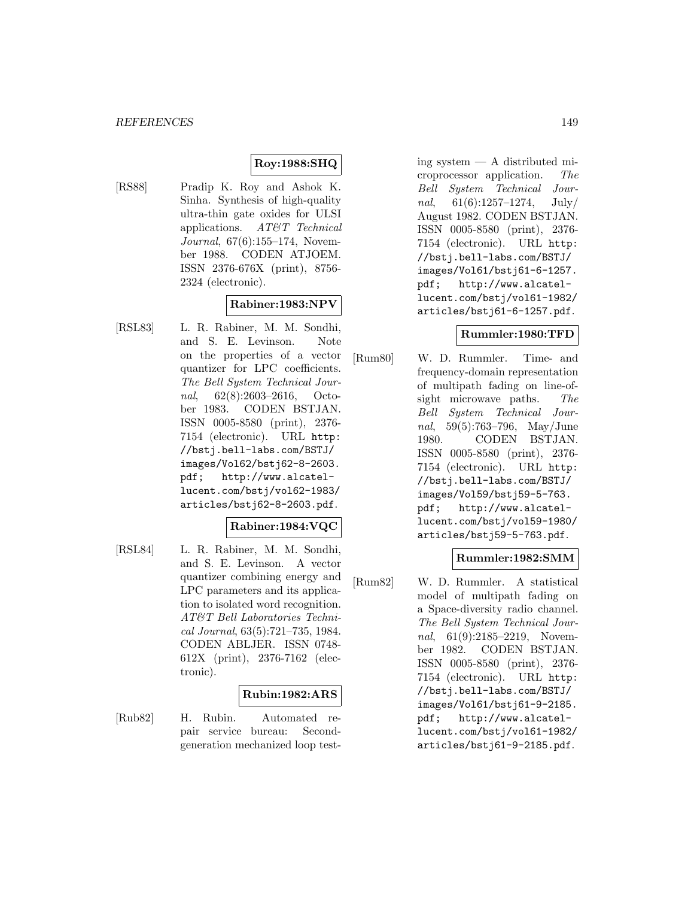**Roy:1988:SHQ**

[RS88] Pradip K. Roy and Ashok K. Sinha. Synthesis of high-quality ultra-thin gate oxides for ULSI applications. *AT&T Technical Journal*, 67(6):155–174, November 1988. CODEN ATJOEM. ISSN 2376-676X (print), 8756-2324 (electronic).

**Rabiner:1983:NPV**

[RSL83] L. R. Rabiner, M. M. Sondhi, and S. E. Levinson. Note on the properties of a vector quantizer for LPC coefficients. *The Bell System Technical Journal*, 62(8):2603–2616, October 1983. CODEN BSTJAN. ISSN 0005-8580 (print), 2376-7154 (electronic). URL `http://bstj.bell-labs.com/BSTJ/images/Vol62/bstj62-8-2603.pdf; http://www.alcatel-lucent.com/bstj/vol62-1983/articles/bstj62-8-2603.pdf`.

**Rabiner:1984:VQC**

[RSL84] L. R. Rabiner, M. M. Sondhi, and S. E. Levinson. A vector quantizer combining energy and LPC parameters and its application to isolated word recognition. *AT&T Bell Laboratories Technical Journal*, 63(5):721–735, 1984. CODEN ABLJER. ISSN 0748-612X (print), 2376-7162 (electronic).

**Rubin:1982:ARS**

[Rub82] H. Rubin. Automated repair service bureau: Second-generation mechanized loop testing system — A distributed microprocessor application. *The Bell System Technical Journal*, 61(6):1257–1274, July/August 1982. CODEN BSTJAN. ISSN 0005-8580 (print), 2376-7154 (electronic). URL `http://bstj.bell-labs.com/BSTJ/images/Vol61/bstj61-6-1257.pdf; http://www.alcatel-lucent.com/bstj/vol61-1982/articles/bstj61-6-1257.pdf`.

**Rummler:1980:TFD**

[Rum80] W. D. Rummler. Time- and frequency-domain representation of multipath fading on line-of-sight microwave paths. *The Bell System Technical Journal*, 59(5):763–796, May/June 1980. CODEN BSTJAN. ISSN 0005-8580 (print), 2376-7154 (electronic). URL `http://bstj.bell-labs.com/BSTJ/images/Vol59/bstj59-5-763.pdf; http://www.alcatel-lucent.com/bstj/vol59-1980/articles/bstj59-5-763.pdf`.

**Rummler:1982:SMM**

[Rum82] W. D. Rummler. A statistical model of multipath fading on a Space-diversity radio channel. *The Bell System Technical Journal*, 61(9):2185–2219, November 1982. CODEN BSTJAN. ISSN 0005-8580 (print), 2376-7154 (electronic). URL `http://bstj.bell-labs.com/BSTJ/images/Vol61/bstj61-9-2185.pdf; http://www.alcatel-lucent.com/bstj/vol61-1982/articles/bstj61-9-2185.pdf`.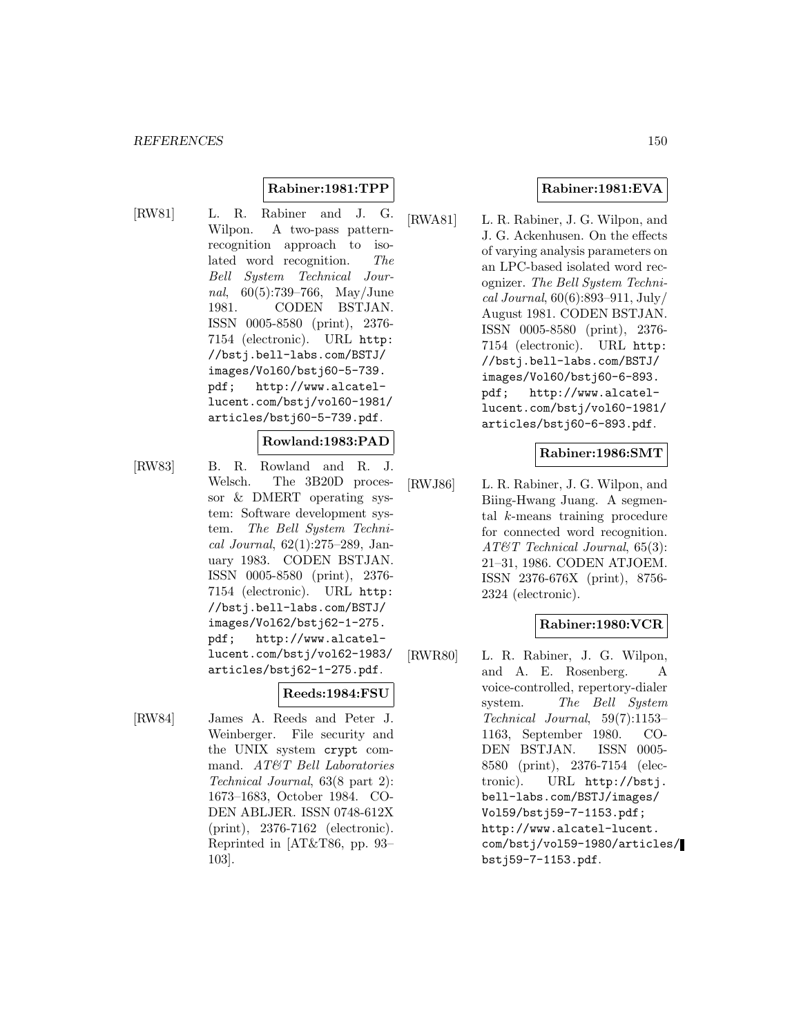**Rabiner:1981:TPP**

[RW81] L. R. Rabiner and J. G. Wilpon. A two-pass pattern-recognition approach to isolated word recognition. *The Bell System Technical Journal*, 60(5):739–766, May/June 1981. CODEN BSTJAN. ISSN 0005-8580 (print), 2376-7154 (electronic). URL http://bstj.bell-labs.com/BSTJ/images/Vol60/bstj60-5-739.pdf; http://www.alcatel-lucent.com/bstj/vol60-1981/articles/bstj60-5-739.pdf.

**Rowland:1983:PAD**

[RW83] B. R. Rowland and R. J. Welsch. The 3B20D processor & DMERT operating system: Software development system. *The Bell System Technical Journal*, 62(1):275–289, January 1983. CODEN BSTJAN. ISSN 0005-8580 (print), 2376-7154 (electronic). URL http://bstj.bell-labs.com/BSTJ/images/Vol62/bstj62-1-275.pdf; http://www.alcatel-lucent.com/bstj/vol62-1983/articles/bstj62-1-275.pdf.

**Reeds:1984:FSU**

[RW84] James A. Reeds and Peter J. Weinberger. File security and the UNIX system `crypt` command. *AT&T Bell Laboratories Technical Journal*, 63(8 part 2): 1673–1683, October 1984. CODEN ABLJER. ISSN 0748-612X (print), 2376-7162 (electronic). Reprinted in [AT&T86, pp. 93–103].

**Rabiner:1981:EVA**

[RWA81] L. R. Rabiner, J. G. Wilpon, and J. G. Ackenhusen. On the effects of varying analysis parameters on an LPC-based isolated word recognizer. *The Bell System Technical Journal*, 60(6):893–911, July/August 1981. CODEN BSTJAN. ISSN 0005-8580 (print), 2376-7154 (electronic). URL http://bstj.bell-labs.com/BSTJ/images/Vol60/bstj60-6-893.pdf; http://www.alcatel-lucent.com/bstj/vol60-1981/articles/bstj60-6-893.pdf.

**Rabiner:1986:SMT**

[RWJ86] L. R. Rabiner, J. G. Wilpon, and Biing-Hwang Juang. A segmental $k$-means training procedure for connected word recognition. *AT&T Technical Journal*, 65(3): 21–31, 1986. CODEN ATJOEM. ISSN 2376-676X (print), 8756-2324 (electronic).

**Rabiner:1980:VCR**

[RWR80] L. R. Rabiner, J. G. Wilpon, and A. E. Rosenberg. A voice-controlled, repertory-dialer system. *The Bell System Technical Journal*, 59(7):1153–1163, September 1980. CODEN BSTJAN. ISSN 0005-8580 (print), 2376-7154 (electronic). URL http://bstj.bell-labs.com/BSTJ/images/Vol59/bstj59-7-1153.pdf; http://www.alcatel-lucent.com/bstj/vol59-1980/articles/bstj59-7-1153.pdf.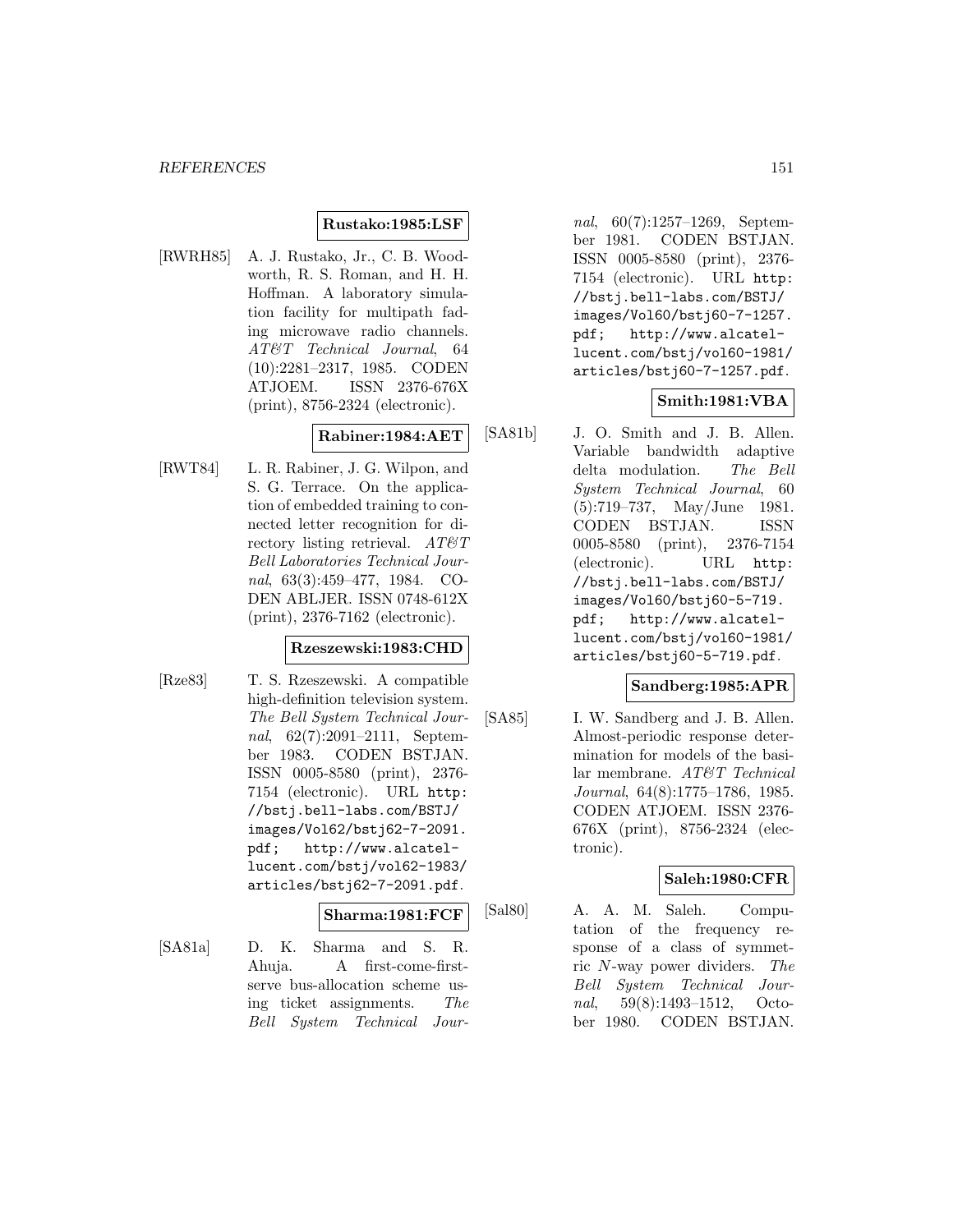**Rustako:1985:LSF**

[RWRH85] A. J. Rustako, Jr., C. B. Woodworth, R. S. Roman, and H. H. Hoffman. A laboratory simulation facility for multipath fading microwave radio channels. *AT&T Technical Journal*, 64 (10):2281–2317, 1985. CODEN ATJOEM. ISSN 2376-676X (print), 8756-2324 (electronic).

**Rabiner:1984:AET**

[RWT84] L. R. Rabiner, J. G. Wilpon, and S. G. Terrace. On the application of embedded training to connected letter recognition for directory listing retrieval. *AT&T Bell Laboratories Technical Journal*, 63(3):459–477, 1984. CODEN ABLJER. ISSN 0748-612X (print), 2376-7162 (electronic).

**Rzeszewski:1983:CHD**

[Rze83] T. S. Rzeszewski. A compatible high-definition television system. *The Bell System Technical Journal*, 62(7):2091–2111, September 1983. CODEN BSTJAN. ISSN 0005-8580 (print), 2376-7154 (electronic). URL http://bstj.bell-labs.com/BSTJ/images/Vol62/bstj62-7-2091.pdf; http://www.alcatel-lucent.com/bstj/vol62-1983/articles/bstj62-7-2091.pdf.

**Sharma:1981:FCF**

[SA81a] D. K. Sharma and S. R. Ahuja. A first-come-first-serve bus-allocation scheme using ticket assignments. *The Bell System Technical Journal*, 60(7):1257–1269, September 1981. CODEN BSTJAN. ISSN 0005-8580 (print), 2376-7154 (electronic). URL http://bstj.bell-labs.com/BSTJ/images/Vol60/bstj60-7-1257.pdf; http://www.alcatel-lucent.com/bstj/vol60-1981/articles/bstj60-7-1257.pdf.

**Smith:1981:VBA**

[SA81b] J. O. Smith and J. B. Allen. Variable bandwidth adaptive delta modulation. *The Bell System Technical Journal*, 60 (5):719–737, May/June 1981. CODEN BSTJAN. ISSN 0005-8580 (print), 2376-7154 (electronic). URL http://bstj.bell-labs.com/BSTJ/images/Vol60/bstj60-5-719.pdf; http://www.alcatel-lucent.com/bstj/vol60-1981/articles/bstj60-5-719.pdf.

**Sandberg:1985:APR**

[SA85] I. W. Sandberg and J. B. Allen. Almost-periodic response determination for models of the basilar membrane. *AT&T Technical Journal*, 64(8):1775–1786, 1985. CODEN ATJOEM. ISSN 2376-676X (print), 8756-2324 (electronic).

**Saleh:1980:CFR**

[Sal80] A. A. M. Saleh. Computation of the frequency response of a class of symmetric $N$-way power dividers. *The Bell System Technical Journal*, 59(8):1493–1512, October 1980. CODEN BSTJAN.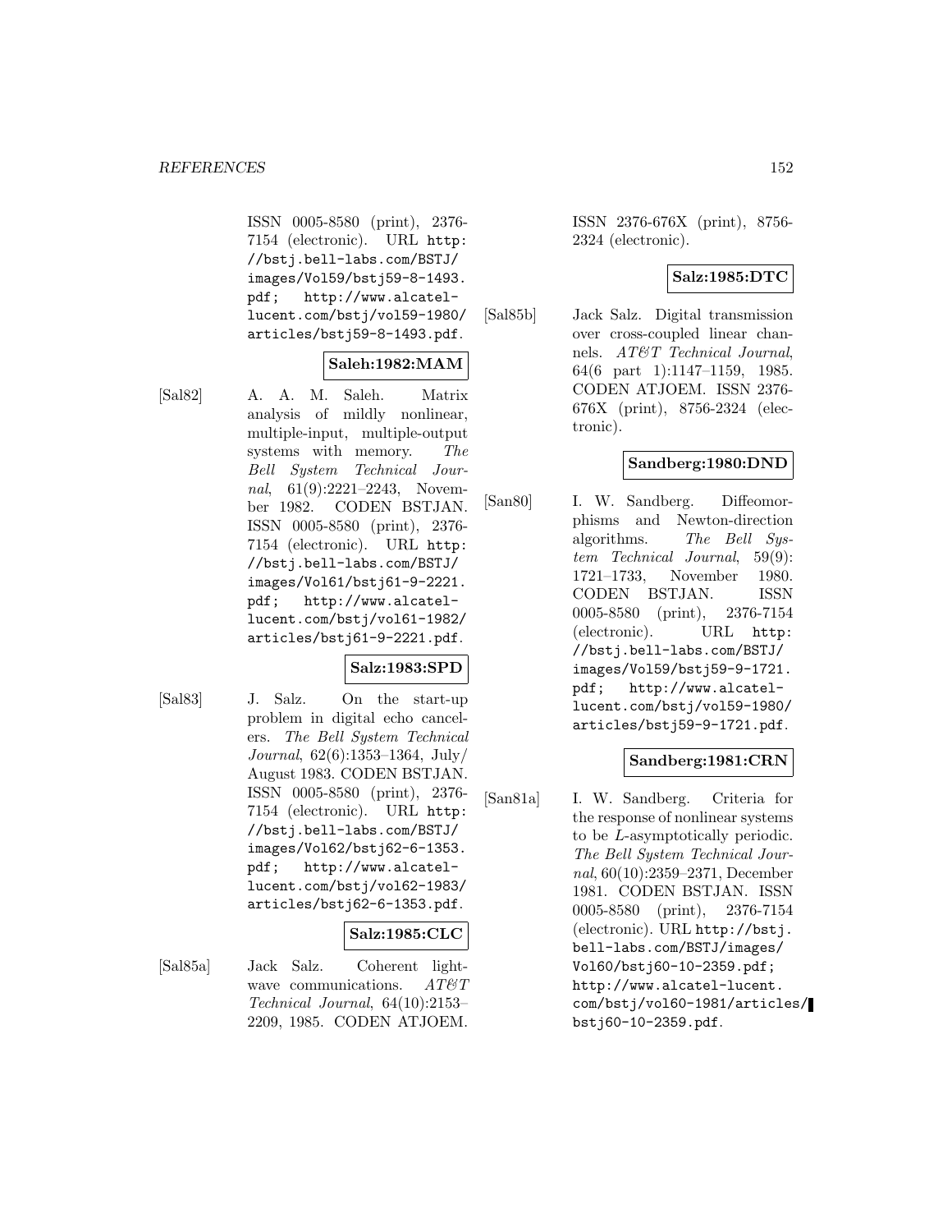ISSN 0005-8580 (print), 2376-7154 (electronic). URL http://bstj.bell-labs.com/BSTJ/images/Vol59/bstj59-8-1493.pdf; http://www.alcatel-lucent.com/bstj/vol59-1980/articles/bstj59-8-1493.pdf.

**Saleh:1982:MAM**

[Sal82] A. A. M. Saleh. Matrix analysis of mildly nonlinear, multiple-input, multiple-output systems with memory. *The Bell System Technical Journal*, 61(9):2221–2243, November 1982. CODEN BSTJAN. ISSN 0005-8580 (print), 2376-7154 (electronic). URL http://bstj.bell-labs.com/BSTJ/images/Vol61/bstj61-9-2221.pdf; http://www.alcatel-lucent.com/bstj/vol61-1982/articles/bstj61-9-2221.pdf.

**Salz:1983:SPD**

[Sal83] J. Salz. On the start-up problem in digital echo cancelers. *The Bell System Technical Journal*, 62(6):1353–1364, July/August 1983. CODEN BSTJAN. ISSN 0005-8580 (print), 2376-7154 (electronic). URL http://bstj.bell-labs.com/BSTJ/images/Vol62/bstj62-6-1353.pdf; http://www.alcatel-lucent.com/bstj/vol62-1983/articles/bstj62-6-1353.pdf.

**Salz:1985:CLC**

[Sal85a] Jack Salz. Coherent lightwave communications. *AT&T Technical Journal*, 64(10):2153–2209, 1985. CODEN ATJOEM. ISSN 2376-676X (print), 8756-2324 (electronic).

**Salz:1985:DTC**

[Sal85b] Jack Salz. Digital transmission over cross-coupled linear channels. *AT&T Technical Journal*, 64(6 part 1):1147–1159, 1985. CODEN ATJOEM. ISSN 2376-676X (print), 8756-2324 (electronic).

**Sandberg:1980:DND**

[San80] I. W. Sandberg. Diffeomorphisms and Newton-direction algorithms. *The Bell System Technical Journal*, 59(9):1721–1733, November 1980. CODEN BSTJAN. ISSN 0005-8580 (print), 2376-7154 (electronic). URL http://bstj.bell-labs.com/BSTJ/images/Vol59/bstj59-9-1721.pdf; http://www.alcatel-lucent.com/bstj/vol59-1980/articles/bstj59-9-1721.pdf.

**Sandberg:1981:CRN**

[San81a] I. W. Sandberg. Criteria for the response of nonlinear systems to be $L$-asymptotically periodic. *The Bell System Technical Journal*, 60(10):2359–2371, December 1981. CODEN BSTJAN. ISSN 0005-8580 (print), 2376-7154 (electronic). URL http://bstj.bell-labs.com/BSTJ/images/Vol60/bstj60-10-2359.pdf; http://www.alcatel-lucent.com/bstj/vol60-1981/articles/bstj60-10-2359.pdf.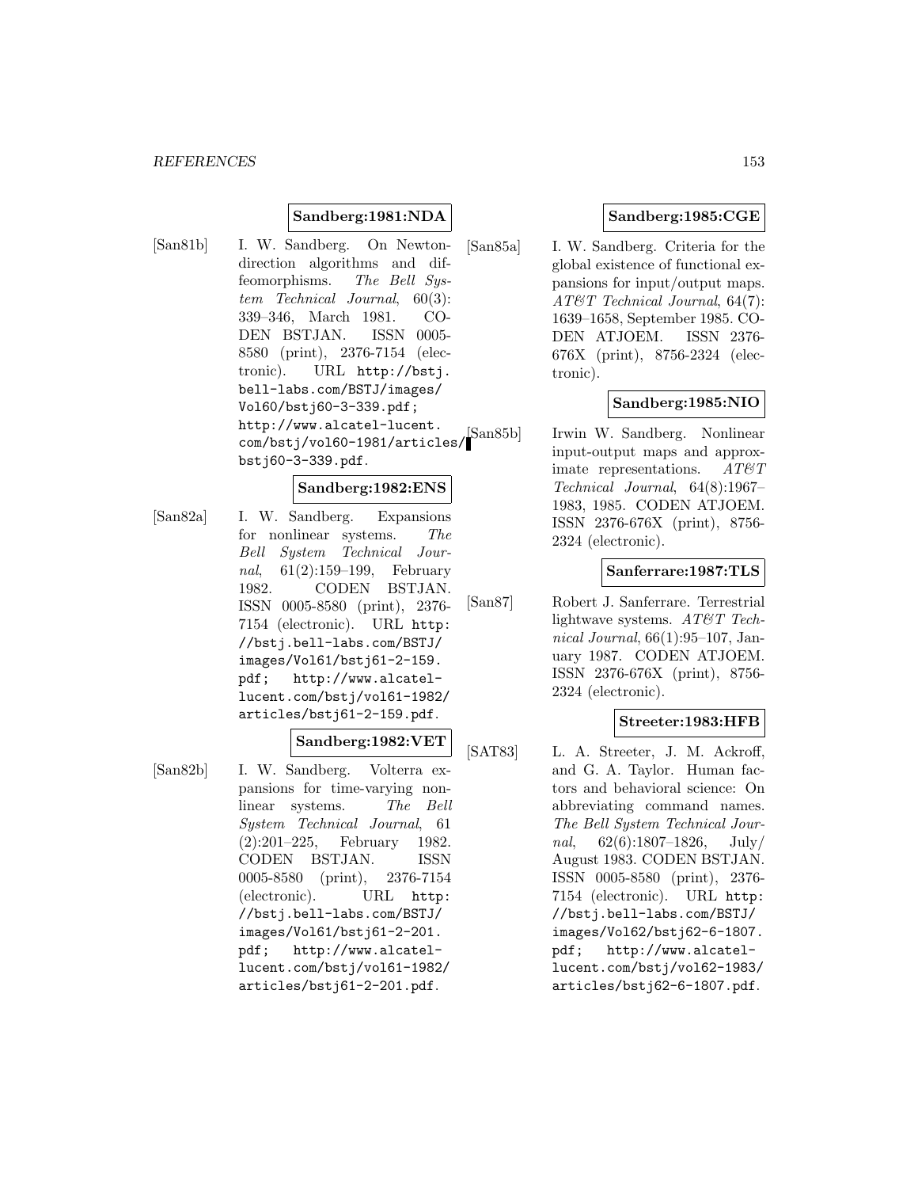**Sandberg:1981:NDA**

[San81b] I. W. Sandberg. On Newton-direction algorithms and diffeomorphisms. *The Bell System Technical Journal*, 60(3): 339–346, March 1981. CODEN BSTJAN. ISSN 0005-8580 (print), 2376-7154 (electronic). URL http://bstj.bell-labs.com/BSTJ/images/Vol60/bstj60-3-339.pdf; http://www.alcatel-lucent.com/bstj/vol60-1981/articles/bstj60-3-339.pdf.

**Sandberg:1982:ENS**

[San82a] I. W. Sandberg. Expansions for nonlinear systems. *The Bell System Technical Journal*, 61(2):159–199, February 1982. CODEN BSTJAN. ISSN 0005-8580 (print), 2376-7154 (electronic). URL http://bstj.bell-labs.com/BSTJ/images/Vol61/bstj61-2-159.pdf; http://www.alcatel-lucent.com/bstj/vol61-1982/articles/bstj61-2-159.pdf.

**Sandberg:1982:VET**

[San82b] I. W. Sandberg. Volterra expansions for time-varying nonlinear systems. *The Bell System Technical Journal*, 61 (2):201–225, February 1982. CODEN BSTJAN. ISSN 0005-8580 (print), 2376-7154 (electronic). URL http://bstj.bell-labs.com/BSTJ/images/Vol61/bstj61-2-201.pdf; http://www.alcatel-lucent.com/bstj/vol61-1982/articles/bstj61-2-201.pdf.

**Sandberg:1985:CGE**

[San85a] I. W. Sandberg. Criteria for the global existence of functional expansions for input/output maps. *AT&T Technical Journal*, 64(7): 1639–1658, September 1985. CODEN ATJOEM. ISSN 2376-676X (print), 8756-2324 (electronic).

**Sandberg:1985:NIO**

[San85b] Irwin W. Sandberg. Nonlinear input-output maps and approximate representations. *AT&T Technical Journal*, 64(8):1967–1983, 1985. CODEN ATJOEM. ISSN 2376-676X (print), 8756-2324 (electronic).

**Sanferrare:1987:TLS**

[San87] Robert J. Sanferrare. Terrestrial lightwave systems. *AT&T Technical Journal*, 66(1):95–107, January 1987. CODEN ATJOEM. ISSN 2376-676X (print), 8756-2324 (electronic).

**Streeter:1983:HFB**

[SAT83] L. A. Streeter, J. M. Ackroff, and G. A. Taylor. Human factors and behavioral science: On abbreviating command names. *The Bell System Technical Journal*, 62(6):1807–1826, July/August 1983. CODEN BSTJAN. ISSN 0005-8580 (print), 2376-7154 (electronic). URL http://bstj.bell-labs.com/BSTJ/images/Vol62/bstj62-6-1807.pdf; http://www.alcatel-lucent.com/bstj/vol62-1983/articles/bstj62-6-1807.pdf.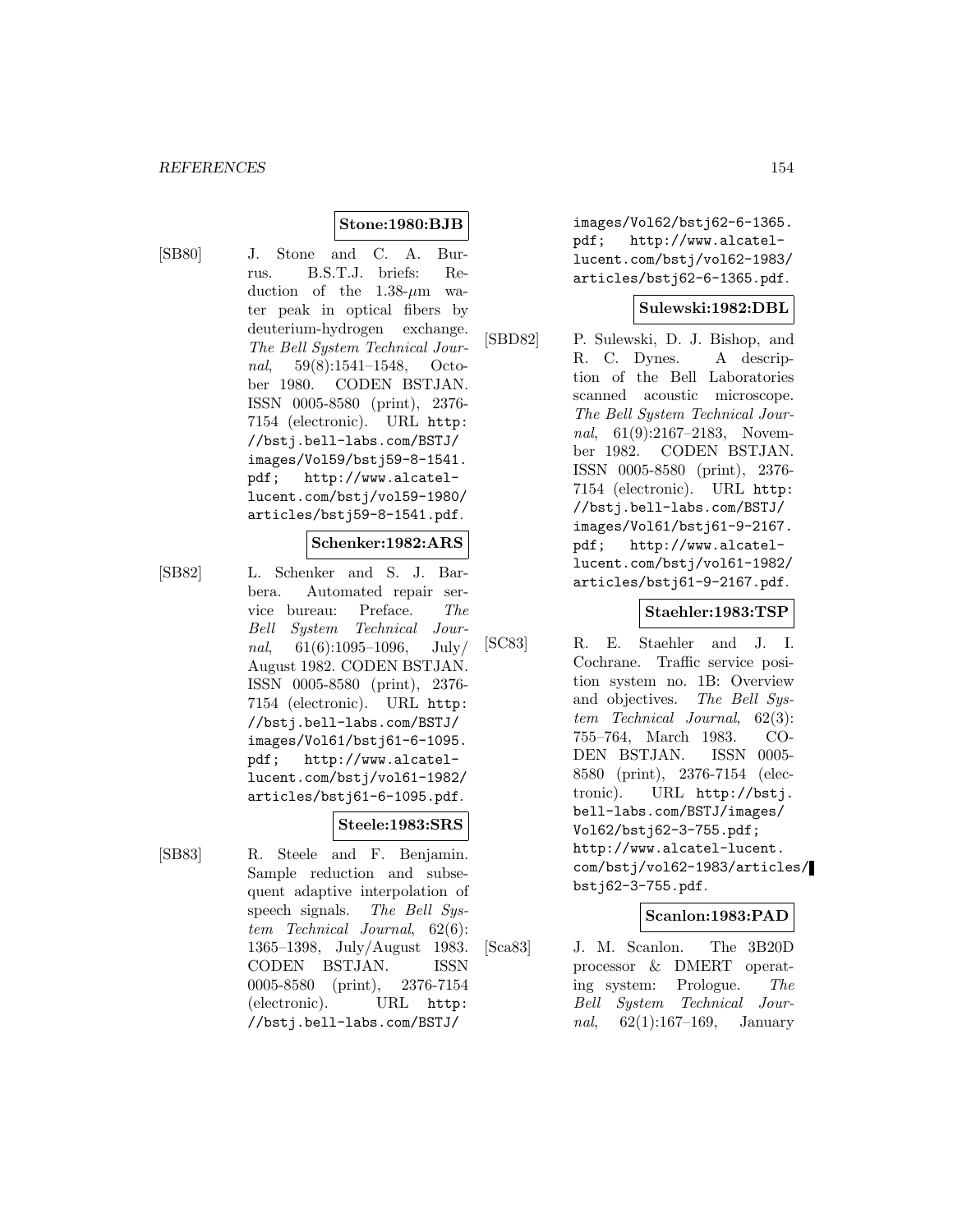**Stone:1980:BJB**

[SB80] J. Stone and C. A. Burrus. B.S.T.J. briefs: Reduction of the 1.38-$\mu$m water peak in optical fibers by deuterium-hydrogen exchange. *The Bell System Technical Journal*, 59(8):1541–1548, October 1980. CODEN BSTJAN. ISSN 0005-8580 (print), 2376-7154 (electronic). URL `http://bstj.bell-labs.com/BSTJ/images/Vol59/bstj59-8-1541.pdf`; `http://www.alcatel-lucent.com/bstj/vol59-1980/articles/bstj59-8-1541.pdf`.

**Schenker:1982:ARS**

[SB82] L. Schenker and S. J. Barbera. Automated repair service bureau: Preface. *The Bell System Technical Journal*, 61(6):1095–1096, July/August 1982. CODEN BSTJAN. ISSN 0005-8580 (print), 2376-7154 (electronic). URL `http://bstj.bell-labs.com/BSTJ/images/Vol61/bstj61-6-1095.pdf`; `http://www.alcatel-lucent.com/bstj/vol61-1982/articles/bstj61-6-1095.pdf`.

**Steele:1983:SRS**

[SB83] R. Steele and F. Benjamin. Sample reduction and subsequent adaptive interpolation of speech signals. *The Bell System Technical Journal*, 62(6): 1365–1398, July/August 1983. CODEN BSTJAN. ISSN 0005-8580 (print), 2376-7154 (electronic). URL `http://bstj.bell-labs.com/BSTJ/images/Vol62/bstj62-6-1365.pdf`; `http://www.alcatel-lucent.com/bstj/vol62-1983/articles/bstj62-6-1365.pdf`.

**Sulewski:1982:DBL**

[SBD82] P. Sulewski, D. J. Bishop, and R. C. Dynes. A description of the Bell Laboratories scanned acoustic microscope. *The Bell System Technical Journal*, 61(9):2167–2183, November 1982. CODEN BSTJAN. ISSN 0005-8580 (print), 2376-7154 (electronic). URL `http://bstj.bell-labs.com/BSTJ/images/Vol61/bstj61-9-2167.pdf`; `http://www.alcatel-lucent.com/bstj/vol61-1982/articles/bstj61-9-2167.pdf`.

**Staehler:1983:TSP**

[SC83] R. E. Staehler and J. I. Cochrane. Traffic service position system no. 1B: Overview and objectives. *The Bell System Technical Journal*, 62(3): 755–764, March 1983. CODEN BSTJAN. ISSN 0005-8580 (print), 2376-7154 (electronic). URL `http://bstj.bell-labs.com/BSTJ/images/Vol62/bstj62-3-755.pdf`; `http://www.alcatel-lucent.com/bstj/vol62-1983/articles/bstj62-3-755.pdf`.

**Scanlon:1983:PAD**

[Sca83] J. M. Scanlon. The 3B20D processor & DMERT operating system: Prologue. *The Bell System Technical Journal*, 62(1):167–169, January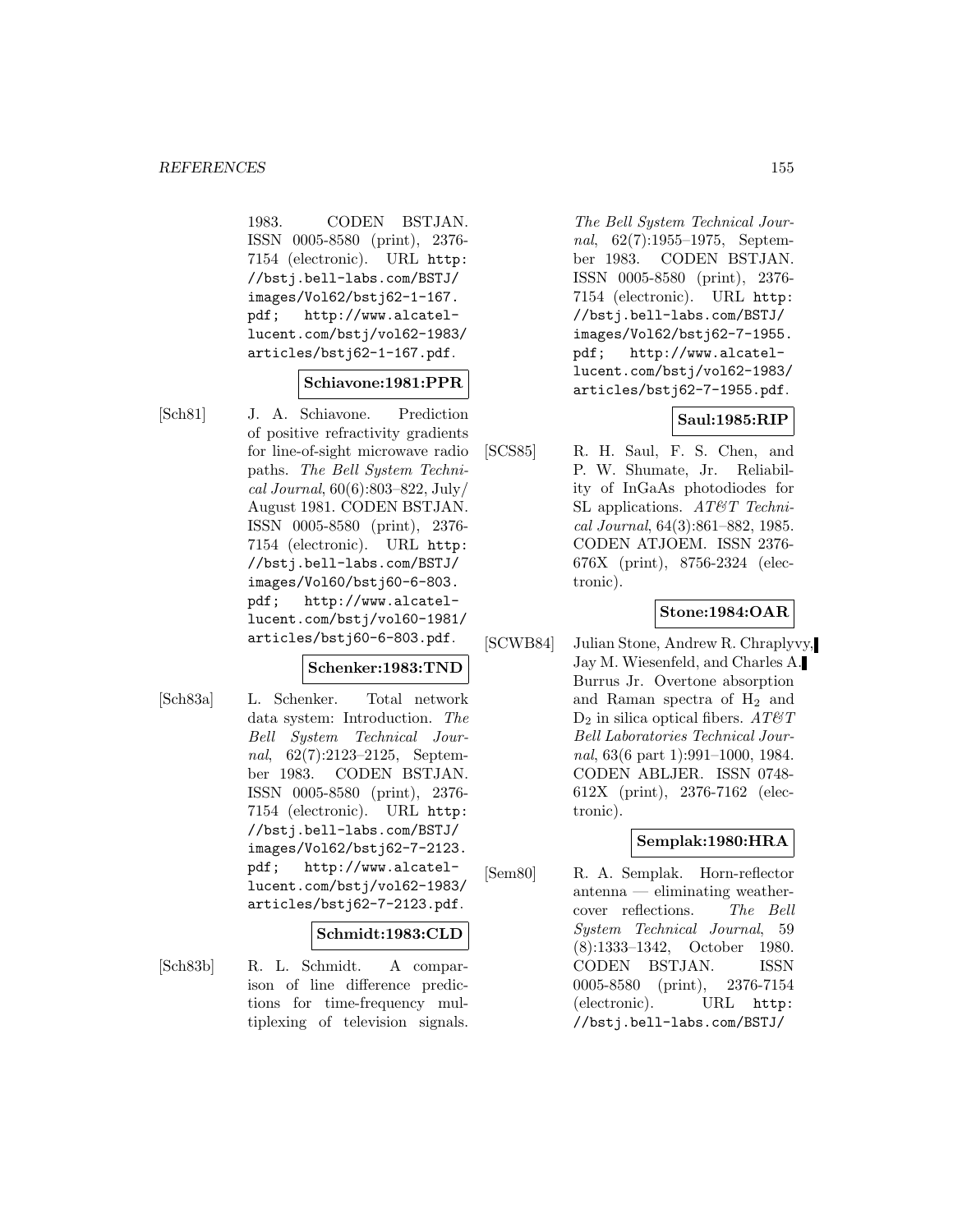1983. CODEN BSTJAN. ISSN 0005-8580 (print), 2376-7154 (electronic). URL http://bstj.bell-labs.com/BSTJ/images/Vol62/bstj62-1-167.pdf; http://www.alcatel-lucent.com/bstj/vol62-1983/articles/bstj62-1-167.pdf.

**Schiavone:1981:PPR**

[Sch81] J. A. Schiavone. Prediction of positive refractivity gradients for line-of-sight microwave radio paths. *The Bell System Technical Journal*, 60(6):803–822, July/August 1981. CODEN BSTJAN. ISSN 0005-8580 (print), 2376-7154 (electronic). URL http://bstj.bell-labs.com/BSTJ/images/Vol60/bstj60-6-803.pdf; http://www.alcatel-lucent.com/bstj/vol60-1981/articles/bstj60-6-803.pdf.

**Schenker:1983:TND**

[Sch83a] L. Schenker. Total network data system: Introduction. *The Bell System Technical Journal*, 62(7):2123–2125, September 1983. CODEN BSTJAN. ISSN 0005-8580 (print), 2376-7154 (electronic). URL http://bstj.bell-labs.com/BSTJ/images/Vol62/bstj62-7-2123.pdf; http://www.alcatel-lucent.com/bstj/vol62-1983/articles/bstj62-7-2123.pdf.

**Schmidt:1983:CLD**

[Sch83b] R. L. Schmidt. A comparison of line difference predictions for time-frequency multiplexing of television signals. *The Bell System Technical Journal*, 62(7):1955–1975, September 1983. CODEN BSTJAN. ISSN 0005-8580 (print), 2376-7154 (electronic). URL http://bstj.bell-labs.com/BSTJ/images/Vol62/bstj62-7-1955.pdf; http://www.alcatel-lucent.com/bstj/vol62-1983/articles/bstj62-7-1955.pdf.

**Saul:1985:RIP**

[SCS85] R. H. Saul, F. S. Chen, and P. W. Shumate, Jr. Reliability of InGaAs photodiodes for SL applications. *AT&T Technical Journal*, 64(3):861–882, 1985. CODEN ATJOEM. ISSN 2376-676X (print), 8756-2324 (electronic).

**Stone:1984:OAR**

[SCWB84] Julian Stone, Andrew R. Chraplyvy, Jay M. Wiesenfeld, and Charles A. Burrus Jr. Overtone absorption and Raman spectra of $H_2$ and $D_2$ in silica optical fibers. *AT&T Bell Laboratories Technical Journal*, 63(6 part 1):991–1000, 1984. CODEN ABLJER. ISSN 0748-612X (print), 2376-7162 (electronic).

**Semplak:1980:HRA**

[Sem80] R. A. Semplak. Horn-reflector antenna — eliminating weathercover reflections. *The Bell System Technical Journal*, 59 (8):1333–1342, October 1980. CODEN BSTJAN. ISSN 0005-8580 (print), 2376-7154 (electronic). URL http://bstj.bell-labs.com/BSTJ/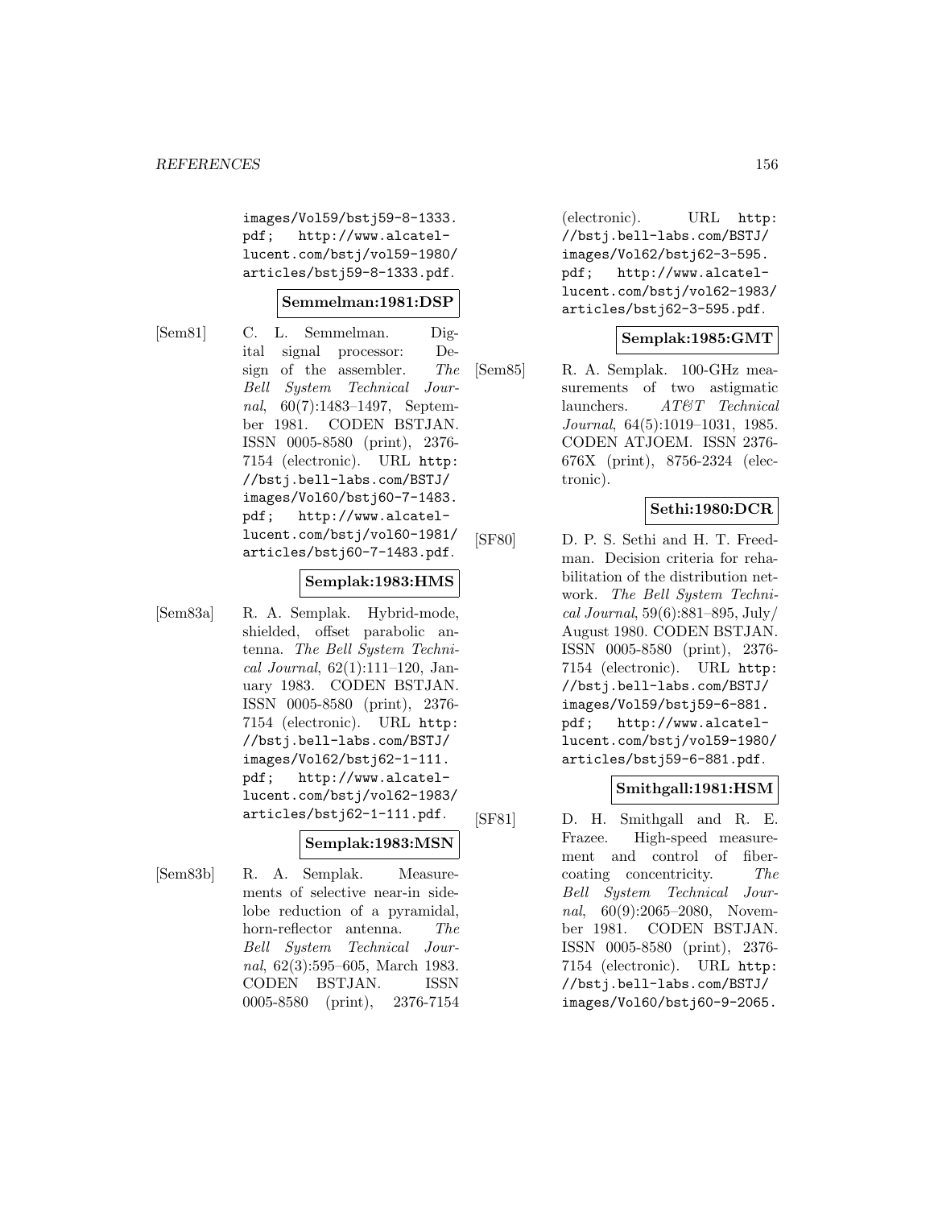images/Vol59/bstj59-8-1333.pdf; http://www.alcatel-lucent.com/bstj/vol59-1980/articles/bstj59-8-1333.pdf.

**Semmelman:1981:DSP**

[Sem81] C. L. Semmelman. Digital signal processor: Design of the assembler. *The Bell System Technical Journal*, 60(7):1483–1497, September 1981. CODEN BSTJAN. ISSN 0005-8580 (print), 2376-7154 (electronic). URL http://bstj.bell-labs.com/BSTJ/images/Vol60/bstj60-7-1483.pdf; http://www.alcatel-lucent.com/bstj/vol60-1981/articles/bstj60-7-1483.pdf.

**Semplak:1983:HMS**

[Sem83a] R. A. Semplak. Hybrid-mode, shielded, offset parabolic antenna. *The Bell System Technical Journal*, 62(1):111–120, January 1983. CODEN BSTJAN. ISSN 0005-8580 (print), 2376-7154 (electronic). URL http://bstj.bell-labs.com/BSTJ/images/Vol62/bstj62-1-111.pdf; http://www.alcatel-lucent.com/bstj/vol62-1983/articles/bstj62-1-111.pdf.

**Semplak:1983:MSN**

[Sem83b] R. A. Semplak. Measurements of selective near-in sidelobe reduction of a pyramidal, horn-reflector antenna. *The Bell System Technical Journal*, 62(3):595–605, March 1983. CODEN BSTJAN. ISSN 0005-8580 (print), 2376-7154 (electronic). URL http://bstj.bell-labs.com/BSTJ/images/Vol62/bstj62-3-595.pdf; http://www.alcatel-lucent.com/bstj/vol62-1983/articles/bstj62-3-595.pdf.

**Semplak:1985:GMT**

[Sem85] R. A. Semplak. 100-GHz measurements of two astigmatic launchers. *AT&T Technical Journal*, 64(5):1019–1031, 1985. CODEN ATJOEM. ISSN 2376-676X (print), 8756-2324 (electronic).

**Sethi:1980:DCR**

[SF80] D. P. S. Sethi and H. T. Freedman. Decision criteria for rehabilitation of the distribution network. *The Bell System Technical Journal*, 59(6):881–895, July/August 1980. CODEN BSTJAN. ISSN 0005-8580 (print), 2376-7154 (electronic). URL http://bstj.bell-labs.com/BSTJ/images/Vol59/bstj59-6-881.pdf; http://www.alcatel-lucent.com/bstj/vol59-1980/articles/bstj59-6-881.pdf.

**Smithgall:1981:HSM**

[SF81] D. H. Smithgall and R. E. Frazee. High-speed measurement and control of fiber-coating concentricity. *The Bell System Technical Journal*, 60(9):2065–2080, November 1981. CODEN BSTJAN. ISSN 0005-8580 (print), 2376-7154 (electronic). URL http://bstj.bell-labs.com/BSTJ/images/Vol60/bstj60-9-2065.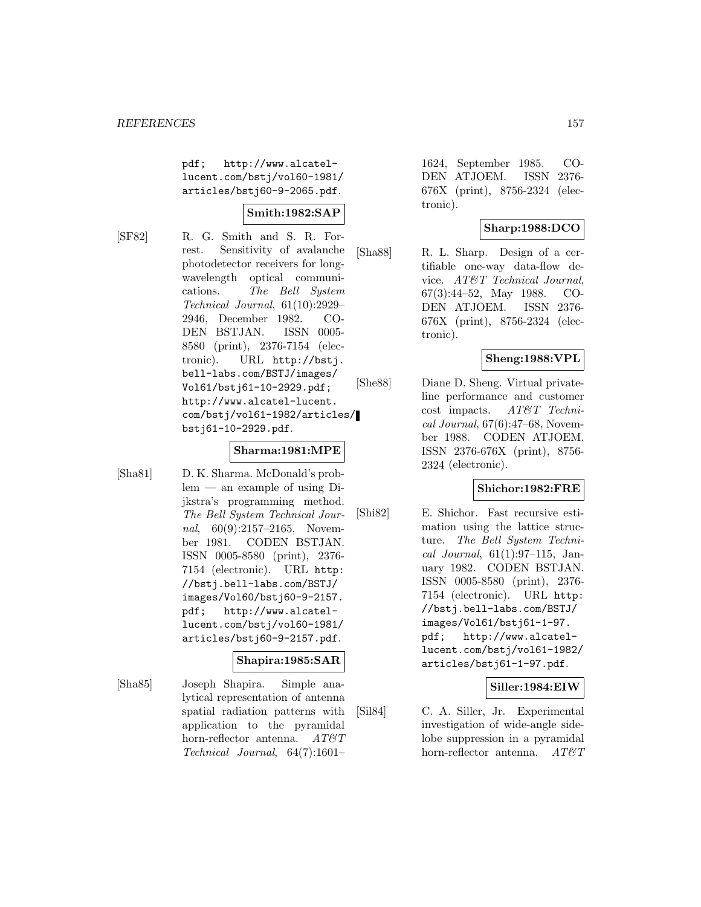pdf; http://www.alcatel-lucent.com/bstj/vol60-1981/articles/bstj60-9-2065.pdf.

**Smith:1982:SAP**

[SF82] R. G. Smith and S. R. Forrest. Sensitivity of avalanche photodetector receivers for long-wavelength optical communications. *The Bell System Technical Journal*, 61(10):2929–2946, December 1982. CODEN BSTJAN. ISSN 0005-8580 (print), 2376-7154 (electronic). URL http://bstj.bell-labs.com/BSTJ/images/Vol61/bstj61-10-2929.pdf; http://www.alcatel-lucent.com/bstj/vol61-1982/articles/bstj61-10-2929.pdf.

**Sharma:1981:MPE**

[Sha81] D. K. Sharma. McDonald's problem — an example of using Dijkstra's programming method. *The Bell System Technical Journal*, 60(9):2157–2165, November 1981. CODEN BSTJAN. ISSN 0005-8580 (print), 2376-7154 (electronic). URL http://bstj.bell-labs.com/BSTJ/images/Vol60/bstj60-9-2157.pdf; http://www.alcatel-lucent.com/bstj/vol60-1981/articles/bstj60-9-2157.pdf.

**Shapira:1985:SAR**

[Sha85] Joseph Shapira. Simple analytical representation of antenna spatial radiation patterns with application to the pyramidal horn-reflector antenna. *AT&T Technical Journal*, 64(7):1601–1624, September 1985. CODEN ATJOEM. ISSN 2376-676X (print), 8756-2324 (electronic).

**Sharp:1988:DCO**

[Sha88] R. L. Sharp. Design of a certifiable one-way data-flow device. *AT&T Technical Journal*, 67(3):44–52, May 1988. CODEN ATJOEM. ISSN 2376-676X (print), 8756-2324 (electronic).

**Sheng:1988:VPL**

[She88] Diane D. Sheng. Virtual private-line performance and customer cost impacts. *AT&T Technical Journal*, 67(6):47–68, November 1988. CODEN ATJOEM. ISSN 2376-676X (print), 8756-2324 (electronic).

**Shichor:1982:FRE**

[Shi82] E. Shichor. Fast recursive estimation using the lattice structure. *The Bell System Technical Journal*, 61(1):97–115, January 1982. CODEN BSTJAN. ISSN 0005-8580 (print), 2376-7154 (electronic). URL http://bstj.bell-labs.com/BSTJ/images/Vol61/bstj61-1-97.pdf; http://www.alcatel-lucent.com/bstj/vol61-1982/articles/bstj61-1-97.pdf.

**Siller:1984:EIW**

[Sil84] C. A. Siller, Jr. Experimental investigation of wide-angle sidelobe suppression in a pyramidal horn-reflector antenna. *AT&T*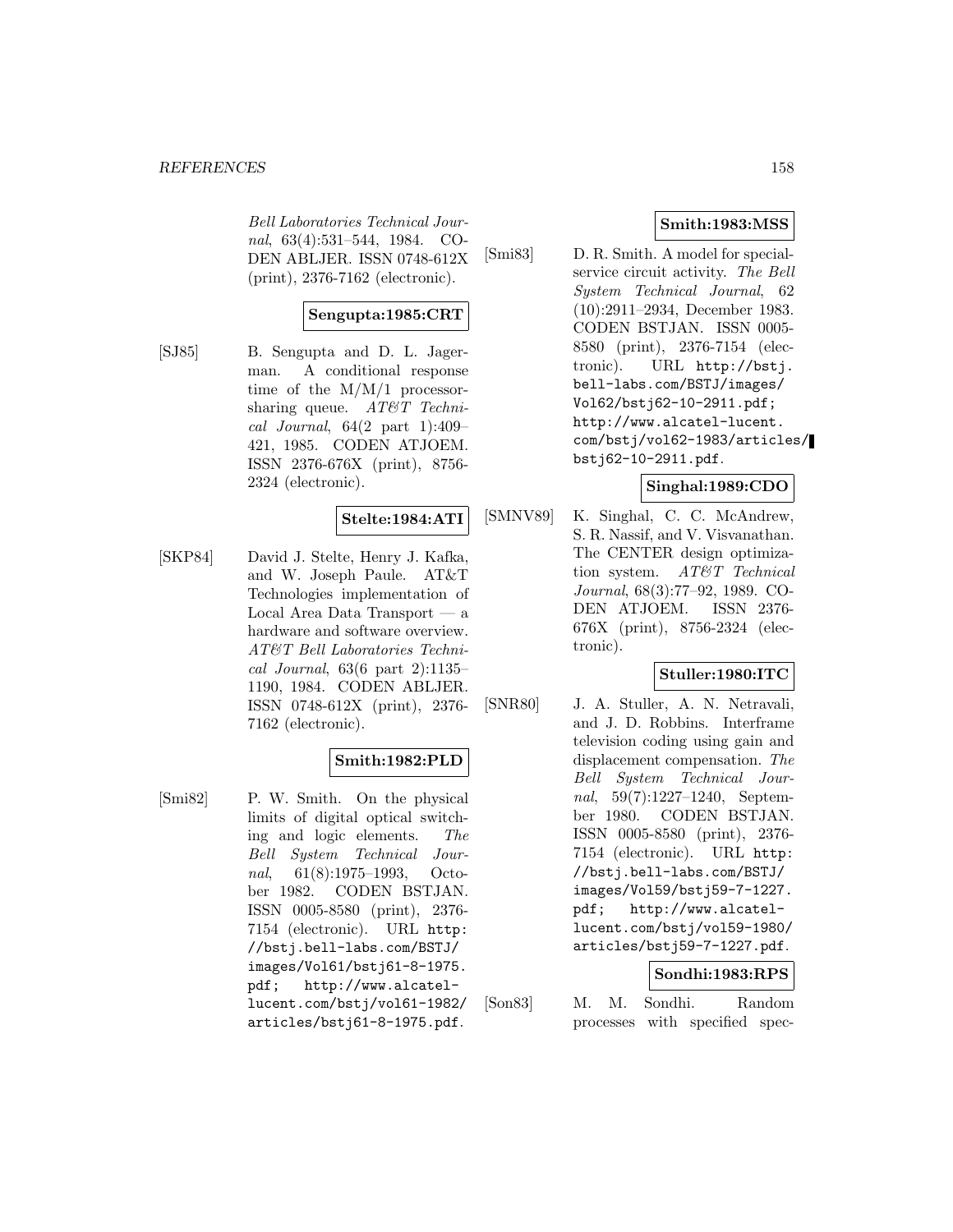Bell Laboratories Technical Journal, 63(4):531–544, 1984. CODEN ABLJER. ISSN 0748-612X (print), 2376-7162 (electronic).

**Sengupta:1985:CRT**

[SJ85] B. Sengupta and D. L. Jagerman. A conditional response time of the M/M/1 processor-sharing queue. *AT&T Technical Journal*, 64(2 part 1):409–421, 1985. CODEN ATJOEM. ISSN 2376-676X (print), 8756-2324 (electronic).

**Stelte:1984:ATI**

[SKP84] David J. Stelte, Henry J. Kafka, and W. Joseph Paule. AT&T Technologies implementation of Local Area Data Transport — a hardware and software overview. *AT&T Bell Laboratories Technical Journal*, 63(6 part 2):1135–1190, 1984. CODEN ABLJER. ISSN 0748-612X (print), 2376-7162 (electronic).

**Smith:1982:PLD**

[Smi82] P. W. Smith. On the physical limits of digital optical switching and logic elements. *The Bell System Technical Journal*, 61(8):1975–1993, October 1982. CODEN BSTJAN. ISSN 0005-8580 (print), 2376-7154 (electronic). URL http://bstj.bell-labs.com/BSTJ/images/Vol61/bstj61-8-1975.pdf; http://www.alcatel-lucent.com/bstj/vol61-1982/articles/bstj61-8-1975.pdf.

**Smith:1983:MSS**

[Smi83] D. R. Smith. A model for special-service circuit activity. *The Bell System Technical Journal*, 62(10):2911–2934, December 1983. CODEN BSTJAN. ISSN 0005-8580 (print), 2376-7154 (electronic). URL http://bstj.bell-labs.com/BSTJ/images/Vol62/bstj62-10-2911.pdf; http://www.alcatel-lucent.com/bstj/vol62-1983/articles/bstj62-10-2911.pdf.

**Singhal:1989:CDO**

[SMNV89] K. Singhal, C. C. McAndrew, S. R. Nassif, and V. Visvanathan. The CENTER design optimization system. *AT&T Technical Journal*, 68(3):77–92, 1989. CODEN ATJOEM. ISSN 2376-676X (print), 8756-2324 (electronic).

**Stuller:1980:ITC**

[SNR80] J. A. Stuller, A. N. Netravali, and J. D. Robbins. Interframe television coding using gain and displacement compensation. *The Bell System Technical Journal*, 59(7):1227–1240, September 1980. CODEN BSTJAN. ISSN 0005-8580 (print), 2376-7154 (electronic). URL http://bstj.bell-labs.com/BSTJ/images/Vol59/bstj59-7-1227.pdf; http://www.alcatel-lucent.com/bstj/vol59-1980/articles/bstj59-7-1227.pdf.

**Sondhi:1983:RPS**

[Son83] M. M. Sondhi. Random processes with specified spec-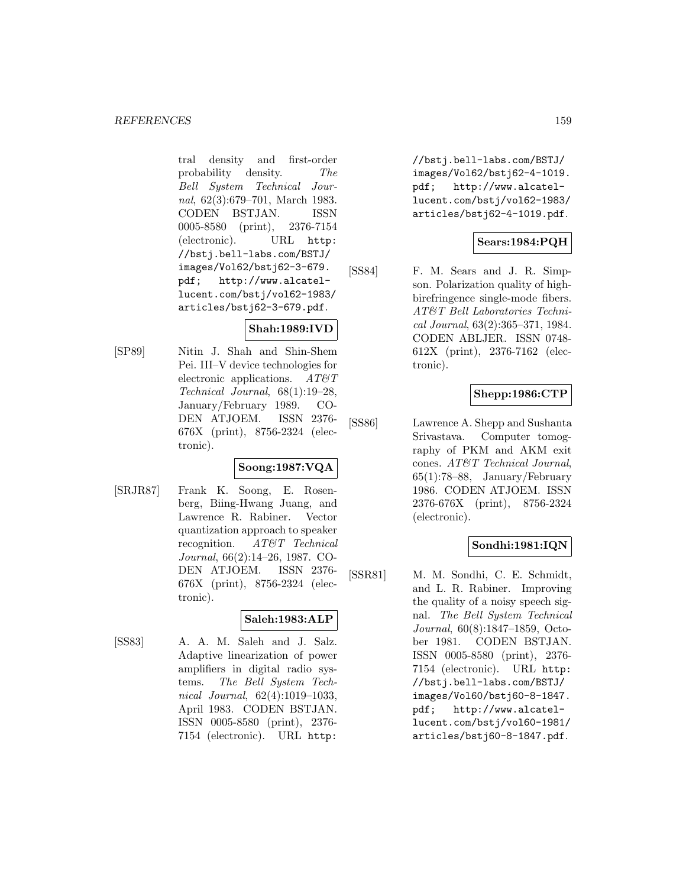tral density and first-order probability density. *The Bell System Technical Journal*, 62(3):679–701, March 1983. CODEN BSTJAN. ISSN 0005-8580 (print), 2376-7154 (electronic). URL http://bstj.bell-labs.com/BSTJ/images/Vol62/bstj62-3-679.pdf; http://www.alcatel-lucent.com/bstj/vol62-1983/articles/bstj62-3-679.pdf.

**Shah:1989:IVD**

[SP89] Nitin J. Shah and Shin-Shem Pei. III–V device technologies for electronic applications. *AT&T Technical Journal*, 68(1):19–28, January/February 1989. CODEN ATJOEM. ISSN 2376-676X (print), 8756-2324 (electronic).

**Soong:1987:VQA**

[SRJR87] Frank K. Soong, E. Rosenberg, Biing-Hwang Juang, and Lawrence R. Rabiner. Vector quantization approach to speaker recognition. *AT&T Technical Journal*, 66(2):14–26, 1987. CODEN ATJOEM. ISSN 2376-676X (print), 8756-2324 (electronic).

**Saleh:1983:ALP**

[SS83] A. A. M. Saleh and J. Salz. Adaptive linearization of power amplifiers in digital radio systems. *The Bell System Technical Journal*, 62(4):1019–1033, April 1983. CODEN BSTJAN. ISSN 0005-8580 (print), 2376-7154 (electronic). URL http://bstj.bell-labs.com/BSTJ/images/Vol62/bstj62-4-1019.pdf; http://www.alcatel-lucent.com/bstj/vol62-1983/articles/bstj62-4-1019.pdf.

**Sears:1984:PQH**

[SS84] F. M. Sears and J. R. Simpson. Polarization quality of high-birefringence single-mode fibers. *AT&T Bell Laboratories Technical Journal*, 63(2):365–371, 1984. CODEN ABLJER. ISSN 0748-612X (print), 2376-7162 (electronic).

**Shepp:1986:CTP**

[SS86] Lawrence A. Shepp and Sushanta Srivastava. Computer tomography of PKM and AKM exit cones. *AT&T Technical Journal*, 65(1):78–88, January/February 1986. CODEN ATJOEM. ISSN 2376-676X (print), 8756-2324 (electronic).

**Sondhi:1981:IQN**

[SSR81] M. M. Sondhi, C. E. Schmidt, and L. R. Rabiner. Improving the quality of a noisy speech signal. *The Bell System Technical Journal*, 60(8):1847–1859, October 1981. CODEN BSTJAN. ISSN 0005-8580 (print), 2376-7154 (electronic). URL http://bstj.bell-labs.com/BSTJ/images/Vol60/bstj60-8-1847.pdf; http://www.alcatel-lucent.com/bstj/vol60-1981/articles/bstj60-8-1847.pdf.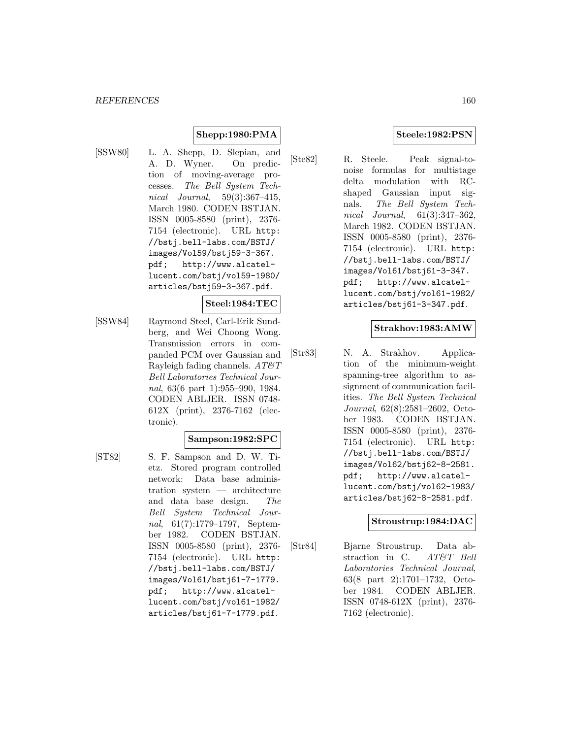**Shepp:1980:PMA**

[SSW80] L. A. Shepp, D. Slepian, and A. D. Wyner. On prediction of moving-average processes. *The Bell System Technical Journal*, 59(3):367–415, March 1980. CODEN BSTJAN. ISSN 0005-8580 (print), 2376-7154 (electronic). URL http://bstj.bell-labs.com/BSTJ/images/Vol59/bstj59-3-367.pdf; http://www.alcatel-lucent.com/bstj/vol59-1980/articles/bstj59-3-367.pdf.

**Steel:1984:TEC**

[SSW84] Raymond Steel, Carl-Erik Sundberg, and Wei Choong Wong. Transmission errors in companded PCM over Gaussian and Rayleigh fading channels. *AT&T Bell Laboratories Technical Journal*, 63(6 part 1):955–990, 1984. CODEN ABLJER. ISSN 0748-612X (print), 2376-7162 (electronic).

**Sampson:1982:SPC**

[ST82] S. F. Sampson and D. W. Tietz. Stored program controlled network: Data base administration system — architecture and data base design. *The Bell System Technical Journal*, 61(7):1779–1797, September 1982. CODEN BSTJAN. ISSN 0005-8580 (print), 2376-7154 (electronic). URL http://bstj.bell-labs.com/BSTJ/images/Vol61/bstj61-7-1779.pdf; http://www.alcatel-lucent.com/bstj/vol61-1982/articles/bstj61-7-1779.pdf.

**Steele:1982:PSN**

[Ste82] R. Steele. Peak signal-to-noise formulas for multistage delta modulation with RC-shaped Gaussian input signals. *The Bell System Technical Journal*, 61(3):347–362, March 1982. CODEN BSTJAN. ISSN 0005-8580 (print), 2376-7154 (electronic). URL http://bstj.bell-labs.com/BSTJ/images/Vol61/bstj61-3-347.pdf; http://www.alcatel-lucent.com/bstj/vol61-1982/articles/bstj61-3-347.pdf.

**Strakhov:1983:AMW**

[Str83] N. A. Strakhov. Application of the minimum-weight spanning-tree algorithm to assignment of communication facilities. *The Bell System Technical Journal*, 62(8):2581–2602, October 1983. CODEN BSTJAN. ISSN 0005-8580 (print), 2376-7154 (electronic). URL http://bstj.bell-labs.com/BSTJ/images/Vol62/bstj62-8-2581.pdf; http://www.alcatel-lucent.com/bstj/vol62-1983/articles/bstj62-8-2581.pdf.

**Stroustrup:1984:DAC**

[Str84] Bjarne Stroustrup. Data abstraction in C. *AT&T Bell Laboratories Technical Journal*, 63(8 part 2):1701–1732, October 1984. CODEN ABLJER. ISSN 0748-612X (print), 2376-7162 (electronic).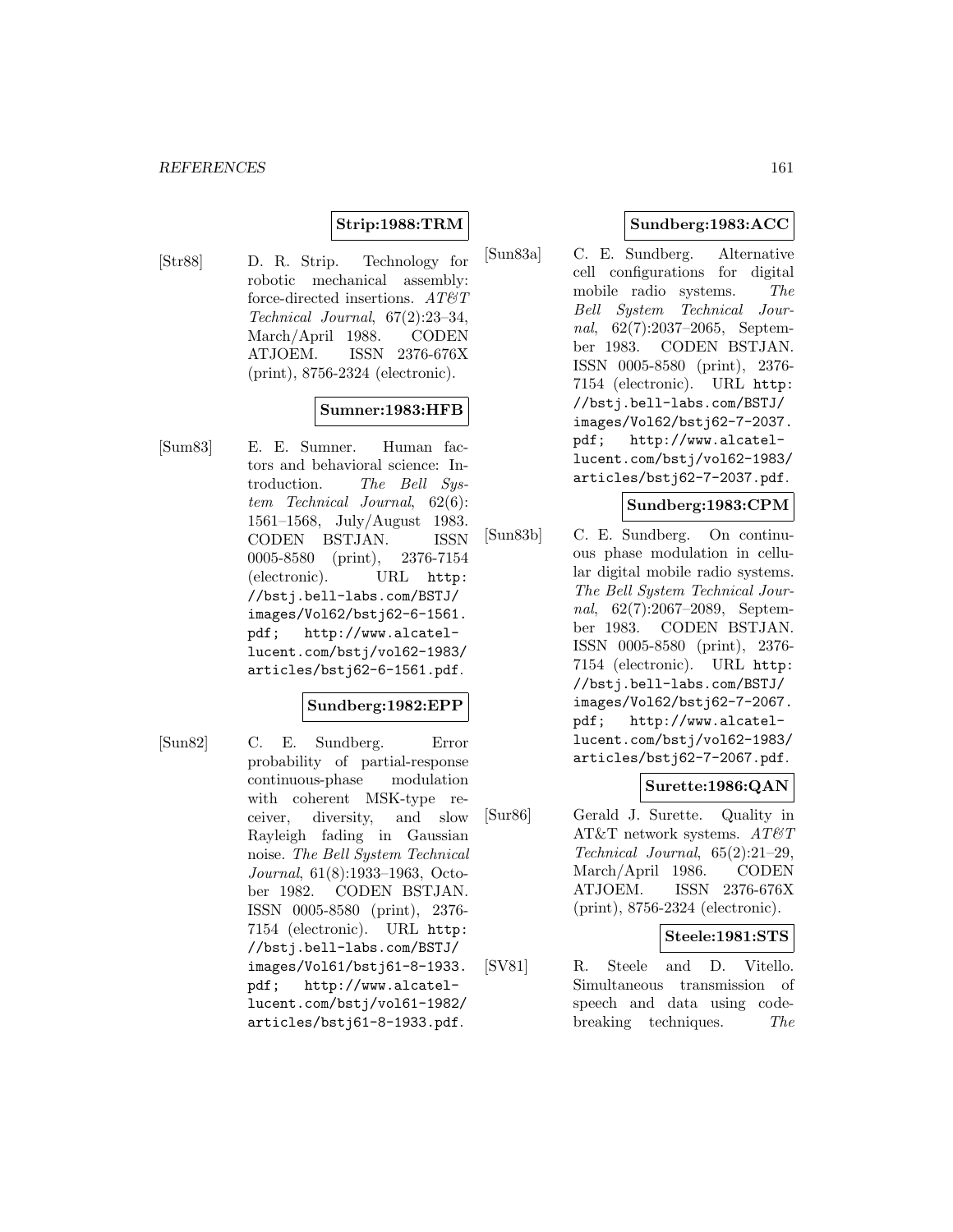**Strip:1988:TRM**

[Str88] D. R. Strip. Technology for robotic mechanical assembly: force-directed insertions. *AT&T Technical Journal*, 67(2):23–34, March/April 1988. CODEN ATJOEM. ISSN 2376-676X (print), 8756-2324 (electronic).

**Sumner:1983:HFB**

[Sum83] E. E. Sumner. Human factors and behavioral science: Introduction. *The Bell System Technical Journal*, 62(6): 1561–1568, July/August 1983. CODEN BSTJAN. ISSN 0005-8580 (print), 2376-7154 (electronic). URL `http://bstj.bell-labs.com/BSTJ/images/Vol62/bstj62-6-1561.pdf; http://www.alcatel-lucent.com/bstj/vol62-1983/articles/bstj62-6-1561.pdf`.

**Sundberg:1982:EPP**

[Sun82] C. E. Sundberg. Error probability of partial-response continuous-phase modulation with coherent MSK-type receiver, diversity, and slow Rayleigh fading in Gaussian noise. *The Bell System Technical Journal*, 61(8):1933–1963, October 1982. CODEN BSTJAN. ISSN 0005-8580 (print), 2376-7154 (electronic). URL `http://bstj.bell-labs.com/BSTJ/images/Vol61/bstj61-8-1933.pdf; http://www.alcatel-lucent.com/bstj/vol61-1982/articles/bstj61-8-1933.pdf`.

**Sundberg:1983:ACC**

[Sun83a] C. E. Sundberg. Alternative cell configurations for digital mobile radio systems. *The Bell System Technical Journal*, 62(7):2037–2065, September 1983. CODEN BSTJAN. ISSN 0005-8580 (print), 2376-7154 (electronic). URL `http://bstj.bell-labs.com/BSTJ/images/Vol62/bstj62-7-2037.pdf; http://www.alcatel-lucent.com/bstj/vol62-1983/articles/bstj62-7-2037.pdf`.

**Sundberg:1983:CPM**

[Sun83b] C. E. Sundberg. On continuous phase modulation in cellular digital mobile radio systems. *The Bell System Technical Journal*, 62(7):2067–2089, September 1983. CODEN BSTJAN. ISSN 0005-8580 (print), 2376-7154 (electronic). URL `http://bstj.bell-labs.com/BSTJ/images/Vol62/bstj62-7-2067.pdf; http://www.alcatel-lucent.com/bstj/vol62-1983/articles/bstj62-7-2067.pdf`.

**Surette:1986:QAN**

[Sur86] Gerald J. Surette. Quality in AT&T network systems. *AT&T Technical Journal*, 65(2):21–29, March/April 1986. CODEN ATJOEM. ISSN 2376-676X (print), 8756-2324 (electronic).

**Steele:1981:STS**

[SV81] R. Steele and D. Vitello. Simultaneous transmission of speech and data using code-breaking techniques. *The*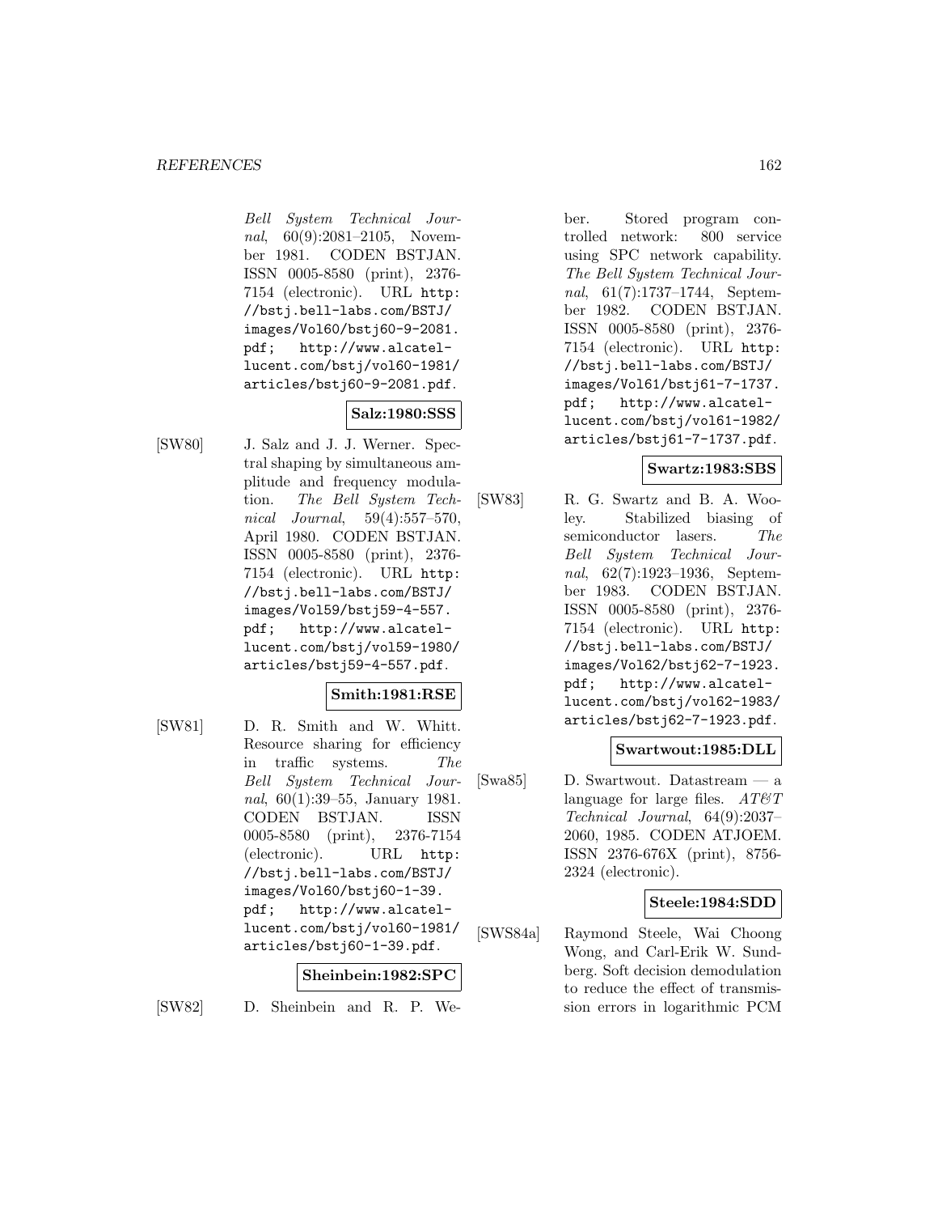*Bell System Technical Journal*, 60(9):2081–2105, November 1981. CODEN BSTJAN. ISSN 0005-8580 (print), 2376-7154 (electronic). URL `http://bstj.bell-labs.com/BSTJ/images/Vol60/bstj60-9-2081.pdf`; `http://www.alcatel-lucent.com/bstj/vol60-1981/articles/bstj60-9-2081.pdf`.

**Salz:1980:SSS**

[SW80] J. Salz and J. J. Werner. Spectral shaping by simultaneous amplitude and frequency modulation. *The Bell System Technical Journal*, 59(4):557–570, April 1980. CODEN BSTJAN. ISSN 0005-8580 (print), 2376-7154 (electronic). URL `http://bstj.bell-labs.com/BSTJ/images/Vol59/bstj59-4-557.pdf`; `http://www.alcatel-lucent.com/bstj/vol59-1980/articles/bstj59-4-557.pdf`.

**Smith:1981:RSE**

[SW81] D. R. Smith and W. Whitt. Resource sharing for efficiency in traffic systems. *The Bell System Technical Journal*, 60(1):39–55, January 1981. CODEN BSTJAN. ISSN 0005-8580 (print), 2376-7154 (electronic). URL `http://bstj.bell-labs.com/BSTJ/images/Vol60/bstj60-1-39.pdf`; `http://www.alcatel-lucent.com/bstj/vol60-1981/articles/bstj60-1-39.pdf`.

**Sheinbein:1982:SPC**

[SW82] D. Sheinbein and R. P. Weber. Stored program controlled network: 800 service using SPC network capability. *The Bell System Technical Journal*, 61(7):1737–1744, September 1982. CODEN BSTJAN. ISSN 0005-8580 (print), 2376-7154 (electronic). URL `http://bstj.bell-labs.com/BSTJ/images/Vol61/bstj61-7-1737.pdf`; `http://www.alcatel-lucent.com/bstj/vol61-1982/articles/bstj61-7-1737.pdf`.

**Swartz:1983:SBS**

[SW83] R. G. Swartz and B. A. Wooley. Stabilized biasing of semiconductor lasers. *The Bell System Technical Journal*, 62(7):1923–1936, September 1983. CODEN BSTJAN. ISSN 0005-8580 (print), 2376-7154 (electronic). URL `http://bstj.bell-labs.com/BSTJ/images/Vol62/bstj62-7-1923.pdf`; `http://www.alcatel-lucent.com/bstj/vol62-1983/articles/bstj62-7-1923.pdf`.

**Swartwout:1985:DLL**

[Swa85] D. Swartwout. Datastream — a language for large files. *AT&T Technical Journal*, 64(9):2037–2060, 1985. CODEN ATJOEM. ISSN 2376-676X (print), 8756-2324 (electronic).

**Steele:1984:SDD**

[SWS84a] Raymond Steele, Wai Choong Wong, and Carl-Erik W. Sundberg. Soft decision demodulation to reduce the effect of transmission errors in logarithmic PCM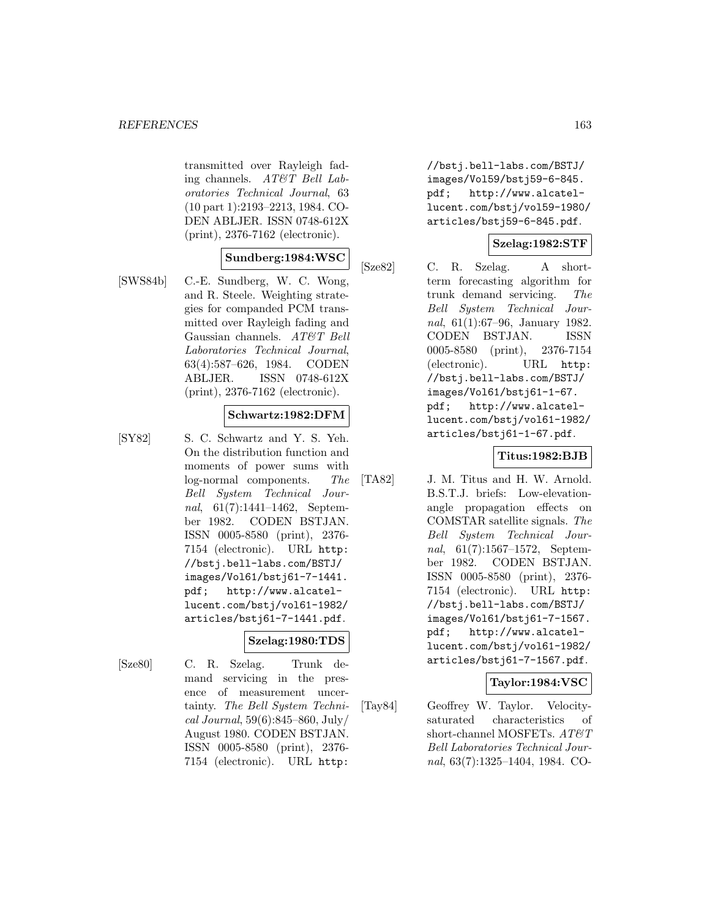transmitted over Rayleigh fading channels. *AT&T Bell Laboratories Technical Journal*, 63 (10 part 1):2193–2213, 1984. CODEN ABLJER. ISSN 0748-612X (print), 2376-7162 (electronic).

**Sundberg:1984:WSC**

[SWS84b] C.-E. Sundberg, W. C. Wong, and R. Steele. Weighting strategies for companded PCM transmitted over Rayleigh fading and Gaussian channels. *AT&T Bell Laboratories Technical Journal*, 63(4):587–626, 1984. CODEN ABLJER. ISSN 0748-612X (print), 2376-7162 (electronic).

**Schwartz:1982:DFM**

[SY82] S. C. Schwartz and Y. S. Yeh. On the distribution function and moments of power sums with log-normal components. *The Bell System Technical Journal*, 61(7):1441–1462, September 1982. CODEN BSTJAN. ISSN 0005-8580 (print), 2376-7154 (electronic). URL http://bstj.bell-labs.com/BSTJ/images/Vol61/bstj61-7-1441.pdf; http://www.alcatel-lucent.com/bstj/vol61-1982/articles/bstj61-7-1441.pdf.

**Szelag:1980:TDS**

[Sze80] C. R. Szelag. Trunk demand servicing in the presence of measurement uncertainty. *The Bell System Technical Journal*, 59(6):845–860, July/August 1980. CODEN BSTJAN. ISSN 0005-8580 (print), 2376-7154 (electronic). URL http://bstj.bell-labs.com/BSTJ/images/Vol59/bstj59-6-845.pdf; http://www.alcatel-lucent.com/bstj/vol59-1980/articles/bstj59-6-845.pdf.

**Szelag:1982:STF**

[Sze82] C. R. Szelag. A short-term forecasting algorithm for trunk demand servicing. *The Bell System Technical Journal*, 61(1):67–96, January 1982. CODEN BSTJAN. ISSN 0005-8580 (print), 2376-7154 (electronic). URL http://bstj.bell-labs.com/BSTJ/images/Vol61/bstj61-1-67.pdf; http://www.alcatel-lucent.com/bstj/vol61-1982/articles/bstj61-1-67.pdf.

**Titus:1982:BJB**

[TA82] J. M. Titus and H. W. Arnold. B.S.T.J. briefs: Low-elevation-angle propagation effects on COMSTAR satellite signals. *The Bell System Technical Journal*, 61(7):1567–1572, September 1982. CODEN BSTJAN. ISSN 0005-8580 (print), 2376-7154 (electronic). URL http://bstj.bell-labs.com/BSTJ/images/Vol61/bstj61-7-1567.pdf; http://www.alcatel-lucent.com/bstj/vol61-1982/articles/bstj61-7-1567.pdf.

**Taylor:1984:VSC**

[Tay84] Geoffrey W. Taylor. Velocity-saturated characteristics of short-channel MOSFETs. *AT&T Bell Laboratories Technical Journal*, 63(7):1325–1404, 1984. CO-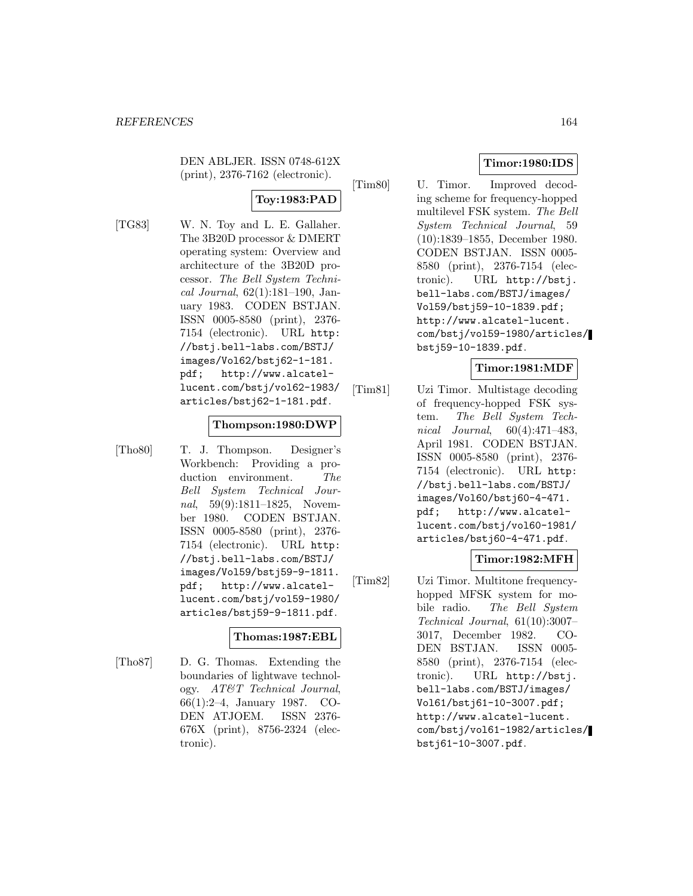DEN ABLJER. ISSN 0748-612X (print), 2376-7162 (electronic).

**Toy:1983:PAD**

[TG83] W. N. Toy and L. E. Gallaher. The 3B20D processor & DMERT operating system: Overview and architecture of the 3B20D processor. *The Bell System Technical Journal*, 62(1):181–190, January 1983. CODEN BSTJAN. ISSN 0005-8580 (print), 2376-7154 (electronic). URL http://bstj.bell-labs.com/BSTJ/images/Vol62/bstj62-1-181.pdf; http://www.alcatel-lucent.com/bstj/vol62-1983/articles/bstj62-1-181.pdf.

**Thompson:1980:DWP**

[Tho80] T. J. Thompson. Designer's Workbench: Providing a production environment. *The Bell System Technical Journal*, 59(9):1811–1825, November 1980. CODEN BSTJAN. ISSN 0005-8580 (print), 2376-7154 (electronic). URL http://bstj.bell-labs.com/BSTJ/images/Vol59/bstj59-9-1811.pdf; http://www.alcatel-lucent.com/bstj/vol59-1980/articles/bstj59-9-1811.pdf.

**Thomas:1987:EBL**

[Tho87] D. G. Thomas. Extending the boundaries of lightwave technology. *AT&T Technical Journal*, 66(1):2–4, January 1987. CODEN ATJOEM. ISSN 2376-676X (print), 8756-2324 (electronic).

**Timor:1980:IDS**

[Tim80] U. Timor. Improved decoding scheme for frequency-hopped multilevel FSK system. *The Bell System Technical Journal*, 59(10):1839–1855, December 1980. CODEN BSTJAN. ISSN 0005-8580 (print), 2376-7154 (electronic). URL http://bstj.bell-labs.com/BSTJ/images/Vol59/bstj59-10-1839.pdf; http://www.alcatel-lucent.com/bstj/vol59-1980/articles/bstj59-10-1839.pdf.

**Timor:1981:MDF**

[Tim81] Uzi Timor. Multistage decoding of frequency-hopped FSK system. *The Bell System Technical Journal*, 60(4):471–483, April 1981. CODEN BSTJAN. ISSN 0005-8580 (print), 2376-7154 (electronic). URL http://bstj.bell-labs.com/BSTJ/images/Vol60/bstj60-4-471.pdf; http://www.alcatel-lucent.com/bstj/vol60-1981/articles/bstj60-4-471.pdf.

**Timor:1982:MFH**

[Tim82] Uzi Timor. Multitone frequency-hopped MFSK system for mobile radio. *The Bell System Technical Journal*, 61(10):3007–3017, December 1982. CODEN BSTJAN. ISSN 0005-8580 (print), 2376-7154 (electronic). URL http://bstj.bell-labs.com/BSTJ/images/Vol61/bstj61-10-3007.pdf; http://www.alcatel-lucent.com/bstj/vol61-1982/articles/bstj61-10-3007.pdf.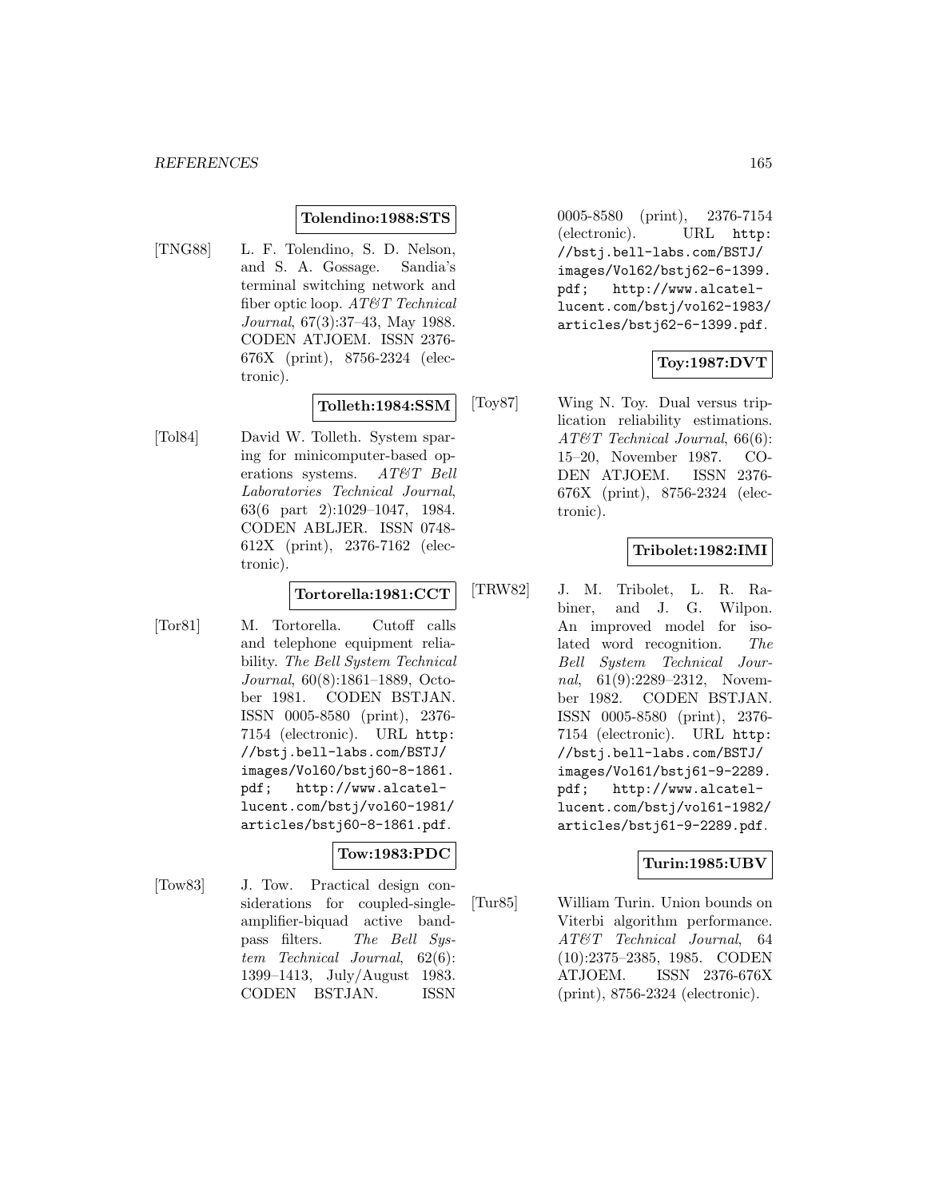**Tolendino:1988:STS**

[TNG88] L. F. Tolendino, S. D. Nelson, and S. A. Gossage. Sandia's terminal switching network and fiber optic loop. *AT&T Technical Journal*, 67(3):37–43, May 1988. CODEN ATJOEM. ISSN 2376-676X (print), 8756-2324 (electronic).

**Tolleth:1984:SSM**

[Tol84] David W. Tolleth. System sparing for minicomputer-based operations systems. *AT&T Bell Laboratories Technical Journal*, 63(6 part 2):1029–1047, 1984. CODEN ABLJER. ISSN 0748-612X (print), 2376-7162 (electronic).

**Tortorella:1981:CCT**

[Tor81] M. Tortorella. Cutoff calls and telephone equipment reliability. *The Bell System Technical Journal*, 60(8):1861–1889, October 1981. CODEN BSTJAN. ISSN 0005-8580 (print), 2376-7154 (electronic). URL http://bstj.bell-labs.com/BSTJ/images/Vol60/bstj60-8-1861.pdf; http://www.alcatel-lucent.com/bstj/vol60-1981/articles/bstj60-8-1861.pdf.

**Tow:1983:PDC**

[Tow83] J. Tow. Practical design considerations for coupled-single-amplifier-biquad active bandpass filters. *The Bell System Technical Journal*, 62(6):1399–1413, July/August 1983. CODEN BSTJAN. ISSN 0005-8580 (print), 2376-7154 (electronic). URL http://bstj.bell-labs.com/BSTJ/images/Vol62/bstj62-6-1399.pdf; http://www.alcatel-lucent.com/bstj/vol62-1983/articles/bstj62-6-1399.pdf.

**Toy:1987:DVT**

[Toy87] Wing N. Toy. Dual versus triplication reliability estimations. *AT&T Technical Journal*, 66(6):15–20, November 1987. CODEN ATJOEM. ISSN 2376-676X (print), 8756-2324 (electronic).

**Tribolet:1982:IMI**

[TRW82] J. M. Tribolet, L. R. Rabiner, and J. G. Wilpon. An improved model for isolated word recognition. *The Bell System Technical Journal*, 61(9):2289–2312, November 1982. CODEN BSTJAN. ISSN 0005-8580 (print), 2376-7154 (electronic). URL http://bstj.bell-labs.com/BSTJ/images/Vol61/bstj61-9-2289.pdf; http://www.alcatel-lucent.com/bstj/vol61-1982/articles/bstj61-9-2289.pdf.

**Turin:1985:UBV**

[Tur85] William Turin. Union bounds on Viterbi algorithm performance. *AT&T Technical Journal*, 64(10):2375–2385, 1985. CODEN ATJOEM. ISSN 2376-676X (print), 8756-2324 (electronic).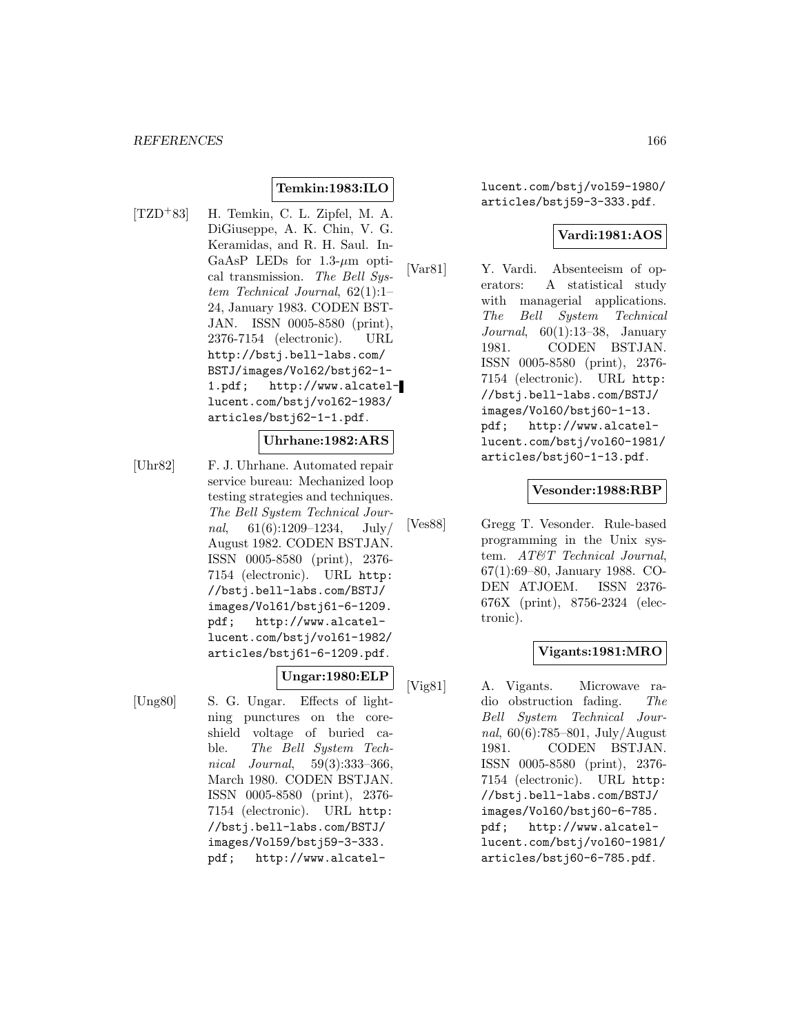**Temkin:1983:ILO**

[TZD+83] H. Temkin, C. L. Zipfel, M. A. DiGiuseppe, A. K. Chin, V. G. Keramidas, and R. H. Saul. InGaAsP LEDs for 1.3-$\mu$m optical transmission. *The Bell System Technical Journal*, 62(1):1–24, January 1983. CODEN BSTJAN. ISSN 0005-8580 (print), 2376-7154 (electronic). URL http://bstj.bell-labs.com/BSTJ/images/Vol62/bstj62-1-1.pdf; http://www.alcatel-lucent.com/bstj/vol62-1983/articles/bstj62-1-1.pdf.

**Uhrhane:1982:ARS**

[Uhr82] F. J. Uhrhane. Automated repair service bureau: Mechanized loop testing strategies and techniques. *The Bell System Technical Journal*, 61(6):1209–1234, July/August 1982. CODEN BSTJAN. ISSN 0005-8580 (print), 2376-7154 (electronic). URL http://bstj.bell-labs.com/BSTJ/images/Vol61/bstj61-6-1209.pdf; http://www.alcatel-lucent.com/bstj/vol61-1982/articles/bstj61-6-1209.pdf.

**Ungar:1980:ELP**

[Ung80] S. G. Ungar. Effects of lightning punctures on the core-shield voltage of buried cable. *The Bell System Technical Journal*, 59(3):333–366, March 1980. CODEN BSTJAN. ISSN 0005-8580 (print), 2376-7154 (electronic). URL http://bstj.bell-labs.com/BSTJ/images/Vol59/bstj59-3-333.pdf; http://www.alcatel-lucent.com/bstj/vol59-1980/articles/bstj59-3-333.pdf.

**Vardi:1981:AOS**

[Var81] Y. Vardi. Absenteeism of operators: A statistical study with managerial applications. *The Bell System Technical Journal*, 60(1):13–38, January 1981. CODEN BSTJAN. ISSN 0005-8580 (print), 2376-7154 (electronic). URL http://bstj.bell-labs.com/BSTJ/images/Vol60/bstj60-1-13.pdf; http://www.alcatel-lucent.com/bstj/vol60-1981/articles/bstj60-1-13.pdf.

**Vesonder:1988:RBP**

[Ves88] Gregg T. Vesonder. Rule-based programming in the Unix system. *AT&T Technical Journal*, 67(1):69–80, January 1988. CODEN ATJOEM. ISSN 2376-676X (print), 8756-2324 (electronic).

**Vigants:1981:MRO**

[Vig81] A. Vigants. Microwave radio obstruction fading. *The Bell System Technical Journal*, 60(6):785–801, July/August 1981. CODEN BSTJAN. ISSN 0005-8580 (print), 2376-7154 (electronic). URL http://bstj.bell-labs.com/BSTJ/images/Vol60/bstj60-6-785.pdf; http://www.alcatel-lucent.com/bstj/vol60-1981/articles/bstj60-6-785.pdf.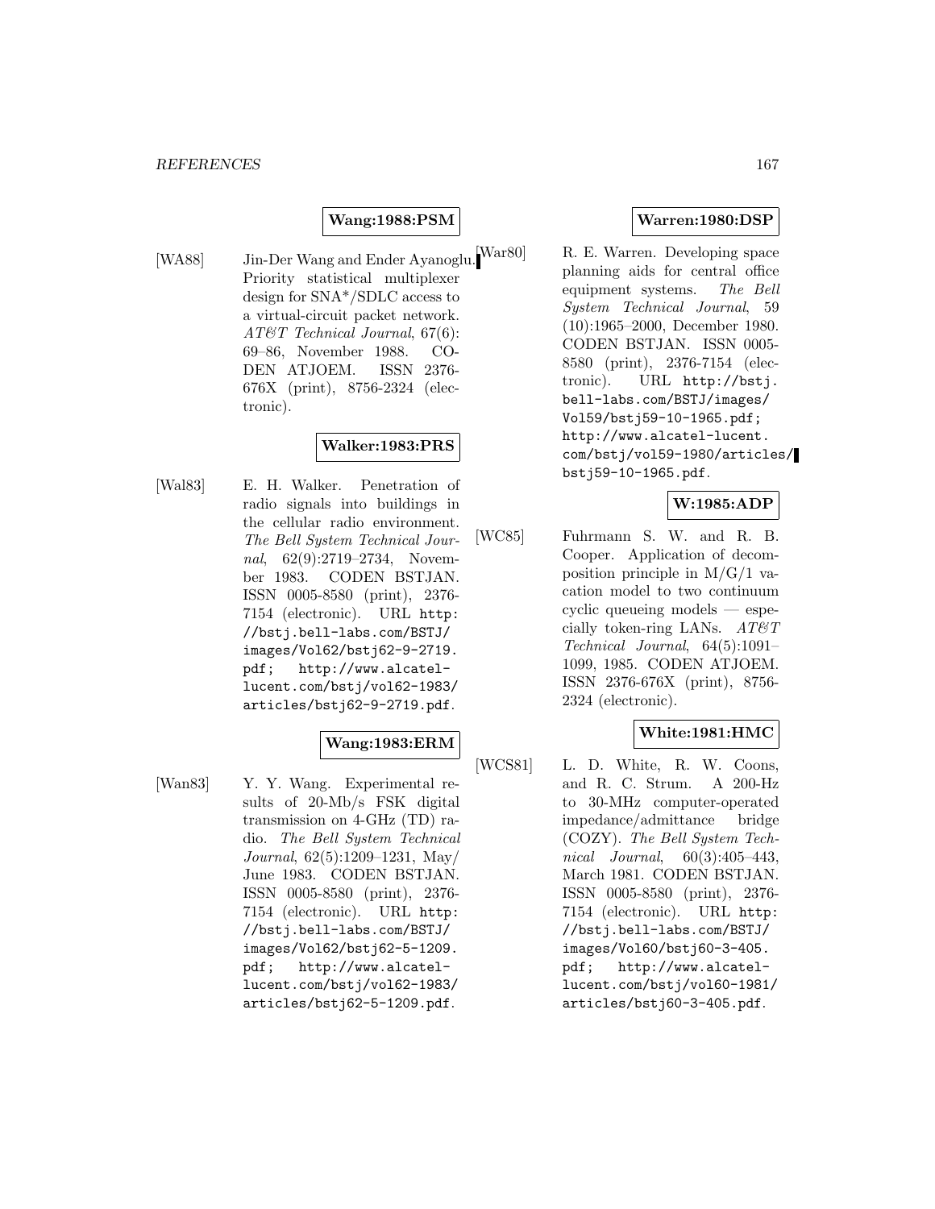**Wang:1988:PSM**

[WA88] Jin-Der Wang and Ender Ayanoglu. Priority statistical multiplexer design for SNA*/SDLC access to a virtual-circuit packet network. *AT&T Technical Journal*, 67(6): 69–86, November 1988. CODEN ATJOEM. ISSN 2376-676X (print), 8756-2324 (electronic).

**Walker:1983:PRS**

[Wal83] E. H. Walker. Penetration of radio signals into buildings in the cellular radio environment. *The Bell System Technical Journal*, 62(9):2719–2734, November 1983. CODEN BSTJAN. ISSN 0005-8580 (print), 2376-7154 (electronic). URL `http://bstj.bell-labs.com/BSTJ/images/Vol62/bstj62-9-2719.pdf`; `http://www.alcatel-lucent.com/bstj/vol62-1983/articles/bstj62-9-2719.pdf`.

**Wang:1983:ERM**

[Wan83] Y. Y. Wang. Experimental results of 20-Mb/s FSK digital transmission on 4-GHz (TD) radio. *The Bell System Technical Journal*, 62(5):1209–1231, May/June 1983. CODEN BSTJAN. ISSN 0005-8580 (print), 2376-7154 (electronic). URL `http://bstj.bell-labs.com/BSTJ/images/Vol62/bstj62-5-1209.pdf`; `http://www.alcatel-lucent.com/bstj/vol62-1983/articles/bstj62-5-1209.pdf`.

**Warren:1980:DSP**

[War80] R. E. Warren. Developing space planning aids for central office equipment systems. *The Bell System Technical Journal*, 59 (10):1965–2000, December 1980. CODEN BSTJAN. ISSN 0005-8580 (print), 2376-7154 (electronic). URL `http://bstj.bell-labs.com/BSTJ/images/Vol59/bstj59-10-1965.pdf`; `http://www.alcatel-lucent.com/bstj/vol59-1980/articles/bstj59-10-1965.pdf`.

**W:1985:ADP**

[WC85] Fuhrmann S. W. and R. B. Cooper. Application of decomposition principle in M/G/1 vacation model to two continuum cyclic queueing models — especially token-ring LANs. *AT&T Technical Journal*, 64(5):1091–1099, 1985. CODEN ATJOEM. ISSN 2376-676X (print), 8756-2324 (electronic).

**White:1981:HMC**

[WCS81] L. D. White, R. W. Coons, and R. C. Strum. A 200-Hz to 30-MHz computer-operated impedance/admittance bridge (COZY). *The Bell System Technical Journal*, 60(3):405–443, March 1981. CODEN BSTJAN. ISSN 0005-8580 (print), 2376-7154 (electronic). URL `http://bstj.bell-labs.com/BSTJ/images/Vol60/bstj60-3-405.pdf`; `http://www.alcatel-lucent.com/bstj/vol60-1981/articles/bstj60-3-405.pdf`.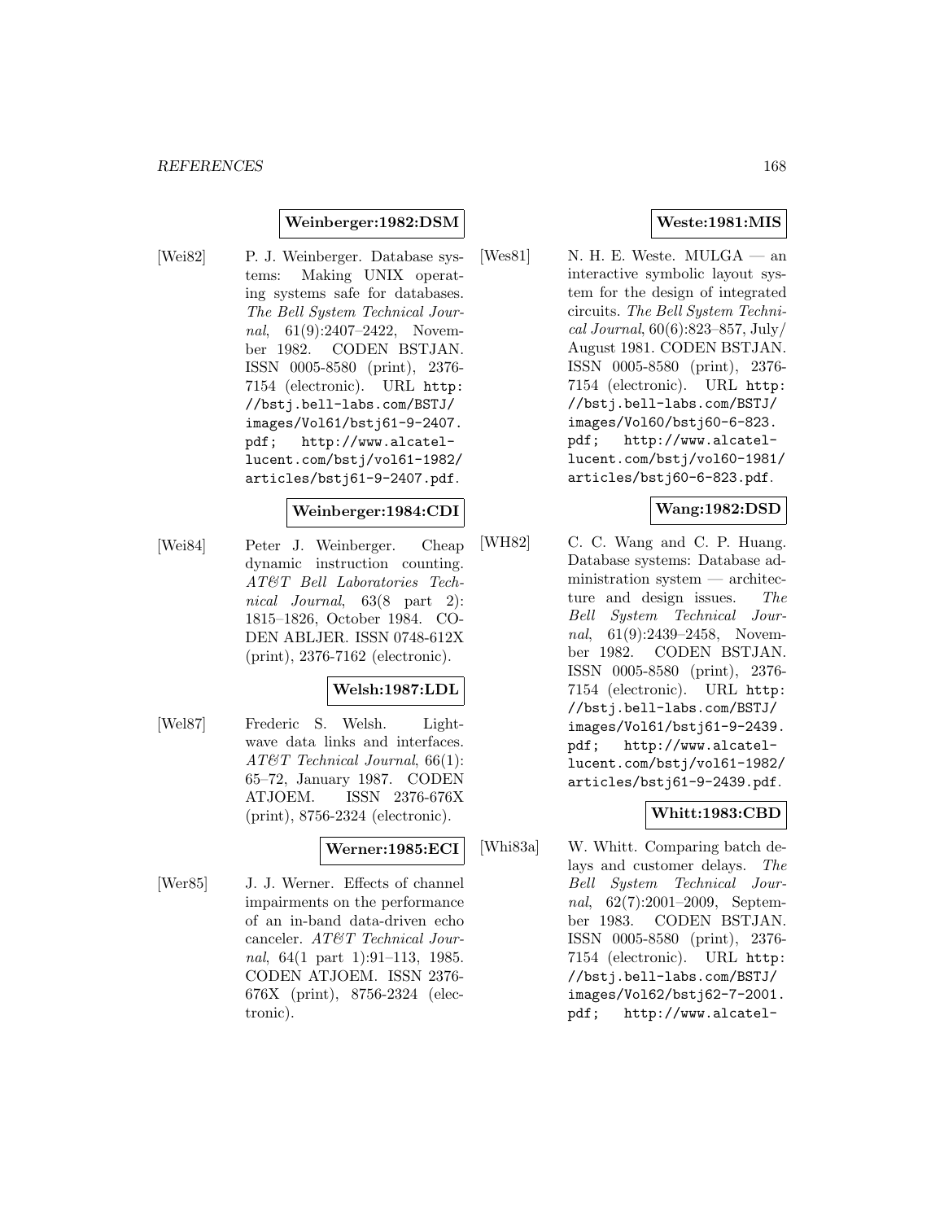**Weinberger:1982:DSM**

[Wei82] P. J. Weinberger. Database systems: Making UNIX operating systems safe for databases. *The Bell System Technical Journal*, 61(9):2407–2422, November 1982. CODEN BSTJAN. ISSN 0005-8580 (print), 2376-7154 (electronic). URL http://bstj.bell-labs.com/BSTJ/images/Vol61/bstj61-9-2407.pdf; http://www.alcatel-lucent.com/bstj/vol61-1982/articles/bstj61-9-2407.pdf.

**Weinberger:1984:CDI**

[Wei84] Peter J. Weinberger. Cheap dynamic instruction counting. *AT&T Bell Laboratories Technical Journal*, 63(8 part 2): 1815–1826, October 1984. CODEN ABLJER. ISSN 0748-612X (print), 2376-7162 (electronic).

**Welsh:1987:LDL**

[Wel87] Frederic S. Welsh. Lightwave data links and interfaces. *AT&T Technical Journal*, 66(1): 65–72, January 1987. CODEN ATJOEM. ISSN 2376-676X (print), 8756-2324 (electronic).

**Werner:1985:ECI**

[Wer85] J. J. Werner. Effects of channel impairments on the performance of an in-band data-driven echo canceler. *AT&T Technical Journal*, 64(1 part 1):91–113, 1985. CODEN ATJOEM. ISSN 2376-676X (print), 8756-2324 (electronic).

**Weste:1981:MIS**

[Wes81] N. H. E. Weste. MULGA — an interactive symbolic layout system for the design of integrated circuits. *The Bell System Technical Journal*, 60(6):823–857, July/August 1981. CODEN BSTJAN. ISSN 0005-8580 (print), 2376-7154 (electronic). URL http://bstj.bell-labs.com/BSTJ/images/Vol60/bstj60-6-823.pdf; http://www.alcatel-lucent.com/bstj/vol60-1981/articles/bstj60-6-823.pdf.

**Wang:1982:DSD**

[WH82] C. C. Wang and C. P. Huang. Database systems: Database administration system — architecture and design issues. *The Bell System Technical Journal*, 61(9):2439–2458, November 1982. CODEN BSTJAN. ISSN 0005-8580 (print), 2376-7154 (electronic). URL http://bstj.bell-labs.com/BSTJ/images/Vol61/bstj61-9-2439.pdf; http://www.alcatel-lucent.com/bstj/vol61-1982/articles/bstj61-9-2439.pdf.

**Whitt:1983:CBD**

[Whi83a] W. Whitt. Comparing batch delays and customer delays. *The Bell System Technical Journal*, 62(7):2001–2009, September 1983. CODEN BSTJAN. ISSN 0005-8580 (print), 2376-7154 (electronic). URL http://bstj.bell-labs.com/BSTJ/images/Vol62/bstj62-7-2001.pdf; http://www.alcatel-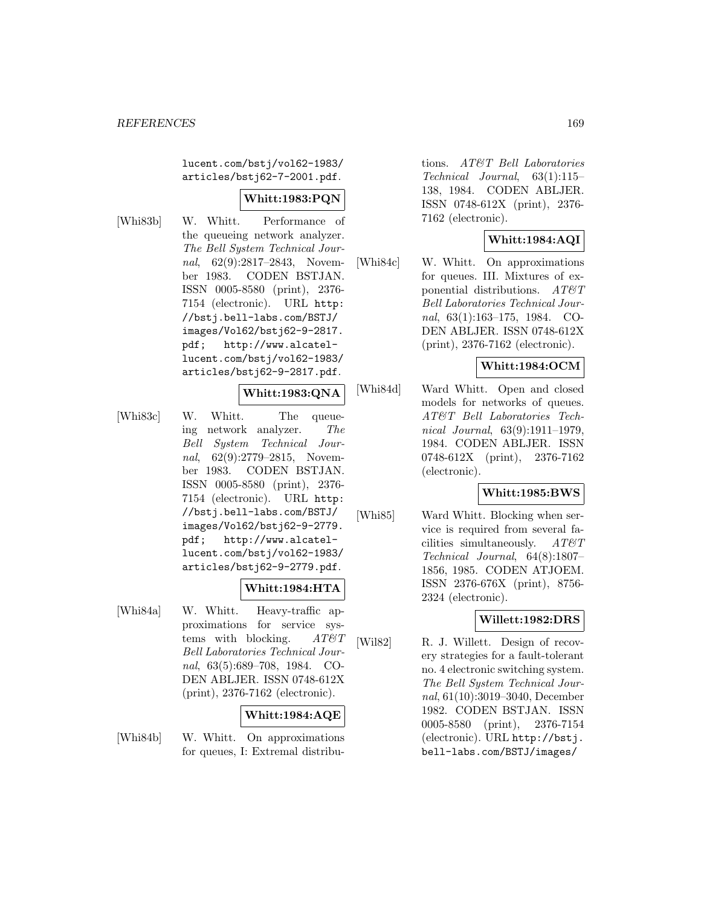lucent.com/bstj/vol62-1983/articles/bstj62-7-2001.pdf.

**Whitt:1983:PQN**

[Whi83b] W. Whitt. Performance of the queueing network analyzer. *The Bell System Technical Journal*, 62(9):2817–2843, November 1983. CODEN BSTJAN. ISSN 0005-8580 (print), 2376-7154 (electronic). URL http://bstj.bell-labs.com/BSTJ/images/Vol62/bstj62-9-2817.pdf; http://www.alcatel-lucent.com/bstj/vol62-1983/articles/bstj62-9-2817.pdf.

**Whitt:1983:QNA**

[Whi83c] W. Whitt. The queueing network analyzer. *The Bell System Technical Journal*, 62(9):2779–2815, November 1983. CODEN BSTJAN. ISSN 0005-8580 (print), 2376-7154 (electronic). URL http://bstj.bell-labs.com/BSTJ/images/Vol62/bstj62-9-2779.pdf; http://www.alcatel-lucent.com/bstj/vol62-1983/articles/bstj62-9-2779.pdf.

**Whitt:1984:HTA**

[Whi84a] W. Whitt. Heavy-traffic approximations for service systems with blocking. *AT&T Bell Laboratories Technical Journal*, 63(5):689–708, 1984. CODEN ABLJER. ISSN 0748-612X (print), 2376-7162 (electronic).

**Whitt:1984:AQE**

[Whi84b] W. Whitt. On approximations for queues, I: Extremal distributions. *AT&T Bell Laboratories Technical Journal*, 63(1):115–138, 1984. CODEN ABLJER. ISSN 0748-612X (print), 2376-7162 (electronic).

**Whitt:1984:AQI**

[Whi84c] W. Whitt. On approximations for queues. III. Mixtures of exponential distributions. *AT&T Bell Laboratories Technical Journal*, 63(1):163–175, 1984. CODEN ABLJER. ISSN 0748-612X (print), 2376-7162 (electronic).

**Whitt:1984:OCM**

[Whi84d] Ward Whitt. Open and closed models for networks of queues. *AT&T Bell Laboratories Technical Journal*, 63(9):1911–1979, 1984. CODEN ABLJER. ISSN 0748-612X (print), 2376-7162 (electronic).

**Whitt:1985:BWS**

[Whi85] Ward Whitt. Blocking when service is required from several facilities simultaneously. *AT&T Technical Journal*, 64(8):1807–1856, 1985. CODEN ATJOEM. ISSN 2376-676X (print), 8756-2324 (electronic).

**Willett:1982:DRS**

[Wil82] R. J. Willett. Design of recovery strategies for a fault-tolerant no. 4 electronic switching system. *The Bell System Technical Journal*, 61(10):3019–3040, December 1982. CODEN BSTJAN. ISSN 0005-8580 (print), 2376-7154 (electronic). URL http://bstj.bell-labs.com/BSTJ/images/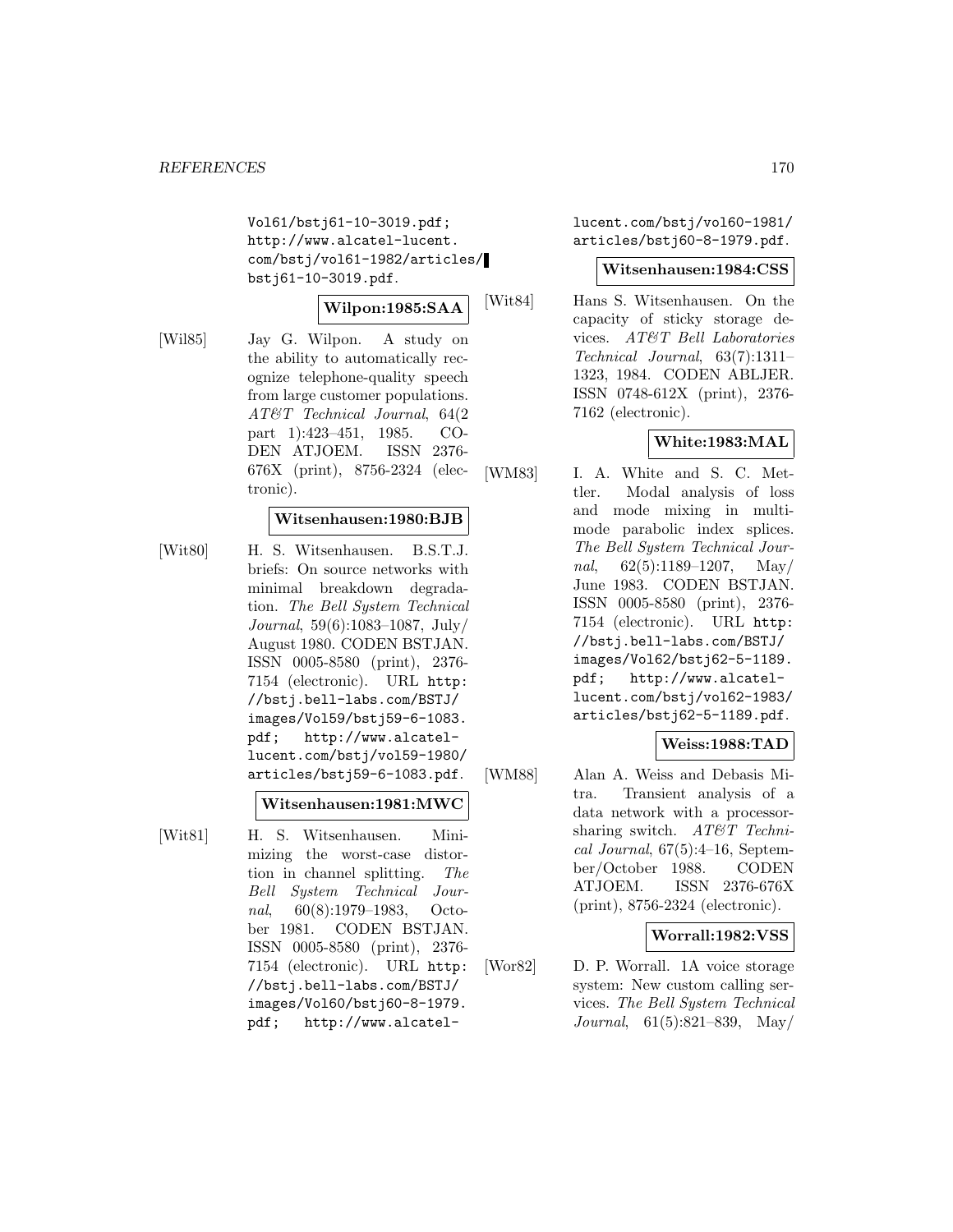Vol61/bstj61-10-3019.pdf; http://www.alcatel-lucent.com/bstj/vol61-1982/articles/bstj61-10-3019.pdf.

**Wilpon:1985:SAA**

[Wil85] Jay G. Wilpon. A study on the ability to automatically recognize telephone-quality speech from large customer populations. *AT&T Technical Journal*, 64(2 part 1):423–451, 1985. CODEN ATJOEM. ISSN 2376-676X (print), 8756-2324 (electronic).

**Witsenhausen:1980:BJB**

[Wit80] H. S. Witsenhausen. B.S.T.J. briefs: On source networks with minimal breakdown degradation. *The Bell System Technical Journal*, 59(6):1083–1087, July/August 1980. CODEN BSTJAN. ISSN 0005-8580 (print), 2376-7154 (electronic). URL http://bstj.bell-labs.com/BSTJ/images/Vol59/bstj59-6-1083.pdf; http://www.alcatel-lucent.com/bstj/vol59-1980/articles/bstj59-6-1083.pdf.

**Witsenhausen:1981:MWC**

[Wit81] H. S. Witsenhausen. Minimizing the worst-case distortion in channel splitting. *The Bell System Technical Journal*, 60(8):1979–1983, October 1981. CODEN BSTJAN. ISSN 0005-8580 (print), 2376-7154 (electronic). URL http://bstj.bell-labs.com/BSTJ/images/Vol60/bstj60-8-1979.pdf; http://www.alcatel-lucent.com/bstj/vol60-1981/articles/bstj60-8-1979.pdf.

**Witsenhausen:1984:CSS**

[Wit84] Hans S. Witsenhausen. On the capacity of sticky storage devices. *AT&T Bell Laboratories Technical Journal*, 63(7):1311–1323, 1984. CODEN ABLJER. ISSN 0748-612X (print), 2376-7162 (electronic).

**White:1983:MAL**

[WM83] I. A. White and S. C. Mettler. Modal analysis of loss and mode mixing in multimode parabolic index splices. *The Bell System Technical Journal*, 62(5):1189–1207, May/June 1983. CODEN BSTJAN. ISSN 0005-8580 (print), 2376-7154 (electronic). URL http://bstj.bell-labs.com/BSTJ/images/Vol62/bstj62-5-1189.pdf; http://www.alcatel-lucent.com/bstj/vol62-1983/articles/bstj62-5-1189.pdf.

**Weiss:1988:TAD**

[WM88] Alan A. Weiss and Debasis Mitra. Transient analysis of a data network with a processor-sharing switch. *AT&T Technical Journal*, 67(5):4–16, September/October 1988. CODEN ATJOEM. ISSN 2376-676X (print), 8756-2324 (electronic).

**Worrall:1982:VSS**

[Wor82] D. P. Worrall. 1A voice storage system: New custom calling services. *The Bell System Technical Journal*, 61(5):821–839, May/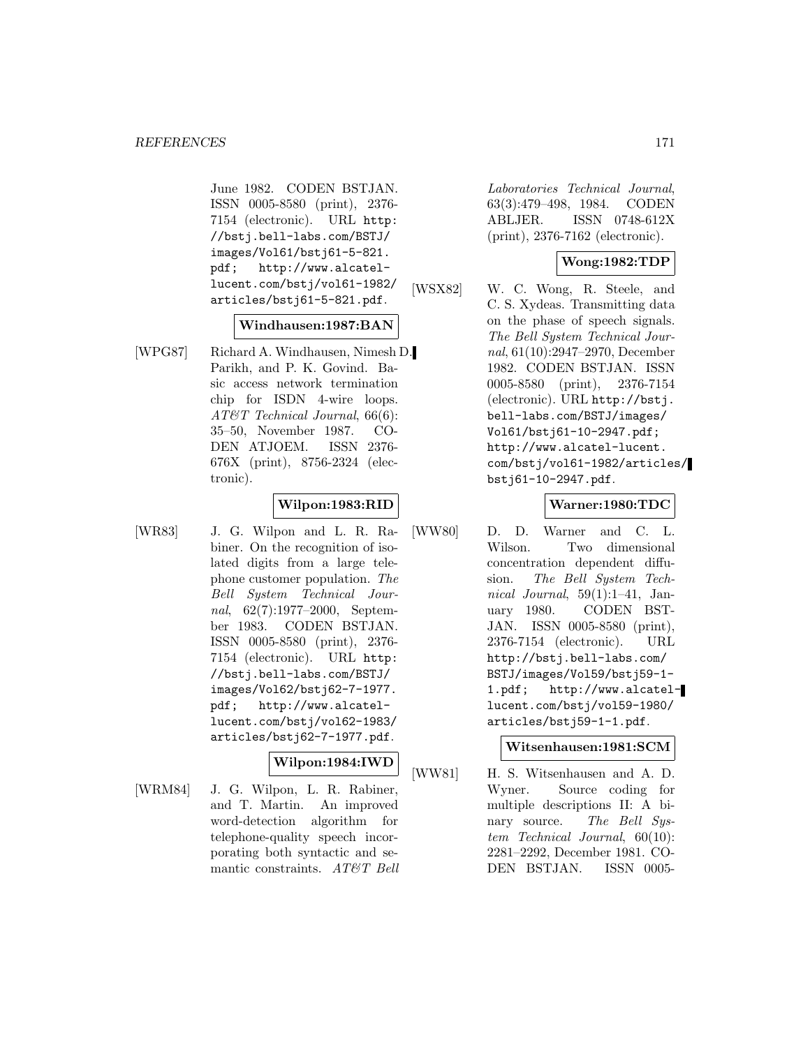June 1982. CODEN BSTJAN. ISSN 0005-8580 (print), 2376-7154 (electronic). URL http://bstj.bell-labs.com/BSTJ/images/Vol61/bstj61-5-821.pdf; http://www.alcatel-lucent.com/bstj/vol61-1982/articles/bstj61-5-821.pdf.

**Windhausen:1987:BAN**

[WPG87] Richard A. Windhausen, Nimesh D. Parikh, and P. K. Govind. Basic access network termination chip for ISDN 4-wire loops. *AT&T Technical Journal*, 66(6): 35–50, November 1987. CODEN ATJOEM. ISSN 2376-676X (print), 8756-2324 (electronic).

**Wilpon:1983:RID**

[WR83] J. G. Wilpon and L. R. Rabiner. On the recognition of isolated digits from a large telephone customer population. *The Bell System Technical Journal*, 62(7):1977–2000, September 1983. CODEN BSTJAN. ISSN 0005-8580 (print), 2376-7154 (electronic). URL http://bstj.bell-labs.com/BSTJ/images/Vol62/bstj62-7-1977.pdf; http://www.alcatel-lucent.com/bstj/vol62-1983/articles/bstj62-7-1977.pdf.

**Wilpon:1984:IWD**

[WRM84] J. G. Wilpon, L. R. Rabiner, and T. Martin. An improved word-detection algorithm for telephone-quality speech incorporating both syntactic and semantic constraints. *AT&T Bell Laboratories Technical Journal*, 63(3):479–498, 1984. CODEN ABLJER. ISSN 0748-612X (print), 2376-7162 (electronic).

**Wong:1982:TDP**

[WSX82] W. C. Wong, R. Steele, and C. S. Xydeas. Transmitting data on the phase of speech signals. *The Bell System Technical Journal*, 61(10):2947–2970, December 1982. CODEN BSTJAN. ISSN 0005-8580 (print), 2376-7154 (electronic). URL http://bstj.bell-labs.com/BSTJ/images/Vol61/bstj61-10-2947.pdf; http://www.alcatel-lucent.com/bstj/vol61-1982/articles/bstj61-10-2947.pdf.

**Warner:1980:TDC**

[WW80] D. D. Warner and C. L. Wilson. Two dimensional concentration dependent diffusion. *The Bell System Technical Journal*, 59(1):1–41, January 1980. CODEN BSTJAN. ISSN 0005-8580 (print), 2376-7154 (electronic). URL http://bstj.bell-labs.com/BSTJ/images/Vol59/bstj59-1-1.pdf; http://www.alcatel-lucent.com/bstj/vol59-1980/articles/bstj59-1-1.pdf.

**Witsenhausen:1981:SCM**

[WW81] H. S. Witsenhausen and A. D. Wyner. Source coding for multiple descriptions II: A binary source. *The Bell System Technical Journal*, 60(10): 2281–2292, December 1981. CODEN BSTJAN. ISSN 0005-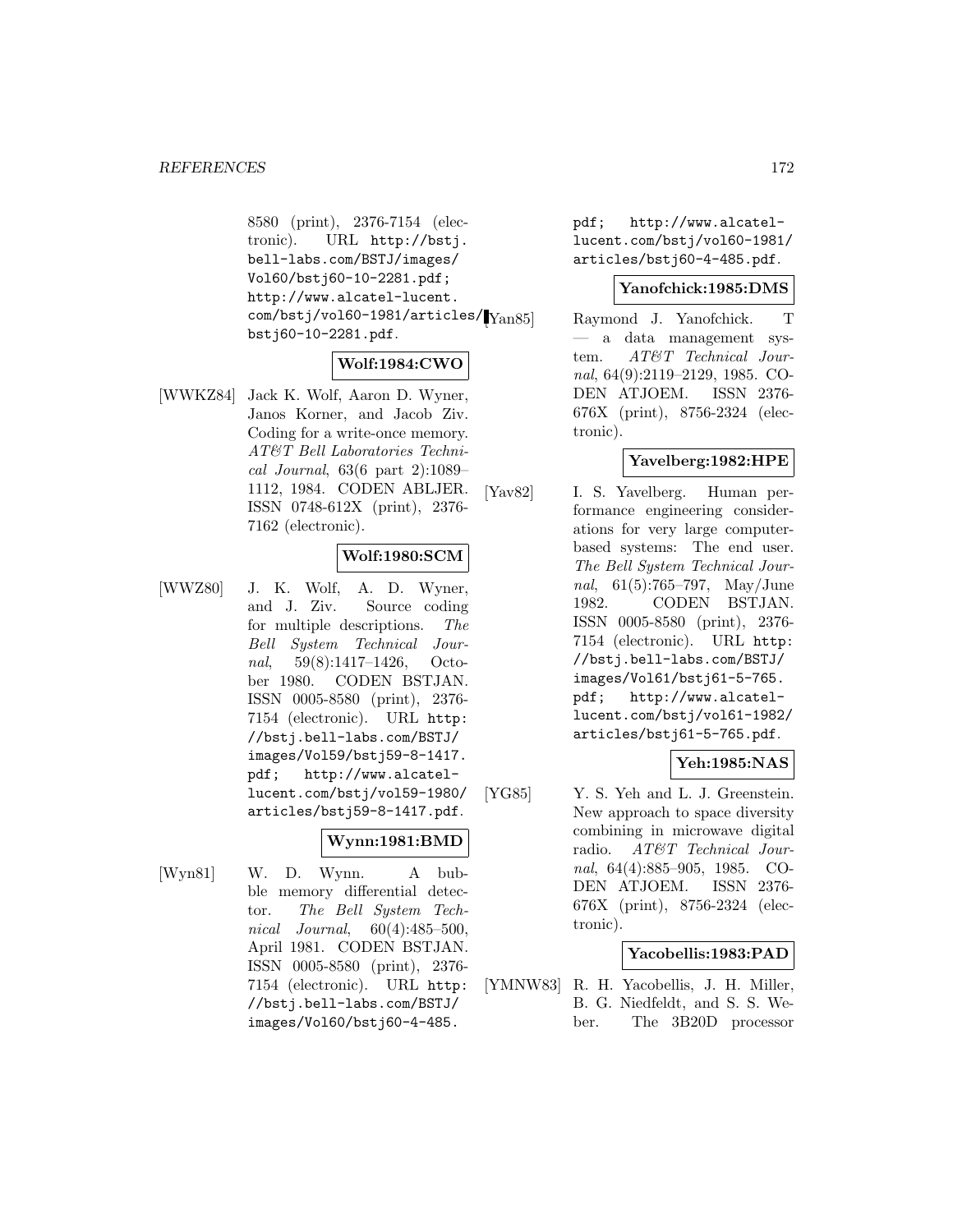8580 (print), 2376-7154 (electronic). URL http://bstj.bell-labs.com/BSTJ/images/Vol60/bstj60-10-2281.pdf; http://www.alcatel-lucent.com/bstj/vol60-1981/articles/bstj60-10-2281.pdf.

**Wolf:1984:CWO**

[WWKZ84] Jack K. Wolf, Aaron D. Wyner, Janos Korner, and Jacob Ziv. Coding for a write-once memory. *AT&T Bell Laboratories Technical Journal*, 63(6 part 2):1089–1112, 1984. CODEN ABLJER. ISSN 0748-612X (print), 2376-7162 (electronic).

**Wolf:1980:SCM**

[WWZ80] J. K. Wolf, A. D. Wyner, and J. Ziv. Source coding for multiple descriptions. *The Bell System Technical Journal*, 59(8):1417–1426, October 1980. CODEN BSTJAN. ISSN 0005-8580 (print), 2376-7154 (electronic). URL http://bstj.bell-labs.com/BSTJ/images/Vol59/bstj59-8-1417.pdf; http://www.alcatel-lucent.com/bstj/vol59-1980/articles/bstj59-8-1417.pdf.

**Wynn:1981:BMD**

[Wyn81] W. D. Wynn. A bubble memory differential detector. *The Bell System Technical Journal*, 60(4):485–500, April 1981. CODEN BSTJAN. ISSN 0005-8580 (print), 2376-7154 (electronic). URL http://bstj.bell-labs.com/BSTJ/images/Vol60/bstj60-4-485.pdf; http://www.alcatel-lucent.com/bstj/vol60-1981/articles/bstj60-4-485.pdf.

**Yanofchick:1985:DMS**

[Yan85] Raymond J. Yanofchick. T — a data management system. *AT&T Technical Journal*, 64(9):2119–2129, 1985. CODEN ATJOEM. ISSN 2376-676X (print), 8756-2324 (electronic).

**Yavelberg:1982:HPE**

[Yav82] I. S. Yavelberg. Human performance engineering considerations for very large computer-based systems: The end user. *The Bell System Technical Journal*, 61(5):765–797, May/June 1982. CODEN BSTJAN. ISSN 0005-8580 (print), 2376-7154 (electronic). URL http://bstj.bell-labs.com/BSTJ/images/Vol61/bstj61-5-765.pdf; http://www.alcatel-lucent.com/bstj/vol61-1982/articles/bstj61-5-765.pdf.

**Yeh:1985:NAS**

[YG85] Y. S. Yeh and L. J. Greenstein. New approach to space diversity combining in microwave digital radio. *AT&T Technical Journal*, 64(4):885–905, 1985. CODEN ATJOEM. ISSN 2376-676X (print), 8756-2324 (electronic).

**Yacobellis:1983:PAD**

[YMNW83] R. H. Yacobellis, J. H. Miller, B. G. Niedfeldt, and S. S. Weber. The 3B20D processor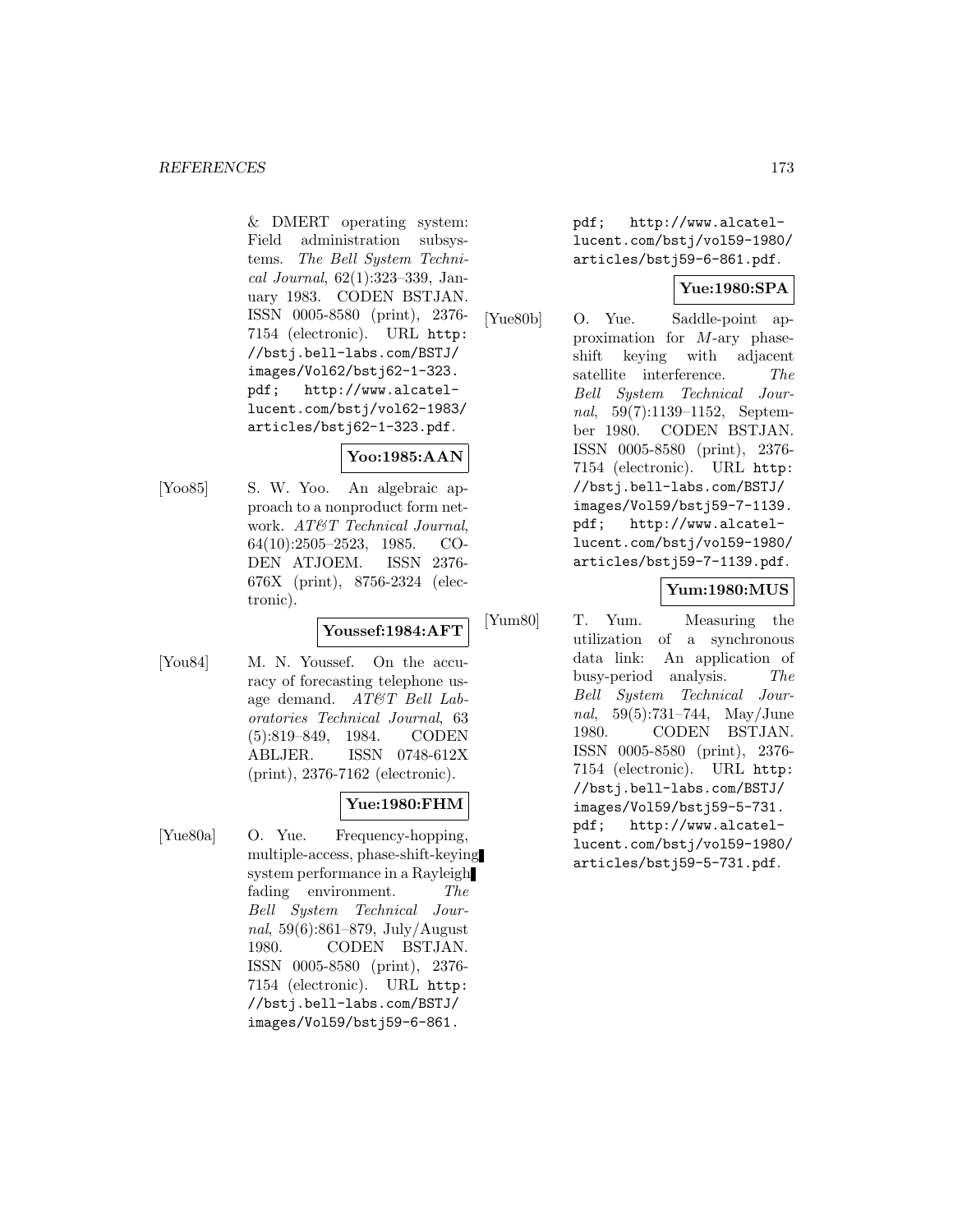& DMERT operating system: Field administration subsystems. *The Bell System Technical Journal*, 62(1):323–339, January 1983. CODEN BSTJAN. ISSN 0005-8580 (print), 2376-7154 (electronic). URL http://bstj.bell-labs.com/BSTJ/images/Vol62/bstj62-1-323.pdf; http://www.alcatel-lucent.com/bstj/vol62-1983/articles/bstj62-1-323.pdf.

**Yoo:1985:AAN**

[Yoo85] S. W. Yoo. An algebraic approach to a nonproduct form network. *AT&T Technical Journal*, 64(10):2505–2523, 1985. CODEN ATJOEM. ISSN 2376-676X (print), 8756-2324 (electronic).

**Youssef:1984:AFT**

[You84] M. N. Youssef. On the accuracy of forecasting telephone usage demand. *AT&T Bell Laboratories Technical Journal*, 63 (5):819–849, 1984. CODEN ABLJER. ISSN 0748-612X (print), 2376-7162 (electronic).

**Yue:1980:FHM**

[Yue80a] O. Yue. Frequency-hopping, multiple-access, phase-shift-keying system performance in a Rayleigh fading environment. *The Bell System Technical Journal*, 59(6):861–879, July/August 1980. CODEN BSTJAN. ISSN 0005-8580 (print), 2376-7154 (electronic). URL http://bstj.bell-labs.com/BSTJ/images/Vol59/bstj59-6-861.pdf; http://www.alcatel-lucent.com/bstj/vol59-1980/articles/bstj59-6-861.pdf.

**Yue:1980:SPA**

[Yue80b] O. Yue. Saddle-point approximation for $M$-ary phase-shift keying with adjacent satellite interference. *The Bell System Technical Journal*, 59(7):1139–1152, September 1980. CODEN BSTJAN. ISSN 0005-8580 (print), 2376-7154 (electronic). URL http://bstj.bell-labs.com/BSTJ/images/Vol59/bstj59-7-1139.pdf; http://www.alcatel-lucent.com/bstj/vol59-1980/articles/bstj59-7-1139.pdf.

**Yum:1980:MUS**

[Yum80] T. Yum. Measuring the utilization of a synchronous data link: An application of busy-period analysis. *The Bell System Technical Journal*, 59(5):731–744, May/June 1980. CODEN BSTJAN. ISSN 0005-8580 (print), 2376-7154 (electronic). URL http://bstj.bell-labs.com/BSTJ/images/Vol59/bstj59-5-731.pdf; http://www.alcatel-lucent.com/bstj/vol59-1980/articles/bstj59-5-731.pdf.